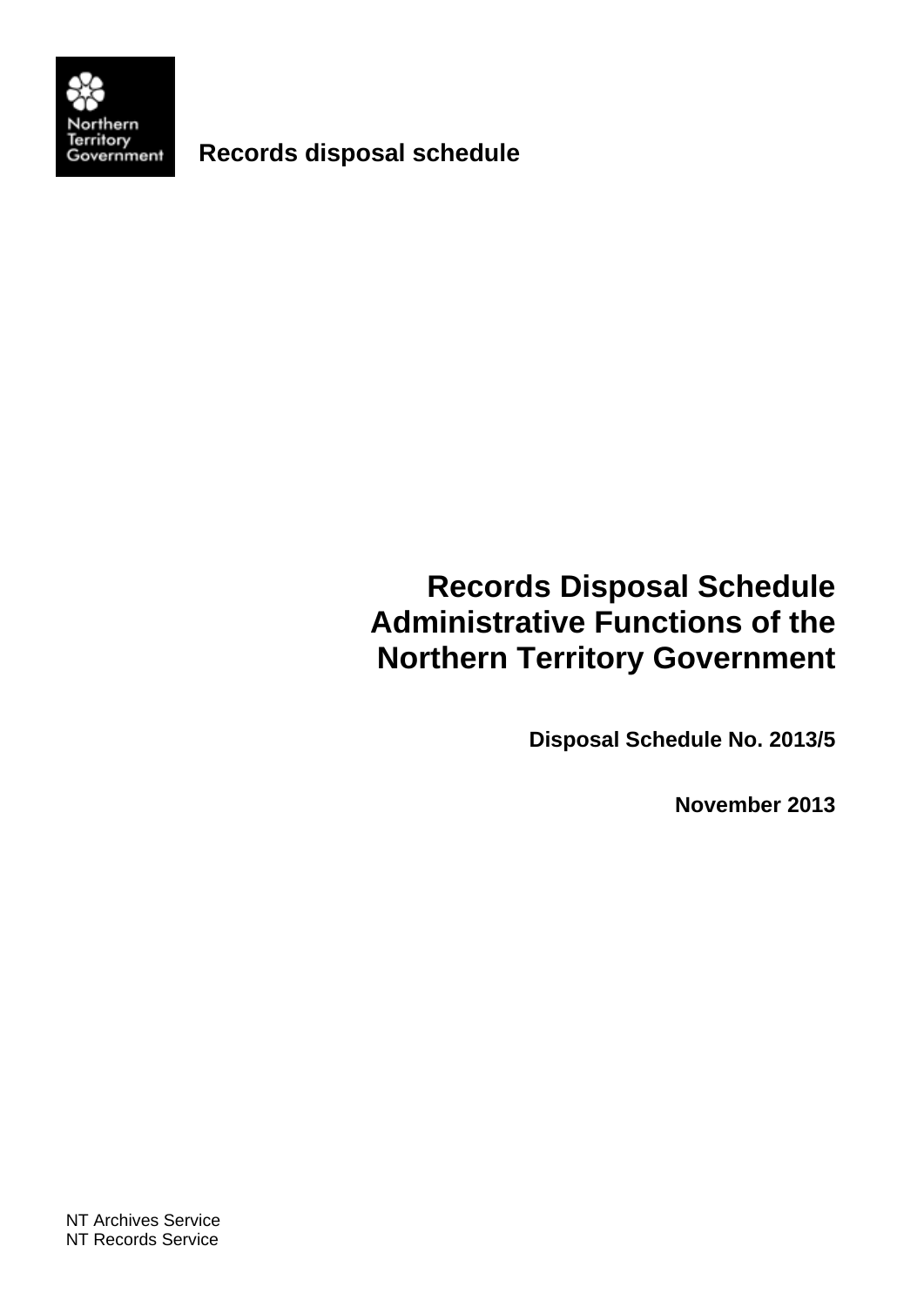Northern Territory Government

**Records disposal schedule**

# Records Disposal Schedule Administrative Functions of the Northern Territory Government

**Disposal Schedule No. 2013/5**

**November 2013**

NT Archives Service
NT Records Service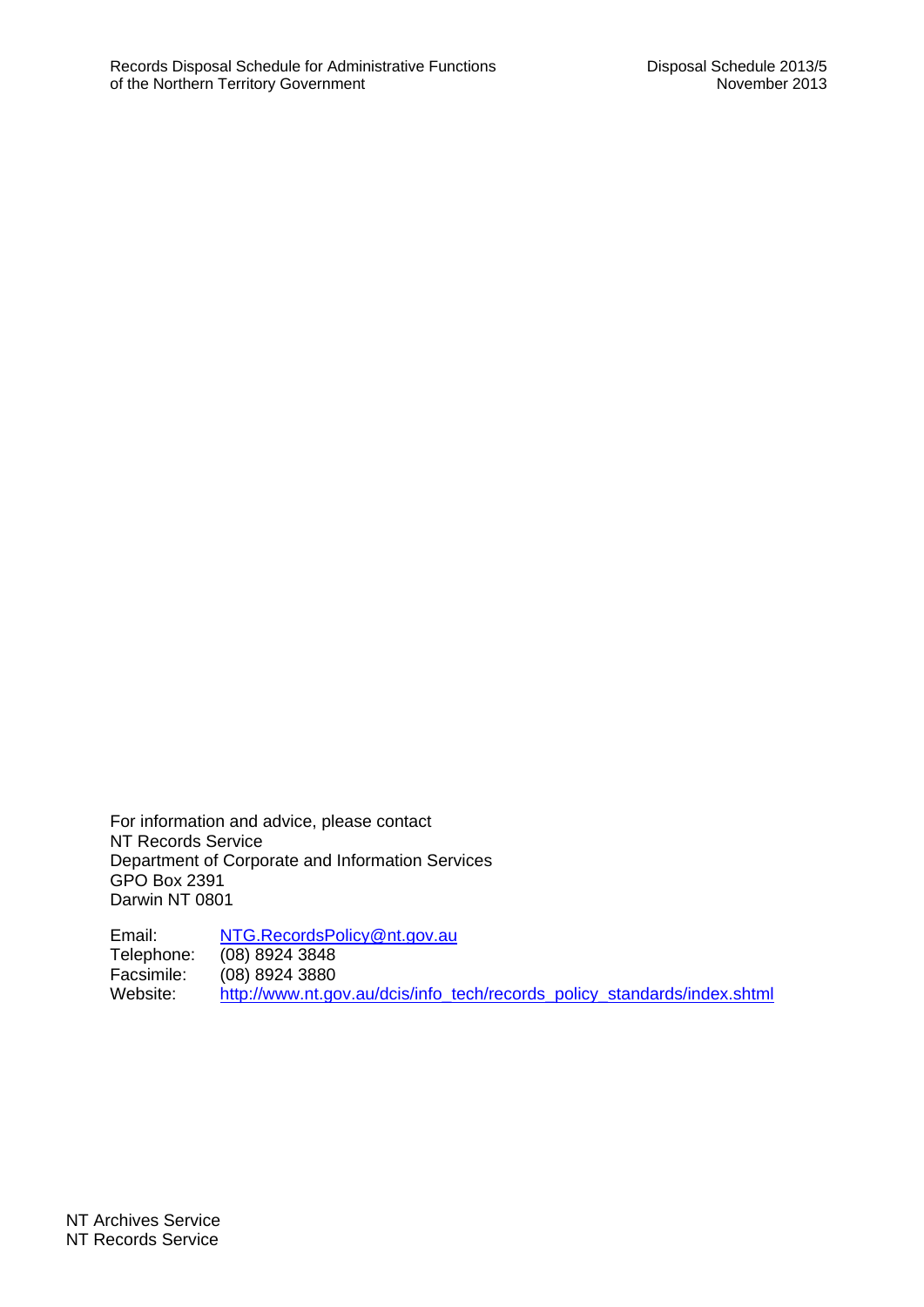For information and advice, please contact
NT Records Service
Department of Corporate and Information Services
GPO Box 2391
Darwin NT 0801

Email: NTG.RecordsPolicy@nt.gov.au
Telephone: (08) 8924 3848
Facsimile: (08) 8924 3880
Website: http://www.nt.gov.au/dcis/info_tech/records_policy_standards/index.shtml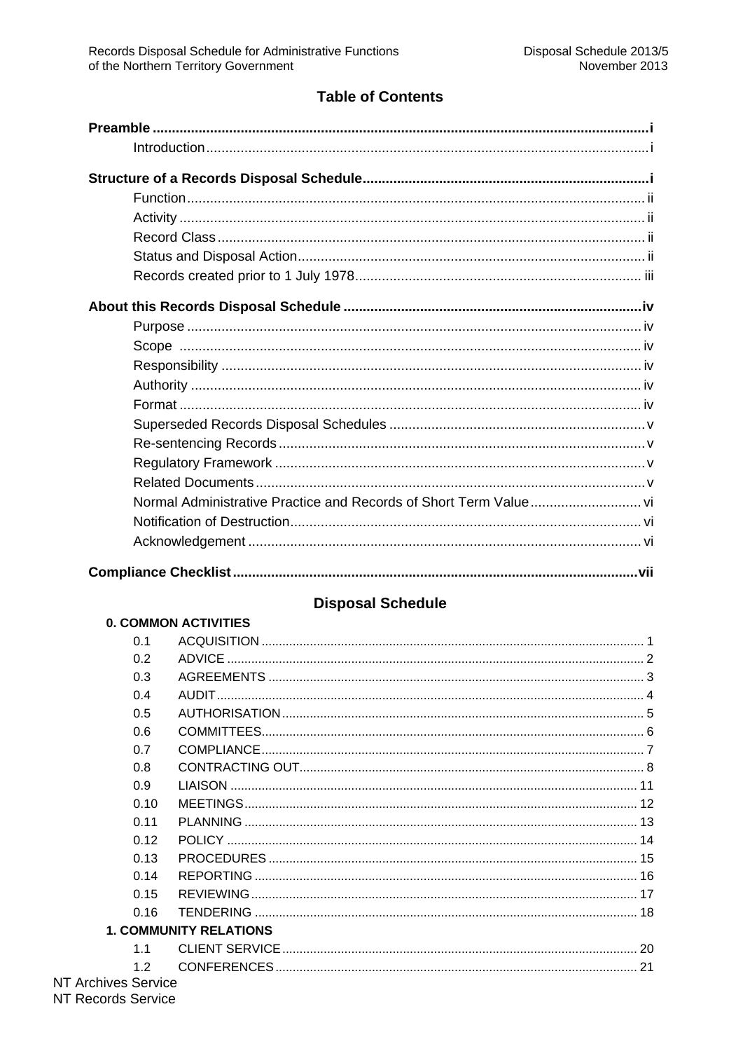# Table of Contents

**Preamble** ..... i
- Introduction ..... i

**Structure of a Records Disposal Schedule** ..... i
- Function ..... ii
- Activity ..... ii
- Record Class ..... ii
- Status and Disposal Action ..... ii
- Records created prior to 1 July 1978 ..... iii

**About this Records Disposal Schedule** ..... iv
- Purpose ..... iv
- Scope ..... iv
- Responsibility ..... iv
- Authority ..... iv
- Format ..... iv
- Superseded Records Disposal Schedules ..... v
- Re-sentencing Records ..... v
- Regulatory Framework ..... v
- Related Documents ..... v
- Normal Administrative Practice and Records of Short Term Value ..... vi
- Notification of Destruction ..... vi
- Acknowledgement ..... vi

**Compliance Checklist** ..... vii

## Disposal Schedule

**0. COMMON ACTIVITIES**

| | | |
|---|---|---|
| 0.1 | ACQUISITION | 1 |
| 0.2 | ADVICE | 2 |
| 0.3 | AGREEMENTS | 3 |
| 0.4 | AUDIT | 4 |
| 0.5 | AUTHORISATION | 5 |
| 0.6 | COMMITTEES | 6 |
| 0.7 | COMPLIANCE | 7 |
| 0.8 | CONTRACTING OUT | 8 |
| 0.9 | LIAISON | 11 |
| 0.10 | MEETINGS | 12 |
| 0.11 | PLANNING | 13 |
| 0.12 | POLICY | 14 |
| 0.13 | PROCEDURES | 15 |
| 0.14 | REPORTING | 16 |
| 0.15 | REVIEWING | 17 |
| 0.16 | TENDERING | 18 |

**1. COMMUNITY RELATIONS**

| | | |
|---|---|---|
| 1.1 | CLIENT SERVICE | 20 |
| 1.2 | CONFERENCES | 21 |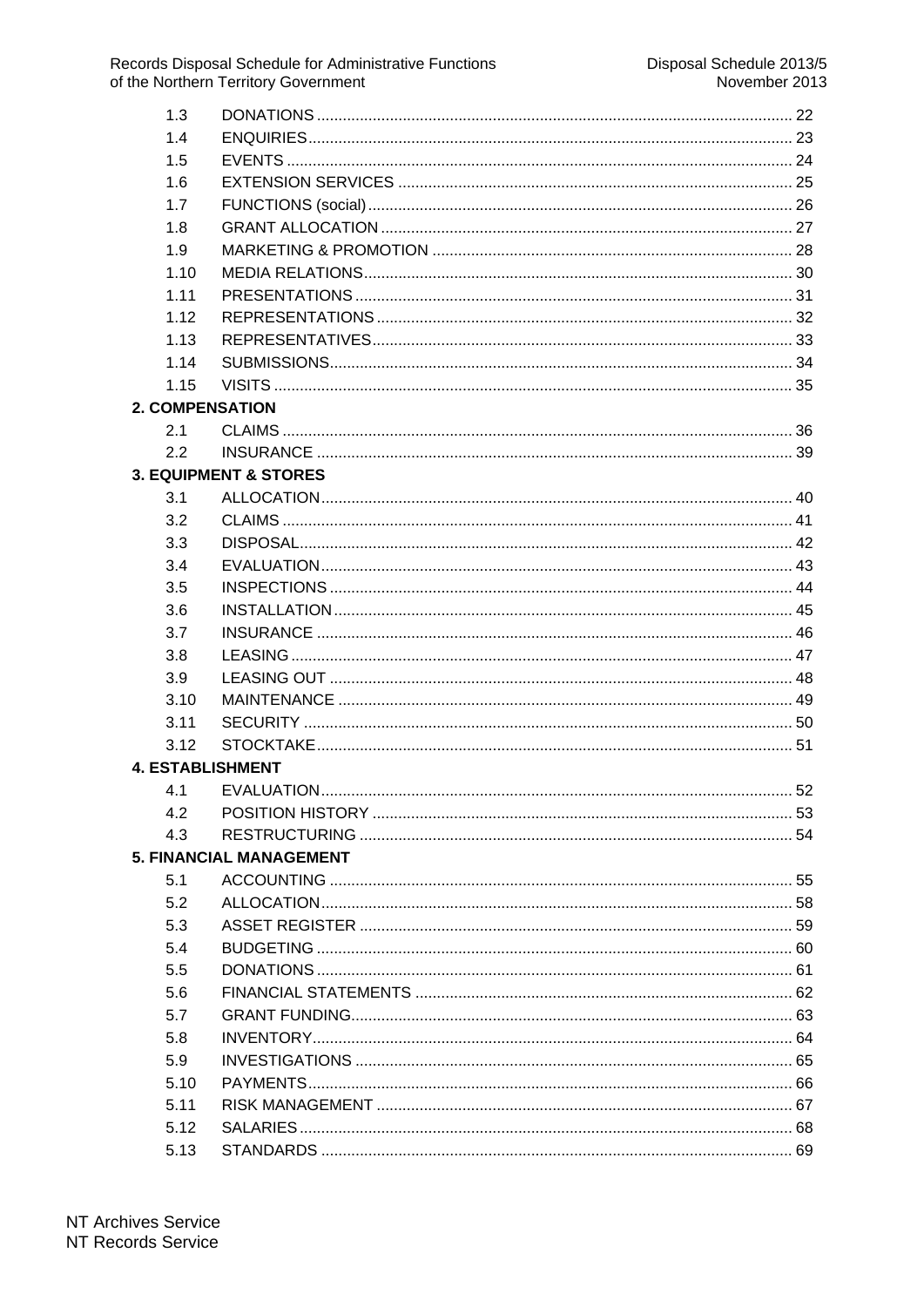| | | |
|---|---|---|
| 1.3 | DONATIONS | 22 |
| 1.4 | ENQUIRIES | 23 |
| 1.5 | EVENTS | 24 |
| 1.6 | EXTENSION SERVICES | 25 |
| 1.7 | FUNCTIONS (social) | 26 |
| 1.8 | GRANT ALLOCATION | 27 |
| 1.9 | MARKETING & PROMOTION | 28 |
| 1.10 | MEDIA RELATIONS | 30 |
| 1.11 | PRESENTATIONS | 31 |
| 1.12 | REPRESENTATIONS | 32 |
| 1.13 | REPRESENTATIVES | 33 |
| 1.14 | SUBMISSIONS | 34 |
| 1.15 | VISITS | 35 |
| **2. COMPENSATION** | | |
| 2.1 | CLAIMS | 36 |
| 2.2 | INSURANCE | 39 |
| **3. EQUIPMENT & STORES** | | |
| 3.1 | ALLOCATION | 40 |
| 3.2 | CLAIMS | 41 |
| 3.3 | DISPOSAL | 42 |
| 3.4 | EVALUATION | 43 |
| 3.5 | INSPECTIONS | 44 |
| 3.6 | INSTALLATION | 45 |
| 3.7 | INSURANCE | 46 |
| 3.8 | LEASING | 47 |
| 3.9 | LEASING OUT | 48 |
| 3.10 | MAINTENANCE | 49 |
| 3.11 | SECURITY | 50 |
| 3.12 | STOCKTAKE | 51 |
| **4. ESTABLISHMENT** | | |
| 4.1 | EVALUATION | 52 |
| 4.2 | POSITION HISTORY | 53 |
| 4.3 | RESTRUCTURING | 54 |
| **5. FINANCIAL MANAGEMENT** | | |
| 5.1 | ACCOUNTING | 55 |
| 5.2 | ALLOCATION | 58 |
| 5.3 | ASSET REGISTER | 59 |
| 5.4 | BUDGETING | 60 |
| 5.5 | DONATIONS | 61 |
| 5.6 | FINANCIAL STATEMENTS | 62 |
| 5.7 | GRANT FUNDING | 63 |
| 5.8 | INVENTORY | 64 |
| 5.9 | INVESTIGATIONS | 65 |
| 5.10 | PAYMENTS | 66 |
| 5.11 | RISK MANAGEMENT | 67 |
| 5.12 | SALARIES | 68 |
| 5.13 | STANDARDS | 69 |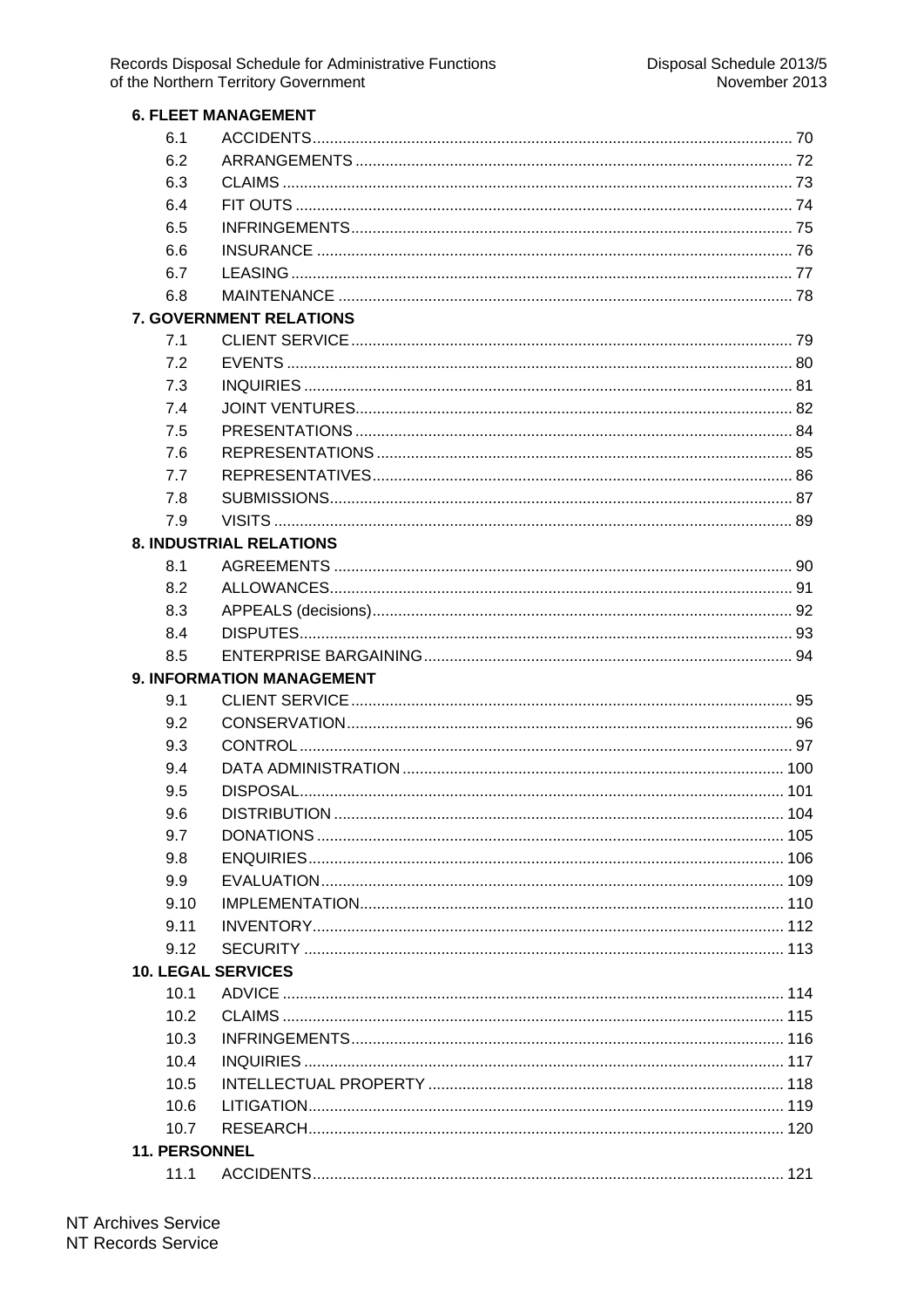**6. FLEET MANAGEMENT**

| | | |
|---|---|---|
| 6.1 | ACCIDENTS | 70 |
| 6.2 | ARRANGEMENTS | 72 |
| 6.3 | CLAIMS | 73 |
| 6.4 | FIT OUTS | 74 |
| 6.5 | INFRINGEMENTS | 75 |
| 6.6 | INSURANCE | 76 |
| 6.7 | LEASING | 77 |
| 6.8 | MAINTENANCE | 78 |

**7. GOVERNMENT RELATIONS**

| | | |
|---|---|---|
| 7.1 | CLIENT SERVICE | 79 |
| 7.2 | EVENTS | 80 |
| 7.3 | INQUIRIES | 81 |
| 7.4 | JOINT VENTURES | 82 |
| 7.5 | PRESENTATIONS | 84 |
| 7.6 | REPRESENTATIONS | 85 |
| 7.7 | REPRESENTATIVES | 86 |
| 7.8 | SUBMISSIONS | 87 |
| 7.9 | VISITS | 89 |

**8. INDUSTRIAL RELATIONS**

| | | |
|---|---|---|
| 8.1 | AGREEMENTS | 90 |
| 8.2 | ALLOWANCES | 91 |
| 8.3 | APPEALS (decisions) | 92 |
| 8.4 | DISPUTES | 93 |
| 8.5 | ENTERPRISE BARGAINING | 94 |

**9. INFORMATION MANAGEMENT**

| | | |
|---|---|---|
| 9.1 | CLIENT SERVICE | 95 |
| 9.2 | CONSERVATION | 96 |
| 9.3 | CONTROL | 97 |
| 9.4 | DATA ADMINISTRATION | 100 |
| 9.5 | DISPOSAL | 101 |
| 9.6 | DISTRIBUTION | 104 |
| 9.7 | DONATIONS | 105 |
| 9.8 | ENQUIRIES | 106 |
| 9.9 | EVALUATION | 109 |
| 9.10 | IMPLEMENTATION | 110 |
| 9.11 | INVENTORY | 112 |
| 9.12 | SECURITY | 113 |

**10. LEGAL SERVICES**

| | | |
|---|---|---|
| 10.1 | ADVICE | 114 |
| 10.2 | CLAIMS | 115 |
| 10.3 | INFRINGEMENTS | 116 |
| 10.4 | INQUIRIES | 117 |
| 10.5 | INTELLECTUAL PROPERTY | 118 |
| 10.6 | LITIGATION | 119 |
| 10.7 | RESEARCH | 120 |

**11. PERSONNEL**

| | | |
|---|---|---|
| 11.1 | ACCIDENTS | 121 |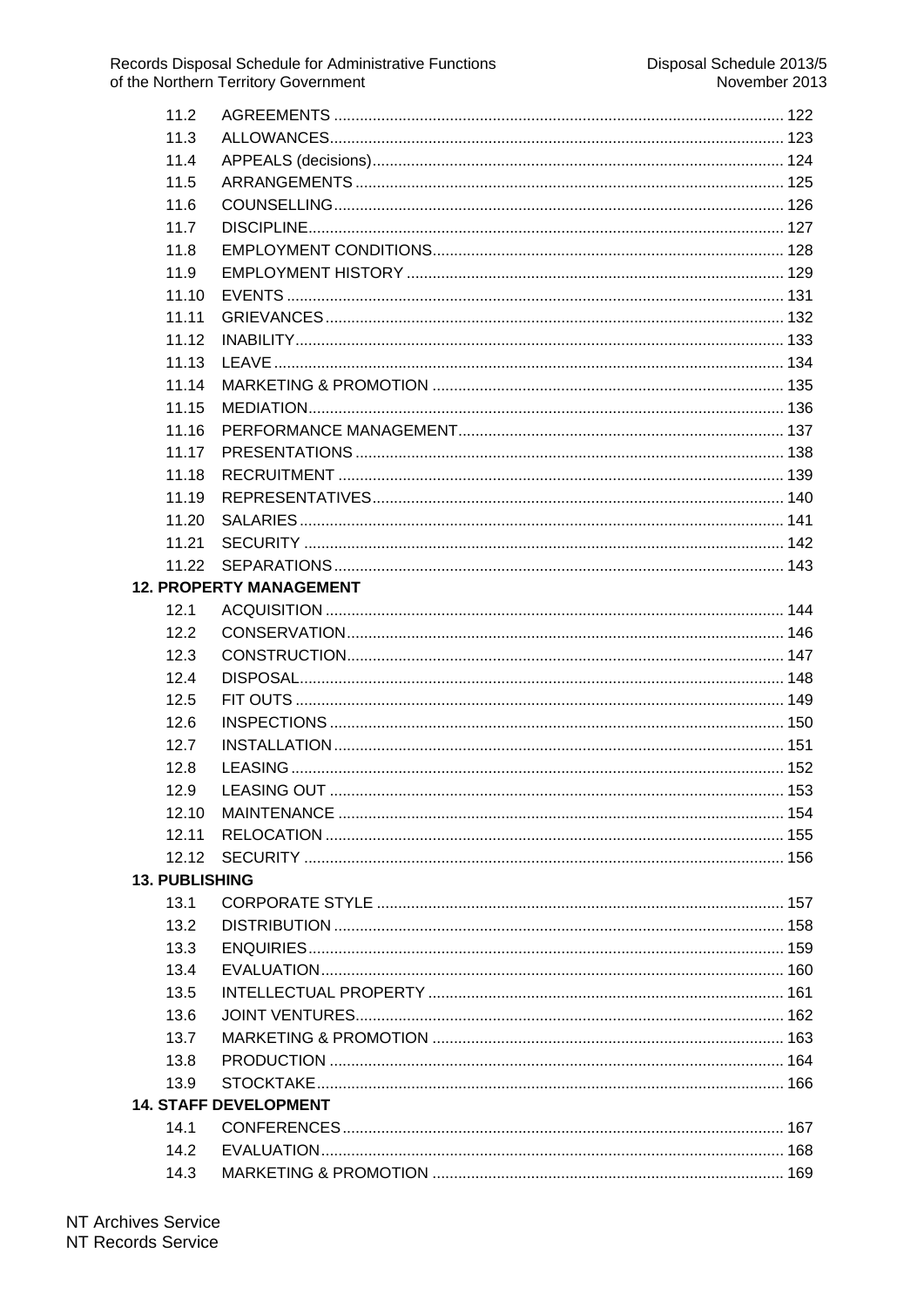| | | |
|---|---|---|
| 11.2 | AGREEMENTS | 122 |
| 11.3 | ALLOWANCES | 123 |
| 11.4 | APPEALS (decisions) | 124 |
| 11.5 | ARRANGEMENTS | 125 |
| 11.6 | COUNSELLING | 126 |
| 11.7 | DISCIPLINE | 127 |
| 11.8 | EMPLOYMENT CONDITIONS | 128 |
| 11.9 | EMPLOYMENT HISTORY | 129 |
| 11.10 | EVENTS | 131 |
| 11.11 | GRIEVANCES | 132 |
| 11.12 | INABILITY | 133 |
| 11.13 | LEAVE | 134 |
| 11.14 | MARKETING & PROMOTION | 135 |
| 11.15 | MEDIATION | 136 |
| 11.16 | PERFORMANCE MANAGEMENT | 137 |
| 11.17 | PRESENTATIONS | 138 |
| 11.18 | RECRUITMENT | 139 |
| 11.19 | REPRESENTATIVES | 140 |
| 11.20 | SALARIES | 141 |
| 11.21 | SECURITY | 142 |
| 11.22 | SEPARATIONS | 143 |

**12. PROPERTY MANAGEMENT**

| | | |
|---|---|---|
| 12.1 | ACQUISITION | 144 |
| 12.2 | CONSERVATION | 146 |
| 12.3 | CONSTRUCTION | 147 |
| 12.4 | DISPOSAL | 148 |
| 12.5 | FIT OUTS | 149 |
| 12.6 | INSPECTIONS | 150 |
| 12.7 | INSTALLATION | 151 |
| 12.8 | LEASING | 152 |
| 12.9 | LEASING OUT | 153 |
| 12.10 | MAINTENANCE | 154 |
| 12.11 | RELOCATION | 155 |
| 12.12 | SECURITY | 156 |

**13. PUBLISHING**

| | | |
|---|---|---|
| 13.1 | CORPORATE STYLE | 157 |
| 13.2 | DISTRIBUTION | 158 |
| 13.3 | ENQUIRIES | 159 |
| 13.4 | EVALUATION | 160 |
| 13.5 | INTELLECTUAL PROPERTY | 161 |
| 13.6 | JOINT VENTURES | 162 |
| 13.7 | MARKETING & PROMOTION | 163 |
| 13.8 | PRODUCTION | 164 |
| 13.9 | STOCKTAKE | 166 |

**14. STAFF DEVELOPMENT**

| | | |
|---|---|---|
| 14.1 | CONFERENCES | 167 |
| 14.2 | EVALUATION | 168 |
| 14.3 | MARKETING & PROMOTION | 169 |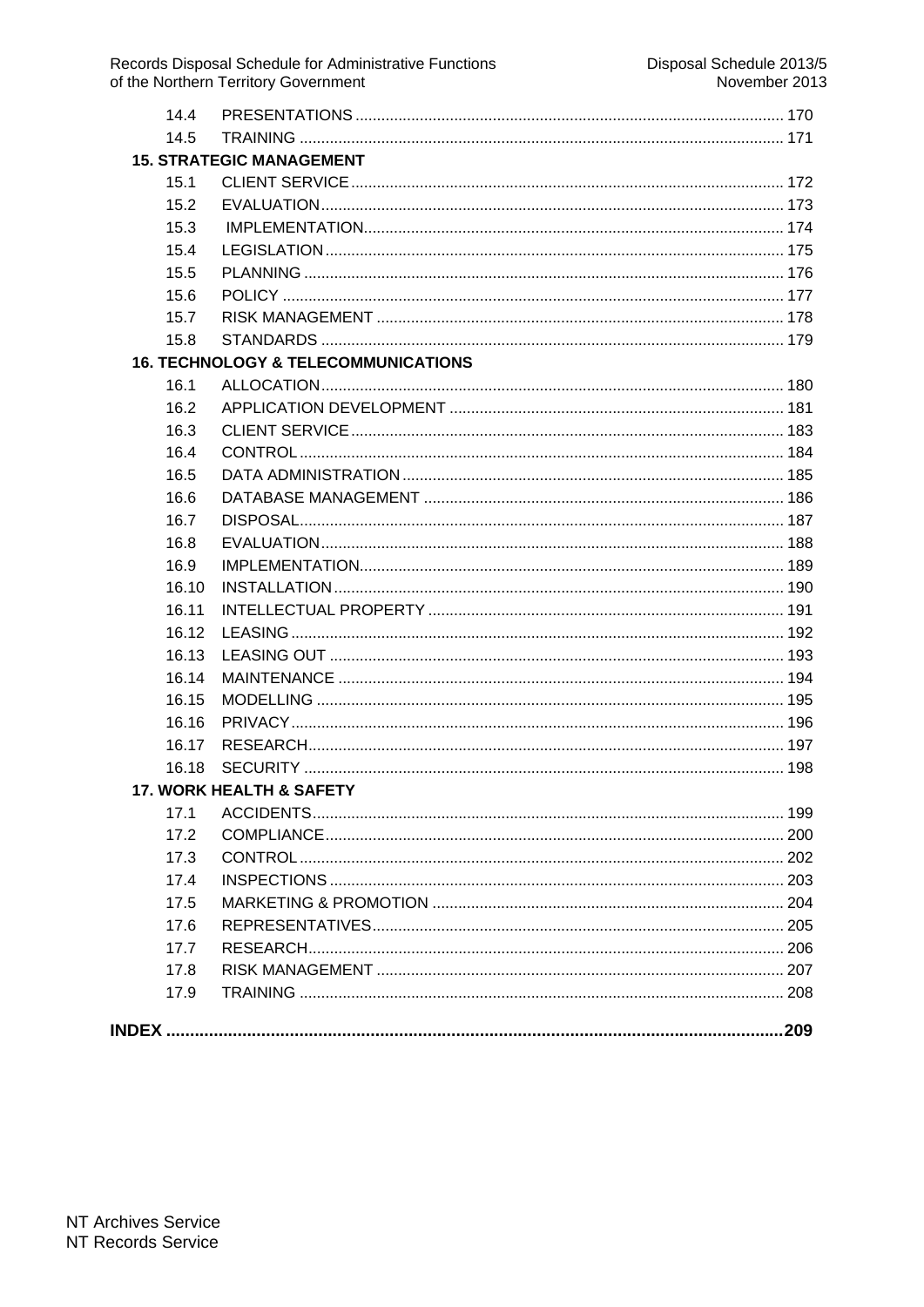| | | |
|---|---|---|
| 14.4 | PRESENTATIONS | 170 |
| 14.5 | TRAINING | 171 |
| **15. STRATEGIC MANAGEMENT** | | |
| 15.1 | CLIENT SERVICE | 172 |
| 15.2 | EVALUATION | 173 |
| 15.3 | IMPLEMENTATION | 174 |
| 15.4 | LEGISLATION | 175 |
| 15.5 | PLANNING | 176 |
| 15.6 | POLICY | 177 |
| 15.7 | RISK MANAGEMENT | 178 |
| 15.8 | STANDARDS | 179 |
| **16. TECHNOLOGY & TELECOMMUNICATIONS** | | |
| 16.1 | ALLOCATION | 180 |
| 16.2 | APPLICATION DEVELOPMENT | 181 |
| 16.3 | CLIENT SERVICE | 183 |
| 16.4 | CONTROL | 184 |
| 16.5 | DATA ADMINISTRATION | 185 |
| 16.6 | DATABASE MANAGEMENT | 186 |
| 16.7 | DISPOSAL | 187 |
| 16.8 | EVALUATION | 188 |
| 16.9 | IMPLEMENTATION | 189 |
| 16.10 | INSTALLATION | 190 |
| 16.11 | INTELLECTUAL PROPERTY | 191 |
| 16.12 | LEASING | 192 |
| 16.13 | LEASING OUT | 193 |
| 16.14 | MAINTENANCE | 194 |
| 16.15 | MODELLING | 195 |
| 16.16 | PRIVACY | 196 |
| 16.17 | RESEARCH | 197 |
| 16.18 | SECURITY | 198 |
| **17. WORK HEALTH & SAFETY** | | |
| 17.1 | ACCIDENTS | 199 |
| 17.2 | COMPLIANCE | 200 |
| 17.3 | CONTROL | 202 |
| 17.4 | INSPECTIONS | 203 |
| 17.5 | MARKETING & PROMOTION | 204 |
| 17.6 | REPRESENTATIVES | 205 |
| 17.7 | RESEARCH | 206 |
| 17.8 | RISK MANAGEMENT | 207 |
| 17.9 | TRAINING | 208 |

**INDEX ... 209**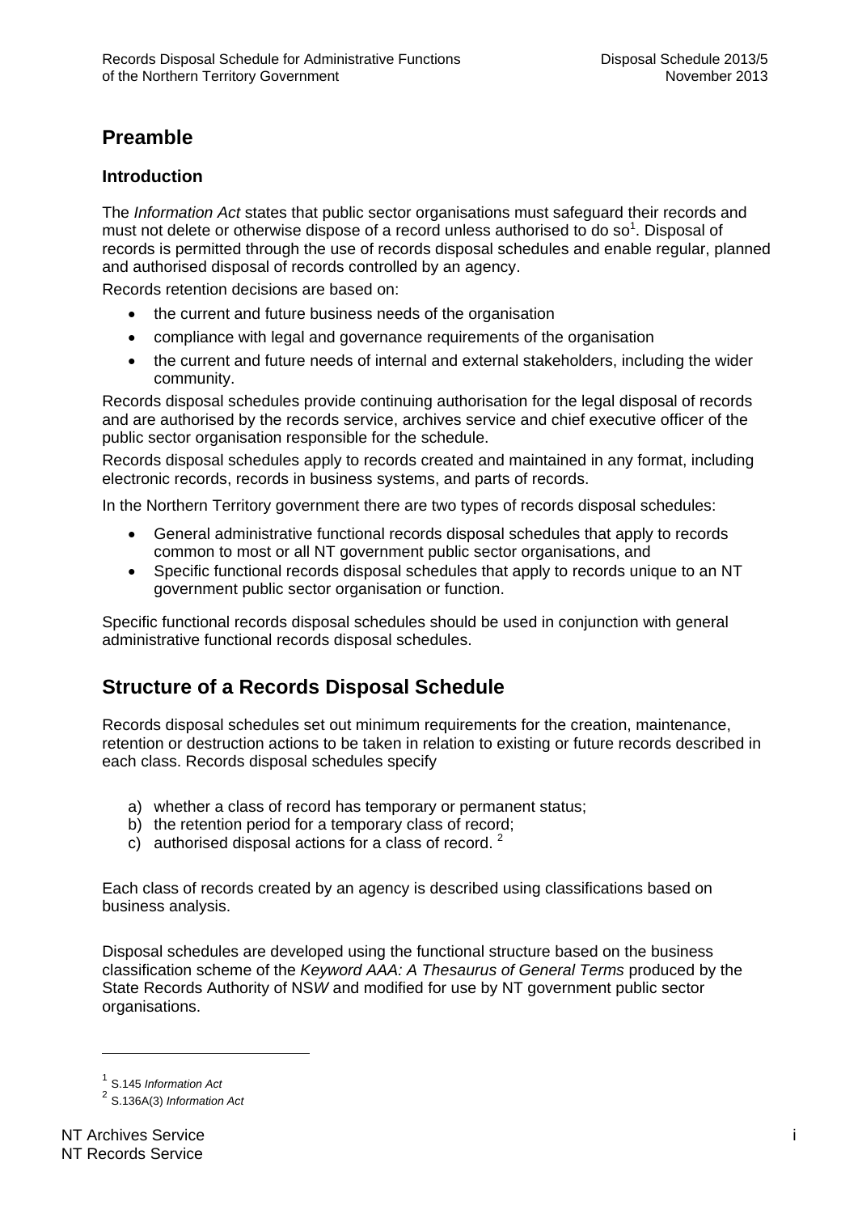# Preamble

## Introduction

The *Information Act* states that public sector organisations must safeguard their records and must not delete or otherwise dispose of a record unless authorised to do so[1]. Disposal of records is permitted through the use of records disposal schedules and enable regular, planned and authorised disposal of records controlled by an agency.

Records retention decisions are based on:

- the current and future business needs of the organisation
- compliance with legal and governance requirements of the organisation
- the current and future needs of internal and external stakeholders, including the wider community.

Records disposal schedules provide continuing authorisation for the legal disposal of records and are authorised by the records service, archives service and chief executive officer of the public sector organisation responsible for the schedule.

Records disposal schedules apply to records created and maintained in any format, including electronic records, records in business systems, and parts of records.

In the Northern Territory government there are two types of records disposal schedules:

- General administrative functional records disposal schedules that apply to records common to most or all NT government public sector organisations, and
- Specific functional records disposal schedules that apply to records unique to an NT government public sector organisation or function.

Specific functional records disposal schedules should be used in conjunction with general administrative functional records disposal schedules.

# Structure of a Records Disposal Schedule

Records disposal schedules set out minimum requirements for the creation, maintenance, retention or destruction actions to be taken in relation to existing or future records described in each class. Records disposal schedules specify

a) whether a class of record has temporary or permanent status;
b) the retention period for a temporary class of record;
c) authorised disposal actions for a class of record. [2]

Each class of records created by an agency is described using classifications based on business analysis.

Disposal schedules are developed using the functional structure based on the business classification scheme of the *Keyword AAA: A Thesaurus of General Terms* produced by the State Records Authority of NSW and modified for use by NT government public sector organisations.

---

[1] S.145 *Information Act*

[2] S.136A(3) *Information Act*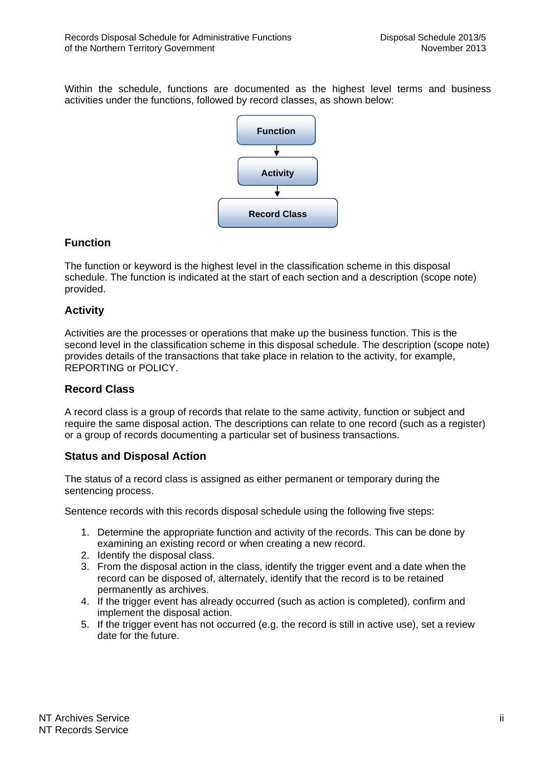Within the schedule, functions are documented as the highest level terms and business activities under the functions, followed by record classes, as shown below:

Function → Activity → Record Class

## Function

The function or keyword is the highest level in the classification scheme in this disposal schedule. The function is indicated at the start of each section and a description (scope note) provided.

## Activity

Activities are the processes or operations that make up the business function. This is the second level in the classification scheme in this disposal schedule. The description (scope note) provides details of the transactions that take place in relation to the activity, for example, REPORTING or POLICY.

## Record Class

A record class is a group of records that relate to the same activity, function or subject and require the same disposal action. The descriptions can relate to one record (such as a register) or a group of records documenting a particular set of business transactions.

## Status and Disposal Action

The status of a record class is assigned as either permanent or temporary during the sentencing process.

Sentence records with this records disposal schedule using the following five steps:

1. Determine the appropriate function and activity of the records. This can be done by examining an existing record or when creating a new record.
2. Identify the disposal class.
3. From the disposal action in the class, identify the trigger event and a date when the record can be disposed of, alternately, identify that the record is to be retained permanently as archives.
4. If the trigger event has already occurred (such as action is completed), confirm and implement the disposal action.
5. If the trigger event has not occurred (e.g. the record is still in active use), set a review date for the future.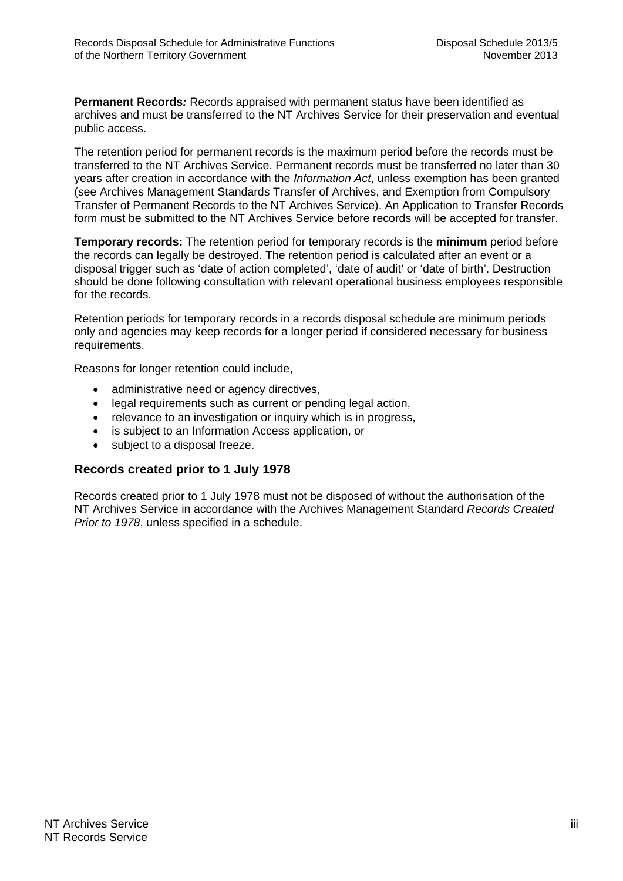**Permanent Records*:*** Records appraised with permanent status have been identified as archives and must be transferred to the NT Archives Service for their preservation and eventual public access.

The retention period for permanent records is the maximum period before the records must be transferred to the NT Archives Service. Permanent records must be transferred no later than 30 years after creation in accordance with the *Information Act*, unless exemption has been granted (see Archives Management Standards Transfer of Archives, and Exemption from Compulsory Transfer of Permanent Records to the NT Archives Service). An Application to Transfer Records form must be submitted to the NT Archives Service before records will be accepted for transfer.

**Temporary records:** The retention period for temporary records is the **minimum** period before the records can legally be destroyed. The retention period is calculated after an event or a disposal trigger such as 'date of action completed', 'date of audit' or 'date of birth'. Destruction should be done following consultation with relevant operational business employees responsible for the records.

Retention periods for temporary records in a records disposal schedule are minimum periods only and agencies may keep records for a longer period if considered necessary for business requirements.

Reasons for longer retention could include,

- administrative need or agency directives,
- legal requirements such as current or pending legal action,
- relevance to an investigation or inquiry which is in progress,
- is subject to an Information Access application, or
- subject to a disposal freeze.

## Records created prior to 1 July 1978

Records created prior to 1 July 1978 must not be disposed of without the authorisation of the NT Archives Service in accordance with the Archives Management Standard *Records Created Prior to 1978*, unless specified in a schedule.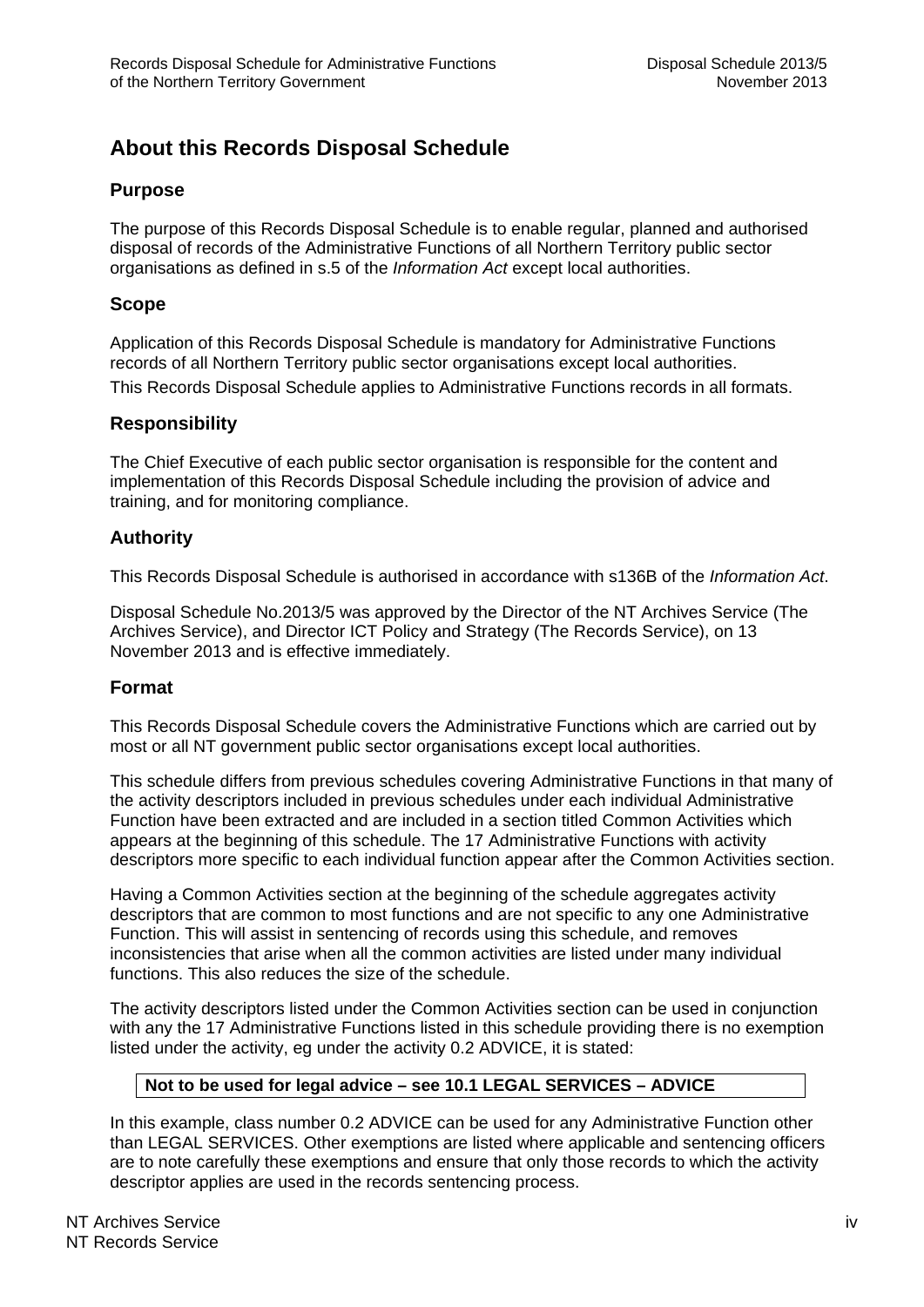# About this Records Disposal Schedule

## Purpose

The purpose of this Records Disposal Schedule is to enable regular, planned and authorised disposal of records of the Administrative Functions of all Northern Territory public sector organisations as defined in s.5 of the *Information Act* except local authorities.

## Scope

Application of this Records Disposal Schedule is mandatory for Administrative Functions records of all Northern Territory public sector organisations except local authorities.

This Records Disposal Schedule applies to Administrative Functions records in all formats.

## Responsibility

The Chief Executive of each public sector organisation is responsible for the content and implementation of this Records Disposal Schedule including the provision of advice and training, and for monitoring compliance.

## Authority

This Records Disposal Schedule is authorised in accordance with s136B of the *Information Act*.

Disposal Schedule No.2013/5 was approved by the Director of the NT Archives Service (The Archives Service), and Director ICT Policy and Strategy (The Records Service), on 13 November 2013 and is effective immediately.

## Format

This Records Disposal Schedule covers the Administrative Functions which are carried out by most or all NT government public sector organisations except local authorities.

This schedule differs from previous schedules covering Administrative Functions in that many of the activity descriptors included in previous schedules under each individual Administrative Function have been extracted and are included in a section titled Common Activities which appears at the beginning of this schedule. The 17 Administrative Functions with activity descriptors more specific to each individual function appear after the Common Activities section.

Having a Common Activities section at the beginning of the schedule aggregates activity descriptors that are common to most functions and are not specific to any one Administrative Function. This will assist in sentencing of records using this schedule, and removes inconsistencies that arise when all the common activities are listed under many individual functions. This also reduces the size of the schedule.

The activity descriptors listed under the Common Activities section can be used in conjunction with any the 17 Administrative Functions listed in this schedule providing there is no exemption listed under the activity, eg under the activity 0.2 ADVICE, it is stated:

| **Not to be used for legal advice – see 10.1 LEGAL SERVICES – ADVICE** |
|---|

In this example, class number 0.2 ADVICE can be used for any Administrative Function other than LEGAL SERVICES. Other exemptions are listed where applicable and sentencing officers are to note carefully these exemptions and ensure that only those records to which the activity descriptor applies are used in the records sentencing process.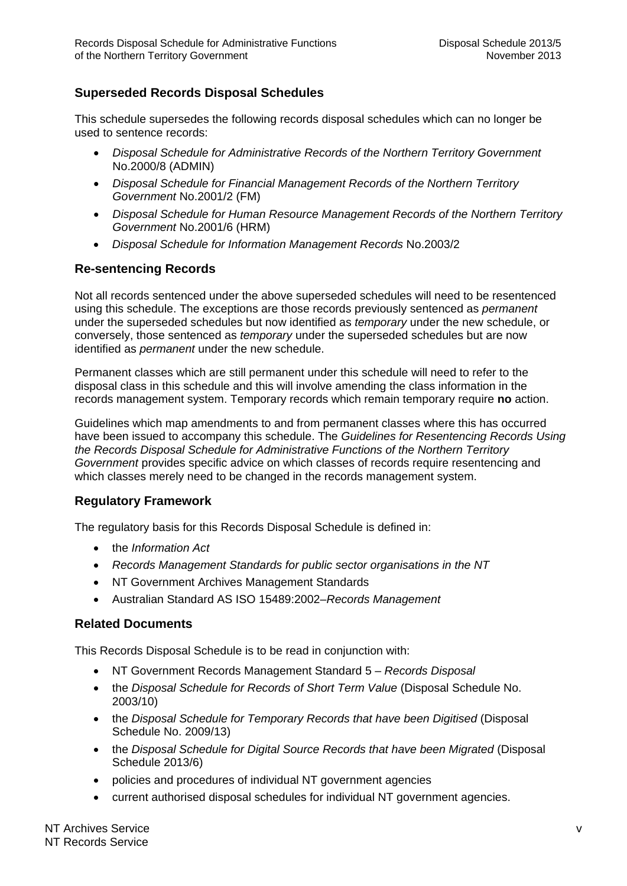## Superseded Records Disposal Schedules

This schedule supersedes the following records disposal schedules which can no longer be used to sentence records:

- *Disposal Schedule for Administrative Records of the Northern Territory Government* No.2000/8 (ADMIN)
- *Disposal Schedule for Financial Management Records of the Northern Territory Government* No.2001/2 (FM)
- *Disposal Schedule for Human Resource Management Records of the Northern Territory Government* No.2001/6 (HRM)
- *Disposal Schedule for Information Management Records* No.2003/2

## Re-sentencing Records

Not all records sentenced under the above superseded schedules will need to be resentenced using this schedule. The exceptions are those records previously sentenced as *permanent* under the superseded schedules but now identified as *temporary* under the new schedule, or conversely, those sentenced as *temporary* under the superseded schedules but are now identified as *permanent* under the new schedule.

Permanent classes which are still permanent under this schedule will need to refer to the disposal class in this schedule and this will involve amending the class information in the records management system. Temporary records which remain temporary require **no** action.

Guidelines which map amendments to and from permanent classes where this has occurred have been issued to accompany this schedule. The *Guidelines for Resentencing Records Using the Records Disposal Schedule for Administrative Functions of the Northern Territory Government* provides specific advice on which classes of records require resentencing and which classes merely need to be changed in the records management system.

## Regulatory Framework

The regulatory basis for this Records Disposal Schedule is defined in:

- the *Information Act*
- *Records Management Standards for public sector organisations in the NT*
- NT Government Archives Management Standards
- Australian Standard AS ISO 15489:2002–*Records Management*

## Related Documents

This Records Disposal Schedule is to be read in conjunction with:

- NT Government Records Management Standard 5 – *Records Disposal*
- the *Disposal Schedule for Records of Short Term Value* (Disposal Schedule No. 2003/10)
- the *Disposal Schedule for Temporary Records that have been Digitised* (Disposal Schedule No. 2009/13)
- the *Disposal Schedule for Digital Source Records that have been Migrated* (Disposal Schedule 2013/6)
- policies and procedures of individual NT government agencies
- current authorised disposal schedules for individual NT government agencies.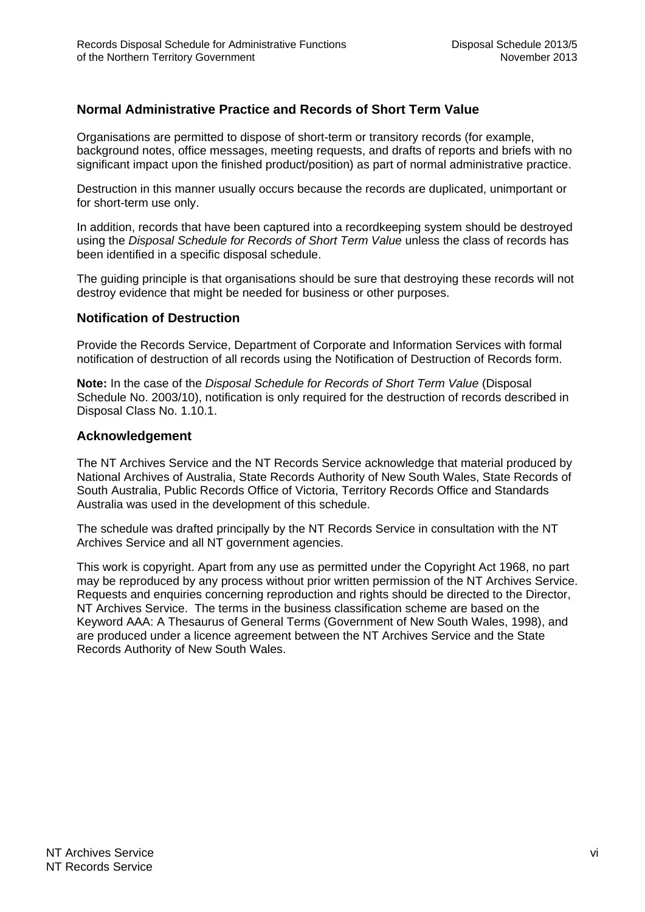## Normal Administrative Practice and Records of Short Term Value

Organisations are permitted to dispose of short-term or transitory records (for example, background notes, office messages, meeting requests, and drafts of reports and briefs with no significant impact upon the finished product/position) as part of normal administrative practice.

Destruction in this manner usually occurs because the records are duplicated, unimportant or for short-term use only.

In addition, records that have been captured into a recordkeeping system should be destroyed using the *Disposal Schedule for Records of Short Term Value* unless the class of records has been identified in a specific disposal schedule.

The guiding principle is that organisations should be sure that destroying these records will not destroy evidence that might be needed for business or other purposes.

## Notification of Destruction

Provide the Records Service, Department of Corporate and Information Services with formal notification of destruction of all records using the Notification of Destruction of Records form.

**Note:** In the case of the *Disposal Schedule for Records of Short Term Value* (Disposal Schedule No. 2003/10), notification is only required for the destruction of records described in Disposal Class No. 1.10.1.

## Acknowledgement

The NT Archives Service and the NT Records Service acknowledge that material produced by National Archives of Australia, State Records Authority of New South Wales, State Records of South Australia, Public Records Office of Victoria, Territory Records Office and Standards Australia was used in the development of this schedule.

The schedule was drafted principally by the NT Records Service in consultation with the NT Archives Service and all NT government agencies.

This work is copyright. Apart from any use as permitted under the Copyright Act 1968, no part may be reproduced by any process without prior written permission of the NT Archives Service. Requests and enquiries concerning reproduction and rights should be directed to the Director, NT Archives Service. The terms in the business classification scheme are based on the Keyword AAA: A Thesaurus of General Terms (Government of New South Wales, 1998), and are produced under a licence agreement between the NT Archives Service and the State Records Authority of New South Wales.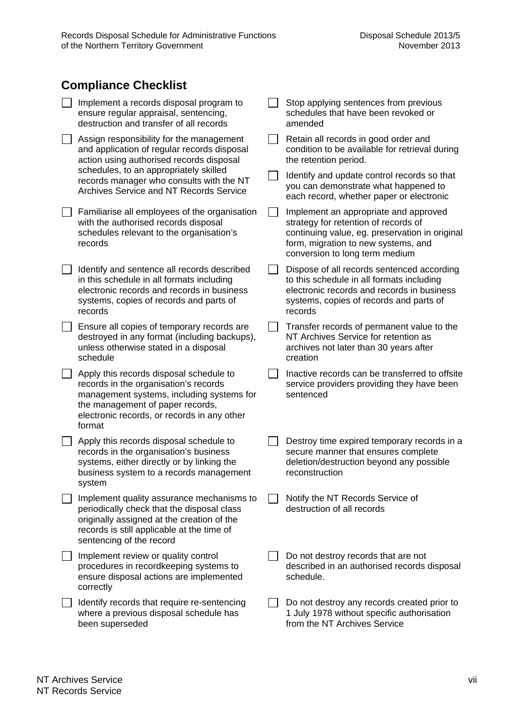## Compliance Checklist

- [ ] Implement a records disposal program to ensure regular appraisal, sentencing, destruction and transfer of all records
- [ ] Assign responsibility for the management and application of regular records disposal action using authorised records disposal schedules, to an appropriately skilled records manager who consults with the NT Archives Service and NT Records Service
- [ ] Familiarise all employees of the organisation with the authorised records disposal schedules relevant to the organisation's records
- [ ] Identify and sentence all records described in this schedule in all formats including electronic records and records in business systems, copies of records and parts of records
- [ ] Ensure all copies of temporary records are destroyed in any format (including backups), unless otherwise stated in a disposal schedule
- [ ] Apply this records disposal schedule to records in the organisation's records management systems, including systems for the management of paper records, electronic records, or records in any other format
- [ ] Apply this records disposal schedule to records in the organisation's business systems, either directly or by linking the business system to a records management system
- [ ] Implement quality assurance mechanisms to periodically check that the disposal class originally assigned at the creation of the records is still applicable at the time of sentencing of the record
- [ ] Implement review or quality control procedures in recordkeeping systems to ensure disposal actions are implemented correctly
- [ ] Identify records that require re-sentencing where a previous disposal schedule has been superseded
- [ ] Stop applying sentences from previous schedules that have been revoked or amended
- [ ] Retain all records in good order and condition to be available for retrieval during the retention period.
- [ ] Identify and update control records so that you can demonstrate what happened to each record, whether paper or electronic
- [ ] Implement an appropriate and approved strategy for retention of records of continuing value, eg. preservation in original form, migration to new systems, and conversion to long term medium
- [ ] Dispose of all records sentenced according to this schedule in all formats including electronic records and records in business systems, copies of records and parts of records
- [ ] Transfer records of permanent value to the NT Archives Service for retention as archives not later than 30 years after creation
- [ ] Inactive records can be transferred to offsite service providers providing they have been sentenced
- [ ] Destroy time expired temporary records in a secure manner that ensures complete deletion/destruction beyond any possible reconstruction
- [ ] Notify the NT Records Service of destruction of all records
- [ ] Do not destroy records that are not described in an authorised records disposal schedule.
- [ ] Do not destroy any records created prior to 1 July 1978 without specific authorisation from the NT Archives Service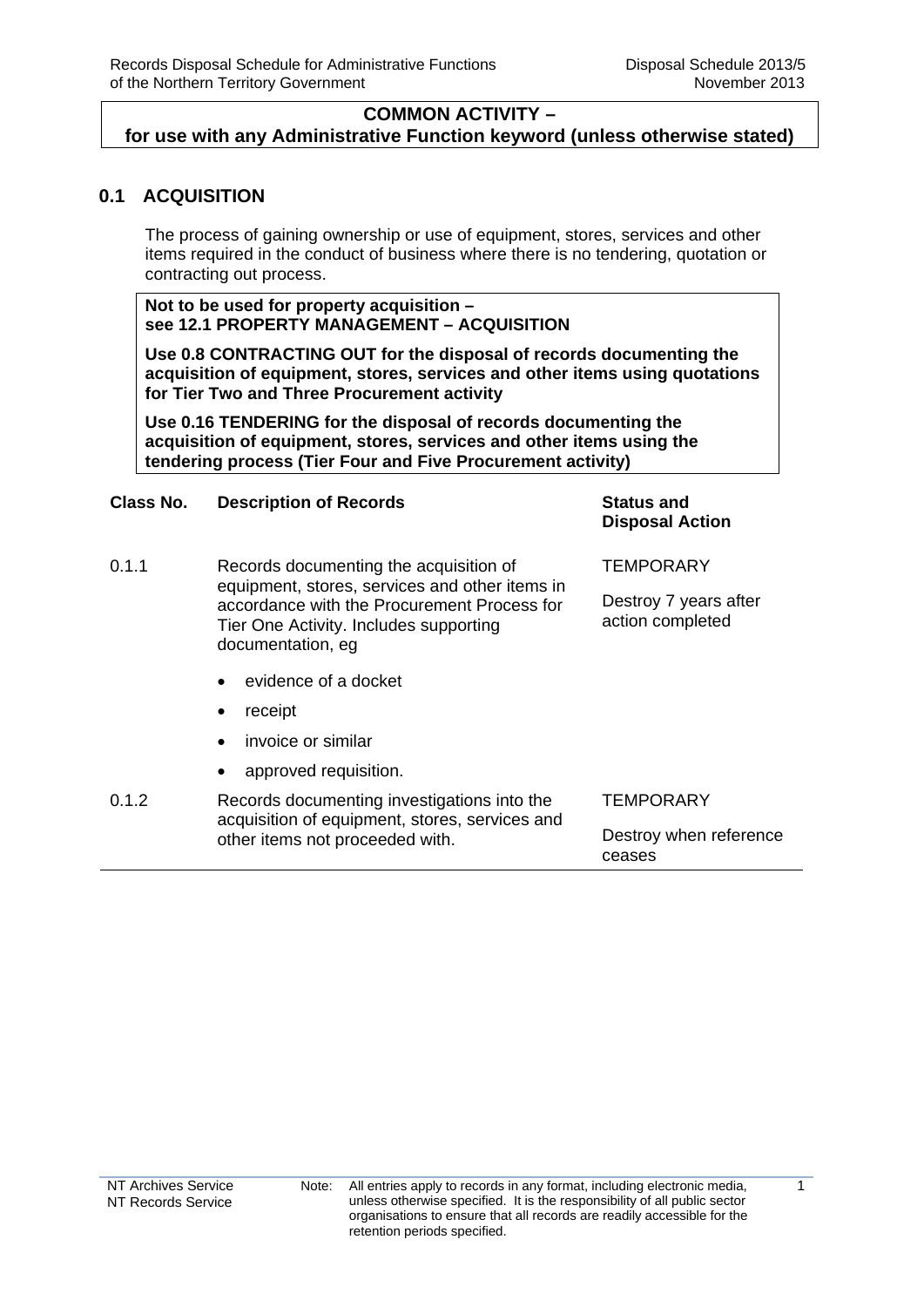**COMMON ACTIVITY –**
**for use with any Administrative Function keyword (unless otherwise stated)**

## 0.1 ACQUISITION

The process of gaining ownership or use of equipment, stores, services and other items required in the conduct of business where there is no tendering, quotation or contracting out process.

**Not to be used for property acquisition – see 12.1 PROPERTY MANAGEMENT – ACQUISITION**

**Use 0.8 CONTRACTING OUT for the disposal of records documenting the acquisition of equipment, stores, services and other items using quotations for Tier Two and Three Procurement activity**

**Use 0.16 TENDERING for the disposal of records documenting the acquisition of equipment, stores, services and other items using the tendering process (Tier Four and Five Procurement activity)**

| Class No. | Description of Records | Status and Disposal Action |
|---|---|---|
| 0.1.1 | Records documenting the acquisition of equipment, stores, services and other items in accordance with the Procurement Process for Tier One Activity. Includes supporting documentation, eg<br>• evidence of a docket<br>• receipt<br>• invoice or similar<br>• approved requisition. | TEMPORARY<br>Destroy 7 years after action completed |
| 0.1.2 | Records documenting investigations into the acquisition of equipment, stores, services and other items not proceeded with. | TEMPORARY<br>Destroy when reference ceases |

Note: All entries apply to records in any format, including electronic media, unless otherwise specified. It is the responsibility of all public sector organisations to ensure that all records are readily accessible for the retention periods specified.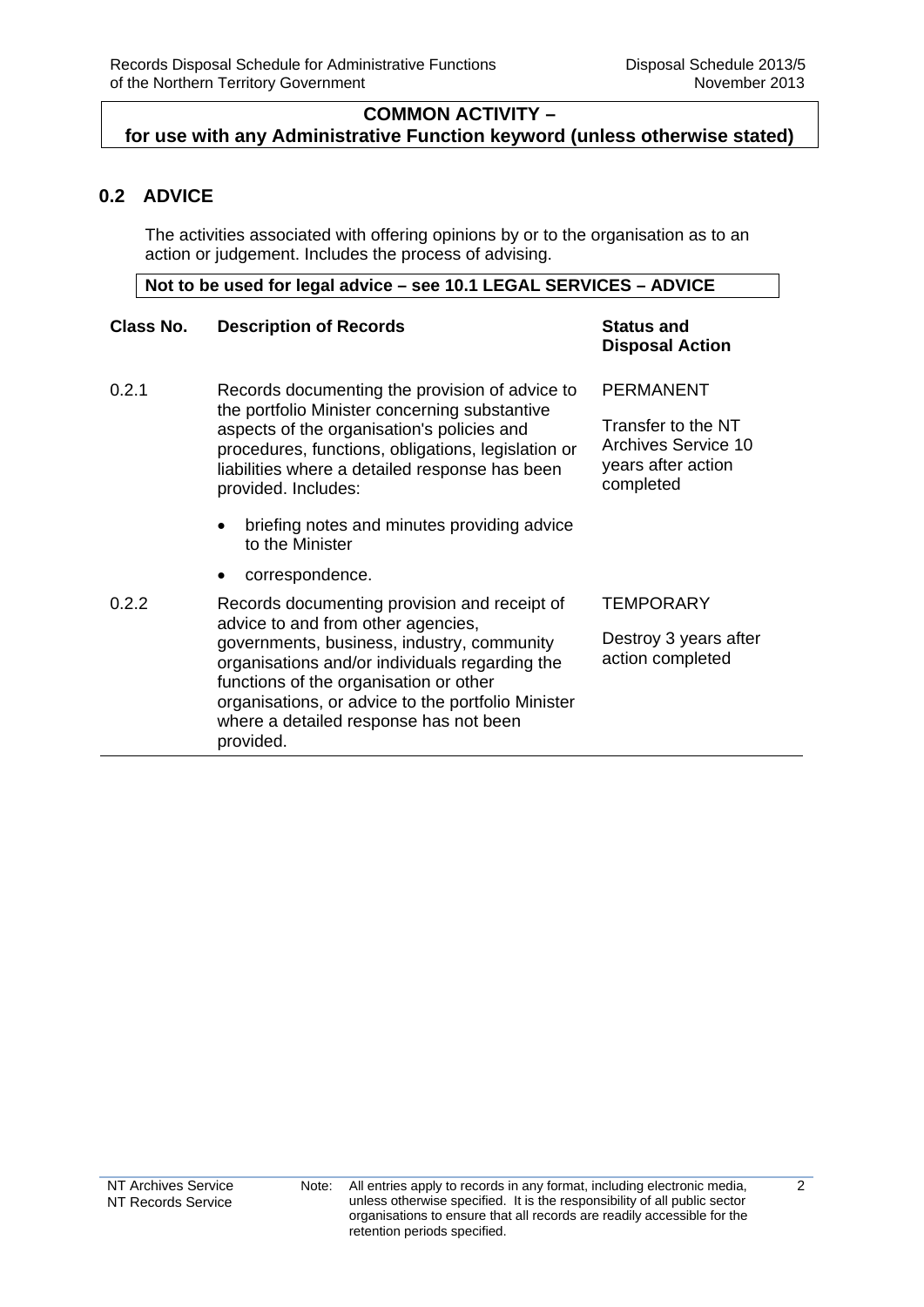**COMMON ACTIVITY – for use with any Administrative Function keyword (unless otherwise stated)**

## 0.2 ADVICE

The activities associated with offering opinions by or to the organisation as to an action or judgement. Includes the process of advising.

**Not to be used for legal advice – see 10.1 LEGAL SERVICES – ADVICE**

| Class No. | Description of Records | Status and Disposal Action |
|---|---|---|
| 0.2.1 | Records documenting the provision of advice to the portfolio Minister concerning substantive aspects of the organisation's policies and procedures, functions, obligations, legislation or liabilities where a detailed response has been provided. Includes: <br>• briefing notes and minutes providing advice to the Minister <br>• correspondence. | PERMANENT <br><br>Transfer to the NT Archives Service 10 years after action completed |
| 0.2.2 | Records documenting provision and receipt of advice to and from other agencies, governments, business, industry, community organisations and/or individuals regarding the functions of the organisation or other organisations, or advice to the portfolio Minister where a detailed response has not been provided. | TEMPORARY <br><br>Destroy 3 years after action completed |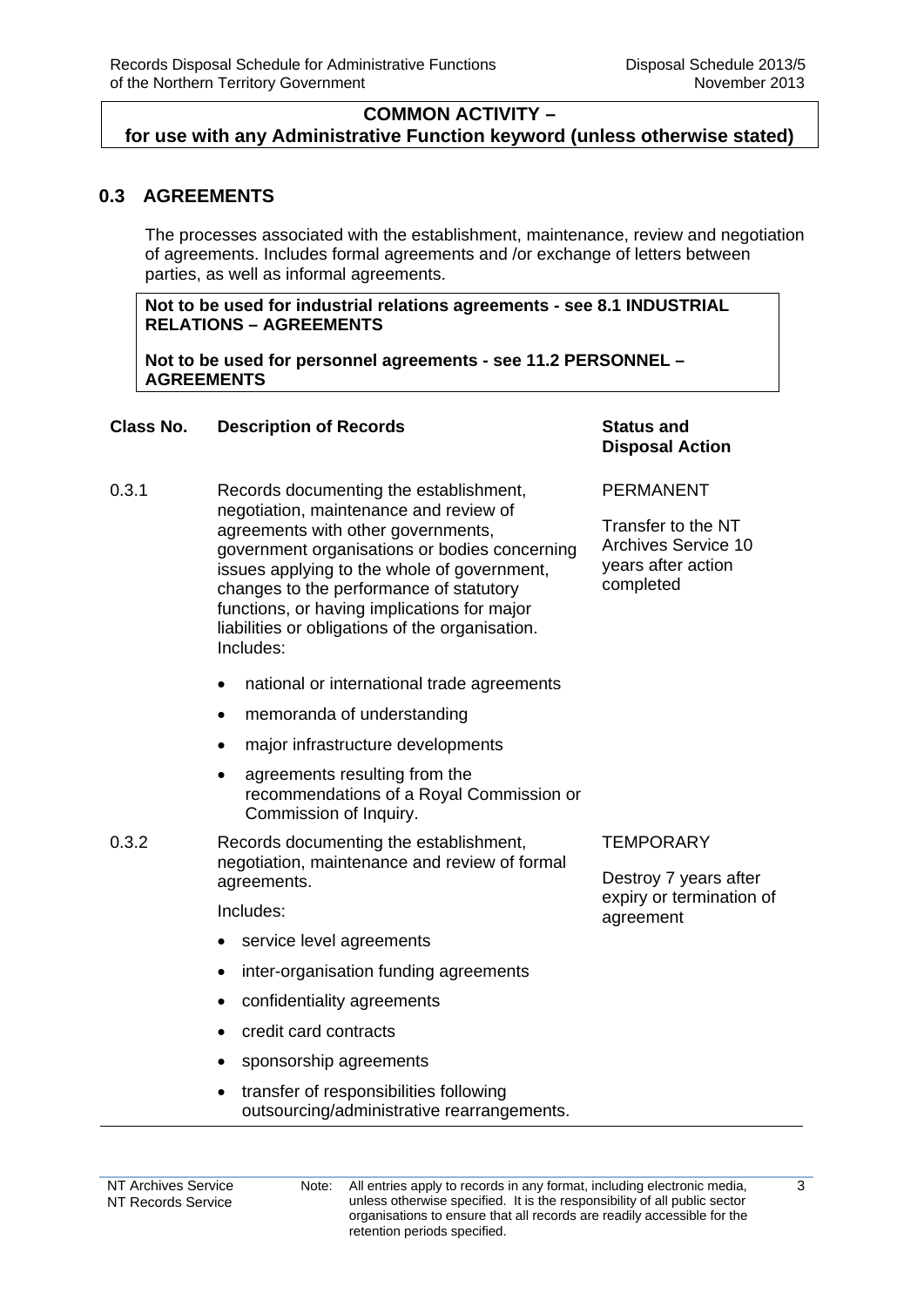**COMMON ACTIVITY – for use with any Administrative Function keyword (unless otherwise stated)**

## 0.3 AGREEMENTS

The processes associated with the establishment, maintenance, review and negotiation of agreements. Includes formal agreements and /or exchange of letters between parties, as well as informal agreements.

**Not to be used for industrial relations agreements - see 8.1 INDUSTRIAL RELATIONS – AGREEMENTS**

**Not to be used for personnel agreements - see 11.2 PERSONNEL – AGREEMENTS**

| Class No. | Description of Records | Status and Disposal Action |
|---|---|---|
| 0.3.1 | Records documenting the establishment, negotiation, maintenance and review of agreements with other governments, government organisations or bodies concerning issues applying to the whole of government, changes to the performance of statutory functions, or having implications for major liabilities or obligations of the organisation. Includes:<br>• national or international trade agreements<br>• memoranda of understanding<br>• major infrastructure developments<br>• agreements resulting from the recommendations of a Royal Commission or Commission of Inquiry. | PERMANENT<br><br>Transfer to the NT Archives Service 10 years after action completed |
| 0.3.2 | Records documenting the establishment, negotiation, maintenance and review of formal agreements.<br><br>Includes:<br>• service level agreements<br>• inter-organisation funding agreements<br>• confidentiality agreements<br>• credit card contracts<br>• sponsorship agreements<br>• transfer of responsibilities following outsourcing/administrative rearrangements. | TEMPORARY<br><br>Destroy 7 years after expiry or termination of agreement |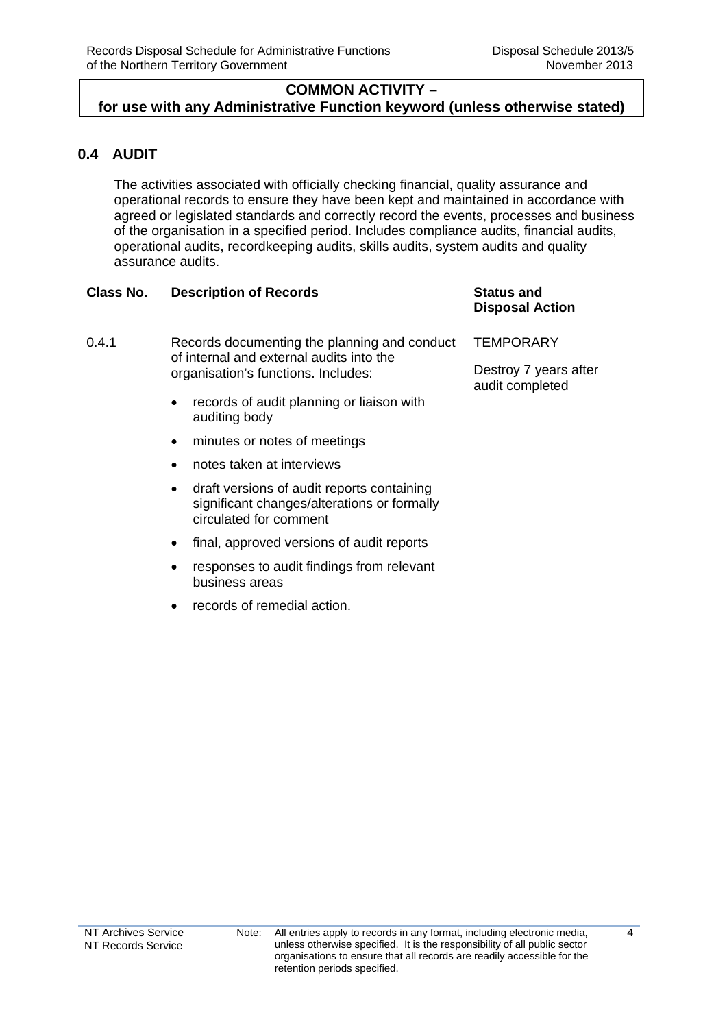**COMMON ACTIVITY –
for use with any Administrative Function keyword (unless otherwise stated)**

## 0.4 AUDIT

The activities associated with officially checking financial, quality assurance and operational records to ensure they have been kept and maintained in accordance with agreed or legislated standards and correctly record the events, processes and business of the organisation in a specified period. Includes compliance audits, financial audits, operational audits, recordkeeping audits, skills audits, system audits and quality assurance audits.

| Class No. | Description of Records | Status and Disposal Action |
|---|---|---|
| 0.4.1 | Records documenting the planning and conduct of internal and external audits into the organisation's functions. Includes:<br>• records of audit planning or liaison with auditing body<br>• minutes or notes of meetings<br>• notes taken at interviews<br>• draft versions of audit reports containing significant changes/alterations or formally circulated for comment<br>• final, approved versions of audit reports<br>• responses to audit findings from relevant business areas<br>• records of remedial action. | TEMPORARY<br><br>Destroy 7 years after audit completed |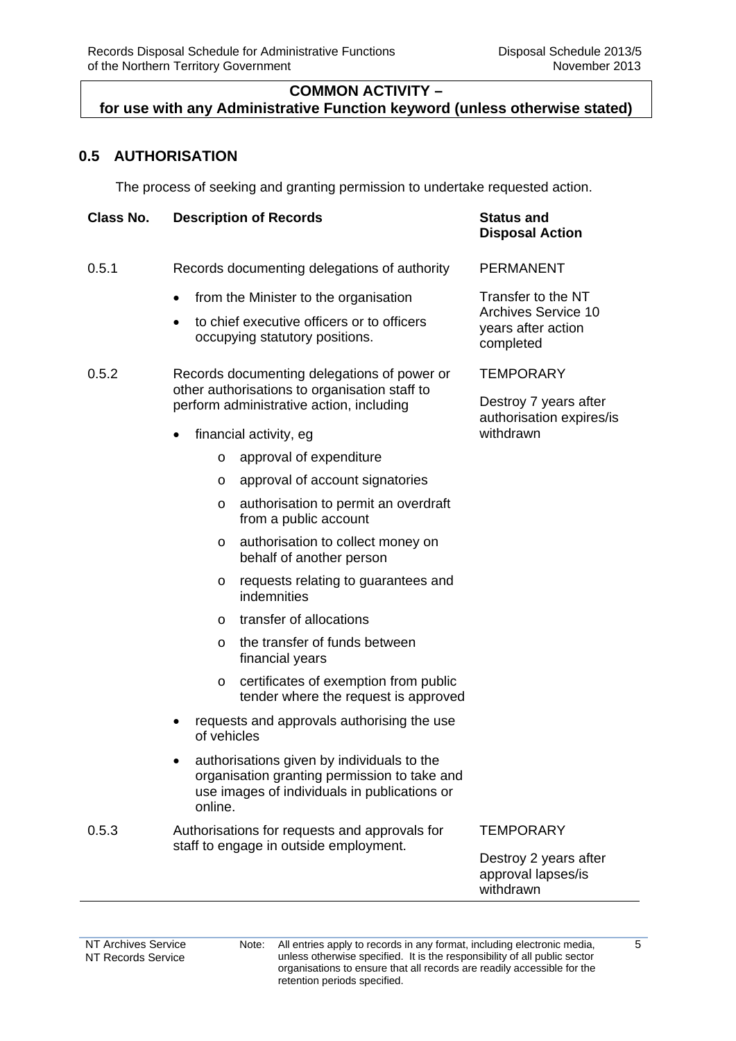**COMMON ACTIVITY –**
**for use with any Administrative Function keyword (unless otherwise stated)**

## 0.5 AUTHORISATION

The process of seeking and granting permission to undertake requested action.

| Class No. | Description of Records | Status and Disposal Action |
|---|---|---|
| 0.5.1 | Records documenting delegations of authority<br>• from the Minister to the organisation<br>• to chief executive officers or to officers occupying statutory positions. | PERMANENT<br><br>Transfer to the NT Archives Service 10 years after action completed |
| 0.5.2 | Records documenting delegations of power or other authorisations to organisation staff to perform administrative action, including<br>• financial activity, eg<br>&nbsp;&nbsp;&nbsp;&nbsp;o approval of expenditure<br>&nbsp;&nbsp;&nbsp;&nbsp;o approval of account signatories<br>&nbsp;&nbsp;&nbsp;&nbsp;o authorisation to permit an overdraft from a public account<br>&nbsp;&nbsp;&nbsp;&nbsp;o authorisation to collect money on behalf of another person<br>&nbsp;&nbsp;&nbsp;&nbsp;o requests relating to guarantees and indemnities<br>&nbsp;&nbsp;&nbsp;&nbsp;o transfer of allocations<br>&nbsp;&nbsp;&nbsp;&nbsp;o the transfer of funds between financial years<br>&nbsp;&nbsp;&nbsp;&nbsp;o certificates of exemption from public tender where the request is approved<br>• requests and approvals authorising the use of vehicles<br>• authorisations given by individuals to the organisation granting permission to take and use images of individuals in publications or online. | TEMPORARY<br><br>Destroy 7 years after authorisation expires/is withdrawn |
| 0.5.3 | Authorisations for requests and approvals for staff to engage in outside employment. | TEMPORARY<br><br>Destroy 2 years after approval lapses/is withdrawn |

Note: All entries apply to records in any format, including electronic media, unless otherwise specified. It is the responsibility of all public sector organisations to ensure that all records are readily accessible for the retention periods specified.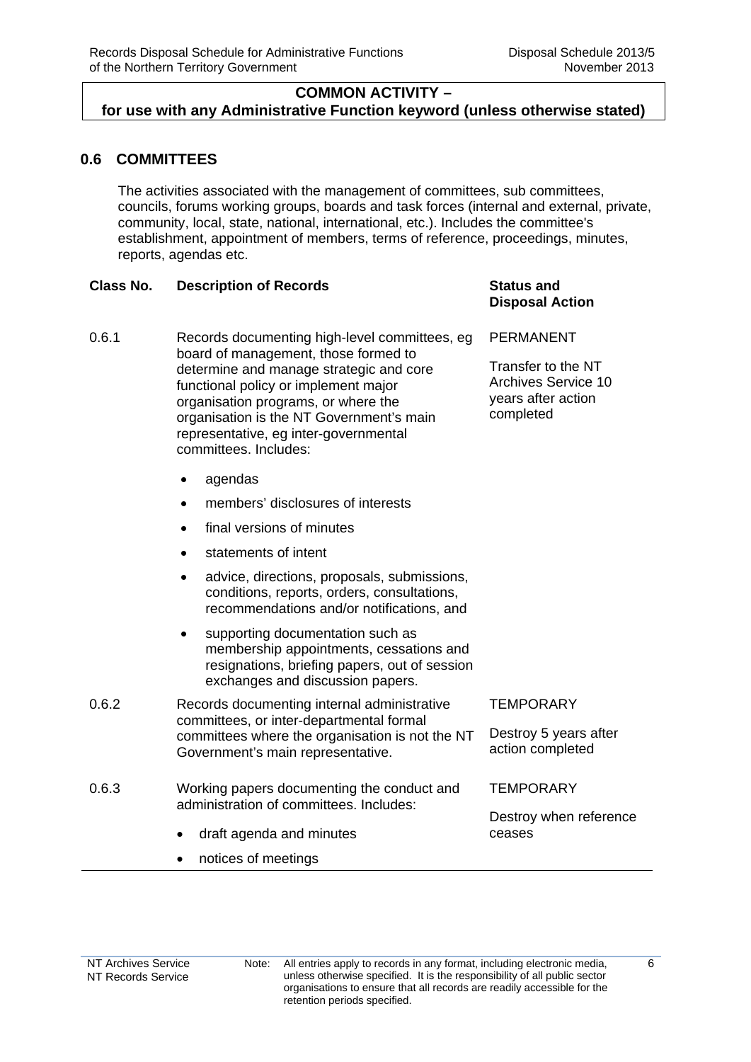**COMMON ACTIVITY –**
**for use with any Administrative Function keyword (unless otherwise stated)**

## 0.6 COMMITTEES

The activities associated with the management of committees, sub committees, councils, forums working groups, boards and task forces (internal and external, private, community, local, state, national, international, etc.). Includes the committee's establishment, appointment of members, terms of reference, proceedings, minutes, reports, agendas etc.

| Class No. | Description of Records | Status and Disposal Action |
|---|---|---|
| 0.6.1 | Records documenting high-level committees, eg board of management, those formed to determine and manage strategic and core functional policy or implement major organisation programs, or where the organisation is the NT Government's main representative, eg inter-governmental committees. Includes:<br>• agendas<br>• members' disclosures of interests<br>• final versions of minutes<br>• statements of intent<br>• advice, directions, proposals, submissions, conditions, reports, orders, consultations, recommendations and/or notifications, and<br>• supporting documentation such as membership appointments, cessations and resignations, briefing papers, out of session exchanges and discussion papers. | PERMANENT<br><br>Transfer to the NT Archives Service 10 years after action completed |
| 0.6.2 | Records documenting internal administrative committees, or inter-departmental formal committees where the organisation is not the NT Government's main representative. | TEMPORARY<br><br>Destroy 5 years after action completed |
| 0.6.3 | Working papers documenting the conduct and administration of committees. Includes:<br>• draft agenda and minutes<br>• notices of meetings | TEMPORARY<br><br>Destroy when reference ceases |

Note: All entries apply to records in any format, including electronic media, unless otherwise specified. It is the responsibility of all public sector organisations to ensure that all records are readily accessible for the retention periods specified.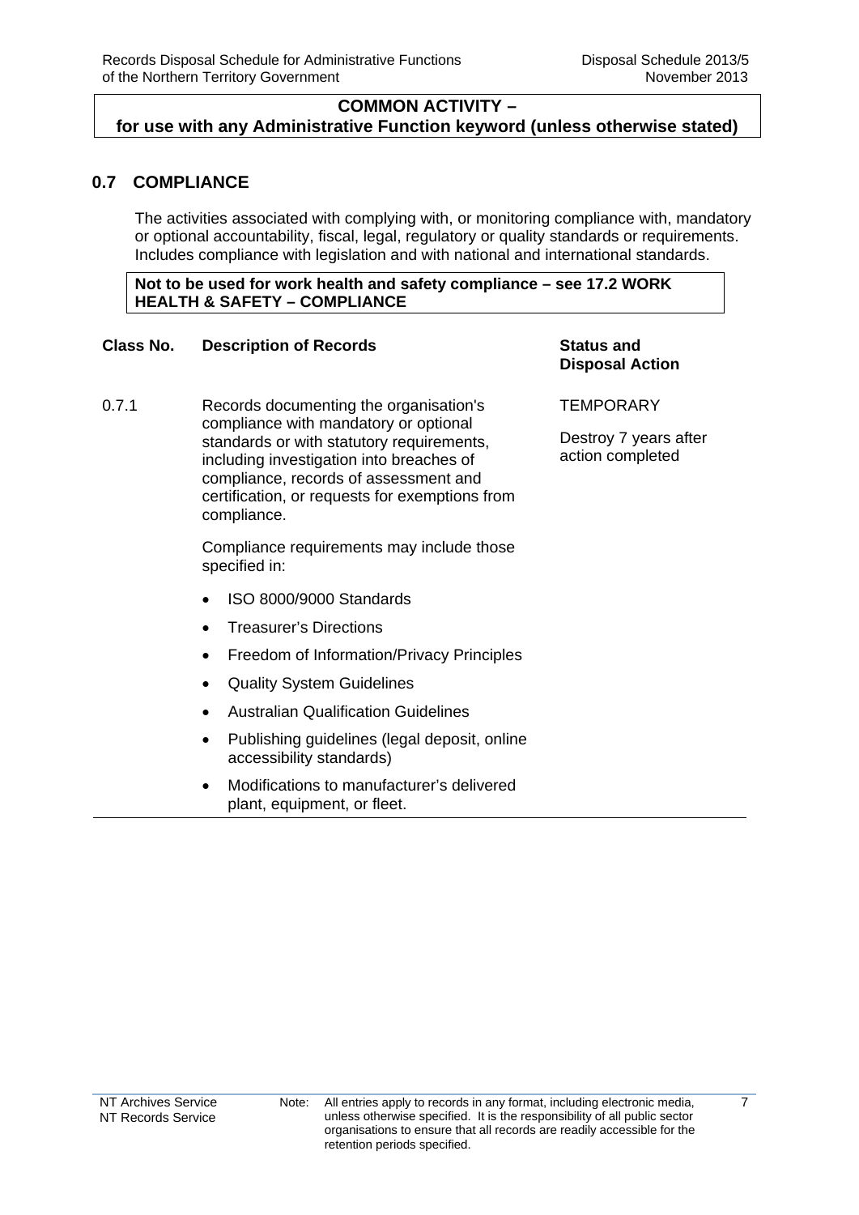**COMMON ACTIVITY –**
**for use with any Administrative Function keyword (unless otherwise stated)**

## 0.7 COMPLIANCE

The activities associated with complying with, or monitoring compliance with, mandatory or optional accountability, fiscal, legal, regulatory or quality standards or requirements. Includes compliance with legislation and with national and international standards.

**Not to be used for work health and safety compliance – see 17.2 WORK HEALTH & SAFETY – COMPLIANCE**

| Class No. | Description of Records | Status and Disposal Action |
|---|---|---|
| 0.7.1 | Records documenting the organisation's compliance with mandatory or optional standards or with statutory requirements, including investigation into breaches of compliance, records of assessment and certification, or requests for exemptions from compliance.<br><br>Compliance requirements may include those specified in:<br><br>• ISO 8000/9000 Standards<br>• Treasurer's Directions<br>• Freedom of Information/Privacy Principles<br>• Quality System Guidelines<br>• Australian Qualification Guidelines<br>• Publishing guidelines (legal deposit, online accessibility standards)<br>• Modifications to manufacturer's delivered plant, equipment, or fleet. | TEMPORARY<br><br>Destroy 7 years after action completed |

Note: All entries apply to records in any format, including electronic media, unless otherwise specified. It is the responsibility of all public sector organisations to ensure that all records are readily accessible for the retention periods specified.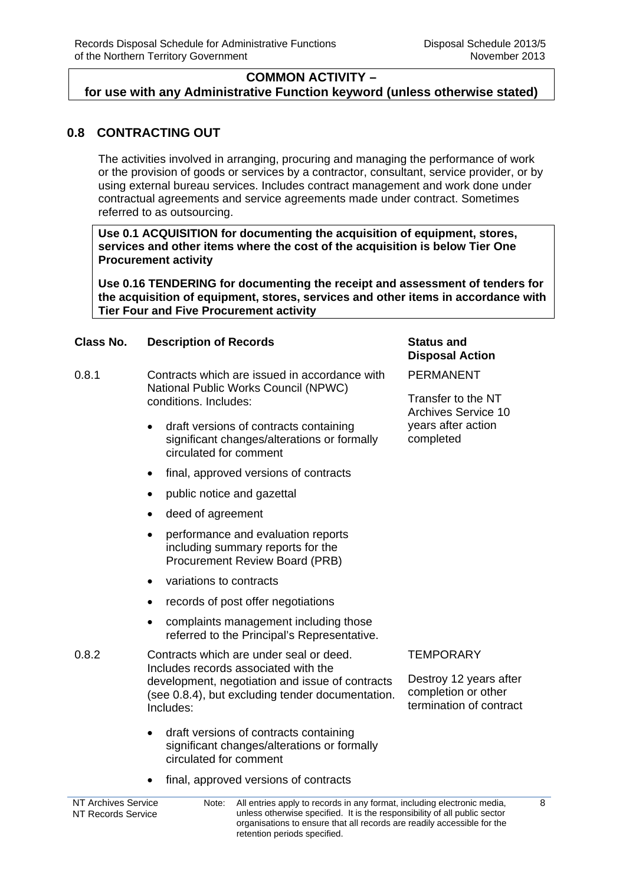**COMMON ACTIVITY –**
**for use with any Administrative Function keyword (unless otherwise stated)**

## 0.8 CONTRACTING OUT

The activities involved in arranging, procuring and managing the performance of work or the provision of goods or services by a contractor, consultant, service provider, or by using external bureau services. Includes contract management and work done under contractual agreements and service agreements made under contract. Sometimes referred to as outsourcing.

**Use 0.1 ACQUISITION for documenting the acquisition of equipment, stores, services and other items where the cost of the acquisition is below Tier One Procurement activity**

**Use 0.16 TENDERING for documenting the receipt and assessment of tenders for the acquisition of equipment, stores, services and other items in accordance with Tier Four and Five Procurement activity**

| Class No. | Description of Records | Status and Disposal Action |
|---|---|---|
| 0.8.1 | Contracts which are issued in accordance with National Public Works Council (NPWC) conditions. Includes:<br>• draft versions of contracts containing significant changes/alterations or formally circulated for comment<br>• final, approved versions of contracts<br>• public notice and gazettal<br>• deed of agreement<br>• performance and evaluation reports including summary reports for the Procurement Review Board (PRB)<br>• variations to contracts<br>• records of post offer negotiations<br>• complaints management including those referred to the Principal's Representative. | PERMANENT<br><br>Transfer to the NT Archives Service 10 years after action completed |
| 0.8.2 | Contracts which are under seal or deed. Includes records associated with the development, negotiation and issue of contracts (see 0.8.4), but excluding tender documentation. Includes:<br>• draft versions of contracts containing significant changes/alterations or formally circulated for comment<br>• final, approved versions of contracts | TEMPORARY<br><br>Destroy 12 years after completion or other termination of contract |

Note: All entries apply to records in any format, including electronic media, unless otherwise specified. It is the responsibility of all public sector organisations to ensure that all records are readily accessible for the retention periods specified.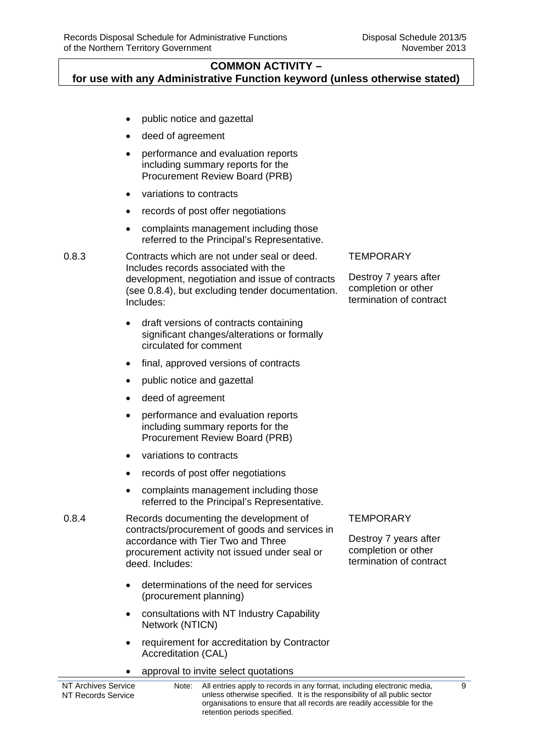**COMMON ACTIVITY –**
**for use with any Administrative Function keyword (unless otherwise stated)**

| | | |
|---|---|---|
| | • public notice and gazettal<br>• deed of agreement<br>• performance and evaluation reports including summary reports for the Procurement Review Board (PRB)<br>• variations to contracts<br>• records of post offer negotiations<br>• complaints management including those referred to the Principal's Representative. | |
| 0.8.3 | Contracts which are not under seal or deed. Includes records associated with the development, negotiation and issue of contracts (see 0.8.4), but excluding tender documentation. Includes:<br>• draft versions of contracts containing significant changes/alterations or formally circulated for comment<br>• final, approved versions of contracts<br>• public notice and gazettal<br>• deed of agreement<br>• performance and evaluation reports including summary reports for the Procurement Review Board (PRB)<br>• variations to contracts<br>• records of post offer negotiations<br>• complaints management including those referred to the Principal's Representative. | TEMPORARY<br><br>Destroy 7 years after completion or other termination of contract |
| 0.8.4 | Records documenting the development of contracts/procurement of goods and services in accordance with Tier Two and Three procurement activity not issued under seal or deed. Includes:<br>• determinations of the need for services (procurement planning)<br>• consultations with NT Industry Capability Network (NTICN)<br>• requirement for accreditation by Contractor Accreditation (CAL)<br>• approval to invite select quotations | TEMPORARY<br><br>Destroy 7 years after completion or other termination of contract |

Note: All entries apply to records in any format, including electronic media, unless otherwise specified. It is the responsibility of all public sector organisations to ensure that all records are readily accessible for the retention periods specified.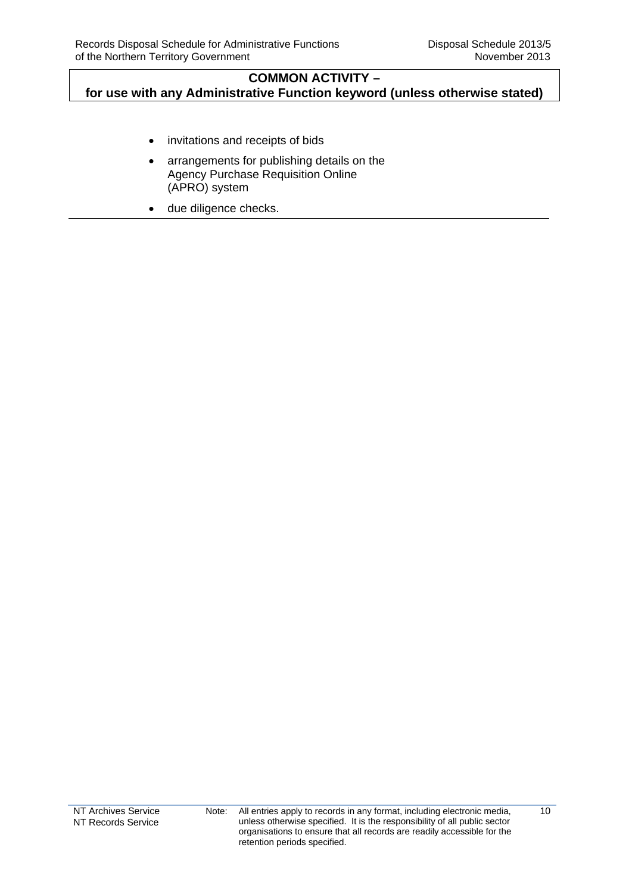**COMMON ACTIVITY –**
**for use with any Administrative Function keyword (unless otherwise stated)**

- invitations and receipts of bids
- arrangements for publishing details on the Agency Purchase Requisition Online (APRO) system
- due diligence checks.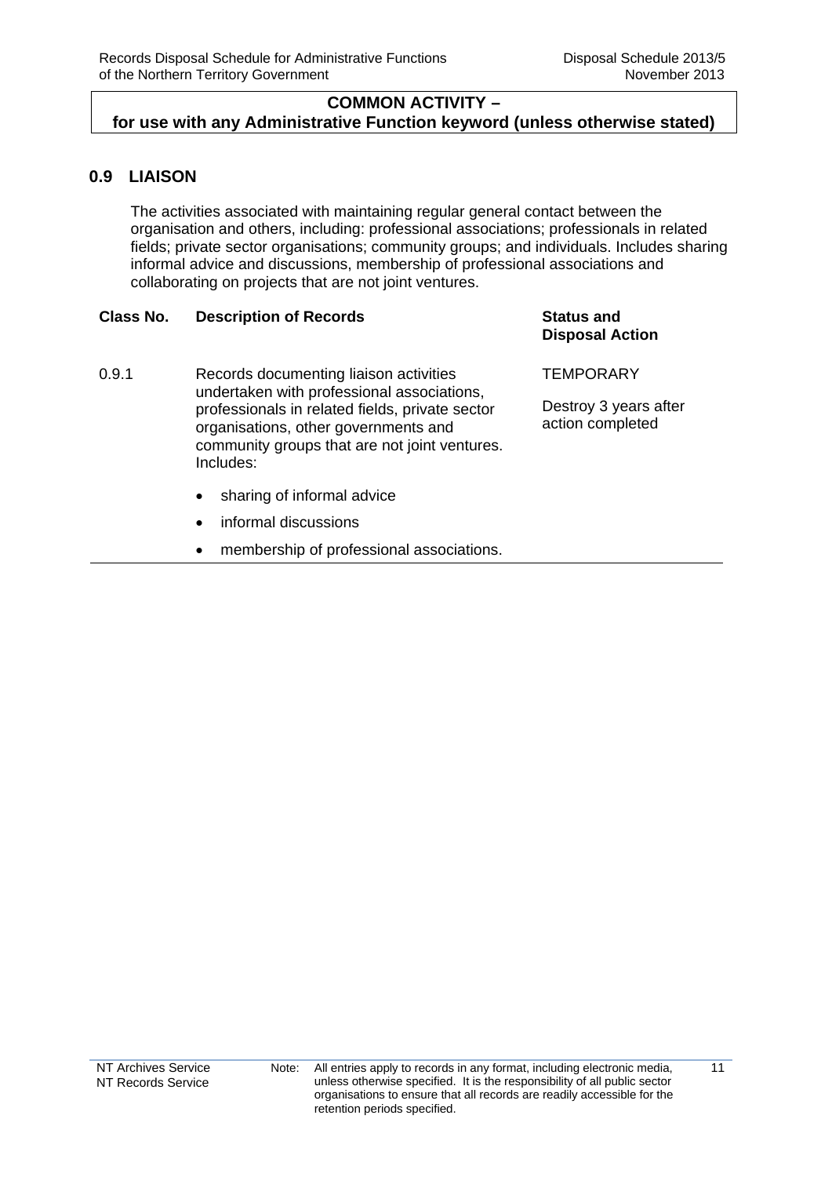**COMMON ACTIVITY –**
**for use with any Administrative Function keyword (unless otherwise stated)**

## 0.9 LIAISON

The activities associated with maintaining regular general contact between the organisation and others, including: professional associations; professionals in related fields; private sector organisations; community groups; and individuals. Includes sharing informal advice and discussions, membership of professional associations and collaborating on projects that are not joint ventures.

| Class No. | Description of Records | Status and Disposal Action |
| --- | --- | --- |
| 0.9.1 | Records documenting liaison activities undertaken with professional associations, professionals in related fields, private sector organisations, other governments and community groups that are not joint ventures. Includes:<br>• sharing of informal advice<br>• informal discussions<br>• membership of professional associations. | TEMPORARY<br><br>Destroy 3 years after action completed |

Note: All entries apply to records in any format, including electronic media, unless otherwise specified. It is the responsibility of all public sector organisations to ensure that all records are readily accessible for the retention periods specified.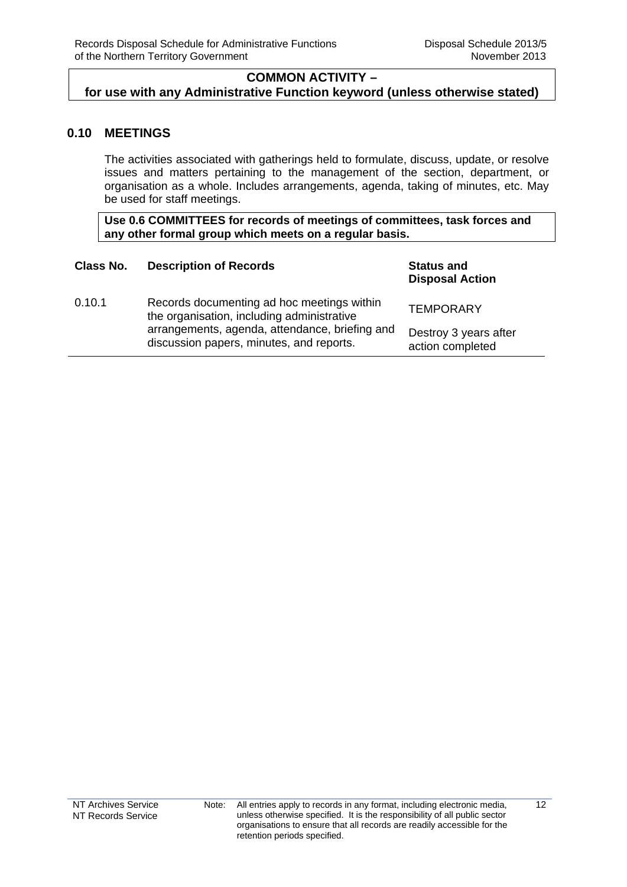**COMMON ACTIVITY –**
**for use with any Administrative Function keyword (unless otherwise stated)**

## 0.10 MEETINGS

The activities associated with gatherings held to formulate, discuss, update, or resolve issues and matters pertaining to the management of the section, department, or organisation as a whole. Includes arrangements, agenda, taking of minutes, etc. May be used for staff meetings.

**Use 0.6 COMMITTEES for records of meetings of committees, task forces and any other formal group which meets on a regular basis.**

| Class No. | Description of Records | Status and Disposal Action |
|---|---|---|
| 0.10.1 | Records documenting ad hoc meetings within the organisation, including administrative arrangements, agenda, attendance, briefing and discussion papers, minutes, and reports. | TEMPORARY<br><br>Destroy 3 years after action completed |

Note: All entries apply to records in any format, including electronic media, unless otherwise specified. It is the responsibility of all public sector organisations to ensure that all records are readily accessible for the retention periods specified.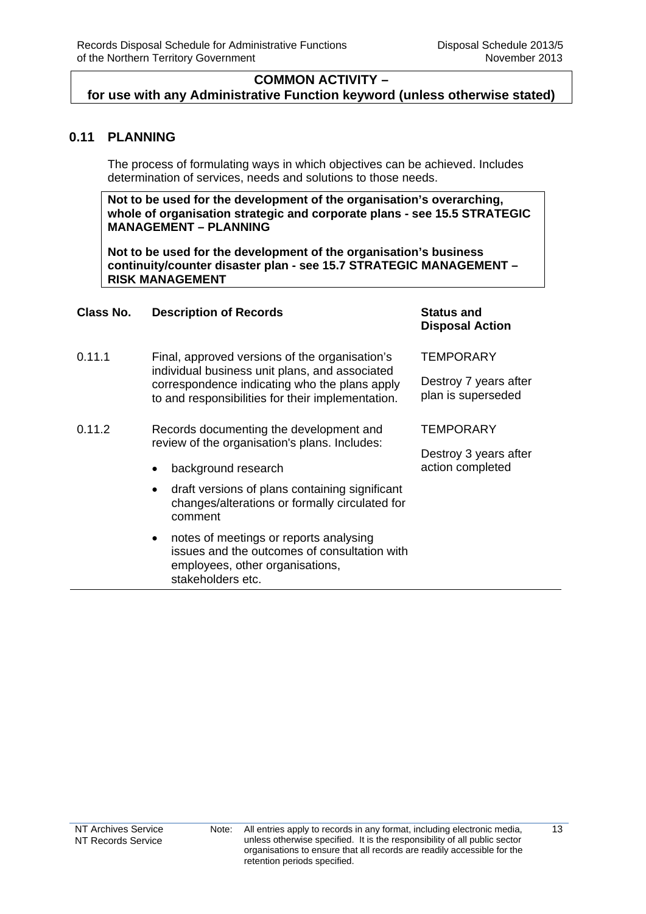**COMMON ACTIVITY –**
**for use with any Administrative Function keyword (unless otherwise stated)**

## 0.11 PLANNING

The process of formulating ways in which objectives can be achieved. Includes determination of services, needs and solutions to those needs.

**Not to be used for the development of the organisation's overarching, whole of organisation strategic and corporate plans - see 15.5 STRATEGIC MANAGEMENT – PLANNING**

**Not to be used for the development of the organisation's business continuity/counter disaster plan - see 15.7 STRATEGIC MANAGEMENT – RISK MANAGEMENT**

| Class No. | Description of Records | Status and Disposal Action |
|---|---|---|
| 0.11.1 | Final, approved versions of the organisation's individual business unit plans, and associated correspondence indicating who the plans apply to and responsibilities for their implementation. | TEMPORARY<br><br>Destroy 7 years after plan is superseded |
| 0.11.2 | Records documenting the development and review of the organisation's plans. Includes:<br>• background research<br>• draft versions of plans containing significant changes/alterations or formally circulated for comment<br>• notes of meetings or reports analysing issues and the outcomes of consultation with employees, other organisations, stakeholders etc. | TEMPORARY<br><br>Destroy 3 years after action completed |

Note: All entries apply to records in any format, including electronic media, unless otherwise specified. It is the responsibility of all public sector organisations to ensure that all records are readily accessible for the retention periods specified.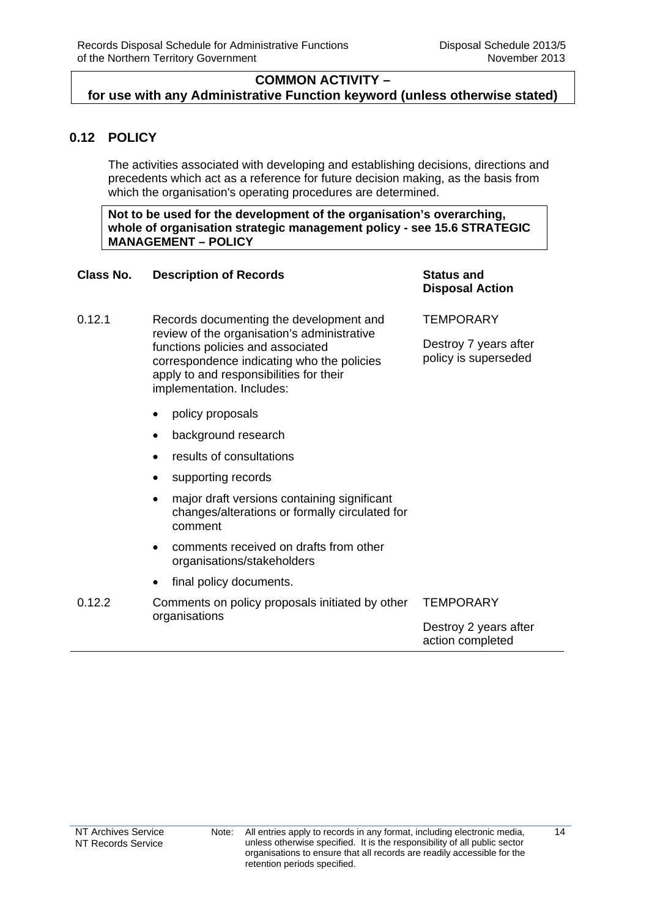**COMMON ACTIVITY –**
**for use with any Administrative Function keyword (unless otherwise stated)**

## 0.12 POLICY

The activities associated with developing and establishing decisions, directions and precedents which act as a reference for future decision making, as the basis from which the organisation's operating procedures are determined.

**Not to be used for the development of the organisation's overarching, whole of organisation strategic management policy - see 15.6 STRATEGIC MANAGEMENT – POLICY**

| Class No. | Description of Records | Status and Disposal Action |
| --- | --- | --- |
| 0.12.1 | Records documenting the development and review of the organisation's administrative functions policies and associated correspondence indicating who the policies apply to and responsibilities for their implementation. Includes:<br>• policy proposals<br>• background research<br>• results of consultations<br>• supporting records<br>• major draft versions containing significant changes/alterations or formally circulated for comment<br>• comments received on drafts from other organisations/stakeholders<br>• final policy documents. | TEMPORARY<br><br>Destroy 7 years after policy is superseded |
| 0.12.2 | Comments on policy proposals initiated by other organisations | TEMPORARY<br><br>Destroy 2 years after action completed |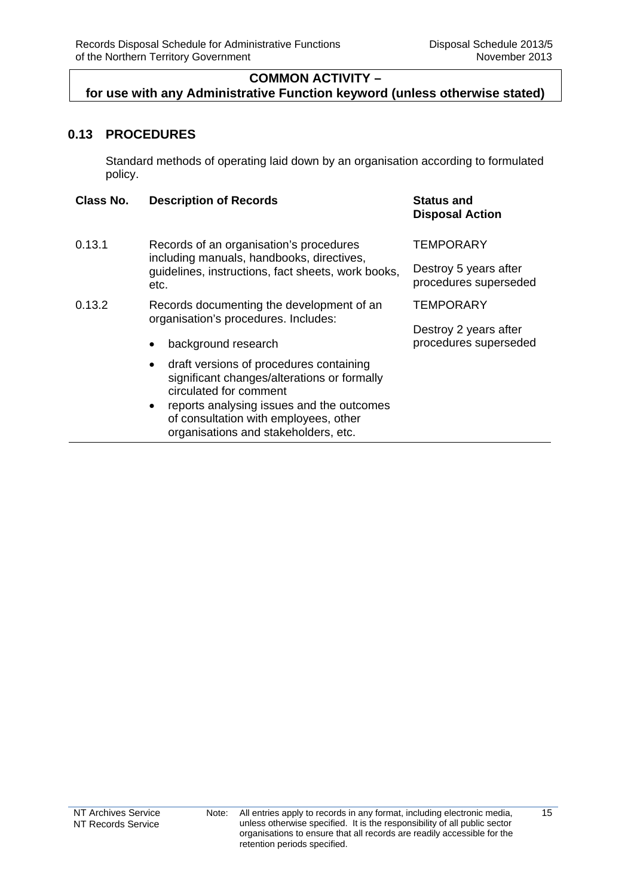**COMMON ACTIVITY –**
**for use with any Administrative Function keyword (unless otherwise stated)**

## 0.13 PROCEDURES

Standard methods of operating laid down by an organisation according to formulated policy.

| Class No. | Description of Records | Status and Disposal Action |
|---|---|---|
| 0.13.1 | Records of an organisation's procedures including manuals, handbooks, directives, guidelines, instructions, fact sheets, work books, etc. | TEMPORARY<br><br>Destroy 5 years after procedures superseded |
| 0.13.2 | Records documenting the development of an organisation's procedures. Includes:<br>• background research<br>• draft versions of procedures containing significant changes/alterations or formally circulated for comment<br>• reports analysing issues and the outcomes of consultation with employees, other organisations and stakeholders, etc. | TEMPORARY<br><br>Destroy 2 years after procedures superseded |

Note: All entries apply to records in any format, including electronic media, unless otherwise specified. It is the responsibility of all public sector organisations to ensure that all records are readily accessible for the retention periods specified.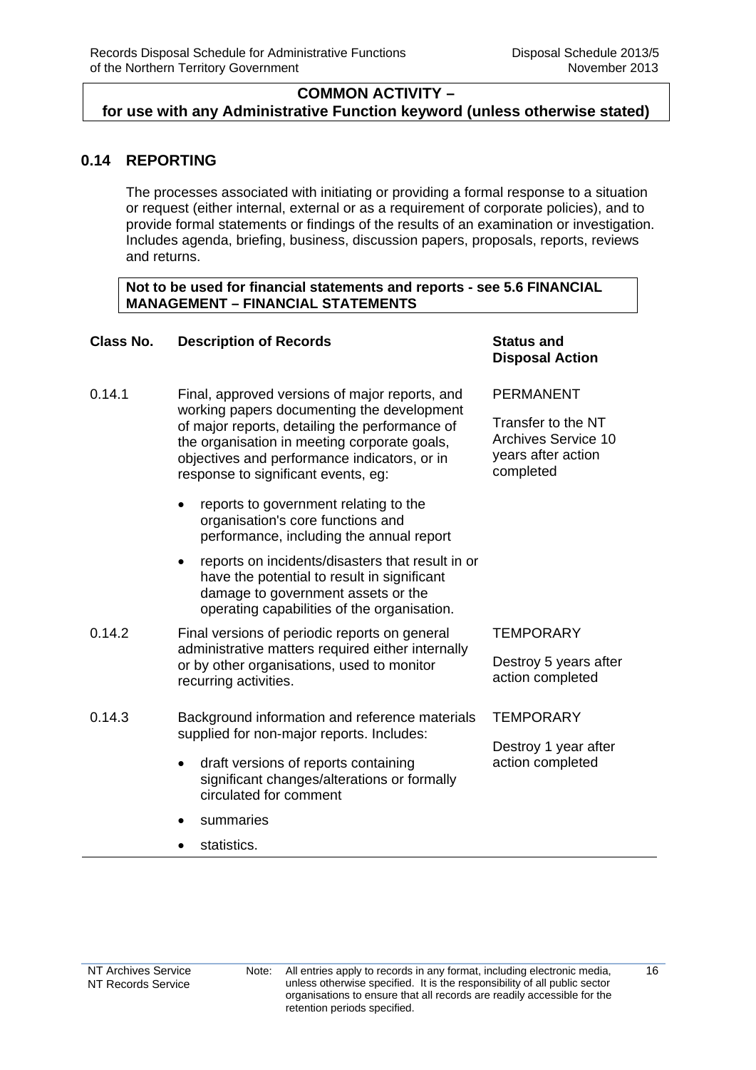**COMMON ACTIVITY – for use with any Administrative Function keyword (unless otherwise stated)**

## 0.14 REPORTING

The processes associated with initiating or providing a formal response to a situation or request (either internal, external or as a requirement of corporate policies), and to provide formal statements or findings of the results of an examination or investigation. Includes agenda, briefing, business, discussion papers, proposals, reports, reviews and returns.

**Not to be used for financial statements and reports - see 5.6 FINANCIAL MANAGEMENT – FINANCIAL STATEMENTS**

| Class No. | Description of Records | Status and Disposal Action |
|---|---|---|
| 0.14.1 | Final, approved versions of major reports, and working papers documenting the development of major reports, detailing the performance of the organisation in meeting corporate goals, objectives and performance indicators, or in response to significant events, eg:<br>• reports to government relating to the organisation's core functions and performance, including the annual report<br>• reports on incidents/disasters that result in or have the potential to result in significant damage to government assets or the operating capabilities of the organisation. | PERMANENT<br><br>Transfer to the NT Archives Service 10 years after action completed |
| 0.14.2 | Final versions of periodic reports on general administrative matters required either internally or by other organisations, used to monitor recurring activities. | TEMPORARY<br><br>Destroy 5 years after action completed |
| 0.14.3 | Background information and reference materials supplied for non-major reports. Includes:<br>• draft versions of reports containing significant changes/alterations or formally circulated for comment<br>• summaries<br>• statistics. | TEMPORARY<br><br>Destroy 1 year after action completed |

Note: All entries apply to records in any format, including electronic media, unless otherwise specified. It is the responsibility of all public sector organisations to ensure that all records are readily accessible for the retention periods specified.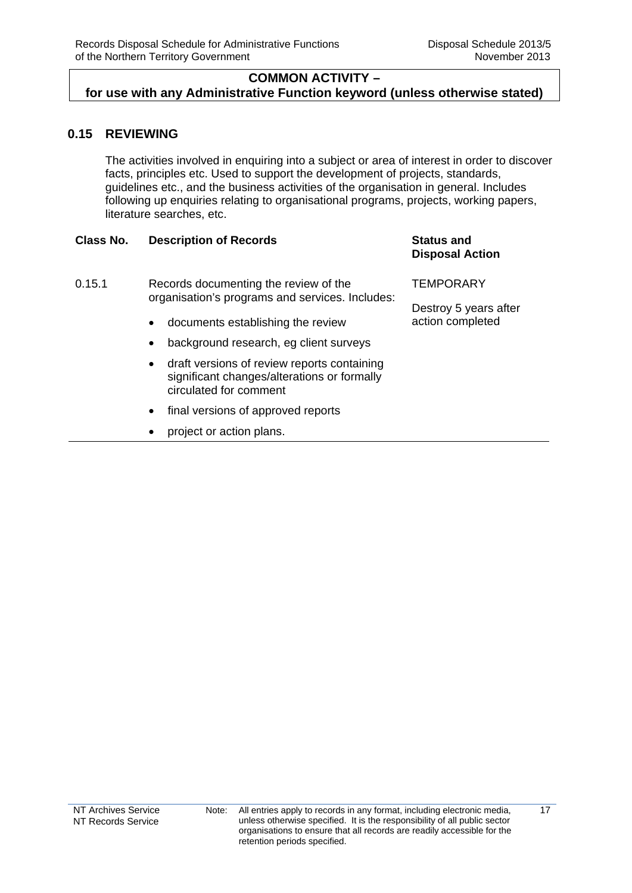**COMMON ACTIVITY –**
**for use with any Administrative Function keyword (unless otherwise stated)**

## 0.15 REVIEWING

The activities involved in enquiring into a subject or area of interest in order to discover facts, principles etc. Used to support the development of projects, standards, guidelines etc., and the business activities of the organisation in general. Includes following up enquiries relating to organisational programs, projects, working papers, literature searches, etc.

| Class No. | Description of Records | Status and Disposal Action |
|---|---|---|
| 0.15.1 | Records documenting the review of the organisation's programs and services. Includes:<br>• documents establishing the review<br>• background research, eg client surveys<br>• draft versions of review reports containing significant changes/alterations or formally circulated for comment<br>• final versions of approved reports<br>• project or action plans. | TEMPORARY<br><br>Destroy 5 years after action completed |

NT Archives Service
NT Records Service

Note: All entries apply to records in any format, including electronic media, unless otherwise specified. It is the responsibility of all public sector organisations to ensure that all records are readily accessible for the retention periods specified.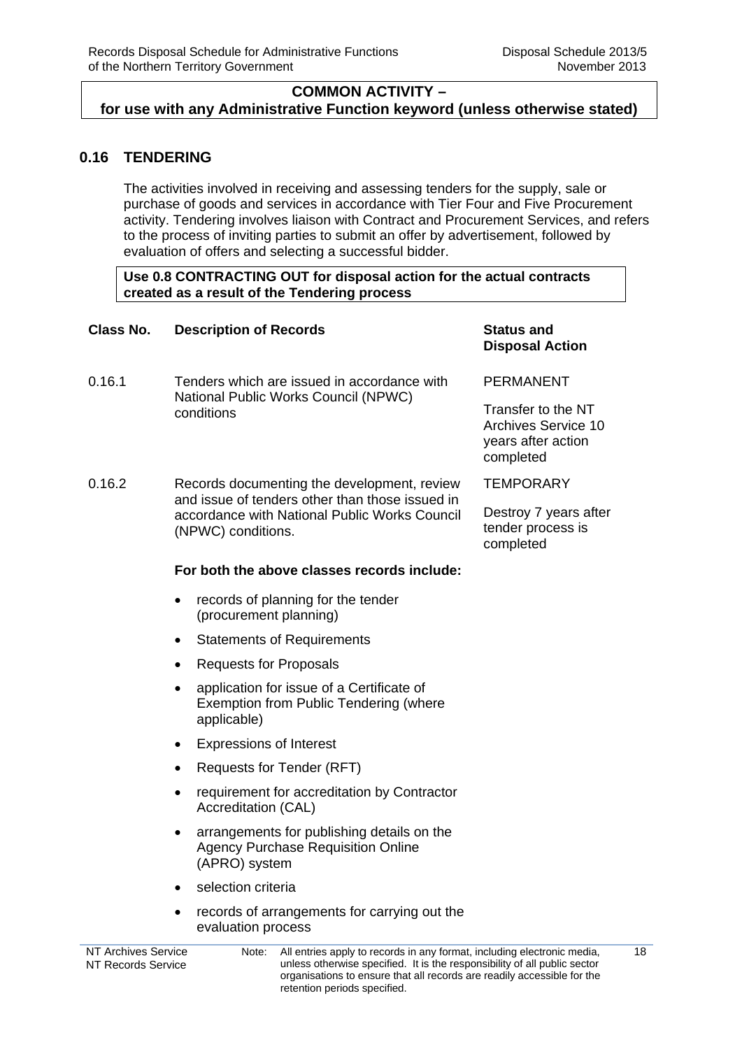**COMMON ACTIVITY –**
**for use with any Administrative Function keyword (unless otherwise stated)**

## 0.16 TENDERING

The activities involved in receiving and assessing tenders for the supply, sale or purchase of goods and services in accordance with Tier Four and Five Procurement activity. Tendering involves liaison with Contract and Procurement Services, and refers to the process of inviting parties to submit an offer by advertisement, followed by evaluation of offers and selecting a successful bidder.

**Use 0.8 CONTRACTING OUT for disposal action for the actual contracts created as a result of the Tendering process**

| Class No. | Description of Records | Status and Disposal Action |
|---|---|---|
| 0.16.1 | Tenders which are issued in accordance with National Public Works Council (NPWC) conditions | PERMANENT<br><br>Transfer to the NT Archives Service 10 years after action completed |
| 0.16.2 | Records documenting the development, review and issue of tenders other than those issued in accordance with National Public Works Council (NPWC) conditions. | TEMPORARY<br><br>Destroy 7 years after tender process is completed |

**For both the above classes records include:**

- records of planning for the tender (procurement planning)
- Statements of Requirements
- Requests for Proposals
- application for issue of a Certificate of Exemption from Public Tendering (where applicable)
- Expressions of Interest
- Requests for Tender (RFT)
- requirement for accreditation by Contractor Accreditation (CAL)
- arrangements for publishing details on the Agency Purchase Requisition Online (APRO) system
- selection criteria
- records of arrangements for carrying out the evaluation process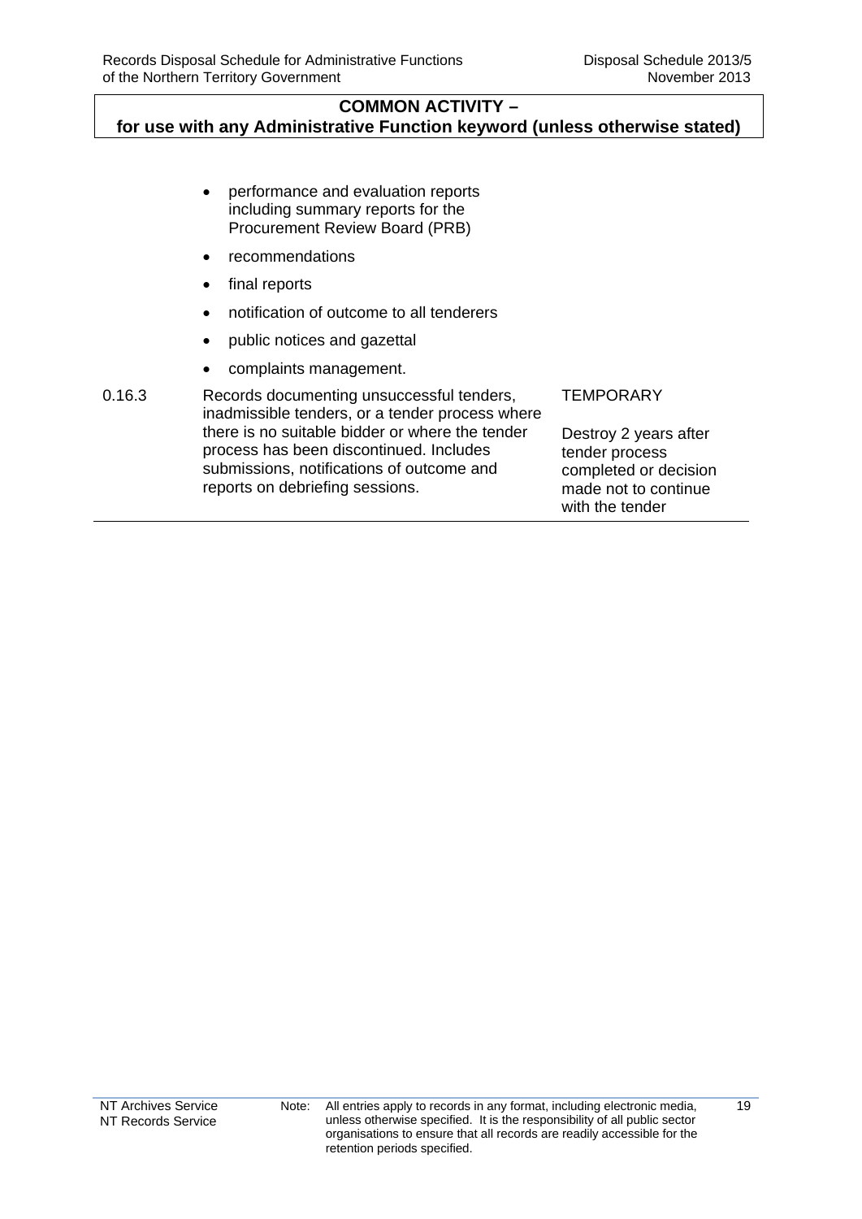**COMMON ACTIVITY – for use with any Administrative Function keyword (unless otherwise stated)**

| | | |
|---|---|---|
| | • performance and evaluation reports including summary reports for the Procurement Review Board (PRB)<br>• recommendations<br>• final reports<br>• notification of outcome to all tenderers<br>• public notices and gazettal<br>• complaints management. | |
| 0.16.3 | Records documenting unsuccessful tenders, inadmissible tenders, or a tender process where there is no suitable bidder or where the tender process has been discontinued. Includes submissions, notifications of outcome and reports on debriefing sessions. | TEMPORARY<br><br>Destroy 2 years after tender process completed or decision made not to continue with the tender |

Note: All entries apply to records in any format, including electronic media, unless otherwise specified. It is the responsibility of all public sector organisations to ensure that all records are readily accessible for the retention periods specified.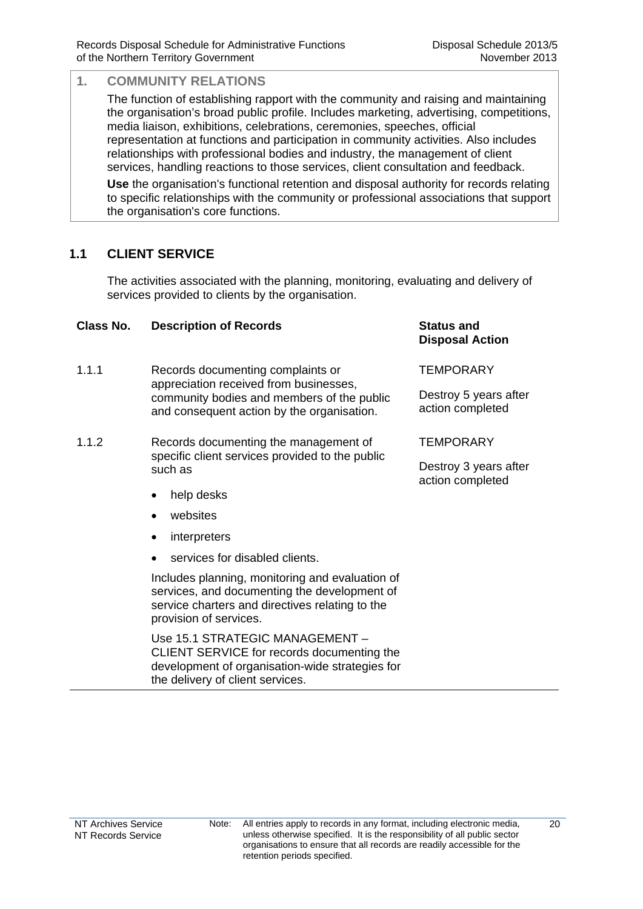## 1. COMMUNITY RELATIONS

The function of establishing rapport with the community and raising and maintaining the organisation's broad public profile. Includes marketing, advertising, competitions, media liaison, exhibitions, celebrations, ceremonies, speeches, official representation at functions and participation in community activities. Also includes relationships with professional bodies and industry, the management of client services, handling reactions to those services, client consultation and feedback.

**Use** the organisation's functional retention and disposal authority for records relating to specific relationships with the community or professional associations that support the organisation's core functions.

### 1.1 CLIENT SERVICE

The activities associated with the planning, monitoring, evaluating and delivery of services provided to clients by the organisation.

| Class No. | Description of Records | Status and Disposal Action |
|---|---|---|
| 1.1.1 | Records documenting complaints or appreciation received from businesses, community bodies and members of the public and consequent action by the organisation. | TEMPORARY<br><br>Destroy 5 years after action completed |
| 1.1.2 | Records documenting the management of specific client services provided to the public such as<br><br>• help desks<br>• websites<br>• interpreters<br>• services for disabled clients.<br><br>Includes planning, monitoring and evaluation of services, and documenting the development of service charters and directives relating to the provision of services.<br><br>Use 15.1 STRATEGIC MANAGEMENT – CLIENT SERVICE for records documenting the development of organisation-wide strategies for the delivery of client services. | TEMPORARY<br><br>Destroy 3 years after action completed |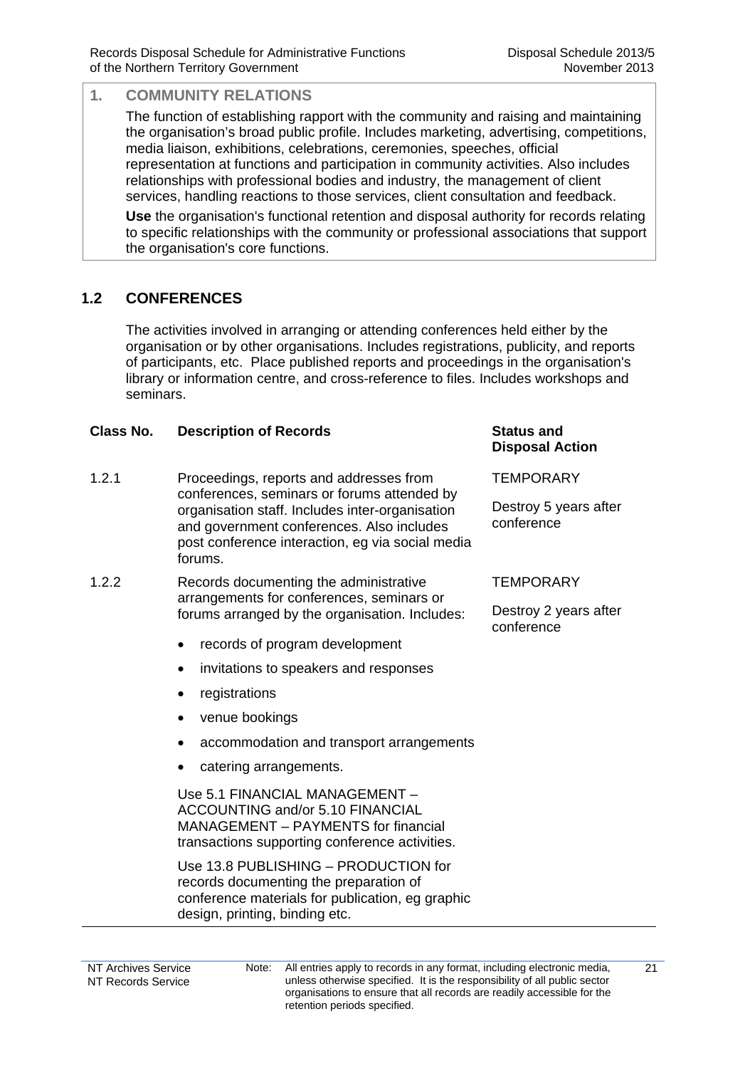## 1. COMMUNITY RELATIONS

The function of establishing rapport with the community and raising and maintaining the organisation's broad public profile. Includes marketing, advertising, competitions, media liaison, exhibitions, celebrations, ceremonies, speeches, official representation at functions and participation in community activities. Also includes relationships with professional bodies and industry, the management of client services, handling reactions to those services, client consultation and feedback.

**Use** the organisation's functional retention and disposal authority for records relating to specific relationships with the community or professional associations that support the organisation's core functions.

### 1.2 CONFERENCES

The activities involved in arranging or attending conferences held either by the organisation or by other organisations. Includes registrations, publicity, and reports of participants, etc. Place published reports and proceedings in the organisation's library or information centre, and cross-reference to files. Includes workshops and seminars.

| Class No. | Description of Records | Status and Disposal Action |
|---|---|---|
| 1.2.1 | Proceedings, reports and addresses from conferences, seminars or forums attended by organisation staff. Includes inter-organisation and government conferences. Also includes post conference interaction, eg via social media forums. | TEMPORARY<br><br>Destroy 5 years after conference |
| 1.2.2 | Records documenting the administrative arrangements for conferences, seminars or forums arranged by the organisation. Includes:<br>• records of program development<br>• invitations to speakers and responses<br>• registrations<br>• venue bookings<br>• accommodation and transport arrangements<br>• catering arrangements.<br><br>Use 5.1 FINANCIAL MANAGEMENT – ACCOUNTING and/or 5.10 FINANCIAL MANAGEMENT – PAYMENTS for financial transactions supporting conference activities.<br><br>Use 13.8 PUBLISHING – PRODUCTION for records documenting the preparation of conference materials for publication, eg graphic design, printing, binding etc. | TEMPORARY<br><br>Destroy 2 years after conference |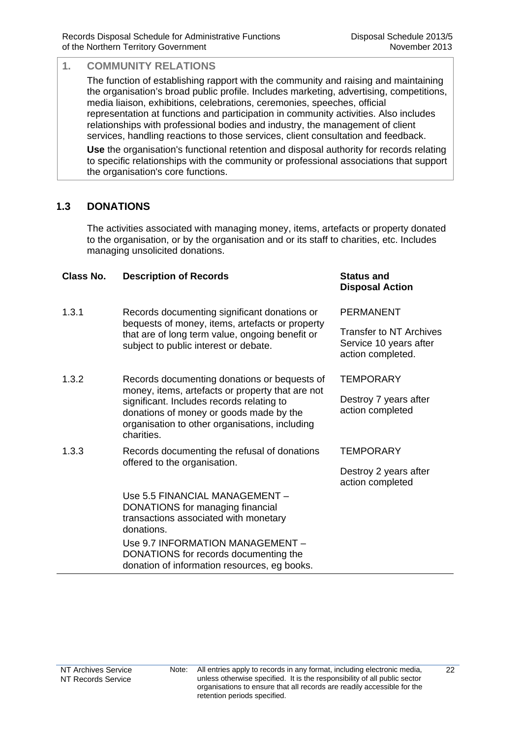## 1. COMMUNITY RELATIONS

The function of establishing rapport with the community and raising and maintaining the organisation's broad public profile. Includes marketing, advertising, competitions, media liaison, exhibitions, celebrations, ceremonies, speeches, official representation at functions and participation in community activities. Also includes relationships with professional bodies and industry, the management of client services, handling reactions to those services, client consultation and feedback.

**Use** the organisation's functional retention and disposal authority for records relating to specific relationships with the community or professional associations that support the organisation's core functions.

### 1.3 DONATIONS

The activities associated with managing money, items, artefacts or property donated to the organisation, or by the organisation and or its staff to charities, etc. Includes managing unsolicited donations.

| Class No. | Description of Records | Status and Disposal Action |
|---|---|---|
| 1.3.1 | Records documenting significant donations or bequests of money, items, artefacts or property that are of long term value, ongoing benefit or subject to public interest or debate. | PERMANENT<br><br>Transfer to NT Archives Service 10 years after action completed. |
| 1.3.2 | Records documenting donations or bequests of money, items, artefacts or property that are not significant. Includes records relating to donations of money or goods made by the organisation to other organisations, including charities. | TEMPORARY<br><br>Destroy 7 years after action completed |
| 1.3.3 | Records documenting the refusal of donations offered to the organisation.<br><br>Use 5.5 FINANCIAL MANAGEMENT – DONATIONS for managing financial transactions associated with monetary donations.<br><br>Use 9.7 INFORMATION MANAGEMENT – DONATIONS for records documenting the donation of information resources, eg books. | TEMPORARY<br><br>Destroy 2 years after action completed |

NT Archives Service
NT Records Service

Note: All entries apply to records in any format, including electronic media, unless otherwise specified. It is the responsibility of all public sector organisations to ensure that all records are readily accessible for the retention periods specified.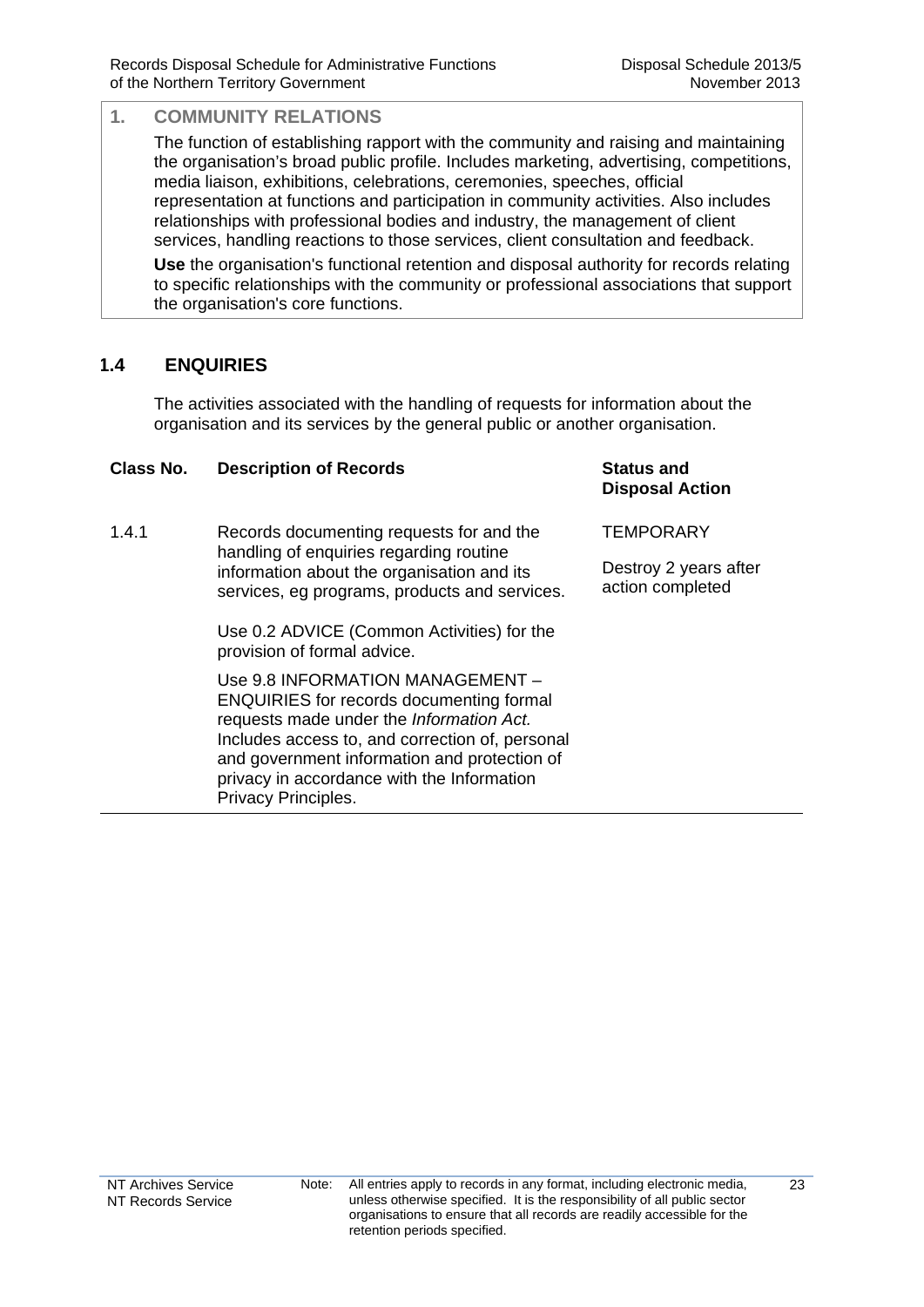## 1. COMMUNITY RELATIONS

The function of establishing rapport with the community and raising and maintaining the organisation's broad public profile. Includes marketing, advertising, competitions, media liaison, exhibitions, celebrations, ceremonies, speeches, official representation at functions and participation in community activities. Also includes relationships with professional bodies and industry, the management of client services, handling reactions to those services, client consultation and feedback.

**Use** the organisation's functional retention and disposal authority for records relating to specific relationships with the community or professional associations that support the organisation's core functions.

### 1.4 ENQUIRIES

The activities associated with the handling of requests for information about the organisation and its services by the general public or another organisation.

| Class No. | Description of Records | Status and Disposal Action |
|---|---|---|
| 1.4.1 | Records documenting requests for and the handling of enquiries regarding routine information about the organisation and its services, eg programs, products and services.<br><br>Use 0.2 ADVICE (Common Activities) for the provision of formal advice.<br><br>Use 9.8 INFORMATION MANAGEMENT – ENQUIRIES for records documenting formal requests made under the *Information Act.* Includes access to, and correction of, personal and government information and protection of privacy in accordance with the Information Privacy Principles. | TEMPORARY<br><br>Destroy 2 years after action completed |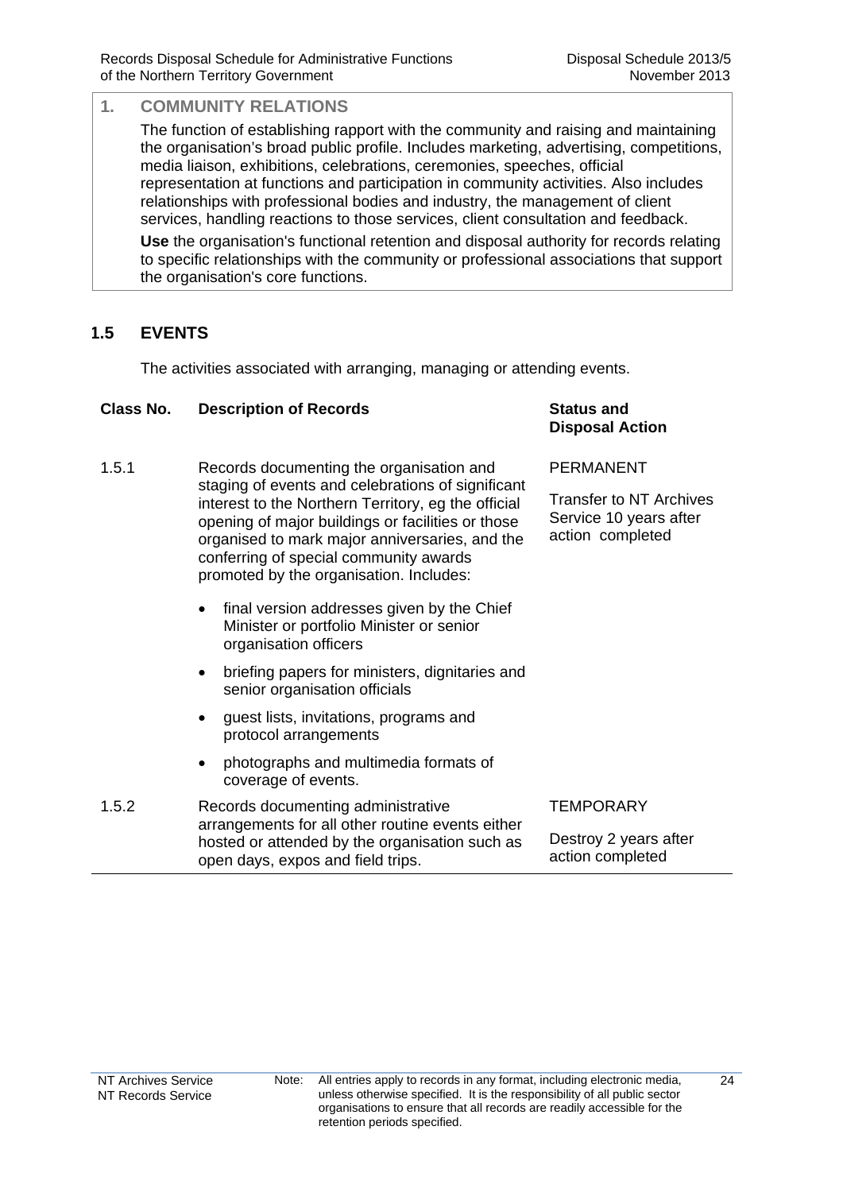## 1. COMMUNITY RELATIONS

The function of establishing rapport with the community and raising and maintaining the organisation's broad public profile. Includes marketing, advertising, competitions, media liaison, exhibitions, celebrations, ceremonies, speeches, official representation at functions and participation in community activities. Also includes relationships with professional bodies and industry, the management of client services, handling reactions to those services, client consultation and feedback.

**Use** the organisation's functional retention and disposal authority for records relating to specific relationships with the community or professional associations that support the organisation's core functions.

### 1.5 EVENTS

The activities associated with arranging, managing or attending events.

| Class No. | Description of Records | Status and Disposal Action |
|---|---|---|
| 1.5.1 | Records documenting the organisation and staging of events and celebrations of significant interest to the Northern Territory, eg the official opening of major buildings or facilities or those organised to mark major anniversaries, and the conferring of special community awards promoted by the organisation. Includes:<br>• final version addresses given by the Chief Minister or portfolio Minister or senior organisation officers<br>• briefing papers for ministers, dignitaries and senior organisation officials<br>• guest lists, invitations, programs and protocol arrangements<br>• photographs and multimedia formats of coverage of events. | PERMANENT<br><br>Transfer to NT Archives Service 10 years after action completed |
| 1.5.2 | Records documenting administrative arrangements for all other routine events either hosted or attended by the organisation such as open days, expos and field trips. | TEMPORARY<br><br>Destroy 2 years after action completed |

Note: All entries apply to records in any format, including electronic media, unless otherwise specified. It is the responsibility of all public sector organisations to ensure that all records are readily accessible for the retention periods specified.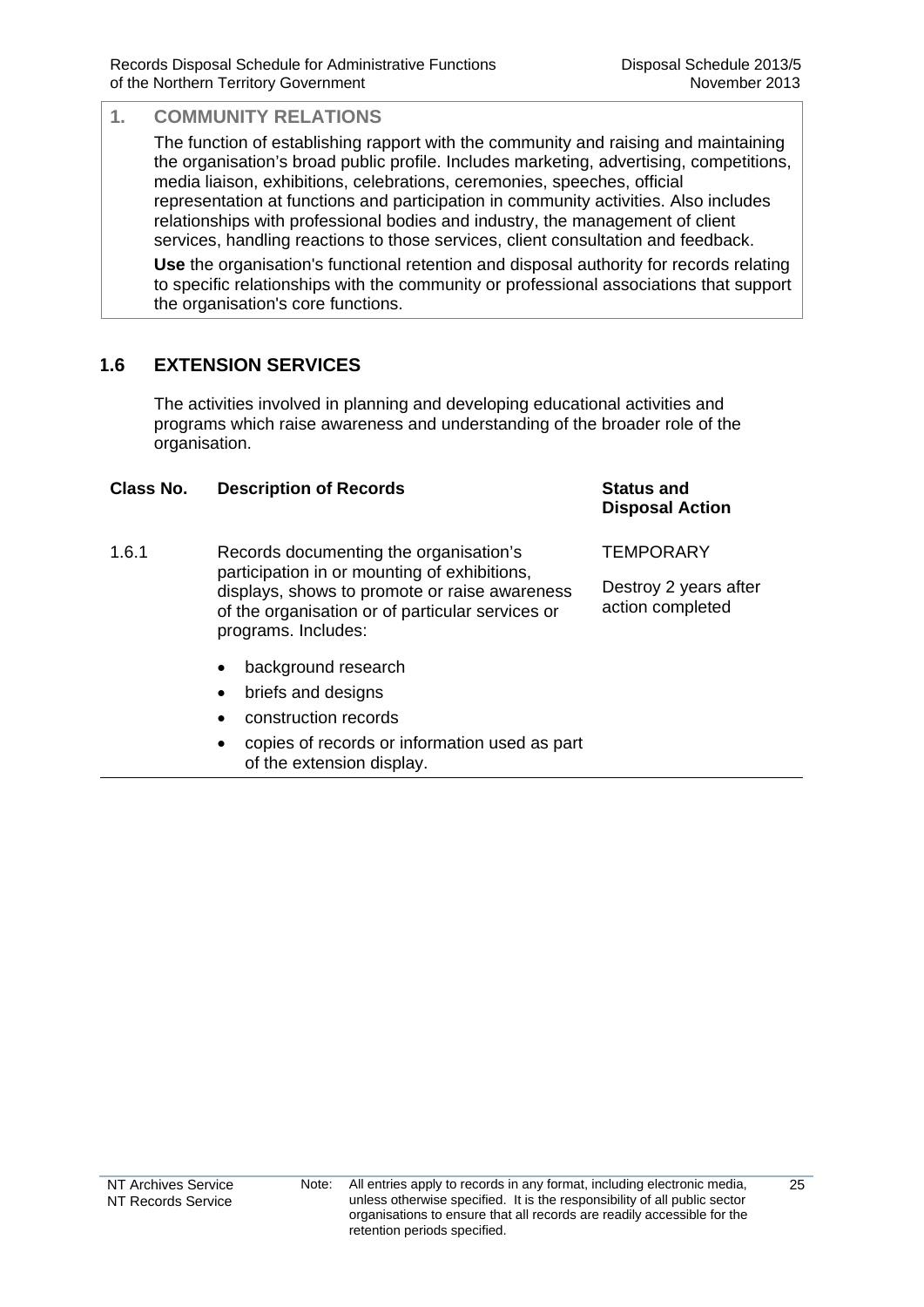## 1. COMMUNITY RELATIONS

The function of establishing rapport with the community and raising and maintaining the organisation's broad public profile. Includes marketing, advertising, competitions, media liaison, exhibitions, celebrations, ceremonies, speeches, official representation at functions and participation in community activities. Also includes relationships with professional bodies and industry, the management of client services, handling reactions to those services, client consultation and feedback.

**Use** the organisation's functional retention and disposal authority for records relating to specific relationships with the community or professional associations that support the organisation's core functions.

### 1.6 EXTENSION SERVICES

The activities involved in planning and developing educational activities and programs which raise awareness and understanding of the broader role of the organisation.

| Class No. | Description of Records | Status and Disposal Action |
|---|---|---|
| 1.6.1 | Records documenting the organisation's participation in or mounting of exhibitions, displays, shows to promote or raise awareness of the organisation or of particular services or programs. Includes:<br>• background research<br>• briefs and designs<br>• construction records<br>• copies of records or information used as part of the extension display. | TEMPORARY<br><br>Destroy 2 years after action completed |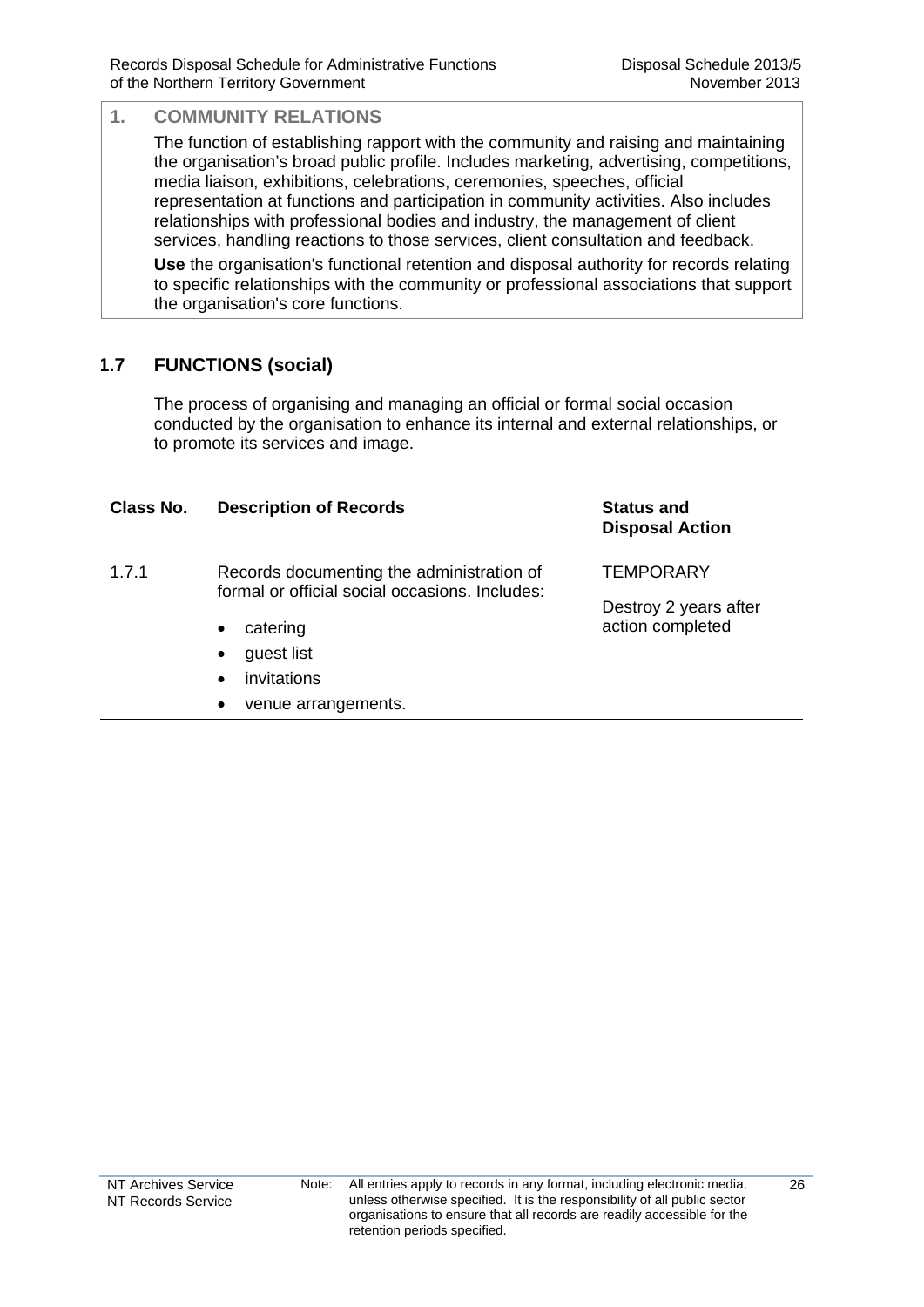## 1. COMMUNITY RELATIONS

The function of establishing rapport with the community and raising and maintaining the organisation's broad public profile. Includes marketing, advertising, competitions, media liaison, exhibitions, celebrations, ceremonies, speeches, official representation at functions and participation in community activities. Also includes relationships with professional bodies and industry, the management of client services, handling reactions to those services, client consultation and feedback.

**Use** the organisation's functional retention and disposal authority for records relating to specific relationships with the community or professional associations that support the organisation's core functions.

### 1.7 FUNCTIONS (social)

The process of organising and managing an official or formal social occasion conducted by the organisation to enhance its internal and external relationships, or to promote its services and image.

| Class No. | Description of Records | Status and Disposal Action |
|---|---|---|
| 1.7.1 | Records documenting the administration of formal or official social occasions. Includes:<br>• catering<br>• guest list<br>• invitations<br>• venue arrangements. | TEMPORARY<br>Destroy 2 years after action completed |

Note: All entries apply to records in any format, including electronic media, unless otherwise specified. It is the responsibility of all public sector organisations to ensure that all records are readily accessible for the retention periods specified.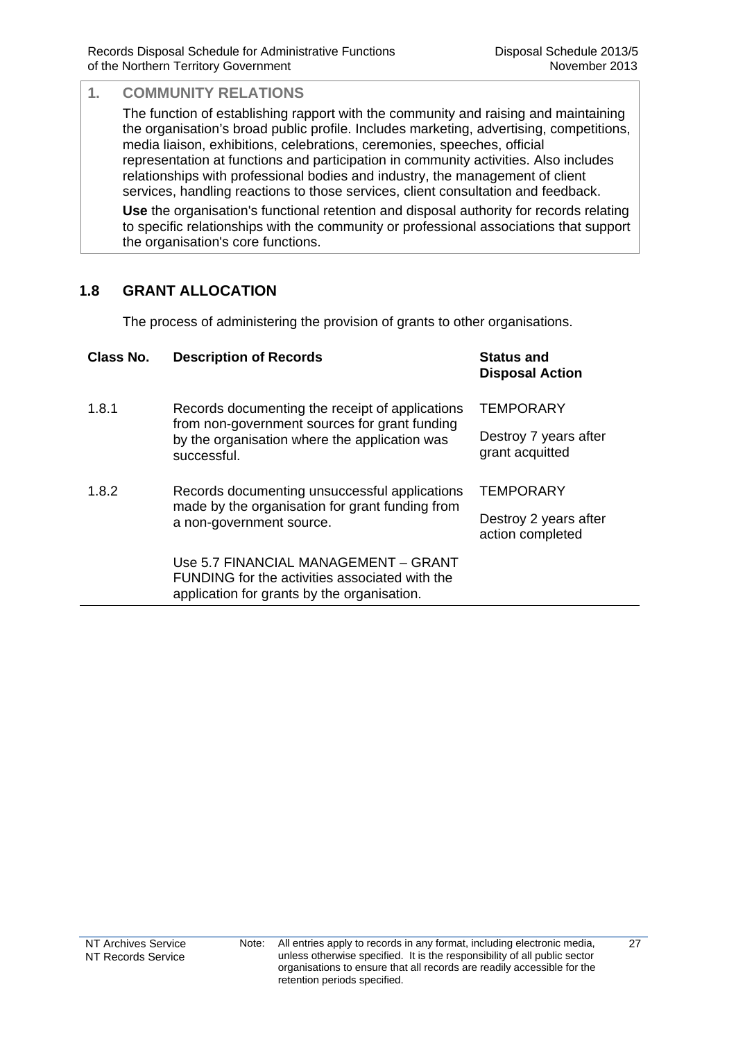## 1. COMMUNITY RELATIONS

The function of establishing rapport with the community and raising and maintaining the organisation's broad public profile. Includes marketing, advertising, competitions, media liaison, exhibitions, celebrations, ceremonies, speeches, official representation at functions and participation in community activities. Also includes relationships with professional bodies and industry, the management of client services, handling reactions to those services, client consultation and feedback.

**Use** the organisation's functional retention and disposal authority for records relating to specific relationships with the community or professional associations that support the organisation's core functions.

### 1.8 GRANT ALLOCATION

The process of administering the provision of grants to other organisations.

| Class No. | Description of Records | Status and Disposal Action |
|---|---|---|
| 1.8.1 | Records documenting the receipt of applications from non-government sources for grant funding by the organisation where the application was successful. | TEMPORARY<br>Destroy 7 years after grant acquitted |
| 1.8.2 | Records documenting unsuccessful applications made by the organisation for grant funding from a non-government source.<br><br>Use 5.7 FINANCIAL MANAGEMENT – GRANT FUNDING for the activities associated with the application for grants by the organisation. | TEMPORARY<br>Destroy 2 years after action completed |

Note: All entries apply to records in any format, including electronic media, unless otherwise specified. It is the responsibility of all public sector organisations to ensure that all records are readily accessible for the retention periods specified.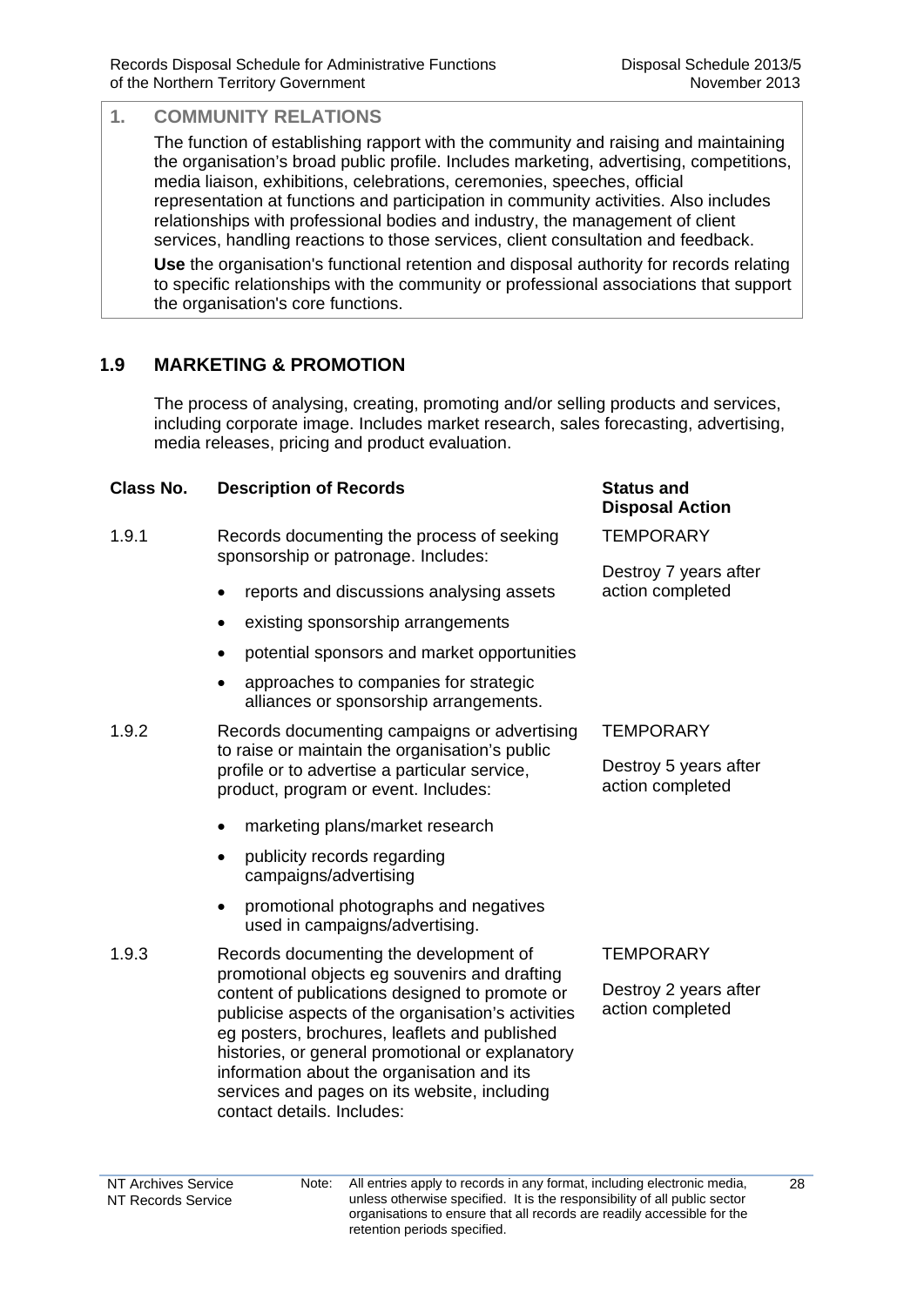## 1. COMMUNITY RELATIONS

The function of establishing rapport with the community and raising and maintaining the organisation's broad public profile. Includes marketing, advertising, competitions, media liaison, exhibitions, celebrations, ceremonies, speeches, official representation at functions and participation in community activities. Also includes relationships with professional bodies and industry, the management of client services, handling reactions to those services, client consultation and feedback.

**Use** the organisation's functional retention and disposal authority for records relating to specific relationships with the community or professional associations that support the organisation's core functions.

### 1.9 MARKETING & PROMOTION

The process of analysing, creating, promoting and/or selling products and services, including corporate image. Includes market research, sales forecasting, advertising, media releases, pricing and product evaluation.

| Class No. | Description of Records | Status and Disposal Action |
|---|---|---|
| 1.9.1 | Records documenting the process of seeking sponsorship or patronage. Includes:<br>• reports and discussions analysing assets<br>• existing sponsorship arrangements<br>• potential sponsors and market opportunities<br>• approaches to companies for strategic alliances or sponsorship arrangements. | TEMPORARY<br><br>Destroy 7 years after action completed |
| 1.9.2 | Records documenting campaigns or advertising to raise or maintain the organisation's public profile or to advertise a particular service, product, program or event. Includes:<br>• marketing plans/market research<br>• publicity records regarding campaigns/advertising<br>• promotional photographs and negatives used in campaigns/advertising. | TEMPORARY<br><br>Destroy 5 years after action completed |
| 1.9.3 | Records documenting the development of promotional objects eg souvenirs and drafting content of publications designed to promote or publicise aspects of the organisation's activities eg posters, brochures, leaflets and published histories, or general promotional or explanatory information about the organisation and its services and pages on its website, including contact details. Includes: | TEMPORARY<br><br>Destroy 2 years after action completed |

Note: All entries apply to records in any format, including electronic media, unless otherwise specified. It is the responsibility of all public sector organisations to ensure that all records are readily accessible for the retention periods specified.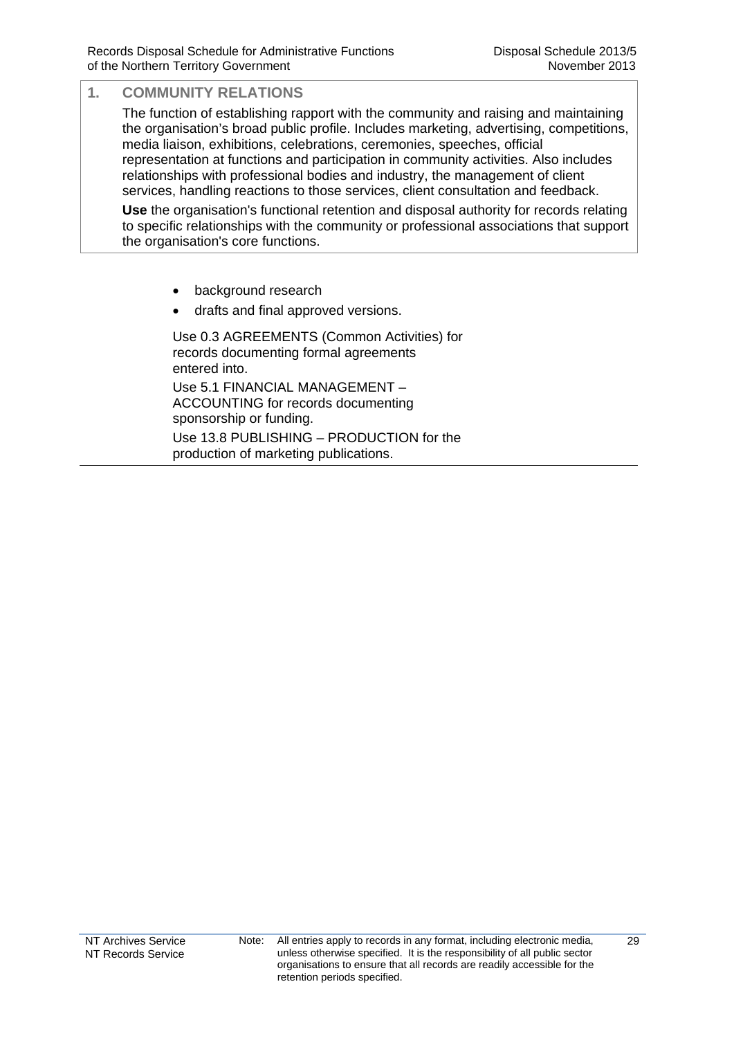## 1. COMMUNITY RELATIONS

The function of establishing rapport with the community and raising and maintaining the organisation's broad public profile. Includes marketing, advertising, competitions, media liaison, exhibitions, celebrations, ceremonies, speeches, official representation at functions and participation in community activities. Also includes relationships with professional bodies and industry, the management of client services, handling reactions to those services, client consultation and feedback.

**Use** the organisation's functional retention and disposal authority for records relating to specific relationships with the community or professional associations that support the organisation's core functions.

- background research
- drafts and final approved versions.

Use 0.3 AGREEMENTS (Common Activities) for records documenting formal agreements entered into.

Use 5.1 FINANCIAL MANAGEMENT – ACCOUNTING for records documenting sponsorship or funding.

Use 13.8 PUBLISHING – PRODUCTION for the production of marketing publications.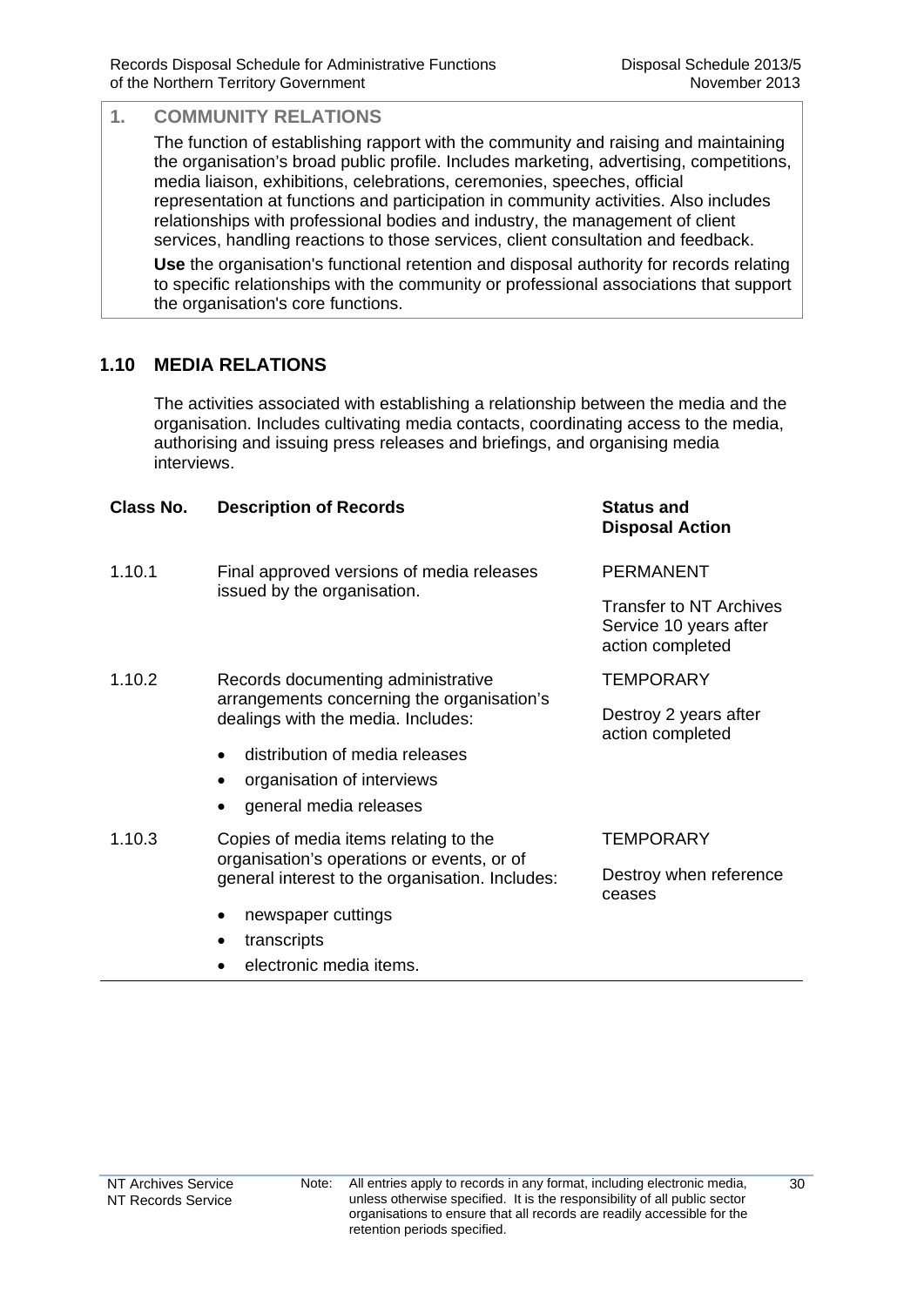## 1. COMMUNITY RELATIONS

The function of establishing rapport with the community and raising and maintaining the organisation's broad public profile. Includes marketing, advertising, competitions, media liaison, exhibitions, celebrations, ceremonies, speeches, official representation at functions and participation in community activities. Also includes relationships with professional bodies and industry, the management of client services, handling reactions to those services, client consultation and feedback.

**Use** the organisation's functional retention and disposal authority for records relating to specific relationships with the community or professional associations that support the organisation's core functions.

### 1.10 MEDIA RELATIONS

The activities associated with establishing a relationship between the media and the organisation. Includes cultivating media contacts, coordinating access to the media, authorising and issuing press releases and briefings, and organising media interviews.

| Class No. | Description of Records | Status and Disposal Action |
|---|---|---|
| 1.10.1 | Final approved versions of media releases issued by the organisation. | PERMANENT<br><br>Transfer to NT Archives Service 10 years after action completed |
| 1.10.2 | Records documenting administrative arrangements concerning the organisation's dealings with the media. Includes:<br>• distribution of media releases<br>• organisation of interviews<br>• general media releases | TEMPORARY<br><br>Destroy 2 years after action completed |
| 1.10.3 | Copies of media items relating to the organisation's operations or events, or of general interest to the organisation. Includes:<br>• newspaper cuttings<br>• transcripts<br>• electronic media items. | TEMPORARY<br><br>Destroy when reference ceases |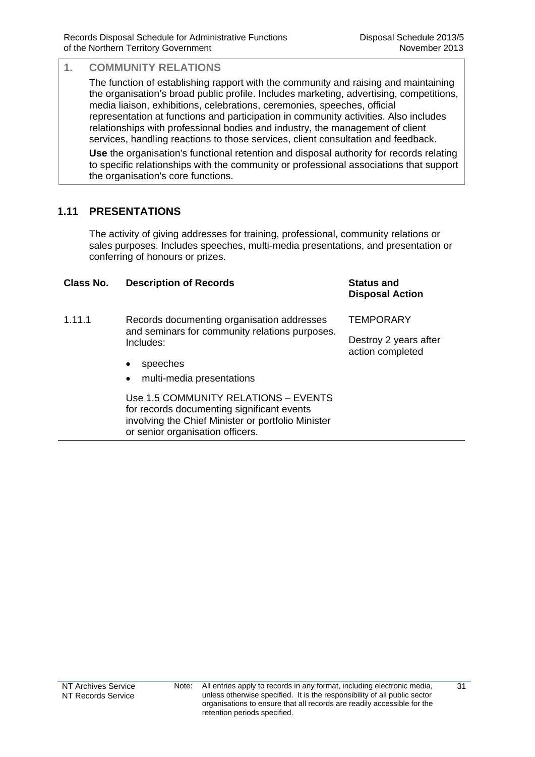## 1. COMMUNITY RELATIONS

The function of establishing rapport with the community and raising and maintaining the organisation's broad public profile. Includes marketing, advertising, competitions, media liaison, exhibitions, celebrations, ceremonies, speeches, official representation at functions and participation in community activities. Also includes relationships with professional bodies and industry, the management of client services, handling reactions to those services, client consultation and feedback.

**Use** the organisation's functional retention and disposal authority for records relating to specific relationships with the community or professional associations that support the organisation's core functions.

### 1.11 PRESENTATIONS

The activity of giving addresses for training, professional, community relations or sales purposes. Includes speeches, multi-media presentations, and presentation or conferring of honours or prizes.

| Class No. | Description of Records | Status and Disposal Action |
|---|---|---|
| 1.11.1 | Records documenting organisation addresses and seminars for community relations purposes. Includes:<br>• speeches<br>• multi-media presentations<br><br>Use 1.5 COMMUNITY RELATIONS – EVENTS for records documenting significant events involving the Chief Minister or portfolio Minister or senior organisation officers. | TEMPORARY<br><br>Destroy 2 years after action completed |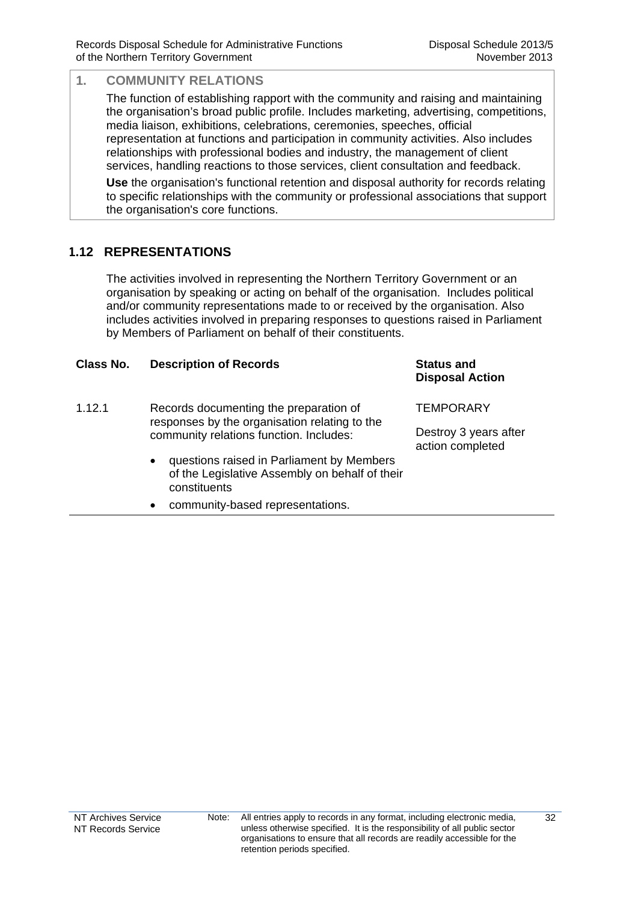## 1. COMMUNITY RELATIONS

The function of establishing rapport with the community and raising and maintaining the organisation's broad public profile. Includes marketing, advertising, competitions, media liaison, exhibitions, celebrations, ceremonies, speeches, official representation at functions and participation in community activities. Also includes relationships with professional bodies and industry, the management of client services, handling reactions to those services, client consultation and feedback.

**Use** the organisation's functional retention and disposal authority for records relating to specific relationships with the community or professional associations that support the organisation's core functions.

### 1.12 REPRESENTATIONS

The activities involved in representing the Northern Territory Government or an organisation by speaking or acting on behalf of the organisation. Includes political and/or community representations made to or received by the organisation. Also includes activities involved in preparing responses to questions raised in Parliament by Members of Parliament on behalf of their constituents.

| Class No. | Description of Records | Status and Disposal Action |
|---|---|---|
| 1.12.1 | Records documenting the preparation of responses by the organisation relating to the community relations function. Includes:<br>• questions raised in Parliament by Members of the Legislative Assembly on behalf of their constituents<br>• community-based representations. | TEMPORARY<br><br>Destroy 3 years after action completed |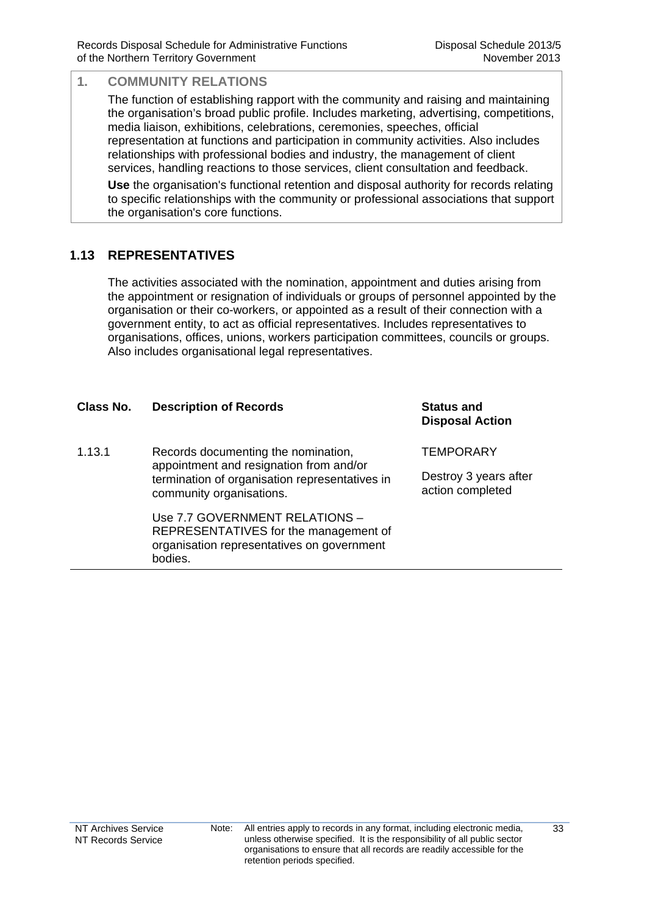## 1. COMMUNITY RELATIONS

The function of establishing rapport with the community and raising and maintaining the organisation's broad public profile. Includes marketing, advertising, competitions, media liaison, exhibitions, celebrations, ceremonies, speeches, official representation at functions and participation in community activities. Also includes relationships with professional bodies and industry, the management of client services, handling reactions to those services, client consultation and feedback.

**Use** the organisation's functional retention and disposal authority for records relating to specific relationships with the community or professional associations that support the organisation's core functions.

### 1.13 REPRESENTATIVES

The activities associated with the nomination, appointment and duties arising from the appointment or resignation of individuals or groups of personnel appointed by the organisation or their co-workers, or appointed as a result of their connection with a government entity, to act as official representatives. Includes representatives to organisations, offices, unions, workers participation committees, councils or groups. Also includes organisational legal representatives.

| Class No. | Description of Records | Status and Disposal Action |
|---|---|---|
| 1.13.1 | Records documenting the nomination, appointment and resignation from and/or termination of organisation representatives in community organisations.<br><br>Use 7.7 GOVERNMENT RELATIONS – REPRESENTATIVES for the management of organisation representatives on government bodies. | TEMPORARY<br><br>Destroy 3 years after action completed |

NT Archives Service
NT Records Service

Note: All entries apply to records in any format, including electronic media, unless otherwise specified. It is the responsibility of all public sector organisations to ensure that all records are readily accessible for the retention periods specified.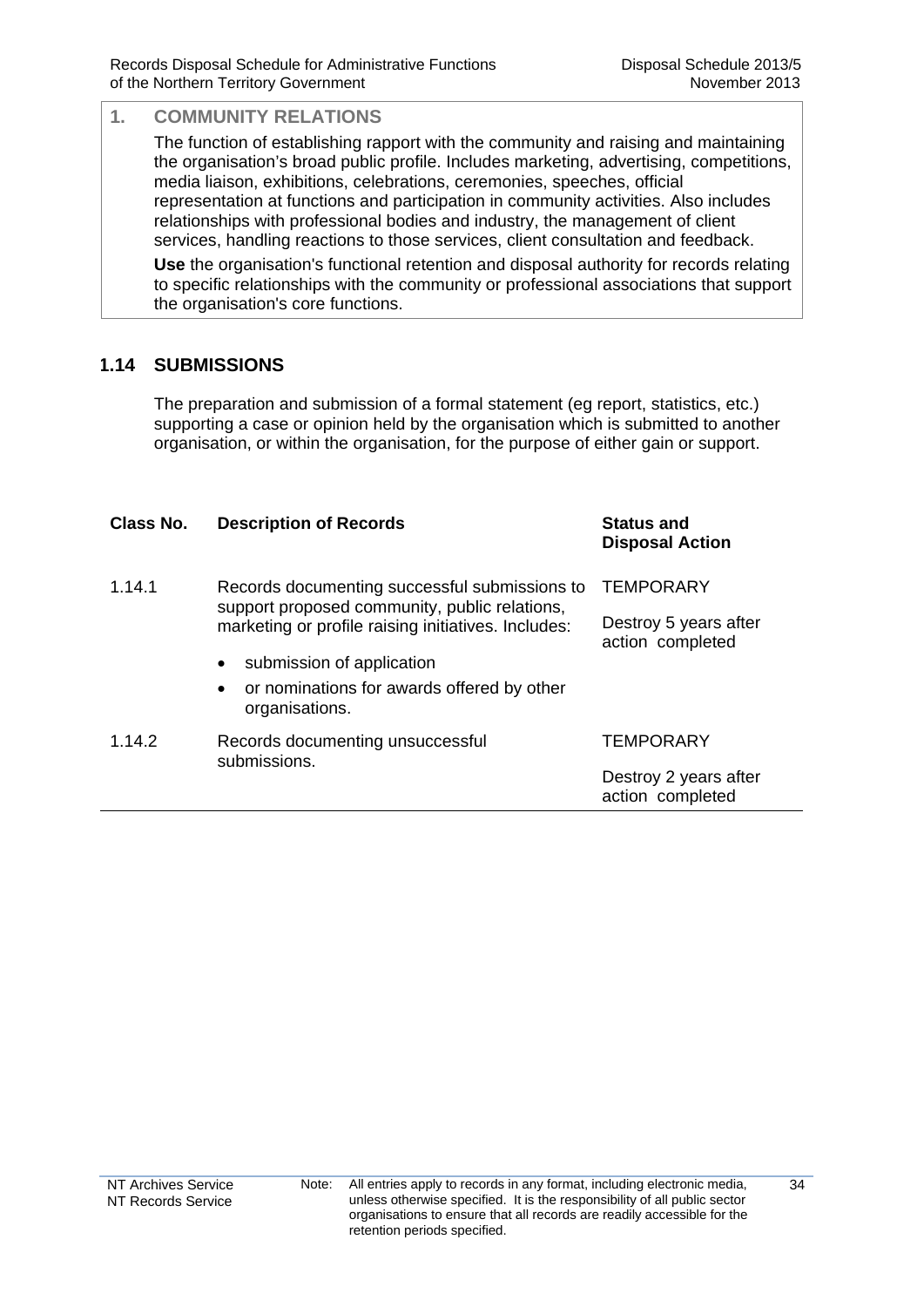## 1. COMMUNITY RELATIONS

The function of establishing rapport with the community and raising and maintaining the organisation's broad public profile. Includes marketing, advertising, competitions, media liaison, exhibitions, celebrations, ceremonies, speeches, official representation at functions and participation in community activities. Also includes relationships with professional bodies and industry, the management of client services, handling reactions to those services, client consultation and feedback.

**Use** the organisation's functional retention and disposal authority for records relating to specific relationships with the community or professional associations that support the organisation's core functions.

### 1.14 SUBMISSIONS

The preparation and submission of a formal statement (eg report, statistics, etc.) supporting a case or opinion held by the organisation which is submitted to another organisation, or within the organisation, for the purpose of either gain or support.

| Class No. | Description of Records | Status and Disposal Action |
|---|---|---|
| 1.14.1 | Records documenting successful submissions to support proposed community, public relations, marketing or profile raising initiatives. Includes:<br>• submission of application<br>• or nominations for awards offered by other organisations. | TEMPORARY<br><br>Destroy 5 years after action completed |
| 1.14.2 | Records documenting unsuccessful submissions. | TEMPORARY<br><br>Destroy 2 years after action completed |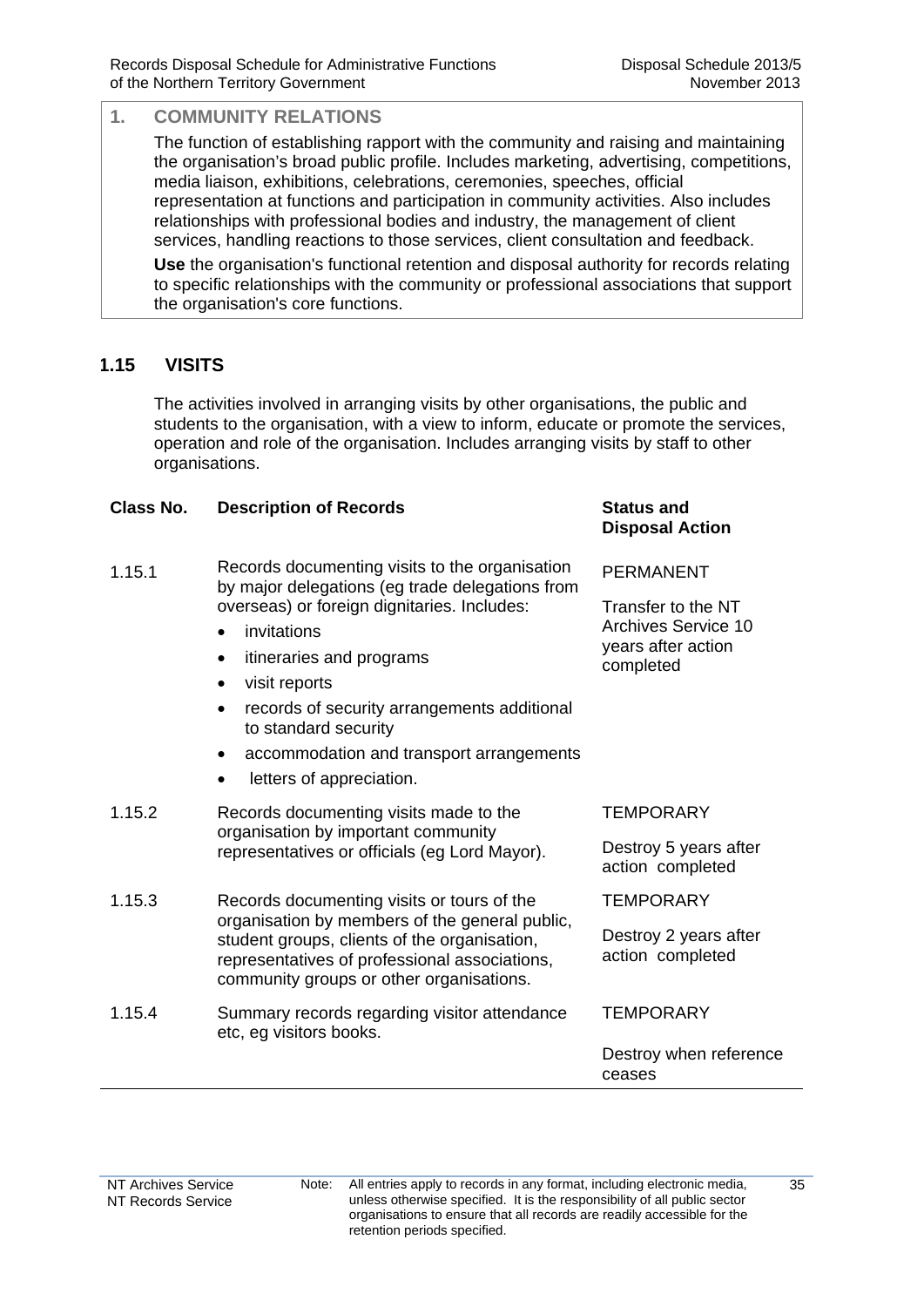## 1. COMMUNITY RELATIONS

The function of establishing rapport with the community and raising and maintaining the organisation's broad public profile. Includes marketing, advertising, competitions, media liaison, exhibitions, celebrations, ceremonies, speeches, official representation at functions and participation in community activities. Also includes relationships with professional bodies and industry, the management of client services, handling reactions to those services, client consultation and feedback.

**Use** the organisation's functional retention and disposal authority for records relating to specific relationships with the community or professional associations that support the organisation's core functions.

### 1.15 VISITS

The activities involved in arranging visits by other organisations, the public and students to the organisation, with a view to inform, educate or promote the services, operation and role of the organisation. Includes arranging visits by staff to other organisations.

| Class No. | Description of Records | Status and Disposal Action |
|---|---|---|
| 1.15.1 | Records documenting visits to the organisation by major delegations (eg trade delegations from overseas) or foreign dignitaries. Includes:<br>• invitations<br>• itineraries and programs<br>• visit reports<br>• records of security arrangements additional to standard security<br>• accommodation and transport arrangements<br>• letters of appreciation. | PERMANENT<br><br>Transfer to the NT Archives Service 10 years after action completed |
| 1.15.2 | Records documenting visits made to the organisation by important community representatives or officials (eg Lord Mayor). | TEMPORARY<br><br>Destroy 5 years after action completed |
| 1.15.3 | Records documenting visits or tours of the organisation by members of the general public, student groups, clients of the organisation, representatives of professional associations, community groups or other organisations. | TEMPORARY<br><br>Destroy 2 years after action completed |
| 1.15.4 | Summary records regarding visitor attendance etc, eg visitors books. | TEMPORARY<br><br>Destroy when reference ceases |

Note: All entries apply to records in any format, including electronic media, unless otherwise specified. It is the responsibility of all public sector organisations to ensure that all records are readily accessible for the retention periods specified.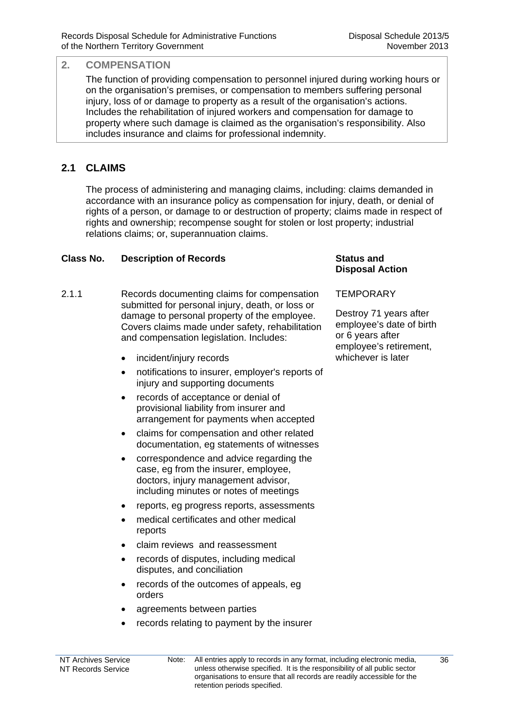## 2. COMPENSATION

The function of providing compensation to personnel injured during working hours or on the organisation's premises, or compensation to members suffering personal injury, loss of or damage to property as a result of the organisation's actions. Includes the rehabilitation of injured workers and compensation for damage to property where such damage is claimed as the organisation's responsibility. Also includes insurance and claims for professional indemnity.

## 2.1 CLAIMS

The process of administering and managing claims, including: claims demanded in accordance with an insurance policy as compensation for injury, death, or denial of rights of a person, or damage to or destruction of property; claims made in respect of rights and ownership; recompense sought for stolen or lost property; industrial relations claims; or, superannuation claims.

| Class No. | Description of Records | Status and Disposal Action |
|---|---|---|
| 2.1.1 | Records documenting claims for compensation submitted for personal injury, death, or loss or damage to personal property of the employee. Covers claims made under safety, rehabilitation and compensation legislation. Includes:<br>• incident/injury records<br>• notifications to insurer, employer's reports of injury and supporting documents<br>• records of acceptance or denial of provisional liability from insurer and arrangement for payments when accepted<br>• claims for compensation and other related documentation, eg statements of witnesses<br>• correspondence and advice regarding the case, eg from the insurer, employee, doctors, injury management advisor, including minutes or notes of meetings<br>• reports, eg progress reports, assessments<br>• medical certificates and other medical reports<br>• claim reviews and reassessment<br>• records of disputes, including medical disputes, and conciliation<br>• records of the outcomes of appeals, eg orders<br>• agreements between parties<br>• records relating to payment by the insurer | TEMPORARY<br><br>Destroy 71 years after employee's date of birth or 6 years after employee's retirement, whichever is later |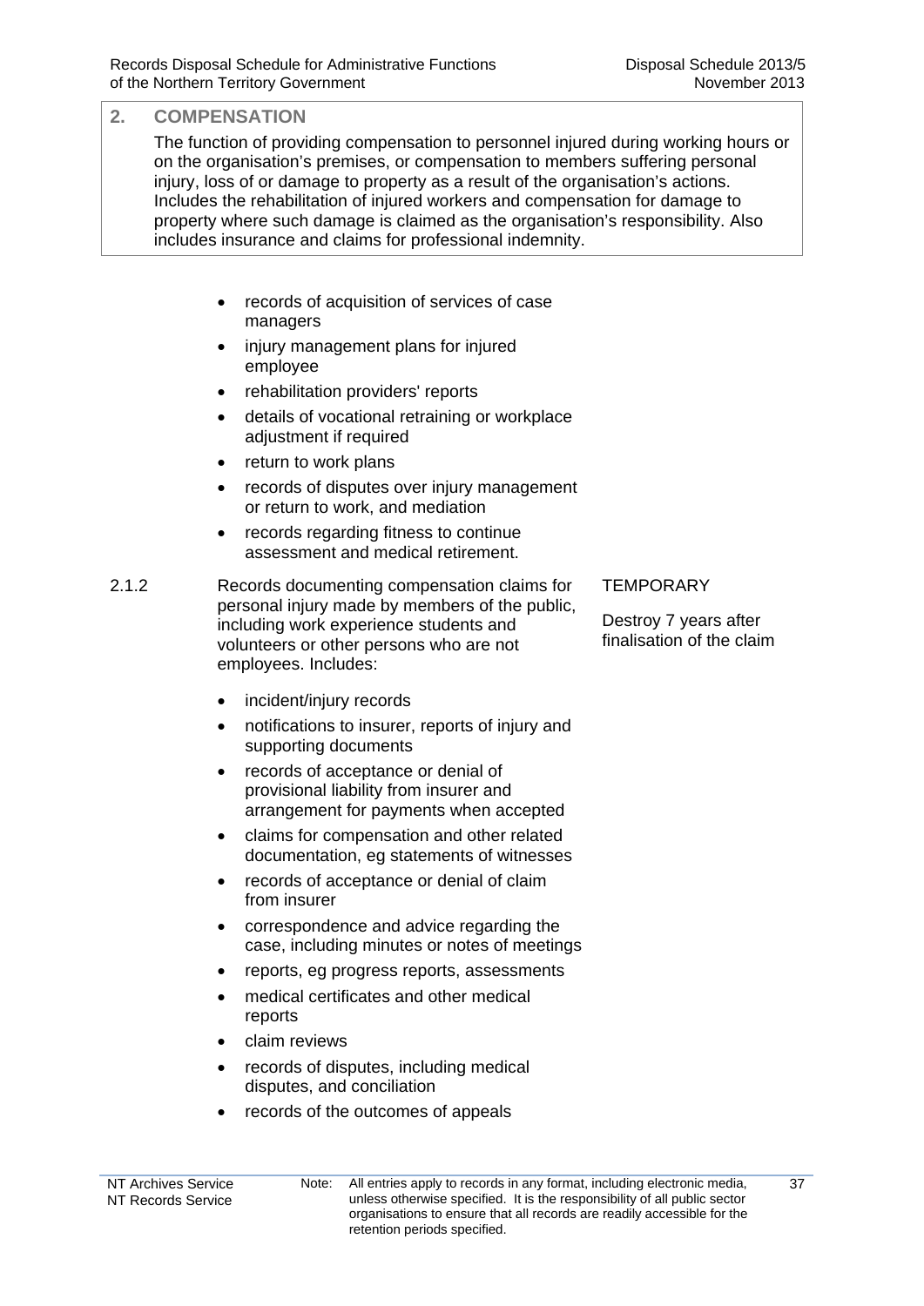## 2. COMPENSATION

The function of providing compensation to personnel injured during working hours or on the organisation's premises, or compensation to members suffering personal injury, loss of or damage to property as a result of the organisation's actions. Includes the rehabilitation of injured workers and compensation for damage to property where such damage is claimed as the organisation's responsibility. Also includes insurance and claims for professional indemnity.

| | | |
|---|---|---|
| | • records of acquisition of services of case managers<br>• injury management plans for injured employee<br>• rehabilitation providers' reports<br>• details of vocational retraining or workplace adjustment if required<br>• return to work plans<br>• records of disputes over injury management or return to work, and mediation<br>• records regarding fitness to continue assessment and medical retirement. | |
| 2.1.2 | Records documenting compensation claims for personal injury made by members of the public, including work experience students and volunteers or other persons who are not employees. Includes:<br>• incident/injury records<br>• notifications to insurer, reports of injury and supporting documents<br>• records of acceptance or denial of provisional liability from insurer and arrangement for payments when accepted<br>• claims for compensation and other related documentation, eg statements of witnesses<br>• records of acceptance or denial of claim from insurer<br>• correspondence and advice regarding the case, including minutes or notes of meetings<br>• reports, eg progress reports, assessments<br>• medical certificates and other medical reports<br>• claim reviews<br>• records of disputes, including medical disputes, and conciliation<br>• records of the outcomes of appeals | TEMPORARY<br><br>Destroy 7 years after finalisation of the claim |

Note: All entries apply to records in any format, including electronic media, unless otherwise specified. It is the responsibility of all public sector organisations to ensure that all records are readily accessible for the retention periods specified.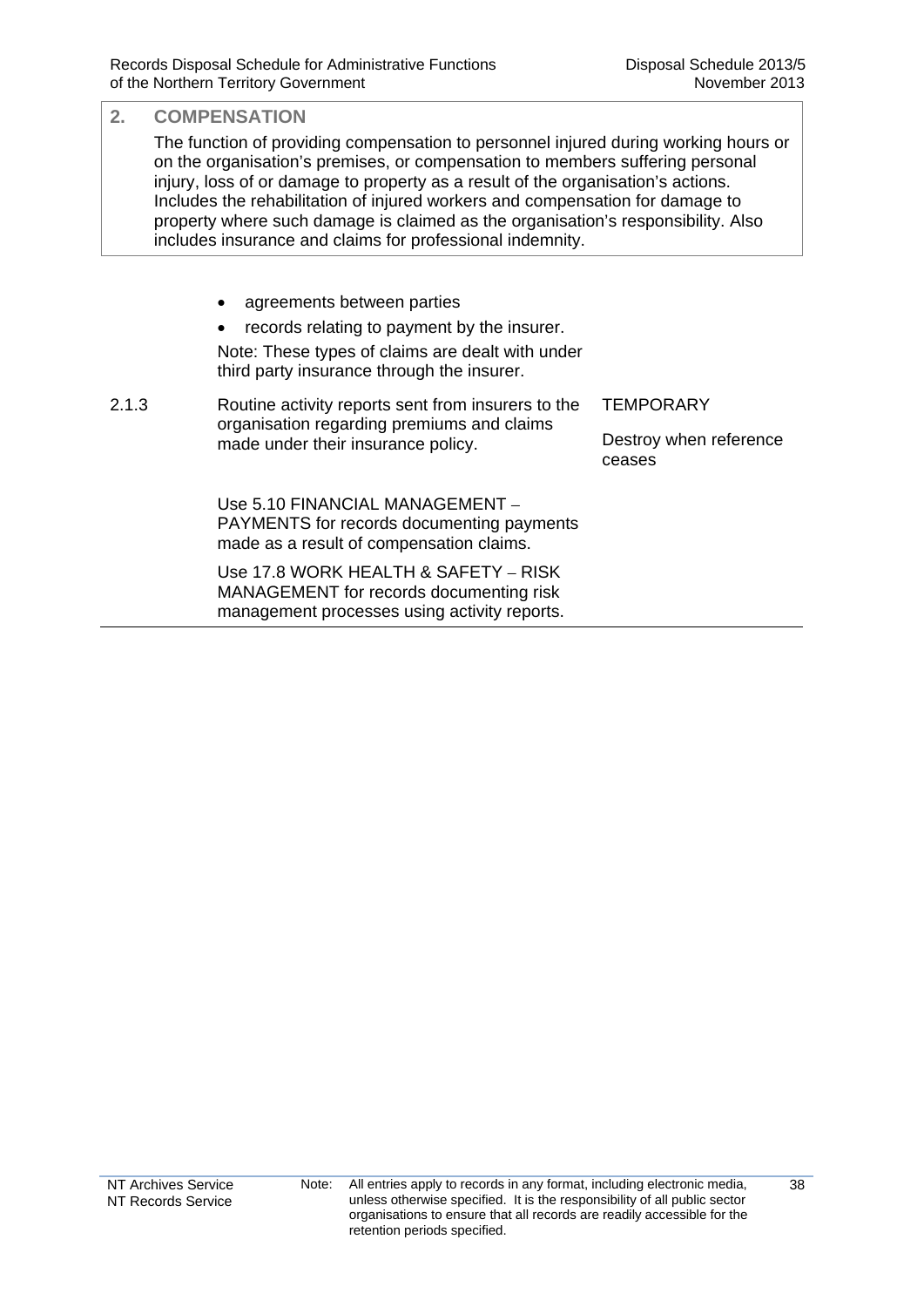## 2. COMPENSATION

The function of providing compensation to personnel injured during working hours or on the organisation's premises, or compensation to members suffering personal injury, loss of or damage to property as a result of the organisation's actions. Includes the rehabilitation of injured workers and compensation for damage to property where such damage is claimed as the organisation's responsibility. Also includes insurance and claims for professional indemnity.

| | | |
|---|---|---|
| | • agreements between parties<br>• records relating to payment by the insurer.<br>Note: These types of claims are dealt with under third party insurance through the insurer. | |
| 2.1.3 | Routine activity reports sent from insurers to the organisation regarding premiums and claims made under their insurance policy.<br><br>Use 5.10 FINANCIAL MANAGEMENT – PAYMENTS for records documenting payments made as a result of compensation claims.<br><br>Use 17.8 WORK HEALTH & SAFETY – RISK MANAGEMENT for records documenting risk management processes using activity reports. | TEMPORARY<br><br>Destroy when reference ceases |

Note: All entries apply to records in any format, including electronic media, unless otherwise specified. It is the responsibility of all public sector organisations to ensure that all records are readily accessible for the retention periods specified.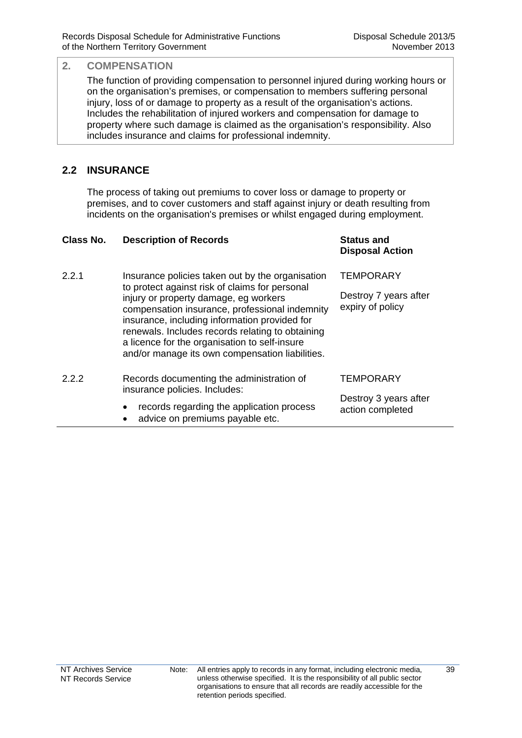## 2. COMPENSATION

The function of providing compensation to personnel injured during working hours or on the organisation's premises, or compensation to members suffering personal injury, loss of or damage to property as a result of the organisation's actions. Includes the rehabilitation of injured workers and compensation for damage to property where such damage is claimed as the organisation's responsibility. Also includes insurance and claims for professional indemnity.

## 2.2 INSURANCE

The process of taking out premiums to cover loss or damage to property or premises, and to cover customers and staff against injury or death resulting from incidents on the organisation's premises or whilst engaged during employment.

| Class No. | Description of Records | Status and Disposal Action |
|---|---|---|
| 2.2.1 | Insurance policies taken out by the organisation to protect against risk of claims for personal injury or property damage, eg workers compensation insurance, professional indemnity insurance, including information provided for renewals. Includes records relating to obtaining a licence for the organisation to self-insure and/or manage its own compensation liabilities. | TEMPORARY<br><br>Destroy 7 years after expiry of policy |
| 2.2.2 | Records documenting the administration of insurance policies. Includes:<br>• records regarding the application process<br>• advice on premiums payable etc. | TEMPORARY<br><br>Destroy 3 years after action completed |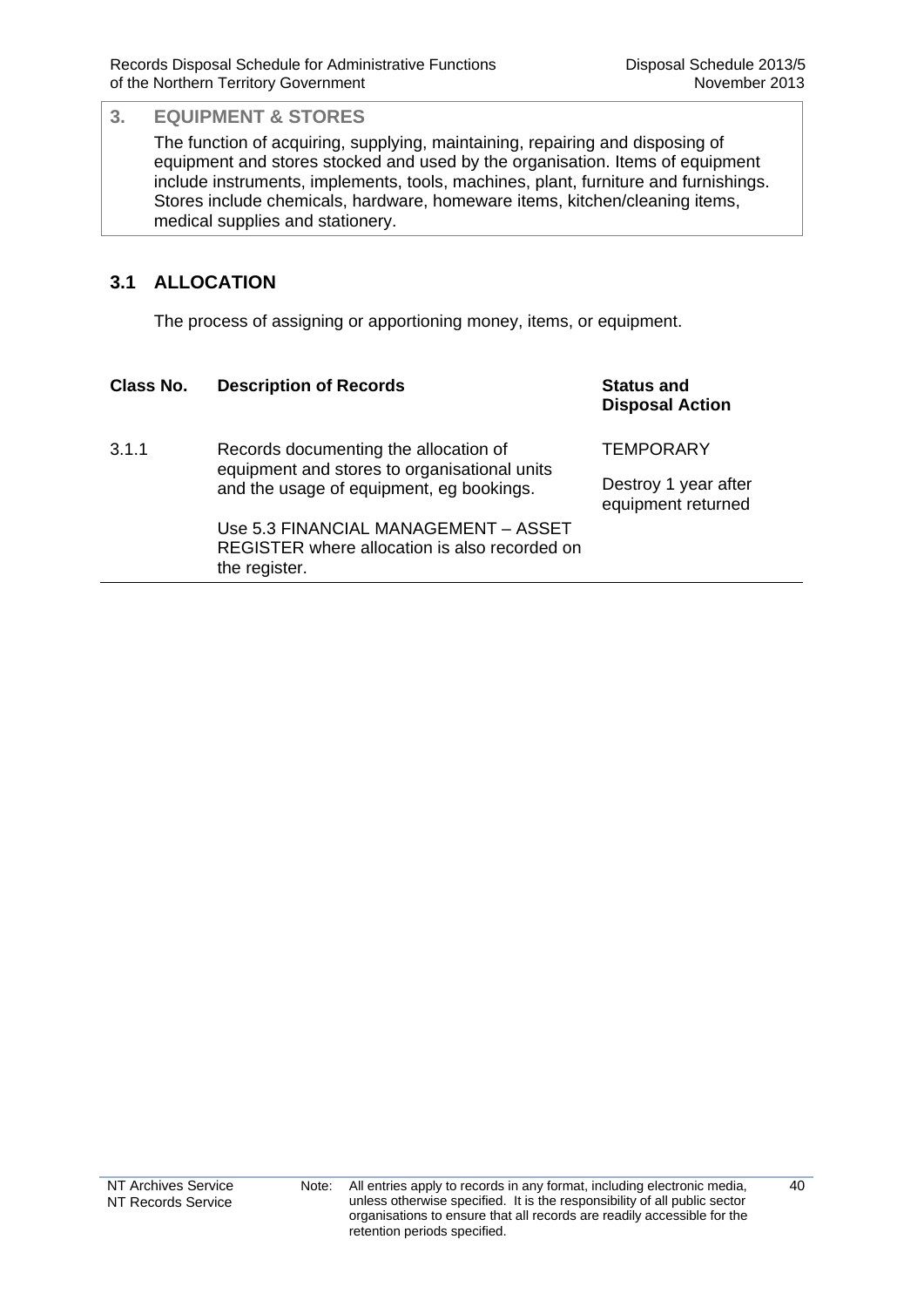## 3. EQUIPMENT & STORES

The function of acquiring, supplying, maintaining, repairing and disposing of equipment and stores stocked and used by the organisation. Items of equipment include instruments, implements, tools, machines, plant, furniture and furnishings. Stores include chemicals, hardware, homeware items, kitchen/cleaning items, medical supplies and stationery.

### 3.1 ALLOCATION

The process of assigning or apportioning money, items, or equipment.

| Class No. | Description of Records | Status and Disposal Action |
|---|---|---|
| 3.1.1 | Records documenting the allocation of equipment and stores to organisational units and the usage of equipment, eg bookings.<br><br>Use 5.3 FINANCIAL MANAGEMENT – ASSET REGISTER where allocation is also recorded on the register. | TEMPORARY<br><br>Destroy 1 year after equipment returned |

Note: All entries apply to records in any format, including electronic media, unless otherwise specified. It is the responsibility of all public sector organisations to ensure that all records are readily accessible for the retention periods specified.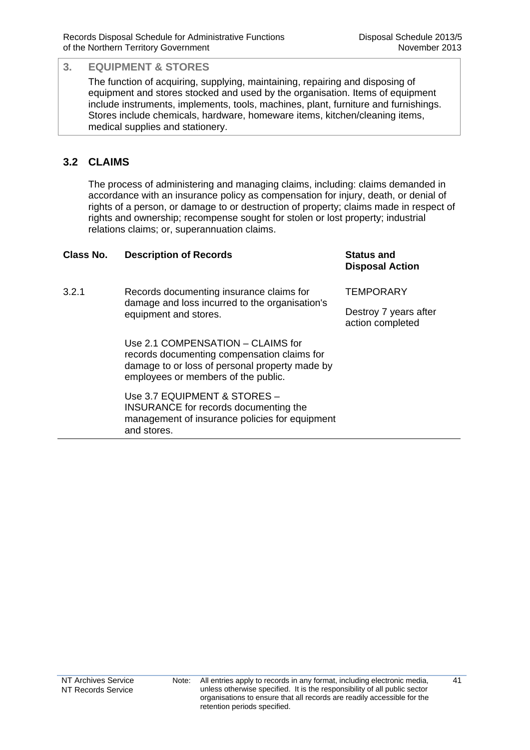## 3. EQUIPMENT & STORES

The function of acquiring, supplying, maintaining, repairing and disposing of equipment and stores stocked and used by the organisation. Items of equipment include instruments, implements, tools, machines, plant, furniture and furnishings. Stores include chemicals, hardware, homeware items, kitchen/cleaning items, medical supplies and stationery.

### 3.2 CLAIMS

The process of administering and managing claims, including: claims demanded in accordance with an insurance policy as compensation for injury, death, or denial of rights of a person, or damage to or destruction of property; claims made in respect of rights and ownership; recompense sought for stolen or lost property; industrial relations claims; or, superannuation claims.

| Class No. | Description of Records | Status and Disposal Action |
|---|---|---|
| 3.2.1 | Records documenting insurance claims for damage and loss incurred to the organisation's equipment and stores.<br><br>Use 2.1 COMPENSATION – CLAIMS for records documenting compensation claims for damage to or loss of personal property made by employees or members of the public.<br><br>Use 3.7 EQUIPMENT & STORES – INSURANCE for records documenting the management of insurance policies for equipment and stores. | TEMPORARY<br><br>Destroy 7 years after action completed |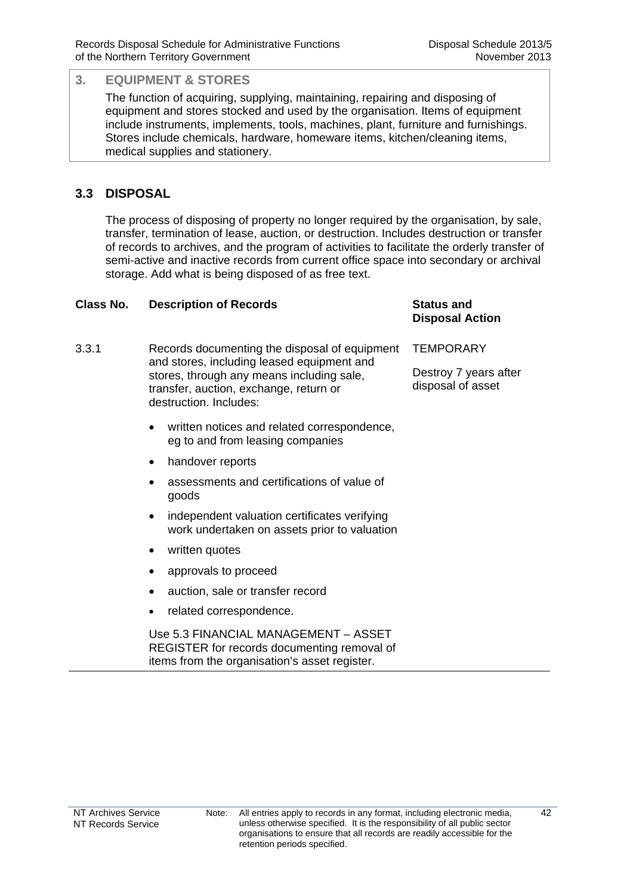## 3. EQUIPMENT & STORES

The function of acquiring, supplying, maintaining, repairing and disposing of equipment and stores stocked and used by the organisation. Items of equipment include instruments, implements, tools, machines, plant, furniture and furnishings. Stores include chemicals, hardware, homeware items, kitchen/cleaning items, medical supplies and stationery.

### 3.3 DISPOSAL

The process of disposing of property no longer required by the organisation, by sale, transfer, termination of lease, auction, or destruction. Includes destruction or transfer of records to archives, and the program of activities to facilitate the orderly transfer of semi-active and inactive records from current office space into secondary or archival storage. Add what is being disposed of as free text.

| Class No. | Description of Records | Status and Disposal Action |
|---|---|---|
| 3.3.1 | Records documenting the disposal of equipment and stores, including leased equipment and stores, through any means including sale, transfer, auction, exchange, return or destruction. Includes:<br>• written notices and related correspondence, eg to and from leasing companies<br>• handover reports<br>• assessments and certifications of value of goods<br>• independent valuation certificates verifying work undertaken on assets prior to valuation<br>• written quotes<br>• approvals to proceed<br>• auction, sale or transfer record<br>• related correspondence.<br><br>Use 5.3 FINANCIAL MANAGEMENT – ASSET REGISTER for records documenting removal of items from the organisation's asset register. | TEMPORARY<br><br>Destroy 7 years after disposal of asset |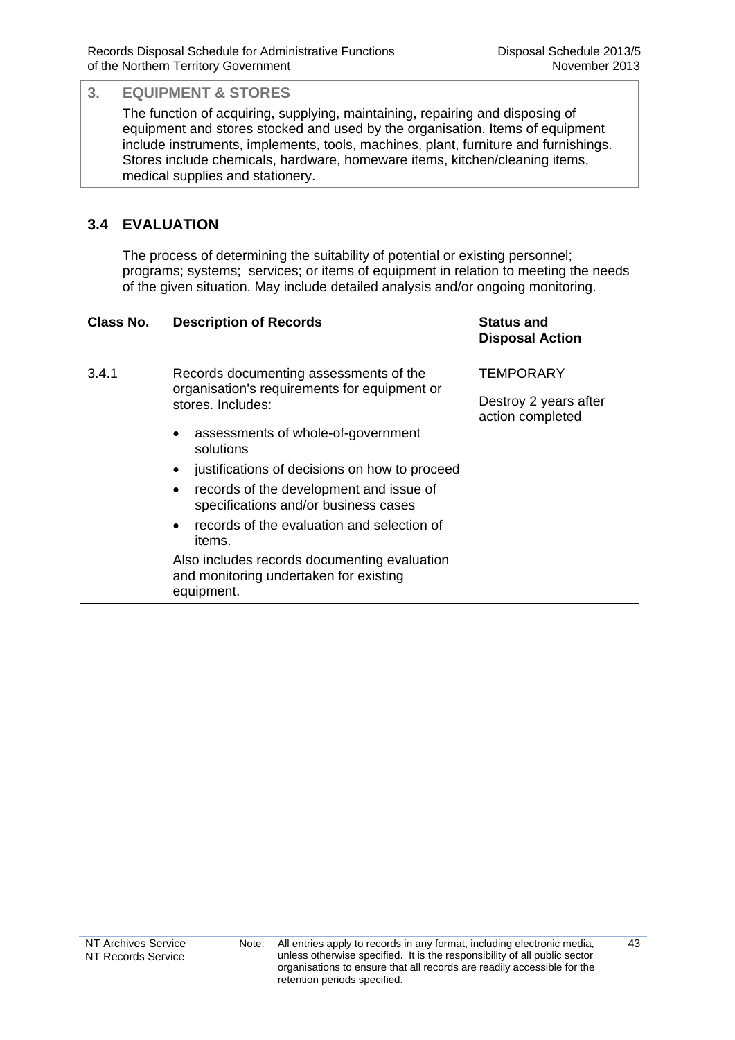## 3. EQUIPMENT & STORES

The function of acquiring, supplying, maintaining, repairing and disposing of equipment and stores stocked and used by the organisation. Items of equipment include instruments, implements, tools, machines, plant, furniture and furnishings. Stores include chemicals, hardware, homeware items, kitchen/cleaning items, medical supplies and stationery.

## 3.4 EVALUATION

The process of determining the suitability of potential or existing personnel; programs; systems; services; or items of equipment in relation to meeting the needs of the given situation. May include detailed analysis and/or ongoing monitoring.

| Class No. | Description of Records | Status and Disposal Action |
|---|---|---|
| 3.4.1 | Records documenting assessments of the organisation's requirements for equipment or stores. Includes:<br>• assessments of whole-of-government solutions<br>• justifications of decisions on how to proceed<br>• records of the development and issue of specifications and/or business cases<br>• records of the evaluation and selection of items.<br>Also includes records documenting evaluation and monitoring undertaken for existing equipment. | TEMPORARY<br>Destroy 2 years after action completed |

Note: All entries apply to records in any format, including electronic media, unless otherwise specified. It is the responsibility of all public sector organisations to ensure that all records are readily accessible for the retention periods specified.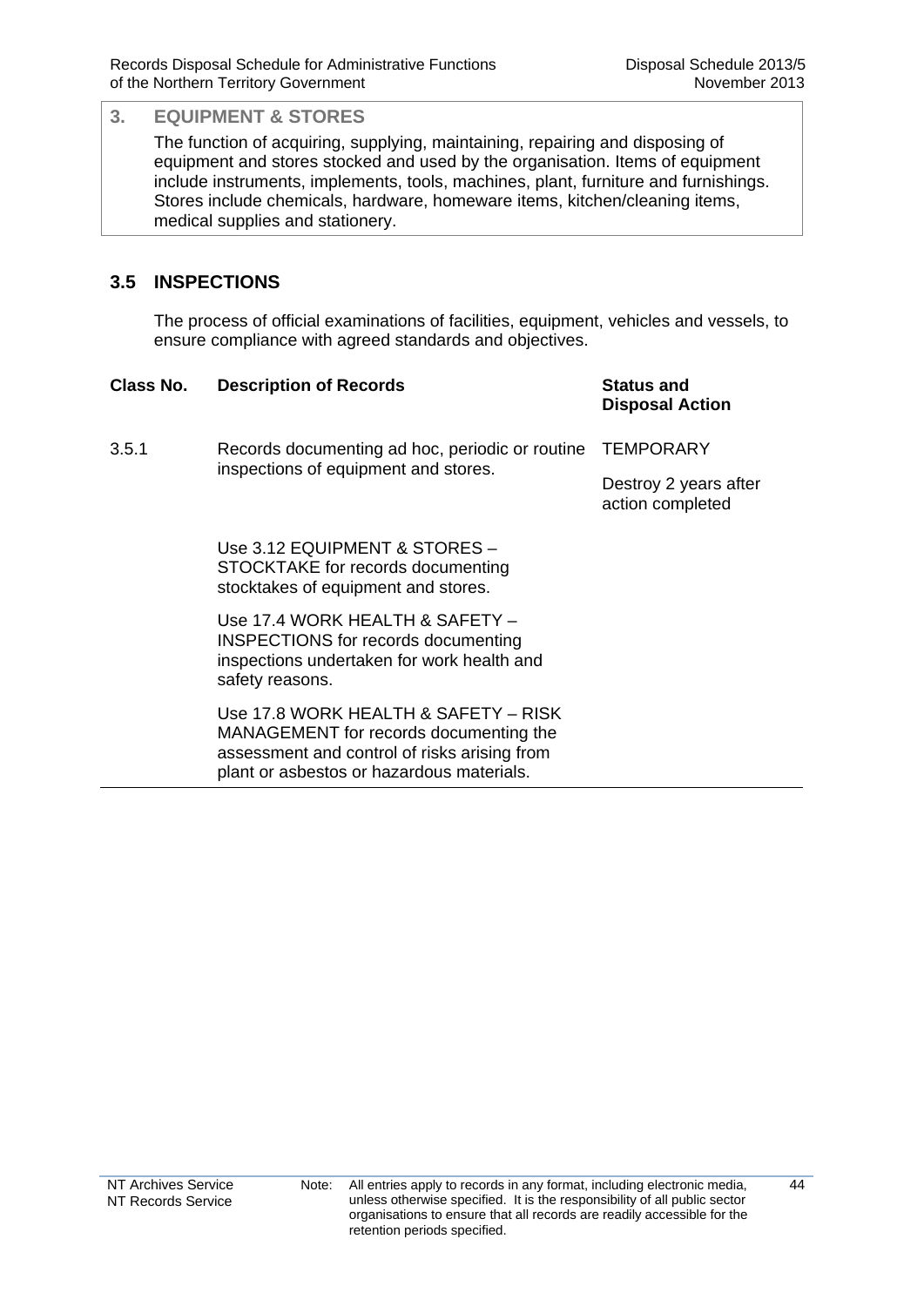## 3. EQUIPMENT & STORES

The function of acquiring, supplying, maintaining, repairing and disposing of equipment and stores stocked and used by the organisation. Items of equipment include instruments, implements, tools, machines, plant, furniture and furnishings. Stores include chemicals, hardware, homeware items, kitchen/cleaning items, medical supplies and stationery.

### 3.5 INSPECTIONS

The process of official examinations of facilities, equipment, vehicles and vessels, to ensure compliance with agreed standards and objectives.

| Class No. | Description of Records | Status and Disposal Action |
|---|---|---|
| 3.5.1 | Records documenting ad hoc, periodic or routine inspections of equipment and stores.<br><br>Use 3.12 EQUIPMENT & STORES – STOCKTAKE for records documenting stocktakes of equipment and stores.<br><br>Use 17.4 WORK HEALTH & SAFETY – INSPECTIONS for records documenting inspections undertaken for work health and safety reasons.<br><br>Use 17.8 WORK HEALTH & SAFETY – RISK MANAGEMENT for records documenting the assessment and control of risks arising from plant or asbestos or hazardous materials. | TEMPORARY<br><br>Destroy 2 years after action completed |

Note: All entries apply to records in any format, including electronic media, unless otherwise specified. It is the responsibility of all public sector organisations to ensure that all records are readily accessible for the retention periods specified.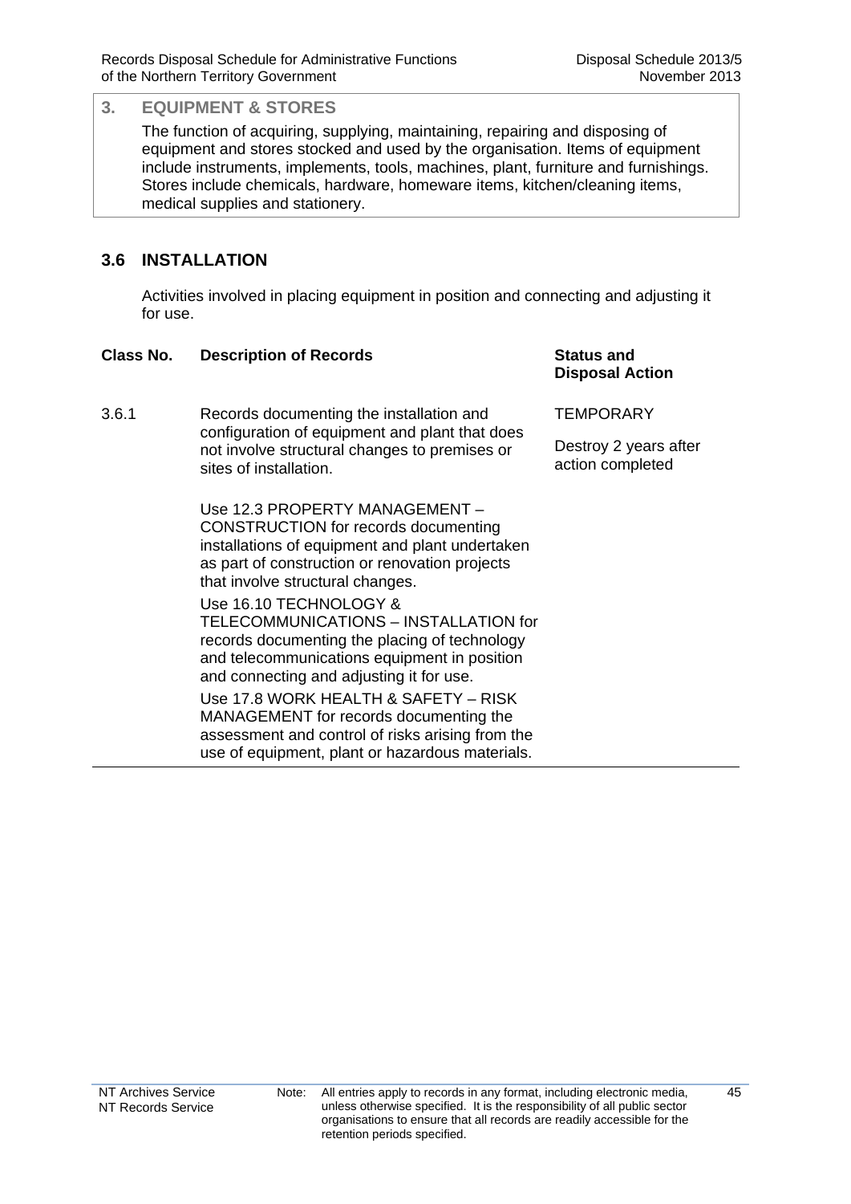## 3. EQUIPMENT & STORES

The function of acquiring, supplying, maintaining, repairing and disposing of equipment and stores stocked and used by the organisation. Items of equipment include instruments, implements, tools, machines, plant, furniture and furnishings. Stores include chemicals, hardware, homeware items, kitchen/cleaning items, medical supplies and stationery.

### 3.6 INSTALLATION

Activities involved in placing equipment in position and connecting and adjusting it for use.

| Class No. | Description of Records | Status and Disposal Action |
|---|---|---|
| 3.6.1 | Records documenting the installation and configuration of equipment and plant that does not involve structural changes to premises or sites of installation.<br><br>Use 12.3 PROPERTY MANAGEMENT – CONSTRUCTION for records documenting installations of equipment and plant undertaken as part of construction or renovation projects that involve structural changes.<br><br>Use 16.10 TECHNOLOGY & TELECOMMUNICATIONS – INSTALLATION for records documenting the placing of technology and telecommunications equipment in position and connecting and adjusting it for use.<br><br>Use 17.8 WORK HEALTH & SAFETY – RISK MANAGEMENT for records documenting the assessment and control of risks arising from the use of equipment, plant or hazardous materials. | TEMPORARY<br><br>Destroy 2 years after action completed |

Note: All entries apply to records in any format, including electronic media, unless otherwise specified. It is the responsibility of all public sector organisations to ensure that all records are readily accessible for the retention periods specified.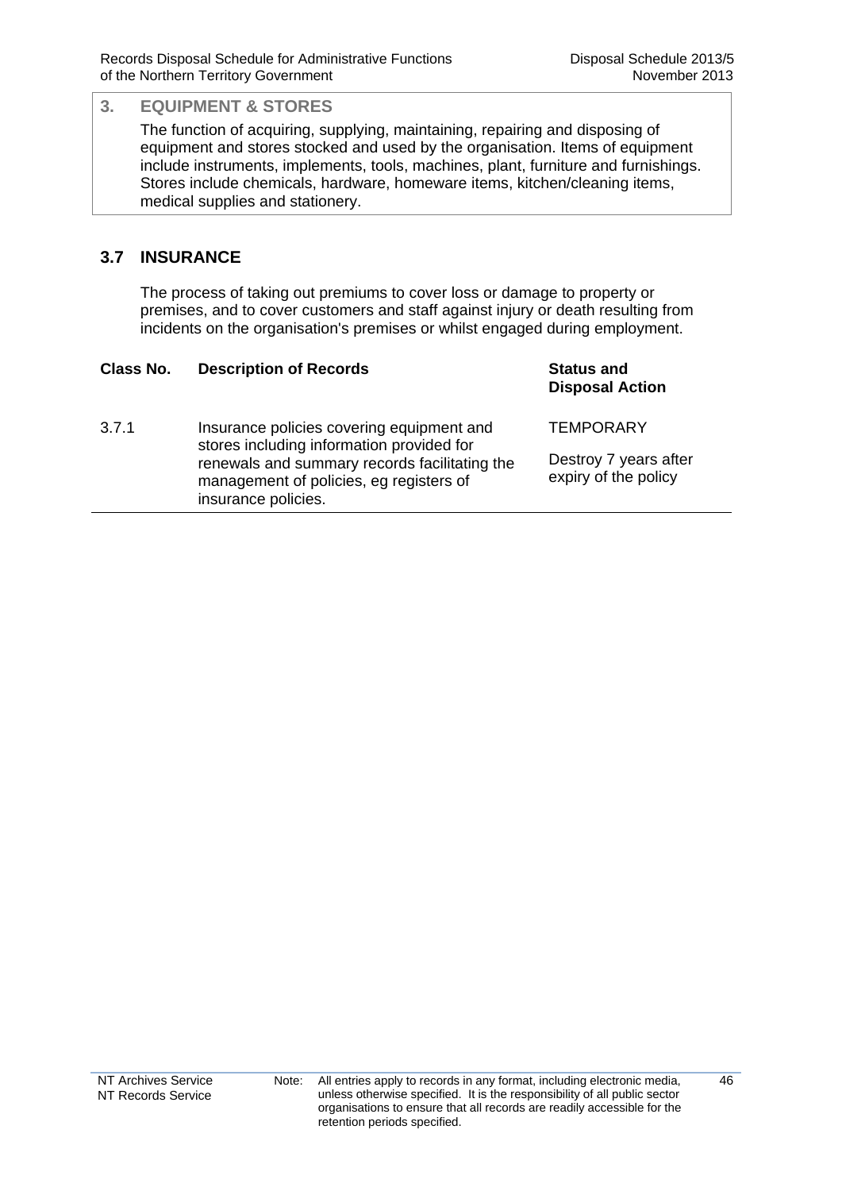## 3. EQUIPMENT & STORES

The function of acquiring, supplying, maintaining, repairing and disposing of equipment and stores stocked and used by the organisation. Items of equipment include instruments, implements, tools, machines, plant, furniture and furnishings. Stores include chemicals, hardware, homeware items, kitchen/cleaning items, medical supplies and stationery.

### 3.7 INSURANCE

The process of taking out premiums to cover loss or damage to property or premises, and to cover customers and staff against injury or death resulting from incidents on the organisation's premises or whilst engaged during employment.

| Class No. | Description of Records | Status and Disposal Action |
|---|---|---|
| 3.7.1 | Insurance policies covering equipment and stores including information provided for renewals and summary records facilitating the management of policies, eg registers of insurance policies. | TEMPORARY<br><br>Destroy 7 years after expiry of the policy |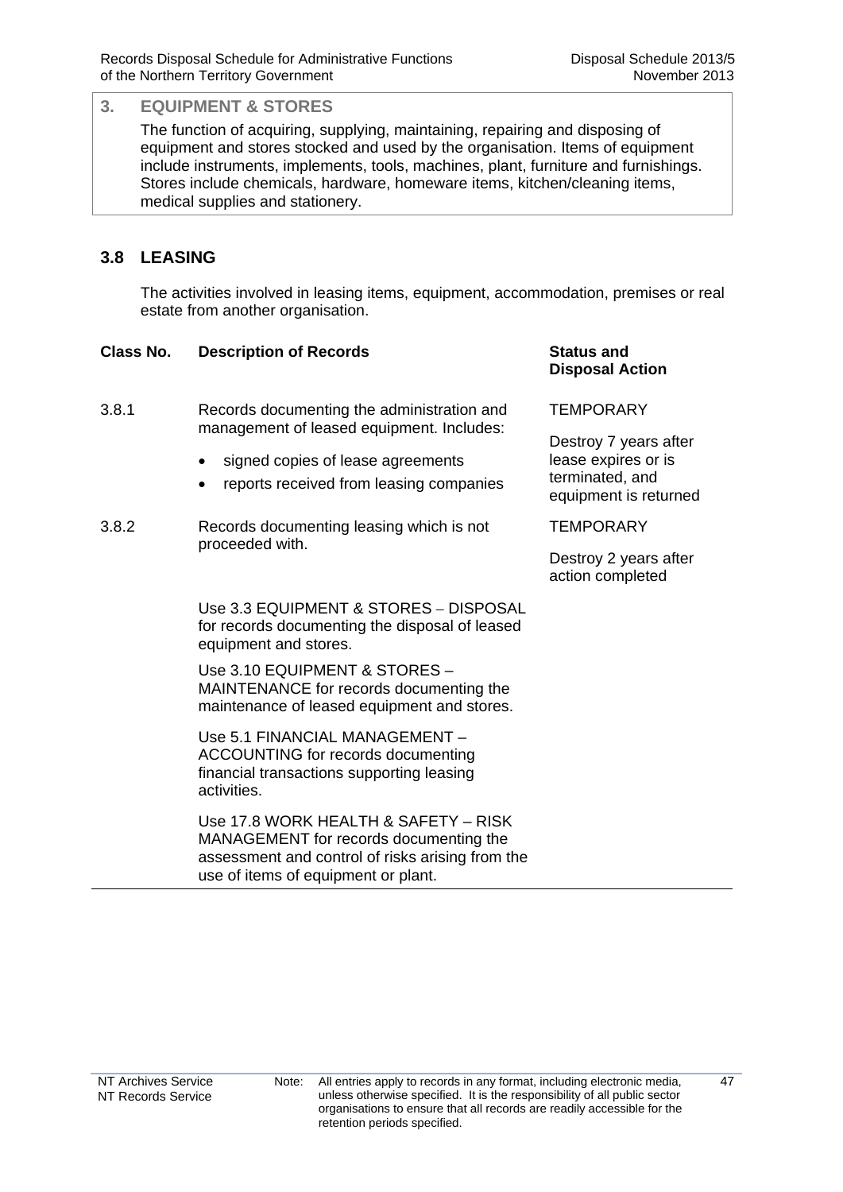## 3. EQUIPMENT & STORES

The function of acquiring, supplying, maintaining, repairing and disposing of equipment and stores stocked and used by the organisation. Items of equipment include instruments, implements, tools, machines, plant, furniture and furnishings. Stores include chemicals, hardware, homeware items, kitchen/cleaning items, medical supplies and stationery.

### 3.8 LEASING

The activities involved in leasing items, equipment, accommodation, premises or real estate from another organisation.

| Class No. | Description of Records | Status and Disposal Action |
|---|---|---|
| 3.8.1 | Records documenting the administration and management of leased equipment. Includes:<br>• signed copies of lease agreements<br>• reports received from leasing companies | TEMPORARY<br><br>Destroy 7 years after lease expires or is terminated, and equipment is returned |
| 3.8.2 | Records documenting leasing which is not proceeded with. | TEMPORARY<br><br>Destroy 2 years after action completed |

Use 3.3 EQUIPMENT & STORES – DISPOSAL for records documenting the disposal of leased equipment and stores.

Use 3.10 EQUIPMENT & STORES – MAINTENANCE for records documenting the maintenance of leased equipment and stores.

Use 5.1 FINANCIAL MANAGEMENT – ACCOUNTING for records documenting financial transactions supporting leasing activities.

Use 17.8 WORK HEALTH & SAFETY – RISK MANAGEMENT for records documenting the assessment and control of risks arising from the use of items of equipment or plant.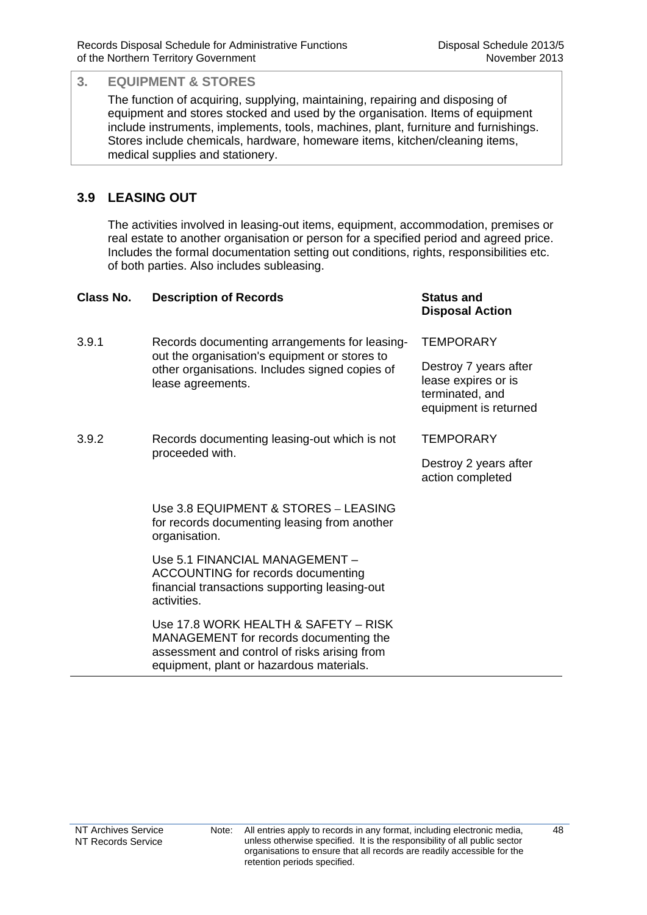## 3. EQUIPMENT & STORES

The function of acquiring, supplying, maintaining, repairing and disposing of equipment and stores stocked and used by the organisation. Items of equipment include instruments, implements, tools, machines, plant, furniture and furnishings. Stores include chemicals, hardware, homeware items, kitchen/cleaning items, medical supplies and stationery.

### 3.9 LEASING OUT

The activities involved in leasing-out items, equipment, accommodation, premises or real estate to another organisation or person for a specified period and agreed price. Includes the formal documentation setting out conditions, rights, responsibilities etc. of both parties. Also includes subleasing.

| Class No. | Description of Records | Status and Disposal Action |
|---|---|---|
| 3.9.1 | Records documenting arrangements for leasing-out the organisation's equipment or stores to other organisations. Includes signed copies of lease agreements. | TEMPORARY<br><br>Destroy 7 years after lease expires or is terminated, and equipment is returned |
| 3.9.2 | Records documenting leasing-out which is not proceeded with. | TEMPORARY<br><br>Destroy 2 years after action completed |
| | Use 3.8 EQUIPMENT & STORES – LEASING for records documenting leasing from another organisation.<br><br>Use 5.1 FINANCIAL MANAGEMENT – ACCOUNTING for records documenting financial transactions supporting leasing-out activities.<br><br>Use 17.8 WORK HEALTH & SAFETY – RISK MANAGEMENT for records documenting the assessment and control of risks arising from equipment, plant or hazardous materials. | |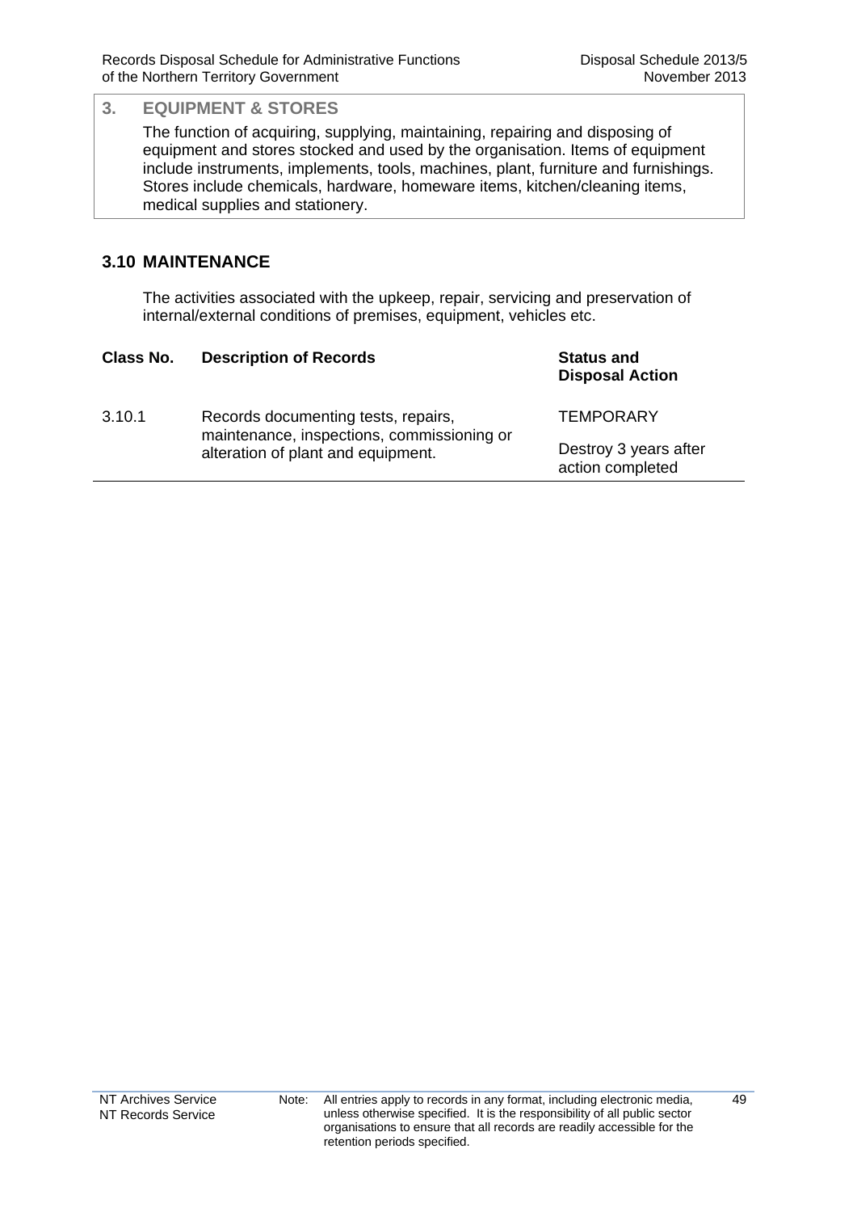## 3. EQUIPMENT & STORES

The function of acquiring, supplying, maintaining, repairing and disposing of equipment and stores stocked and used by the organisation. Items of equipment include instruments, implements, tools, machines, plant, furniture and furnishings. Stores include chemicals, hardware, homeware items, kitchen/cleaning items, medical supplies and stationery.

### 3.10 MAINTENANCE

The activities associated with the upkeep, repair, servicing and preservation of internal/external conditions of premises, equipment, vehicles etc.

| Class No. | Description of Records | Status and Disposal Action |
|---|---|---|
| 3.10.1 | Records documenting tests, repairs, maintenance, inspections, commissioning or alteration of plant and equipment. | TEMPORARY<br><br>Destroy 3 years after action completed |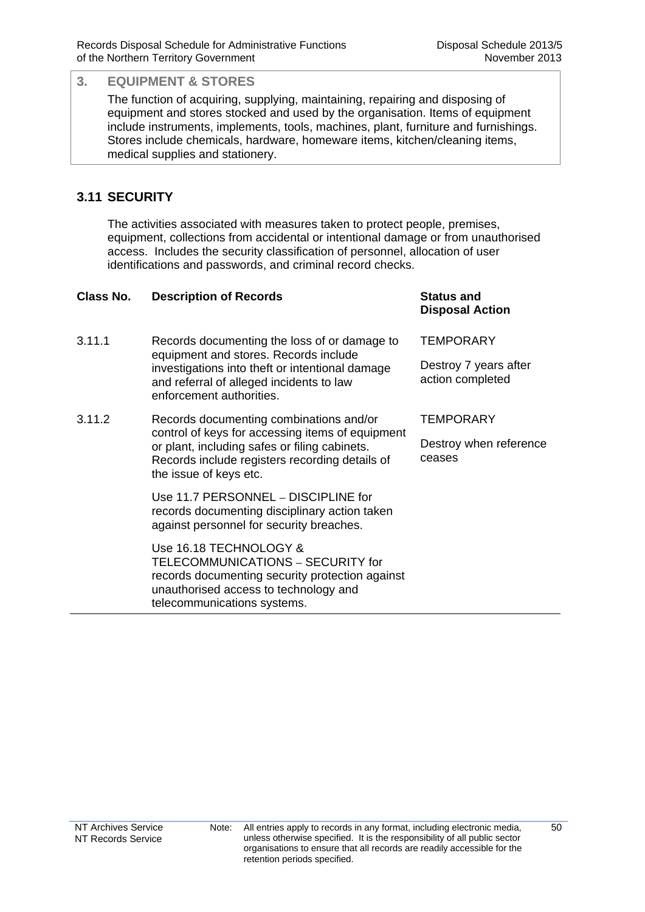## 3. EQUIPMENT & STORES

The function of acquiring, supplying, maintaining, repairing and disposing of equipment and stores stocked and used by the organisation. Items of equipment include instruments, implements, tools, machines, plant, furniture and furnishings. Stores include chemicals, hardware, homeware items, kitchen/cleaning items, medical supplies and stationery.

### 3.11 SECURITY

The activities associated with measures taken to protect people, premises, equipment, collections from accidental or intentional damage or from unauthorised access. Includes the security classification of personnel, allocation of user identifications and passwords, and criminal record checks.

| Class No. | Description of Records | Status and Disposal Action |
|---|---|---|
| 3.11.1 | Records documenting the loss of or damage to equipment and stores. Records include investigations into theft or intentional damage and referral of alleged incidents to law enforcement authorities. | TEMPORARY<br><br>Destroy 7 years after action completed |
| 3.11.2 | Records documenting combinations and/or control of keys for accessing items of equipment or plant, including safes or filing cabinets. Records include registers recording details of the issue of keys etc.<br><br>Use 11.7 PERSONNEL – DISCIPLINE for records documenting disciplinary action taken against personnel for security breaches.<br><br>Use 16.18 TECHNOLOGY & TELECOMMUNICATIONS – SECURITY for records documenting security protection against unauthorised access to technology and telecommunications systems. | TEMPORARY<br><br>Destroy when reference ceases |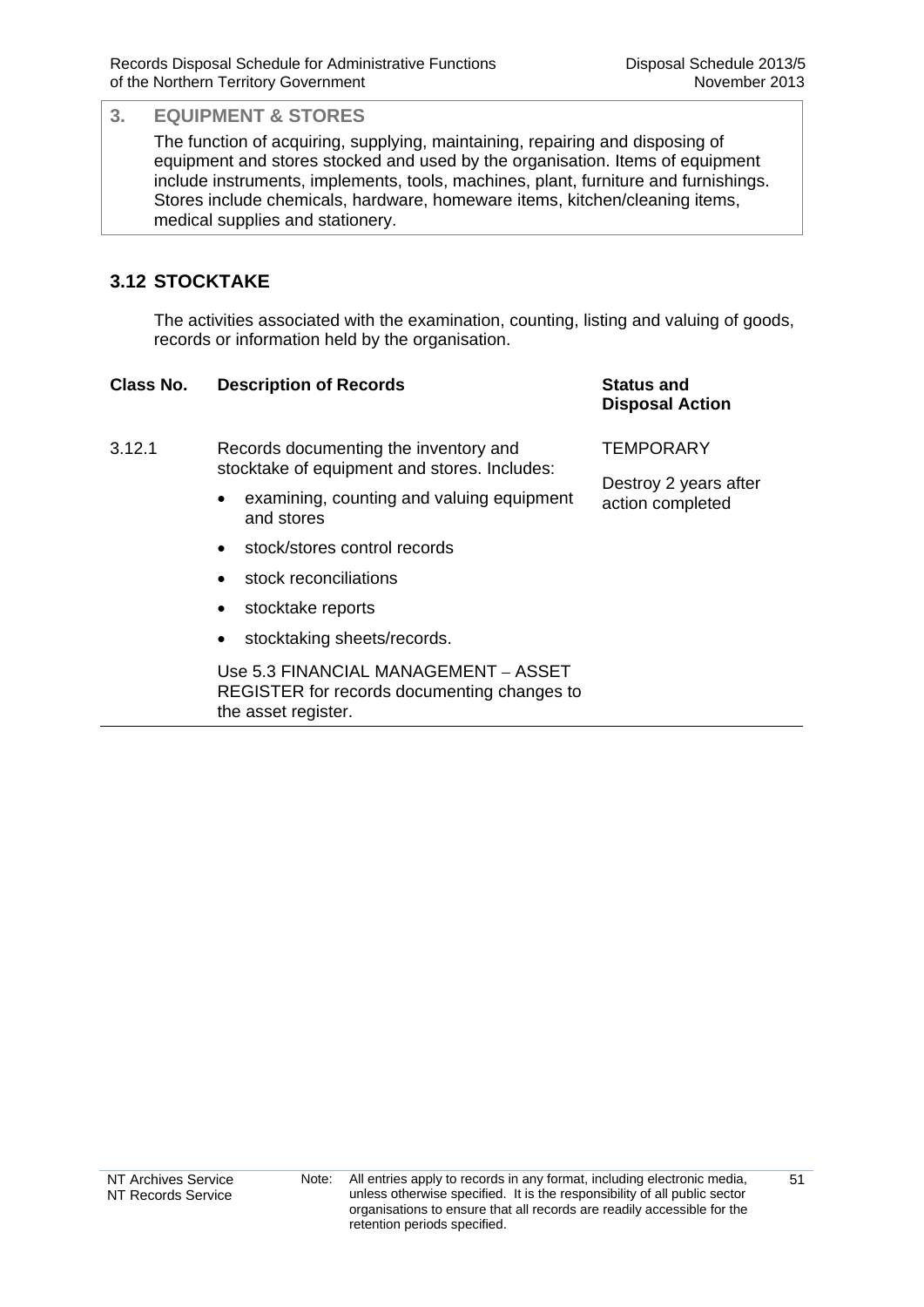## 3. EQUIPMENT & STORES

The function of acquiring, supplying, maintaining, repairing and disposing of equipment and stores stocked and used by the organisation. Items of equipment include instruments, implements, tools, machines, plant, furniture and furnishings. Stores include chemicals, hardware, homeware items, kitchen/cleaning items, medical supplies and stationery.

### 3.12 STOCKTAKE

The activities associated with the examination, counting, listing and valuing of goods, records or information held by the organisation.

| Class No. | Description of Records | Status and Disposal Action |
| --- | --- | --- |
| 3.12.1 | Records documenting the inventory and stocktake of equipment and stores. Includes:<br>• examining, counting and valuing equipment and stores<br>• stock/stores control records<br>• stock reconciliations<br>• stocktake reports<br>• stocktaking sheets/records.<br><br>Use 5.3 FINANCIAL MANAGEMENT – ASSET REGISTER for records documenting changes to the asset register. | TEMPORARY<br><br>Destroy 2 years after action completed |

Note: All entries apply to records in any format, including electronic media, unless otherwise specified. It is the responsibility of all public sector organisations to ensure that all records are readily accessible for the retention periods specified.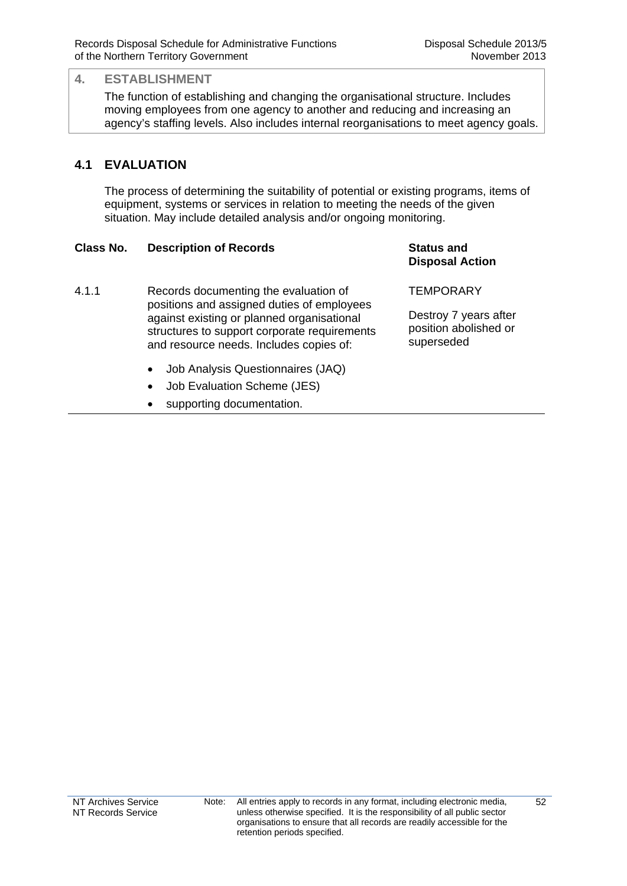## 4. ESTABLISHMENT

The function of establishing and changing the organisational structure. Includes moving employees from one agency to another and reducing and increasing an agency's staffing levels. Also includes internal reorganisations to meet agency goals.

## 4.1 EVALUATION

The process of determining the suitability of potential or existing programs, items of equipment, systems or services in relation to meeting the needs of the given situation. May include detailed analysis and/or ongoing monitoring.

| Class No. | Description of Records | Status and Disposal Action |
|---|---|---|
| 4.1.1 | Records documenting the evaluation of positions and assigned duties of employees against existing or planned organisational structures to support corporate requirements and resource needs. Includes copies of:<br>• Job Analysis Questionnaires (JAQ)<br>• Job Evaluation Scheme (JES)<br>• supporting documentation. | TEMPORARY<br><br>Destroy 7 years after position abolished or superseded |

Note: All entries apply to records in any format, including electronic media, unless otherwise specified. It is the responsibility of all public sector organisations to ensure that all records are readily accessible for the retention periods specified.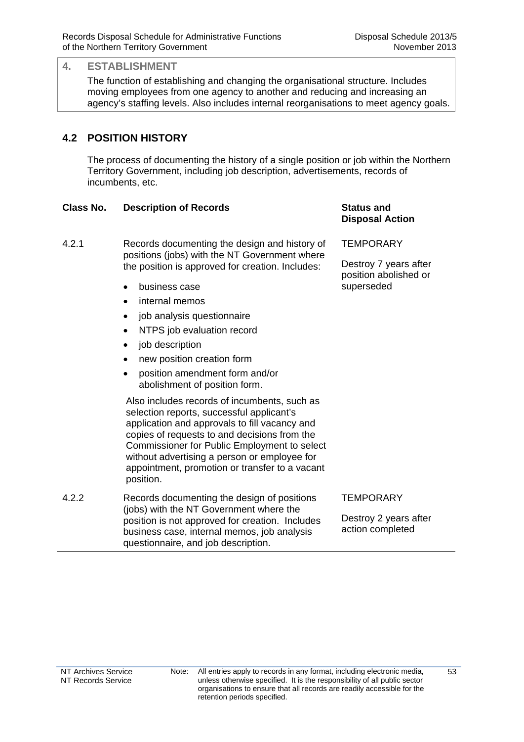## 4. ESTABLISHMENT

The function of establishing and changing the organisational structure. Includes moving employees from one agency to another and reducing and increasing an agency's staffing levels. Also includes internal reorganisations to meet agency goals.

### 4.2 POSITION HISTORY

The process of documenting the history of a single position or job within the Northern Territory Government, including job description, advertisements, records of incumbents, etc.

| Class No. | Description of Records | Status and Disposal Action |
|---|---|---|
| 4.2.1 | Records documenting the design and history of positions (jobs) with the NT Government where the position is approved for creation. Includes:<br>• business case<br>• internal memos<br>• job analysis questionnaire<br>• NTPS job evaluation record<br>• job description<br>• new position creation form<br>• position amendment form and/or abolishment of position form.<br><br>Also includes records of incumbents, such as selection reports, successful applicant's application and approvals to fill vacancy and copies of requests to and decisions from the Commissioner for Public Employment to select without advertising a person or employee for appointment, promotion or transfer to a vacant position. | TEMPORARY<br><br>Destroy 7 years after position abolished or superseded |
| 4.2.2 | Records documenting the design of positions (jobs) with the NT Government where the position is not approved for creation. Includes business case, internal memos, job analysis questionnaire, and job description. | TEMPORARY<br><br>Destroy 2 years after action completed |

Note: All entries apply to records in any format, including electronic media, unless otherwise specified. It is the responsibility of all public sector organisations to ensure that all records are readily accessible for the retention periods specified.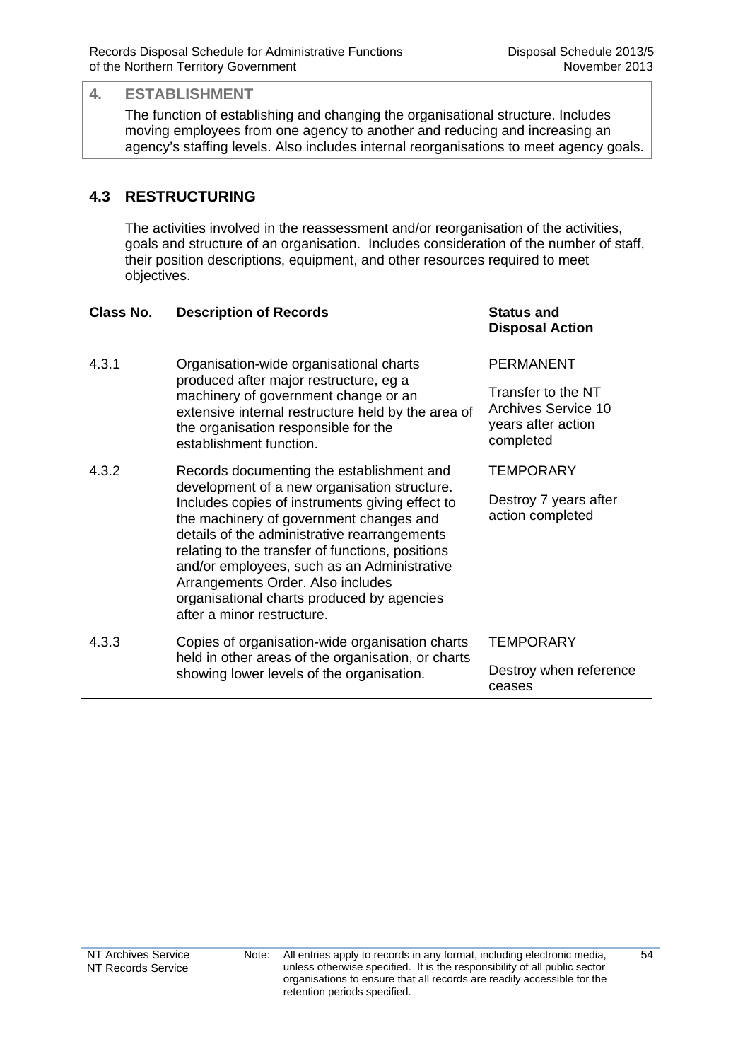## 4. ESTABLISHMENT

The function of establishing and changing the organisational structure. Includes moving employees from one agency to another and reducing and increasing an agency's staffing levels. Also includes internal reorganisations to meet agency goals.

### 4.3 RESTRUCTURING

The activities involved in the reassessment and/or reorganisation of the activities, goals and structure of an organisation. Includes consideration of the number of staff, their position descriptions, equipment, and other resources required to meet objectives.

| Class No. | Description of Records | Status and Disposal Action |
|---|---|---|
| 4.3.1 | Organisation-wide organisational charts produced after major restructure, eg a machinery of government change or an extensive internal restructure held by the area of the organisation responsible for the establishment function. | PERMANENT<br><br>Transfer to the NT Archives Service 10 years after action completed |
| 4.3.2 | Records documenting the establishment and development of a new organisation structure. Includes copies of instruments giving effect to the machinery of government changes and details of the administrative rearrangements relating to the transfer of functions, positions and/or employees, such as an Administrative Arrangements Order. Also includes organisational charts produced by agencies after a minor restructure. | TEMPORARY<br><br>Destroy 7 years after action completed |
| 4.3.3 | Copies of organisation-wide organisation charts held in other areas of the organisation, or charts showing lower levels of the organisation. | TEMPORARY<br><br>Destroy when reference ceases |

Note: All entries apply to records in any format, including electronic media, unless otherwise specified. It is the responsibility of all public sector organisations to ensure that all records are readily accessible for the retention periods specified.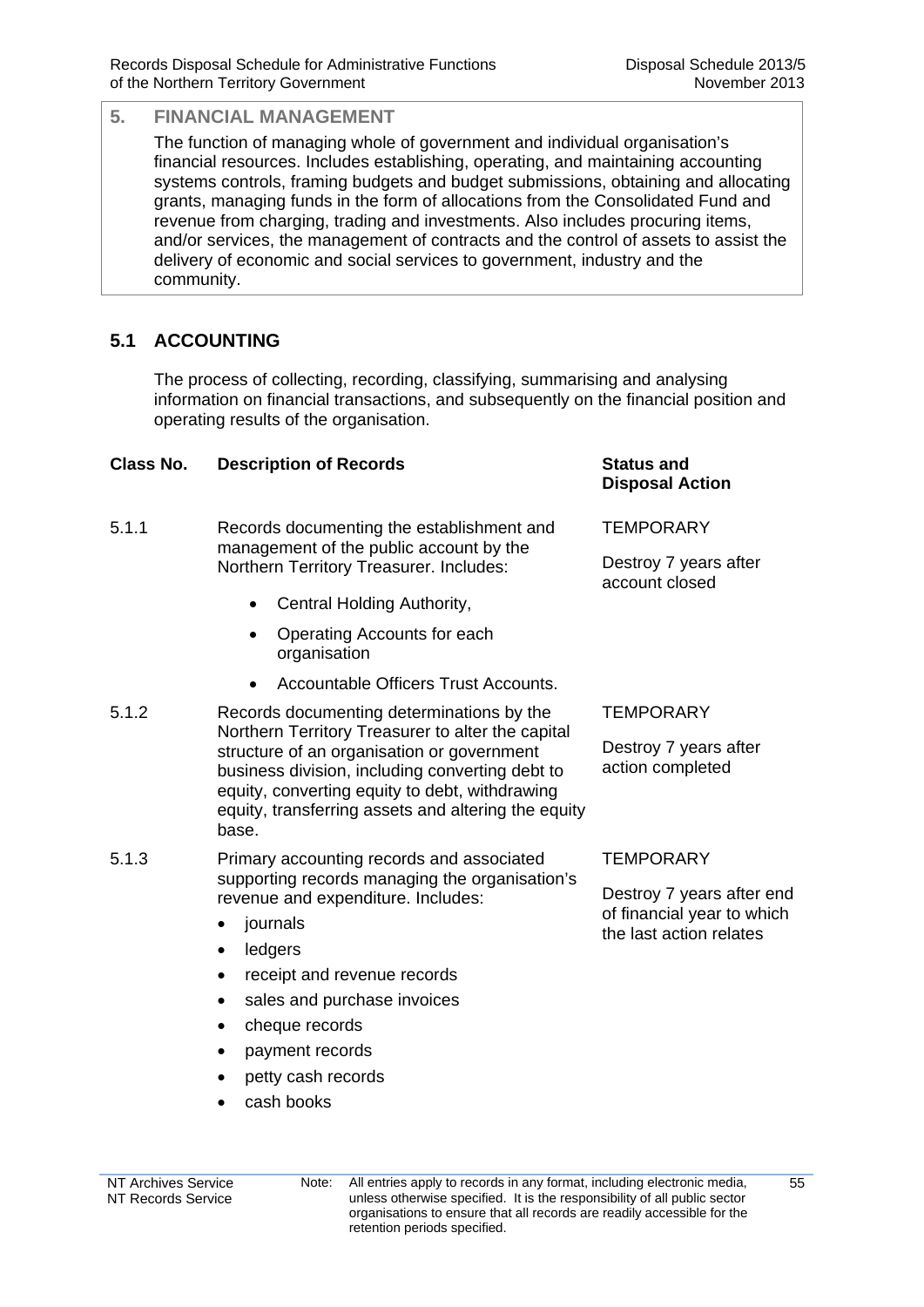## 5. FINANCIAL MANAGEMENT

The function of managing whole of government and individual organisation's financial resources. Includes establishing, operating, and maintaining accounting systems controls, framing budgets and budget submissions, obtaining and allocating grants, managing funds in the form of allocations from the Consolidated Fund and revenue from charging, trading and investments. Also includes procuring items, and/or services, the management of contracts and the control of assets to assist the delivery of economic and social services to government, industry and the community.

### 5.1 ACCOUNTING

The process of collecting, recording, classifying, summarising and analysing information on financial transactions, and subsequently on the financial position and operating results of the organisation.

| Class No. | Description of Records | Status and Disposal Action |
|---|---|---|
| 5.1.1 | Records documenting the establishment and management of the public account by the Northern Territory Treasurer. Includes:<br>• Central Holding Authority,<br>• Operating Accounts for each organisation<br>• Accountable Officers Trust Accounts. | TEMPORARY<br><br>Destroy 7 years after account closed |
| 5.1.2 | Records documenting determinations by the Northern Territory Treasurer to alter the capital structure of an organisation or government business division, including converting debt to equity, converting equity to debt, withdrawing equity, transferring assets and altering the equity base. | TEMPORARY<br><br>Destroy 7 years after action completed |
| 5.1.3 | Primary accounting records and associated supporting records managing the organisation's revenue and expenditure. Includes:<br>• journals<br>• ledgers<br>• receipt and revenue records<br>• sales and purchase invoices<br>• cheque records<br>• payment records<br>• petty cash records<br>• cash books | TEMPORARY<br><br>Destroy 7 years after end of financial year to which the last action relates |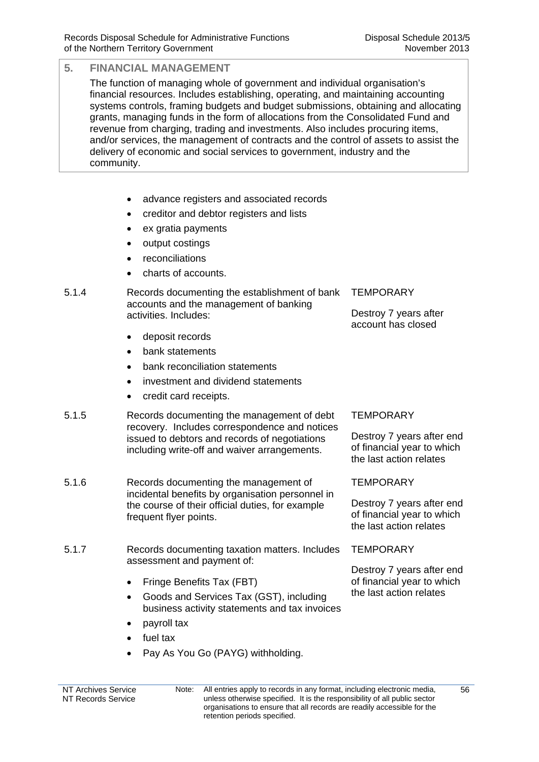## 5. FINANCIAL MANAGEMENT

The function of managing whole of government and individual organisation's financial resources. Includes establishing, operating, and maintaining accounting systems controls, framing budgets and budget submissions, obtaining and allocating grants, managing funds in the form of allocations from the Consolidated Fund and revenue from charging, trading and investments. Also includes procuring items, and/or services, the management of contracts and the control of assets to assist the delivery of economic and social services to government, industry and the community.

| | | |
|---|---|---|
| | • advance registers and associated records<br>• creditor and debtor registers and lists<br>• ex gratia payments<br>• output costings<br>• reconciliations<br>• charts of accounts. | |
| 5.1.4 | Records documenting the establishment of bank accounts and the management of banking activities. Includes:<br>• deposit records<br>• bank statements<br>• bank reconciliation statements<br>• investment and dividend statements<br>• credit card receipts. | TEMPORARY<br><br>Destroy 7 years after account has closed |
| 5.1.5 | Records documenting the management of debt recovery. Includes correspondence and notices issued to debtors and records of negotiations including write-off and waiver arrangements. | TEMPORARY<br><br>Destroy 7 years after end of financial year to which the last action relates |
| 5.1.6 | Records documenting the management of incidental benefits by organisation personnel in the course of their official duties, for example frequent flyer points. | TEMPORARY<br><br>Destroy 7 years after end of financial year to which the last action relates |
| 5.1.7 | Records documenting taxation matters. Includes assessment and payment of:<br>• Fringe Benefits Tax (FBT)<br>• Goods and Services Tax (GST), including business activity statements and tax invoices<br>• payroll tax<br>• fuel tax<br>• Pay As You Go (PAYG) withholding. | TEMPORARY<br><br>Destroy 7 years after end of financial year to which the last action relates |

Note: All entries apply to records in any format, including electronic media, unless otherwise specified. It is the responsibility of all public sector organisations to ensure that all records are readily accessible for the retention periods specified.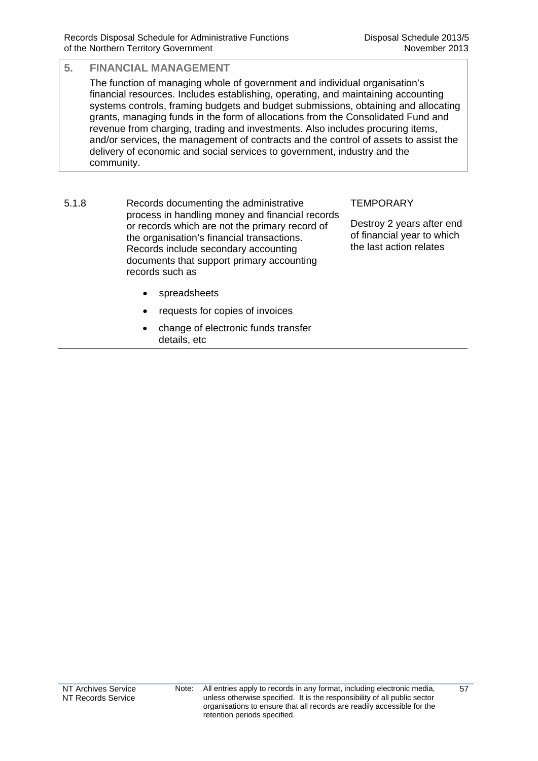## 5. FINANCIAL MANAGEMENT

The function of managing whole of government and individual organisation's financial resources. Includes establishing, operating, and maintaining accounting systems controls, framing budgets and budget submissions, obtaining and allocating grants, managing funds in the form of allocations from the Consolidated Fund and revenue from charging, trading and investments. Also includes procuring items, and/or services, the management of contracts and the control of assets to assist the delivery of economic and social services to government, industry and the community.

| | | |
|---|---|---|
| 5.1.8 | Records documenting the administrative process in handling money and financial records or records which are not the primary record of the organisation's financial transactions. Records include secondary accounting documents that support primary accounting records such as<br><br>• spreadsheets<br>• requests for copies of invoices<br>• change of electronic funds transfer details, etc | TEMPORARY<br><br>Destroy 2 years after end of financial year to which the last action relates |

Note: All entries apply to records in any format, including electronic media, unless otherwise specified. It is the responsibility of all public sector organisations to ensure that all records are readily accessible for the retention periods specified.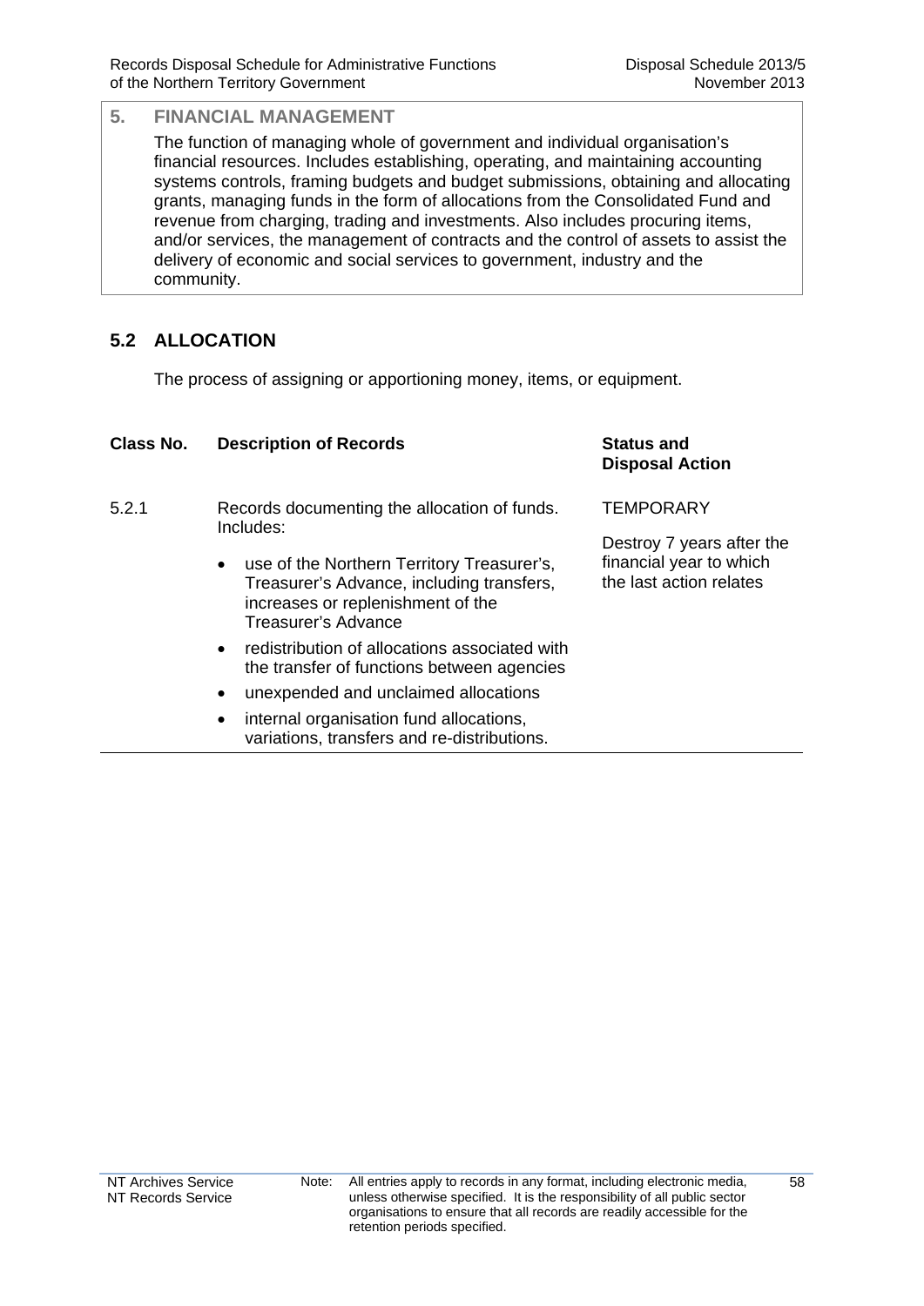## 5. FINANCIAL MANAGEMENT

The function of managing whole of government and individual organisation's financial resources. Includes establishing, operating, and maintaining accounting systems controls, framing budgets and budget submissions, obtaining and allocating grants, managing funds in the form of allocations from the Consolidated Fund and revenue from charging, trading and investments. Also includes procuring items, and/or services, the management of contracts and the control of assets to assist the delivery of economic and social services to government, industry and the community.

## 5.2 ALLOCATION

The process of assigning or apportioning money, items, or equipment.

| Class No. | Description of Records | Status and Disposal Action |
|---|---|---|
| 5.2.1 | Records documenting the allocation of funds. Includes:<br>• use of the Northern Territory Treasurer's, Treasurer's Advance, including transfers, increases or replenishment of the Treasurer's Advance<br>• redistribution of allocations associated with the transfer of functions between agencies<br>• unexpended and unclaimed allocations<br>• internal organisation fund allocations, variations, transfers and re-distributions. | TEMPORARY<br><br>Destroy 7 years after the financial year to which the last action relates |

NT Archives Service
NT Records Service

Note: All entries apply to records in any format, including electronic media, unless otherwise specified. It is the responsibility of all public sector organisations to ensure that all records are readily accessible for the retention periods specified.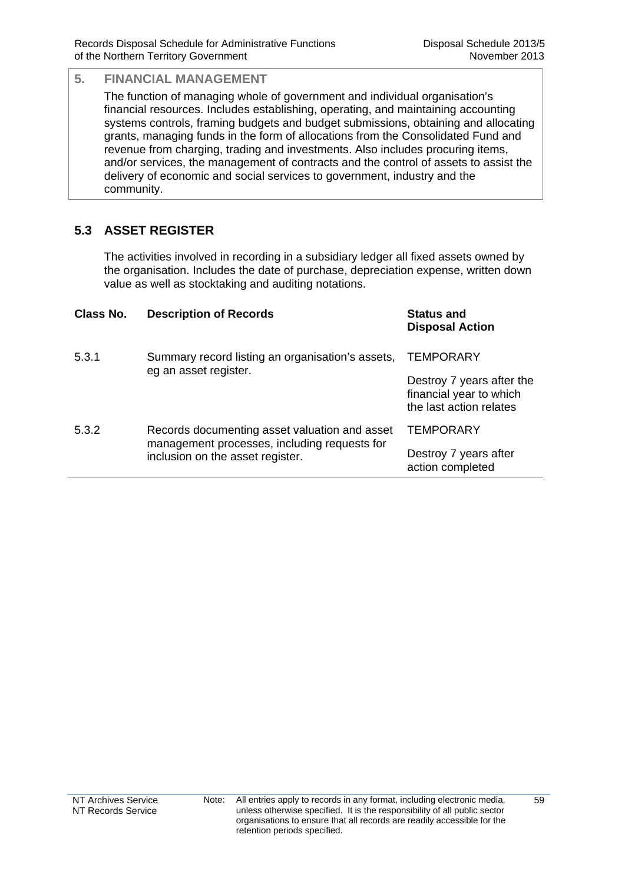## 5. FINANCIAL MANAGEMENT

The function of managing whole of government and individual organisation's financial resources. Includes establishing, operating, and maintaining accounting systems controls, framing budgets and budget submissions, obtaining and allocating grants, managing funds in the form of allocations from the Consolidated Fund and revenue from charging, trading and investments. Also includes procuring items, and/or services, the management of contracts and the control of assets to assist the delivery of economic and social services to government, industry and the community.

### 5.3 ASSET REGISTER

The activities involved in recording in a subsidiary ledger all fixed assets owned by the organisation. Includes the date of purchase, depreciation expense, written down value as well as stocktaking and auditing notations.

| Class No. | Description of Records | Status and Disposal Action |
|---|---|---|
| 5.3.1 | Summary record listing an organisation's assets, eg an asset register. | TEMPORARY<br><br>Destroy 7 years after the financial year to which the last action relates |
| 5.3.2 | Records documenting asset valuation and asset management processes, including requests for inclusion on the asset register. | TEMPORARY<br><br>Destroy 7 years after action completed |

Note: All entries apply to records in any format, including electronic media, unless otherwise specified. It is the responsibility of all public sector organisations to ensure that all records are readily accessible for the retention periods specified.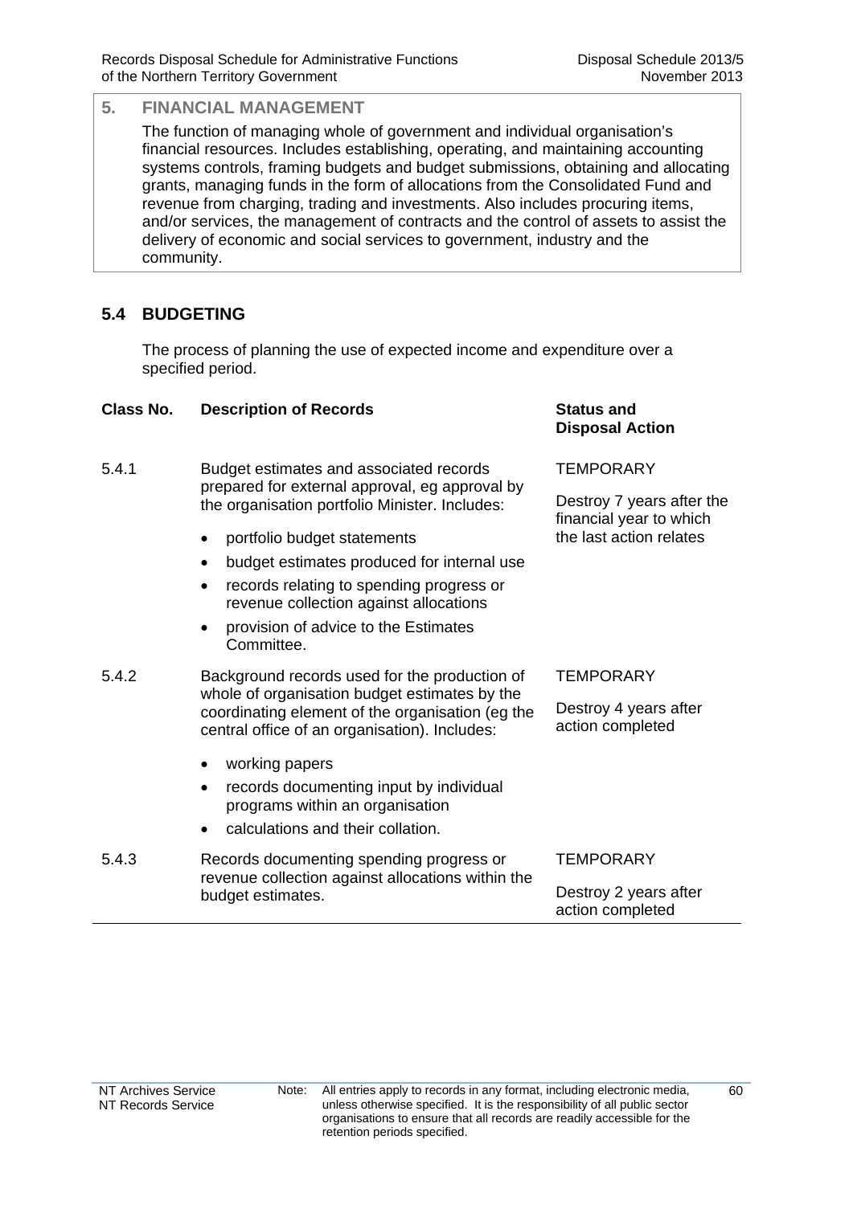## 5. FINANCIAL MANAGEMENT

The function of managing whole of government and individual organisation's financial resources. Includes establishing, operating, and maintaining accounting systems controls, framing budgets and budget submissions, obtaining and allocating grants, managing funds in the form of allocations from the Consolidated Fund and revenue from charging, trading and investments. Also includes procuring items, and/or services, the management of contracts and the control of assets to assist the delivery of economic and social services to government, industry and the community.

### 5.4 BUDGETING

The process of planning the use of expected income and expenditure over a specified period.

| Class No. | Description of Records | Status and Disposal Action |
| --- | --- | --- |
| 5.4.1 | Budget estimates and associated records prepared for external approval, eg approval by the organisation portfolio Minister. Includes:<br>• portfolio budget statements<br>• budget estimates produced for internal use<br>• records relating to spending progress or revenue collection against allocations<br>• provision of advice to the Estimates Committee. | TEMPORARY<br>Destroy 7 years after the financial year to which the last action relates |
| 5.4.2 | Background records used for the production of whole of organisation budget estimates by the coordinating element of the organisation (eg the central office of an organisation). Includes:<br>• working papers<br>• records documenting input by individual programs within an organisation<br>• calculations and their collation. | TEMPORARY<br>Destroy 4 years after action completed |
| 5.4.3 | Records documenting spending progress or revenue collection against allocations within the budget estimates. | TEMPORARY<br>Destroy 2 years after action completed |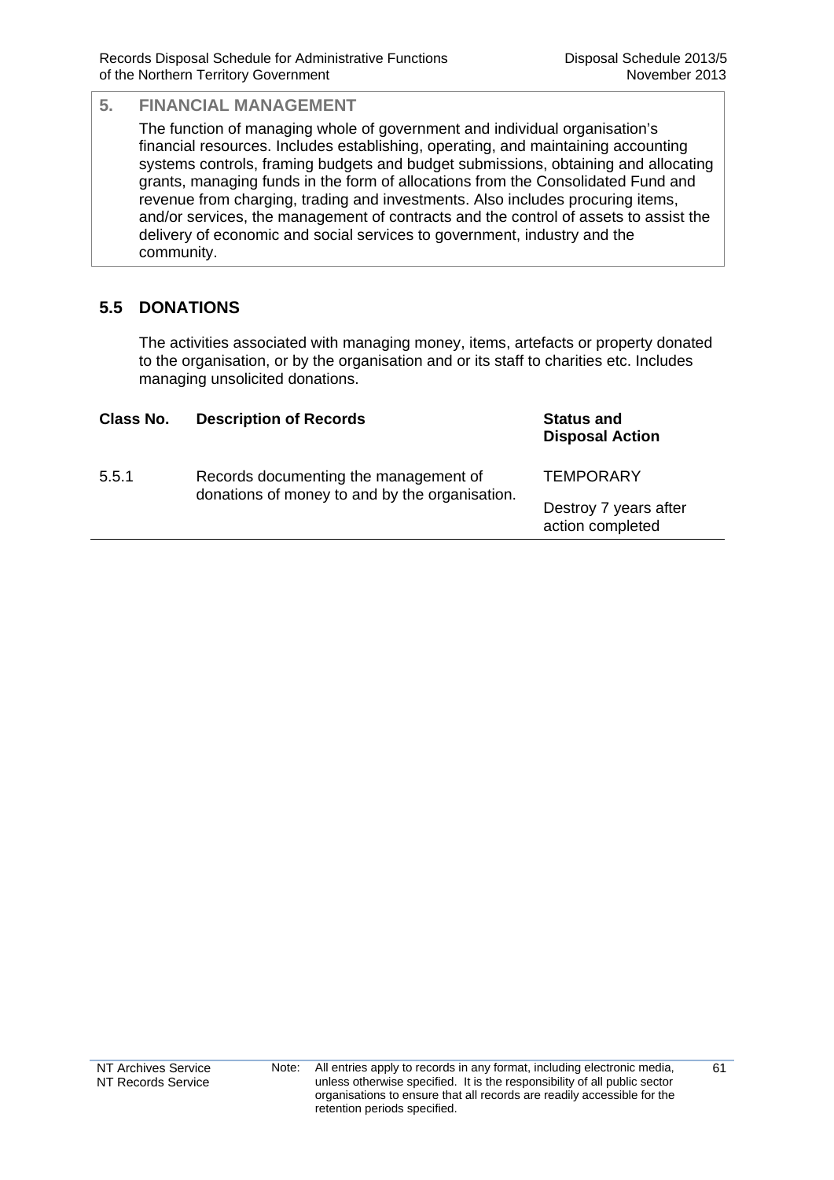## 5. FINANCIAL MANAGEMENT

The function of managing whole of government and individual organisation's financial resources. Includes establishing, operating, and maintaining accounting systems controls, framing budgets and budget submissions, obtaining and allocating grants, managing funds in the form of allocations from the Consolidated Fund and revenue from charging, trading and investments. Also includes procuring items, and/or services, the management of contracts and the control of assets to assist the delivery of economic and social services to government, industry and the community.

### 5.5 DONATIONS

The activities associated with managing money, items, artefacts or property donated to the organisation, or by the organisation and or its staff to charities etc. Includes managing unsolicited donations.

| Class No. | Description of Records | Status and Disposal Action |
|---|---|---|
| 5.5.1 | Records documenting the management of donations of money to and by the organisation. | TEMPORARY<br><br>Destroy 7 years after action completed |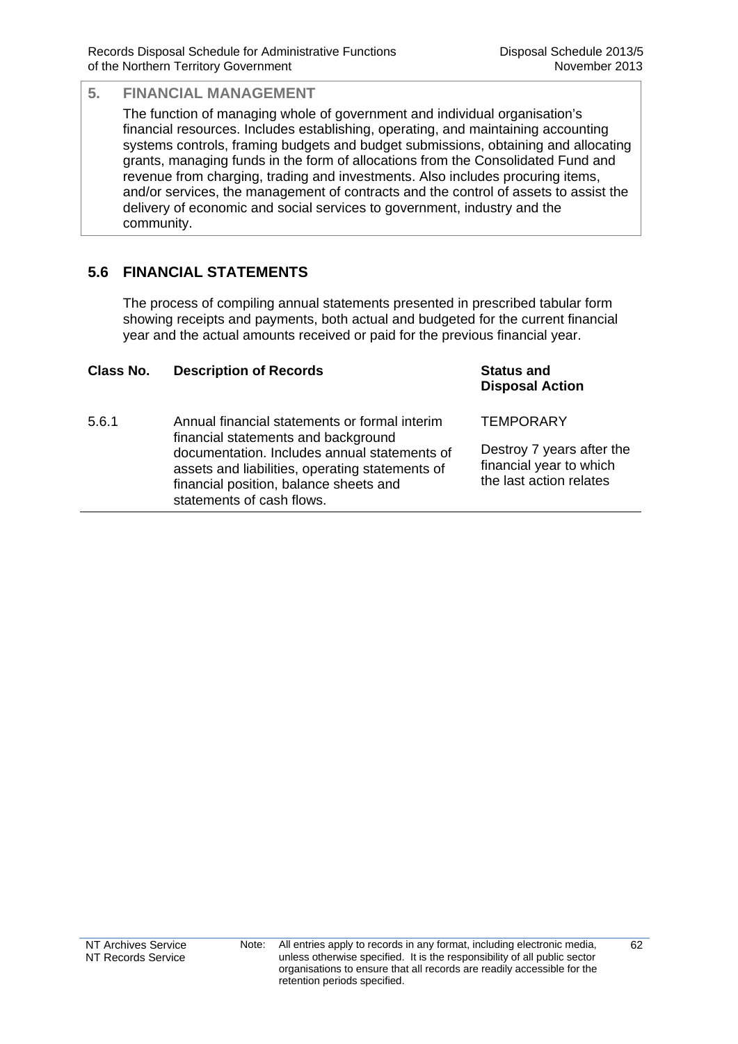## 5. FINANCIAL MANAGEMENT

The function of managing whole of government and individual organisation's financial resources. Includes establishing, operating, and maintaining accounting systems controls, framing budgets and budget submissions, obtaining and allocating grants, managing funds in the form of allocations from the Consolidated Fund and revenue from charging, trading and investments. Also includes procuring items, and/or services, the management of contracts and the control of assets to assist the delivery of economic and social services to government, industry and the community.

### 5.6 FINANCIAL STATEMENTS

The process of compiling annual statements presented in prescribed tabular form showing receipts and payments, both actual and budgeted for the current financial year and the actual amounts received or paid for the previous financial year.

| Class No. | Description of Records | Status and Disposal Action |
|---|---|---|
| 5.6.1 | Annual financial statements or formal interim financial statements and background documentation. Includes annual statements of assets and liabilities, operating statements of financial position, balance sheets and statements of cash flows. | TEMPORARY<br><br>Destroy 7 years after the financial year to which the last action relates |

Note: All entries apply to records in any format, including electronic media, unless otherwise specified. It is the responsibility of all public sector organisations to ensure that all records are readily accessible for the retention periods specified.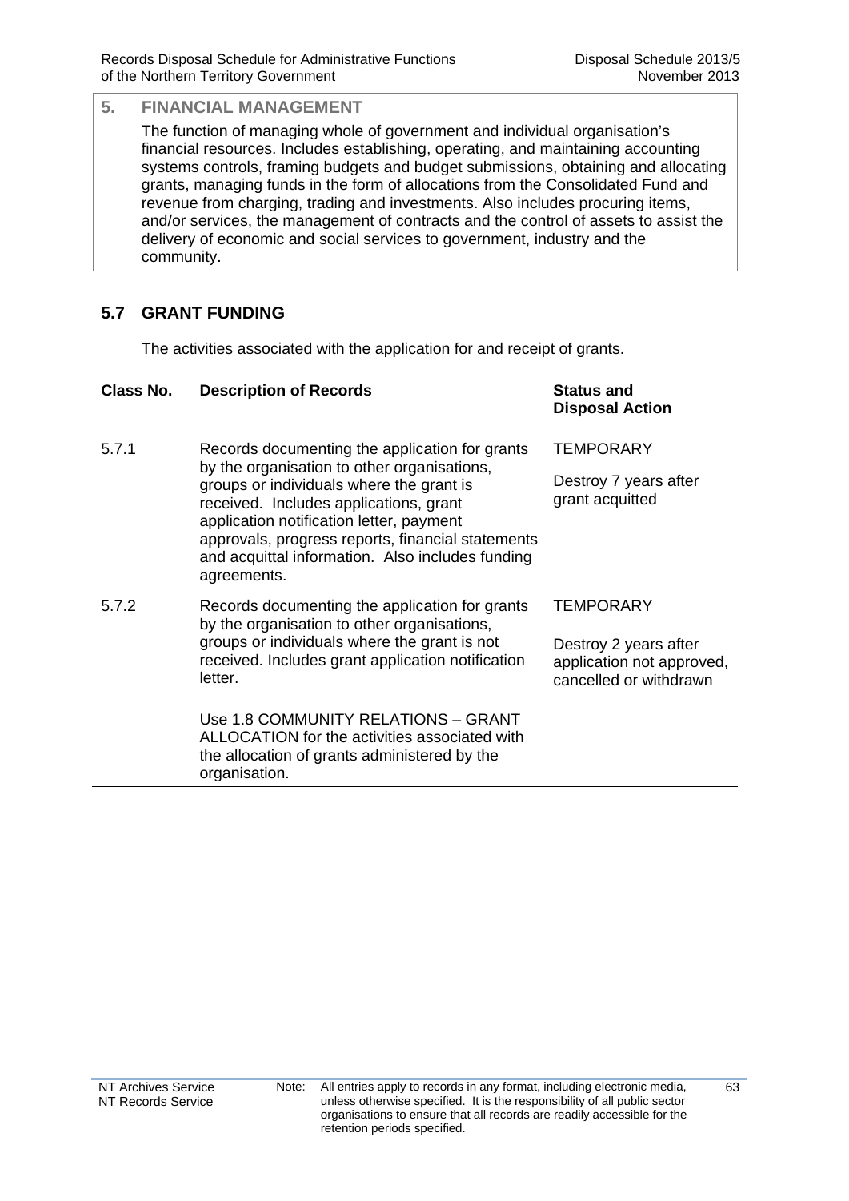## 5. FINANCIAL MANAGEMENT

The function of managing whole of government and individual organisation's financial resources. Includes establishing, operating, and maintaining accounting systems controls, framing budgets and budget submissions, obtaining and allocating grants, managing funds in the form of allocations from the Consolidated Fund and revenue from charging, trading and investments. Also includes procuring items, and/or services, the management of contracts and the control of assets to assist the delivery of economic and social services to government, industry and the community.

### 5.7 GRANT FUNDING

The activities associated with the application for and receipt of grants.

| Class No. | Description of Records | Status and Disposal Action |
|---|---|---|
| 5.7.1 | Records documenting the application for grants by the organisation to other organisations, groups or individuals where the grant is received. Includes applications, grant application notification letter, payment approvals, progress reports, financial statements and acquittal information. Also includes funding agreements. | TEMPORARY<br><br>Destroy 7 years after grant acquitted |
| 5.7.2 | Records documenting the application for grants by the organisation to other organisations, groups or individuals where the grant is not received. Includes grant application notification letter.<br><br>Use 1.8 COMMUNITY RELATIONS – GRANT ALLOCATION for the activities associated with the allocation of grants administered by the organisation. | TEMPORARY<br><br>Destroy 2 years after application not approved, cancelled or withdrawn |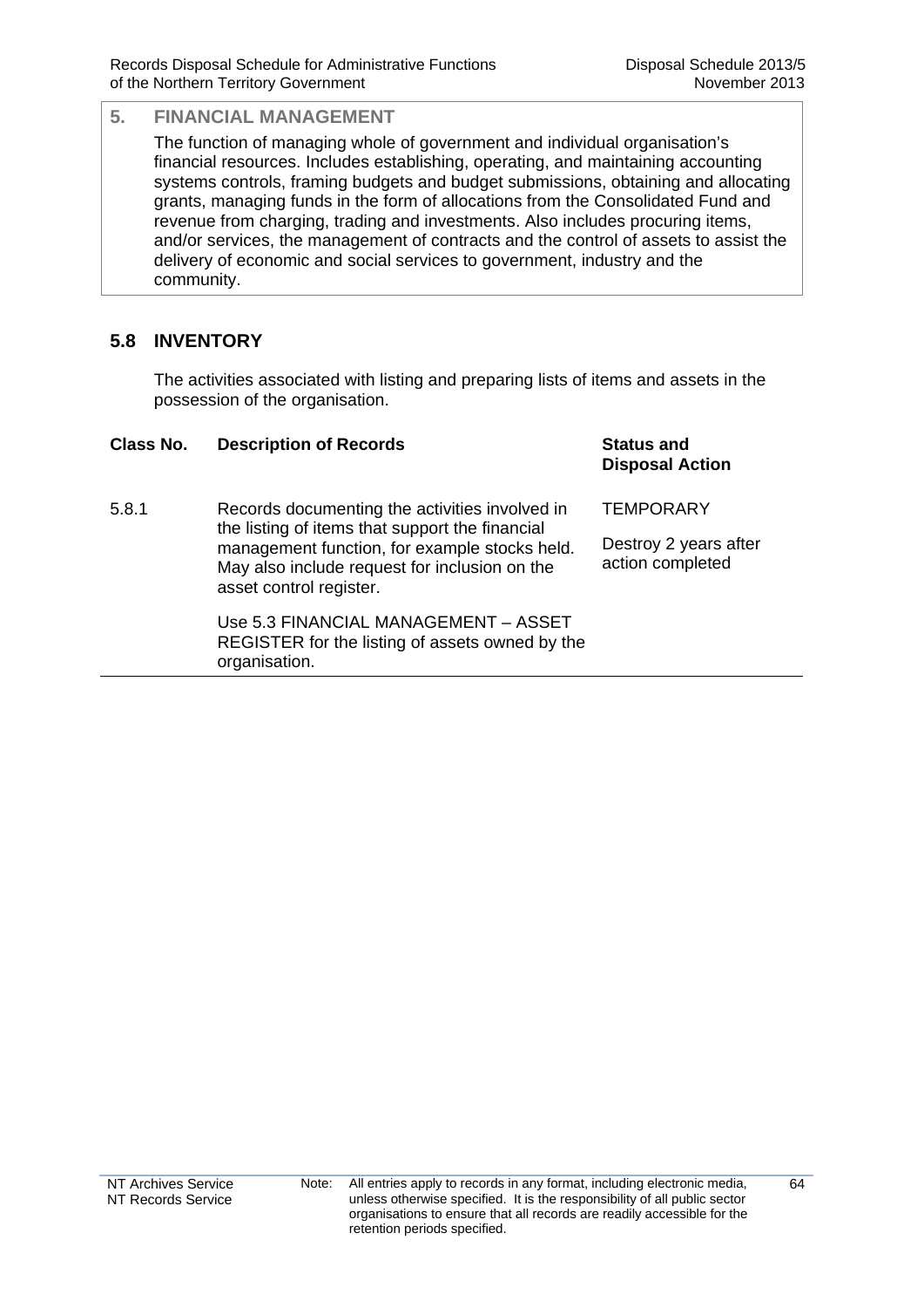## 5. FINANCIAL MANAGEMENT

The function of managing whole of government and individual organisation's financial resources. Includes establishing, operating, and maintaining accounting systems controls, framing budgets and budget submissions, obtaining and allocating grants, managing funds in the form of allocations from the Consolidated Fund and revenue from charging, trading and investments. Also includes procuring items, and/or services, the management of contracts and the control of assets to assist the delivery of economic and social services to government, industry and the community.

### 5.8 INVENTORY

The activities associated with listing and preparing lists of items and assets in the possession of the organisation.

| Class No. | Description of Records | Status and Disposal Action |
|---|---|---|
| 5.8.1 | Records documenting the activities involved in the listing of items that support the financial management function, for example stocks held. May also include request for inclusion on the asset control register.<br><br>Use 5.3 FINANCIAL MANAGEMENT – ASSET REGISTER for the listing of assets owned by the organisation. | TEMPORARY<br><br>Destroy 2 years after action completed |

Note: All entries apply to records in any format, including electronic media, unless otherwise specified. It is the responsibility of all public sector organisations to ensure that all records are readily accessible for the retention periods specified.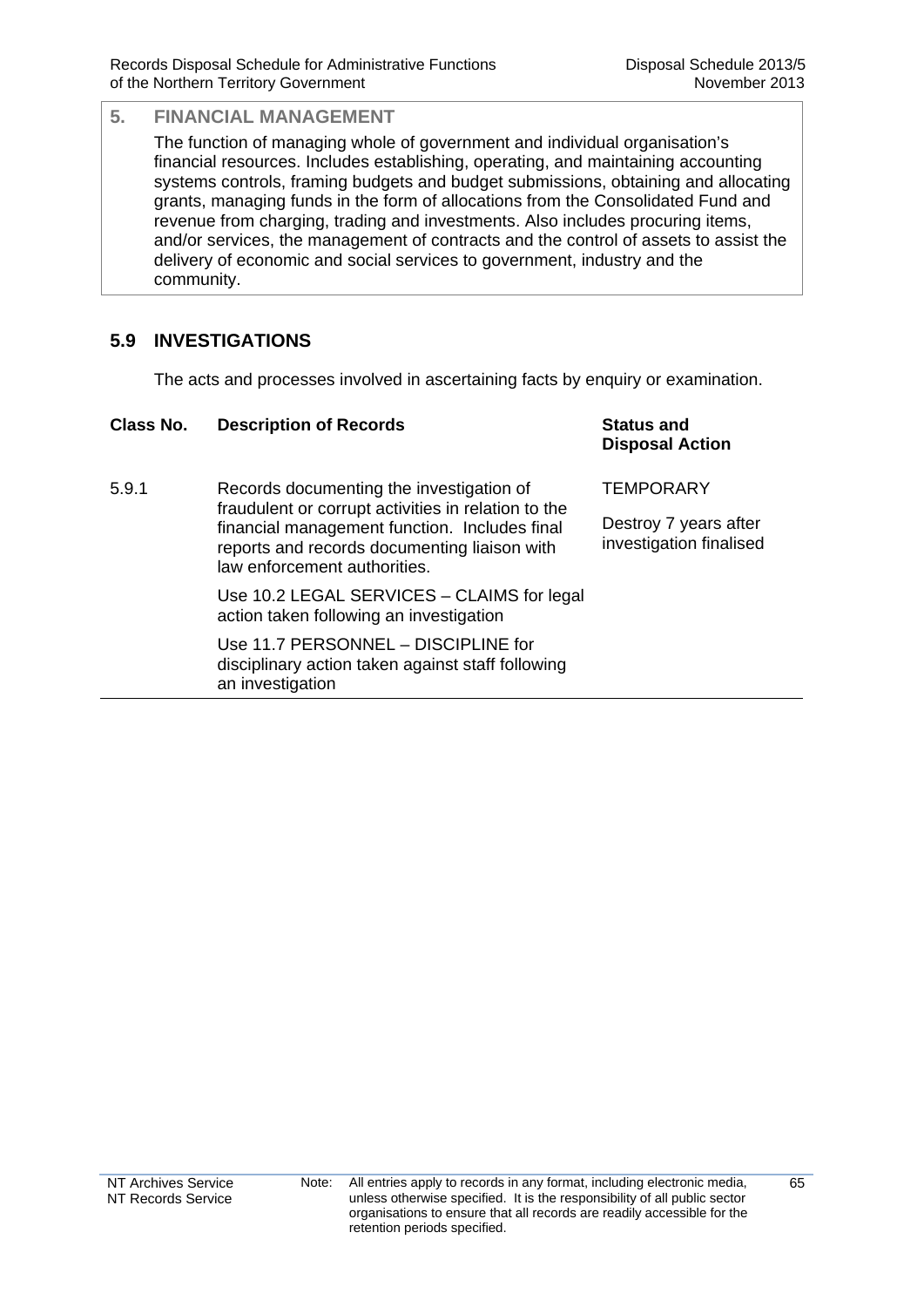## 5. FINANCIAL MANAGEMENT

The function of managing whole of government and individual organisation's financial resources. Includes establishing, operating, and maintaining accounting systems controls, framing budgets and budget submissions, obtaining and allocating grants, managing funds in the form of allocations from the Consolidated Fund and revenue from charging, trading and investments. Also includes procuring items, and/or services, the management of contracts and the control of assets to assist the delivery of economic and social services to government, industry and the community.

### 5.9 INVESTIGATIONS

The acts and processes involved in ascertaining facts by enquiry or examination.

| Class No. | Description of Records | Status and Disposal Action |
|---|---|---|
| 5.9.1 | Records documenting the investigation of fraudulent or corrupt activities in relation to the financial management function. Includes final reports and records documenting liaison with law enforcement authorities.<br><br>Use 10.2 LEGAL SERVICES – CLAIMS for legal action taken following an investigation<br><br>Use 11.7 PERSONNEL – DISCIPLINE for disciplinary action taken against staff following an investigation | TEMPORARY<br><br>Destroy 7 years after investigation finalised |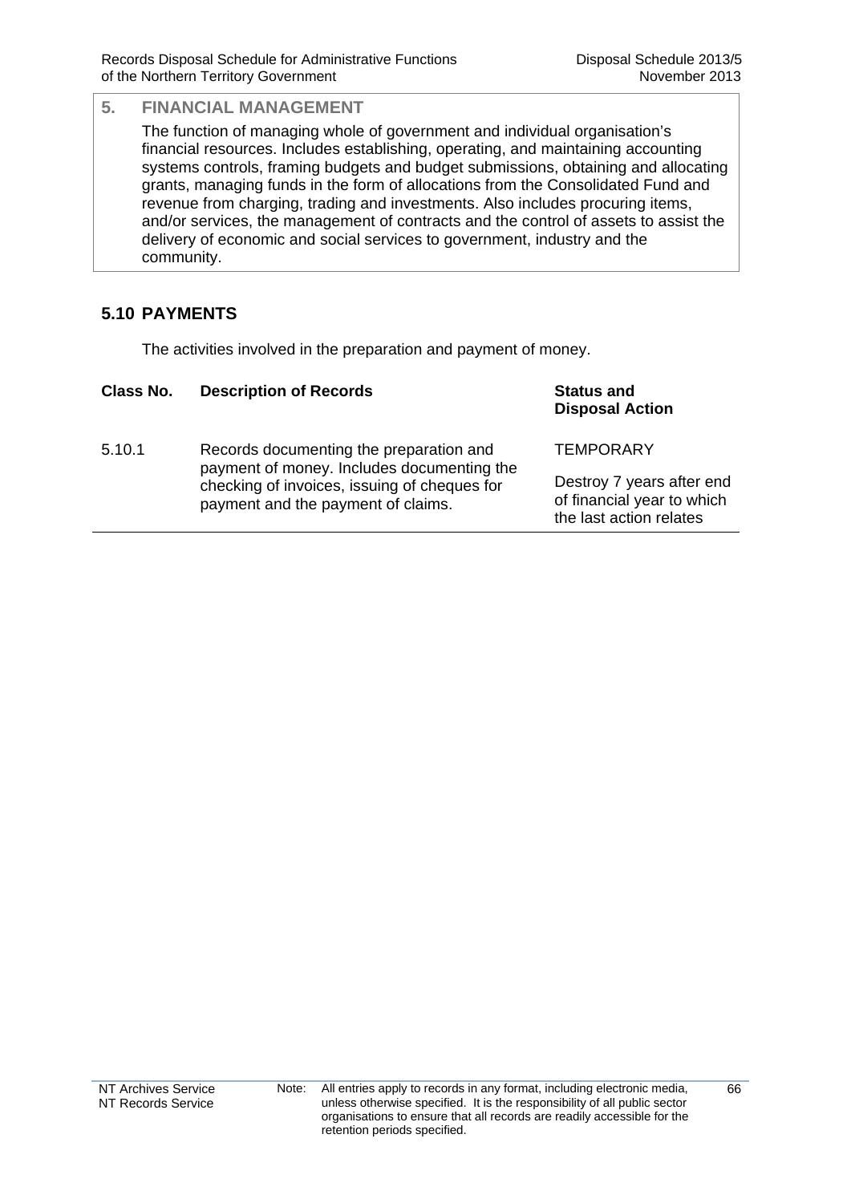## 5. FINANCIAL MANAGEMENT

The function of managing whole of government and individual organisation's financial resources. Includes establishing, operating, and maintaining accounting systems controls, framing budgets and budget submissions, obtaining and allocating grants, managing funds in the form of allocations from the Consolidated Fund and revenue from charging, trading and investments. Also includes procuring items, and/or services, the management of contracts and the control of assets to assist the delivery of economic and social services to government, industry and the community.

### 5.10 PAYMENTS

The activities involved in the preparation and payment of money.

| Class No. | Description of Records | Status and Disposal Action |
|---|---|---|
| 5.10.1 | Records documenting the preparation and payment of money. Includes documenting the checking of invoices, issuing of cheques for payment and the payment of claims. | TEMPORARY<br><br>Destroy 7 years after end of financial year to which the last action relates |

Note: All entries apply to records in any format, including electronic media, unless otherwise specified. It is the responsibility of all public sector organisations to ensure that all records are readily accessible for the retention periods specified.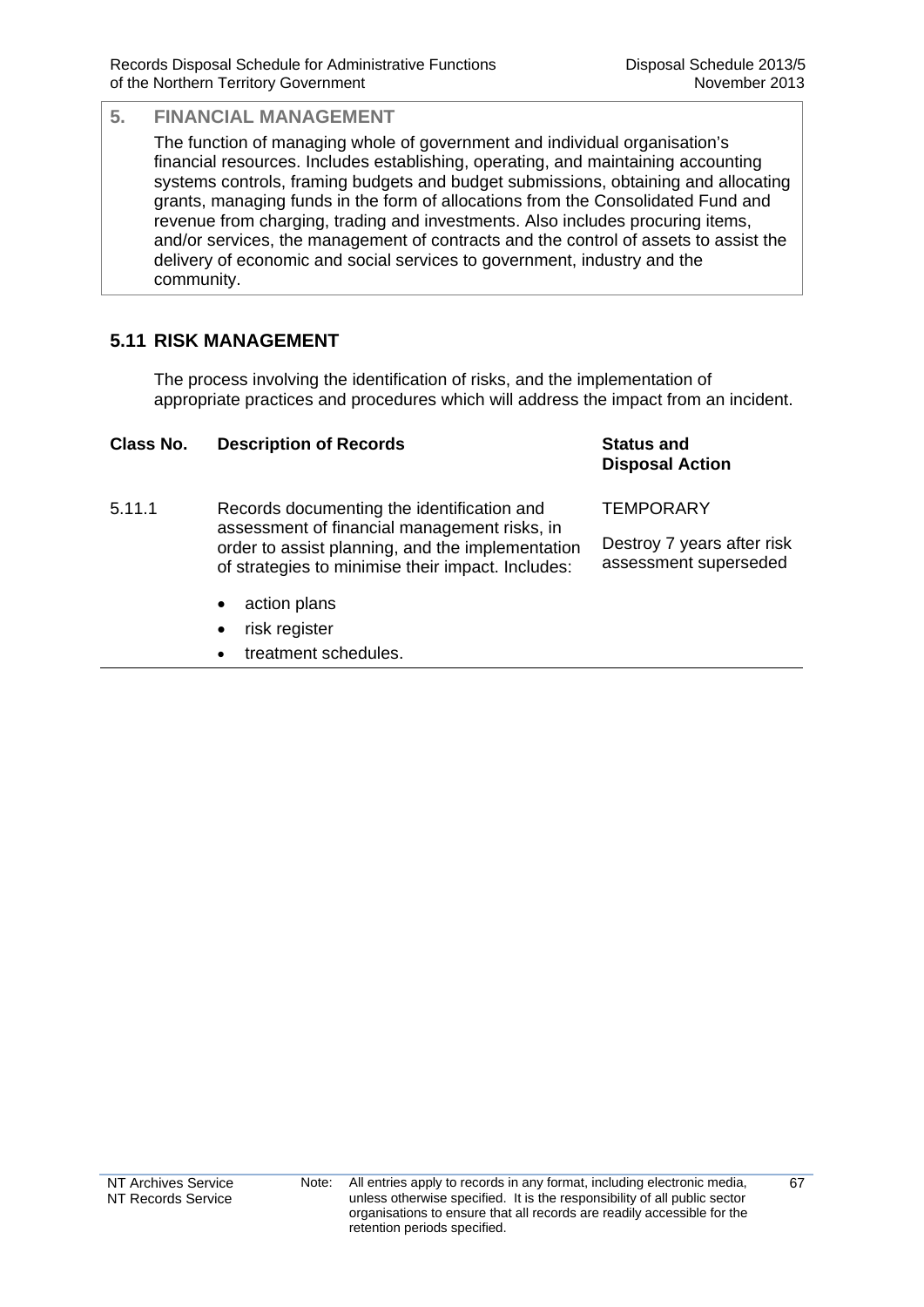## 5. FINANCIAL MANAGEMENT

The function of managing whole of government and individual organisation's financial resources. Includes establishing, operating, and maintaining accounting systems controls, framing budgets and budget submissions, obtaining and allocating grants, managing funds in the form of allocations from the Consolidated Fund and revenue from charging, trading and investments. Also includes procuring items, and/or services, the management of contracts and the control of assets to assist the delivery of economic and social services to government, industry and the community.

### 5.11 RISK MANAGEMENT

The process involving the identification of risks, and the implementation of appropriate practices and procedures which will address the impact from an incident.

| Class No. | Description of Records | Status and Disposal Action |
|---|---|---|
| 5.11.1 | Records documenting the identification and assessment of financial management risks, in order to assist planning, and the implementation of strategies to minimise their impact. Includes:<br>• action plans<br>• risk register<br>• treatment schedules. | TEMPORARY<br>Destroy 7 years after risk assessment superseded |

Note: All entries apply to records in any format, including electronic media, unless otherwise specified. It is the responsibility of all public sector organisations to ensure that all records are readily accessible for the retention periods specified.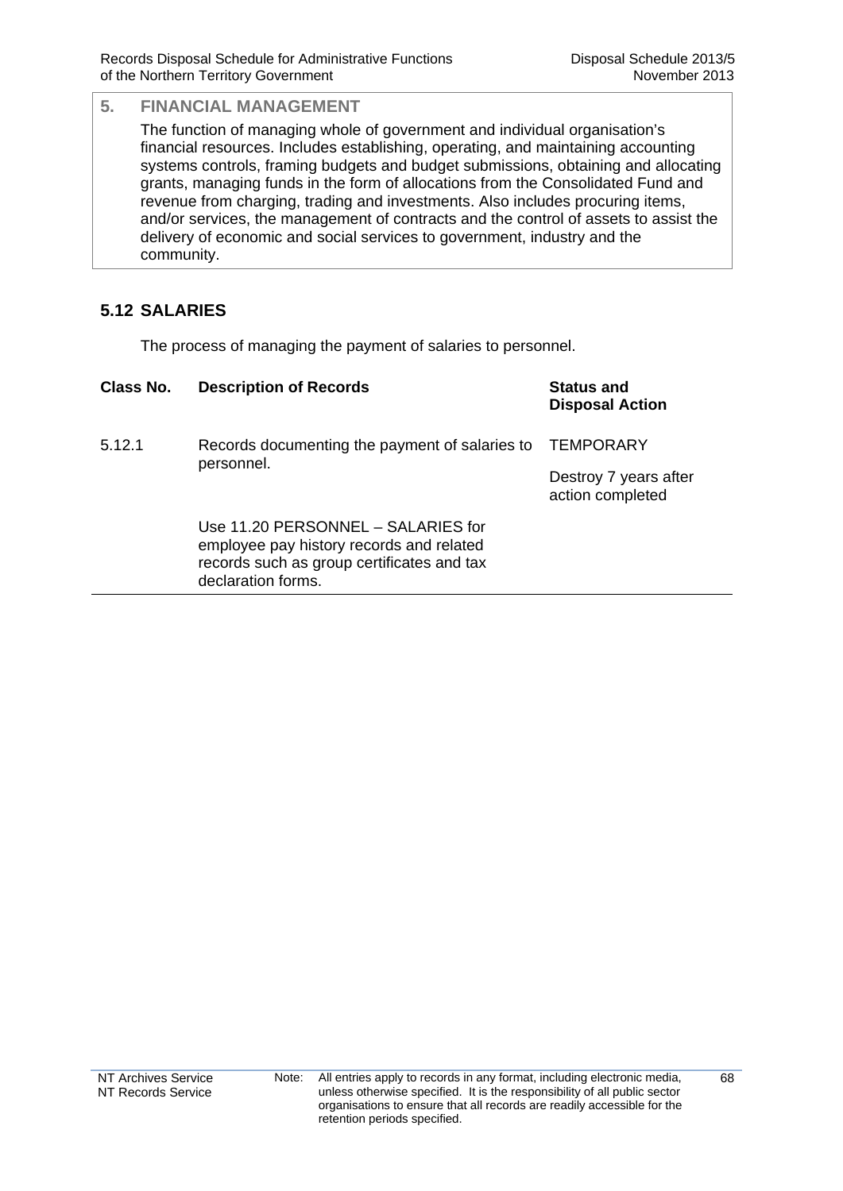## 5. FINANCIAL MANAGEMENT

The function of managing whole of government and individual organisation's financial resources. Includes establishing, operating, and maintaining accounting systems controls, framing budgets and budget submissions, obtaining and allocating grants, managing funds in the form of allocations from the Consolidated Fund and revenue from charging, trading and investments. Also includes procuring items, and/or services, the management of contracts and the control of assets to assist the delivery of economic and social services to government, industry and the community.

### 5.12 SALARIES

The process of managing the payment of salaries to personnel.

| Class No. | Description of Records | Status and Disposal Action |
|---|---|---|
| 5.12.1 | Records documenting the payment of salaries to personnel.<br><br>Use 11.20 PERSONNEL – SALARIES for employee pay history records and related records such as group certificates and tax declaration forms. | TEMPORARY<br><br>Destroy 7 years after action completed |

Note: All entries apply to records in any format, including electronic media, unless otherwise specified. It is the responsibility of all public sector organisations to ensure that all records are readily accessible for the retention periods specified.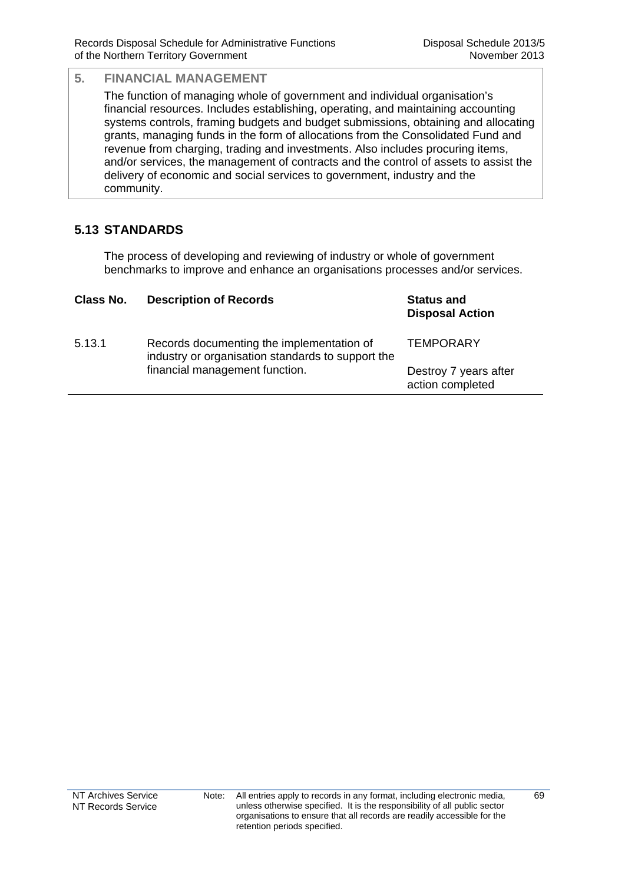## 5. FINANCIAL MANAGEMENT

The function of managing whole of government and individual organisation's financial resources. Includes establishing, operating, and maintaining accounting systems controls, framing budgets and budget submissions, obtaining and allocating grants, managing funds in the form of allocations from the Consolidated Fund and revenue from charging, trading and investments. Also includes procuring items, and/or services, the management of contracts and the control of assets to assist the delivery of economic and social services to government, industry and the community.

### 5.13 STANDARDS

The process of developing and reviewing of industry or whole of government benchmarks to improve and enhance an organisations processes and/or services.

| Class No. | Description of Records | Status and Disposal Action |
|---|---|---|
| 5.13.1 | Records documenting the implementation of industry or organisation standards to support the financial management function. | TEMPORARY<br><br>Destroy 7 years after action completed |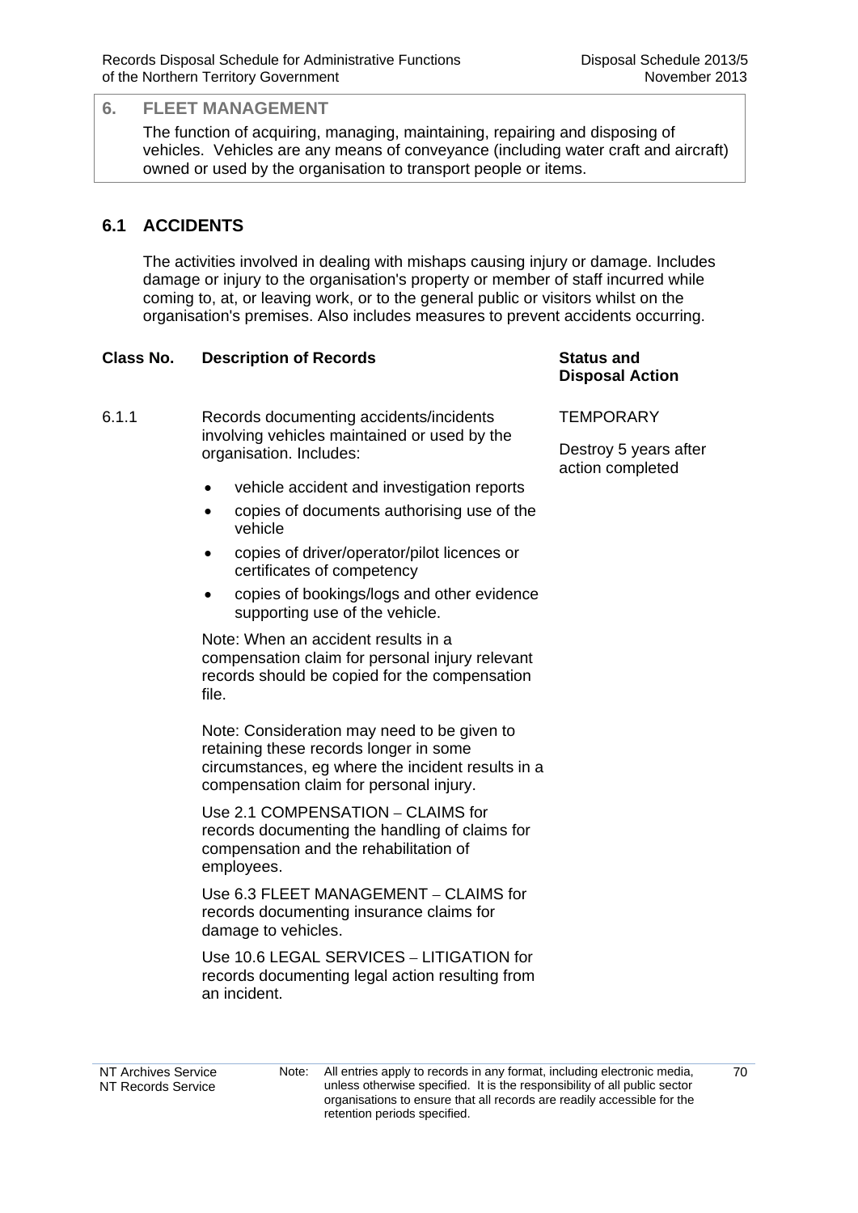## 6. FLEET MANAGEMENT

The function of acquiring, managing, maintaining, repairing and disposing of vehicles. Vehicles are any means of conveyance (including water craft and aircraft) owned or used by the organisation to transport people or items.

## 6.1 ACCIDENTS

The activities involved in dealing with mishaps causing injury or damage. Includes damage or injury to the organisation's property or member of staff incurred while coming to, at, or leaving work, or to the general public or visitors whilst on the organisation's premises. Also includes measures to prevent accidents occurring.

| Class No. | Description of Records | Status and Disposal Action |
|---|---|---|
| 6.1.1 | Records documenting accidents/incidents involving vehicles maintained or used by the organisation. Includes:<br>• vehicle accident and investigation reports<br>• copies of documents authorising use of the vehicle<br>• copies of driver/operator/pilot licences or certificates of competency<br>• copies of bookings/logs and other evidence supporting use of the vehicle.<br><br>Note: When an accident results in a compensation claim for personal injury relevant records should be copied for the compensation file.<br><br>Note: Consideration may need to be given to retaining these records longer in some circumstances, eg where the incident results in a compensation claim for personal injury.<br><br>Use 2.1 COMPENSATION – CLAIMS for records documenting the handling of claims for compensation and the rehabilitation of employees.<br><br>Use 6.3 FLEET MANAGEMENT – CLAIMS for records documenting insurance claims for damage to vehicles.<br><br>Use 10.6 LEGAL SERVICES – LITIGATION for records documenting legal action resulting from an incident. | TEMPORARY<br><br>Destroy 5 years after action completed |

Note: All entries apply to records in any format, including electronic media, unless otherwise specified. It is the responsibility of all public sector organisations to ensure that all records are readily accessible for the retention periods specified.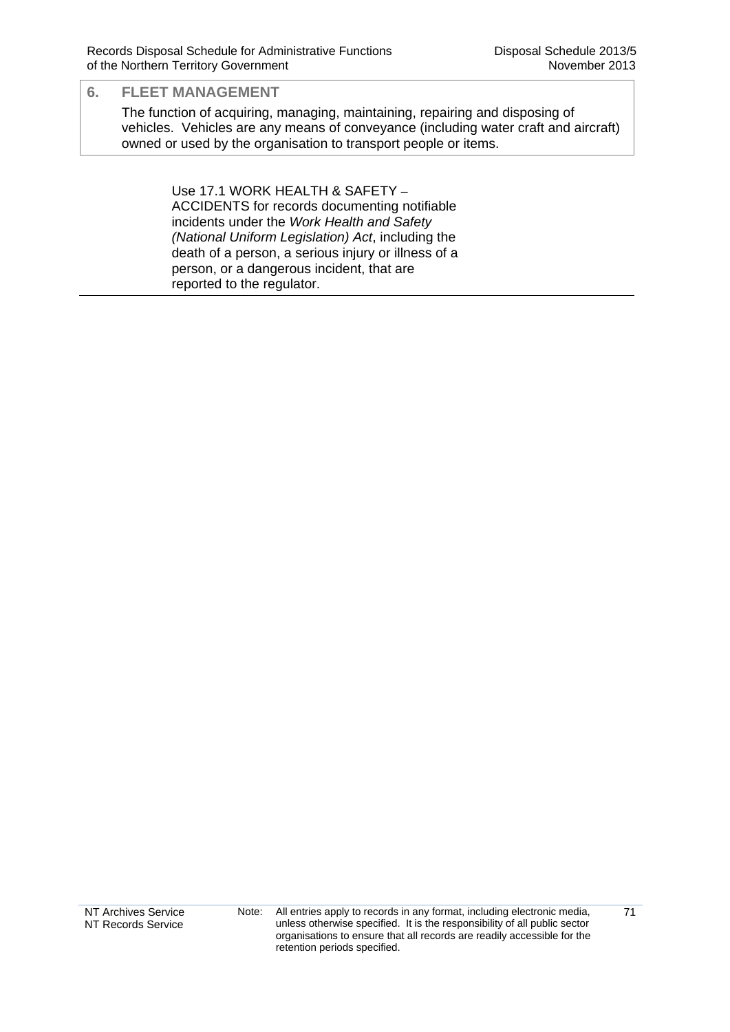## 6. FLEET MANAGEMENT

The function of acquiring, managing, maintaining, repairing and disposing of vehicles. Vehicles are any means of conveyance (including water craft and aircraft) owned or used by the organisation to transport people or items.

Use 17.1 WORK HEALTH & SAFETY – ACCIDENTS for records documenting notifiable incidents under the *Work Health and Safety (National Uniform Legislation) Act*, including the death of a person, a serious injury or illness of a person, or a dangerous incident, that are reported to the regulator.

Note: All entries apply to records in any format, including electronic media, unless otherwise specified. It is the responsibility of all public sector organisations to ensure that all records are readily accessible for the retention periods specified.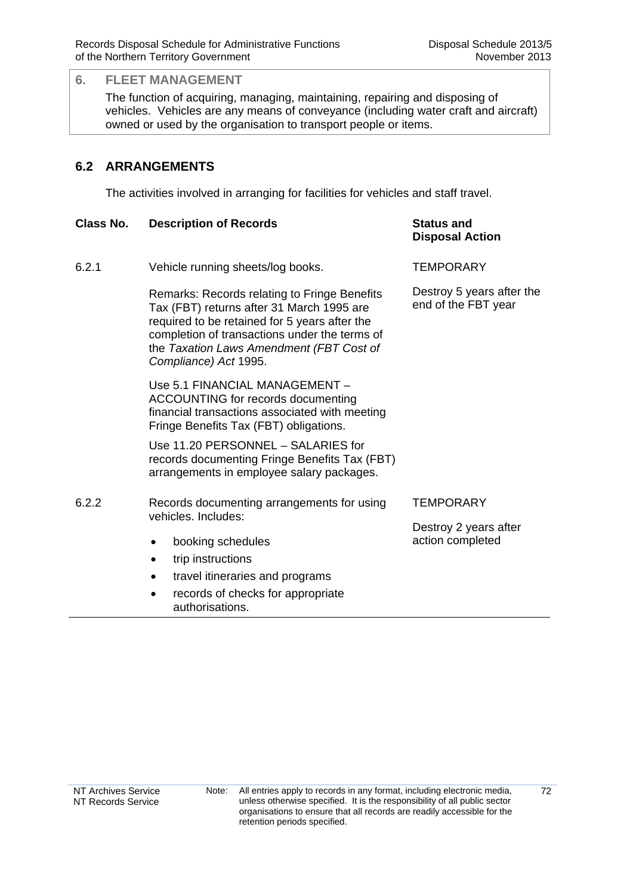## 6. FLEET MANAGEMENT

The function of acquiring, managing, maintaining, repairing and disposing of vehicles. Vehicles are any means of conveyance (including water craft and aircraft) owned or used by the organisation to transport people or items.

## 6.2 ARRANGEMENTS

The activities involved in arranging for facilities for vehicles and staff travel.

| Class No. | Description of Records | Status and Disposal Action |
|---|---|---|
| 6.2.1 | Vehicle running sheets/log books.<br><br>Remarks: Records relating to Fringe Benefits Tax (FBT) returns after 31 March 1995 are required to be retained for 5 years after the completion of transactions under the terms of the *Taxation Laws Amendment (FBT Cost of Compliance) Act* 1995.<br><br>Use 5.1 FINANCIAL MANAGEMENT – ACCOUNTING for records documenting financial transactions associated with meeting Fringe Benefits Tax (FBT) obligations.<br><br>Use 11.20 PERSONNEL – SALARIES for records documenting Fringe Benefits Tax (FBT) arrangements in employee salary packages. | TEMPORARY<br><br>Destroy 5 years after the end of the FBT year |
| 6.2.2 | Records documenting arrangements for using vehicles. Includes:<br>• booking schedules<br>• trip instructions<br>• travel itineraries and programs<br>• records of checks for appropriate authorisations. | TEMPORARY<br><br>Destroy 2 years after action completed |

Note: All entries apply to records in any format, including electronic media, unless otherwise specified. It is the responsibility of all public sector organisations to ensure that all records are readily accessible for the retention periods specified.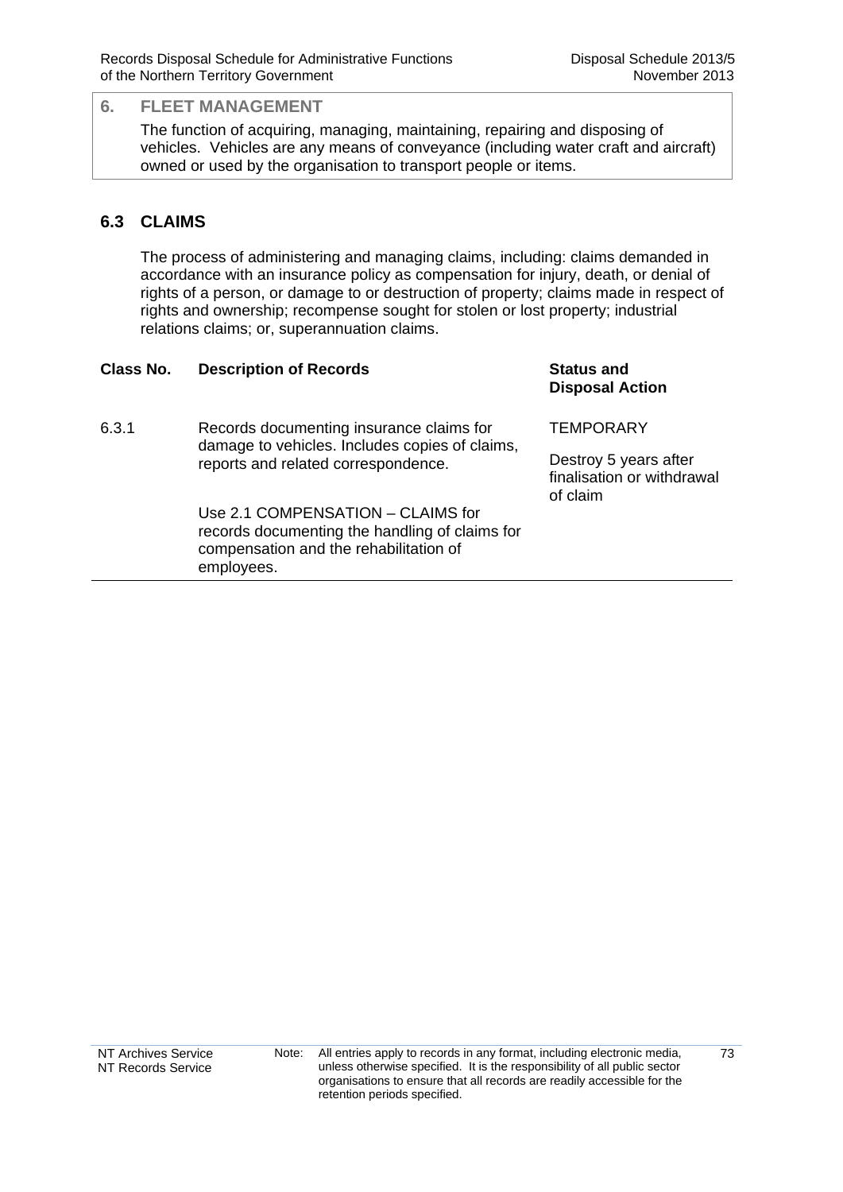## 6. FLEET MANAGEMENT

The function of acquiring, managing, maintaining, repairing and disposing of vehicles. Vehicles are any means of conveyance (including water craft and aircraft) owned or used by the organisation to transport people or items.

### 6.3 CLAIMS

The process of administering and managing claims, including: claims demanded in accordance with an insurance policy as compensation for injury, death, or denial of rights of a person, or damage to or destruction of property; claims made in respect of rights and ownership; recompense sought for stolen or lost property; industrial relations claims; or, superannuation claims.

| Class No. | Description of Records | Status and Disposal Action |
| --- | --- | --- |
| 6.3.1 | Records documenting insurance claims for damage to vehicles. Includes copies of claims, reports and related correspondence.<br><br>Use 2.1 COMPENSATION – CLAIMS for records documenting the handling of claims for compensation and the rehabilitation of employees. | TEMPORARY<br><br>Destroy 5 years after finalisation or withdrawal of claim |

NT Archives Service
NT Records Service

Note: All entries apply to records in any format, including electronic media, unless otherwise specified. It is the responsibility of all public sector organisations to ensure that all records are readily accessible for the retention periods specified.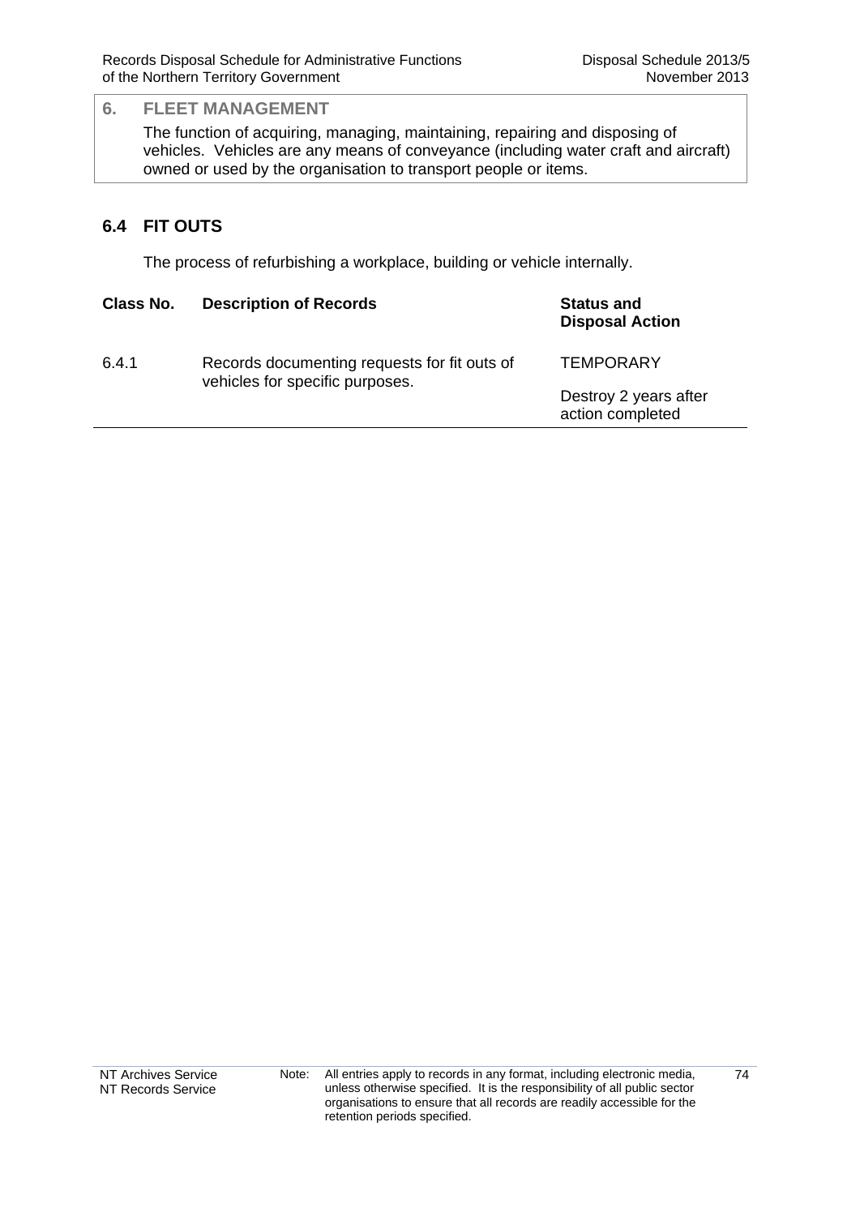## 6. FLEET MANAGEMENT

The function of acquiring, managing, maintaining, repairing and disposing of vehicles. Vehicles are any means of conveyance (including water craft and aircraft) owned or used by the organisation to transport people or items.

### 6.4 FIT OUTS

The process of refurbishing a workplace, building or vehicle internally.

| Class No. | Description of Records | Status and Disposal Action |
|---|---|---|
| 6.4.1 | Records documenting requests for fit outs of vehicles for specific purposes. | TEMPORARY<br><br>Destroy 2 years after action completed |

Note: All entries apply to records in any format, including electronic media, unless otherwise specified. It is the responsibility of all public sector organisations to ensure that all records are readily accessible for the retention periods specified.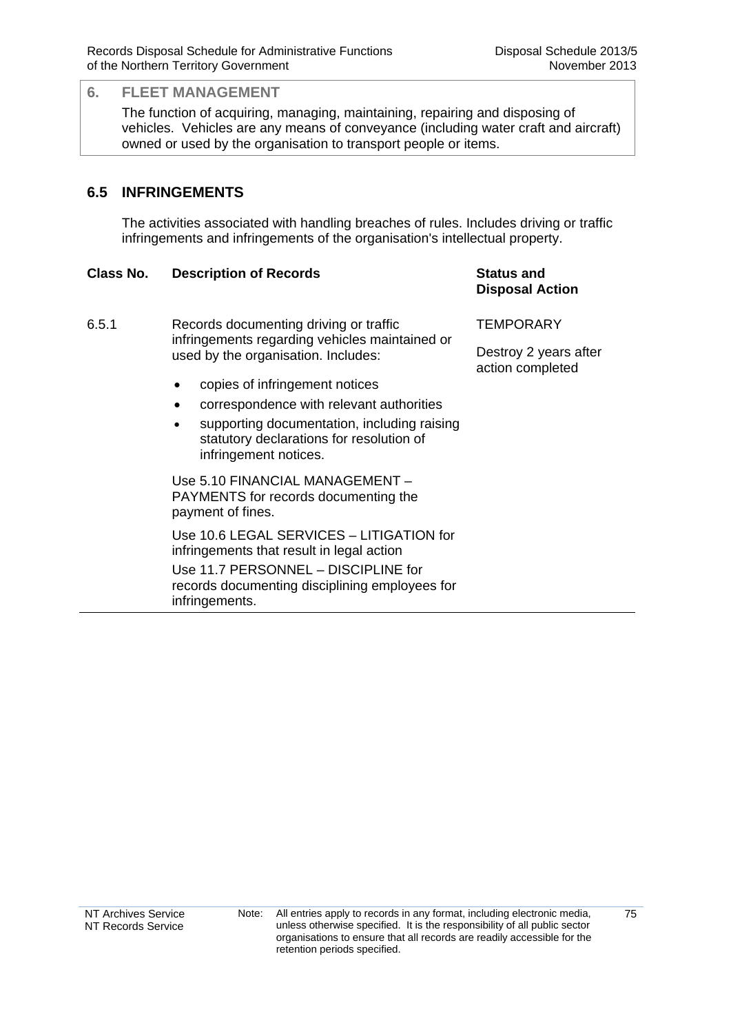## 6. FLEET MANAGEMENT

The function of acquiring, managing, maintaining, repairing and disposing of vehicles. Vehicles are any means of conveyance (including water craft and aircraft) owned or used by the organisation to transport people or items.

## 6.5 INFRINGEMENTS

The activities associated with handling breaches of rules. Includes driving or traffic infringements and infringements of the organisation's intellectual property.

| Class No. | Description of Records | Status and Disposal Action |
|---|---|---|
| 6.5.1 | Records documenting driving or traffic infringements regarding vehicles maintained or used by the organisation. Includes:<br>• copies of infringement notices<br>• correspondence with relevant authorities<br>• supporting documentation, including raising statutory declarations for resolution of infringement notices.<br><br>Use 5.10 FINANCIAL MANAGEMENT – PAYMENTS for records documenting the payment of fines.<br><br>Use 10.6 LEGAL SERVICES – LITIGATION for infringements that result in legal action<br><br>Use 11.7 PERSONNEL – DISCIPLINE for records documenting disciplining employees for infringements. | TEMPORARY<br><br>Destroy 2 years after action completed |

Note: All entries apply to records in any format, including electronic media, unless otherwise specified. It is the responsibility of all public sector organisations to ensure that all records are readily accessible for the retention periods specified.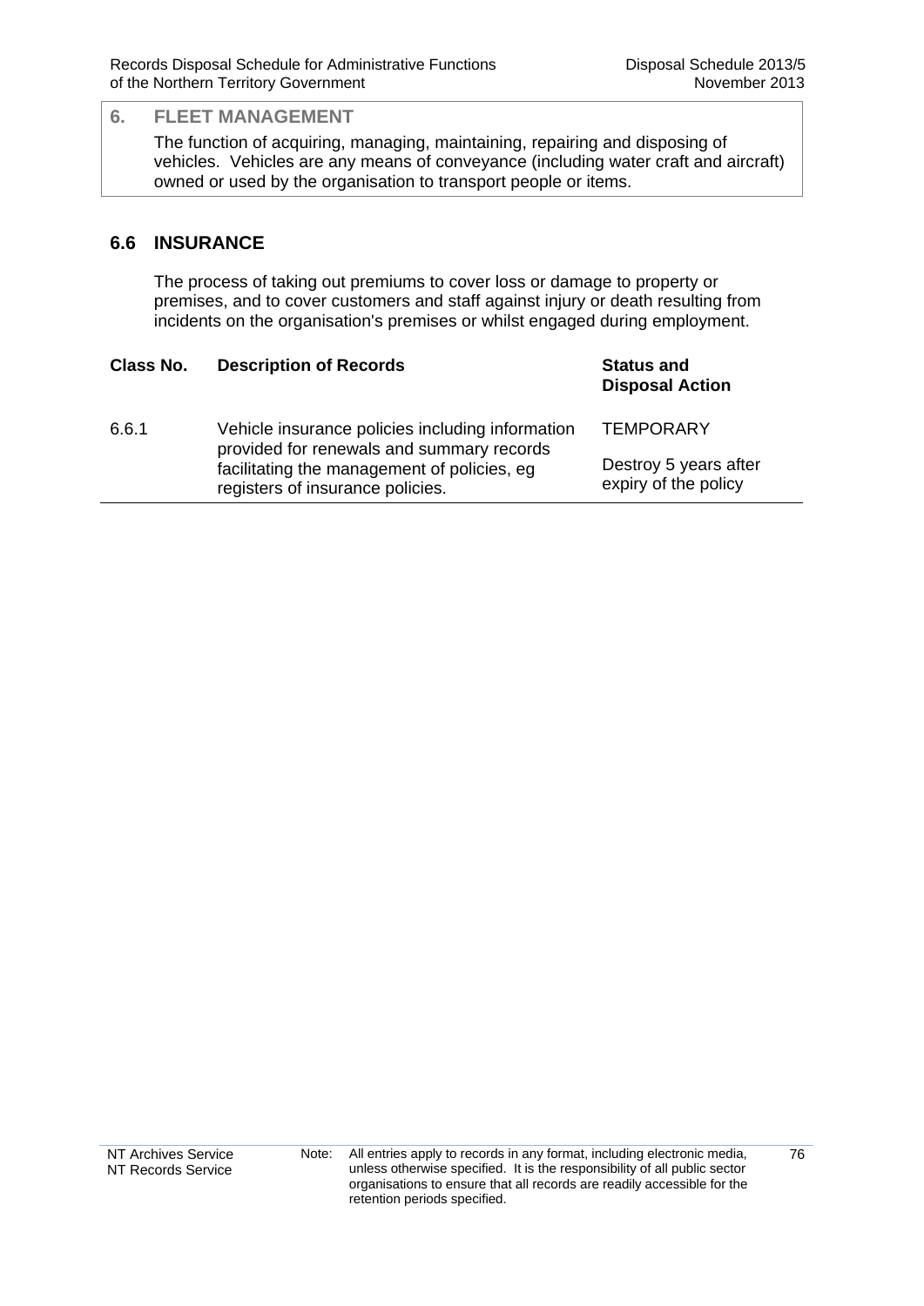## 6. FLEET MANAGEMENT

The function of acquiring, managing, maintaining, repairing and disposing of vehicles. Vehicles are any means of conveyance (including water craft and aircraft) owned or used by the organisation to transport people or items.

### 6.6 INSURANCE

The process of taking out premiums to cover loss or damage to property or premises, and to cover customers and staff against injury or death resulting from incidents on the organisation's premises or whilst engaged during employment.

| Class No. | Description of Records | Status and Disposal Action |
|---|---|---|
| 6.6.1 | Vehicle insurance policies including information provided for renewals and summary records facilitating the management of policies, eg registers of insurance policies. | TEMPORARY<br><br>Destroy 5 years after expiry of the policy |

Note: All entries apply to records in any format, including electronic media, unless otherwise specified. It is the responsibility of all public sector organisations to ensure that all records are readily accessible for the retention periods specified.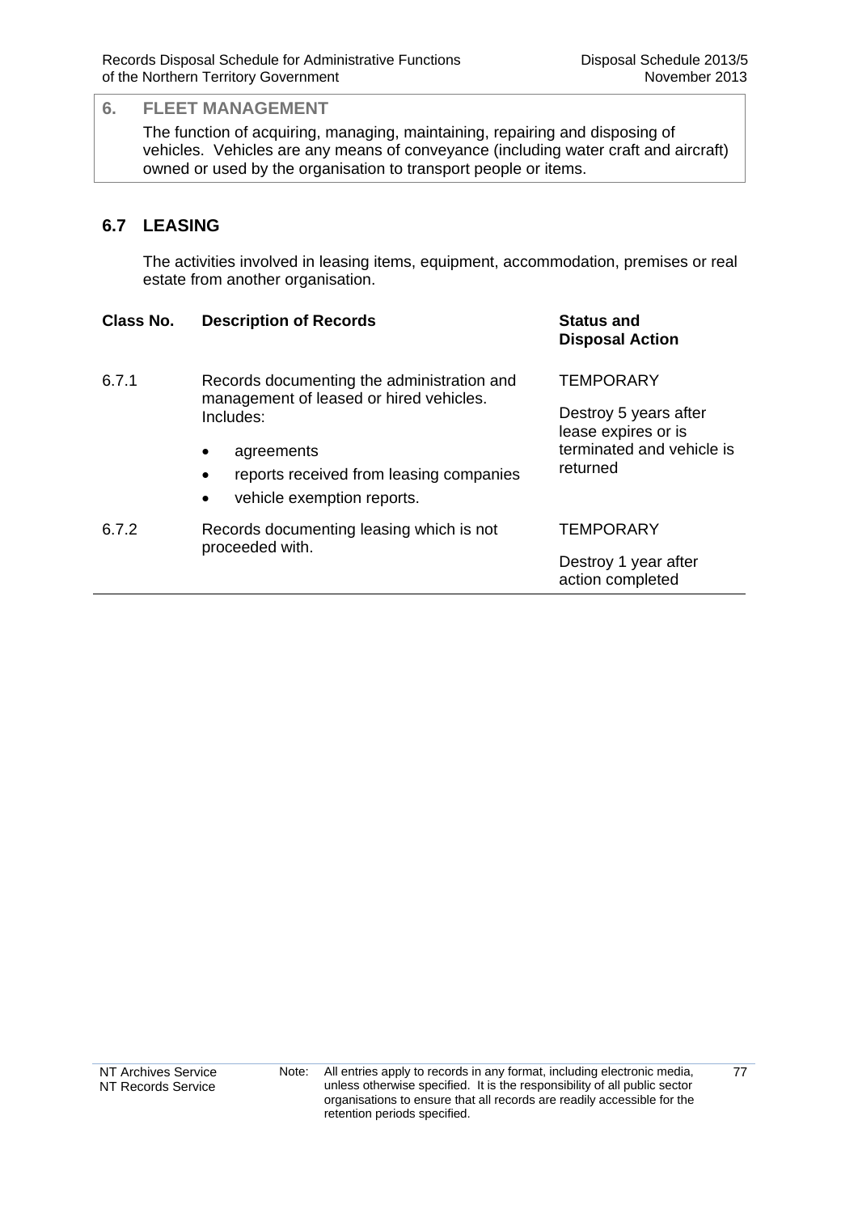## 6. FLEET MANAGEMENT

The function of acquiring, managing, maintaining, repairing and disposing of vehicles. Vehicles are any means of conveyance (including water craft and aircraft) owned or used by the organisation to transport people or items.

### 6.7 LEASING

The activities involved in leasing items, equipment, accommodation, premises or real estate from another organisation.

| Class No. | Description of Records | Status and Disposal Action |
|---|---|---|
| 6.7.1 | Records documenting the administration and management of leased or hired vehicles. Includes:<br>• agreements<br>• reports received from leasing companies<br>• vehicle exemption reports. | TEMPORARY<br><br>Destroy 5 years after lease expires or is terminated and vehicle is returned |
| 6.7.2 | Records documenting leasing which is not proceeded with. | TEMPORARY<br><br>Destroy 1 year after action completed |

Note: All entries apply to records in any format, including electronic media, unless otherwise specified. It is the responsibility of all public sector organisations to ensure that all records are readily accessible for the retention periods specified.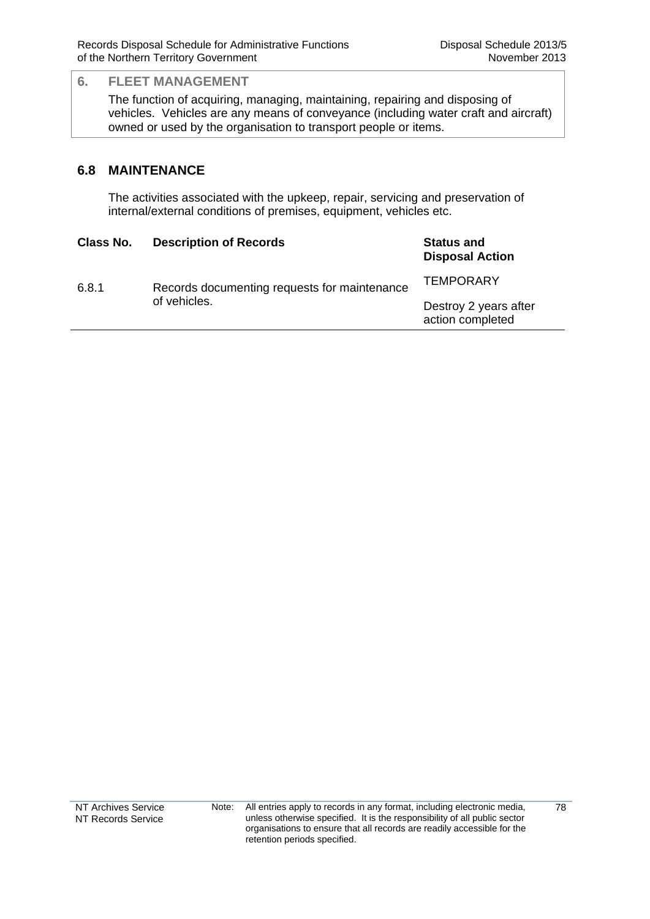## 6. FLEET MANAGEMENT

The function of acquiring, managing, maintaining, repairing and disposing of vehicles. Vehicles are any means of conveyance (including water craft and aircraft) owned or used by the organisation to transport people or items.

### 6.8 MAINTENANCE

The activities associated with the upkeep, repair, servicing and preservation of internal/external conditions of premises, equipment, vehicles etc.

| Class No. | Description of Records | Status and Disposal Action |
| --- | --- | --- |
| 6.8.1 | Records documenting requests for maintenance of vehicles. | TEMPORARY<br>Destroy 2 years after action completed |

NT Archives Service
NT Records Service

Note: All entries apply to records in any format, including electronic media, unless otherwise specified. It is the responsibility of all public sector organisations to ensure that all records are readily accessible for the retention periods specified.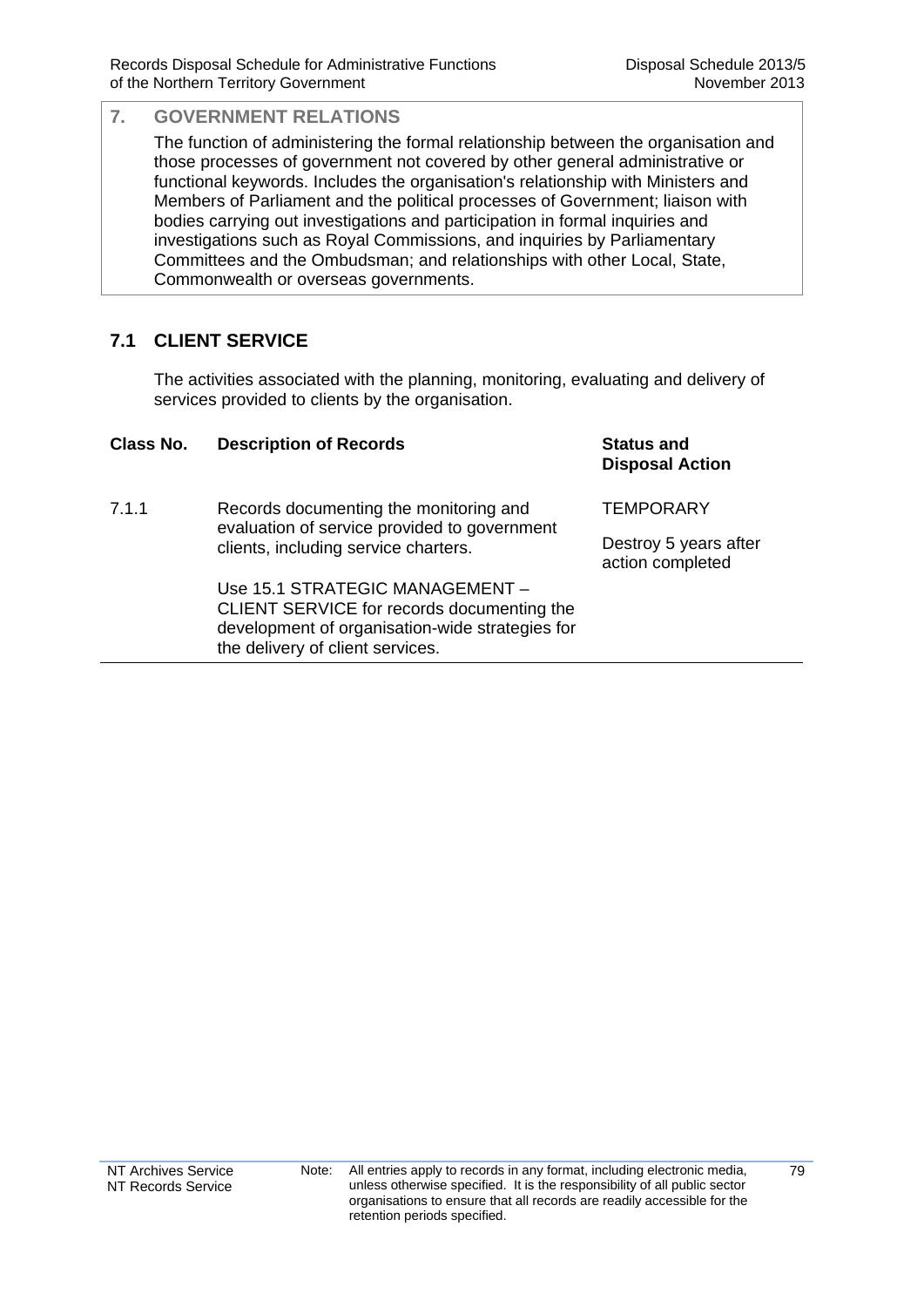## 7. GOVERNMENT RELATIONS

The function of administering the formal relationship between the organisation and those processes of government not covered by other general administrative or functional keywords. Includes the organisation's relationship with Ministers and Members of Parliament and the political processes of Government; liaison with bodies carrying out investigations and participation in formal inquiries and investigations such as Royal Commissions, and inquiries by Parliamentary Committees and the Ombudsman; and relationships with other Local, State, Commonwealth or overseas governments.

### 7.1 CLIENT SERVICE

The activities associated with the planning, monitoring, evaluating and delivery of services provided to clients by the organisation.

| Class No. | Description of Records | Status and Disposal Action |
|---|---|---|
| 7.1.1 | Records documenting the monitoring and evaluation of service provided to government clients, including service charters.<br><br>Use 15.1 STRATEGIC MANAGEMENT – CLIENT SERVICE for records documenting the development of organisation-wide strategies for the delivery of client services. | TEMPORARY<br><br>Destroy 5 years after action completed |

Note: All entries apply to records in any format, including electronic media, unless otherwise specified. It is the responsibility of all public sector organisations to ensure that all records are readily accessible for the retention periods specified.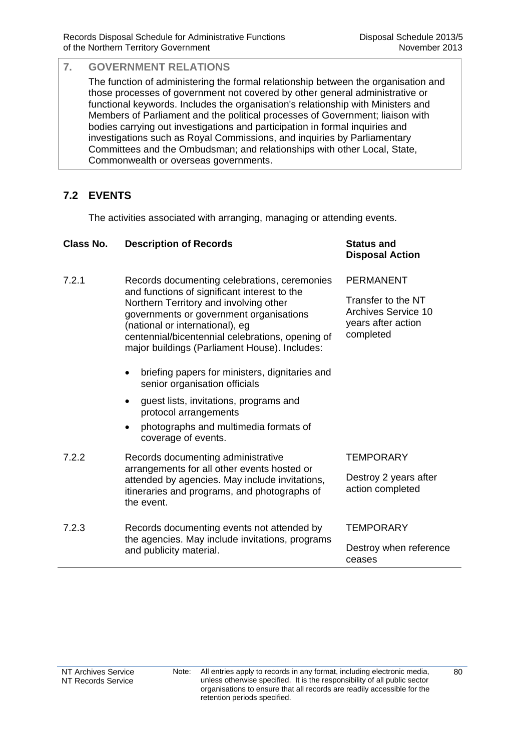## 7. GOVERNMENT RELATIONS

The function of administering the formal relationship between the organisation and those processes of government not covered by other general administrative or functional keywords. Includes the organisation's relationship with Ministers and Members of Parliament and the political processes of Government; liaison with bodies carrying out investigations and participation in formal inquiries and investigations such as Royal Commissions, and inquiries by Parliamentary Committees and the Ombudsman; and relationships with other Local, State, Commonwealth or overseas governments.

## 7.2 EVENTS

The activities associated with arranging, managing or attending events.

| Class No. | Description of Records | Status and Disposal Action |
|---|---|---|
| 7.2.1 | Records documenting celebrations, ceremonies and functions of significant interest to the Northern Territory and involving other governments or government organisations (national or international), eg centennial/bicentennial celebrations, opening of major buildings (Parliament House). Includes:<br>• briefing papers for ministers, dignitaries and senior organisation officials<br>• guest lists, invitations, programs and protocol arrangements<br>• photographs and multimedia formats of coverage of events. | PERMANENT<br><br>Transfer to the NT Archives Service 10 years after action completed |
| 7.2.2 | Records documenting administrative arrangements for all other events hosted or attended by agencies. May include invitations, itineraries and programs, and photographs of the event. | TEMPORARY<br><br>Destroy 2 years after action completed |
| 7.2.3 | Records documenting events not attended by the agencies. May include invitations, programs and publicity material. | TEMPORARY<br><br>Destroy when reference ceases |

Note: All entries apply to records in any format, including electronic media, unless otherwise specified. It is the responsibility of all public sector organisations to ensure that all records are readily accessible for the retention periods specified.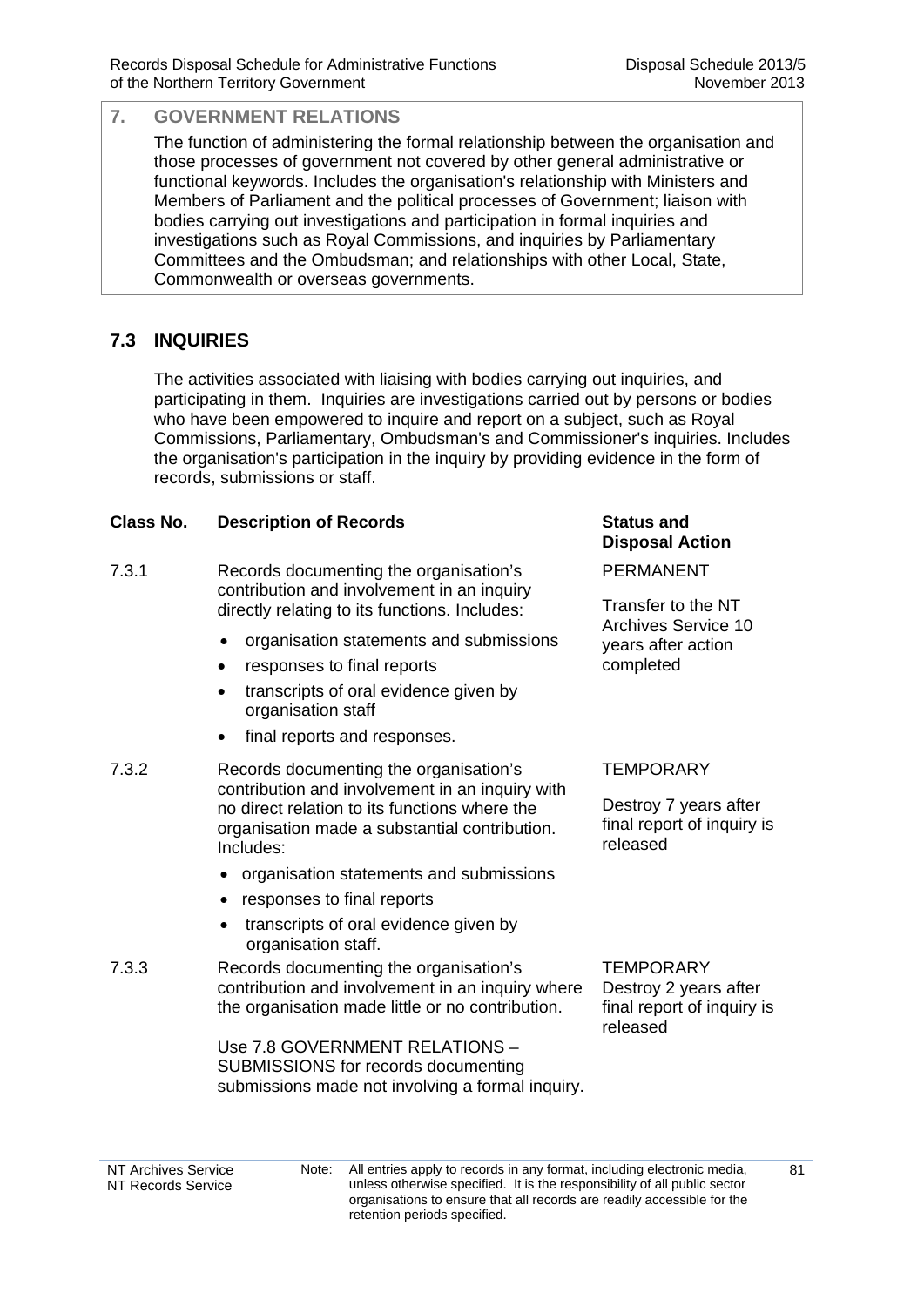## 7. GOVERNMENT RELATIONS

The function of administering the formal relationship between the organisation and those processes of government not covered by other general administrative or functional keywords. Includes the organisation's relationship with Ministers and Members of Parliament and the political processes of Government; liaison with bodies carrying out investigations and participation in formal inquiries and investigations such as Royal Commissions, and inquiries by Parliamentary Committees and the Ombudsman; and relationships with other Local, State, Commonwealth or overseas governments.

### 7.3 INQUIRIES

The activities associated with liaising with bodies carrying out inquiries, and participating in them. Inquiries are investigations carried out by persons or bodies who have been empowered to inquire and report on a subject, such as Royal Commissions, Parliamentary, Ombudsman's and Commissioner's inquiries. Includes the organisation's participation in the inquiry by providing evidence in the form of records, submissions or staff.

| Class No. | Description of Records | Status and Disposal Action |
|---|---|---|
| 7.3.1 | Records documenting the organisation's contribution and involvement in an inquiry directly relating to its functions. Includes:<br>• organisation statements and submissions<br>• responses to final reports<br>• transcripts of oral evidence given by organisation staff<br>• final reports and responses. | PERMANENT<br><br>Transfer to the NT Archives Service 10 years after action completed |
| 7.3.2 | Records documenting the organisation's contribution and involvement in an inquiry with no direct relation to its functions where the organisation made a substantial contribution. Includes:<br>• organisation statements and submissions<br>• responses to final reports<br>• transcripts of oral evidence given by organisation staff. | TEMPORARY<br><br>Destroy 7 years after final report of inquiry is released |
| 7.3.3 | Records documenting the organisation's contribution and involvement in an inquiry where the organisation made little or no contribution.<br><br>Use 7.8 GOVERNMENT RELATIONS – SUBMISSIONS for records documenting submissions made not involving a formal inquiry. | TEMPORARY<br>Destroy 2 years after final report of inquiry is released |

Note: All entries apply to records in any format, including electronic media, unless otherwise specified. It is the responsibility of all public sector organisations to ensure that all records are readily accessible for the retention periods specified.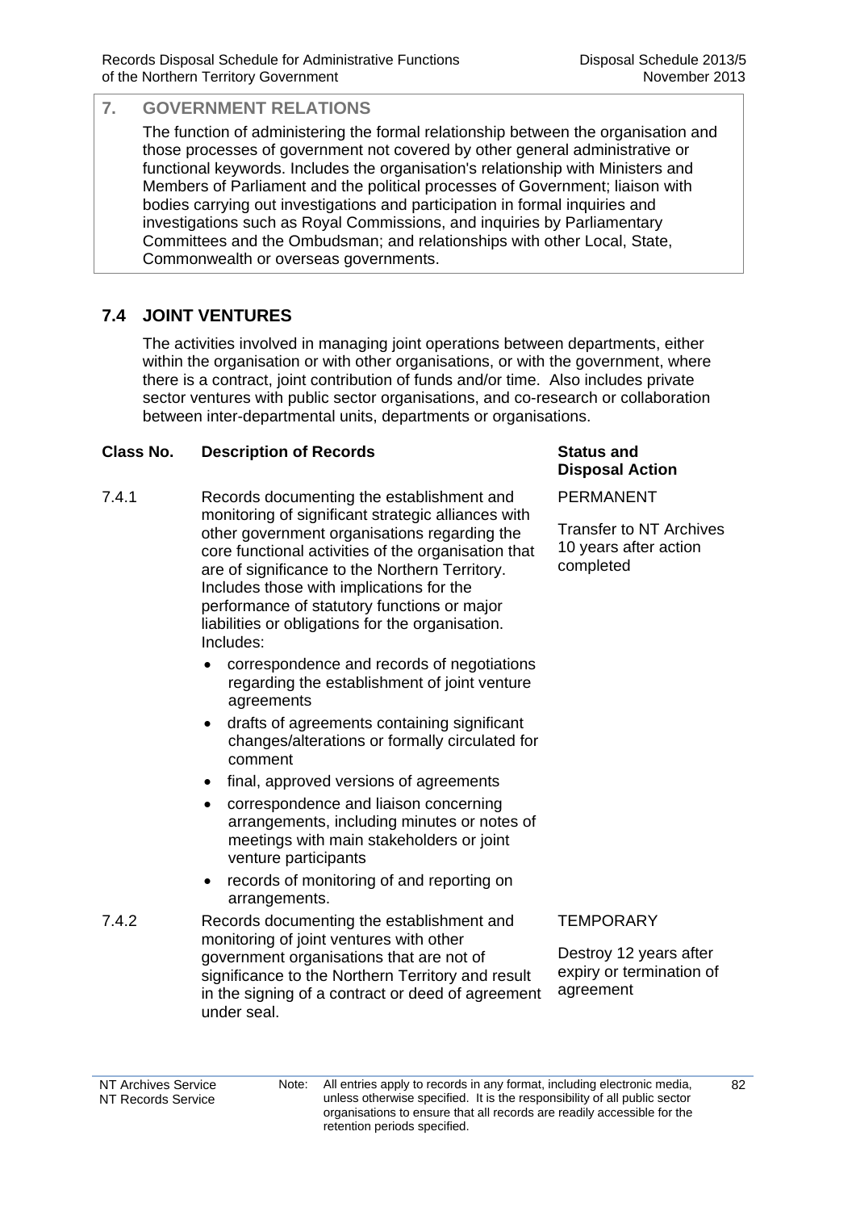## 7. GOVERNMENT RELATIONS

The function of administering the formal relationship between the organisation and those processes of government not covered by other general administrative or functional keywords. Includes the organisation's relationship with Ministers and Members of Parliament and the political processes of Government; liaison with bodies carrying out investigations and participation in formal inquiries and investigations such as Royal Commissions, and inquiries by Parliamentary Committees and the Ombudsman; and relationships with other Local, State, Commonwealth or overseas governments.

## 7.4 JOINT VENTURES

The activities involved in managing joint operations between departments, either within the organisation or with other organisations, or with the government, where there is a contract, joint contribution of funds and/or time. Also includes private sector ventures with public sector organisations, and co-research or collaboration between inter-departmental units, departments or organisations.

| Class No. | Description of Records | Status and Disposal Action |
|---|---|---|
| 7.4.1 | Records documenting the establishment and monitoring of significant strategic alliances with other government organisations regarding the core functional activities of the organisation that are of significance to the Northern Territory. Includes those with implications for the performance of statutory functions or major liabilities or obligations for the organisation. Includes:<br>• correspondence and records of negotiations regarding the establishment of joint venture agreements<br>• drafts of agreements containing significant changes/alterations or formally circulated for comment<br>• final, approved versions of agreements<br>• correspondence and liaison concerning arrangements, including minutes or notes of meetings with main stakeholders or joint venture participants<br>• records of monitoring of and reporting on arrangements. | PERMANENT<br><br>Transfer to NT Archives 10 years after action completed |
| 7.4.2 | Records documenting the establishment and monitoring of joint ventures with other government organisations that are not of significance to the Northern Territory and result in the signing of a contract or deed of agreement under seal. | TEMPORARY<br><br>Destroy 12 years after expiry or termination of agreement |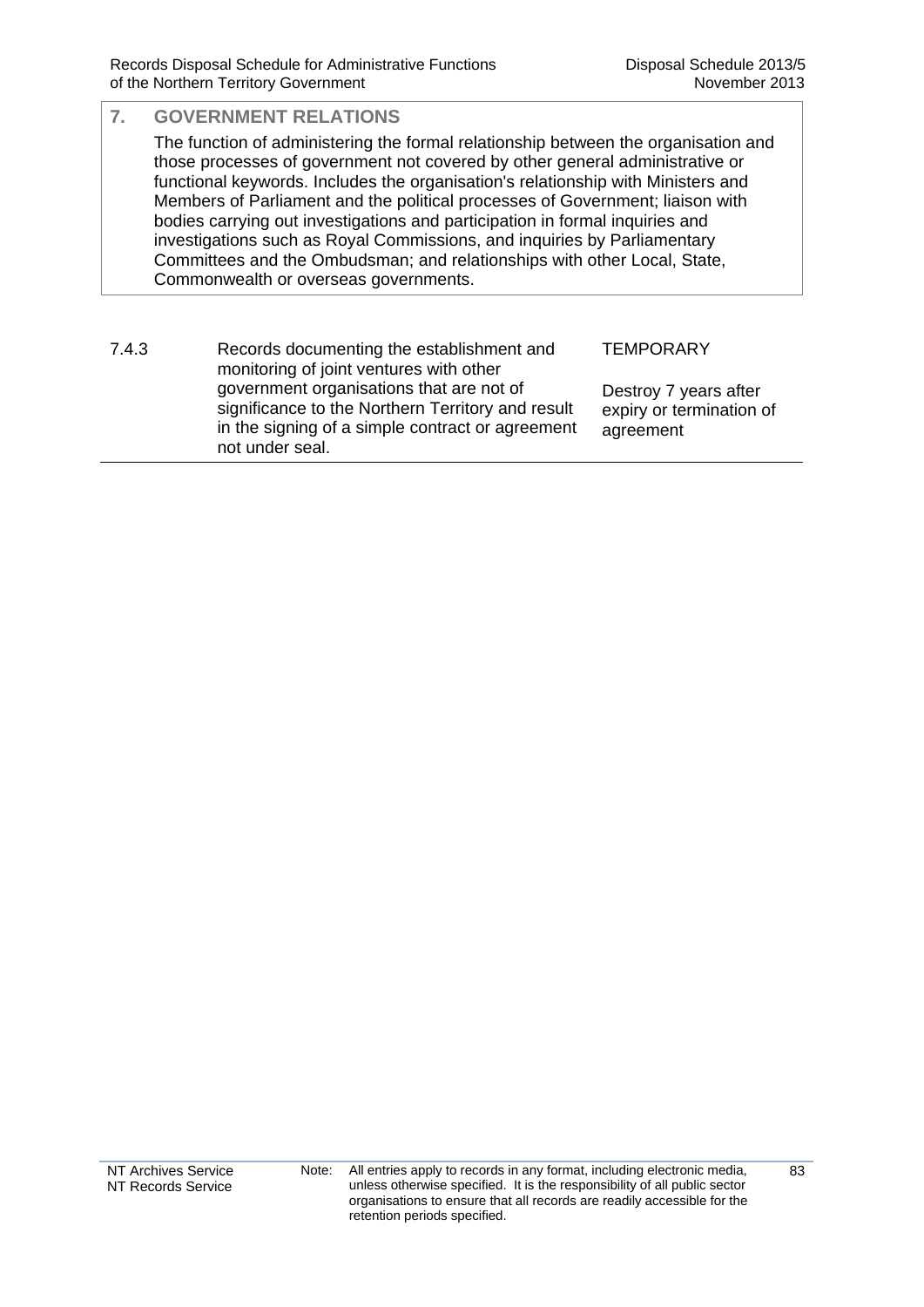## 7. GOVERNMENT RELATIONS

The function of administering the formal relationship between the organisation and those processes of government not covered by other general administrative or functional keywords. Includes the organisation's relationship with Ministers and Members of Parliament and the political processes of Government; liaison with bodies carrying out investigations and participation in formal inquiries and investigations such as Royal Commissions, and inquiries by Parliamentary Committees and the Ombudsman; and relationships with other Local, State, Commonwealth or overseas governments.

| | | |
|---|---|---|
| 7.4.3 | Records documenting the establishment and monitoring of joint ventures with other government organisations that are not of significance to the Northern Territory and result in the signing of a simple contract or agreement not under seal. | TEMPORARY<br><br>Destroy 7 years after expiry or termination of agreement |

Note: All entries apply to records in any format, including electronic media, unless otherwise specified. It is the responsibility of all public sector organisations to ensure that all records are readily accessible for the retention periods specified.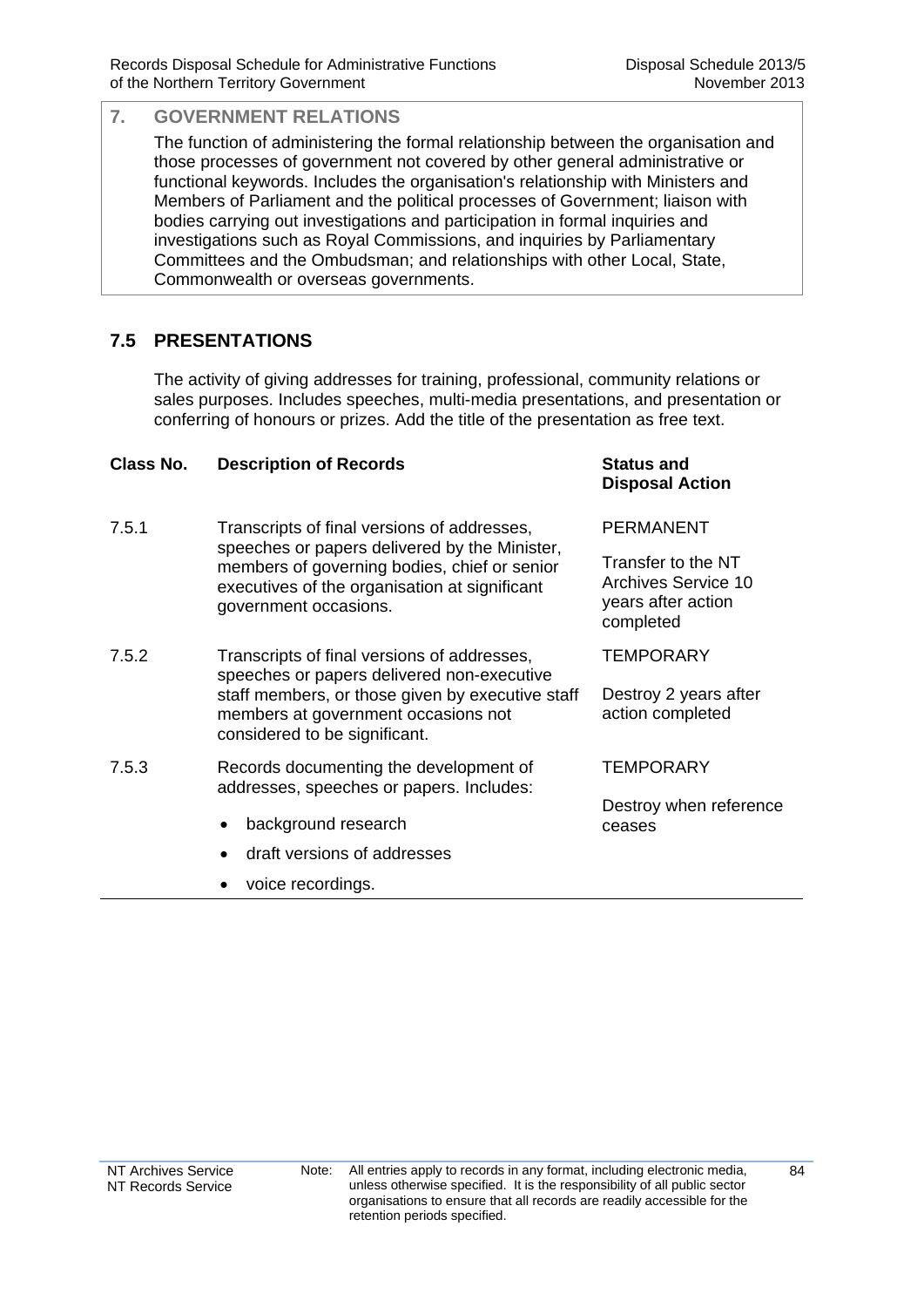## 7. GOVERNMENT RELATIONS

The function of administering the formal relationship between the organisation and those processes of government not covered by other general administrative or functional keywords. Includes the organisation's relationship with Ministers and Members of Parliament and the political processes of Government; liaison with bodies carrying out investigations and participation in formal inquiries and investigations such as Royal Commissions, and inquiries by Parliamentary Committees and the Ombudsman; and relationships with other Local, State, Commonwealth or overseas governments.

### 7.5 PRESENTATIONS

The activity of giving addresses for training, professional, community relations or sales purposes. Includes speeches, multi-media presentations, and presentation or conferring of honours or prizes. Add the title of the presentation as free text.

| Class No. | Description of Records | Status and Disposal Action |
|---|---|---|
| 7.5.1 | Transcripts of final versions of addresses, speeches or papers delivered by the Minister, members of governing bodies, chief or senior executives of the organisation at significant government occasions. | PERMANENT<br><br>Transfer to the NT Archives Service 10 years after action completed |
| 7.5.2 | Transcripts of final versions of addresses, speeches or papers delivered non-executive staff members, or those given by executive staff members at government occasions not considered to be significant. | TEMPORARY<br><br>Destroy 2 years after action completed |
| 7.5.3 | Records documenting the development of addresses, speeches or papers. Includes:<br>• background research<br>• draft versions of addresses<br>• voice recordings. | TEMPORARY<br><br>Destroy when reference ceases |

Note: All entries apply to records in any format, including electronic media, unless otherwise specified. It is the responsibility of all public sector organisations to ensure that all records are readily accessible for the retention periods specified.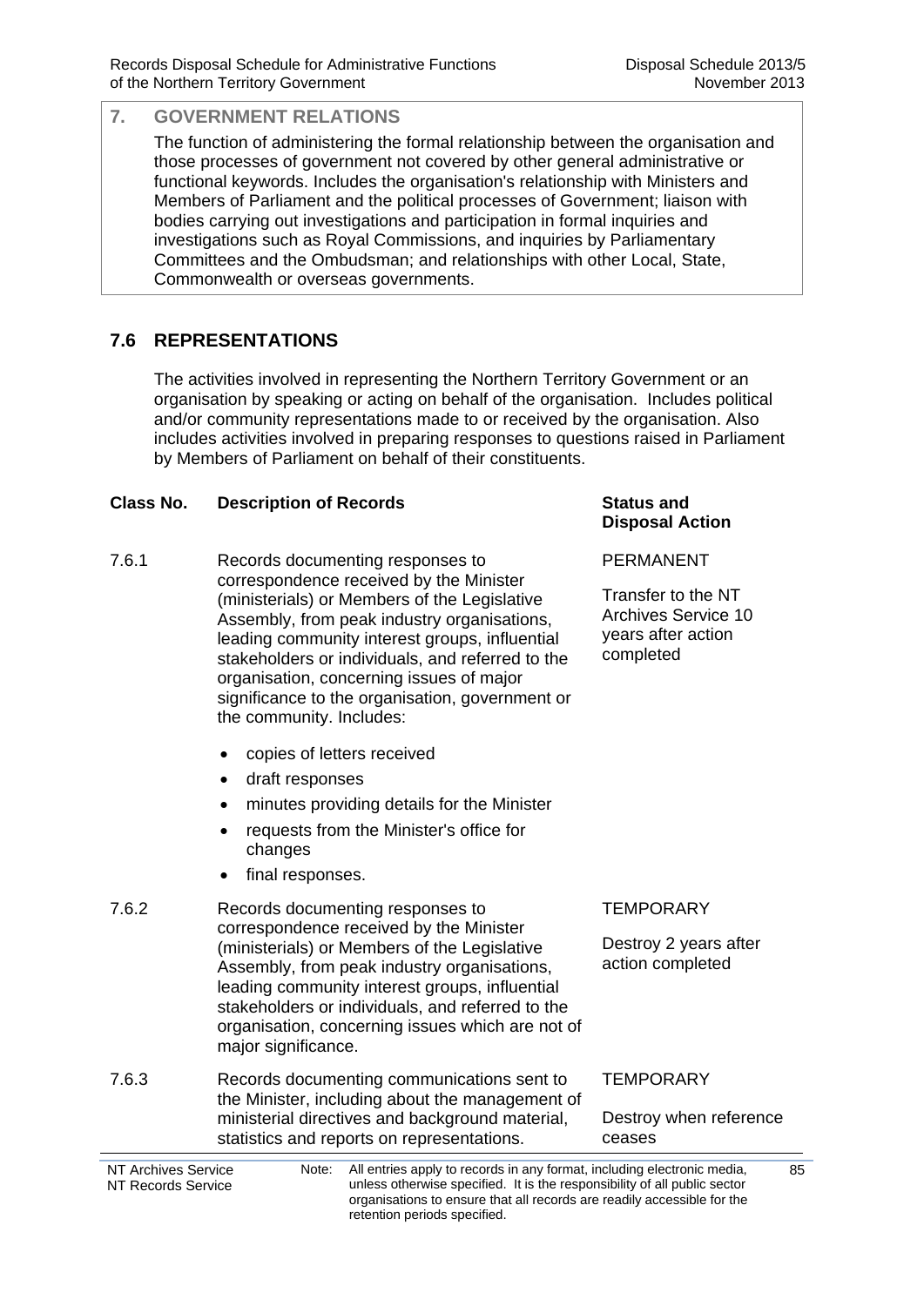## 7. GOVERNMENT RELATIONS

The function of administering the formal relationship between the organisation and those processes of government not covered by other general administrative or functional keywords. Includes the organisation's relationship with Ministers and Members of Parliament and the political processes of Government; liaison with bodies carrying out investigations and participation in formal inquiries and investigations such as Royal Commissions, and inquiries by Parliamentary Committees and the Ombudsman; and relationships with other Local, State, Commonwealth or overseas governments.

## 7.6 REPRESENTATIONS

The activities involved in representing the Northern Territory Government or an organisation by speaking or acting on behalf of the organisation. Includes political and/or community representations made to or received by the organisation. Also includes activities involved in preparing responses to questions raised in Parliament by Members of Parliament on behalf of their constituents.

| Class No. | Description of Records | Status and Disposal Action |
|---|---|---|
| 7.6.1 | Records documenting responses to correspondence received by the Minister (ministerials) or Members of the Legislative Assembly, from peak industry organisations, leading community interest groups, influential stakeholders or individuals, and referred to the organisation, concerning issues of major significance to the organisation, government or the community. Includes:<br>• copies of letters received<br>• draft responses<br>• minutes providing details for the Minister<br>• requests from the Minister's office for changes<br>• final responses. | PERMANENT<br><br>Transfer to the NT Archives Service 10 years after action completed |
| 7.6.2 | Records documenting responses to correspondence received by the Minister (ministerials) or Members of the Legislative Assembly, from peak industry organisations, leading community interest groups, influential stakeholders or individuals, and referred to the organisation, concerning issues which are not of major significance. | TEMPORARY<br><br>Destroy 2 years after action completed |
| 7.6.3 | Records documenting communications sent to the Minister, including about the management of ministerial directives and background material, statistics and reports on representations. | TEMPORARY<br><br>Destroy when reference ceases |

Note: All entries apply to records in any format, including electronic media, unless otherwise specified. It is the responsibility of all public sector organisations to ensure that all records are readily accessible for the retention periods specified.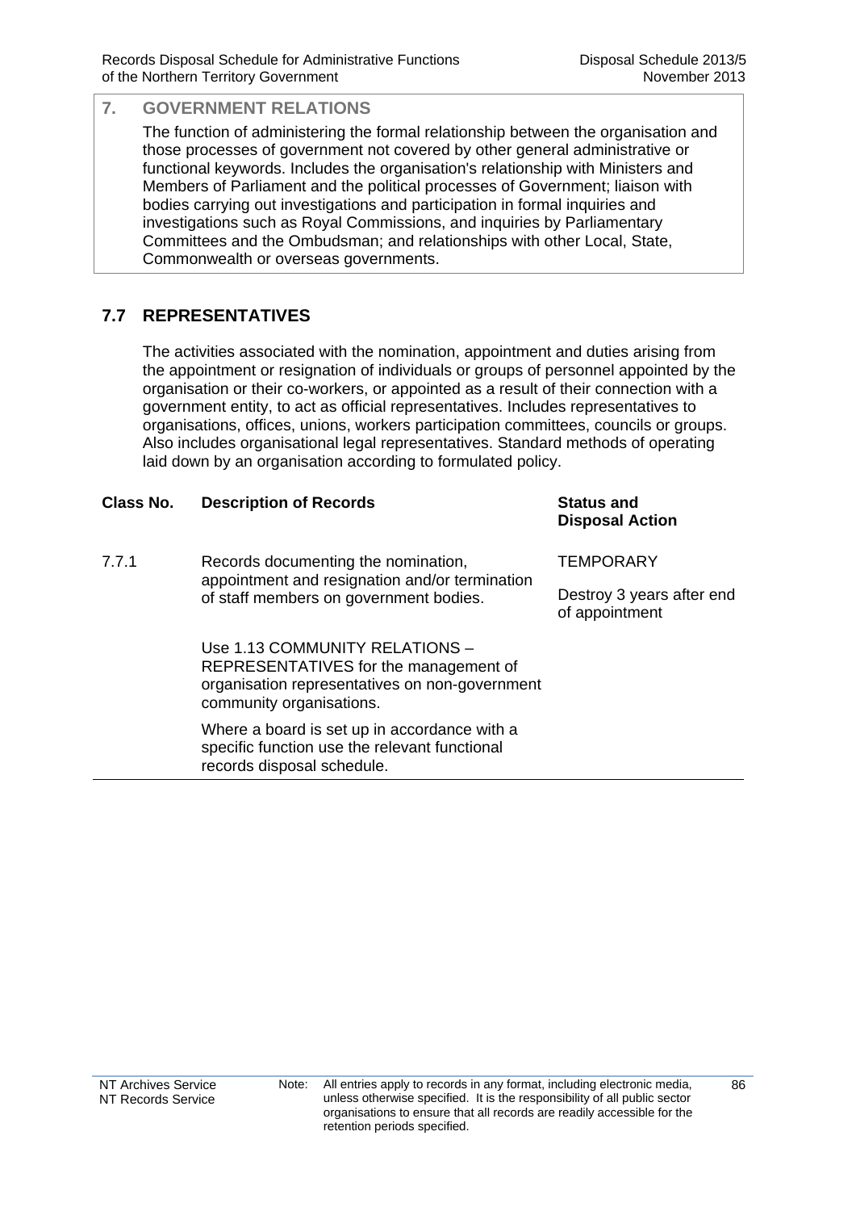## 7. GOVERNMENT RELATIONS

The function of administering the formal relationship between the organisation and those processes of government not covered by other general administrative or functional keywords. Includes the organisation's relationship with Ministers and Members of Parliament and the political processes of Government; liaison with bodies carrying out investigations and participation in formal inquiries and investigations such as Royal Commissions, and inquiries by Parliamentary Committees and the Ombudsman; and relationships with other Local, State, Commonwealth or overseas governments.

### 7.7 REPRESENTATIVES

The activities associated with the nomination, appointment and duties arising from the appointment or resignation of individuals or groups of personnel appointed by the organisation or their co-workers, or appointed as a result of their connection with a government entity, to act as official representatives. Includes representatives to organisations, offices, unions, workers participation committees, councils or groups. Also includes organisational legal representatives. Standard methods of operating laid down by an organisation according to formulated policy.

| Class No. | Description of Records | Status and Disposal Action |
|---|---|---|
| 7.7.1 | Records documenting the nomination, appointment and resignation and/or termination of staff members on government bodies.<br><br>Use 1.13 COMMUNITY RELATIONS – REPRESENTATIVES for the management of organisation representatives on non-government community organisations.<br><br>Where a board is set up in accordance with a specific function use the relevant functional records disposal schedule. | TEMPORARY<br><br>Destroy 3 years after end of appointment |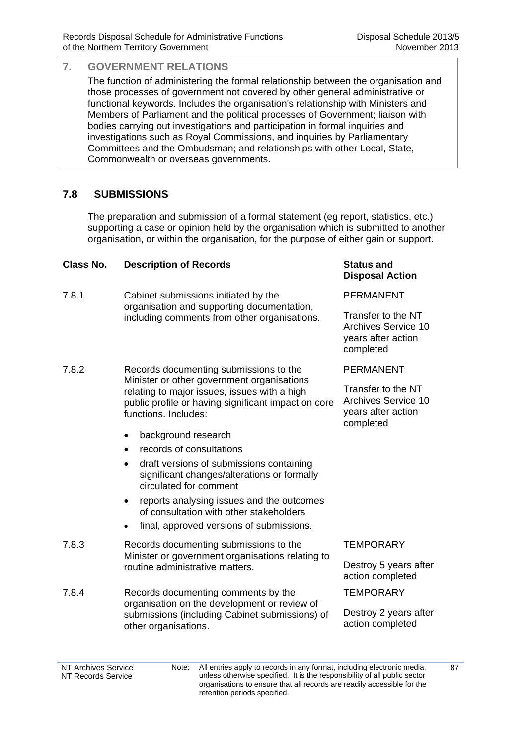## 7. GOVERNMENT RELATIONS

The function of administering the formal relationship between the organisation and those processes of government not covered by other general administrative or functional keywords. Includes the organisation's relationship with Ministers and Members of Parliament and the political processes of Government; liaison with bodies carrying out investigations and participation in formal inquiries and investigations such as Royal Commissions, and inquiries by Parliamentary Committees and the Ombudsman; and relationships with other Local, State, Commonwealth or overseas governments.

### 7.8 SUBMISSIONS

The preparation and submission of a formal statement (eg report, statistics, etc.) supporting a case or opinion held by the organisation which is submitted to another organisation, or within the organisation, for the purpose of either gain or support.

| Class No. | Description of Records | Status and Disposal Action |
|---|---|---|
| 7.8.1 | Cabinet submissions initiated by the organisation and supporting documentation, including comments from other organisations. | PERMANENT<br><br>Transfer to the NT Archives Service 10 years after action completed |
| 7.8.2 | Records documenting submissions to the Minister or other government organisations relating to major issues, issues with a high public profile or having significant impact on core functions. Includes:<br>• background research<br>• records of consultations<br>• draft versions of submissions containing significant changes/alterations or formally circulated for comment<br>• reports analysing issues and the outcomes of consultation with other stakeholders<br>• final, approved versions of submissions. | PERMANENT<br><br>Transfer to the NT Archives Service 10 years after action completed |
| 7.8.3 | Records documenting submissions to the Minister or government organisations relating to routine administrative matters. | TEMPORARY<br><br>Destroy 5 years after action completed |
| 7.8.4 | Records documenting comments by the organisation on the development or review of submissions (including Cabinet submissions) of other organisations. | TEMPORARY<br><br>Destroy 2 years after action completed |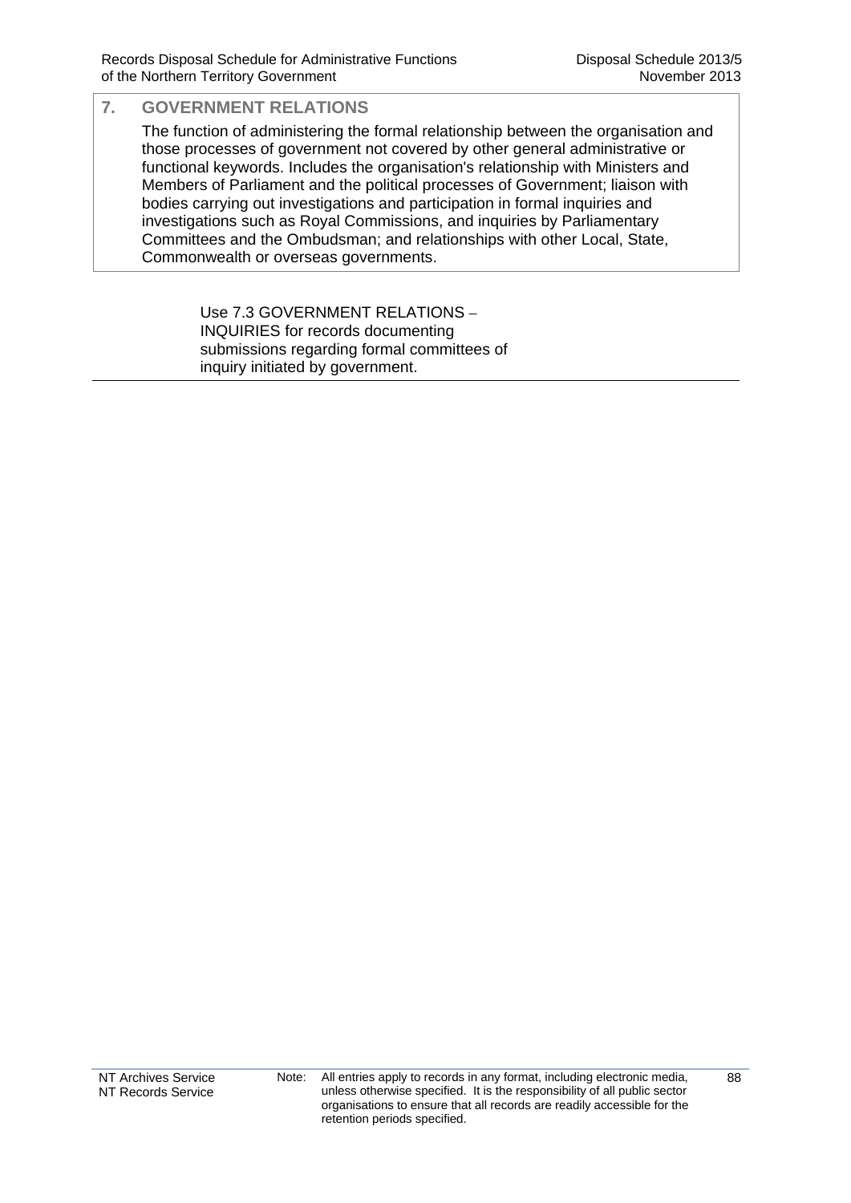## 7. GOVERNMENT RELATIONS

The function of administering the formal relationship between the organisation and those processes of government not covered by other general administrative or functional keywords. Includes the organisation's relationship with Ministers and Members of Parliament and the political processes of Government; liaison with bodies carrying out investigations and participation in formal inquiries and investigations such as Royal Commissions, and inquiries by Parliamentary Committees and the Ombudsman; and relationships with other Local, State, Commonwealth or overseas governments.

Use 7.3 GOVERNMENT RELATIONS – INQUIRIES for records documenting submissions regarding formal committees of inquiry initiated by government.

Note: All entries apply to records in any format, including electronic media, unless otherwise specified. It is the responsibility of all public sector organisations to ensure that all records are readily accessible for the retention periods specified.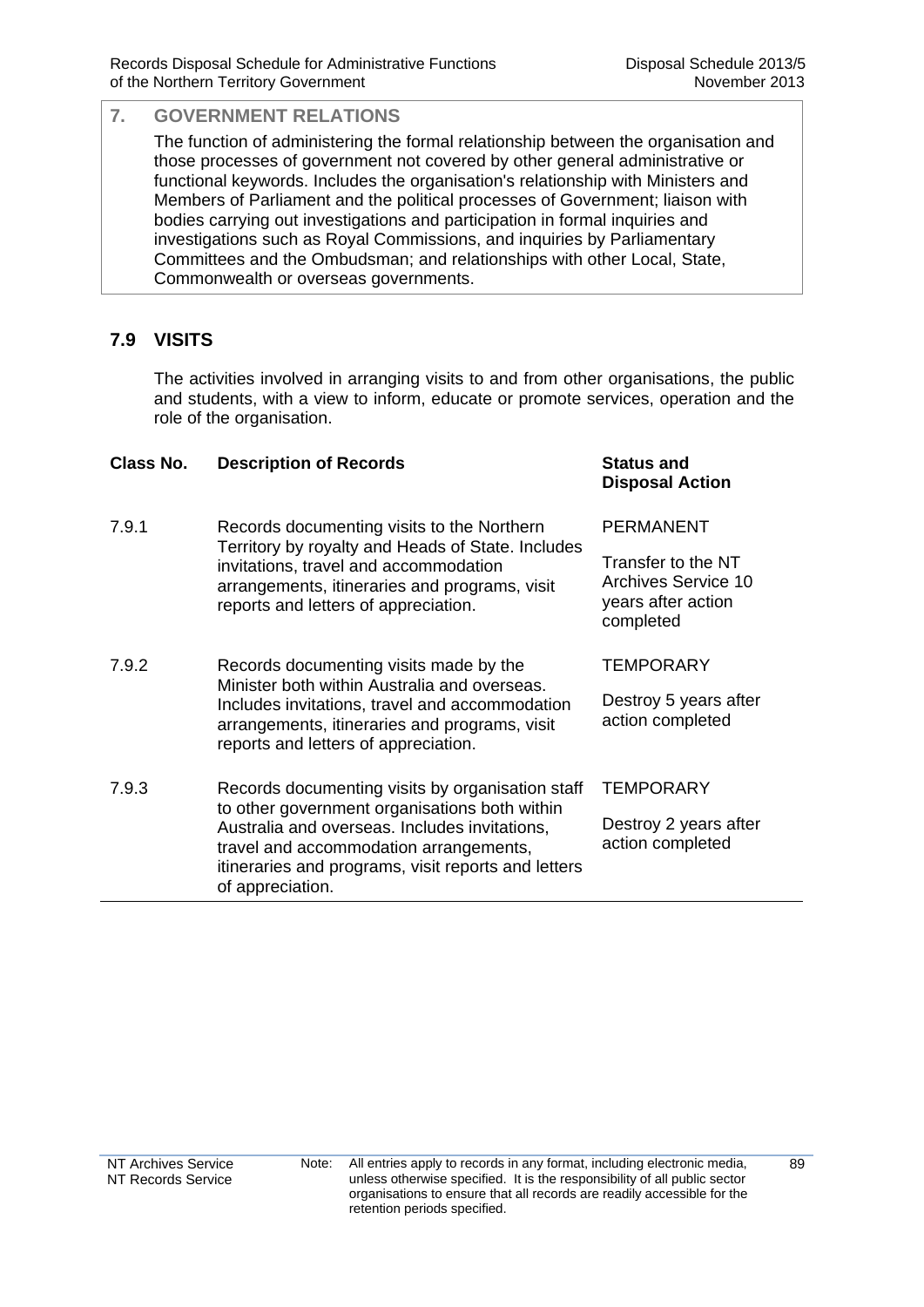## 7. GOVERNMENT RELATIONS

The function of administering the formal relationship between the organisation and those processes of government not covered by other general administrative or functional keywords. Includes the organisation's relationship with Ministers and Members of Parliament and the political processes of Government; liaison with bodies carrying out investigations and participation in formal inquiries and investigations such as Royal Commissions, and inquiries by Parliamentary Committees and the Ombudsman; and relationships with other Local, State, Commonwealth or overseas governments.

### 7.9 VISITS

The activities involved in arranging visits to and from other organisations, the public and students, with a view to inform, educate or promote services, operation and the role of the organisation.

| Class No. | Description of Records | Status and Disposal Action |
| --- | --- | --- |
| 7.9.1 | Records documenting visits to the Northern Territory by royalty and Heads of State. Includes invitations, travel and accommodation arrangements, itineraries and programs, visit reports and letters of appreciation. | PERMANENT<br><br>Transfer to the NT Archives Service 10 years after action completed |
| 7.9.2 | Records documenting visits made by the Minister both within Australia and overseas. Includes invitations, travel and accommodation arrangements, itineraries and programs, visit reports and letters of appreciation. | TEMPORARY<br><br>Destroy 5 years after action completed |
| 7.9.3 | Records documenting visits by organisation staff to other government organisations both within Australia and overseas. Includes invitations, travel and accommodation arrangements, itineraries and programs, visit reports and letters of appreciation. | TEMPORARY<br><br>Destroy 2 years after action completed |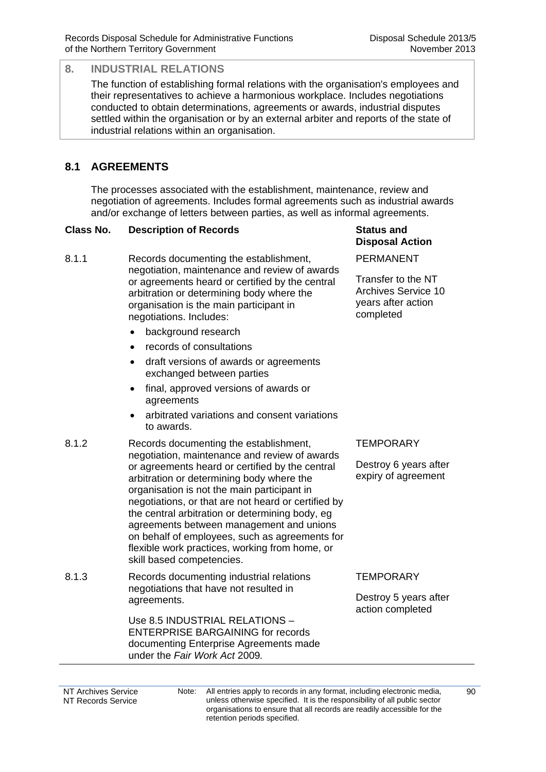## 8. INDUSTRIAL RELATIONS

The function of establishing formal relations with the organisation's employees and their representatives to achieve a harmonious workplace. Includes negotiations conducted to obtain determinations, agreements or awards, industrial disputes settled within the organisation or by an external arbiter and reports of the state of industrial relations within an organisation.

### 8.1 AGREEMENTS

The processes associated with the establishment, maintenance, review and negotiation of agreements. Includes formal agreements such as industrial awards and/or exchange of letters between parties, as well as informal agreements.

| Class No. | Description of Records | Status and Disposal Action |
|---|---|---|
| 8.1.1 | Records documenting the establishment, negotiation, maintenance and review of awards or agreements heard or certified by the central arbitration or determining body where the organisation is the main participant in negotiations. Includes:<br>• background research<br>• records of consultations<br>• draft versions of awards or agreements exchanged between parties<br>• final, approved versions of awards or agreements<br>• arbitrated variations and consent variations to awards. | PERMANENT<br><br>Transfer to the NT Archives Service 10 years after action completed |
| 8.1.2 | Records documenting the establishment, negotiation, maintenance and review of awards or agreements heard or certified by the central arbitration or determining body where the organisation is not the main participant in negotiations, or that are not heard or certified by the central arbitration or determining body, eg agreements between management and unions on behalf of employees, such as agreements for flexible work practices, working from home, or skill based competencies. | TEMPORARY<br><br>Destroy 6 years after expiry of agreement |
| 8.1.3 | Records documenting industrial relations negotiations that have not resulted in agreements.<br><br>Use 8.5 INDUSTRIAL RELATIONS – ENTERPRISE BARGAINING for records documenting Enterprise Agreements made under the *Fair Work Act* 2009. | TEMPORARY<br><br>Destroy 5 years after action completed |

Note: All entries apply to records in any format, including electronic media, unless otherwise specified. It is the responsibility of all public sector organisations to ensure that all records are readily accessible for the retention periods specified.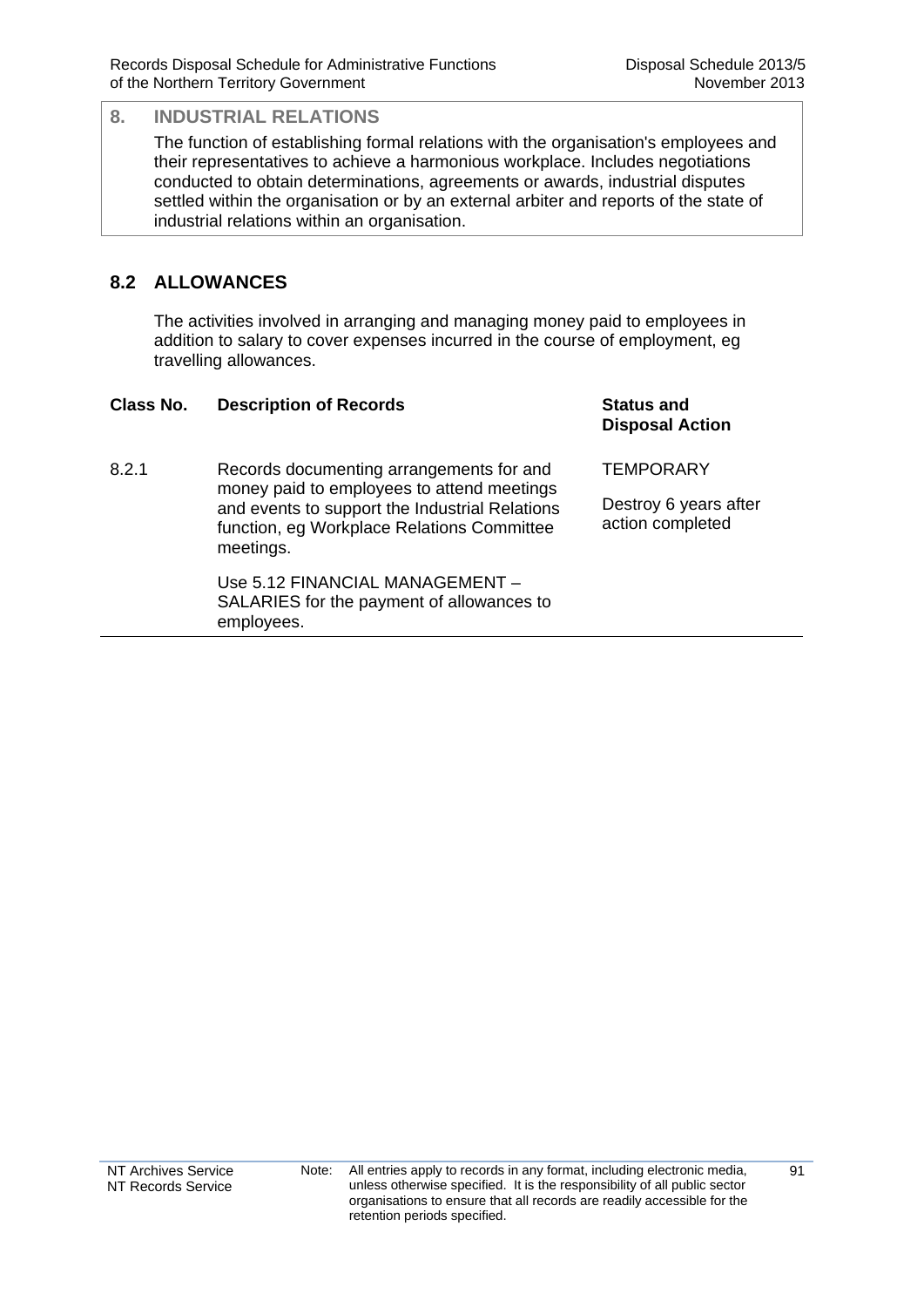## 8. INDUSTRIAL RELATIONS

The function of establishing formal relations with the organisation's employees and their representatives to achieve a harmonious workplace. Includes negotiations conducted to obtain determinations, agreements or awards, industrial disputes settled within the organisation or by an external arbiter and reports of the state of industrial relations within an organisation.

### 8.2 ALLOWANCES

The activities involved in arranging and managing money paid to employees in addition to salary to cover expenses incurred in the course of employment, eg travelling allowances.

| Class No. | Description of Records | Status and Disposal Action |
|---|---|---|
| 8.2.1 | Records documenting arrangements for and money paid to employees to attend meetings and events to support the Industrial Relations function, eg Workplace Relations Committee meetings.<br><br>Use 5.12 FINANCIAL MANAGEMENT – SALARIES for the payment of allowances to employees. | TEMPORARY<br><br>Destroy 6 years after action completed |

NT Archives Service
NT Records Service

Note: All entries apply to records in any format, including electronic media, unless otherwise specified. It is the responsibility of all public sector organisations to ensure that all records are readily accessible for the retention periods specified.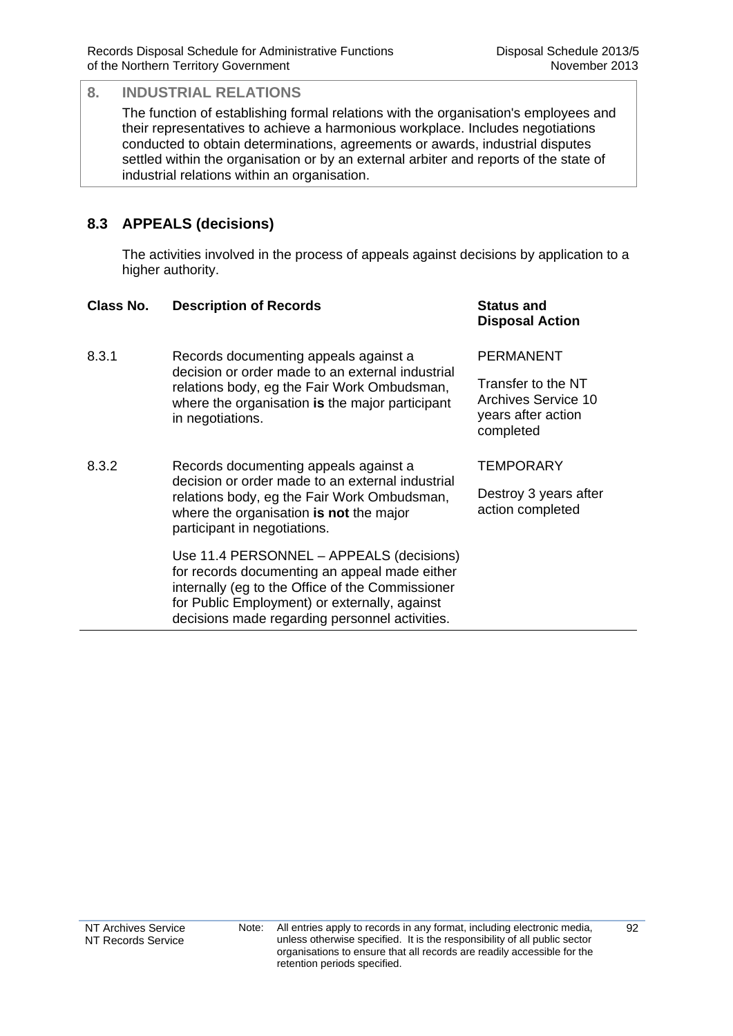## 8. INDUSTRIAL RELATIONS

The function of establishing formal relations with the organisation's employees and their representatives to achieve a harmonious workplace. Includes negotiations conducted to obtain determinations, agreements or awards, industrial disputes settled within the organisation or by an external arbiter and reports of the state of industrial relations within an organisation.

### 8.3 APPEALS (decisions)

The activities involved in the process of appeals against decisions by application to a higher authority.

| Class No. | Description of Records | Status and Disposal Action |
|---|---|---|
| 8.3.1 | Records documenting appeals against a decision or order made to an external industrial relations body, eg the Fair Work Ombudsman, where the organisation **is** the major participant in negotiations. | PERMANENT<br><br>Transfer to the NT Archives Service 10 years after action completed |
| 8.3.2 | Records documenting appeals against a decision or order made to an external industrial relations body, eg the Fair Work Ombudsman, where the organisation **is not** the major participant in negotiations.<br><br>Use 11.4 PERSONNEL – APPEALS (decisions) for records documenting an appeal made either internally (eg to the Office of the Commissioner for Public Employment) or externally, against decisions made regarding personnel activities. | TEMPORARY<br><br>Destroy 3 years after action completed |

Note: All entries apply to records in any format, including electronic media, unless otherwise specified. It is the responsibility of all public sector organisations to ensure that all records are readily accessible for the retention periods specified.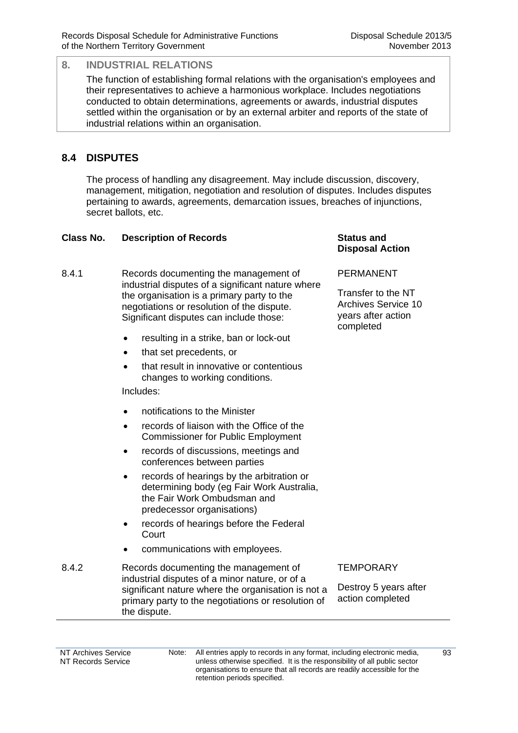## 8. INDUSTRIAL RELATIONS

The function of establishing formal relations with the organisation's employees and their representatives to achieve a harmonious workplace. Includes negotiations conducted to obtain determinations, agreements or awards, industrial disputes settled within the organisation or by an external arbiter and reports of the state of industrial relations within an organisation.

### 8.4 DISPUTES

The process of handling any disagreement. May include discussion, discovery, management, mitigation, negotiation and resolution of disputes. Includes disputes pertaining to awards, agreements, demarcation issues, breaches of injunctions, secret ballots, etc.

| Class No. | Description of Records | Status and Disposal Action |
|---|---|---|
| 8.4.1 | Records documenting the management of industrial disputes of a significant nature where the organisation is a primary party to the negotiations or resolution of the dispute. Significant disputes can include those:<br>• resulting in a strike, ban or lock-out<br>• that set precedents, or<br>• that result in innovative or contentious changes to working conditions.<br>Includes:<br>• notifications to the Minister<br>• records of liaison with the Office of the Commissioner for Public Employment<br>• records of discussions, meetings and conferences between parties<br>• records of hearings by the arbitration or determining body (eg Fair Work Australia, the Fair Work Ombudsman and predecessor organisations)<br>• records of hearings before the Federal Court<br>• communications with employees. | PERMANENT<br><br>Transfer to the NT Archives Service 10 years after action completed |
| 8.4.2 | Records documenting the management of industrial disputes of a minor nature, or of a significant nature where the organisation is not a primary party to the negotiations or resolution of the dispute. | TEMPORARY<br><br>Destroy 5 years after action completed |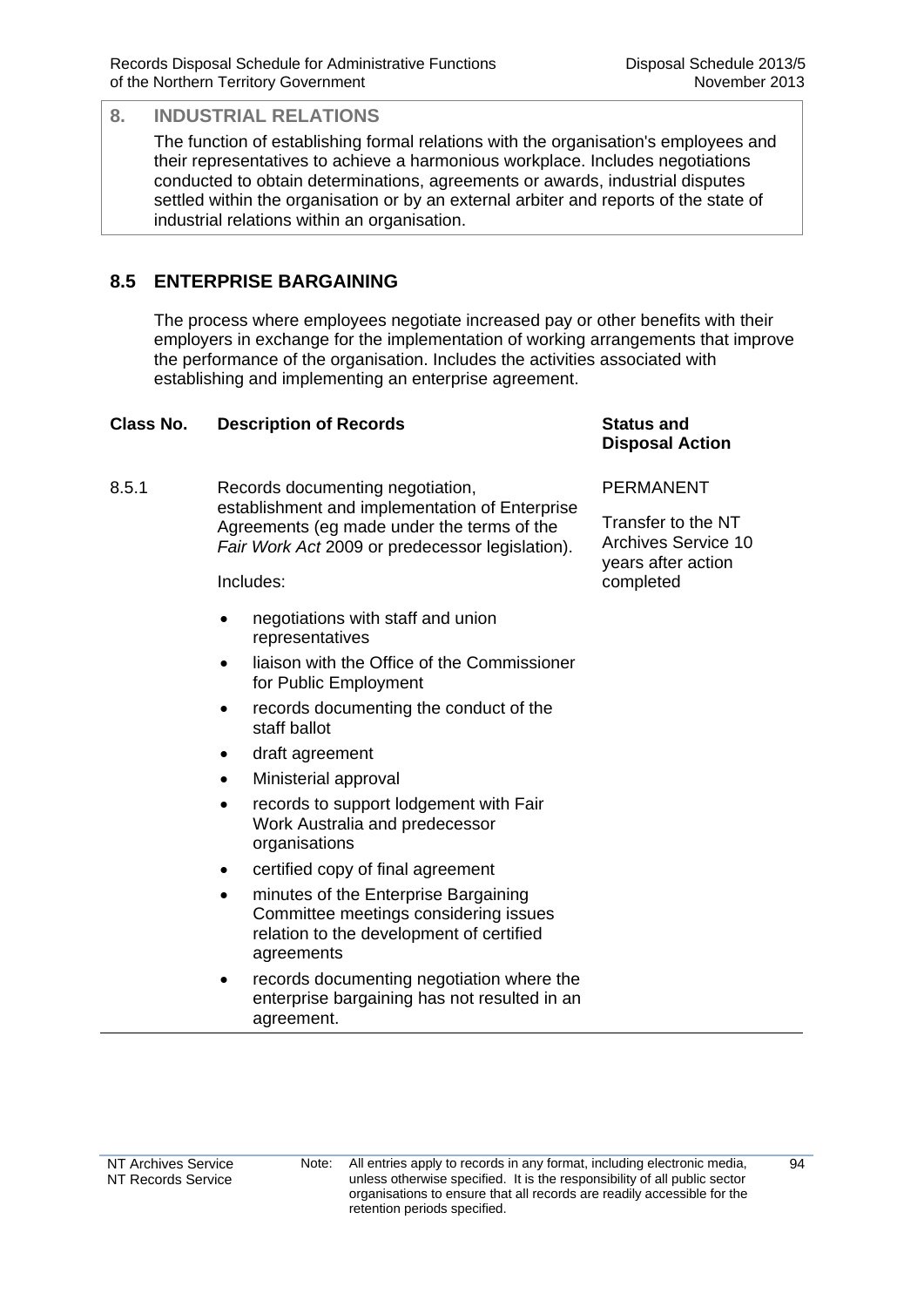## 8. INDUSTRIAL RELATIONS

The function of establishing formal relations with the organisation's employees and their representatives to achieve a harmonious workplace. Includes negotiations conducted to obtain determinations, agreements or awards, industrial disputes settled within the organisation or by an external arbiter and reports of the state of industrial relations within an organisation.

### 8.5 ENTERPRISE BARGAINING

The process where employees negotiate increased pay or other benefits with their employers in exchange for the implementation of working arrangements that improve the performance of the organisation. Includes the activities associated with establishing and implementing an enterprise agreement.

| Class No. | Description of Records | Status and Disposal Action |
|---|---|---|
| 8.5.1 | Records documenting negotiation, establishment and implementation of Enterprise Agreements (eg made under the terms of the *Fair Work Act* 2009 or predecessor legislation).<br><br>Includes:<br>• negotiations with staff and union representatives<br>• liaison with the Office of the Commissioner for Public Employment<br>• records documenting the conduct of the staff ballot<br>• draft agreement<br>• Ministerial approval<br>• records to support lodgement with Fair Work Australia and predecessor organisations<br>• certified copy of final agreement<br>• minutes of the Enterprise Bargaining Committee meetings considering issues relation to the development of certified agreements<br>• records documenting negotiation where the enterprise bargaining has not resulted in an agreement. | PERMANENT<br><br>Transfer to the NT Archives Service 10 years after action completed |

Note: All entries apply to records in any format, including electronic media, unless otherwise specified. It is the responsibility of all public sector organisations to ensure that all records are readily accessible for the retention periods specified.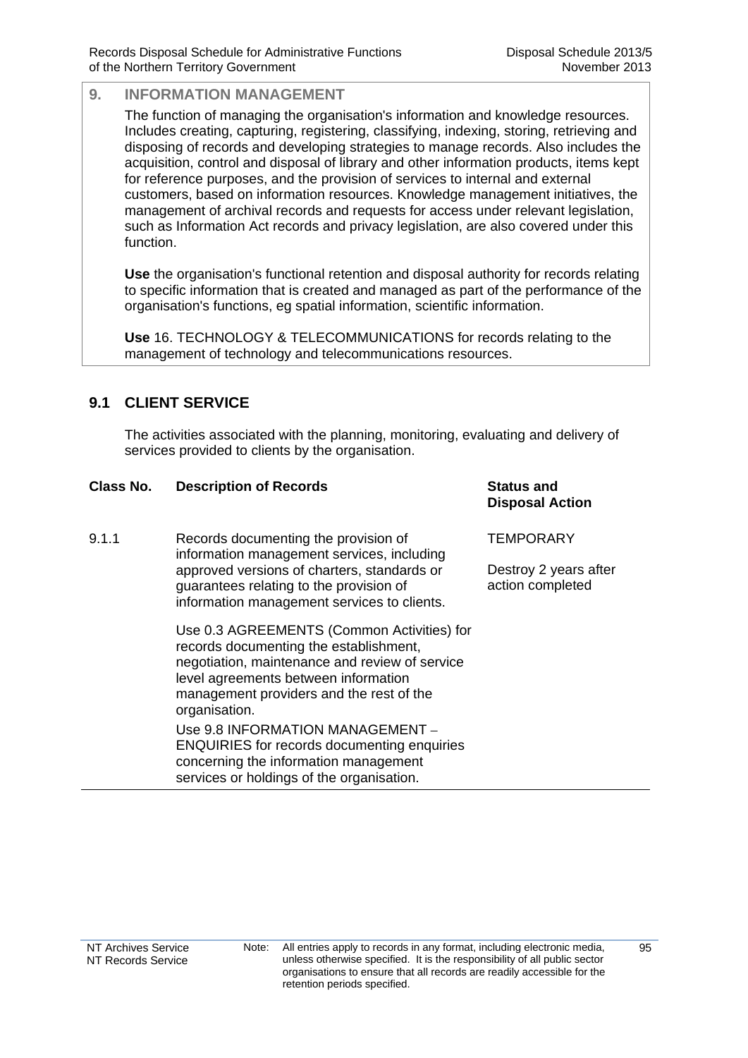## 9. INFORMATION MANAGEMENT

The function of managing the organisation's information and knowledge resources. Includes creating, capturing, registering, classifying, indexing, storing, retrieving and disposing of records and developing strategies to manage records. Also includes the acquisition, control and disposal of library and other information products, items kept for reference purposes, and the provision of services to internal and external customers, based on information resources. Knowledge management initiatives, the management of archival records and requests for access under relevant legislation, such as Information Act records and privacy legislation, are also covered under this function.

**Use** the organisation's functional retention and disposal authority for records relating to specific information that is created and managed as part of the performance of the organisation's functions, eg spatial information, scientific information.

**Use** 16. TECHNOLOGY & TELECOMMUNICATIONS for records relating to the management of technology and telecommunications resources.

### 9.1 CLIENT SERVICE

The activities associated with the planning, monitoring, evaluating and delivery of services provided to clients by the organisation.

| Class No. | Description of Records | Status and Disposal Action |
|---|---|---|
| 9.1.1 | Records documenting the provision of information management services, including approved versions of charters, standards or guarantees relating to the provision of information management services to clients.<br><br>Use 0.3 AGREEMENTS (Common Activities) for records documenting the establishment, negotiation, maintenance and review of service level agreements between information management providers and the rest of the organisation.<br>Use 9.8 INFORMATION MANAGEMENT – ENQUIRIES for records documenting enquiries concerning the information management services or holdings of the organisation. | TEMPORARY<br><br>Destroy 2 years after action completed |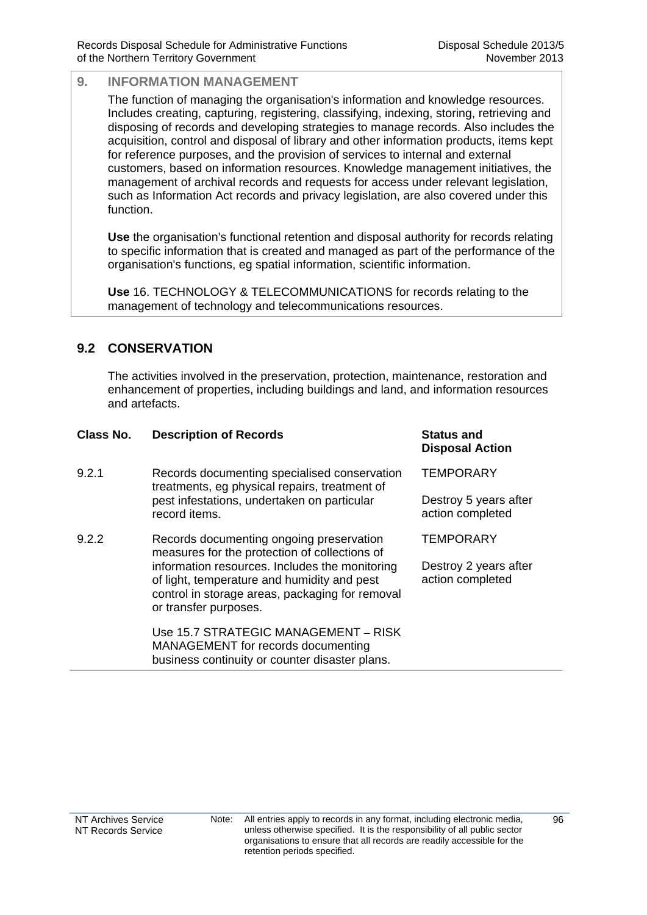## 9. INFORMATION MANAGEMENT

The function of managing the organisation's information and knowledge resources. Includes creating, capturing, registering, classifying, indexing, storing, retrieving and disposing of records and developing strategies to manage records. Also includes the acquisition, control and disposal of library and other information products, items kept for reference purposes, and the provision of services to internal and external customers, based on information resources. Knowledge management initiatives, the management of archival records and requests for access under relevant legislation, such as Information Act records and privacy legislation, are also covered under this function.

**Use** the organisation's functional retention and disposal authority for records relating to specific information that is created and managed as part of the performance of the organisation's functions, eg spatial information, scientific information.

**Use** 16. TECHNOLOGY & TELECOMMUNICATIONS for records relating to the management of technology and telecommunications resources.

### 9.2 CONSERVATION

The activities involved in the preservation, protection, maintenance, restoration and enhancement of properties, including buildings and land, and information resources and artefacts.

| Class No. | Description of Records | Status and Disposal Action |
|---|---|---|
| 9.2.1 | Records documenting specialised conservation treatments, eg physical repairs, treatment of pest infestations, undertaken on particular record items. | TEMPORARY<br><br>Destroy 5 years after action completed |
| 9.2.2 | Records documenting ongoing preservation measures for the protection of collections of information resources. Includes the monitoring of light, temperature and humidity and pest control in storage areas, packaging for removal or transfer purposes.<br><br>Use 15.7 STRATEGIC MANAGEMENT – RISK MANAGEMENT for records documenting business continuity or counter disaster plans. | TEMPORARY<br><br>Destroy 2 years after action completed |

NT Archives Service
NT Records Service

Note: All entries apply to records in any format, including electronic media, unless otherwise specified. It is the responsibility of all public sector organisations to ensure that all records are readily accessible for the retention periods specified.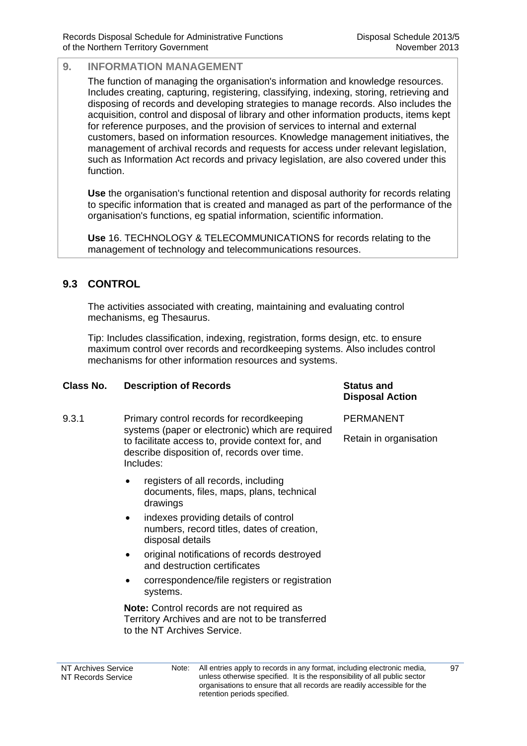## 9. INFORMATION MANAGEMENT

The function of managing the organisation's information and knowledge resources. Includes creating, capturing, registering, classifying, indexing, storing, retrieving and disposing of records and developing strategies to manage records. Also includes the acquisition, control and disposal of library and other information products, items kept for reference purposes, and the provision of services to internal and external customers, based on information resources. Knowledge management initiatives, the management of archival records and requests for access under relevant legislation, such as Information Act records and privacy legislation, are also covered under this function.

**Use** the organisation's functional retention and disposal authority for records relating to specific information that is created and managed as part of the performance of the organisation's functions, eg spatial information, scientific information.

**Use** 16. TECHNOLOGY & TELECOMMUNICATIONS for records relating to the management of technology and telecommunications resources.

### 9.3 CONTROL

The activities associated with creating, maintaining and evaluating control mechanisms, eg Thesaurus.

Tip: Includes classification, indexing, registration, forms design, etc. to ensure maximum control over records and recordkeeping systems. Also includes control mechanisms for other information resources and systems.

| Class No. | Description of Records | Status and Disposal Action |
|---|---|---|
| 9.3.1 | Primary control records for recordkeeping systems (paper or electronic) which are required to facilitate access to, provide context for, and describe disposition of, records over time. Includes:<br>• registers of all records, including documents, files, maps, plans, technical drawings<br>• indexes providing details of control numbers, record titles, dates of creation, disposal details<br>• original notifications of records destroyed and destruction certificates<br>• correspondence/file registers or registration systems.<br>**Note:** Control records are not required as Territory Archives and are not to be transferred to the NT Archives Service. | PERMANENT<br>Retain in organisation |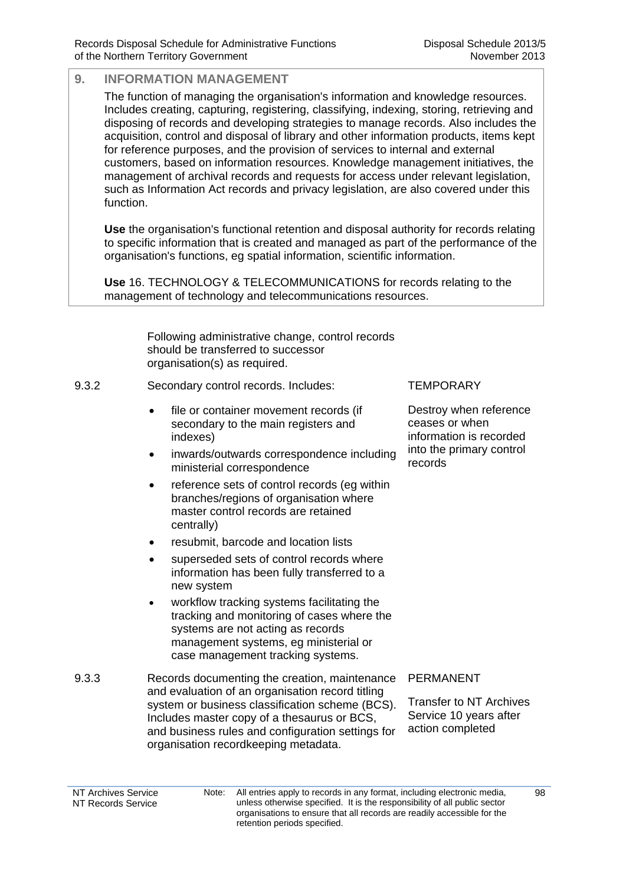## 9. INFORMATION MANAGEMENT

The function of managing the organisation's information and knowledge resources. Includes creating, capturing, registering, classifying, indexing, storing, retrieving and disposing of records and developing strategies to manage records. Also includes the acquisition, control and disposal of library and other information products, items kept for reference purposes, and the provision of services to internal and external customers, based on information resources. Knowledge management initiatives, the management of archival records and requests for access under relevant legislation, such as Information Act records and privacy legislation, are also covered under this function.

**Use** the organisation's functional retention and disposal authority for records relating to specific information that is created and managed as part of the performance of the organisation's functions, eg spatial information, scientific information.

**Use** 16. TECHNOLOGY & TELECOMMUNICATIONS for records relating to the management of technology and telecommunications resources.

| | | |
|---|---|---|
| | Following administrative change, control records should be transferred to successor organisation(s) as required. | |
| 9.3.2 | Secondary control records. Includes:<br>• file or container movement records (if secondary to the main registers and indexes)<br>• inwards/outwards correspondence including ministerial correspondence<br>• reference sets of control records (eg within branches/regions of organisation where master control records are retained centrally)<br>• resubmit, barcode and location lists<br>• superseded sets of control records where information has been fully transferred to a new system<br>• workflow tracking systems facilitating the tracking and monitoring of cases where the systems are not acting as records management systems, eg ministerial or case management tracking systems. | TEMPORARY<br><br>Destroy when reference ceases or when information is recorded into the primary control records |
| 9.3.3 | Records documenting the creation, maintenance and evaluation of an organisation record titling system or business classification scheme (BCS). Includes master copy of a thesaurus or BCS, and business rules and configuration settings for organisation recordkeeping metadata. | PERMANENT<br><br>Transfer to NT Archives Service 10 years after action completed |

Note: All entries apply to records in any format, including electronic media, unless otherwise specified. It is the responsibility of all public sector organisations to ensure that all records are readily accessible for the retention periods specified.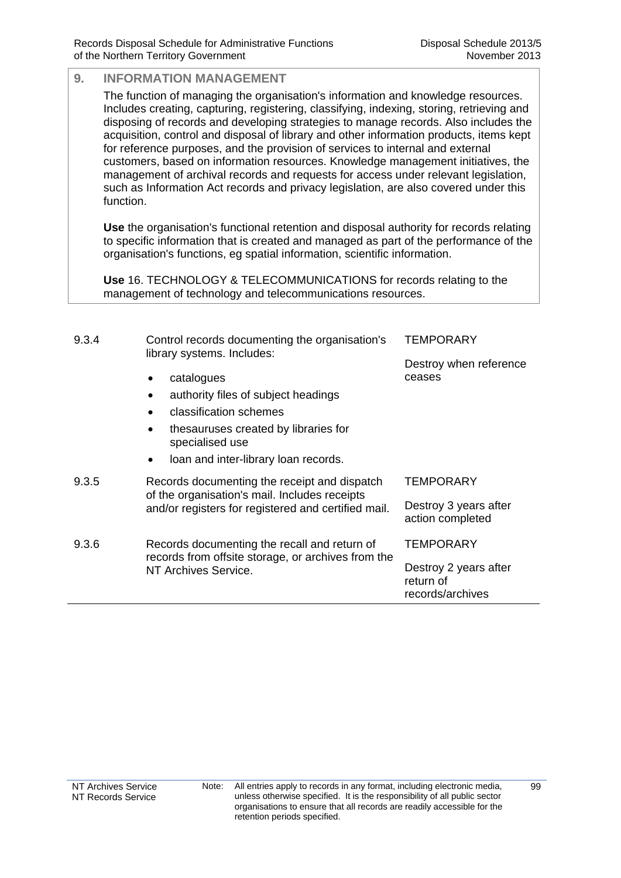## 9. INFORMATION MANAGEMENT

The function of managing the organisation's information and knowledge resources. Includes creating, capturing, registering, classifying, indexing, storing, retrieving and disposing of records and developing strategies to manage records. Also includes the acquisition, control and disposal of library and other information products, items kept for reference purposes, and the provision of services to internal and external customers, based on information resources. Knowledge management initiatives, the management of archival records and requests for access under relevant legislation, such as Information Act records and privacy legislation, are also covered under this function.

**Use** the organisation's functional retention and disposal authority for records relating to specific information that is created and managed as part of the performance of the organisation's functions, eg spatial information, scientific information.

**Use** 16. TECHNOLOGY & TELECOMMUNICATIONS for records relating to the management of technology and telecommunications resources.

| | | |
|---|---|---|
| 9.3.4 | Control records documenting the organisation's library systems. Includes:<br>• catalogues<br>• authority files of subject headings<br>• classification schemes<br>• thesauruses created by libraries for specialised use<br>• loan and inter-library loan records. | TEMPORARY<br>Destroy when reference ceases |
| 9.3.5 | Records documenting the receipt and dispatch of the organisation's mail. Includes receipts and/or registers for registered and certified mail. | TEMPORARY<br>Destroy 3 years after action completed |
| 9.3.6 | Records documenting the recall and return of records from offsite storage, or archives from the NT Archives Service. | TEMPORARY<br>Destroy 2 years after return of records/archives |

Note: All entries apply to records in any format, including electronic media, unless otherwise specified. It is the responsibility of all public sector organisations to ensure that all records are readily accessible for the retention periods specified.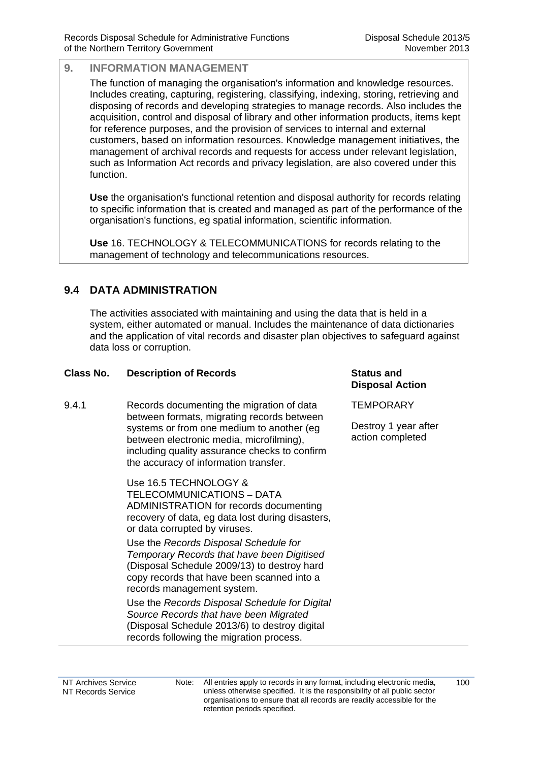## 9. INFORMATION MANAGEMENT

The function of managing the organisation's information and knowledge resources. Includes creating, capturing, registering, classifying, indexing, storing, retrieving and disposing of records and developing strategies to manage records. Also includes the acquisition, control and disposal of library and other information products, items kept for reference purposes, and the provision of services to internal and external customers, based on information resources. Knowledge management initiatives, the management of archival records and requests for access under relevant legislation, such as Information Act records and privacy legislation, are also covered under this function.

**Use** the organisation's functional retention and disposal authority for records relating to specific information that is created and managed as part of the performance of the organisation's functions, eg spatial information, scientific information.

**Use** 16. TECHNOLOGY & TELECOMMUNICATIONS for records relating to the management of technology and telecommunications resources.

### 9.4 DATA ADMINISTRATION

The activities associated with maintaining and using the data that is held in a system, either automated or manual. Includes the maintenance of data dictionaries and the application of vital records and disaster plan objectives to safeguard against data loss or corruption.

| Class No. | Description of Records | Status and Disposal Action |
|---|---|---|
| 9.4.1 | Records documenting the migration of data between formats, migrating records between systems or from one medium to another (eg between electronic media, microfilming), including quality assurance checks to confirm the accuracy of information transfer.<br><br>Use 16.5 TECHNOLOGY & TELECOMMUNICATIONS – DATA ADMINISTRATION for records documenting recovery of data, eg data lost during disasters, or data corrupted by viruses.<br><br>Use the *Records Disposal Schedule for Temporary Records that have been Digitised* (Disposal Schedule 2009/13) to destroy hard copy records that have been scanned into a records management system.<br><br>Use the *Records Disposal Schedule for Digital Source Records that have been Migrated* (Disposal Schedule 2013/6) to destroy digital records following the migration process. | TEMPORARY<br><br>Destroy 1 year after action completed |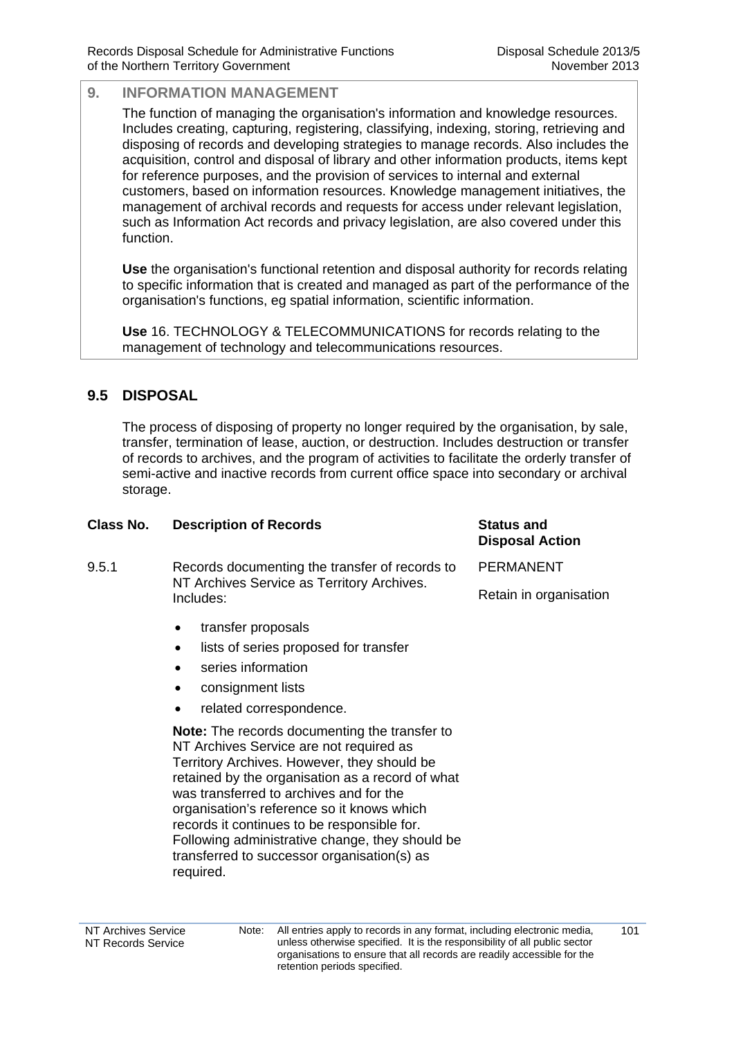## 9. INFORMATION MANAGEMENT

The function of managing the organisation's information and knowledge resources. Includes creating, capturing, registering, classifying, indexing, storing, retrieving and disposing of records and developing strategies to manage records. Also includes the acquisition, control and disposal of library and other information products, items kept for reference purposes, and the provision of services to internal and external customers, based on information resources. Knowledge management initiatives, the management of archival records and requests for access under relevant legislation, such as Information Act records and privacy legislation, are also covered under this function.

**Use** the organisation's functional retention and disposal authority for records relating to specific information that is created and managed as part of the performance of the organisation's functions, eg spatial information, scientific information.

**Use** 16. TECHNOLOGY & TELECOMMUNICATIONS for records relating to the management of technology and telecommunications resources.

### 9.5 DISPOSAL

The process of disposing of property no longer required by the organisation, by sale, transfer, termination of lease, auction, or destruction. Includes destruction or transfer of records to archives, and the program of activities to facilitate the orderly transfer of semi-active and inactive records from current office space into secondary or archival storage.

| Class No. | Description of Records | Status and Disposal Action |
|---|---|---|
| 9.5.1 | Records documenting the transfer of records to NT Archives Service as Territory Archives. Includes:<br>• transfer proposals<br>• lists of series proposed for transfer<br>• series information<br>• consignment lists<br>• related correspondence.<br><br>**Note:** The records documenting the transfer to NT Archives Service are not required as Territory Archives. However, they should be retained by the organisation as a record of what was transferred to archives and for the organisation's reference so it knows which records it continues to be responsible for. Following administrative change, they should be transferred to successor organisation(s) as required. | PERMANENT<br><br>Retain in organisation |

Note: All entries apply to records in any format, including electronic media, unless otherwise specified. It is the responsibility of all public sector organisations to ensure that all records are readily accessible for the retention periods specified.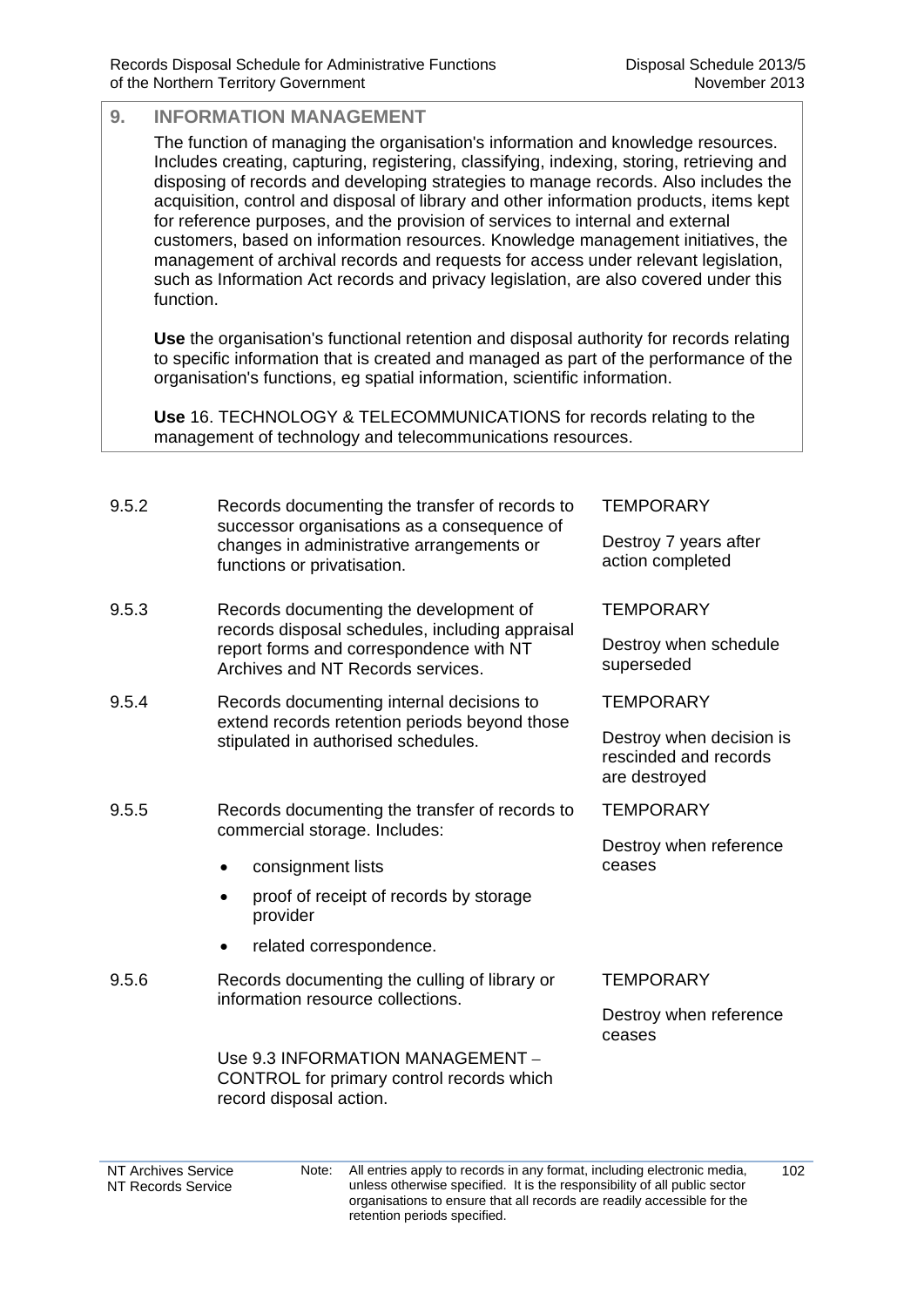## 9. INFORMATION MANAGEMENT

The function of managing the organisation's information and knowledge resources. Includes creating, capturing, registering, classifying, indexing, storing, retrieving and disposing of records and developing strategies to manage records. Also includes the acquisition, control and disposal of library and other information products, items kept for reference purposes, and the provision of services to internal and external customers, based on information resources. Knowledge management initiatives, the management of archival records and requests for access under relevant legislation, such as Information Act records and privacy legislation, are also covered under this function.

**Use** the organisation's functional retention and disposal authority for records relating to specific information that is created and managed as part of the performance of the organisation's functions, eg spatial information, scientific information.

**Use** 16. TECHNOLOGY & TELECOMMUNICATIONS for records relating to the management of technology and telecommunications resources.

| | | |
|---|---|---|
| 9.5.2 | Records documenting the transfer of records to successor organisations as a consequence of changes in administrative arrangements or functions or privatisation. | TEMPORARY<br><br>Destroy 7 years after action completed |
| 9.5.3 | Records documenting the development of records disposal schedules, including appraisal report forms and correspondence with NT Archives and NT Records services. | TEMPORARY<br><br>Destroy when schedule superseded |
| 9.5.4 | Records documenting internal decisions to extend records retention periods beyond those stipulated in authorised schedules. | TEMPORARY<br><br>Destroy when decision is rescinded and records are destroyed |
| 9.5.5 | Records documenting the transfer of records to commercial storage. Includes:<br><br>• consignment lists<br>• proof of receipt of records by storage provider<br>• related correspondence. | TEMPORARY<br><br>Destroy when reference ceases |
| 9.5.6 | Records documenting the culling of library or information resource collections.<br><br>Use 9.3 INFORMATION MANAGEMENT – CONTROL for primary control records which record disposal action. | TEMPORARY<br><br>Destroy when reference ceases |

NT Archives Service
NT Records Service

Note: All entries apply to records in any format, including electronic media, unless otherwise specified. It is the responsibility of all public sector organisations to ensure that all records are readily accessible for the retention periods specified.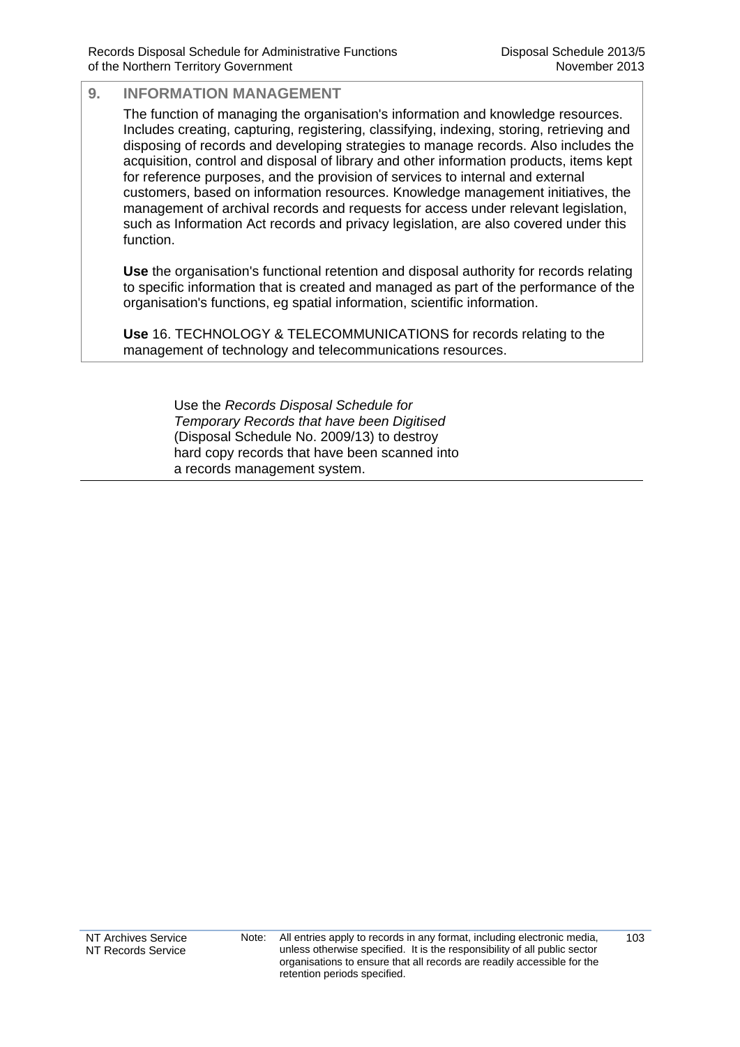## 9. INFORMATION MANAGEMENT

The function of managing the organisation's information and knowledge resources. Includes creating, capturing, registering, classifying, indexing, storing, retrieving and disposing of records and developing strategies to manage records. Also includes the acquisition, control and disposal of library and other information products, items kept for reference purposes, and the provision of services to internal and external customers, based on information resources. Knowledge management initiatives, the management of archival records and requests for access under relevant legislation, such as Information Act records and privacy legislation, are also covered under this function.

**Use** the organisation's functional retention and disposal authority for records relating to specific information that is created and managed as part of the performance of the organisation's functions, eg spatial information, scientific information.

**Use** 16. TECHNOLOGY & TELECOMMUNICATIONS for records relating to the management of technology and telecommunications resources.

Use the *Records Disposal Schedule for Temporary Records that have been Digitised* (Disposal Schedule No. 2009/13) to destroy hard copy records that have been scanned into a records management system.

Note: All entries apply to records in any format, including electronic media, unless otherwise specified. It is the responsibility of all public sector organisations to ensure that all records are readily accessible for the retention periods specified.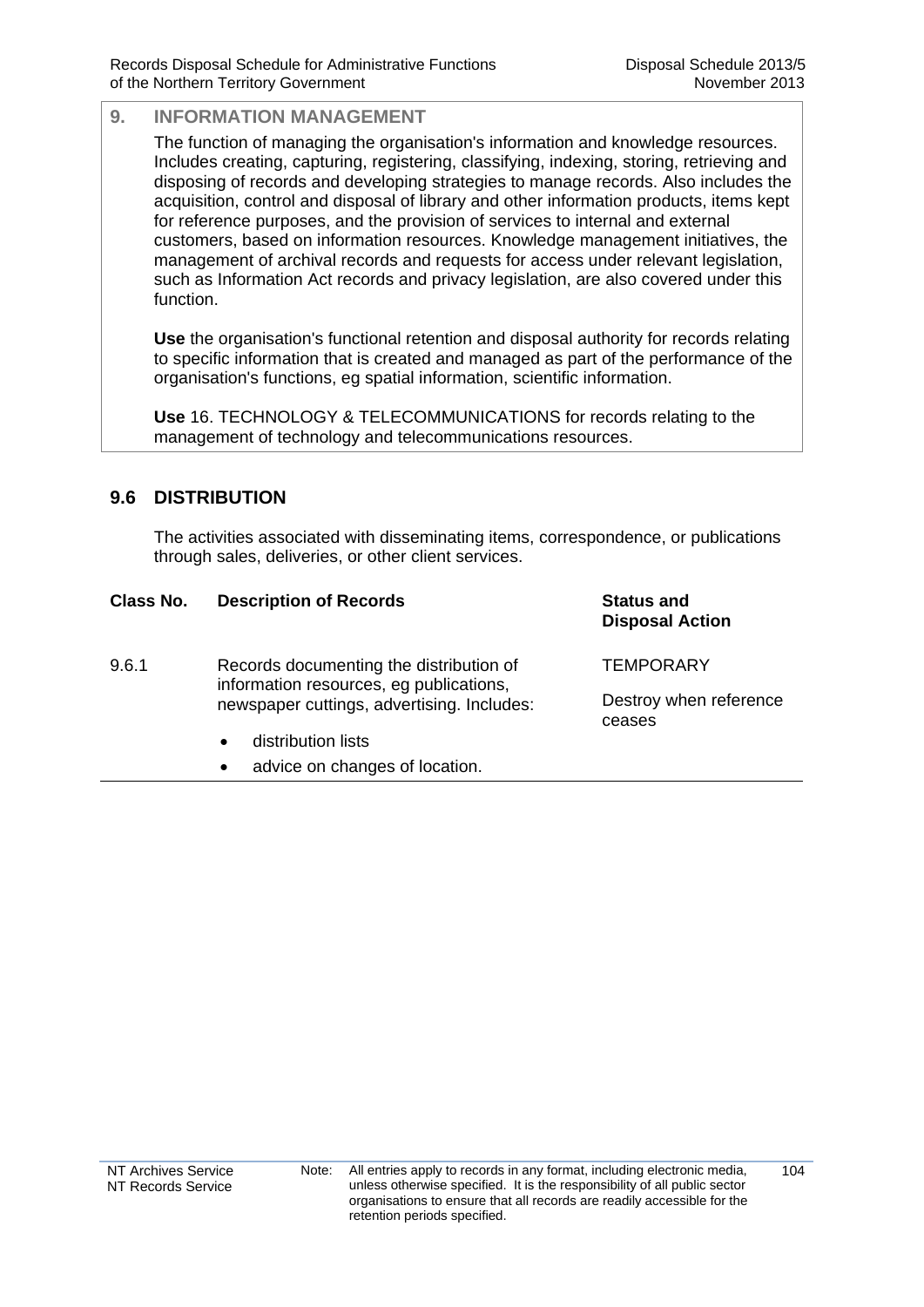## 9. INFORMATION MANAGEMENT

The function of managing the organisation's information and knowledge resources. Includes creating, capturing, registering, classifying, indexing, storing, retrieving and disposing of records and developing strategies to manage records. Also includes the acquisition, control and disposal of library and other information products, items kept for reference purposes, and the provision of services to internal and external customers, based on information resources. Knowledge management initiatives, the management of archival records and requests for access under relevant legislation, such as Information Act records and privacy legislation, are also covered under this function.

**Use** the organisation's functional retention and disposal authority for records relating to specific information that is created and managed as part of the performance of the organisation's functions, eg spatial information, scientific information.

**Use** 16. TECHNOLOGY & TELECOMMUNICATIONS for records relating to the management of technology and telecommunications resources.

### 9.6 DISTRIBUTION

The activities associated with disseminating items, correspondence, or publications through sales, deliveries, or other client services.

| Class No. | Description of Records | Status and Disposal Action |
|---|---|---|
| 9.6.1 | Records documenting the distribution of information resources, eg publications, newspaper cuttings, advertising. Includes:<br>• distribution lists<br>• advice on changes of location. | TEMPORARY<br><br>Destroy when reference ceases |

Note: All entries apply to records in any format, including electronic media, unless otherwise specified. It is the responsibility of all public sector organisations to ensure that all records are readily accessible for the retention periods specified.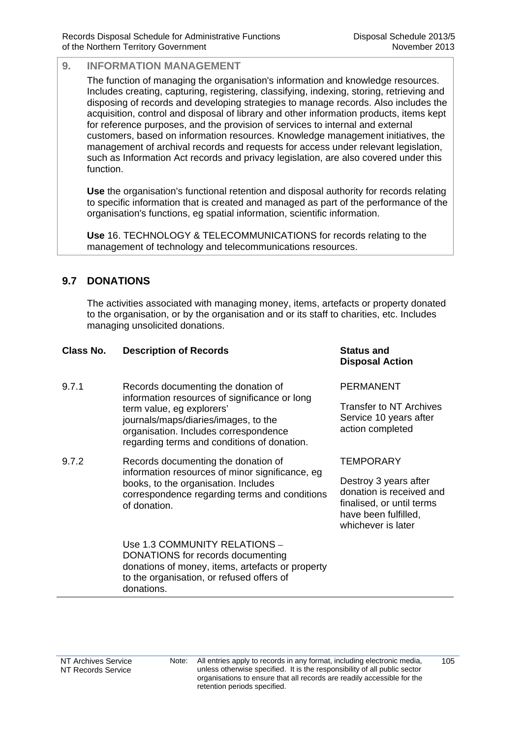## 9. INFORMATION MANAGEMENT

The function of managing the organisation's information and knowledge resources. Includes creating, capturing, registering, classifying, indexing, storing, retrieving and disposing of records and developing strategies to manage records. Also includes the acquisition, control and disposal of library and other information products, items kept for reference purposes, and the provision of services to internal and external customers, based on information resources. Knowledge management initiatives, the management of archival records and requests for access under relevant legislation, such as Information Act records and privacy legislation, are also covered under this function.

**Use** the organisation's functional retention and disposal authority for records relating to specific information that is created and managed as part of the performance of the organisation's functions, eg spatial information, scientific information.

**Use** 16. TECHNOLOGY & TELECOMMUNICATIONS for records relating to the management of technology and telecommunications resources.

### 9.7 DONATIONS

The activities associated with managing money, items, artefacts or property donated to the organisation, or by the organisation and or its staff to charities, etc. Includes managing unsolicited donations.

| Class No. | Description of Records | Status and Disposal Action |
|---|---|---|
| 9.7.1 | Records documenting the donation of information resources of significance or long term value, eg explorers' journals/maps/diaries/images, to the organisation. Includes correspondence regarding terms and conditions of donation. | PERMANENT<br><br>Transfer to NT Archives Service 10 years after action completed |
| 9.7.2 | Records documenting the donation of information resources of minor significance, eg books, to the organisation. Includes correspondence regarding terms and conditions of donation.<br><br>Use 1.3 COMMUNITY RELATIONS – DONATIONS for records documenting donations of money, items, artefacts or property to the organisation, or refused offers of donations. | TEMPORARY<br><br>Destroy 3 years after donation is received and finalised, or until terms have been fulfilled, whichever is later |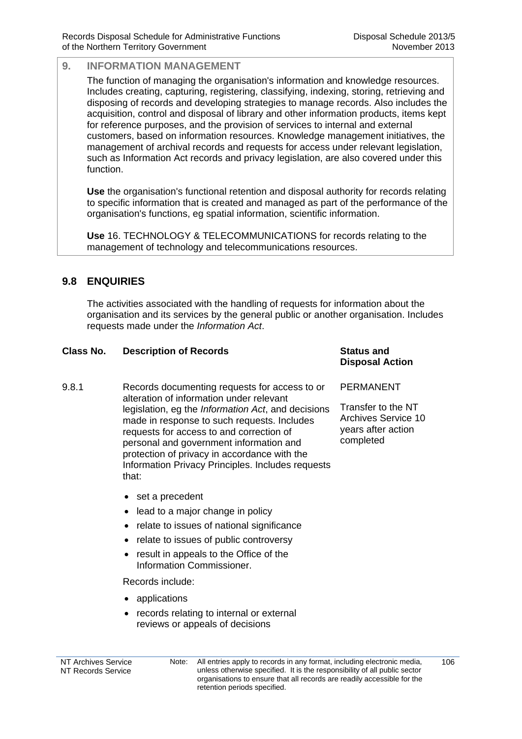## 9. INFORMATION MANAGEMENT

The function of managing the organisation's information and knowledge resources. Includes creating, capturing, registering, classifying, indexing, storing, retrieving and disposing of records and developing strategies to manage records. Also includes the acquisition, control and disposal of library and other information products, items kept for reference purposes, and the provision of services to internal and external customers, based on information resources. Knowledge management initiatives, the management of archival records and requests for access under relevant legislation, such as Information Act records and privacy legislation, are also covered under this function.

**Use** the organisation's functional retention and disposal authority for records relating to specific information that is created and managed as part of the performance of the organisation's functions, eg spatial information, scientific information.

**Use** 16. TECHNOLOGY & TELECOMMUNICATIONS for records relating to the management of technology and telecommunications resources.

### 9.8 ENQUIRIES

The activities associated with the handling of requests for information about the organisation and its services by the general public or another organisation. Includes requests made under the *Information Act*.

| Class No. | Description of Records | Status and Disposal Action |
|---|---|---|
| 9.8.1 | Records documenting requests for access to or alteration of information under relevant legislation, eg the *Information Act*, and decisions made in response to such requests. Includes requests for access to and correction of personal and government information and protection of privacy in accordance with the Information Privacy Principles. Includes requests that:<br>• set a precedent<br>• lead to a major change in policy<br>• relate to issues of national significance<br>• relate to issues of public controversy<br>• result in appeals to the Office of the Information Commissioner.<br>Records include:<br>• applications<br>• records relating to internal or external reviews or appeals of decisions | PERMANENT<br>Transfer to the NT Archives Service 10 years after action completed |

Note: All entries apply to records in any format, including electronic media, unless otherwise specified. It is the responsibility of all public sector organisations to ensure that all records are readily accessible for the retention periods specified.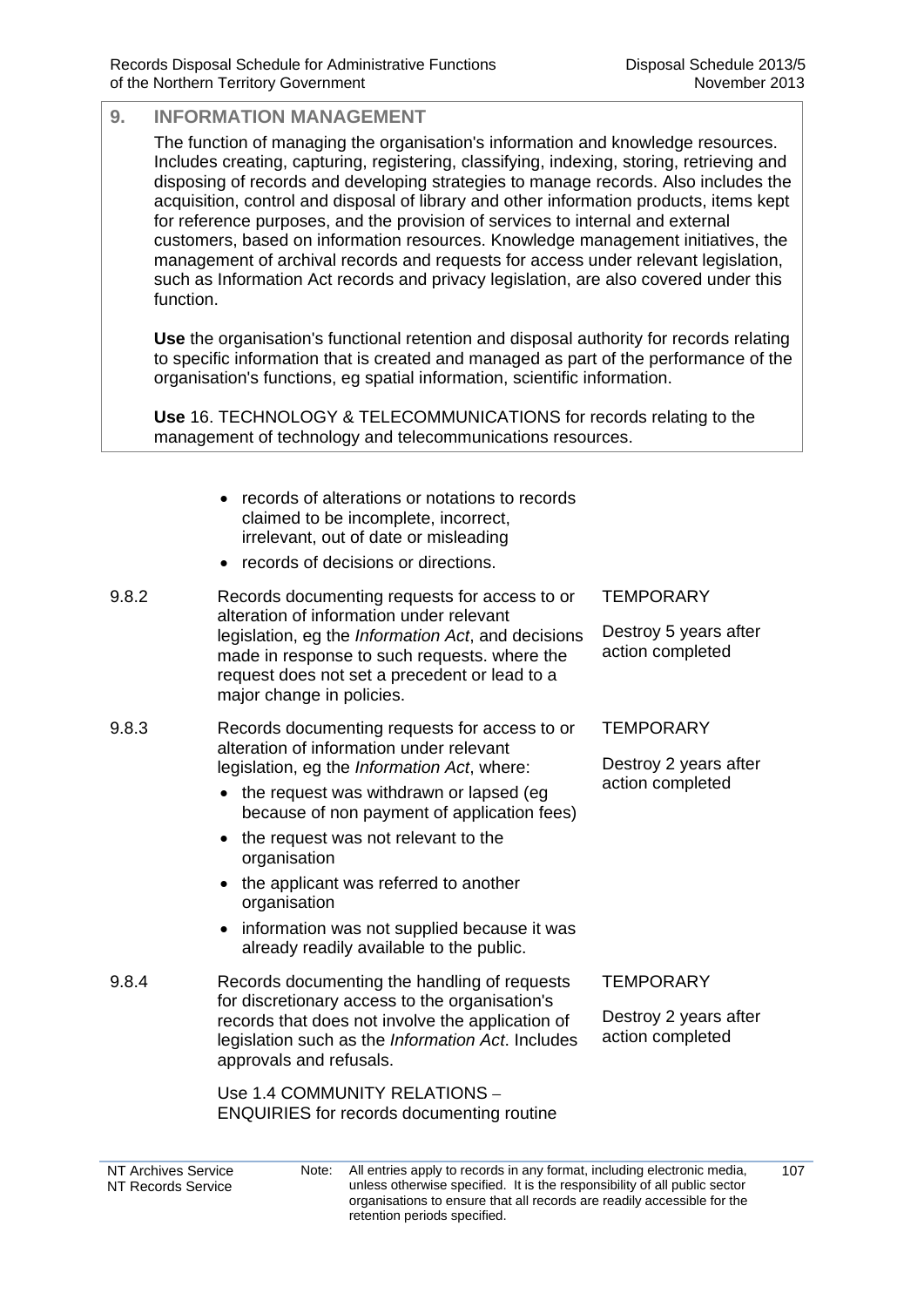## 9. INFORMATION MANAGEMENT

The function of managing the organisation's information and knowledge resources. Includes creating, capturing, registering, classifying, indexing, storing, retrieving and disposing of records and developing strategies to manage records. Also includes the acquisition, control and disposal of library and other information products, items kept for reference purposes, and the provision of services to internal and external customers, based on information resources. Knowledge management initiatives, the management of archival records and requests for access under relevant legislation, such as Information Act records and privacy legislation, are also covered under this function.

**Use** the organisation's functional retention and disposal authority for records relating to specific information that is created and managed as part of the performance of the organisation's functions, eg spatial information, scientific information.

**Use** 16. TECHNOLOGY & TELECOMMUNICATIONS for records relating to the management of technology and telecommunications resources.

| | | |
|---|---|---|
| | • records of alterations or notations to records claimed to be incomplete, incorrect, irrelevant, out of date or misleading<br>• records of decisions or directions. | |
| 9.8.2 | Records documenting requests for access to or alteration of information under relevant legislation, eg the *Information Act*, and decisions made in response to such requests. where the request does not set a precedent or lead to a major change in policies. | TEMPORARY<br><br>Destroy 5 years after action completed |
| 9.8.3 | Records documenting requests for access to or alteration of information under relevant legislation, eg the *Information Act*, where:<br>• the request was withdrawn or lapsed (eg because of non payment of application fees)<br>• the request was not relevant to the organisation<br>• the applicant was referred to another organisation<br>• information was not supplied because it was already readily available to the public. | TEMPORARY<br><br>Destroy 2 years after action completed |
| 9.8.4 | Records documenting the handling of requests for discretionary access to the organisation's records that does not involve the application of legislation such as the *Information Act*. Includes approvals and refusals.<br><br>Use 1.4 COMMUNITY RELATIONS – ENQUIRIES for records documenting routine | TEMPORARY<br><br>Destroy 2 years after action completed |

Note: All entries apply to records in any format, including electronic media, unless otherwise specified. It is the responsibility of all public sector organisations to ensure that all records are readily accessible for the retention periods specified.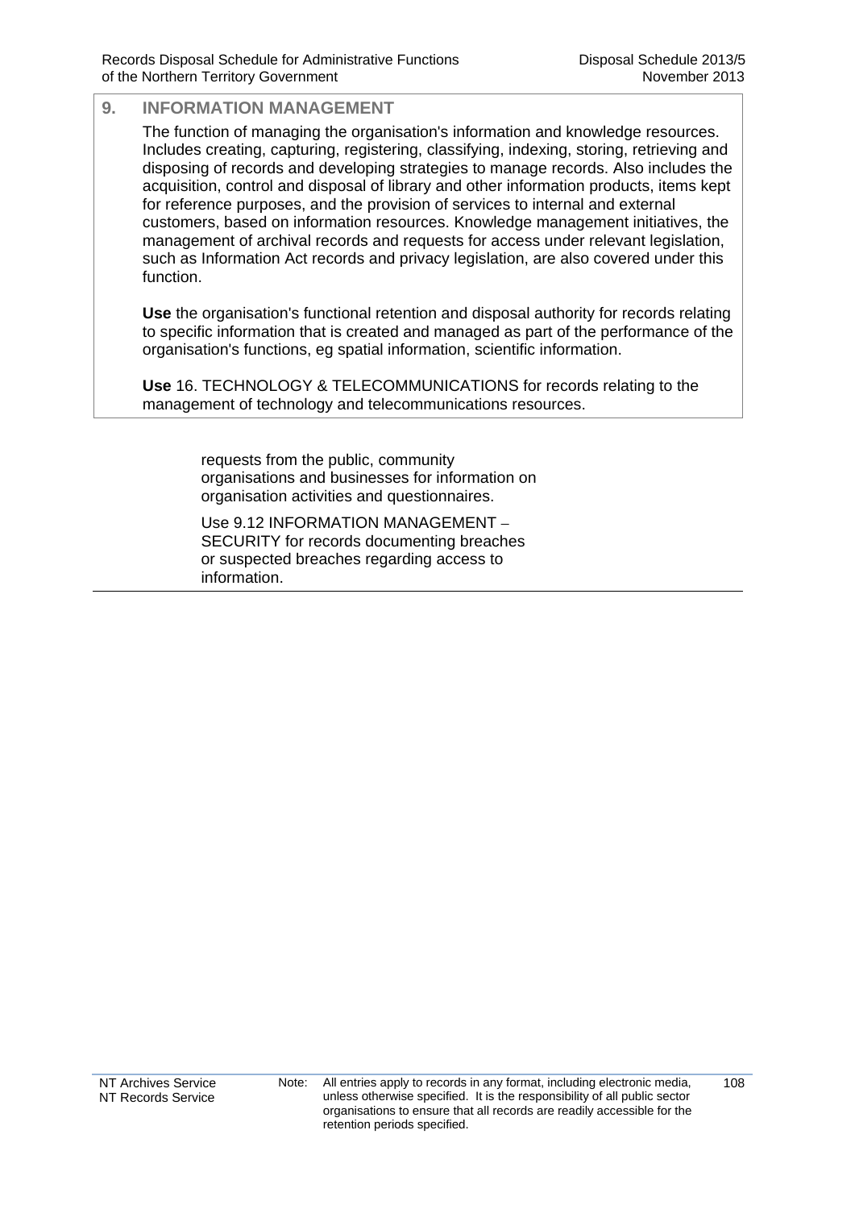## 9. INFORMATION MANAGEMENT

The function of managing the organisation's information and knowledge resources. Includes creating, capturing, registering, classifying, indexing, storing, retrieving and disposing of records and developing strategies to manage records. Also includes the acquisition, control and disposal of library and other information products, items kept for reference purposes, and the provision of services to internal and external customers, based on information resources. Knowledge management initiatives, the management of archival records and requests for access under relevant legislation, such as Information Act records and privacy legislation, are also covered under this function.

**Use** the organisation's functional retention and disposal authority for records relating to specific information that is created and managed as part of the performance of the organisation's functions, eg spatial information, scientific information.

**Use** 16. TECHNOLOGY & TELECOMMUNICATIONS for records relating to the management of technology and telecommunications resources.

requests from the public, community organisations and businesses for information on organisation activities and questionnaires.

Use 9.12 INFORMATION MANAGEMENT – SECURITY for records documenting breaches or suspected breaches regarding access to information.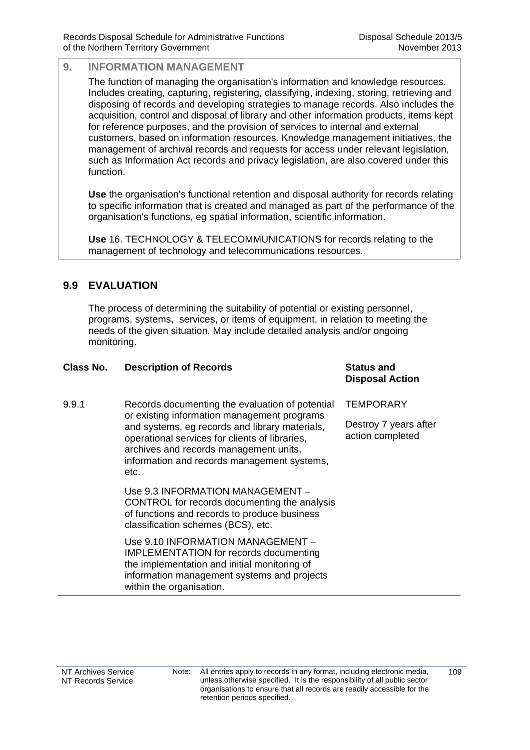## 9. INFORMATION MANAGEMENT

The function of managing the organisation's information and knowledge resources. Includes creating, capturing, registering, classifying, indexing, storing, retrieving and disposing of records and developing strategies to manage records. Also includes the acquisition, control and disposal of library and other information products, items kept for reference purposes, and the provision of services to internal and external customers, based on information resources. Knowledge management initiatives, the management of archival records and requests for access under relevant legislation, such as Information Act records and privacy legislation, are also covered under this function.

**Use** the organisation's functional retention and disposal authority for records relating to specific information that is created and managed as part of the performance of the organisation's functions, eg spatial information, scientific information.

**Use** 16. TECHNOLOGY & TELECOMMUNICATIONS for records relating to the management of technology and telecommunications resources.

### 9.9 EVALUATION

The process of determining the suitability of potential or existing personnel, programs, systems, services, or items of equipment, in relation to meeting the needs of the given situation. May include detailed analysis and/or ongoing monitoring.

| Class No. | Description of Records | Status and Disposal Action |
|---|---|---|
| 9.9.1 | Records documenting the evaluation of potential or existing information management programs and systems, eg records and library materials, operational services for clients of libraries, archives and records management units, information and records management systems, etc.<br><br>Use 9.3 INFORMATION MANAGEMENT – CONTROL for records documenting the analysis of functions and records to produce business classification schemes (BCS), etc.<br><br>Use 9.10 INFORMATION MANAGEMENT – IMPLEMENTATION for records documenting the implementation and initial monitoring of information management systems and projects within the organisation. | TEMPORARY<br><br>Destroy 7 years after action completed |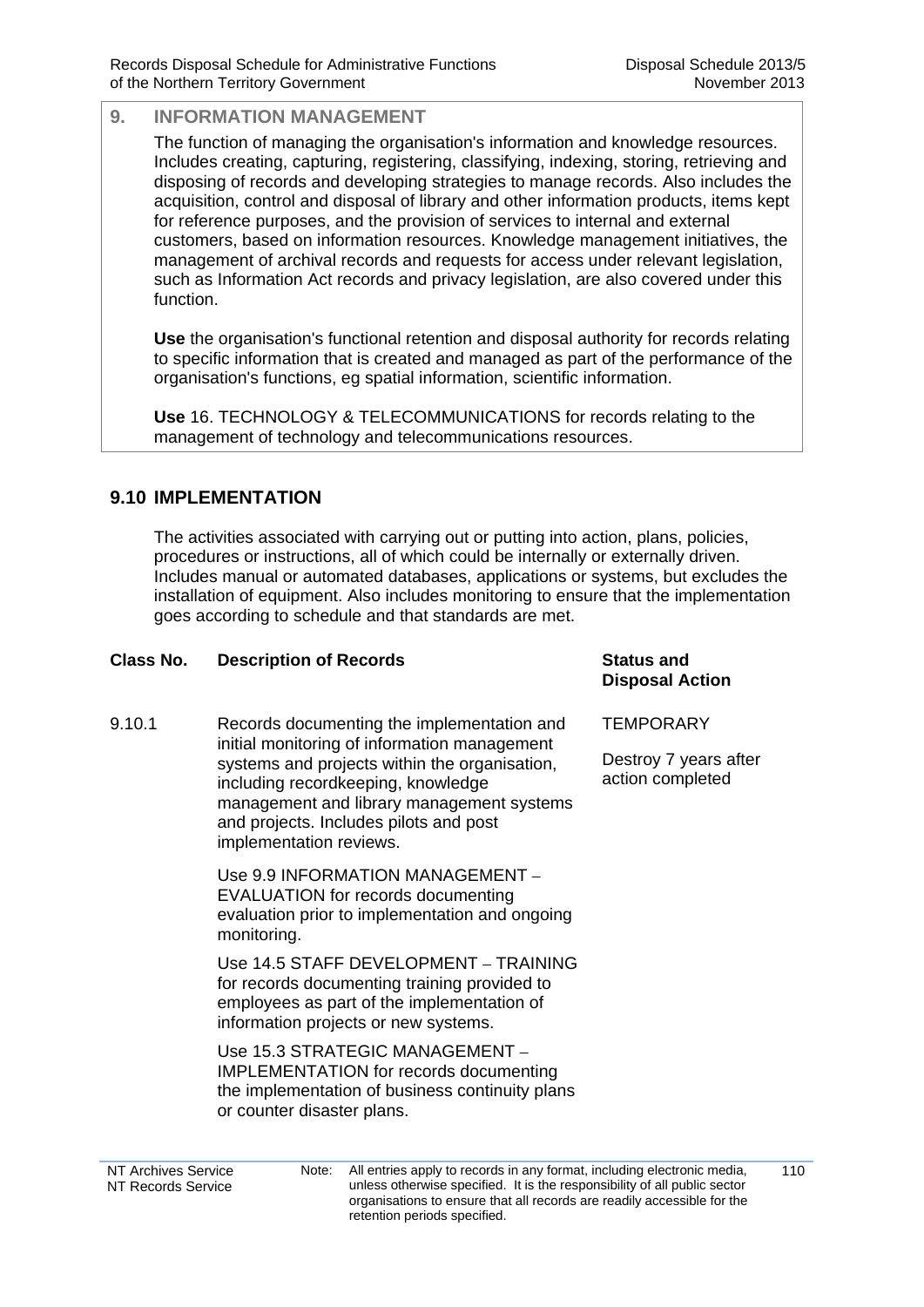## 9. INFORMATION MANAGEMENT

The function of managing the organisation's information and knowledge resources. Includes creating, capturing, registering, classifying, indexing, storing, retrieving and disposing of records and developing strategies to manage records. Also includes the acquisition, control and disposal of library and other information products, items kept for reference purposes, and the provision of services to internal and external customers, based on information resources. Knowledge management initiatives, the management of archival records and requests for access under relevant legislation, such as Information Act records and privacy legislation, are also covered under this function.

**Use** the organisation's functional retention and disposal authority for records relating to specific information that is created and managed as part of the performance of the organisation's functions, eg spatial information, scientific information.

**Use** 16. TECHNOLOGY & TELECOMMUNICATIONS for records relating to the management of technology and telecommunications resources.

### 9.10 IMPLEMENTATION

The activities associated with carrying out or putting into action, plans, policies, procedures or instructions, all of which could be internally or externally driven. Includes manual or automated databases, applications or systems, but excludes the installation of equipment. Also includes monitoring to ensure that the implementation goes according to schedule and that standards are met.

| Class No. | Description of Records | Status and Disposal Action |
|---|---|---|
| 9.10.1 | Records documenting the implementation and initial monitoring of information management systems and projects within the organisation, including recordkeeping, knowledge management and library management systems and projects. Includes pilots and post implementation reviews.<br><br>Use 9.9 INFORMATION MANAGEMENT – EVALUATION for records documenting evaluation prior to implementation and ongoing monitoring.<br><br>Use 14.5 STAFF DEVELOPMENT – TRAINING for records documenting training provided to employees as part of the implementation of information projects or new systems.<br><br>Use 15.3 STRATEGIC MANAGEMENT – IMPLEMENTATION for records documenting the implementation of business continuity plans or counter disaster plans. | TEMPORARY<br><br>Destroy 7 years after action completed |

Note: All entries apply to records in any format, including electronic media, unless otherwise specified. It is the responsibility of all public sector organisations to ensure that all records are readily accessible for the retention periods specified.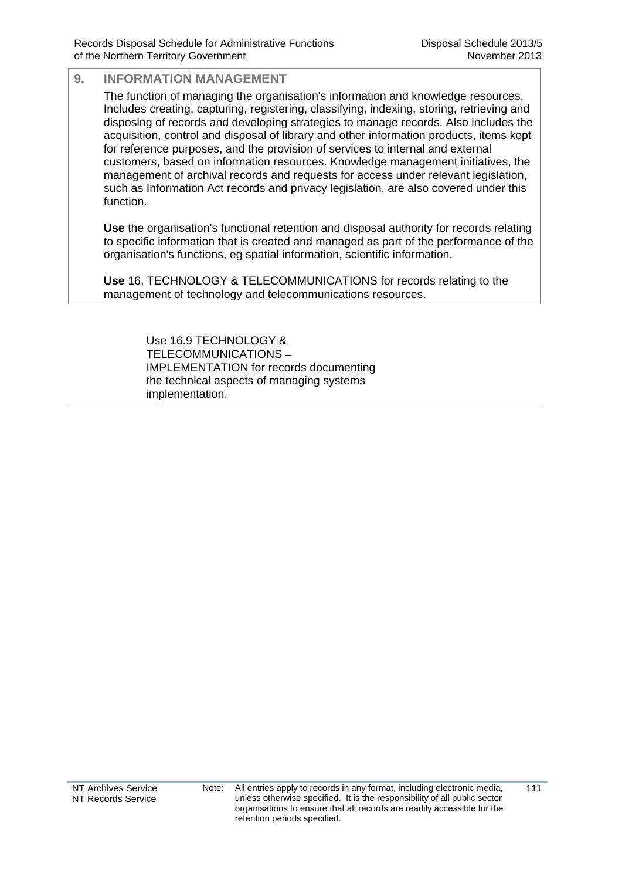## 9. INFORMATION MANAGEMENT

The function of managing the organisation's information and knowledge resources. Includes creating, capturing, registering, classifying, indexing, storing, retrieving and disposing of records and developing strategies to manage records. Also includes the acquisition, control and disposal of library and other information products, items kept for reference purposes, and the provision of services to internal and external customers, based on information resources. Knowledge management initiatives, the management of archival records and requests for access under relevant legislation, such as Information Act records and privacy legislation, are also covered under this function.

**Use** the organisation's functional retention and disposal authority for records relating to specific information that is created and managed as part of the performance of the organisation's functions, eg spatial information, scientific information.

**Use** 16. TECHNOLOGY & TELECOMMUNICATIONS for records relating to the management of technology and telecommunications resources.

Use 16.9 TECHNOLOGY & TELECOMMUNICATIONS – IMPLEMENTATION for records documenting the technical aspects of managing systems implementation.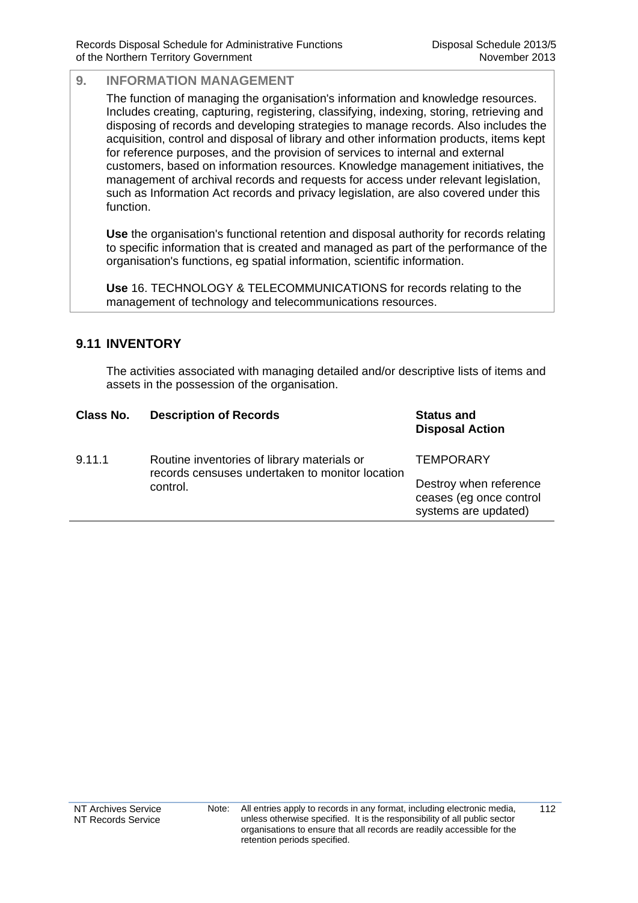## 9. INFORMATION MANAGEMENT

The function of managing the organisation's information and knowledge resources. Includes creating, capturing, registering, classifying, indexing, storing, retrieving and disposing of records and developing strategies to manage records. Also includes the acquisition, control and disposal of library and other information products, items kept for reference purposes, and the provision of services to internal and external customers, based on information resources. Knowledge management initiatives, the management of archival records and requests for access under relevant legislation, such as Information Act records and privacy legislation, are also covered under this function.

**Use** the organisation's functional retention and disposal authority for records relating to specific information that is created and managed as part of the performance of the organisation's functions, eg spatial information, scientific information.

**Use** 16. TECHNOLOGY & TELECOMMUNICATIONS for records relating to the management of technology and telecommunications resources.

### 9.11 INVENTORY

The activities associated with managing detailed and/or descriptive lists of items and assets in the possession of the organisation.

| Class No. | Description of Records | Status and Disposal Action |
|---|---|---|
| 9.11.1 | Routine inventories of library materials or records censuses undertaken to monitor location control. | TEMPORARY<br><br>Destroy when reference ceases (eg once control systems are updated) |

Note: All entries apply to records in any format, including electronic media, unless otherwise specified. It is the responsibility of all public sector organisations to ensure that all records are readily accessible for the retention periods specified.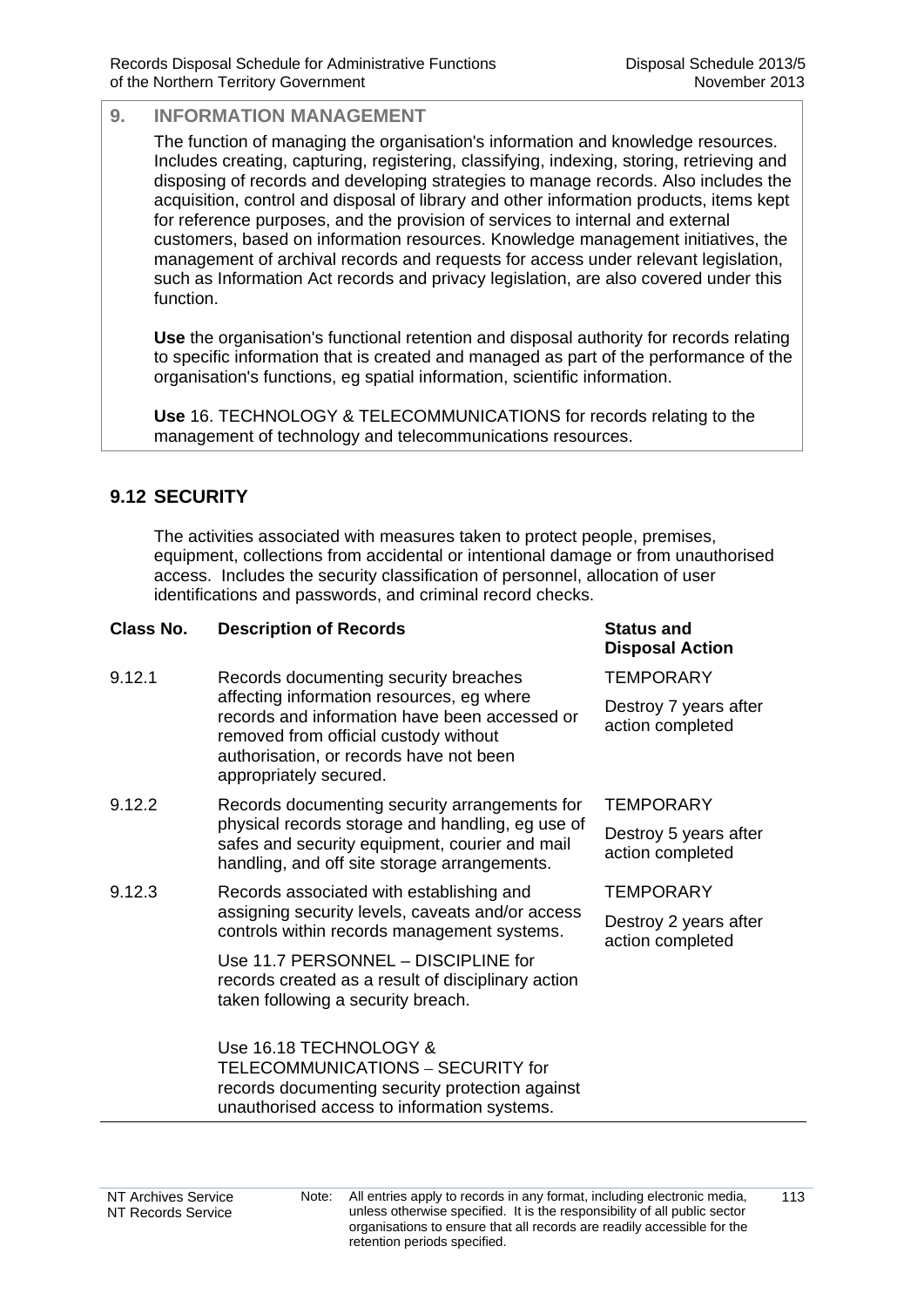## 9. INFORMATION MANAGEMENT

The function of managing the organisation's information and knowledge resources. Includes creating, capturing, registering, classifying, indexing, storing, retrieving and disposing of records and developing strategies to manage records. Also includes the acquisition, control and disposal of library and other information products, items kept for reference purposes, and the provision of services to internal and external customers, based on information resources. Knowledge management initiatives, the management of archival records and requests for access under relevant legislation, such as Information Act records and privacy legislation, are also covered under this function.

**Use** the organisation's functional retention and disposal authority for records relating to specific information that is created and managed as part of the performance of the organisation's functions, eg spatial information, scientific information.

**Use** 16. TECHNOLOGY & TELECOMMUNICATIONS for records relating to the management of technology and telecommunications resources.

### 9.12 SECURITY

The activities associated with measures taken to protect people, premises, equipment, collections from accidental or intentional damage or from unauthorised access. Includes the security classification of personnel, allocation of user identifications and passwords, and criminal record checks.

| Class No. | Description of Records | Status and Disposal Action |
|---|---|---|
| 9.12.1 | Records documenting security breaches affecting information resources, eg where records and information have been accessed or removed from official custody without authorisation, or records have not been appropriately secured. | TEMPORARY<br>Destroy 7 years after action completed |
| 9.12.2 | Records documenting security arrangements for physical records storage and handling, eg use of safes and security equipment, courier and mail handling, and off site storage arrangements. | TEMPORARY<br>Destroy 5 years after action completed |
| 9.12.3 | Records associated with establishing and assigning security levels, caveats and/or access controls within records management systems.<br><br>Use 11.7 PERSONNEL – DISCIPLINE for records created as a result of disciplinary action taken following a security breach.<br><br>Use 16.18 TECHNOLOGY & TELECOMMUNICATIONS – SECURITY for records documenting security protection against unauthorised access to information systems. | TEMPORARY<br>Destroy 2 years after action completed |

Note: All entries apply to records in any format, including electronic media, unless otherwise specified. It is the responsibility of all public sector organisations to ensure that all records are readily accessible for the retention periods specified.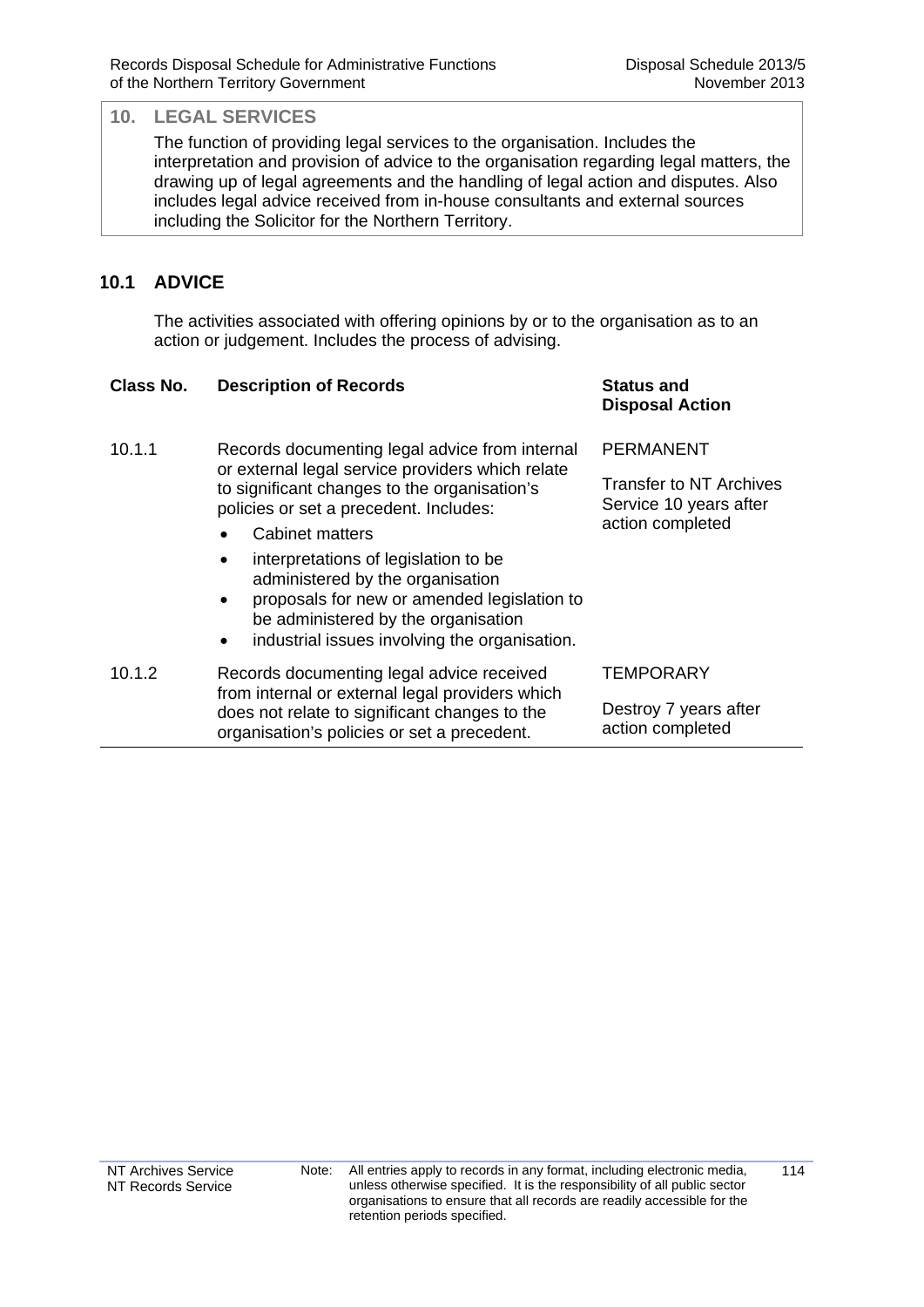## 10. LEGAL SERVICES

The function of providing legal services to the organisation. Includes the interpretation and provision of advice to the organisation regarding legal matters, the drawing up of legal agreements and the handling of legal action and disputes. Also includes legal advice received from in-house consultants and external sources including the Solicitor for the Northern Territory.

### 10.1 ADVICE

The activities associated with offering opinions by or to the organisation as to an action or judgement. Includes the process of advising.

| Class No. | Description of Records | Status and Disposal Action |
|---|---|---|
| 10.1.1 | Records documenting legal advice from internal or external legal service providers which relate to significant changes to the organisation's policies or set a precedent. Includes:<br>• Cabinet matters<br>• interpretations of legislation to be administered by the organisation<br>• proposals for new or amended legislation to be administered by the organisation<br>• industrial issues involving the organisation. | PERMANENT<br><br>Transfer to NT Archives Service 10 years after action completed |
| 10.1.2 | Records documenting legal advice received from internal or external legal providers which does not relate to significant changes to the organisation's policies or set a precedent. | TEMPORARY<br><br>Destroy 7 years after action completed |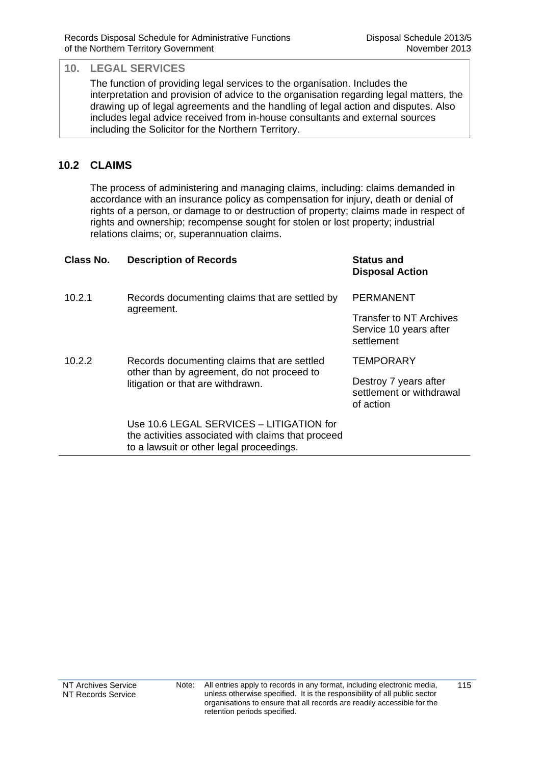## 10. LEGAL SERVICES

The function of providing legal services to the organisation. Includes the interpretation and provision of advice to the organisation regarding legal matters, the drawing up of legal agreements and the handling of legal action and disputes. Also includes legal advice received from in-house consultants and external sources including the Solicitor for the Northern Territory.

### 10.2 CLAIMS

The process of administering and managing claims, including: claims demanded in accordance with an insurance policy as compensation for injury, death or denial of rights of a person, or damage to or destruction of property; claims made in respect of rights and ownership; recompense sought for stolen or lost property; industrial relations claims; or, superannuation claims.

| Class No. | Description of Records | Status and Disposal Action |
|---|---|---|
| 10.2.1 | Records documenting claims that are settled by agreement. | PERMANENT<br><br>Transfer to NT Archives Service 10 years after settlement |
| 10.2.2 | Records documenting claims that are settled other than by agreement, do not proceed to litigation or that are withdrawn.<br><br>Use 10.6 LEGAL SERVICES – LITIGATION for the activities associated with claims that proceed to a lawsuit or other legal proceedings. | TEMPORARY<br><br>Destroy 7 years after settlement or withdrawal of action |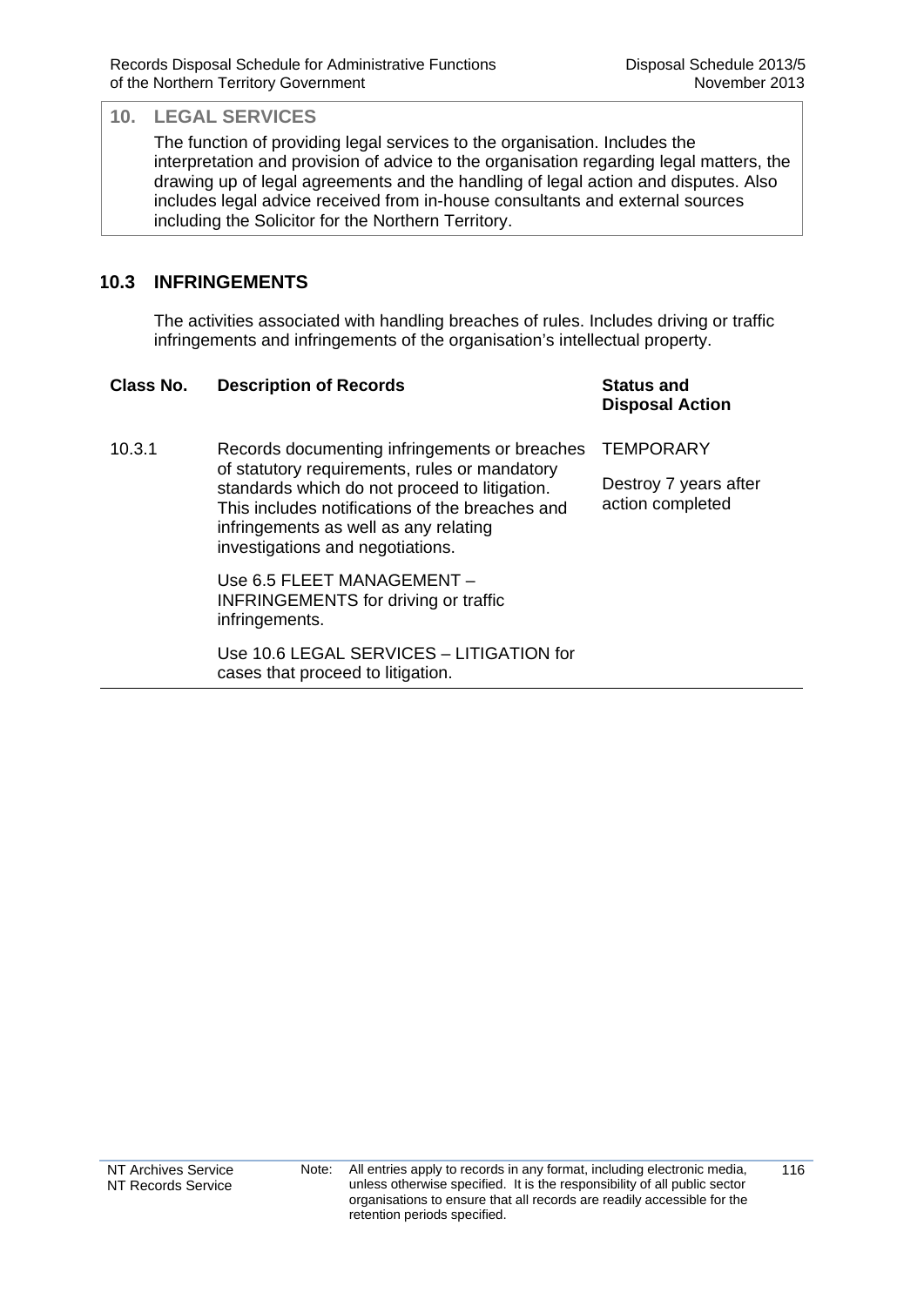## 10. LEGAL SERVICES

The function of providing legal services to the organisation. Includes the interpretation and provision of advice to the organisation regarding legal matters, the drawing up of legal agreements and the handling of legal action and disputes. Also includes legal advice received from in-house consultants and external sources including the Solicitor for the Northern Territory.

### 10.3 INFRINGEMENTS

The activities associated with handling breaches of rules. Includes driving or traffic infringements and infringements of the organisation's intellectual property.

| Class No. | Description of Records | Status and Disposal Action |
|---|---|---|
| 10.3.1 | Records documenting infringements or breaches of statutory requirements, rules or mandatory standards which do not proceed to litigation. This includes notifications of the breaches and infringements as well as any relating investigations and negotiations.<br><br>Use 6.5 FLEET MANAGEMENT – INFRINGEMENTS for driving or traffic infringements.<br><br>Use 10.6 LEGAL SERVICES – LITIGATION for cases that proceed to litigation. | TEMPORARY<br><br>Destroy 7 years after action completed |

Note: All entries apply to records in any format, including electronic media, unless otherwise specified. It is the responsibility of all public sector organisations to ensure that all records are readily accessible for the retention periods specified.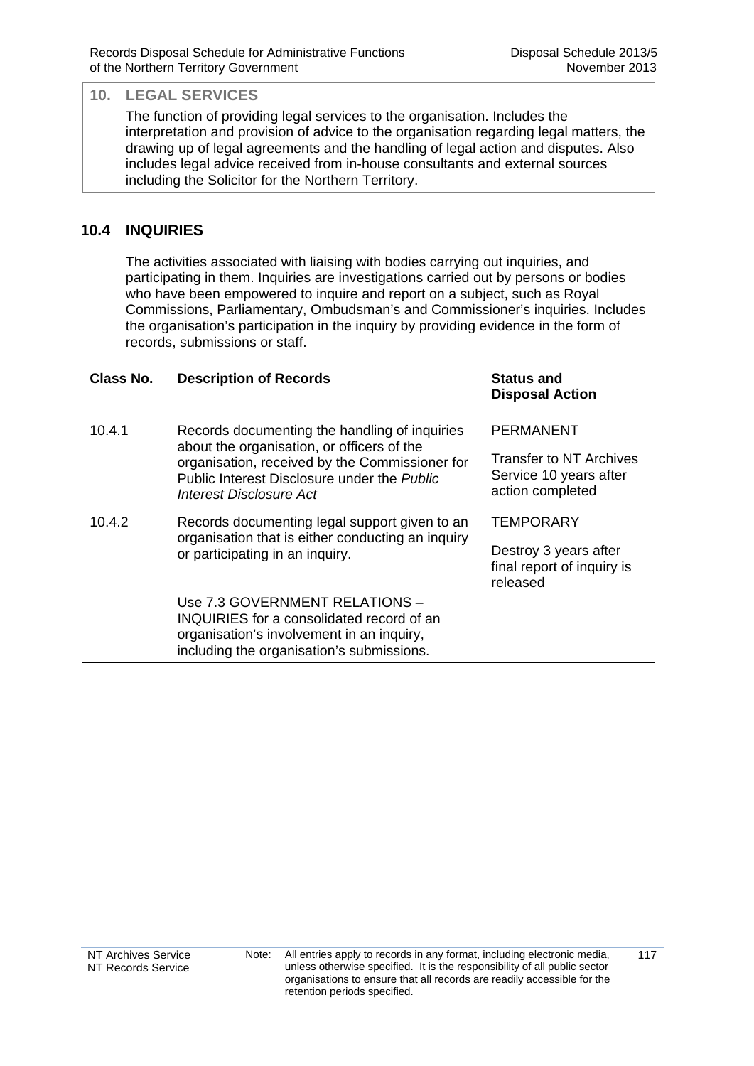## 10. LEGAL SERVICES

The function of providing legal services to the organisation. Includes the interpretation and provision of advice to the organisation regarding legal matters, the drawing up of legal agreements and the handling of legal action and disputes. Also includes legal advice received from in-house consultants and external sources including the Solicitor for the Northern Territory.

## 10.4 INQUIRIES

The activities associated with liaising with bodies carrying out inquiries, and participating in them. Inquiries are investigations carried out by persons or bodies who have been empowered to inquire and report on a subject, such as Royal Commissions, Parliamentary, Ombudsman's and Commissioner's inquiries. Includes the organisation's participation in the inquiry by providing evidence in the form of records, submissions or staff.

| Class No. | Description of Records | Status and Disposal Action |
|---|---|---|
| 10.4.1 | Records documenting the handling of inquiries about the organisation, or officers of the organisation, received by the Commissioner for Public Interest Disclosure under the *Public Interest Disclosure Act* | PERMANENT<br><br>Transfer to NT Archives Service 10 years after action completed |
| 10.4.2 | Records documenting legal support given to an organisation that is either conducting an inquiry or participating in an inquiry.<br><br>Use 7.3 GOVERNMENT RELATIONS – INQUIRIES for a consolidated record of an organisation's involvement in an inquiry, including the organisation's submissions. | TEMPORARY<br><br>Destroy 3 years after final report of inquiry is released |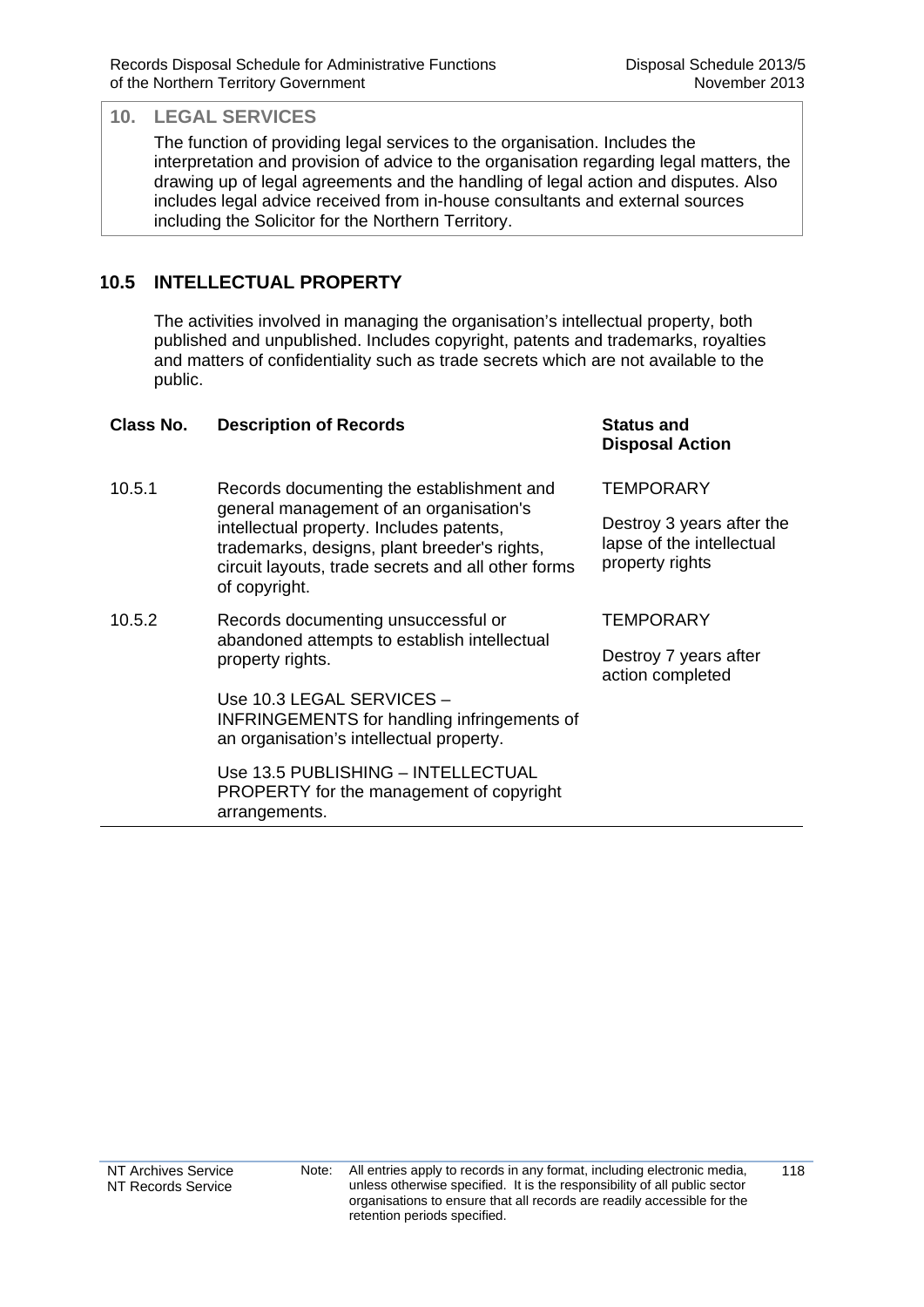## 10. LEGAL SERVICES

The function of providing legal services to the organisation. Includes the interpretation and provision of advice to the organisation regarding legal matters, the drawing up of legal agreements and the handling of legal action and disputes. Also includes legal advice received from in-house consultants and external sources including the Solicitor for the Northern Territory.

### 10.5 INTELLECTUAL PROPERTY

The activities involved in managing the organisation's intellectual property, both published and unpublished. Includes copyright, patents and trademarks, royalties and matters of confidentiality such as trade secrets which are not available to the public.

| Class No. | Description of Records | Status and Disposal Action |
|---|---|---|
| 10.5.1 | Records documenting the establishment and general management of an organisation's intellectual property. Includes patents, trademarks, designs, plant breeder's rights, circuit layouts, trade secrets and all other forms of copyright. | TEMPORARY<br><br>Destroy 3 years after the lapse of the intellectual property rights |
| 10.5.2 | Records documenting unsuccessful or abandoned attempts to establish intellectual property rights.<br><br>Use 10.3 LEGAL SERVICES – INFRINGEMENTS for handling infringements of an organisation's intellectual property.<br><br>Use 13.5 PUBLISHING – INTELLECTUAL PROPERTY for the management of copyright arrangements. | TEMPORARY<br><br>Destroy 7 years after action completed |

Note: All entries apply to records in any format, including electronic media, unless otherwise specified. It is the responsibility of all public sector organisations to ensure that all records are readily accessible for the retention periods specified.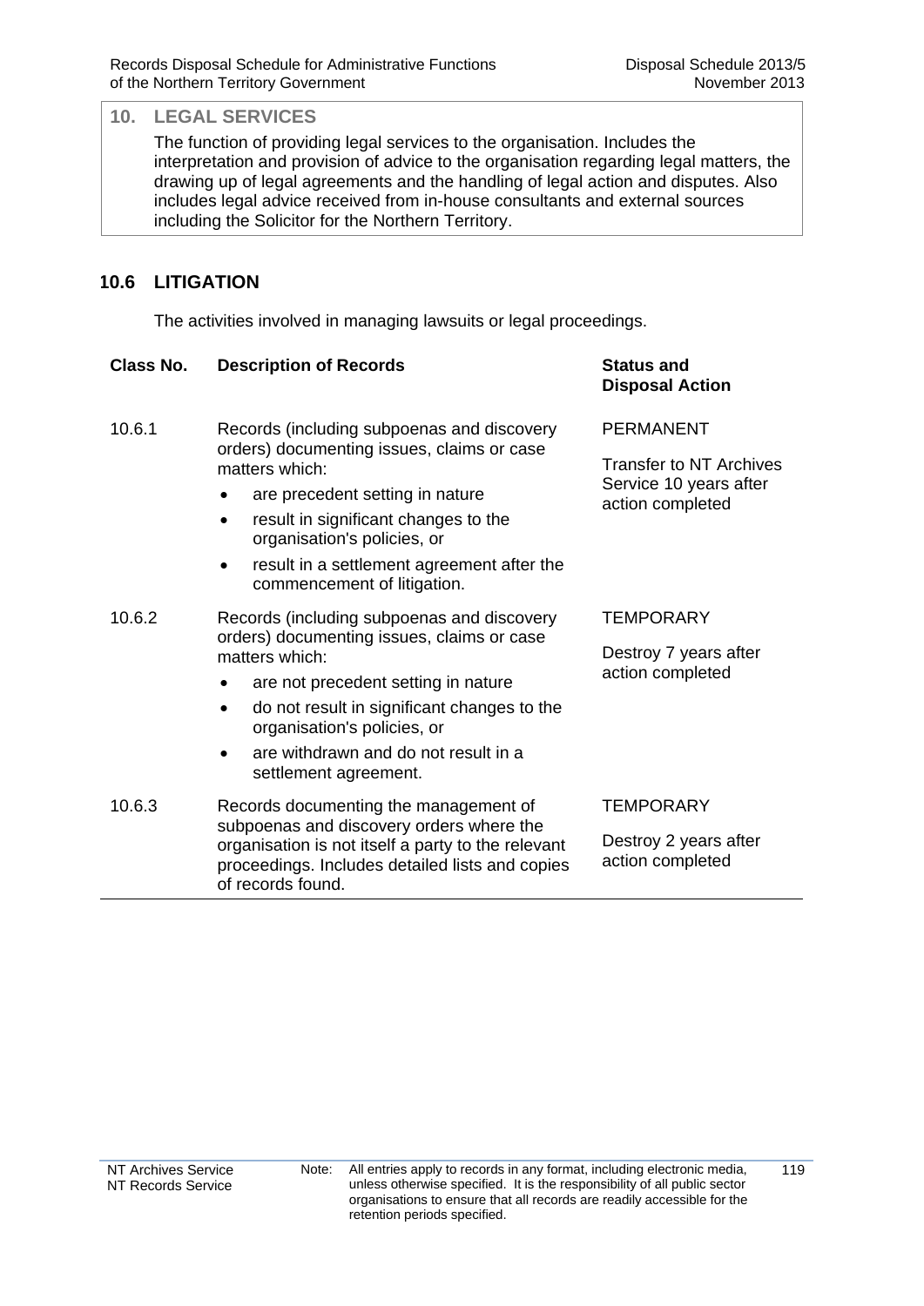## 10. LEGAL SERVICES

The function of providing legal services to the organisation. Includes the interpretation and provision of advice to the organisation regarding legal matters, the drawing up of legal agreements and the handling of legal action and disputes. Also includes legal advice received from in-house consultants and external sources including the Solicitor for the Northern Territory.

### 10.6 LITIGATION

The activities involved in managing lawsuits or legal proceedings.

| Class No. | Description of Records | Status and Disposal Action |
|---|---|---|
| 10.6.1 | Records (including subpoenas and discovery orders) documenting issues, claims or case matters which:<br>• are precedent setting in nature<br>• result in significant changes to the organisation's policies, or<br>• result in a settlement agreement after the commencement of litigation. | PERMANENT<br><br>Transfer to NT Archives Service 10 years after action completed |
| 10.6.2 | Records (including subpoenas and discovery orders) documenting issues, claims or case matters which:<br>• are not precedent setting in nature<br>• do not result in significant changes to the organisation's policies, or<br>• are withdrawn and do not result in a settlement agreement. | TEMPORARY<br><br>Destroy 7 years after action completed |
| 10.6.3 | Records documenting the management of subpoenas and discovery orders where the organisation is not itself a party to the relevant proceedings. Includes detailed lists and copies of records found. | TEMPORARY<br><br>Destroy 2 years after action completed |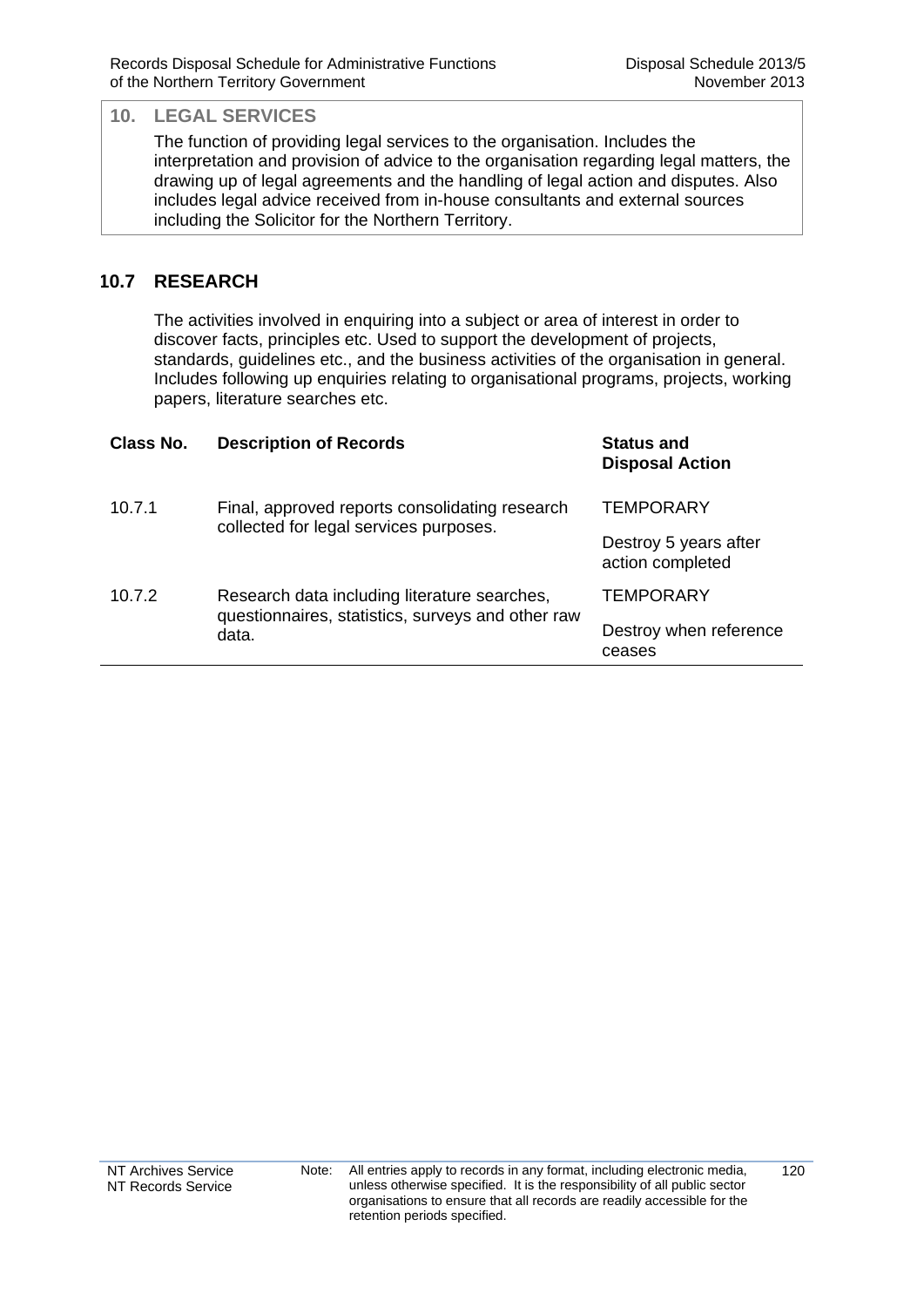## 10. LEGAL SERVICES

The function of providing legal services to the organisation. Includes the interpretation and provision of advice to the organisation regarding legal matters, the drawing up of legal agreements and the handling of legal action and disputes. Also includes legal advice received from in-house consultants and external sources including the Solicitor for the Northern Territory.

### 10.7 RESEARCH

The activities involved in enquiring into a subject or area of interest in order to discover facts, principles etc. Used to support the development of projects, standards, guidelines etc., and the business activities of the organisation in general. Includes following up enquiries relating to organisational programs, projects, working papers, literature searches etc.

| Class No. | Description of Records | Status and Disposal Action |
|---|---|---|
| 10.7.1 | Final, approved reports consolidating research collected for legal services purposes. | TEMPORARY<br>Destroy 5 years after action completed |
| 10.7.2 | Research data including literature searches, questionnaires, statistics, surveys and other raw data. | TEMPORARY<br>Destroy when reference ceases |

NT Archives Service
NT Records Service

Note: All entries apply to records in any format, including electronic media, unless otherwise specified. It is the responsibility of all public sector organisations to ensure that all records are readily accessible for the retention periods specified.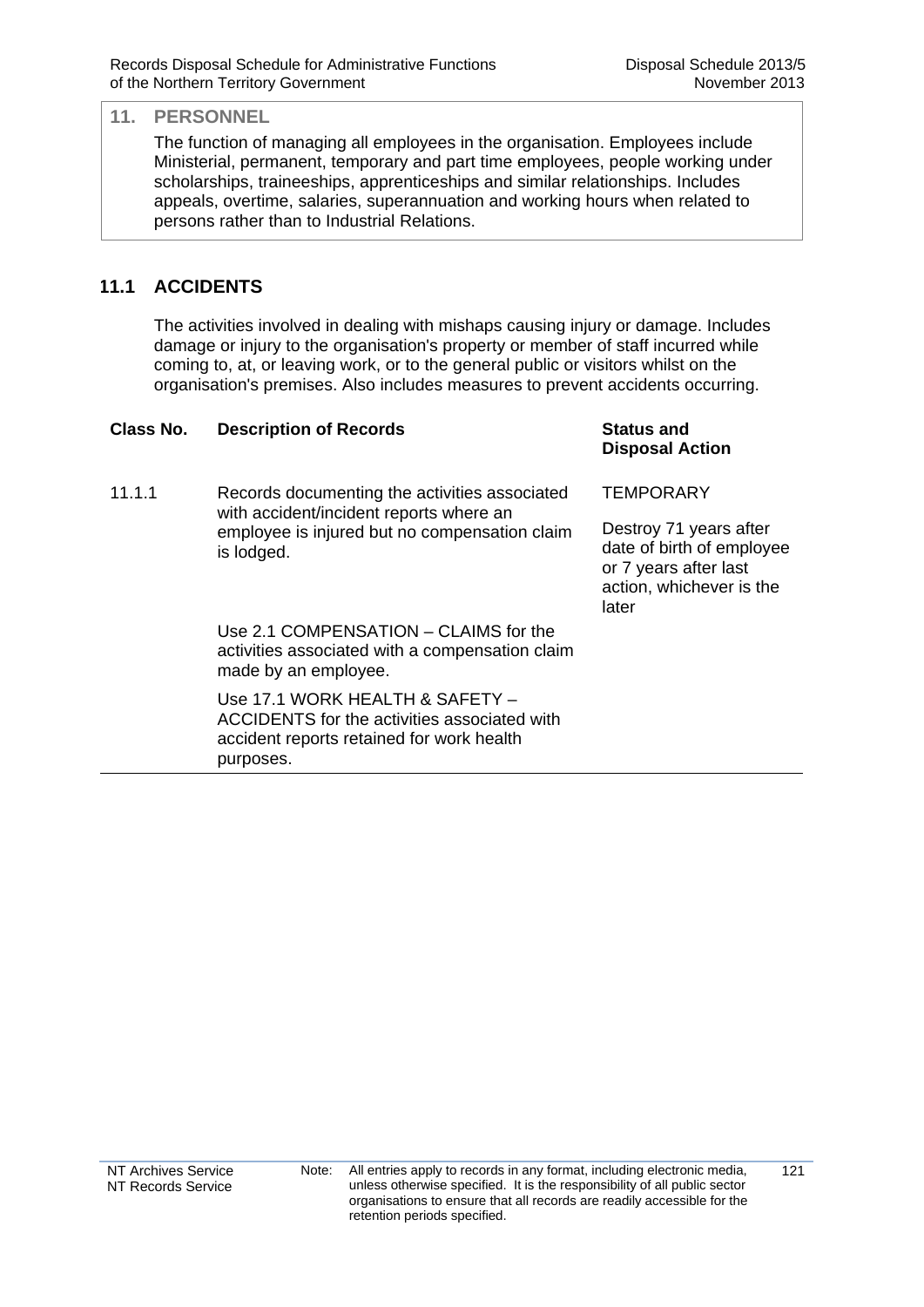## 11. PERSONNEL

The function of managing all employees in the organisation. Employees include Ministerial, permanent, temporary and part time employees, people working under scholarships, traineeships, apprenticeships and similar relationships. Includes appeals, overtime, salaries, superannuation and working hours when related to persons rather than to Industrial Relations.

### 11.1 ACCIDENTS

The activities involved in dealing with mishaps causing injury or damage. Includes damage or injury to the organisation's property or member of staff incurred while coming to, at, or leaving work, or to the general public or visitors whilst on the organisation's premises. Also includes measures to prevent accidents occurring.

| Class No. | Description of Records | Status and Disposal Action |
|---|---|---|
| 11.1.1 | Records documenting the activities associated with accident/incident reports where an employee is injured but no compensation claim is lodged.<br><br>Use 2.1 COMPENSATION – CLAIMS for the activities associated with a compensation claim made by an employee.<br><br>Use 17.1 WORK HEALTH & SAFETY – ACCIDENTS for the activities associated with accident reports retained for work health purposes. | TEMPORARY<br><br>Destroy 71 years after date of birth of employee or 7 years after last action, whichever is the later |

Note: All entries apply to records in any format, including electronic media, unless otherwise specified. It is the responsibility of all public sector organisations to ensure that all records are readily accessible for the retention periods specified.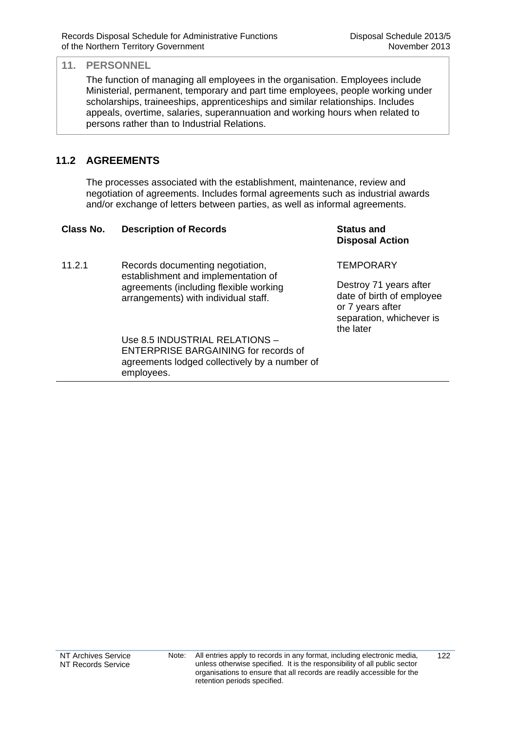## 11. PERSONNEL

The function of managing all employees in the organisation. Employees include Ministerial, permanent, temporary and part time employees, people working under scholarships, traineeships, apprenticeships and similar relationships. Includes appeals, overtime, salaries, superannuation and working hours when related to persons rather than to Industrial Relations.

## 11.2 AGREEMENTS

The processes associated with the establishment, maintenance, review and negotiation of agreements. Includes formal agreements such as industrial awards and/or exchange of letters between parties, as well as informal agreements.

| Class No. | Description of Records | Status and Disposal Action |
|---|---|---|
| 11.2.1 | Records documenting negotiation, establishment and implementation of agreements (including flexible working arrangements) with individual staff.<br><br>Use 8.5 INDUSTRIAL RELATIONS – ENTERPRISE BARGAINING for records of agreements lodged collectively by a number of employees. | TEMPORARY<br><br>Destroy 71 years after date of birth of employee or 7 years after separation, whichever is the later |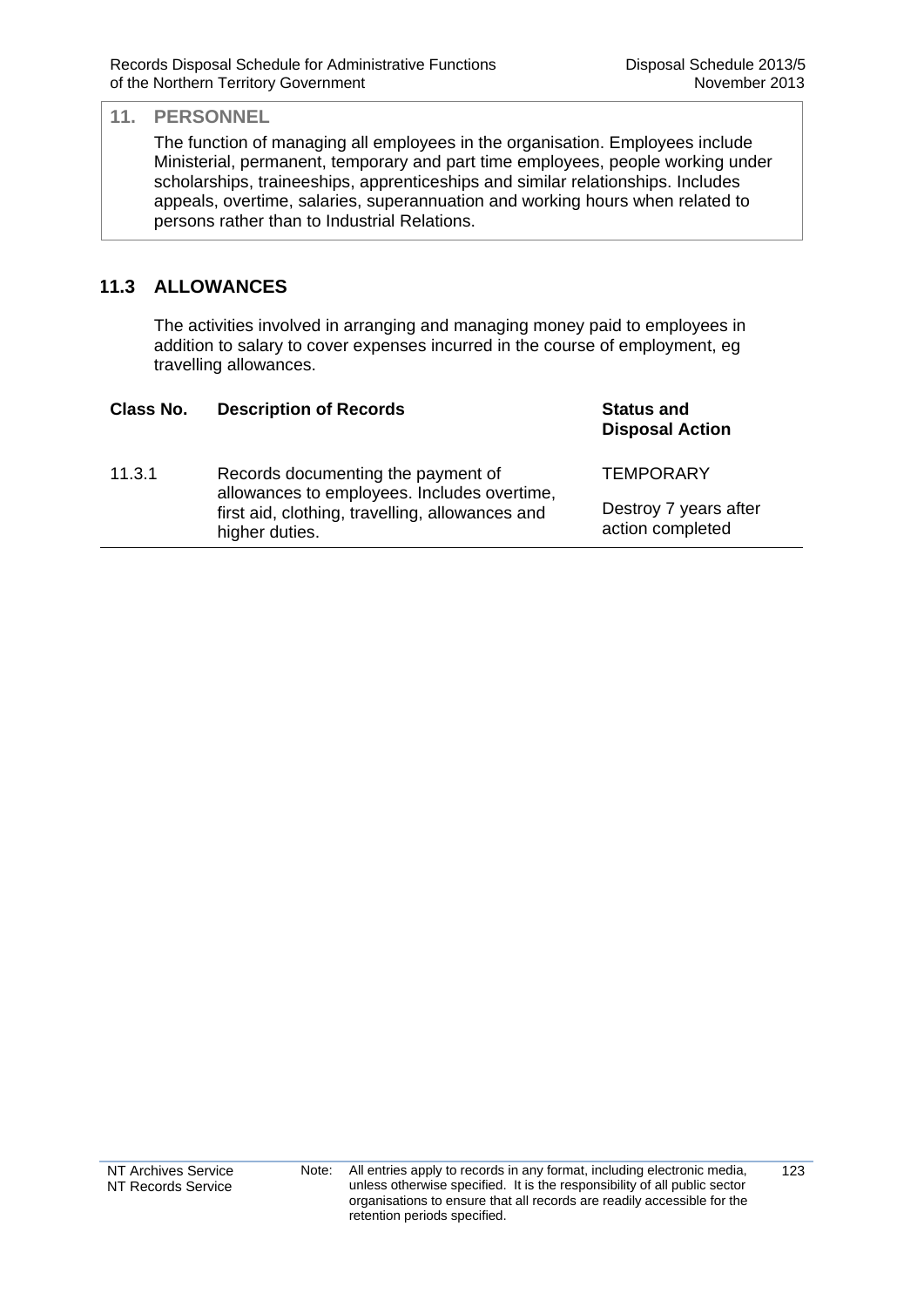## 11. PERSONNEL

The function of managing all employees in the organisation. Employees include Ministerial, permanent, temporary and part time employees, people working under scholarships, traineeships, apprenticeships and similar relationships. Includes appeals, overtime, salaries, superannuation and working hours when related to persons rather than to Industrial Relations.

### 11.3 ALLOWANCES

The activities involved in arranging and managing money paid to employees in addition to salary to cover expenses incurred in the course of employment, eg travelling allowances.

| Class No. | Description of Records | Status and Disposal Action |
|---|---|---|
| 11.3.1 | Records documenting the payment of allowances to employees. Includes overtime, first aid, clothing, travelling, allowances and higher duties. | TEMPORARY<br>Destroy 7 years after action completed |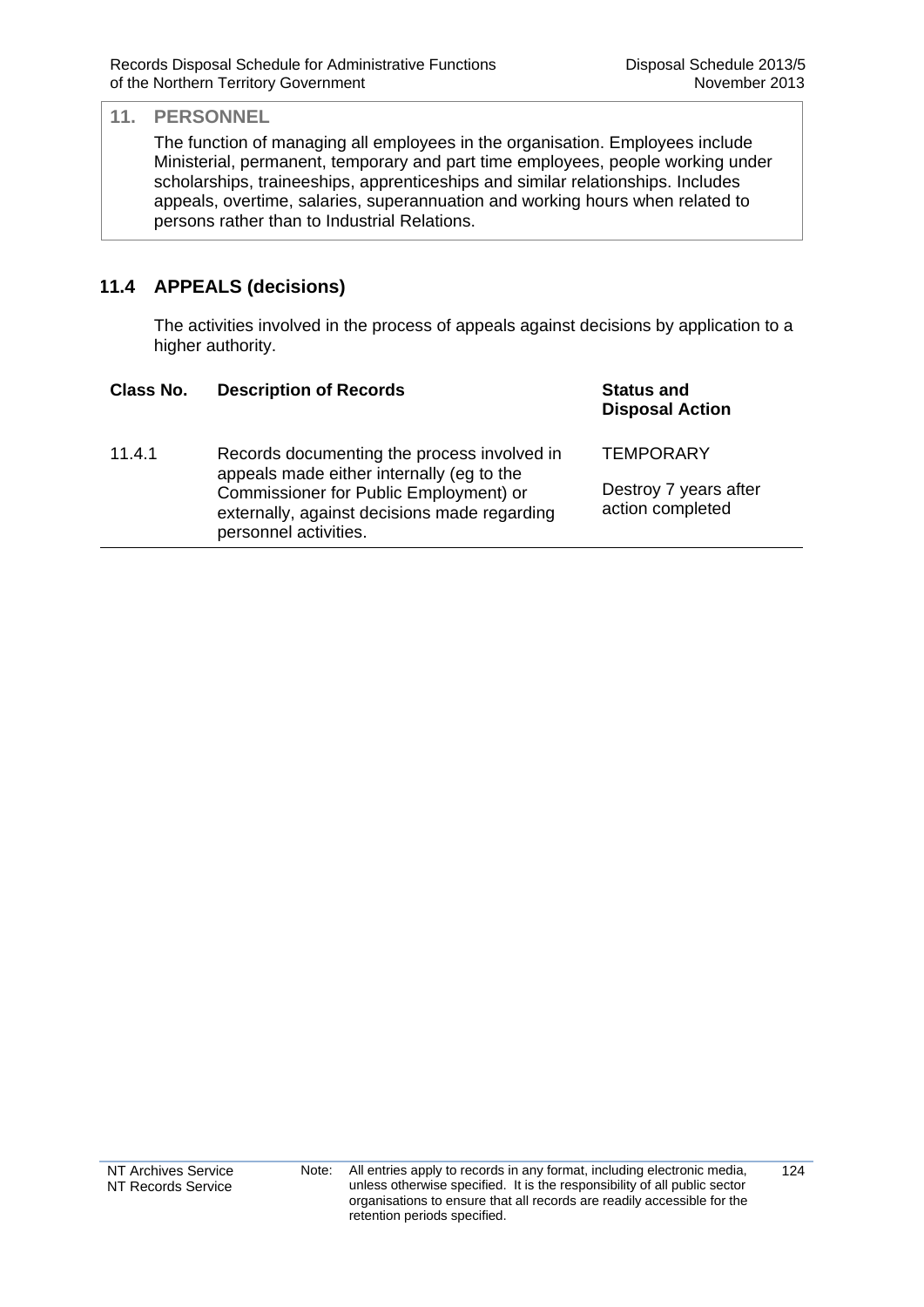## 11. PERSONNEL

The function of managing all employees in the organisation. Employees include Ministerial, permanent, temporary and part time employees, people working under scholarships, traineeships, apprenticeships and similar relationships. Includes appeals, overtime, salaries, superannuation and working hours when related to persons rather than to Industrial Relations.

### 11.4 APPEALS (decisions)

The activities involved in the process of appeals against decisions by application to a higher authority.

| Class No. | Description of Records | Status and Disposal Action |
|---|---|---|
| 11.4.1 | Records documenting the process involved in appeals made either internally (eg to the Commissioner for Public Employment) or externally, against decisions made regarding personnel activities. | TEMPORARY<br><br>Destroy 7 years after action completed |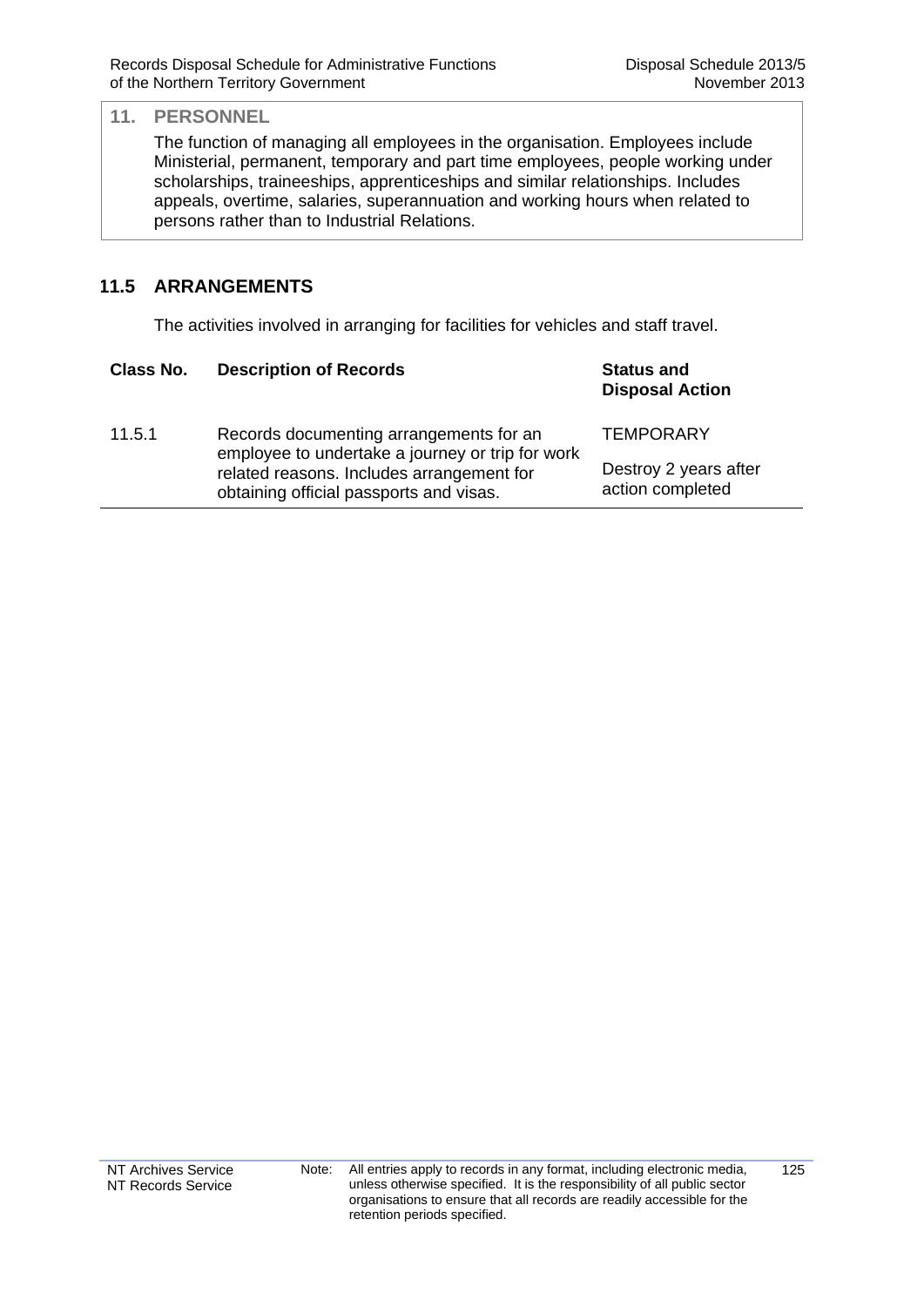## 11. PERSONNEL

The function of managing all employees in the organisation. Employees include Ministerial, permanent, temporary and part time employees, people working under scholarships, traineeships, apprenticeships and similar relationships. Includes appeals, overtime, salaries, superannuation and working hours when related to persons rather than to Industrial Relations.

### 11.5 ARRANGEMENTS

The activities involved in arranging for facilities for vehicles and staff travel.

| Class No. | Description of Records | Status and Disposal Action |
|---|---|---|
| 11.5.1 | Records documenting arrangements for an employee to undertake a journey or trip for work related reasons. Includes arrangement for obtaining official passports and visas. | TEMPORARY<br>Destroy 2 years after action completed |

Note: All entries apply to records in any format, including electronic media, unless otherwise specified. It is the responsibility of all public sector organisations to ensure that all records are readily accessible for the retention periods specified.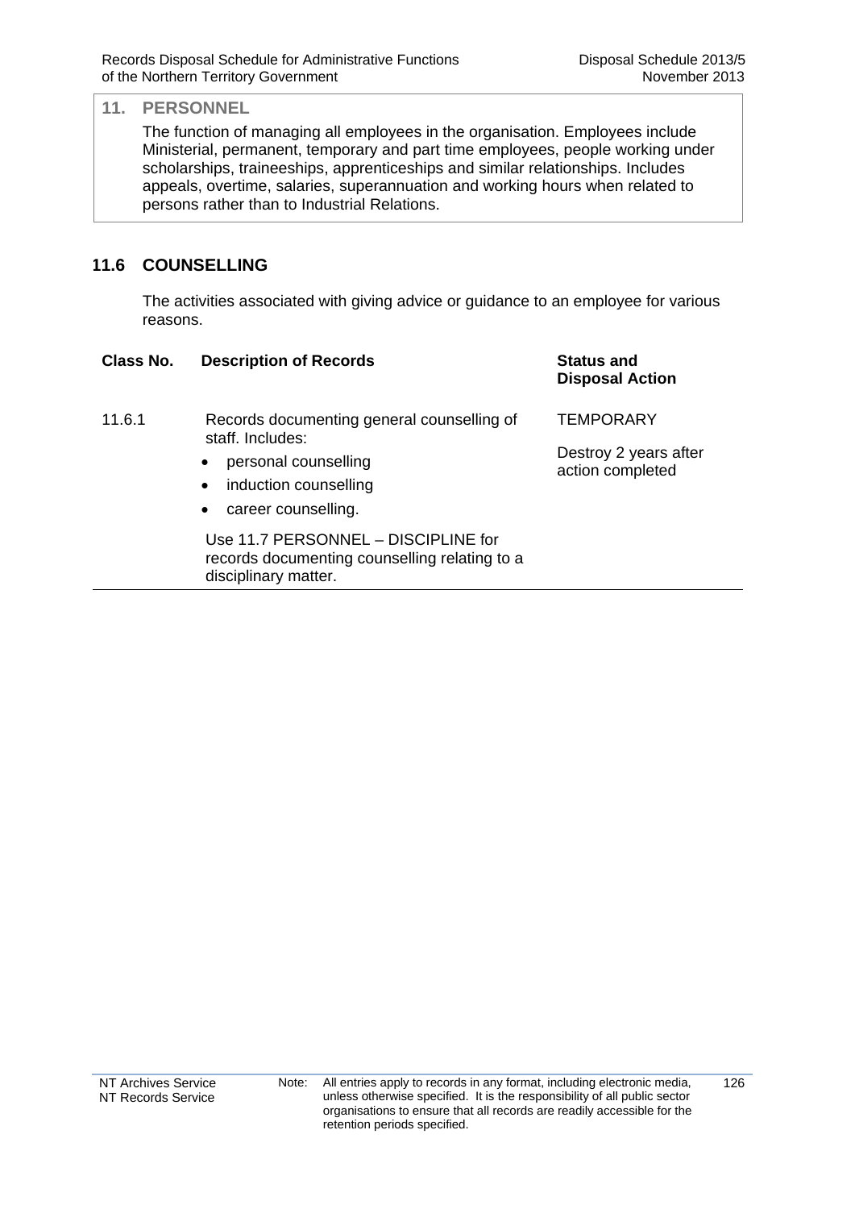## 11. PERSONNEL

The function of managing all employees in the organisation. Employees include Ministerial, permanent, temporary and part time employees, people working under scholarships, traineeships, apprenticeships and similar relationships. Includes appeals, overtime, salaries, superannuation and working hours when related to persons rather than to Industrial Relations.

### 11.6 COUNSELLING

The activities associated with giving advice or guidance to an employee for various reasons.

| Class No. | Description of Records | Status and Disposal Action |
|---|---|---|
| 11.6.1 | Records documenting general counselling of staff. Includes:<br>• personal counselling<br>• induction counselling<br>• career counselling.<br><br>Use 11.7 PERSONNEL – DISCIPLINE for records documenting counselling relating to a disciplinary matter. | TEMPORARY<br><br>Destroy 2 years after action completed |

Note: All entries apply to records in any format, including electronic media, unless otherwise specified. It is the responsibility of all public sector organisations to ensure that all records are readily accessible for the retention periods specified.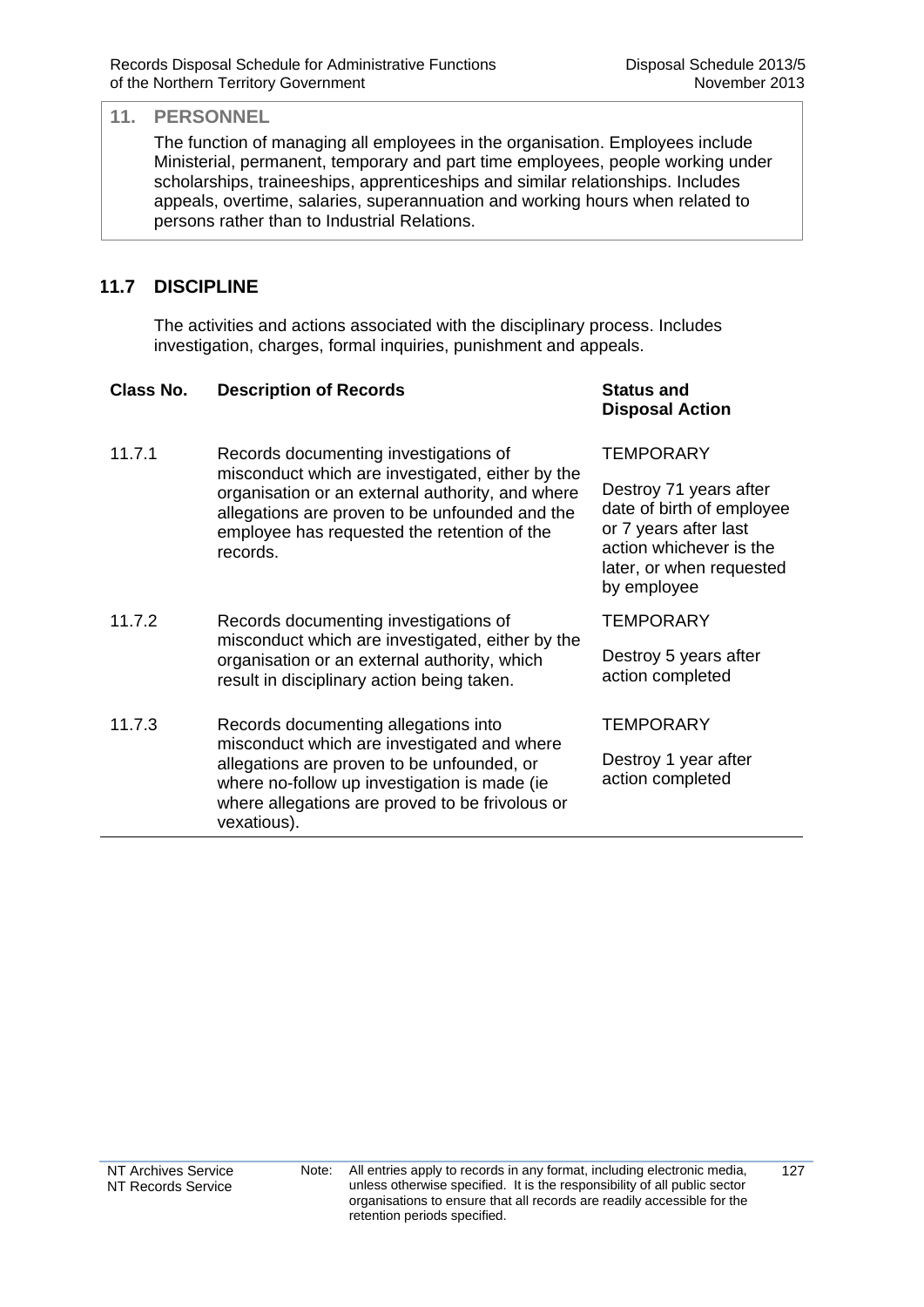## 11. PERSONNEL

The function of managing all employees in the organisation. Employees include Ministerial, permanent, temporary and part time employees, people working under scholarships, traineeships, apprenticeships and similar relationships. Includes appeals, overtime, salaries, superannuation and working hours when related to persons rather than to Industrial Relations.

### 11.7 DISCIPLINE

The activities and actions associated with the disciplinary process. Includes investigation, charges, formal inquiries, punishment and appeals.

| Class No. | Description of Records | Status and Disposal Action |
|---|---|---|
| 11.7.1 | Records documenting investigations of misconduct which are investigated, either by the organisation or an external authority, and where allegations are proven to be unfounded and the employee has requested the retention of the records. | TEMPORARY<br><br>Destroy 71 years after date of birth of employee or 7 years after last action whichever is the later, or when requested by employee |
| 11.7.2 | Records documenting investigations of misconduct which are investigated, either by the organisation or an external authority, which result in disciplinary action being taken. | TEMPORARY<br><br>Destroy 5 years after action completed |
| 11.7.3 | Records documenting allegations into misconduct which are investigated and where allegations are proven to be unfounded, or where no-follow up investigation is made (ie where allegations are proved to be frivolous or vexatious). | TEMPORARY<br><br>Destroy 1 year after action completed |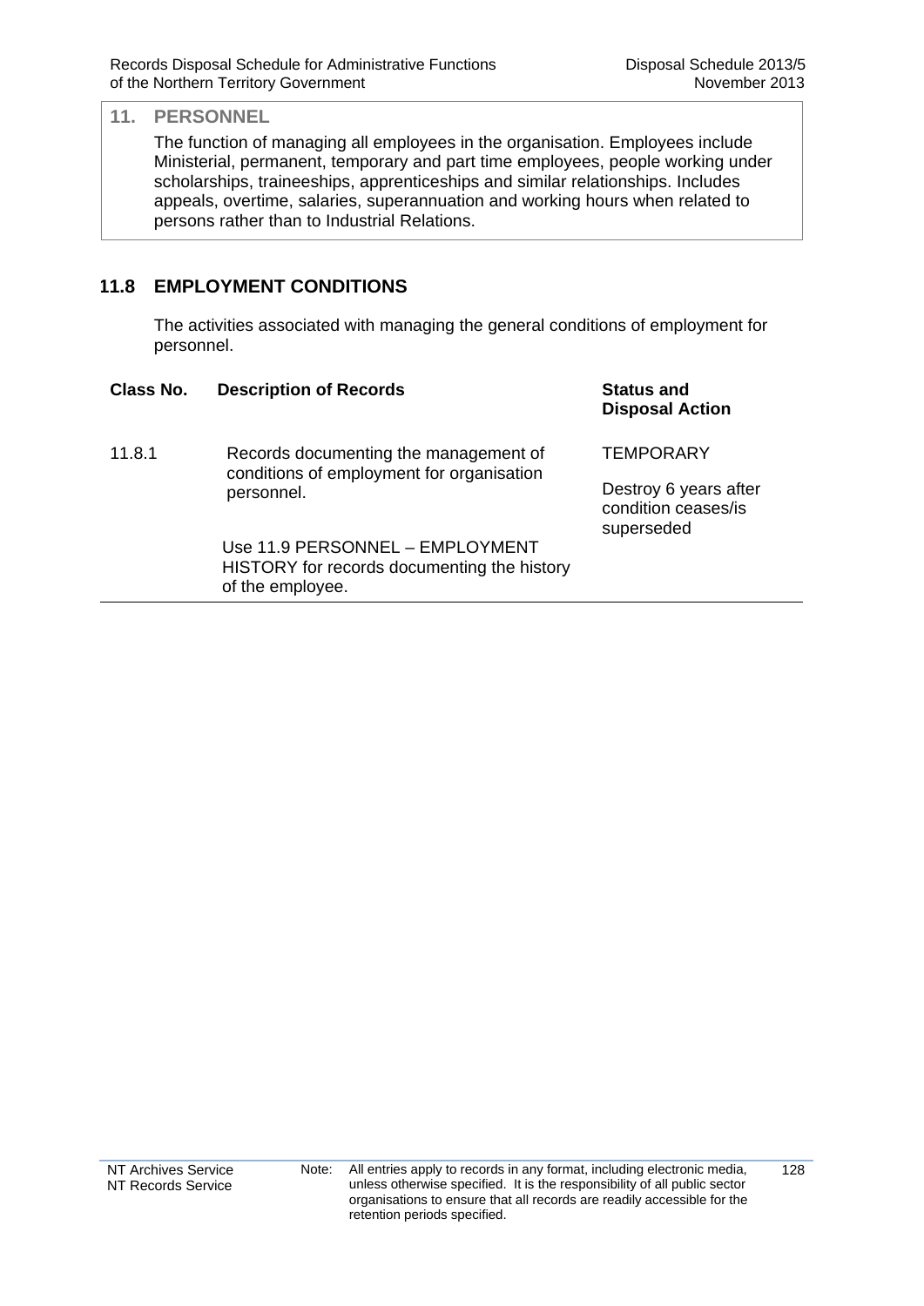## 11. PERSONNEL

The function of managing all employees in the organisation. Employees include Ministerial, permanent, temporary and part time employees, people working under scholarships, traineeships, apprenticeships and similar relationships. Includes appeals, overtime, salaries, superannuation and working hours when related to persons rather than to Industrial Relations.

### 11.8 EMPLOYMENT CONDITIONS

The activities associated with managing the general conditions of employment for personnel.

| Class No. | Description of Records | Status and Disposal Action |
|---|---|---|
| 11.8.1 | Records documenting the management of conditions of employment for organisation personnel.<br><br>Use 11.9 PERSONNEL – EMPLOYMENT HISTORY for records documenting the history of the employee. | TEMPORARY<br><br>Destroy 6 years after condition ceases/is superseded |

Note: All entries apply to records in any format, including electronic media, unless otherwise specified. It is the responsibility of all public sector organisations to ensure that all records are readily accessible for the retention periods specified.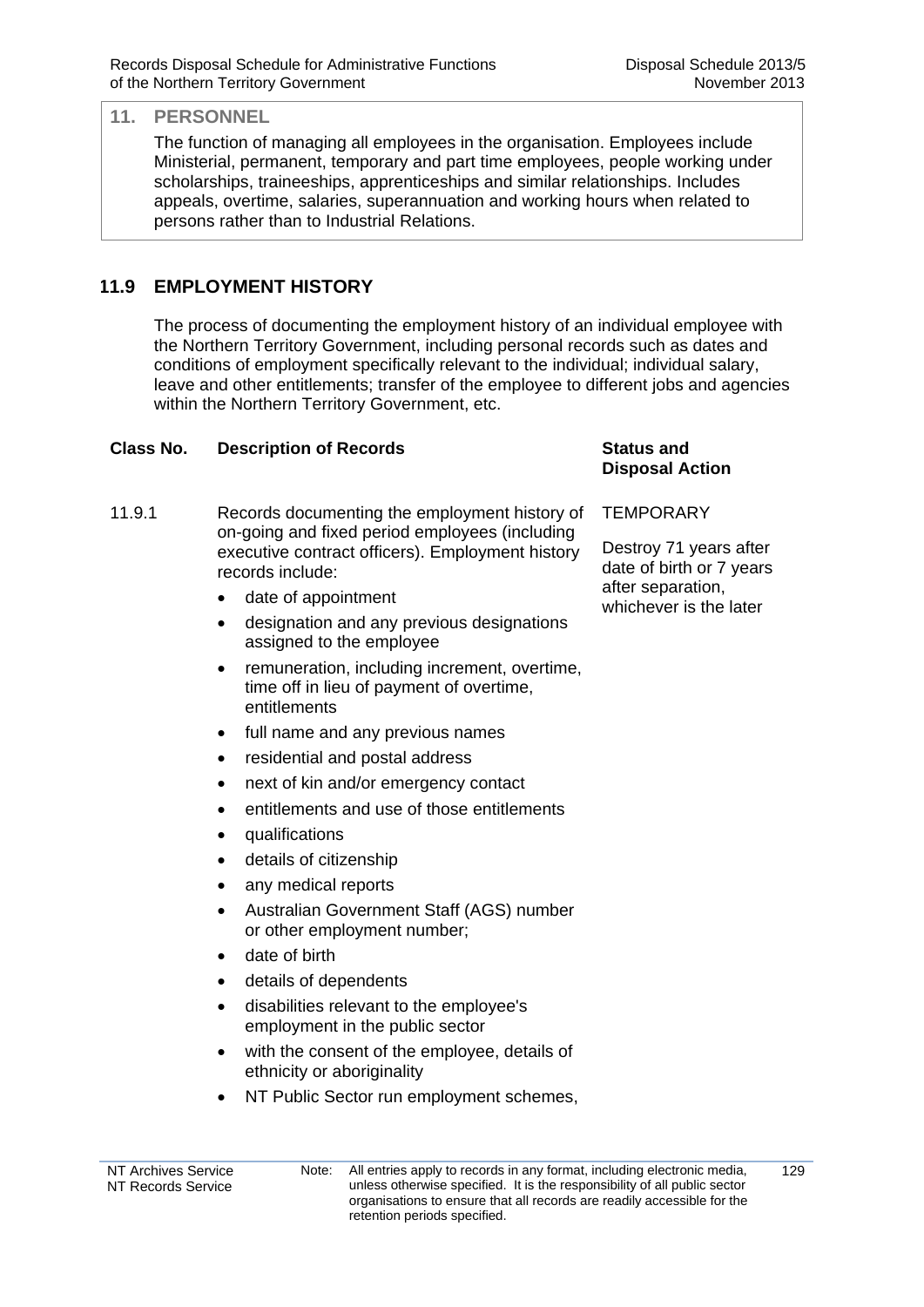## 11. PERSONNEL

The function of managing all employees in the organisation. Employees include Ministerial, permanent, temporary and part time employees, people working under scholarships, traineeships, apprenticeships and similar relationships. Includes appeals, overtime, salaries, superannuation and working hours when related to persons rather than to Industrial Relations.

### 11.9 EMPLOYMENT HISTORY

The process of documenting the employment history of an individual employee with the Northern Territory Government, including personal records such as dates and conditions of employment specifically relevant to the individual; individual salary, leave and other entitlements; transfer of the employee to different jobs and agencies within the Northern Territory Government, etc.

| Class No. | Description of Records | Status and Disposal Action |
|---|---|---|
| 11.9.1 | Records documenting the employment history of on-going and fixed period employees (including executive contract officers). Employment history records include:<br>• date of appointment<br>• designation and any previous designations assigned to the employee<br>• remuneration, including increment, overtime, time off in lieu of payment of overtime, entitlements<br>• full name and any previous names<br>• residential and postal address<br>• next of kin and/or emergency contact<br>• entitlements and use of those entitlements<br>• qualifications<br>• details of citizenship<br>• any medical reports<br>• Australian Government Staff (AGS) number or other employment number;<br>• date of birth<br>• details of dependents<br>• disabilities relevant to the employee's employment in the public sector<br>• with the consent of the employee, details of ethnicity or aboriginality<br>• NT Public Sector run employment schemes, | TEMPORARY<br><br>Destroy 71 years after date of birth or 7 years after separation, whichever is the later |

Note: All entries apply to records in any format, including electronic media, unless otherwise specified. It is the responsibility of all public sector organisations to ensure that all records are readily accessible for the retention periods specified.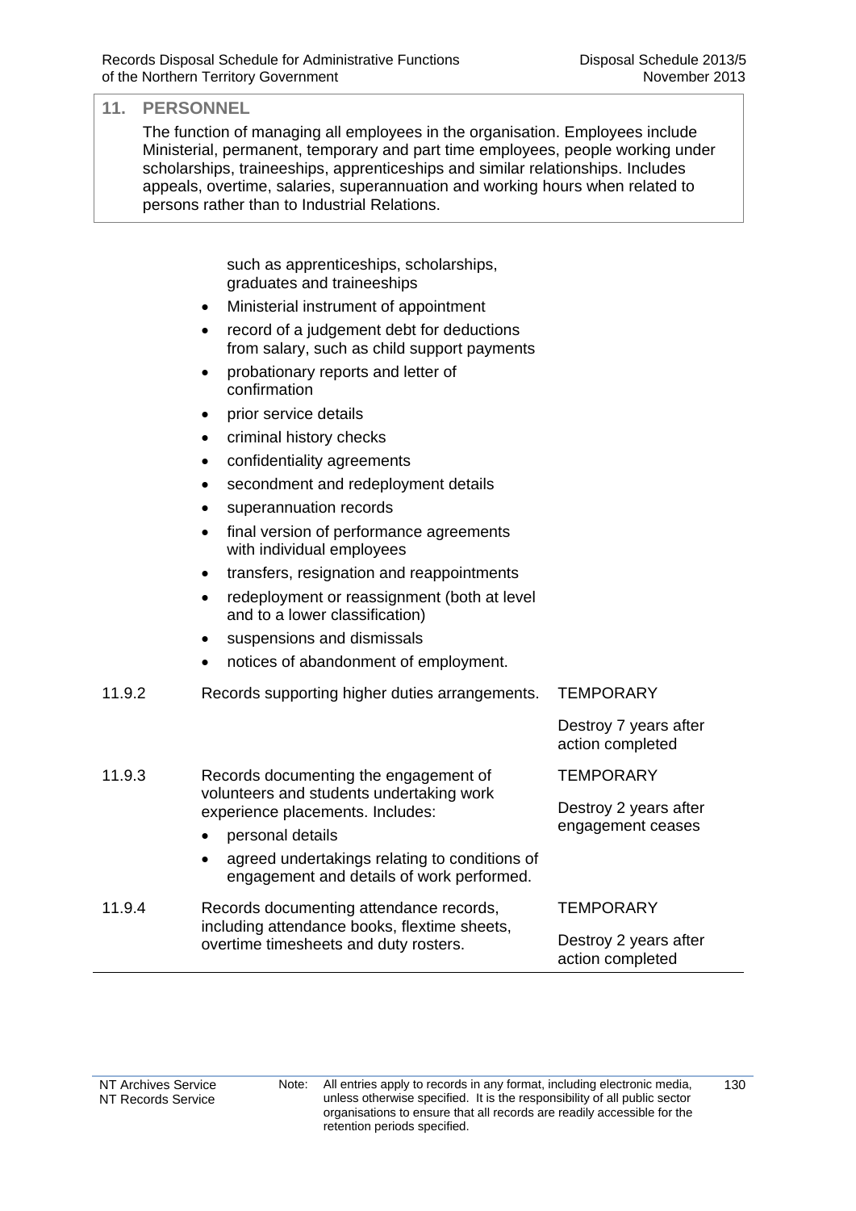## 11. PERSONNEL

The function of managing all employees in the organisation. Employees include Ministerial, permanent, temporary and part time employees, people working under scholarships, traineeships, apprenticeships and similar relationships. Includes appeals, overtime, salaries, superannuation and working hours when related to persons rather than to Industrial Relations.

| | | |
|---|---|---|
| | such as apprenticeships, scholarships, graduates and traineeships<br>• Ministerial instrument of appointment<br>• record of a judgement debt for deductions from salary, such as child support payments<br>• probationary reports and letter of confirmation<br>• prior service details<br>• criminal history checks<br>• confidentiality agreements<br>• secondment and redeployment details<br>• superannuation records<br>• final version of performance agreements with individual employees<br>• transfers, resignation and reappointments<br>• redeployment or reassignment (both at level and to a lower classification)<br>• suspensions and dismissals<br>• notices of abandonment of employment. | |
| 11.9.2 | Records supporting higher duties arrangements. | TEMPORARY<br>Destroy 7 years after action completed |
| 11.9.3 | Records documenting the engagement of volunteers and students undertaking work experience placements. Includes:<br>• personal details<br>• agreed undertakings relating to conditions of engagement and details of work performed. | TEMPORARY<br>Destroy 2 years after engagement ceases |
| 11.9.4 | Records documenting attendance records, including attendance books, flextime sheets, overtime timesheets and duty rosters. | TEMPORARY<br>Destroy 2 years after action completed |

Note: All entries apply to records in any format, including electronic media, unless otherwise specified. It is the responsibility of all public sector organisations to ensure that all records are readily accessible for the retention periods specified.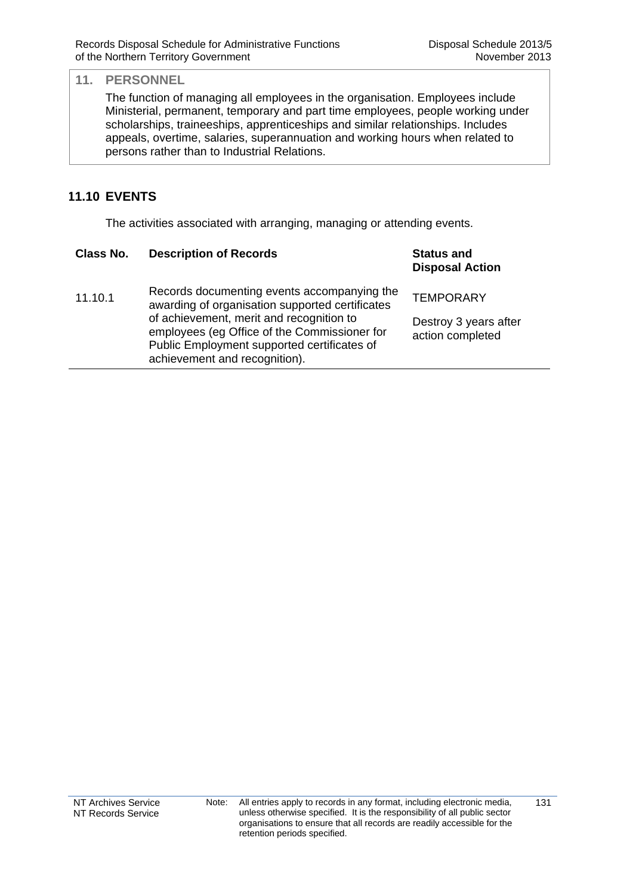## 11. PERSONNEL

The function of managing all employees in the organisation. Employees include Ministerial, permanent, temporary and part time employees, people working under scholarships, traineeships, apprenticeships and similar relationships. Includes appeals, overtime, salaries, superannuation and working hours when related to persons rather than to Industrial Relations.

### 11.10 EVENTS

The activities associated with arranging, managing or attending events.

| Class No. | Description of Records | Status and Disposal Action |
| --- | --- | --- |
| 11.10.1 | Records documenting events accompanying the awarding of organisation supported certificates of achievement, merit and recognition to employees (eg Office of the Commissioner for Public Employment supported certificates of achievement and recognition). | TEMPORARY<br><br>Destroy 3 years after action completed |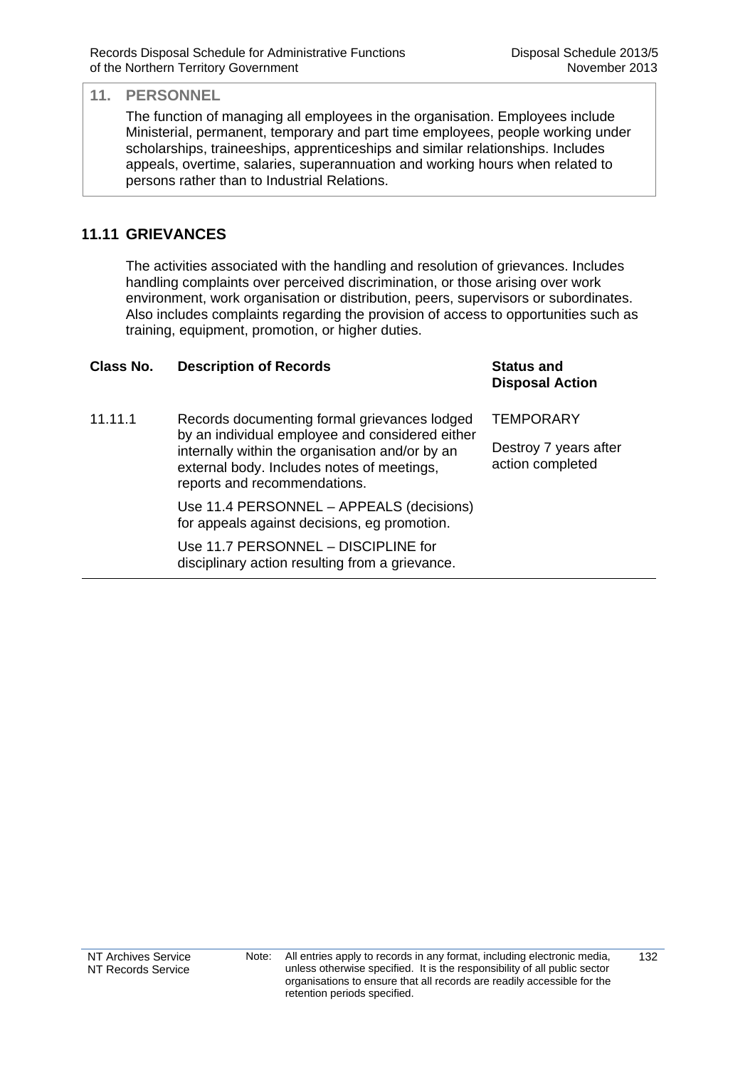## 11. PERSONNEL

The function of managing all employees in the organisation. Employees include Ministerial, permanent, temporary and part time employees, people working under scholarships, traineeships, apprenticeships and similar relationships. Includes appeals, overtime, salaries, superannuation and working hours when related to persons rather than to Industrial Relations.

### 11.11 GRIEVANCES

The activities associated with the handling and resolution of grievances. Includes handling complaints over perceived discrimination, or those arising over work environment, work organisation or distribution, peers, supervisors or subordinates. Also includes complaints regarding the provision of access to opportunities such as training, equipment, promotion, or higher duties.

| Class No. | Description of Records | Status and Disposal Action |
|---|---|---|
| 11.11.1 | Records documenting formal grievances lodged by an individual employee and considered either internally within the organisation and/or by an external body. Includes notes of meetings, reports and recommendations.<br><br>Use 11.4 PERSONNEL – APPEALS (decisions) for appeals against decisions, eg promotion.<br><br>Use 11.7 PERSONNEL – DISCIPLINE for disciplinary action resulting from a grievance. | TEMPORARY<br><br>Destroy 7 years after action completed |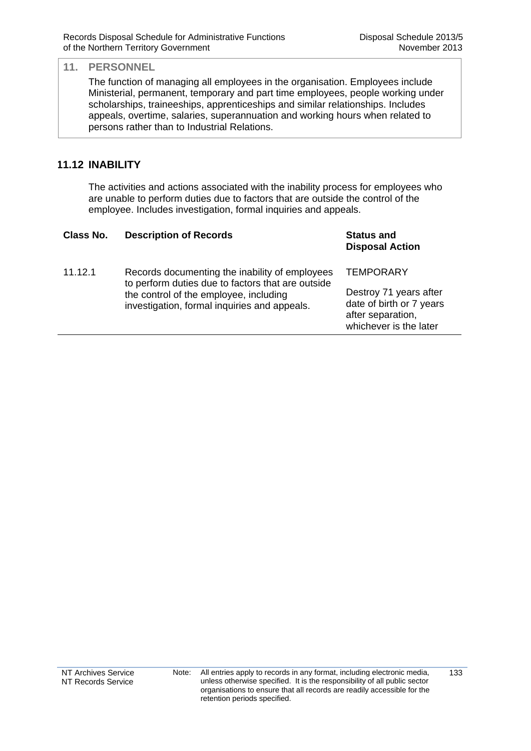## 11. PERSONNEL

The function of managing all employees in the organisation. Employees include Ministerial, permanent, temporary and part time employees, people working under scholarships, traineeships, apprenticeships and similar relationships. Includes appeals, overtime, salaries, superannuation and working hours when related to persons rather than to Industrial Relations.

### 11.12 INABILITY

The activities and actions associated with the inability process for employees who are unable to perform duties due to factors that are outside the control of the employee. Includes investigation, formal inquiries and appeals.

| Class No. | Description of Records | Status and Disposal Action |
|---|---|---|
| 11.12.1 | Records documenting the inability of employees to perform duties due to factors that are outside the control of the employee, including investigation, formal inquiries and appeals. | TEMPORARY<br><br>Destroy 71 years after date of birth or 7 years after separation, whichever is the later |

Note: All entries apply to records in any format, including electronic media, unless otherwise specified. It is the responsibility of all public sector organisations to ensure that all records are readily accessible for the retention periods specified.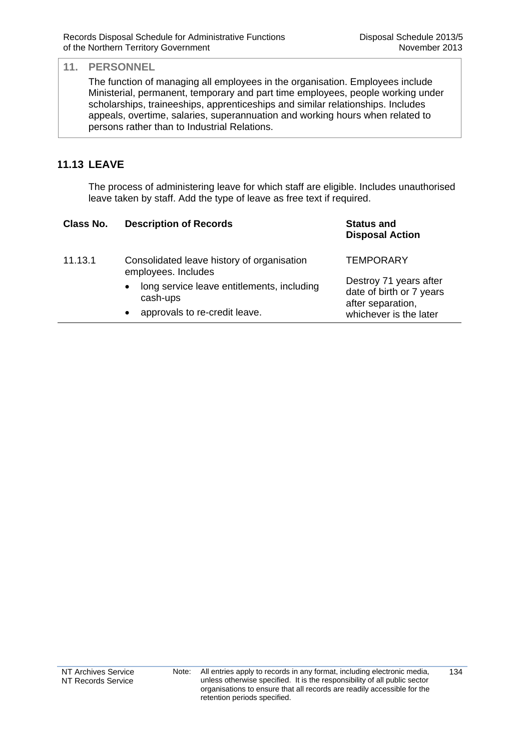## 11. PERSONNEL

The function of managing all employees in the organisation. Employees include Ministerial, permanent, temporary and part time employees, people working under scholarships, traineeships, apprenticeships and similar relationships. Includes appeals, overtime, salaries, superannuation and working hours when related to persons rather than to Industrial Relations.

### 11.13 LEAVE

The process of administering leave for which staff are eligible. Includes unauthorised leave taken by staff. Add the type of leave as free text if required.

| Class No. | Description of Records | Status and Disposal Action |
|---|---|---|
| 11.13.1 | Consolidated leave history of organisation employees. Includes<br>• long service leave entitlements, including cash-ups<br>• approvals to re-credit leave. | TEMPORARY<br><br>Destroy 71 years after date of birth or 7 years after separation, whichever is the later |

Note: All entries apply to records in any format, including electronic media, unless otherwise specified. It is the responsibility of all public sector organisations to ensure that all records are readily accessible for the retention periods specified.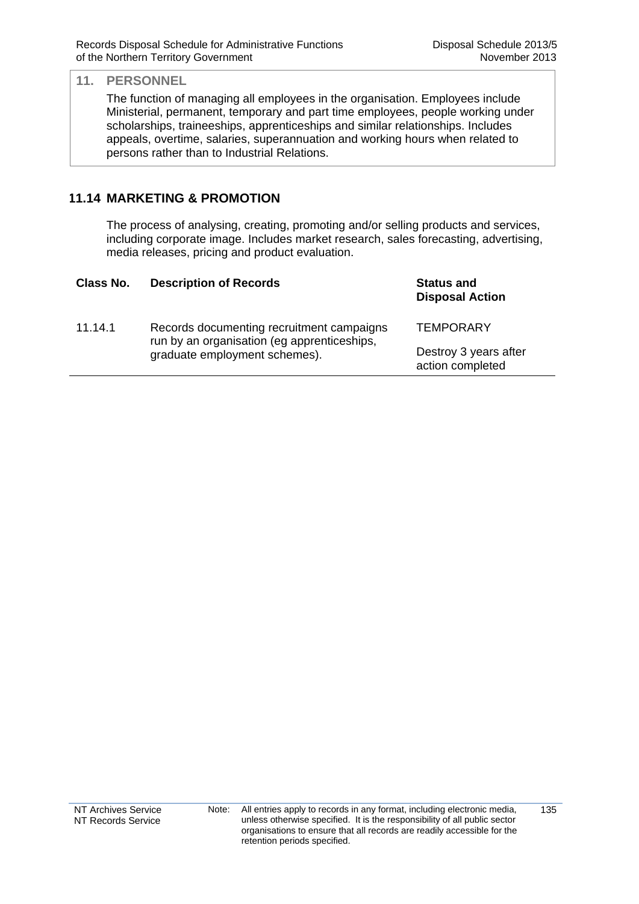## 11. PERSONNEL

The function of managing all employees in the organisation. Employees include Ministerial, permanent, temporary and part time employees, people working under scholarships, traineeships, apprenticeships and similar relationships. Includes appeals, overtime, salaries, superannuation and working hours when related to persons rather than to Industrial Relations.

### 11.14 MARKETING & PROMOTION

The process of analysing, creating, promoting and/or selling products and services, including corporate image. Includes market research, sales forecasting, advertising, media releases, pricing and product evaluation.

| Class No. | Description of Records | Status and Disposal Action |
|---|---|---|
| 11.14.1 | Records documenting recruitment campaigns run by an organisation (eg apprenticeships, graduate employment schemes). | TEMPORARY<br><br>Destroy 3 years after action completed |

Note: All entries apply to records in any format, including electronic media, unless otherwise specified. It is the responsibility of all public sector organisations to ensure that all records are readily accessible for the retention periods specified.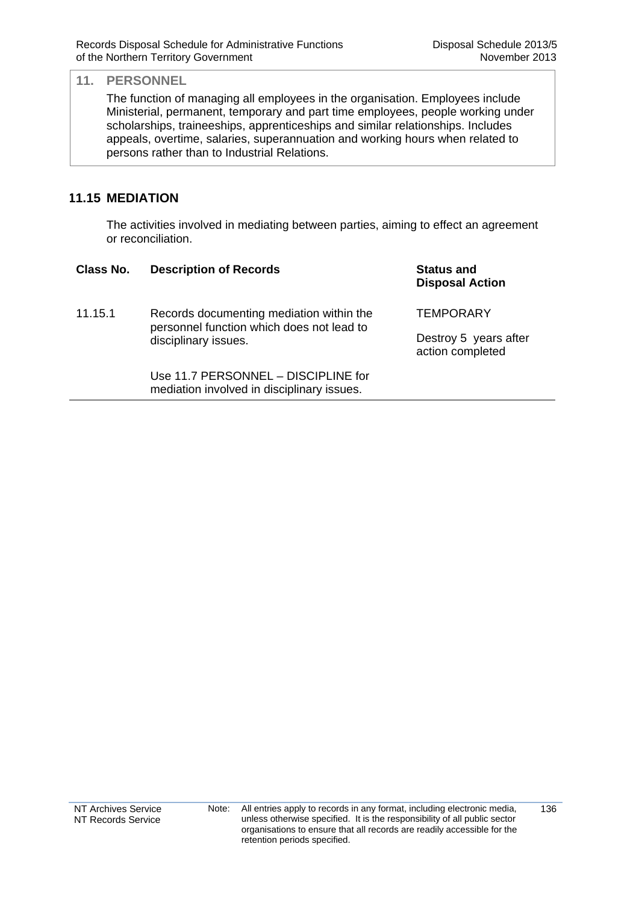## 11. PERSONNEL

The function of managing all employees in the organisation. Employees include Ministerial, permanent, temporary and part time employees, people working under scholarships, traineeships, apprenticeships and similar relationships. Includes appeals, overtime, salaries, superannuation and working hours when related to persons rather than to Industrial Relations.

### 11.15 MEDIATION

The activities involved in mediating between parties, aiming to effect an agreement or reconciliation.

| Class No. | Description of Records | Status and Disposal Action |
|---|---|---|
| 11.15.1 | Records documenting mediation within the personnel function which does not lead to disciplinary issues.<br><br>Use 11.7 PERSONNEL – DISCIPLINE for mediation involved in disciplinary issues. | TEMPORARY<br><br>Destroy 5 years after action completed |

Note: All entries apply to records in any format, including electronic media, unless otherwise specified. It is the responsibility of all public sector organisations to ensure that all records are readily accessible for the retention periods specified.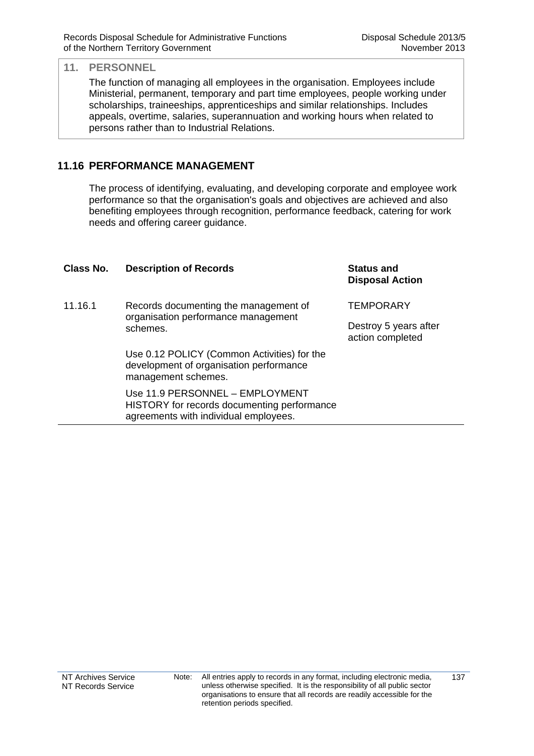## 11. PERSONNEL

The function of managing all employees in the organisation. Employees include Ministerial, permanent, temporary and part time employees, people working under scholarships, traineeships, apprenticeships and similar relationships. Includes appeals, overtime, salaries, superannuation and working hours when related to persons rather than to Industrial Relations.

### 11.16 PERFORMANCE MANAGEMENT

The process of identifying, evaluating, and developing corporate and employee work performance so that the organisation's goals and objectives are achieved and also benefiting employees through recognition, performance feedback, catering for work needs and offering career guidance.

| Class No. | Description of Records | Status and Disposal Action |
|---|---|---|
| 11.16.1 | Records documenting the management of organisation performance management schemes.<br><br>Use 0.12 POLICY (Common Activities) for the development of organisation performance management schemes.<br><br>Use 11.9 PERSONNEL – EMPLOYMENT HISTORY for records documenting performance agreements with individual employees. | TEMPORARY<br><br>Destroy 5 years after action completed |

Note: All entries apply to records in any format, including electronic media, unless otherwise specified. It is the responsibility of all public sector organisations to ensure that all records are readily accessible for the retention periods specified.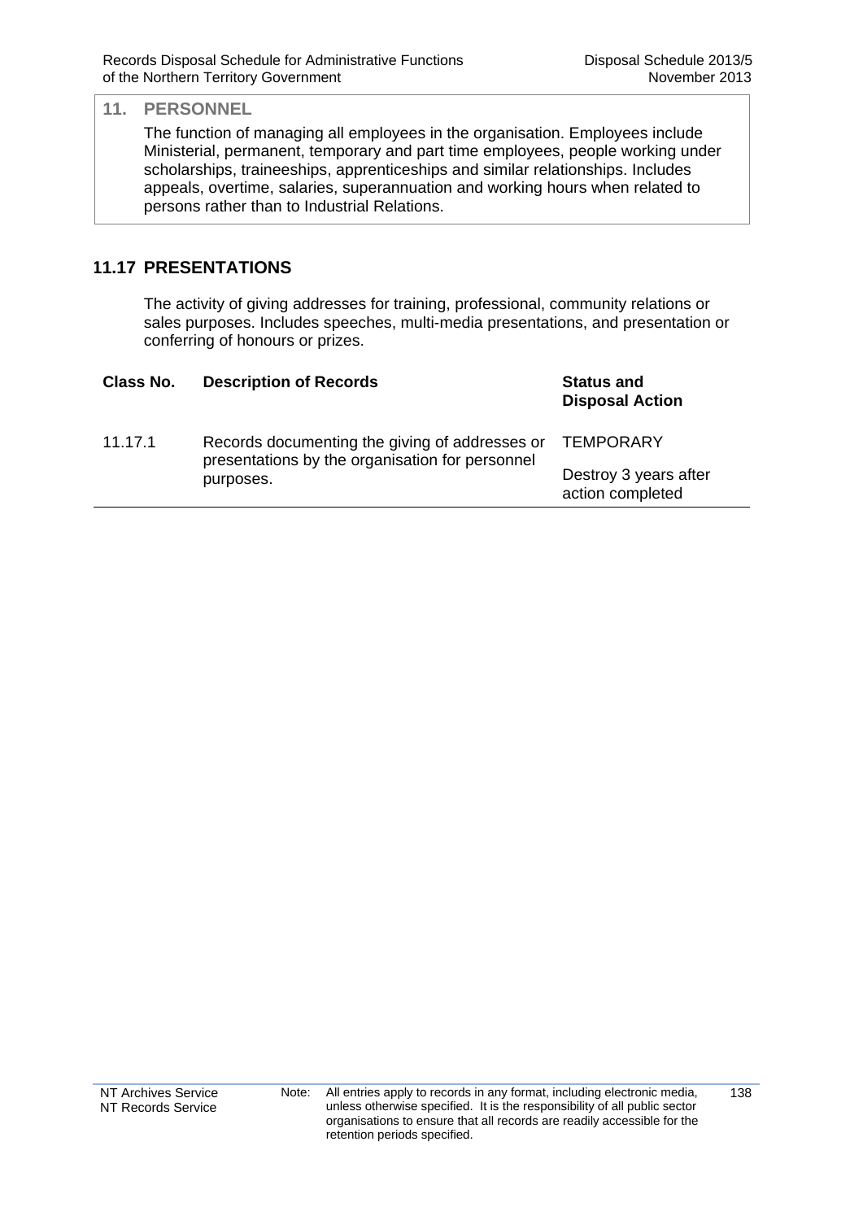## 11. PERSONNEL

The function of managing all employees in the organisation. Employees include Ministerial, permanent, temporary and part time employees, people working under scholarships, traineeships, apprenticeships and similar relationships. Includes appeals, overtime, salaries, superannuation and working hours when related to persons rather than to Industrial Relations.

## 11.17 PRESENTATIONS

The activity of giving addresses for training, professional, community relations or sales purposes. Includes speeches, multi-media presentations, and presentation or conferring of honours or prizes.

| Class No. | Description of Records | Status and Disposal Action |
|---|---|---|
| 11.17.1 | Records documenting the giving of addresses or presentations by the organisation for personnel purposes. | TEMPORARY<br>Destroy 3 years after action completed |

Note: All entries apply to records in any format, including electronic media, unless otherwise specified. It is the responsibility of all public sector organisations to ensure that all records are readily accessible for the retention periods specified.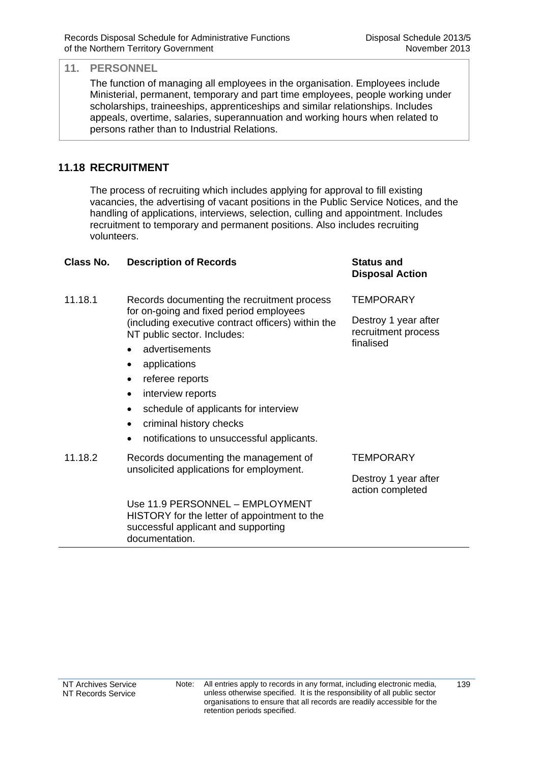## 11. PERSONNEL

The function of managing all employees in the organisation. Employees include Ministerial, permanent, temporary and part time employees, people working under scholarships, traineeships, apprenticeships and similar relationships. Includes appeals, overtime, salaries, superannuation and working hours when related to persons rather than to Industrial Relations.

### 11.18 RECRUITMENT

The process of recruiting which includes applying for approval to fill existing vacancies, the advertising of vacant positions in the Public Service Notices, and the handling of applications, interviews, selection, culling and appointment. Includes recruitment to temporary and permanent positions. Also includes recruiting volunteers.

| Class No. | Description of Records | Status and Disposal Action |
| --- | --- | --- |
| 11.18.1 | Records documenting the recruitment process for on-going and fixed period employees (including executive contract officers) within the NT public sector. Includes:<br>• advertisements<br>• applications<br>• referee reports<br>• interview reports<br>• schedule of applicants for interview<br>• criminal history checks<br>• notifications to unsuccessful applicants. | TEMPORARY<br><br>Destroy 1 year after recruitment process finalised |
| 11.18.2 | Records documenting the management of unsolicited applications for employment.<br><br>Use 11.9 PERSONNEL – EMPLOYMENT HISTORY for the letter of appointment to the successful applicant and supporting documentation. | TEMPORARY<br><br>Destroy 1 year after action completed |

Note: All entries apply to records in any format, including electronic media, unless otherwise specified. It is the responsibility of all public sector organisations to ensure that all records are readily accessible for the retention periods specified.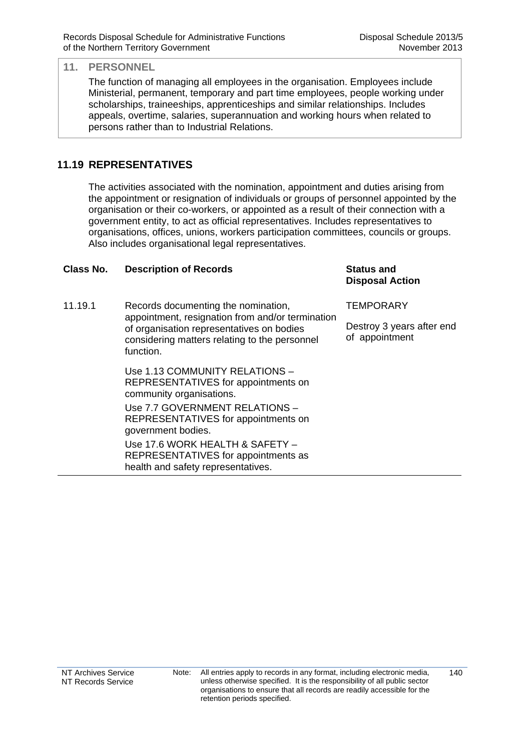## 11. PERSONNEL

The function of managing all employees in the organisation. Employees include Ministerial, permanent, temporary and part time employees, people working under scholarships, traineeships, apprenticeships and similar relationships. Includes appeals, overtime, salaries, superannuation and working hours when related to persons rather than to Industrial Relations.

### 11.19 REPRESENTATIVES

The activities associated with the nomination, appointment and duties arising from the appointment or resignation of individuals or groups of personnel appointed by the organisation or their co-workers, or appointed as a result of their connection with a government entity, to act as official representatives. Includes representatives to organisations, offices, unions, workers participation committees, councils or groups. Also includes organisational legal representatives.

| Class No. | Description of Records | Status and Disposal Action |
|---|---|---|
| 11.19.1 | Records documenting the nomination, appointment, resignation from and/or termination of organisation representatives on bodies considering matters relating to the personnel function.<br><br>Use 1.13 COMMUNITY RELATIONS – REPRESENTATIVES for appointments on community organisations.<br><br>Use 7.7 GOVERNMENT RELATIONS – REPRESENTATIVES for appointments on government bodies.<br><br>Use 17.6 WORK HEALTH & SAFETY – REPRESENTATIVES for appointments as health and safety representatives. | TEMPORARY<br><br>Destroy 3 years after end of appointment |

Note: All entries apply to records in any format, including electronic media, unless otherwise specified. It is the responsibility of all public sector organisations to ensure that all records are readily accessible for the retention periods specified.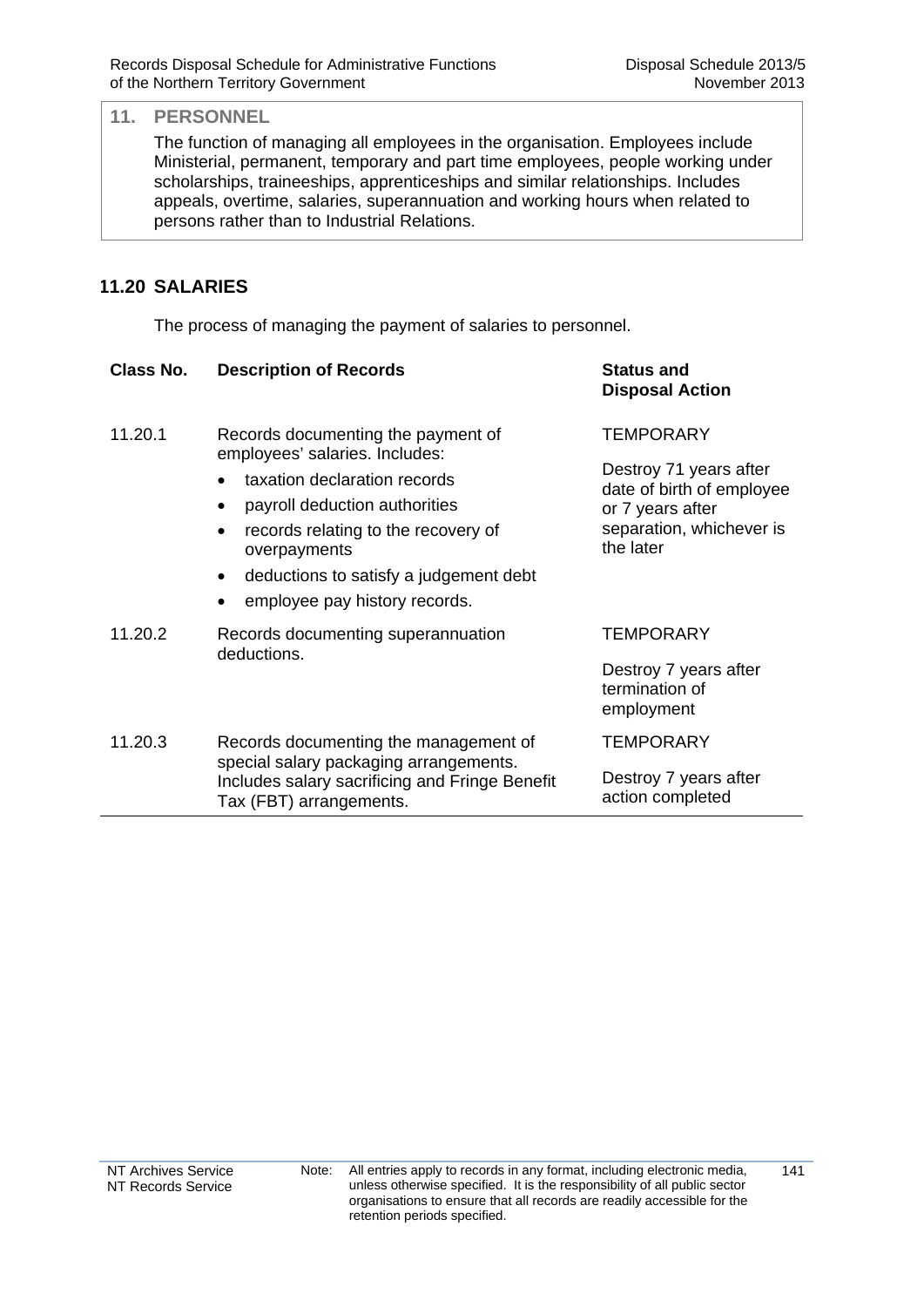## 11. PERSONNEL

The function of managing all employees in the organisation. Employees include Ministerial, permanent, temporary and part time employees, people working under scholarships, traineeships, apprenticeships and similar relationships. Includes appeals, overtime, salaries, superannuation and working hours when related to persons rather than to Industrial Relations.

### 11.20 SALARIES

The process of managing the payment of salaries to personnel.

| Class No. | Description of Records | Status and Disposal Action |
|---|---|---|
| 11.20.1 | Records documenting the payment of employees' salaries. Includes:<br>• taxation declaration records<br>• payroll deduction authorities<br>• records relating to the recovery of overpayments<br>• deductions to satisfy a judgement debt<br>• employee pay history records. | TEMPORARY<br><br>Destroy 71 years after date of birth of employee or 7 years after separation, whichever is the later |
| 11.20.2 | Records documenting superannuation deductions. | TEMPORARY<br><br>Destroy 7 years after termination of employment |
| 11.20.3 | Records documenting the management of special salary packaging arrangements. Includes salary sacrificing and Fringe Benefit Tax (FBT) arrangements. | TEMPORARY<br><br>Destroy 7 years after action completed |

Note: All entries apply to records in any format, including electronic media, unless otherwise specified. It is the responsibility of all public sector organisations to ensure that all records are readily accessible for the retention periods specified.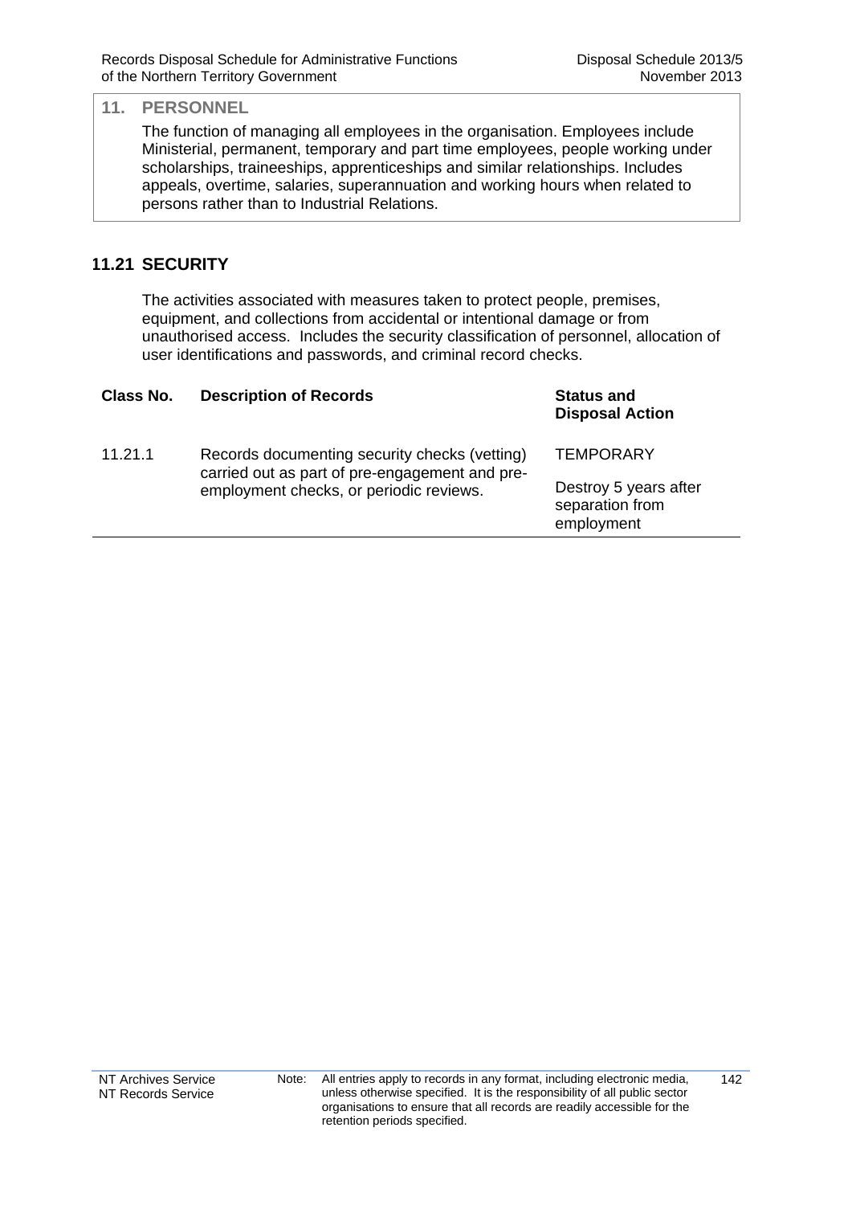## 11. PERSONNEL

The function of managing all employees in the organisation. Employees include Ministerial, permanent, temporary and part time employees, people working under scholarships, traineeships, apprenticeships and similar relationships. Includes appeals, overtime, salaries, superannuation and working hours when related to persons rather than to Industrial Relations.

### 11.21 SECURITY

The activities associated with measures taken to protect people, premises, equipment, and collections from accidental or intentional damage or from unauthorised access. Includes the security classification of personnel, allocation of user identifications and passwords, and criminal record checks.

| Class No. | Description of Records | Status and Disposal Action |
|---|---|---|
| 11.21.1 | Records documenting security checks (vetting) carried out as part of pre-engagement and pre-employment checks, or periodic reviews. | TEMPORARY<br><br>Destroy 5 years after separation from employment |

Note: All entries apply to records in any format, including electronic media, unless otherwise specified. It is the responsibility of all public sector organisations to ensure that all records are readily accessible for the retention periods specified.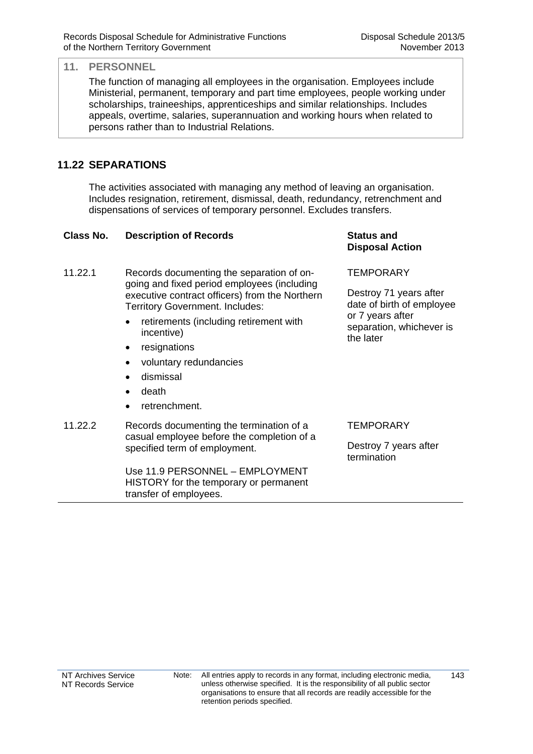## 11. PERSONNEL

The function of managing all employees in the organisation. Employees include Ministerial, permanent, temporary and part time employees, people working under scholarships, traineeships, apprenticeships and similar relationships. Includes appeals, overtime, salaries, superannuation and working hours when related to persons rather than to Industrial Relations.

### 11.22 SEPARATIONS

The activities associated with managing any method of leaving an organisation. Includes resignation, retirement, dismissal, death, redundancy, retrenchment and dispensations of services of temporary personnel. Excludes transfers.

| Class No. | Description of Records | Status and Disposal Action |
|---|---|---|
| 11.22.1 | Records documenting the separation of on-going and fixed period employees (including executive contract officers) from the Northern Territory Government. Includes:<br>• retirements (including retirement with incentive)<br>• resignations<br>• voluntary redundancies<br>• dismissal<br>• death<br>• retrenchment. | TEMPORARY<br><br>Destroy 71 years after date of birth of employee or 7 years after separation, whichever is the later |
| 11.22.2 | Records documenting the termination of a casual employee before the completion of a specified term of employment.<br><br>Use 11.9 PERSONNEL – EMPLOYMENT HISTORY for the temporary or permanent transfer of employees. | TEMPORARY<br><br>Destroy 7 years after termination |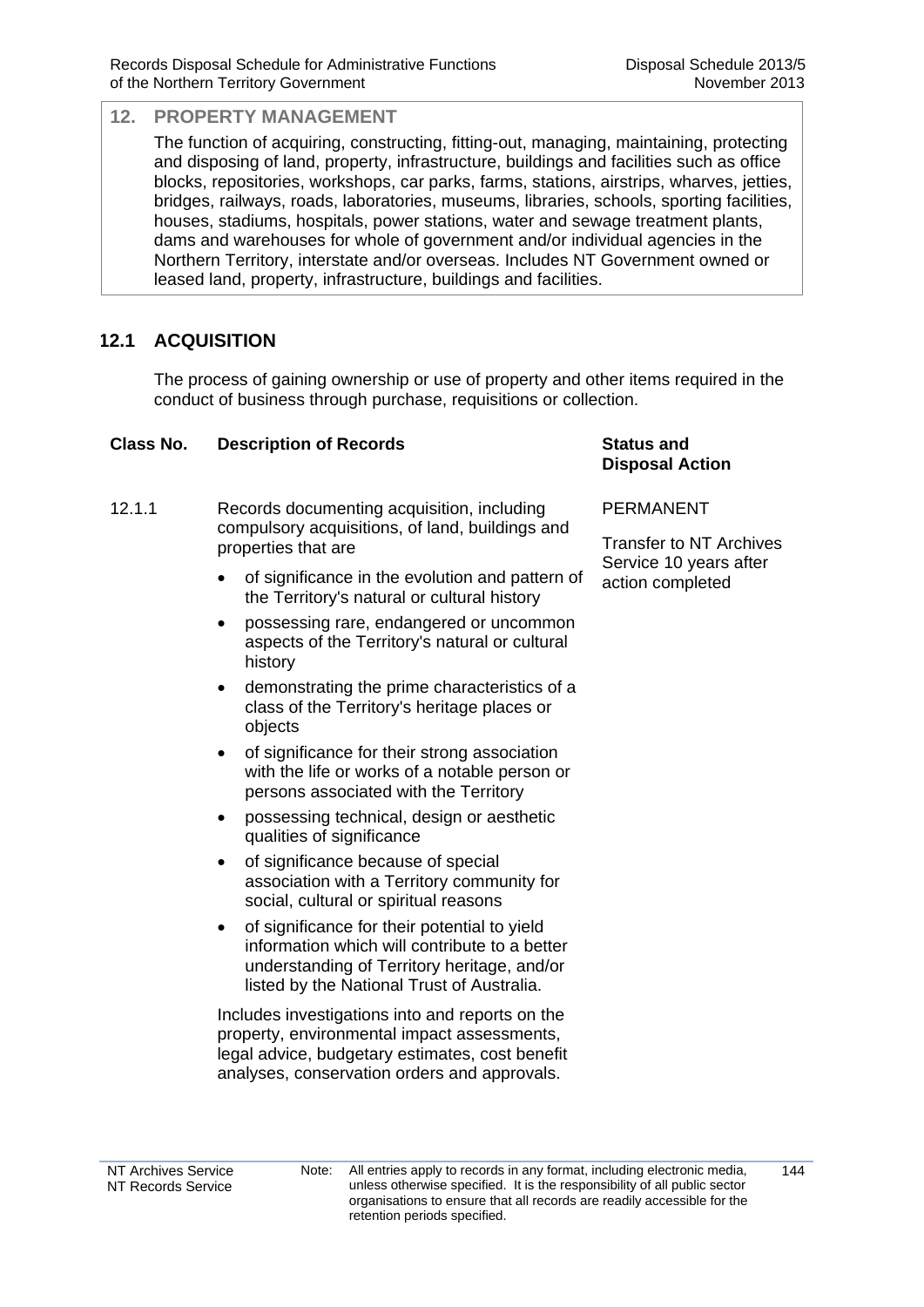## 12. PROPERTY MANAGEMENT

The function of acquiring, constructing, fitting-out, managing, maintaining, protecting and disposing of land, property, infrastructure, buildings and facilities such as office blocks, repositories, workshops, car parks, farms, stations, airstrips, wharves, jetties, bridges, railways, roads, laboratories, museums, libraries, schools, sporting facilities, houses, stadiums, hospitals, power stations, water and sewage treatment plants, dams and warehouses for whole of government and/or individual agencies in the Northern Territory, interstate and/or overseas. Includes NT Government owned or leased land, property, infrastructure, buildings and facilities.

## 12.1 ACQUISITION

The process of gaining ownership or use of property and other items required in the conduct of business through purchase, requisitions or collection.

| Class No. | Description of Records | Status and Disposal Action |
|---|---|---|
| 12.1.1 | Records documenting acquisition, including compulsory acquisitions, of land, buildings and properties that are<br>• of significance in the evolution and pattern of the Territory's natural or cultural history<br>• possessing rare, endangered or uncommon aspects of the Territory's natural or cultural history<br>• demonstrating the prime characteristics of a class of the Territory's heritage places or objects<br>• of significance for their strong association with the life or works of a notable person or persons associated with the Territory<br>• possessing technical, design or aesthetic qualities of significance<br>• of significance because of special association with a Territory community for social, cultural or spiritual reasons<br>• of significance for their potential to yield information which will contribute to a better understanding of Territory heritage, and/or listed by the National Trust of Australia.<br><br>Includes investigations into and reports on the property, environmental impact assessments, legal advice, budgetary estimates, cost benefit analyses, conservation orders and approvals. | PERMANENT<br><br>Transfer to NT Archives Service 10 years after action completed |

Note: All entries apply to records in any format, including electronic media, unless otherwise specified. It is the responsibility of all public sector organisations to ensure that all records are readily accessible for the retention periods specified.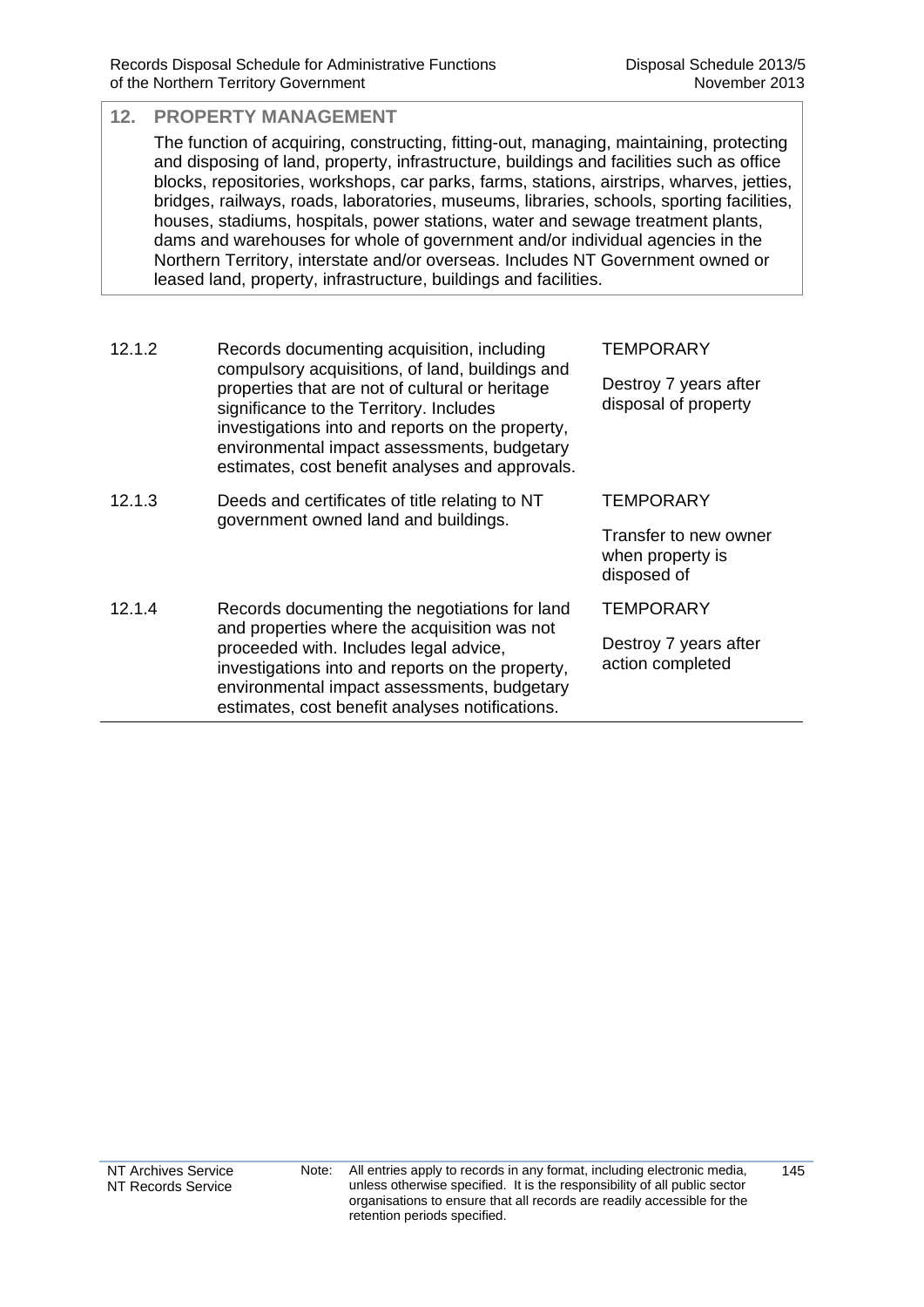## 12. PROPERTY MANAGEMENT

The function of acquiring, constructing, fitting-out, managing, maintaining, protecting and disposing of land, property, infrastructure, buildings and facilities such as office blocks, repositories, workshops, car parks, farms, stations, airstrips, wharves, jetties, bridges, railways, roads, laboratories, museums, libraries, schools, sporting facilities, houses, stadiums, hospitals, power stations, water and sewage treatment plants, dams and warehouses for whole of government and/or individual agencies in the Northern Territory, interstate and/or overseas. Includes NT Government owned or leased land, property, infrastructure, buildings and facilities.

| | | |
|---|---|---|
| 12.1.2 | Records documenting acquisition, including compulsory acquisitions, of land, buildings and properties that are not of cultural or heritage significance to the Territory. Includes investigations into and reports on the property, environmental impact assessments, budgetary estimates, cost benefit analyses and approvals. | TEMPORARY<br><br>Destroy 7 years after disposal of property |
| 12.1.3 | Deeds and certificates of title relating to NT government owned land and buildings. | TEMPORARY<br><br>Transfer to new owner when property is disposed of |
| 12.1.4 | Records documenting the negotiations for land and properties where the acquisition was not proceeded with. Includes legal advice, investigations into and reports on the property, environmental impact assessments, budgetary estimates, cost benefit analyses notifications. | TEMPORARY<br><br>Destroy 7 years after action completed |

Note: All entries apply to records in any format, including electronic media, unless otherwise specified. It is the responsibility of all public sector organisations to ensure that all records are readily accessible for the retention periods specified.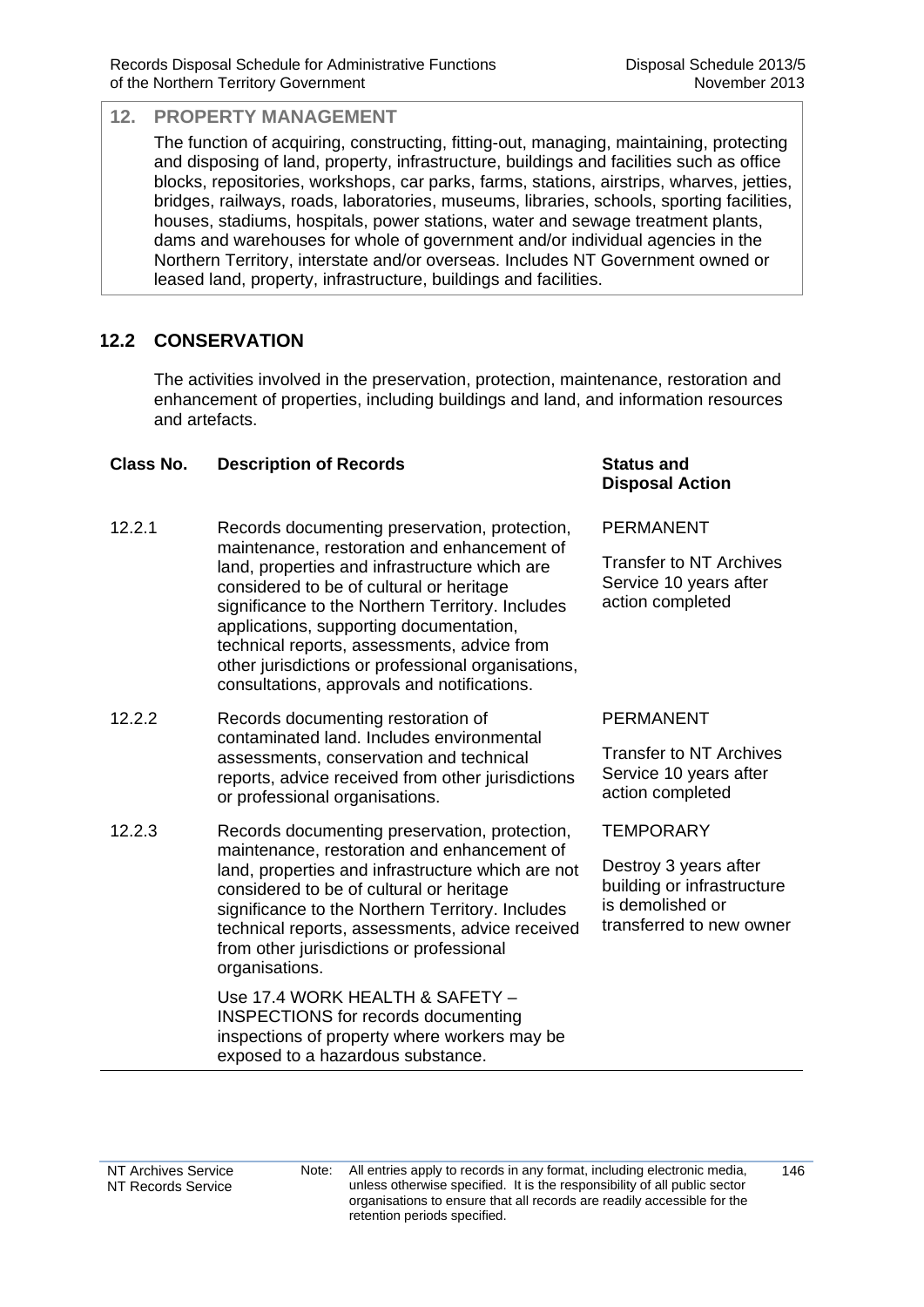## 12. PROPERTY MANAGEMENT

The function of acquiring, constructing, fitting-out, managing, maintaining, protecting and disposing of land, property, infrastructure, buildings and facilities such as office blocks, repositories, workshops, car parks, farms, stations, airstrips, wharves, jetties, bridges, railways, roads, laboratories, museums, libraries, schools, sporting facilities, houses, stadiums, hospitals, power stations, water and sewage treatment plants, dams and warehouses for whole of government and/or individual agencies in the Northern Territory, interstate and/or overseas. Includes NT Government owned or leased land, property, infrastructure, buildings and facilities.

## 12.2 CONSERVATION

The activities involved in the preservation, protection, maintenance, restoration and enhancement of properties, including buildings and land, and information resources and artefacts.

| Class No. | Description of Records | Status and Disposal Action |
|---|---|---|
| 12.2.1 | Records documenting preservation, protection, maintenance, restoration and enhancement of land, properties and infrastructure which are considered to be of cultural or heritage significance to the Northern Territory. Includes applications, supporting documentation, technical reports, assessments, advice from other jurisdictions or professional organisations, consultations, approvals and notifications. | PERMANENT<br><br>Transfer to NT Archives Service 10 years after action completed |
| 12.2.2 | Records documenting restoration of contaminated land. Includes environmental assessments, conservation and technical reports, advice received from other jurisdictions or professional organisations. | PERMANENT<br><br>Transfer to NT Archives Service 10 years after action completed |
| 12.2.3 | Records documenting preservation, protection, maintenance, restoration and enhancement of land, properties and infrastructure which are not considered to be of cultural or heritage significance to the Northern Territory. Includes technical reports, assessments, advice received from other jurisdictions or professional organisations.<br><br>Use 17.4 WORK HEALTH & SAFETY – INSPECTIONS for records documenting inspections of property where workers may be exposed to a hazardous substance. | TEMPORARY<br><br>Destroy 3 years after building or infrastructure is demolished or transferred to new owner |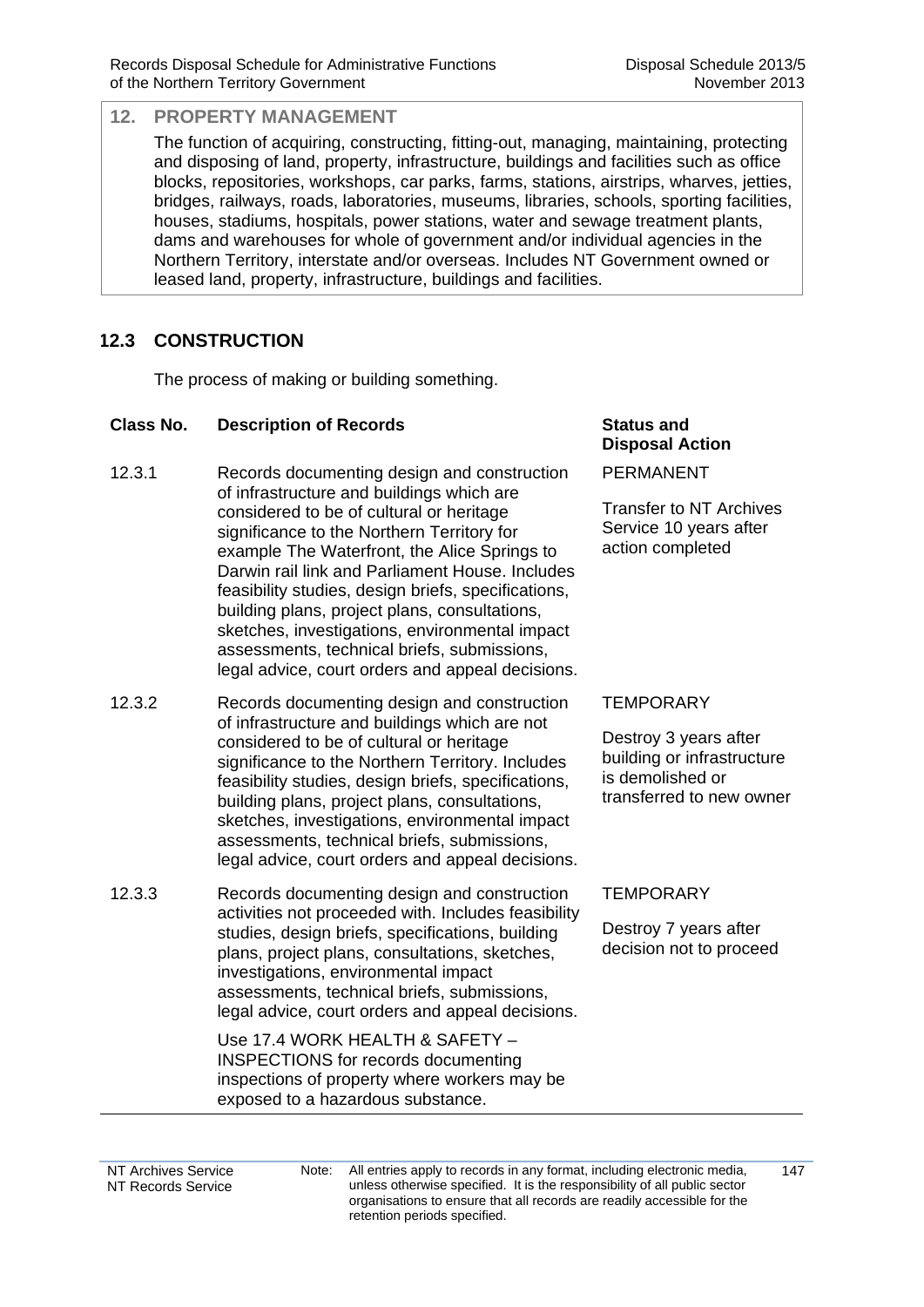## 12. PROPERTY MANAGEMENT

The function of acquiring, constructing, fitting-out, managing, maintaining, protecting and disposing of land, property, infrastructure, buildings and facilities such as office blocks, repositories, workshops, car parks, farms, stations, airstrips, wharves, jetties, bridges, railways, roads, laboratories, museums, libraries, schools, sporting facilities, houses, stadiums, hospitals, power stations, water and sewage treatment plants, dams and warehouses for whole of government and/or individual agencies in the Northern Territory, interstate and/or overseas. Includes NT Government owned or leased land, property, infrastructure, buildings and facilities.

### 12.3 CONSTRUCTION

The process of making or building something.

| Class No. | Description of Records | Status and Disposal Action |
|---|---|---|
| 12.3.1 | Records documenting design and construction of infrastructure and buildings which are considered to be of cultural or heritage significance to the Northern Territory for example The Waterfront, the Alice Springs to Darwin rail link and Parliament House. Includes feasibility studies, design briefs, specifications, building plans, project plans, consultations, sketches, investigations, environmental impact assessments, technical briefs, submissions, legal advice, court orders and appeal decisions. | PERMANENT<br><br>Transfer to NT Archives Service 10 years after action completed |
| 12.3.2 | Records documenting design and construction of infrastructure and buildings which are not considered to be of cultural or heritage significance to the Northern Territory. Includes feasibility studies, design briefs, specifications, building plans, project plans, consultations, sketches, investigations, environmental impact assessments, technical briefs, submissions, legal advice, court orders and appeal decisions. | TEMPORARY<br><br>Destroy 3 years after building or infrastructure is demolished or transferred to new owner |
| 12.3.3 | Records documenting design and construction activities not proceeded with. Includes feasibility studies, design briefs, specifications, building plans, project plans, consultations, sketches, investigations, environmental impact assessments, technical briefs, submissions, legal advice, court orders and appeal decisions.<br><br>Use 17.4 WORK HEALTH & SAFETY – INSPECTIONS for records documenting inspections of property where workers may be exposed to a hazardous substance. | TEMPORARY<br><br>Destroy 7 years after decision not to proceed |

Note: All entries apply to records in any format, including electronic media, unless otherwise specified. It is the responsibility of all public sector organisations to ensure that all records are readily accessible for the retention periods specified.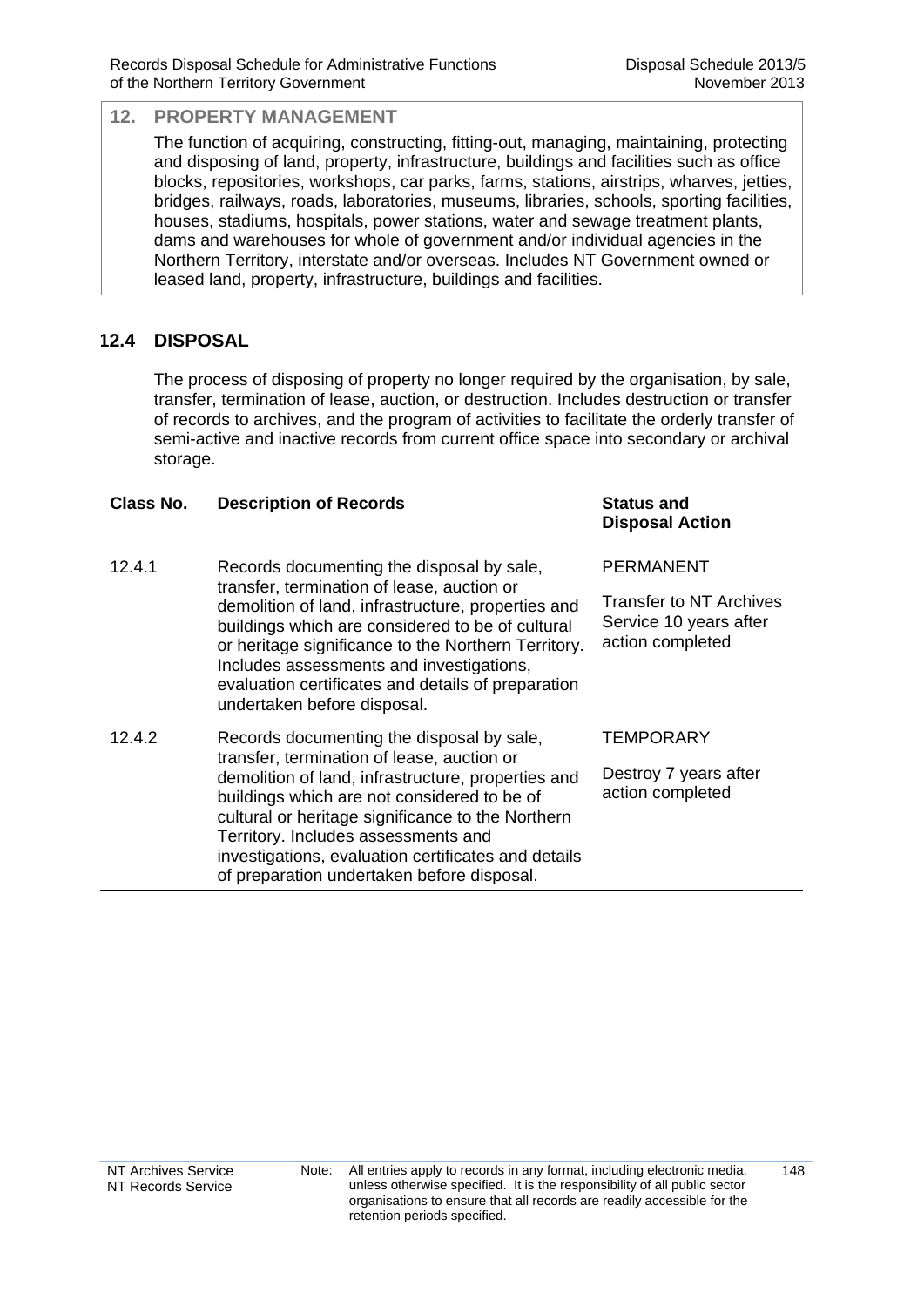## 12. PROPERTY MANAGEMENT

The function of acquiring, constructing, fitting-out, managing, maintaining, protecting and disposing of land, property, infrastructure, buildings and facilities such as office blocks, repositories, workshops, car parks, farms, stations, airstrips, wharves, jetties, bridges, railways, roads, laboratories, museums, libraries, schools, sporting facilities, houses, stadiums, hospitals, power stations, water and sewage treatment plants, dams and warehouses for whole of government and/or individual agencies in the Northern Territory, interstate and/or overseas. Includes NT Government owned or leased land, property, infrastructure, buildings and facilities.

### 12.4 DISPOSAL

The process of disposing of property no longer required by the organisation, by sale, transfer, termination of lease, auction, or destruction. Includes destruction or transfer of records to archives, and the program of activities to facilitate the orderly transfer of semi-active and inactive records from current office space into secondary or archival storage.

| Class No. | Description of Records | Status and Disposal Action |
|---|---|---|
| 12.4.1 | Records documenting the disposal by sale, transfer, termination of lease, auction or demolition of land, infrastructure, properties and buildings which are considered to be of cultural or heritage significance to the Northern Territory. Includes assessments and investigations, evaluation certificates and details of preparation undertaken before disposal. | PERMANENT<br><br>Transfer to NT Archives Service 10 years after action completed |
| 12.4.2 | Records documenting the disposal by sale, transfer, termination of lease, auction or demolition of land, infrastructure, properties and buildings which are not considered to be of cultural or heritage significance to the Northern Territory. Includes assessments and investigations, evaluation certificates and details of preparation undertaken before disposal. | TEMPORARY<br><br>Destroy 7 years after action completed |

Note: All entries apply to records in any format, including electronic media, unless otherwise specified. It is the responsibility of all public sector organisations to ensure that all records are readily accessible for the retention periods specified.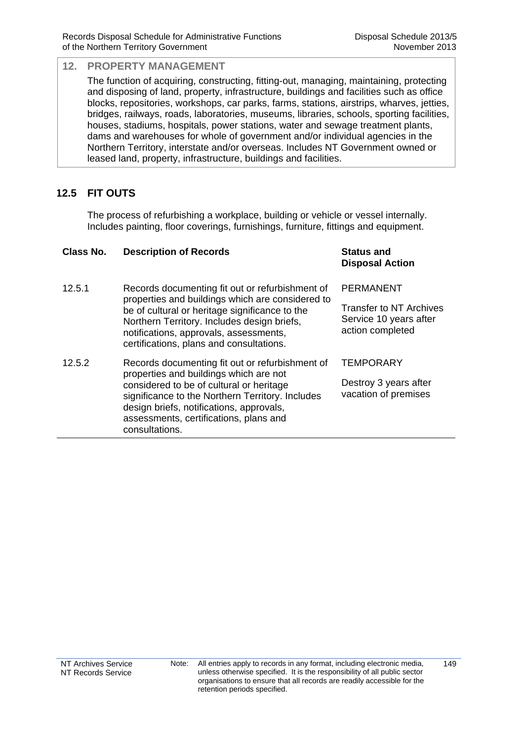## 12. PROPERTY MANAGEMENT

The function of acquiring, constructing, fitting-out, managing, maintaining, protecting and disposing of land, property, infrastructure, buildings and facilities such as office blocks, repositories, workshops, car parks, farms, stations, airstrips, wharves, jetties, bridges, railways, roads, laboratories, museums, libraries, schools, sporting facilities, houses, stadiums, hospitals, power stations, water and sewage treatment plants, dams and warehouses for whole of government and/or individual agencies in the Northern Territory, interstate and/or overseas. Includes NT Government owned or leased land, property, infrastructure, buildings and facilities.

### 12.5 FIT OUTS

The process of refurbishing a workplace, building or vehicle or vessel internally. Includes painting, floor coverings, furnishings, furniture, fittings and equipment.

| Class No. | Description of Records | Status and Disposal Action |
|---|---|---|
| 12.5.1 | Records documenting fit out or refurbishment of properties and buildings which are considered to be of cultural or heritage significance to the Northern Territory. Includes design briefs, notifications, approvals, assessments, certifications, plans and consultations. | PERMANENT<br><br>Transfer to NT Archives Service 10 years after action completed |
| 12.5.2 | Records documenting fit out or refurbishment of properties and buildings which are not considered to be of cultural or heritage significance to the Northern Territory. Includes design briefs, notifications, approvals, assessments, certifications, plans and consultations. | TEMPORARY<br><br>Destroy 3 years after vacation of premises |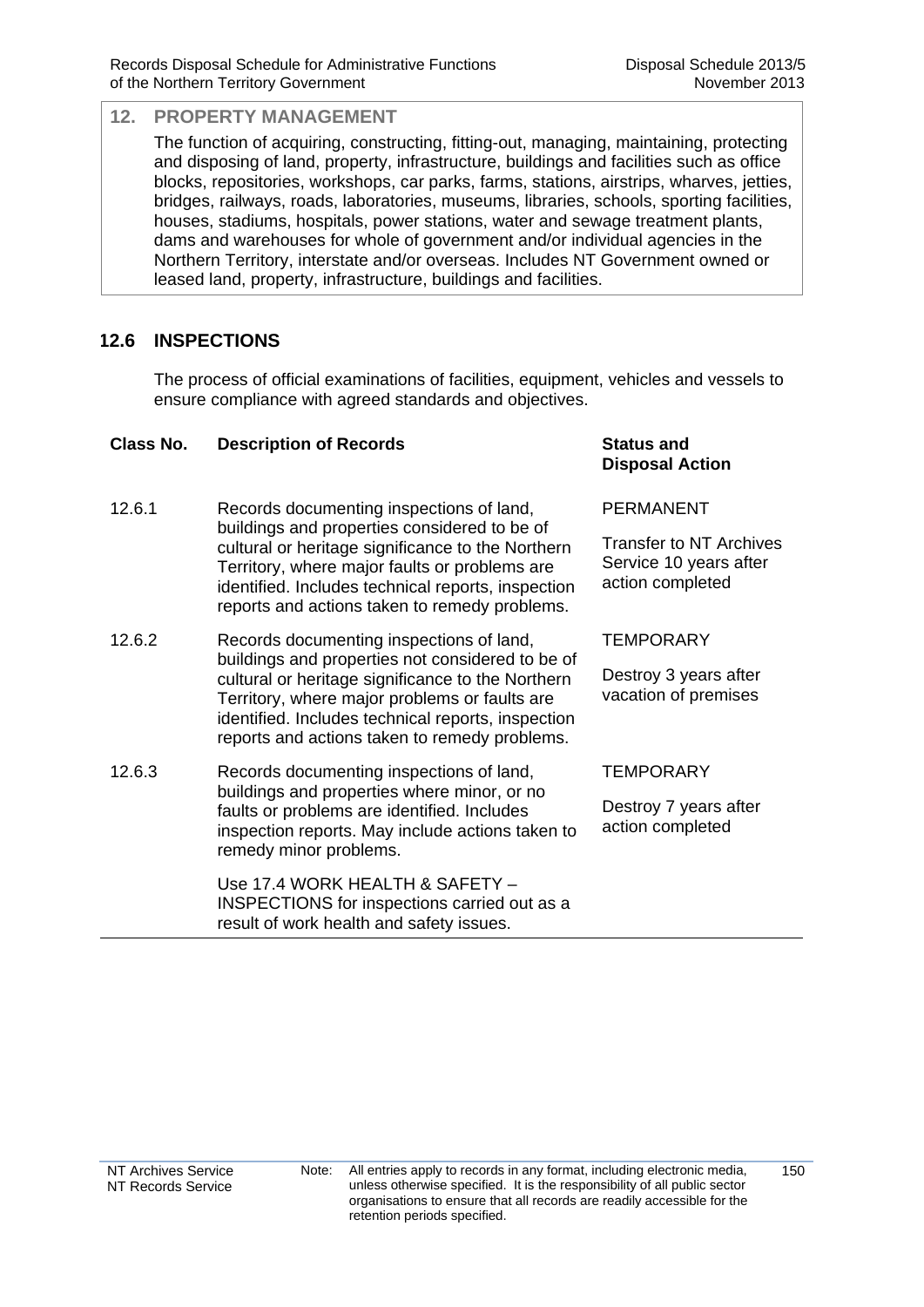## 12. PROPERTY MANAGEMENT

The function of acquiring, constructing, fitting-out, managing, maintaining, protecting and disposing of land, property, infrastructure, buildings and facilities such as office blocks, repositories, workshops, car parks, farms, stations, airstrips, wharves, jetties, bridges, railways, roads, laboratories, museums, libraries, schools, sporting facilities, houses, stadiums, hospitals, power stations, water and sewage treatment plants, dams and warehouses for whole of government and/or individual agencies in the Northern Territory, interstate and/or overseas. Includes NT Government owned or leased land, property, infrastructure, buildings and facilities.

## 12.6 INSPECTIONS

The process of official examinations of facilities, equipment, vehicles and vessels to ensure compliance with agreed standards and objectives.

| Class No. | Description of Records | Status and Disposal Action |
|---|---|---|
| 12.6.1 | Records documenting inspections of land, buildings and properties considered to be of cultural or heritage significance to the Northern Territory, where major faults or problems are identified. Includes technical reports, inspection reports and actions taken to remedy problems. | PERMANENT<br><br>Transfer to NT Archives Service 10 years after action completed |
| 12.6.2 | Records documenting inspections of land, buildings and properties not considered to be of cultural or heritage significance to the Northern Territory, where major problems or faults are identified. Includes technical reports, inspection reports and actions taken to remedy problems. | TEMPORARY<br><br>Destroy 3 years after vacation of premises |
| 12.6.3 | Records documenting inspections of land, buildings and properties where minor, or no faults or problems are identified. Includes inspection reports. May include actions taken to remedy minor problems.<br><br>Use 17.4 WORK HEALTH & SAFETY – INSPECTIONS for inspections carried out as a result of work health and safety issues. | TEMPORARY<br><br>Destroy 7 years after action completed |

Note: All entries apply to records in any format, including electronic media, unless otherwise specified. It is the responsibility of all public sector organisations to ensure that all records are readily accessible for the retention periods specified.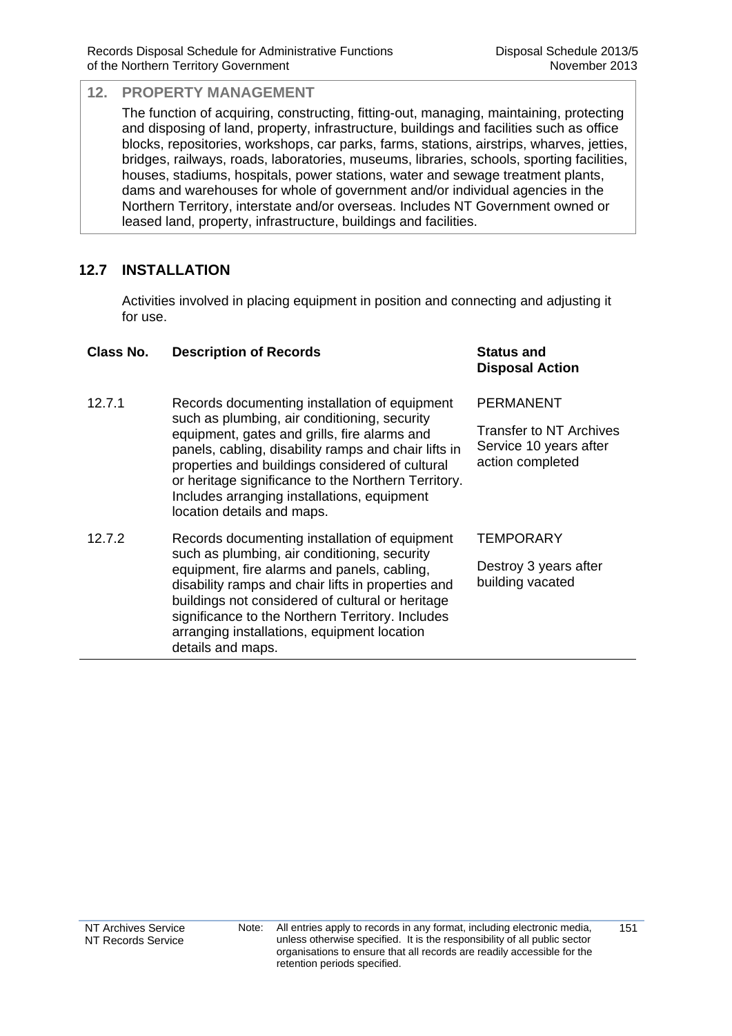## 12. PROPERTY MANAGEMENT

The function of acquiring, constructing, fitting-out, managing, maintaining, protecting and disposing of land, property, infrastructure, buildings and facilities such as office blocks, repositories, workshops, car parks, farms, stations, airstrips, wharves, jetties, bridges, railways, roads, laboratories, museums, libraries, schools, sporting facilities, houses, stadiums, hospitals, power stations, water and sewage treatment plants, dams and warehouses for whole of government and/or individual agencies in the Northern Territory, interstate and/or overseas. Includes NT Government owned or leased land, property, infrastructure, buildings and facilities.

### 12.7 INSTALLATION

Activities involved in placing equipment in position and connecting and adjusting it for use.

| Class No. | Description of Records | Status and Disposal Action |
|---|---|---|
| 12.7.1 | Records documenting installation of equipment such as plumbing, air conditioning, security equipment, gates and grills, fire alarms and panels, cabling, disability ramps and chair lifts in properties and buildings considered of cultural or heritage significance to the Northern Territory. Includes arranging installations, equipment location details and maps. | PERMANENT<br><br>Transfer to NT Archives Service 10 years after action completed |
| 12.7.2 | Records documenting installation of equipment such as plumbing, air conditioning, security equipment, fire alarms and panels, cabling, disability ramps and chair lifts in properties and buildings not considered of cultural or heritage significance to the Northern Territory. Includes arranging installations, equipment location details and maps. | TEMPORARY<br><br>Destroy 3 years after building vacated |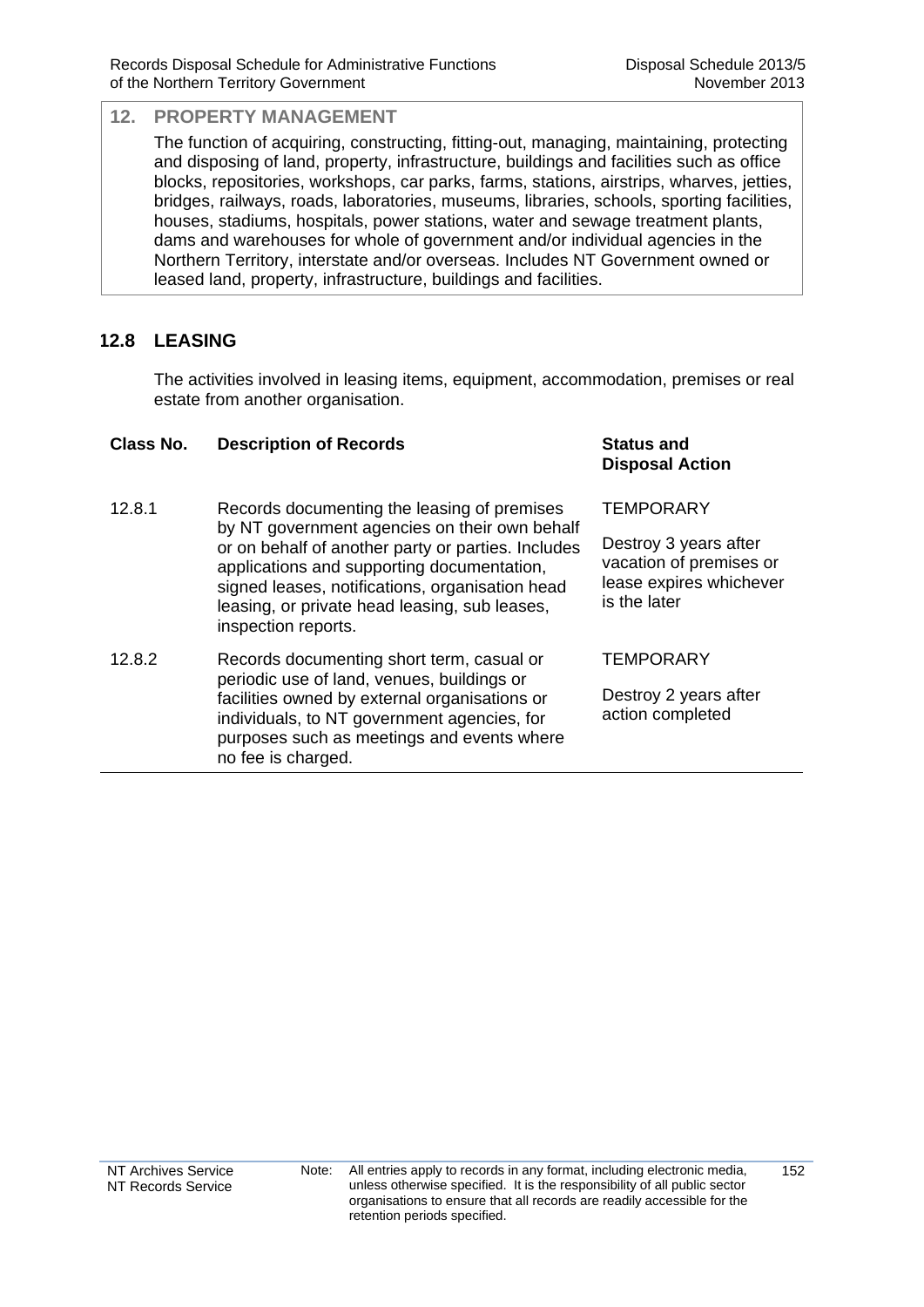## 12. PROPERTY MANAGEMENT

The function of acquiring, constructing, fitting-out, managing, maintaining, protecting and disposing of land, property, infrastructure, buildings and facilities such as office blocks, repositories, workshops, car parks, farms, stations, airstrips, wharves, jetties, bridges, railways, roads, laboratories, museums, libraries, schools, sporting facilities, houses, stadiums, hospitals, power stations, water and sewage treatment plants, dams and warehouses for whole of government and/or individual agencies in the Northern Territory, interstate and/or overseas. Includes NT Government owned or leased land, property, infrastructure, buildings and facilities.

### 12.8 LEASING

The activities involved in leasing items, equipment, accommodation, premises or real estate from another organisation.

| Class No. | Description of Records | Status and Disposal Action |
|---|---|---|
| 12.8.1 | Records documenting the leasing of premises by NT government agencies on their own behalf or on behalf of another party or parties. Includes applications and supporting documentation, signed leases, notifications, organisation head leasing, or private head leasing, sub leases, inspection reports. | TEMPORARY<br><br>Destroy 3 years after vacation of premises or lease expires whichever is the later |
| 12.8.2 | Records documenting short term, casual or periodic use of land, venues, buildings or facilities owned by external organisations or individuals, to NT government agencies, for purposes such as meetings and events where no fee is charged. | TEMPORARY<br><br>Destroy 2 years after action completed |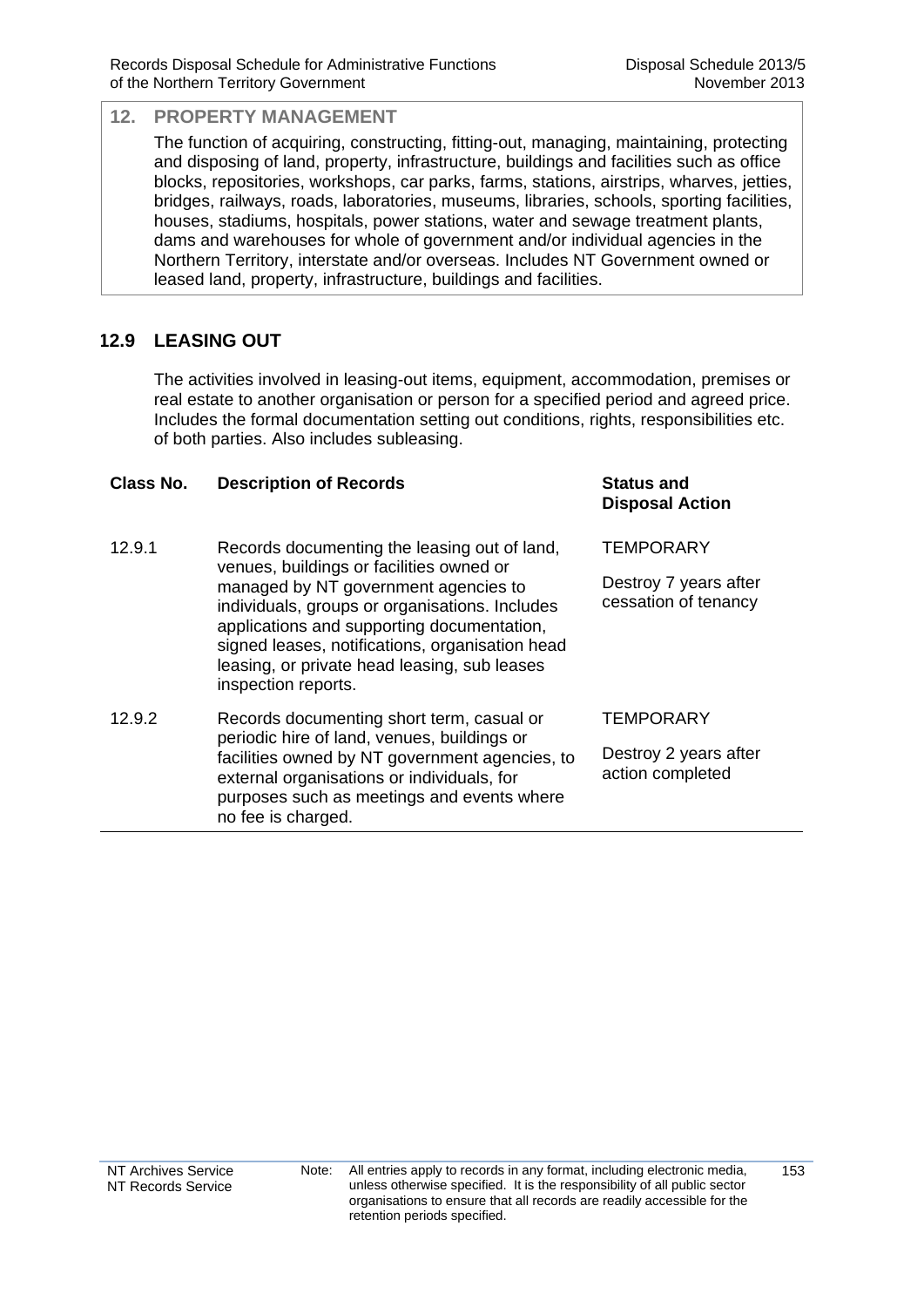## 12. PROPERTY MANAGEMENT

The function of acquiring, constructing, fitting-out, managing, maintaining, protecting and disposing of land, property, infrastructure, buildings and facilities such as office blocks, repositories, workshops, car parks, farms, stations, airstrips, wharves, jetties, bridges, railways, roads, laboratories, museums, libraries, schools, sporting facilities, houses, stadiums, hospitals, power stations, water and sewage treatment plants, dams and warehouses for whole of government and/or individual agencies in the Northern Territory, interstate and/or overseas. Includes NT Government owned or leased land, property, infrastructure, buildings and facilities.

## 12.9 LEASING OUT

The activities involved in leasing-out items, equipment, accommodation, premises or real estate to another organisation or person for a specified period and agreed price. Includes the formal documentation setting out conditions, rights, responsibilities etc. of both parties. Also includes subleasing.

| Class No. | Description of Records | Status and Disposal Action |
|---|---|---|
| 12.9.1 | Records documenting the leasing out of land, venues, buildings or facilities owned or managed by NT government agencies to individuals, groups or organisations. Includes applications and supporting documentation, signed leases, notifications, organisation head leasing, or private head leasing, sub leases inspection reports. | TEMPORARY<br><br>Destroy 7 years after cessation of tenancy |
| 12.9.2 | Records documenting short term, casual or periodic hire of land, venues, buildings or facilities owned by NT government agencies, to external organisations or individuals, for purposes such as meetings and events where no fee is charged. | TEMPORARY<br><br>Destroy 2 years after action completed |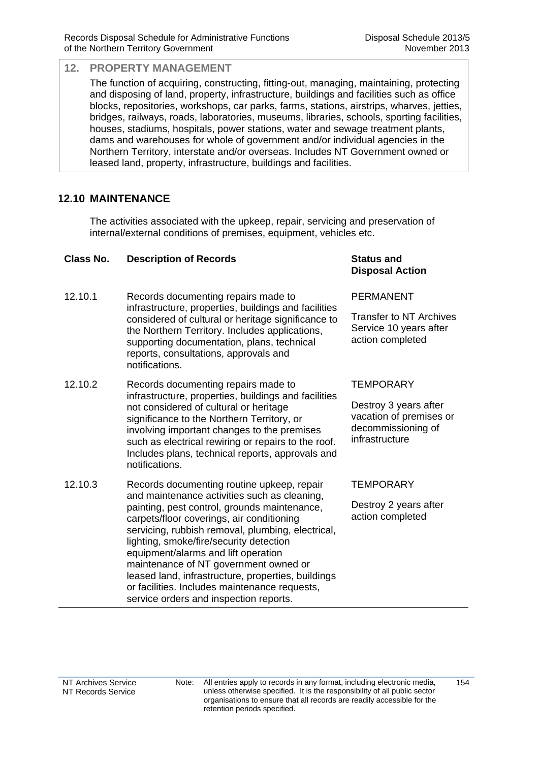## 12. PROPERTY MANAGEMENT

The function of acquiring, constructing, fitting-out, managing, maintaining, protecting and disposing of land, property, infrastructure, buildings and facilities such as office blocks, repositories, workshops, car parks, farms, stations, airstrips, wharves, jetties, bridges, railways, roads, laboratories, museums, libraries, schools, sporting facilities, houses, stadiums, hospitals, power stations, water and sewage treatment plants, dams and warehouses for whole of government and/or individual agencies in the Northern Territory, interstate and/or overseas. Includes NT Government owned or leased land, property, infrastructure, buildings and facilities.

### 12.10 MAINTENANCE

The activities associated with the upkeep, repair, servicing and preservation of internal/external conditions of premises, equipment, vehicles etc.

| Class No. | Description of Records | Status and Disposal Action |
|---|---|---|
| 12.10.1 | Records documenting repairs made to infrastructure, properties, buildings and facilities considered of cultural or heritage significance to the Northern Territory. Includes applications, supporting documentation, plans, technical reports, consultations, approvals and notifications. | PERMANENT<br><br>Transfer to NT Archives Service 10 years after action completed |
| 12.10.2 | Records documenting repairs made to infrastructure, properties, buildings and facilities not considered of cultural or heritage significance to the Northern Territory, or involving important changes to the premises such as electrical rewiring or repairs to the roof. Includes plans, technical reports, approvals and notifications. | TEMPORARY<br><br>Destroy 3 years after vacation of premises or decommissioning of infrastructure |
| 12.10.3 | Records documenting routine upkeep, repair and maintenance activities such as cleaning, painting, pest control, grounds maintenance, carpets/floor coverings, air conditioning servicing, rubbish removal, plumbing, electrical, lighting, smoke/fire/security detection equipment/alarms and lift operation maintenance of NT government owned or leased land, infrastructure, properties, buildings or facilities. Includes maintenance requests, service orders and inspection reports. | TEMPORARY<br><br>Destroy 2 years after action completed |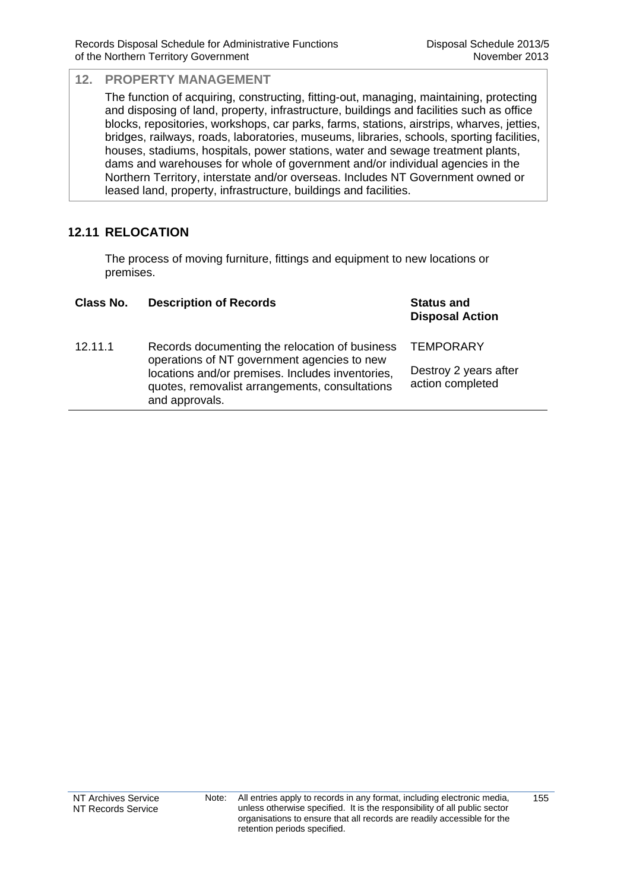## 12. PROPERTY MANAGEMENT

The function of acquiring, constructing, fitting-out, managing, maintaining, protecting and disposing of land, property, infrastructure, buildings and facilities such as office blocks, repositories, workshops, car parks, farms, stations, airstrips, wharves, jetties, bridges, railways, roads, laboratories, museums, libraries, schools, sporting facilities, houses, stadiums, hospitals, power stations, water and sewage treatment plants, dams and warehouses for whole of government and/or individual agencies in the Northern Territory, interstate and/or overseas. Includes NT Government owned or leased land, property, infrastructure, buildings and facilities.

## 12.11 RELOCATION

The process of moving furniture, fittings and equipment to new locations or premises.

| Class No. | Description of Records | Status and Disposal Action |
|---|---|---|
| 12.11.1 | Records documenting the relocation of business operations of NT government agencies to new locations and/or premises. Includes inventories, quotes, removalist arrangements, consultations and approvals. | TEMPORARY<br><br>Destroy 2 years after action completed |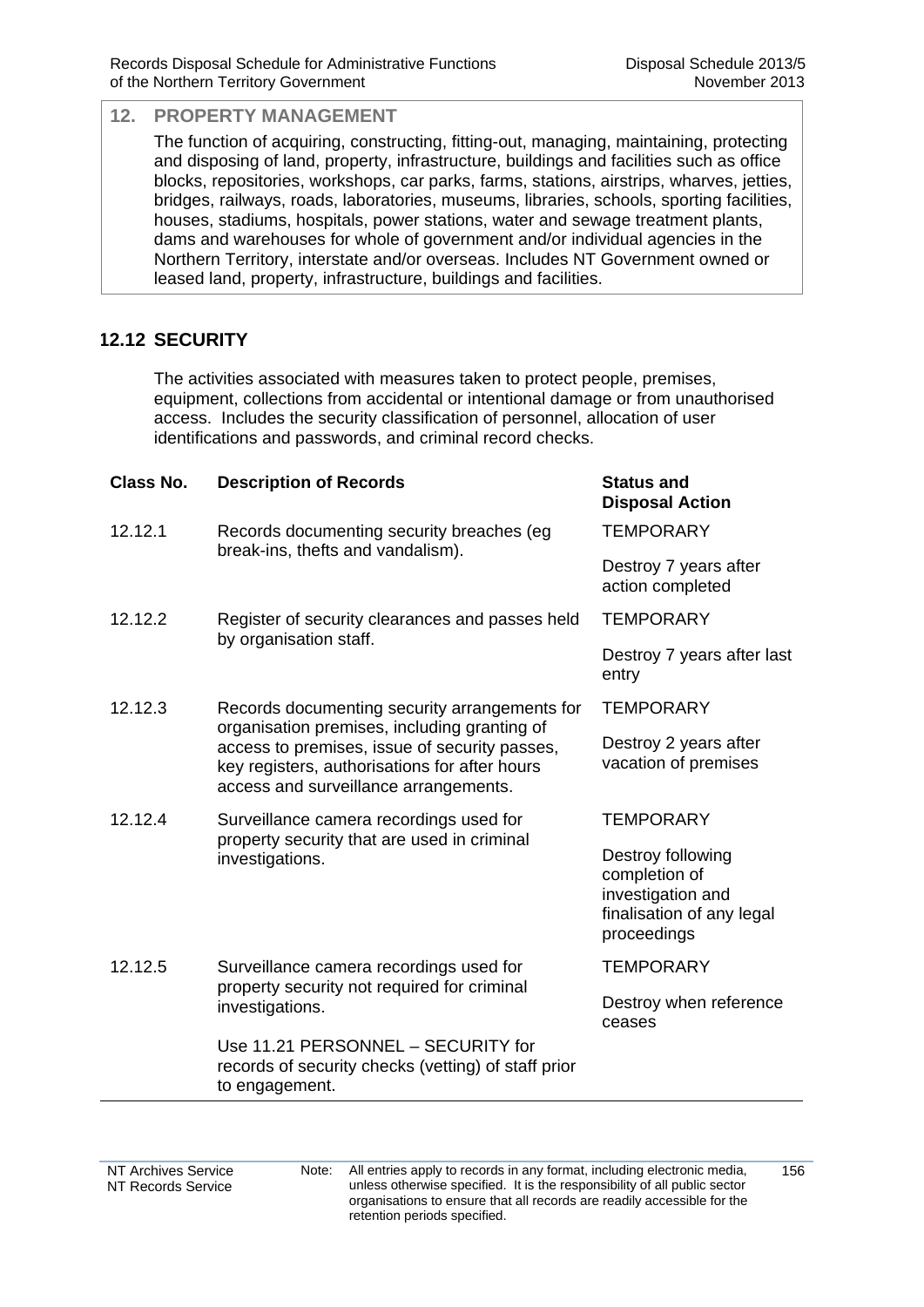## 12. PROPERTY MANAGEMENT

The function of acquiring, constructing, fitting-out, managing, maintaining, protecting and disposing of land, property, infrastructure, buildings and facilities such as office blocks, repositories, workshops, car parks, farms, stations, airstrips, wharves, jetties, bridges, railways, roads, laboratories, museums, libraries, schools, sporting facilities, houses, stadiums, hospitals, power stations, water and sewage treatment plants, dams and warehouses for whole of government and/or individual agencies in the Northern Territory, interstate and/or overseas. Includes NT Government owned or leased land, property, infrastructure, buildings and facilities.

### 12.12 SECURITY

The activities associated with measures taken to protect people, premises, equipment, collections from accidental or intentional damage or from unauthorised access. Includes the security classification of personnel, allocation of user identifications and passwords, and criminal record checks.

| Class No. | Description of Records | Status and Disposal Action |
|---|---|---|
| 12.12.1 | Records documenting security breaches (eg break-ins, thefts and vandalism). | TEMPORARY<br>Destroy 7 years after action completed |
| 12.12.2 | Register of security clearances and passes held by organisation staff. | TEMPORARY<br>Destroy 7 years after last entry |
| 12.12.3 | Records documenting security arrangements for organisation premises, including granting of access to premises, issue of security passes, key registers, authorisations for after hours access and surveillance arrangements. | TEMPORARY<br>Destroy 2 years after vacation of premises |
| 12.12.4 | Surveillance camera recordings used for property security that are used in criminal investigations. | TEMPORARY<br>Destroy following completion of investigation and finalisation of any legal proceedings |
| 12.12.5 | Surveillance camera recordings used for property security not required for criminal investigations.<br><br>Use 11.21 PERSONNEL – SECURITY for records of security checks (vetting) of staff prior to engagement. | TEMPORARY<br>Destroy when reference ceases |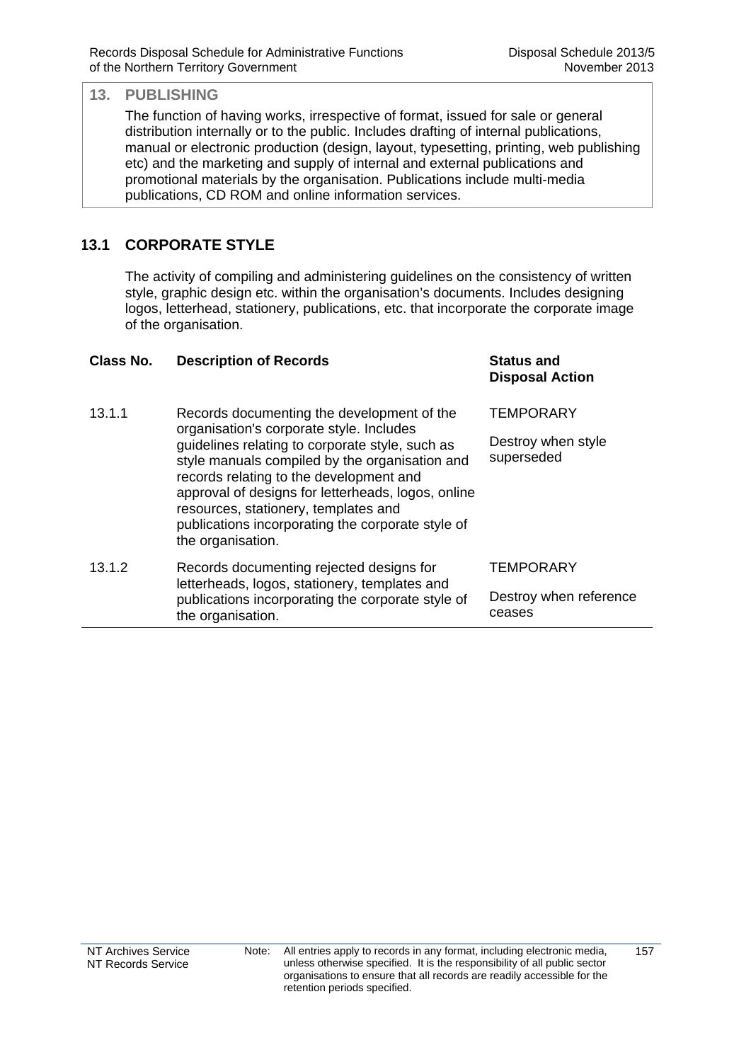## 13. PUBLISHING

The function of having works, irrespective of format, issued for sale or general distribution internally or to the public. Includes drafting of internal publications, manual or electronic production (design, layout, typesetting, printing, web publishing etc) and the marketing and supply of internal and external publications and promotional materials by the organisation. Publications include multi-media publications, CD ROM and online information services.

### 13.1 CORPORATE STYLE

The activity of compiling and administering guidelines on the consistency of written style, graphic design etc. within the organisation's documents. Includes designing logos, letterhead, stationery, publications, etc. that incorporate the corporate image of the organisation.

| Class No. | Description of Records | Status and Disposal Action |
|---|---|---|
| 13.1.1 | Records documenting the development of the organisation's corporate style. Includes guidelines relating to corporate style, such as style manuals compiled by the organisation and records relating to the development and approval of designs for letterheads, logos, online resources, stationery, templates and publications incorporating the corporate style of the organisation. | TEMPORARY<br><br>Destroy when style superseded |
| 13.1.2 | Records documenting rejected designs for letterheads, logos, stationery, templates and publications incorporating the corporate style of the organisation. | TEMPORARY<br><br>Destroy when reference ceases |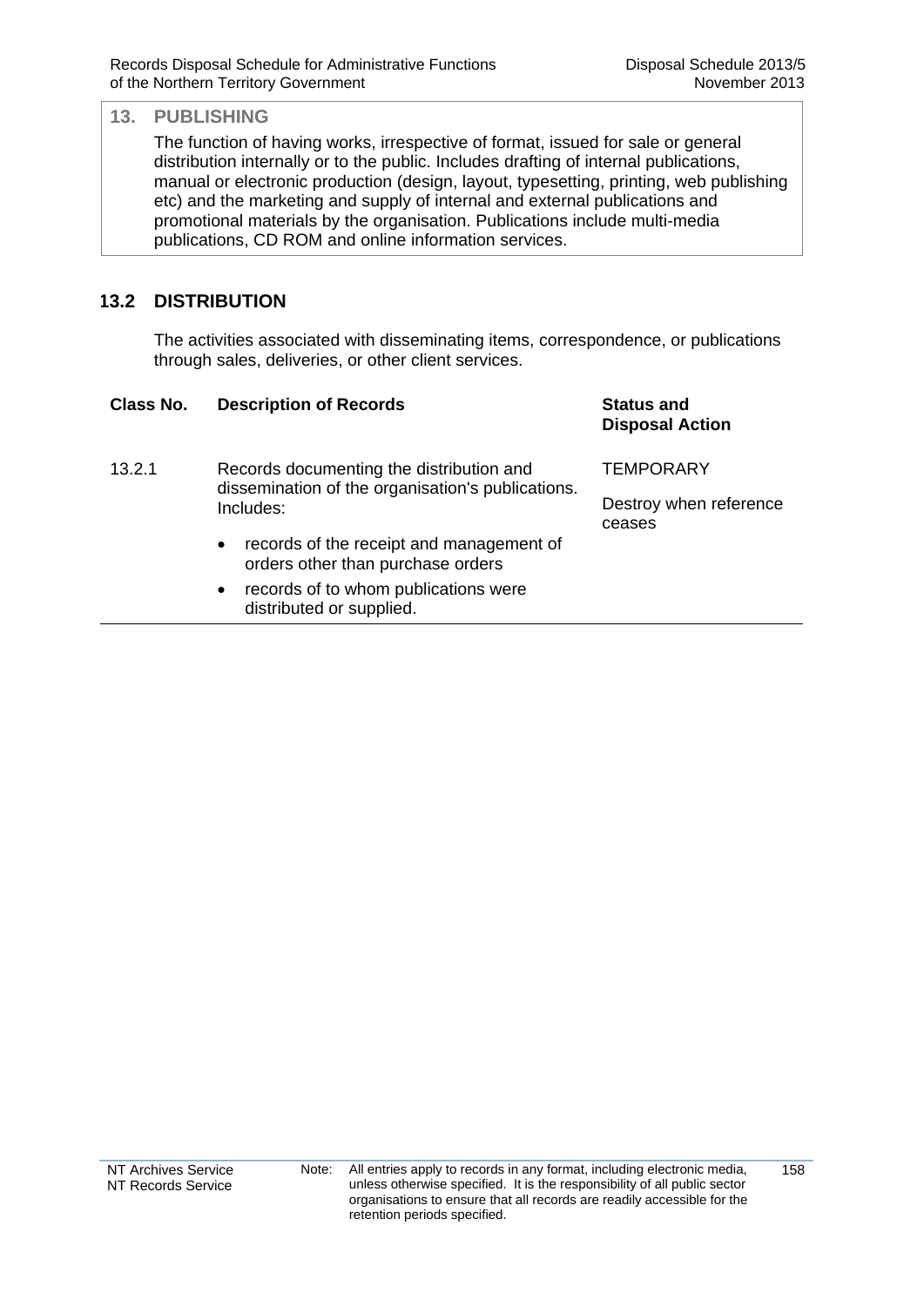## 13. PUBLISHING

The function of having works, irrespective of format, issued for sale or general distribution internally or to the public. Includes drafting of internal publications, manual or electronic production (design, layout, typesetting, printing, web publishing etc) and the marketing and supply of internal and external publications and promotional materials by the organisation. Publications include multi-media publications, CD ROM and online information services.

### 13.2 DISTRIBUTION

The activities associated with disseminating items, correspondence, or publications through sales, deliveries, or other client services.

| Class No. | Description of Records | Status and Disposal Action |
|---|---|---|
| 13.2.1 | Records documenting the distribution and dissemination of the organisation's publications. Includes:<br>• records of the receipt and management of orders other than purchase orders<br>• records of to whom publications were distributed or supplied. | TEMPORARY<br><br>Destroy when reference ceases |

Note: All entries apply to records in any format, including electronic media, unless otherwise specified. It is the responsibility of all public sector organisations to ensure that all records are readily accessible for the retention periods specified.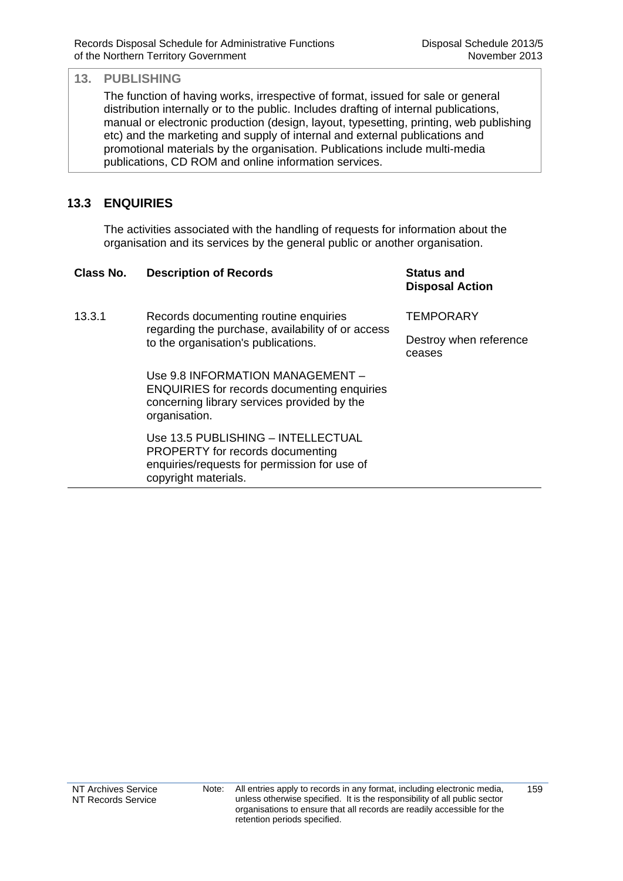## 13. PUBLISHING

The function of having works, irrespective of format, issued for sale or general distribution internally or to the public. Includes drafting of internal publications, manual or electronic production (design, layout, typesetting, printing, web publishing etc) and the marketing and supply of internal and external publications and promotional materials by the organisation. Publications include multi-media publications, CD ROM and online information services.

### 13.3 ENQUIRIES

The activities associated with the handling of requests for information about the organisation and its services by the general public or another organisation.

| Class No. | Description of Records | Status and Disposal Action |
|---|---|---|
| 13.3.1 | Records documenting routine enquiries regarding the purchase, availability of or access to the organisation's publications.<br><br>Use 9.8 INFORMATION MANAGEMENT – ENQUIRIES for records documenting enquiries concerning library services provided by the organisation.<br><br>Use 13.5 PUBLISHING – INTELLECTUAL PROPERTY for records documenting enquiries/requests for permission for use of copyright materials. | TEMPORARY<br><br>Destroy when reference ceases |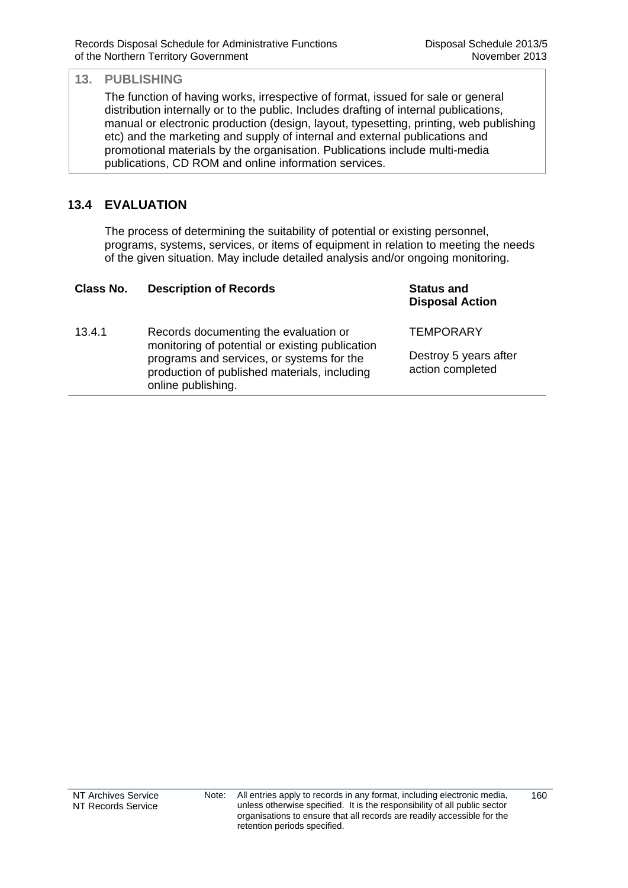## 13. PUBLISHING

The function of having works, irrespective of format, issued for sale or general distribution internally or to the public. Includes drafting of internal publications, manual or electronic production (design, layout, typesetting, printing, web publishing etc) and the marketing and supply of internal and external publications and promotional materials by the organisation. Publications include multi-media publications, CD ROM and online information services.

### 13.4 EVALUATION

The process of determining the suitability of potential or existing personnel, programs, systems, services, or items of equipment in relation to meeting the needs of the given situation. May include detailed analysis and/or ongoing monitoring.

| Class No. | Description of Records | Status and Disposal Action |
| --- | --- | --- |
| 13.4.1 | Records documenting the evaluation or monitoring of potential or existing publication programs and services, or systems for the production of published materials, including online publishing. | TEMPORARY<br><br>Destroy 5 years after action completed |

Note: All entries apply to records in any format, including electronic media, unless otherwise specified. It is the responsibility of all public sector organisations to ensure that all records are readily accessible for the retention periods specified.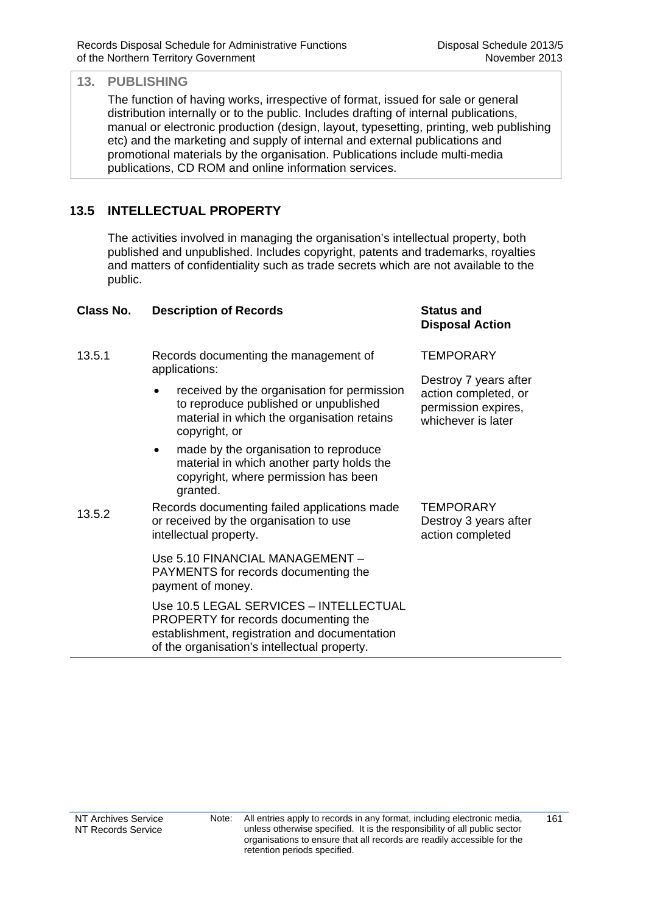## 13. PUBLISHING

The function of having works, irrespective of format, issued for sale or general distribution internally or to the public. Includes drafting of internal publications, manual or electronic production (design, layout, typesetting, printing, web publishing etc) and the marketing and supply of internal and external publications and promotional materials by the organisation. Publications include multi-media publications, CD ROM and online information services.

### 13.5 INTELLECTUAL PROPERTY

The activities involved in managing the organisation's intellectual property, both published and unpublished. Includes copyright, patents and trademarks, royalties and matters of confidentiality such as trade secrets which are not available to the public.

| Class No. | Description of Records | Status and Disposal Action |
|---|---|---|
| 13.5.1 | Records documenting the management of applications:<br>• received by the organisation for permission to reproduce published or unpublished material in which the organisation retains copyright, or<br>• made by the organisation to reproduce material in which another party holds the copyright, where permission has been granted. | TEMPORARY<br>Destroy 7 years after action completed, or permission expires, whichever is later |
| 13.5.2 | Records documenting failed applications made or received by the organisation to use intellectual property.<br><br>Use 5.10 FINANCIAL MANAGEMENT – PAYMENTS for records documenting the payment of money.<br><br>Use 10.5 LEGAL SERVICES – INTELLECTUAL PROPERTY for records documenting the establishment, registration and documentation of the organisation's intellectual property. | TEMPORARY<br>Destroy 3 years after action completed |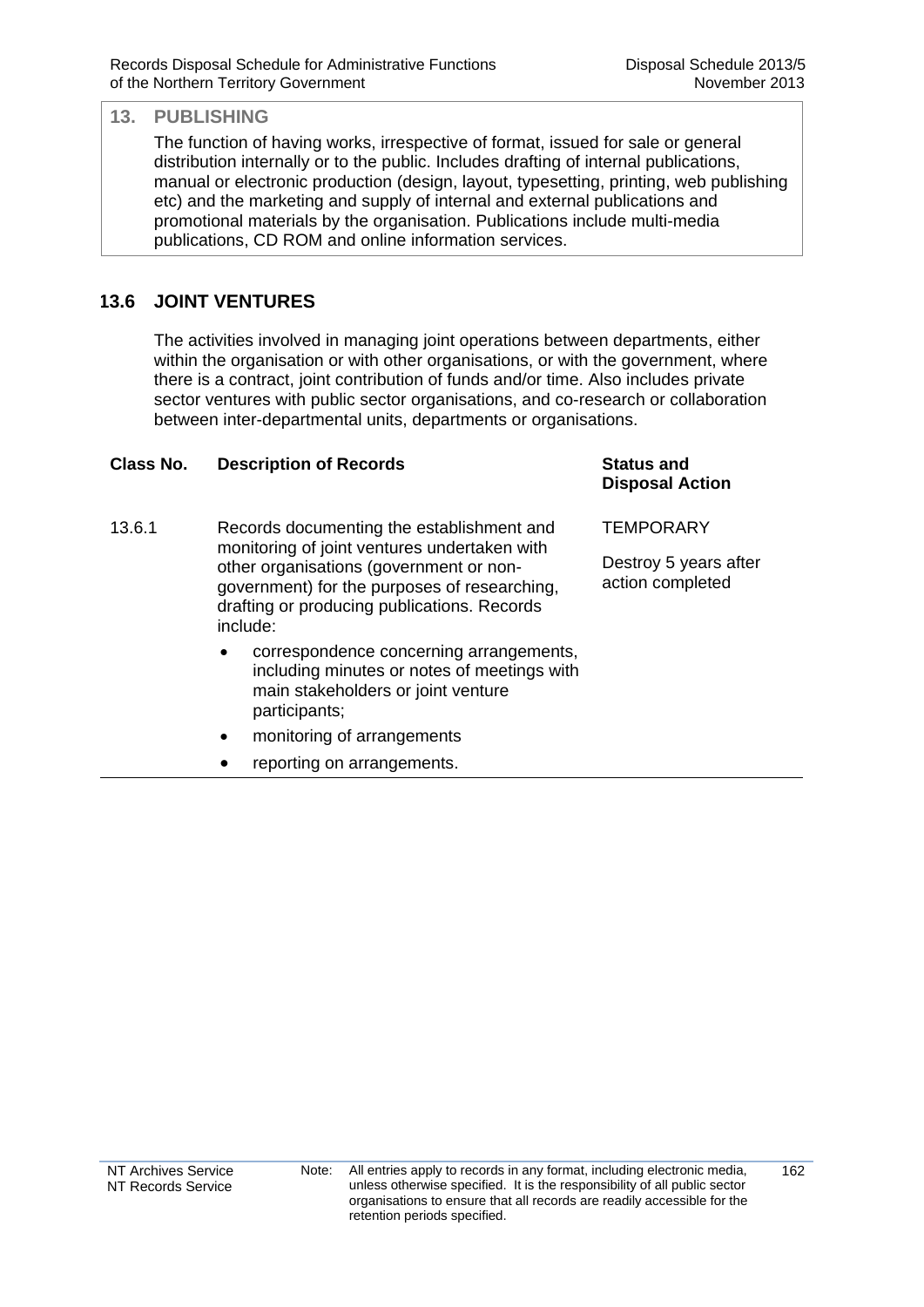## 13. PUBLISHING

The function of having works, irrespective of format, issued for sale or general distribution internally or to the public. Includes drafting of internal publications, manual or electronic production (design, layout, typesetting, printing, web publishing etc) and the marketing and supply of internal and external publications and promotional materials by the organisation. Publications include multi-media publications, CD ROM and online information services.

### 13.6 JOINT VENTURES

The activities involved in managing joint operations between departments, either within the organisation or with other organisations, or with the government, where there is a contract, joint contribution of funds and/or time. Also includes private sector ventures with public sector organisations, and co-research or collaboration between inter-departmental units, departments or organisations.

| Class No. | Description of Records | Status and Disposal Action |
|---|---|---|
| 13.6.1 | Records documenting the establishment and monitoring of joint ventures undertaken with other organisations (government or non-government) for the purposes of researching, drafting or producing publications. Records include:<br>• correspondence concerning arrangements, including minutes or notes of meetings with main stakeholders or joint venture participants;<br>• monitoring of arrangements<br>• reporting on arrangements. | TEMPORARY<br><br>Destroy 5 years after action completed |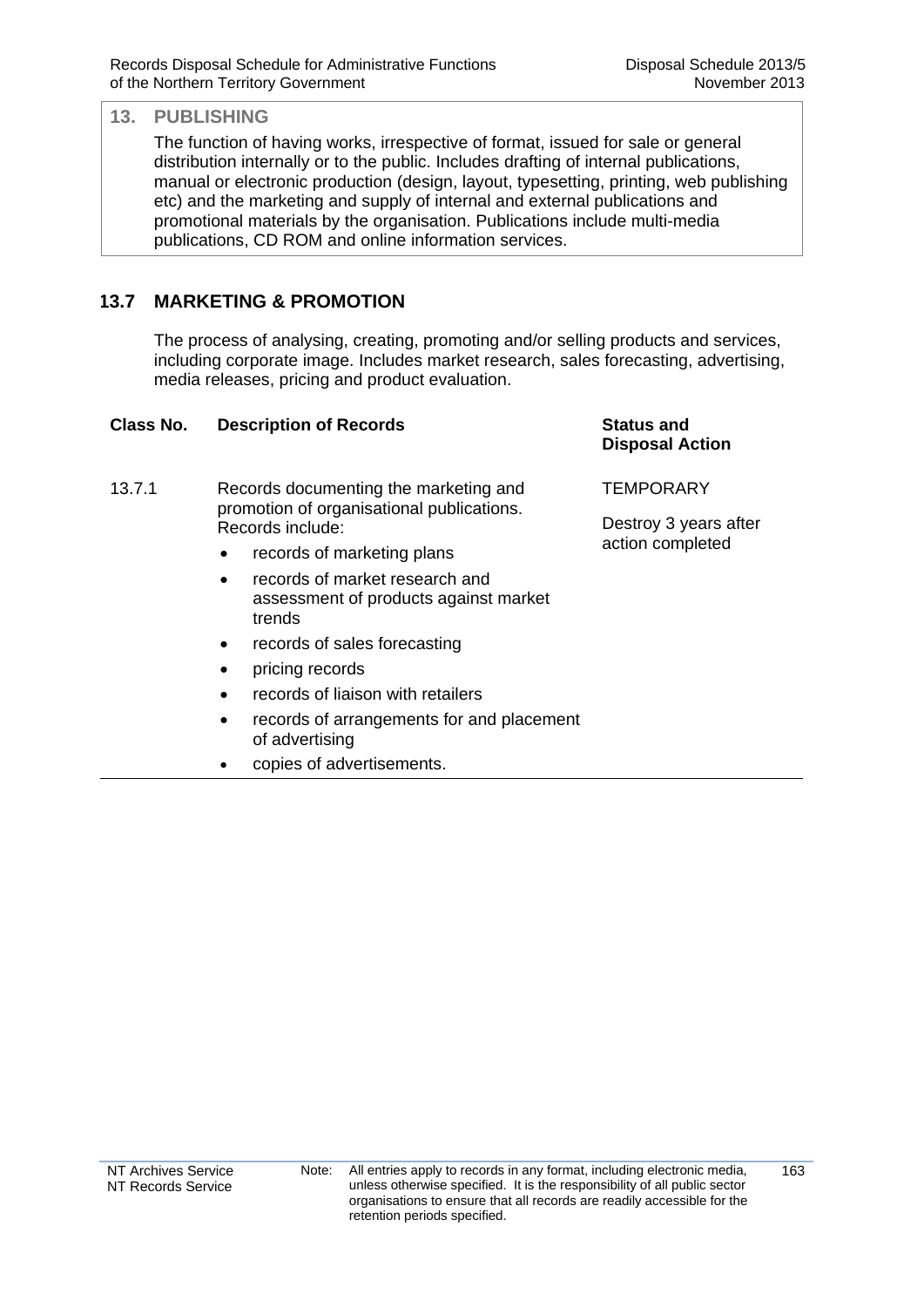## 13. PUBLISHING

The function of having works, irrespective of format, issued for sale or general distribution internally or to the public. Includes drafting of internal publications, manual or electronic production (design, layout, typesetting, printing, web publishing etc) and the marketing and supply of internal and external publications and promotional materials by the organisation. Publications include multi-media publications, CD ROM and online information services.

### 13.7 MARKETING & PROMOTION

The process of analysing, creating, promoting and/or selling products and services, including corporate image. Includes market research, sales forecasting, advertising, media releases, pricing and product evaluation.

| Class No. | Description of Records | Status and Disposal Action |
|---|---|---|
| 13.7.1 | Records documenting the marketing and promotion of organisational publications. Records include:<br>• records of marketing plans<br>• records of market research and assessment of products against market trends<br>• records of sales forecasting<br>• pricing records<br>• records of liaison with retailers<br>• records of arrangements for and placement of advertising<br>• copies of advertisements. | TEMPORARY<br><br>Destroy 3 years after action completed |

Note: All entries apply to records in any format, including electronic media, unless otherwise specified. It is the responsibility of all public sector organisations to ensure that all records are readily accessible for the retention periods specified.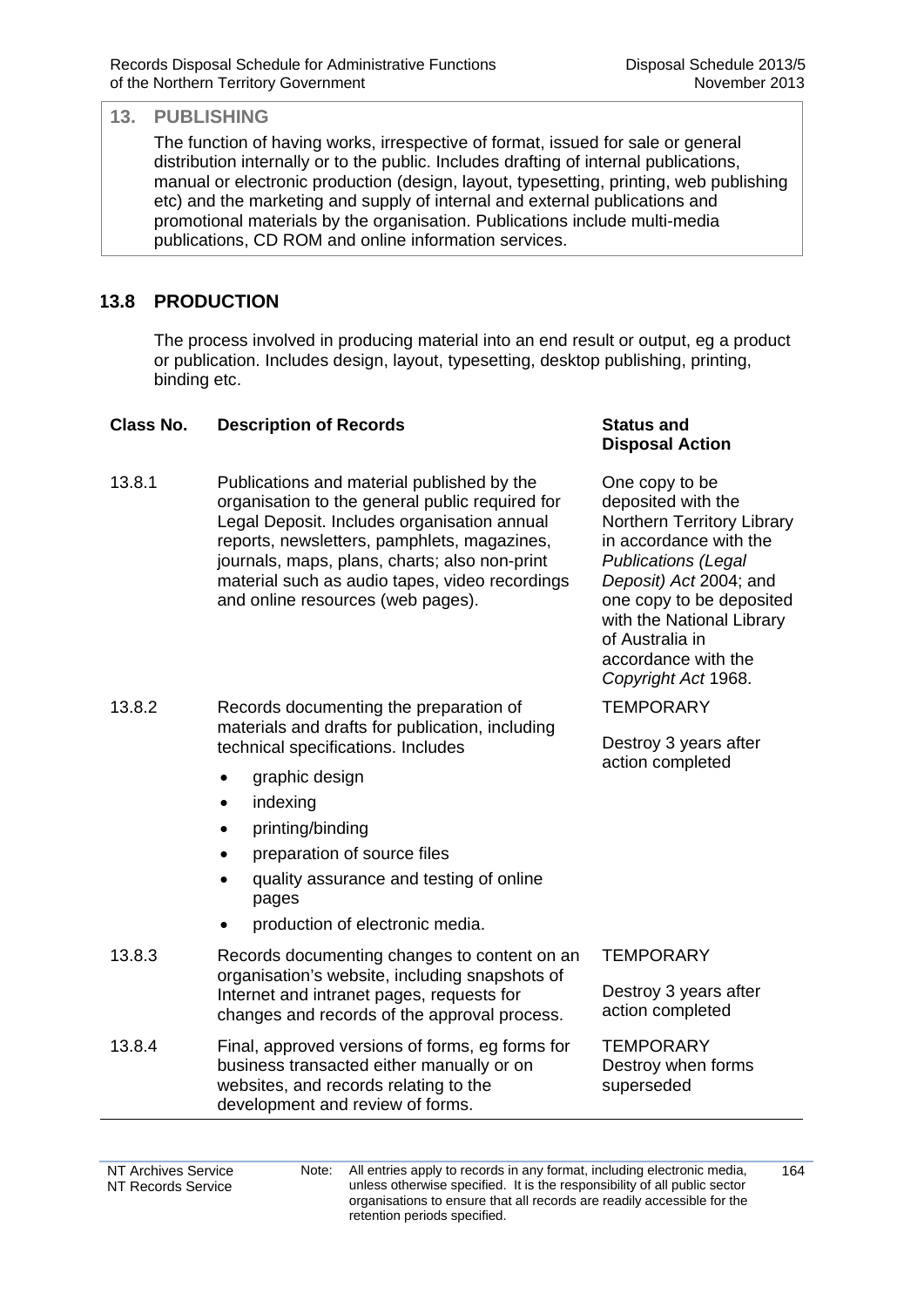## 13. PUBLISHING

The function of having works, irrespective of format, issued for sale or general distribution internally or to the public. Includes drafting of internal publications, manual or electronic production (design, layout, typesetting, printing, web publishing etc) and the marketing and supply of internal and external publications and promotional materials by the organisation. Publications include multi-media publications, CD ROM and online information services.

### 13.8 PRODUCTION

The process involved in producing material into an end result or output, eg a product or publication. Includes design, layout, typesetting, desktop publishing, printing, binding etc.

| Class No. | Description of Records | Status and Disposal Action |
|---|---|---|
| 13.8.1 | Publications and material published by the organisation to the general public required for Legal Deposit. Includes organisation annual reports, newsletters, pamphlets, magazines, journals, maps, plans, charts; also non-print material such as audio tapes, video recordings and online resources (web pages). | One copy to be deposited with the Northern Territory Library in accordance with the *Publications (Legal Deposit) Act* 2004; and one copy to be deposited with the National Library of Australia in accordance with the *Copyright Act* 1968. |
| 13.8.2 | Records documenting the preparation of materials and drafts for publication, including technical specifications. Includes<br>• graphic design<br>• indexing<br>• printing/binding<br>• preparation of source files<br>• quality assurance and testing of online pages<br>• production of electronic media. | TEMPORARY<br><br>Destroy 3 years after action completed |
| 13.8.3 | Records documenting changes to content on an organisation's website, including snapshots of Internet and intranet pages, requests for changes and records of the approval process. | TEMPORARY<br><br>Destroy 3 years after action completed |
| 13.8.4 | Final, approved versions of forms, eg forms for business transacted either manually or on websites, and records relating to the development and review of forms. | TEMPORARY<br>Destroy when forms superseded |

Note: All entries apply to records in any format, including electronic media, unless otherwise specified. It is the responsibility of all public sector organisations to ensure that all records are readily accessible for the retention periods specified.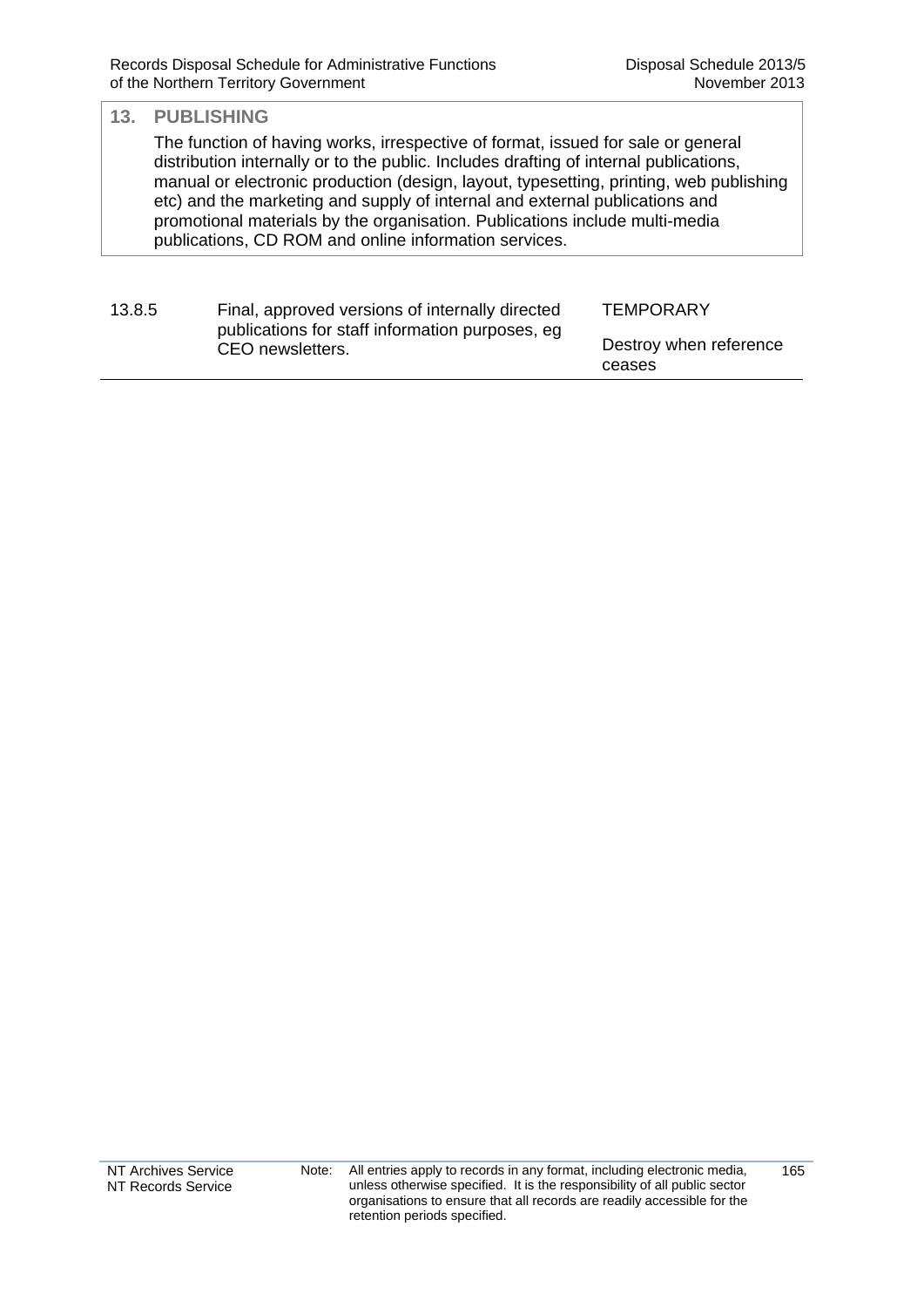## 13. PUBLISHING

The function of having works, irrespective of format, issued for sale or general distribution internally or to the public. Includes drafting of internal publications, manual or electronic production (design, layout, typesetting, printing, web publishing etc) and the marketing and supply of internal and external publications and promotional materials by the organisation. Publications include multi-media publications, CD ROM and online information services.

| | | |
|---|---|---|
| 13.8.5 | Final, approved versions of internally directed publications for staff information purposes, eg CEO newsletters. | TEMPORARY<br><br>Destroy when reference ceases |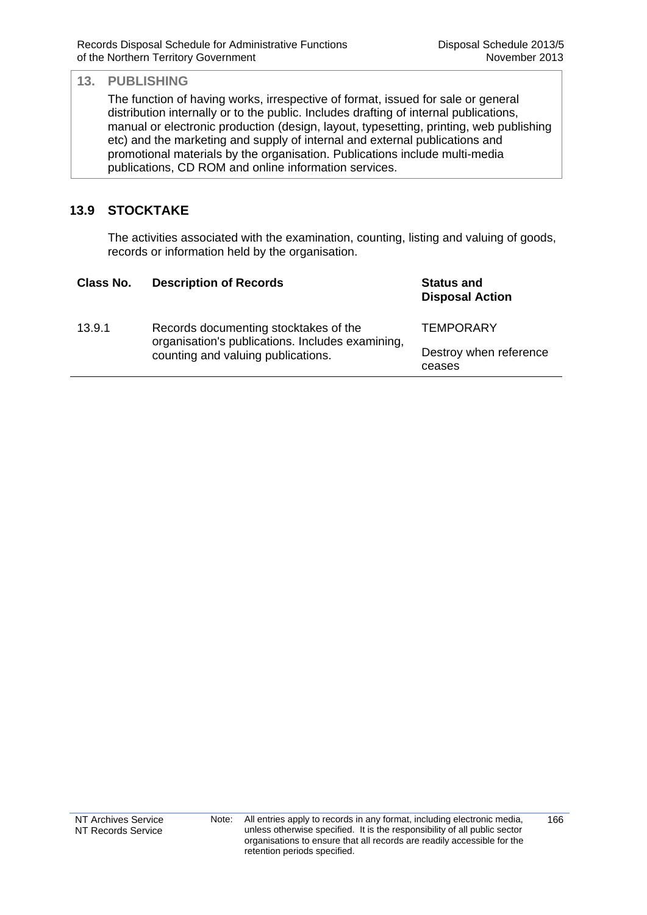## 13. PUBLISHING

The function of having works, irrespective of format, issued for sale or general distribution internally or to the public. Includes drafting of internal publications, manual or electronic production (design, layout, typesetting, printing, web publishing etc) and the marketing and supply of internal and external publications and promotional materials by the organisation. Publications include multi-media publications, CD ROM and online information services.

### 13.9 STOCKTAKE

The activities associated with the examination, counting, listing and valuing of goods, records or information held by the organisation.

| Class No. | Description of Records | Status and Disposal Action |
|---|---|---|
| 13.9.1 | Records documenting stocktakes of the organisation's publications. Includes examining, counting and valuing publications. | TEMPORARY<br><br>Destroy when reference ceases |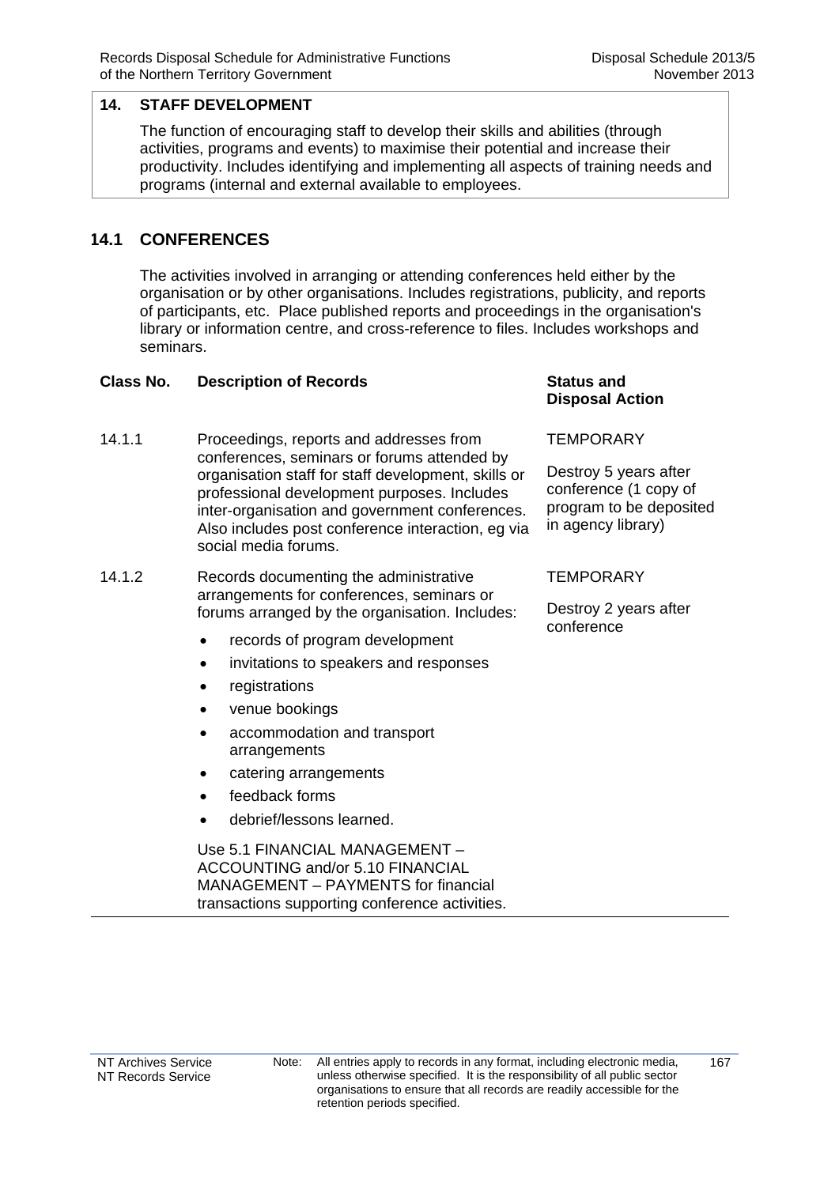## 14. STAFF DEVELOPMENT

The function of encouraging staff to develop their skills and abilities (through activities, programs and events) to maximise their potential and increase their productivity. Includes identifying and implementing all aspects of training needs and programs (internal and external available to employees.

## 14.1 CONFERENCES

The activities involved in arranging or attending conferences held either by the organisation or by other organisations. Includes registrations, publicity, and reports of participants, etc. Place published reports and proceedings in the organisation's library or information centre, and cross-reference to files. Includes workshops and seminars.

| Class No. | Description of Records | Status and Disposal Action |
|---|---|---|
| 14.1.1 | Proceedings, reports and addresses from conferences, seminars or forums attended by organisation staff for staff development, skills or professional development purposes. Includes inter-organisation and government conferences. Also includes post conference interaction, eg via social media forums. | TEMPORARY<br><br>Destroy 5 years after conference (1 copy of program to be deposited in agency library) |
| 14.1.2 | Records documenting the administrative arrangements for conferences, seminars or forums arranged by the organisation. Includes:<br>• records of program development<br>• invitations to speakers and responses<br>• registrations<br>• venue bookings<br>• accommodation and transport arrangements<br>• catering arrangements<br>• feedback forms<br>• debrief/lessons learned.<br><br>Use 5.1 FINANCIAL MANAGEMENT – ACCOUNTING and/or 5.10 FINANCIAL MANAGEMENT – PAYMENTS for financial transactions supporting conference activities. | TEMPORARY<br><br>Destroy 2 years after conference |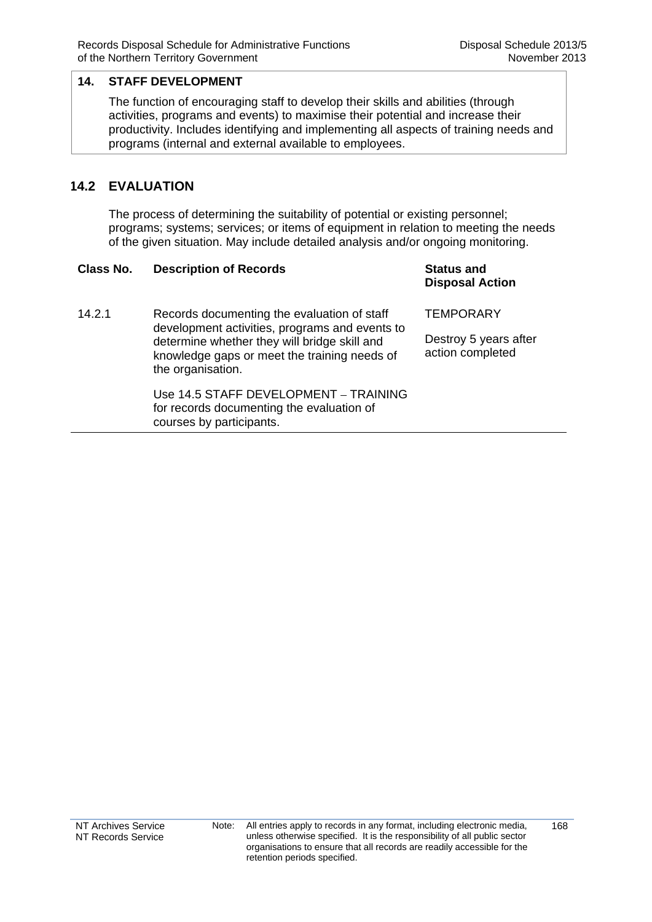## 14. STAFF DEVELOPMENT

The function of encouraging staff to develop their skills and abilities (through activities, programs and events) to maximise their potential and increase their productivity. Includes identifying and implementing all aspects of training needs and programs (internal and external available to employees.

## 14.2 EVALUATION

The process of determining the suitability of potential or existing personnel; programs; systems; services; or items of equipment in relation to meeting the needs of the given situation. May include detailed analysis and/or ongoing monitoring.

| Class No. | Description of Records | Status and Disposal Action |
|---|---|---|
| 14.2.1 | Records documenting the evaluation of staff development activities, programs and events to determine whether they will bridge skill and knowledge gaps or meet the training needs of the organisation.<br><br>Use 14.5 STAFF DEVELOPMENT – TRAINING for records documenting the evaluation of courses by participants. | TEMPORARY<br><br>Destroy 5 years after action completed |

Note: All entries apply to records in any format, including electronic media, unless otherwise specified. It is the responsibility of all public sector organisations to ensure that all records are readily accessible for the retention periods specified.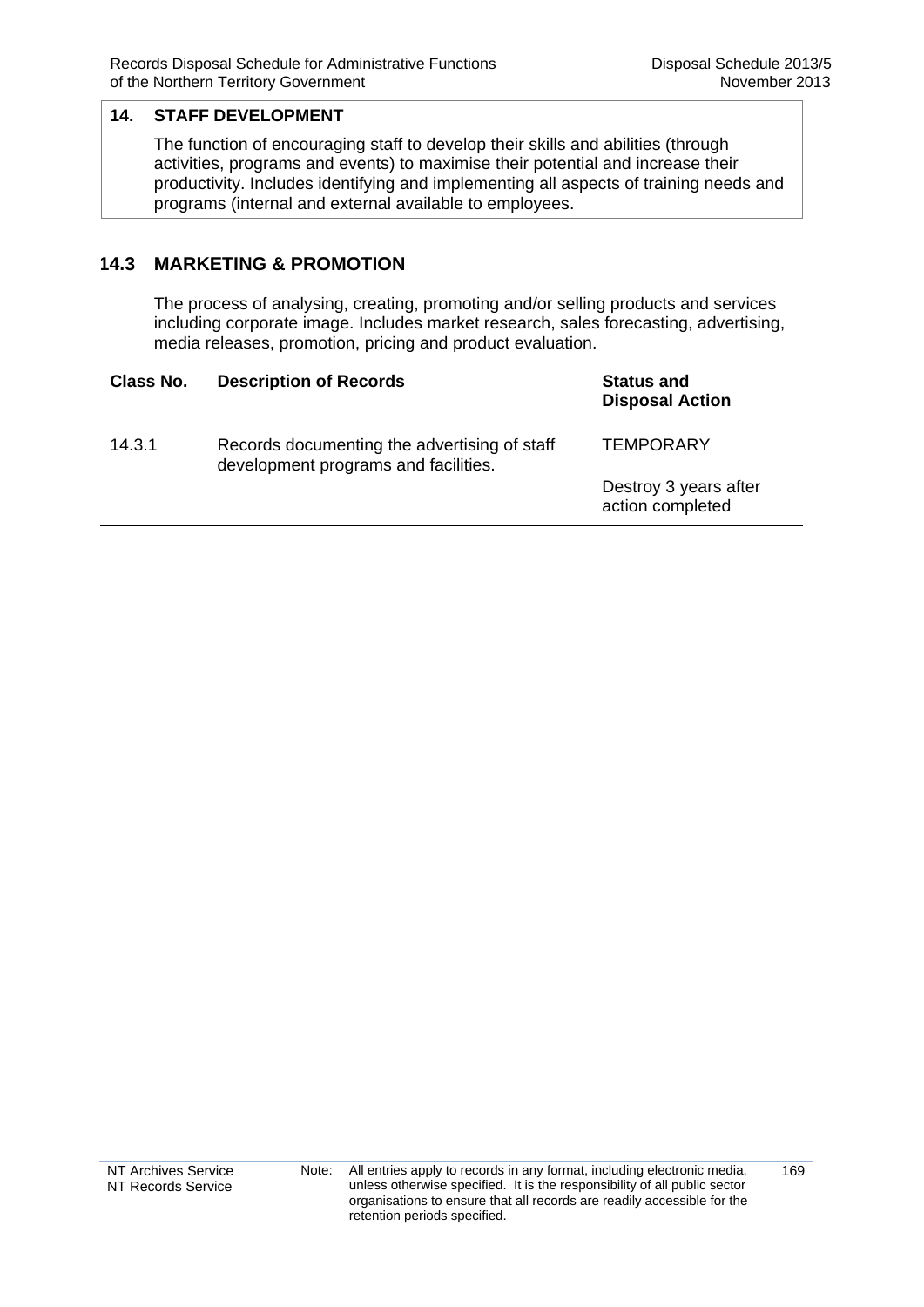## 14. STAFF DEVELOPMENT

The function of encouraging staff to develop their skills and abilities (through activities, programs and events) to maximise their potential and increase their productivity. Includes identifying and implementing all aspects of training needs and programs (internal and external available to employees.

### 14.3 MARKETING & PROMOTION

The process of analysing, creating, promoting and/or selling products and services including corporate image. Includes market research, sales forecasting, advertising, media releases, promotion, pricing and product evaluation.

| Class No. | Description of Records | Status and Disposal Action |
| --- | --- | --- |
| 14.3.1 | Records documenting the advertising of staff development programs and facilities. | TEMPORARY<br><br>Destroy 3 years after action completed |

Note: All entries apply to records in any format, including electronic media, unless otherwise specified. It is the responsibility of all public sector organisations to ensure that all records are readily accessible for the retention periods specified.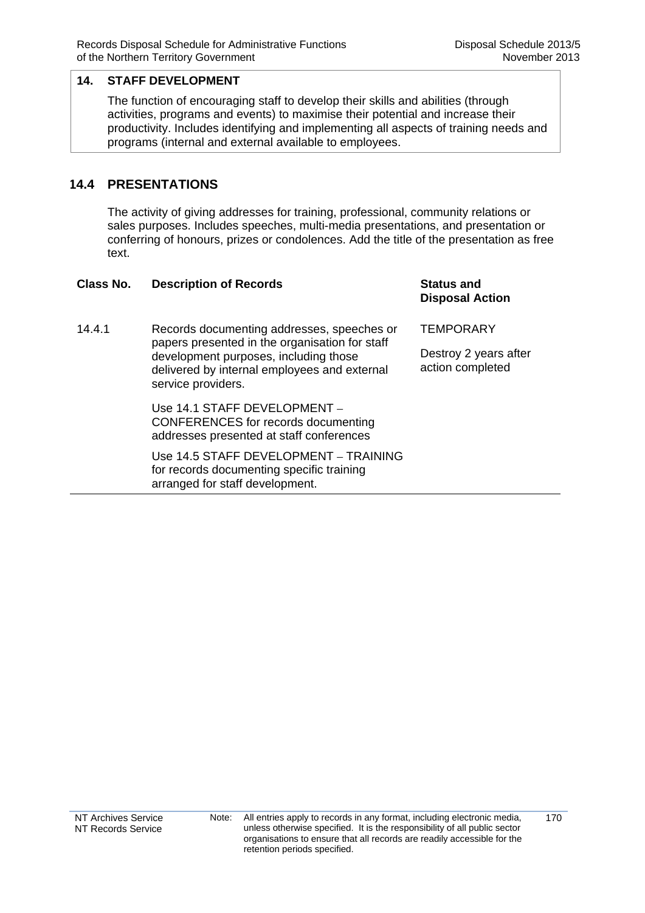## 14. STAFF DEVELOPMENT

The function of encouraging staff to develop their skills and abilities (through activities, programs and events) to maximise their potential and increase their productivity. Includes identifying and implementing all aspects of training needs and programs (internal and external available to employees.

## 14.4 PRESENTATIONS

The activity of giving addresses for training, professional, community relations or sales purposes. Includes speeches, multi-media presentations, and presentation or conferring of honours, prizes or condolences. Add the title of the presentation as free text.

| Class No. | Description of Records | Status and Disposal Action |
|---|---|---|
| 14.4.1 | Records documenting addresses, speeches or papers presented in the organisation for staff development purposes, including those delivered by internal employees and external service providers.<br><br>Use 14.1 STAFF DEVELOPMENT – CONFERENCES for records documenting addresses presented at staff conferences<br><br>Use 14.5 STAFF DEVELOPMENT – TRAINING for records documenting specific training arranged for staff development. | TEMPORARY<br><br>Destroy 2 years after action completed |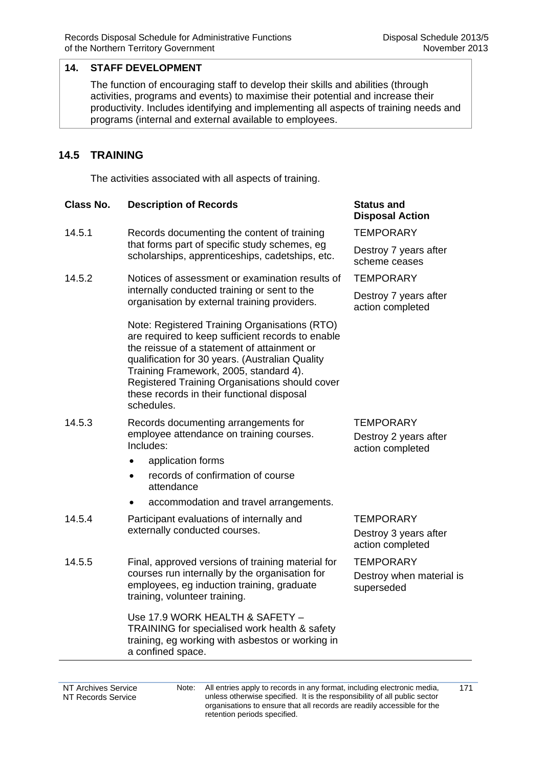## 14. STAFF DEVELOPMENT

The function of encouraging staff to develop their skills and abilities (through activities, programs and events) to maximise their potential and increase their productivity. Includes identifying and implementing all aspects of training needs and programs (internal and external available to employees.

### 14.5 TRAINING

The activities associated with all aspects of training.

| Class No. | Description of Records | Status and Disposal Action |
|---|---|---|
| 14.5.1 | Records documenting the content of training that forms part of specific study schemes, eg scholarships, apprenticeships, cadetships, etc. | TEMPORARY<br>Destroy 7 years after scheme ceases |
| 14.5.2 | Notices of assessment or examination results of internally conducted training or sent to the organisation by external training providers.<br><br>Note: Registered Training Organisations (RTO) are required to keep sufficient records to enable the reissue of a statement of attainment or qualification for 30 years. (Australian Quality Training Framework, 2005, standard 4). Registered Training Organisations should cover these records in their functional disposal schedules. | TEMPORARY<br>Destroy 7 years after action completed |
| 14.5.3 | Records documenting arrangements for employee attendance on training courses. Includes:<br>• application forms<br>• records of confirmation of course attendance<br>• accommodation and travel arrangements. | TEMPORARY<br>Destroy 2 years after action completed |
| 14.5.4 | Participant evaluations of internally and externally conducted courses. | TEMPORARY<br>Destroy 3 years after action completed |
| 14.5.5 | Final, approved versions of training material for courses run internally by the organisation for employees, eg induction training, graduate training, volunteer training.<br><br>Use 17.9 WORK HEALTH & SAFETY – TRAINING for specialised work health & safety training, eg working with asbestos or working in a confined space. | TEMPORARY<br>Destroy when material is superseded |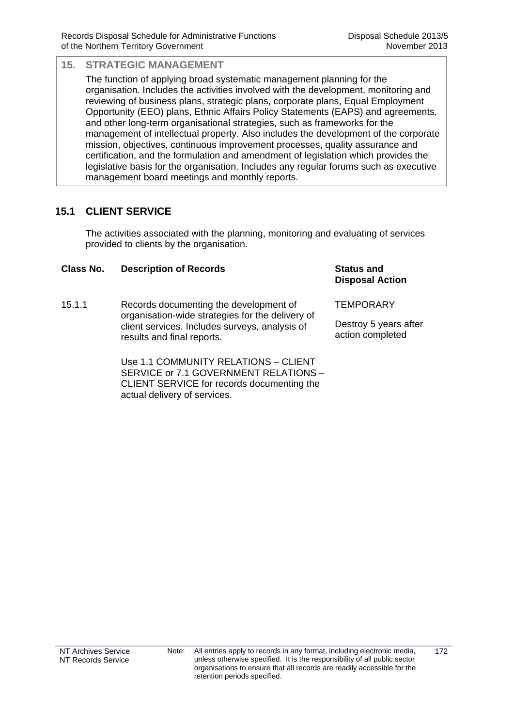## 15. STRATEGIC MANAGEMENT

The function of applying broad systematic management planning for the organisation. Includes the activities involved with the development, monitoring and reviewing of business plans, strategic plans, corporate plans, Equal Employment Opportunity (EEO) plans, Ethnic Affairs Policy Statements (EAPS) and agreements, and other long-term organisational strategies, such as frameworks for the management of intellectual property. Also includes the development of the corporate mission, objectives, continuous improvement processes, quality assurance and certification, and the formulation and amendment of legislation which provides the legislative basis for the organisation. Includes any regular forums such as executive management board meetings and monthly reports.

### 15.1 CLIENT SERVICE

The activities associated with the planning, monitoring and evaluating of services provided to clients by the organisation.

| Class No. | Description of Records | Status and Disposal Action |
|---|---|---|
| 15.1.1 | Records documenting the development of organisation-wide strategies for the delivery of client services. Includes surveys, analysis of results and final reports.<br><br>Use 1.1 COMMUNITY RELATIONS – CLIENT SERVICE or 7.1 GOVERNMENT RELATIONS – CLIENT SERVICE for records documenting the actual delivery of services. | TEMPORARY<br><br>Destroy 5 years after action completed |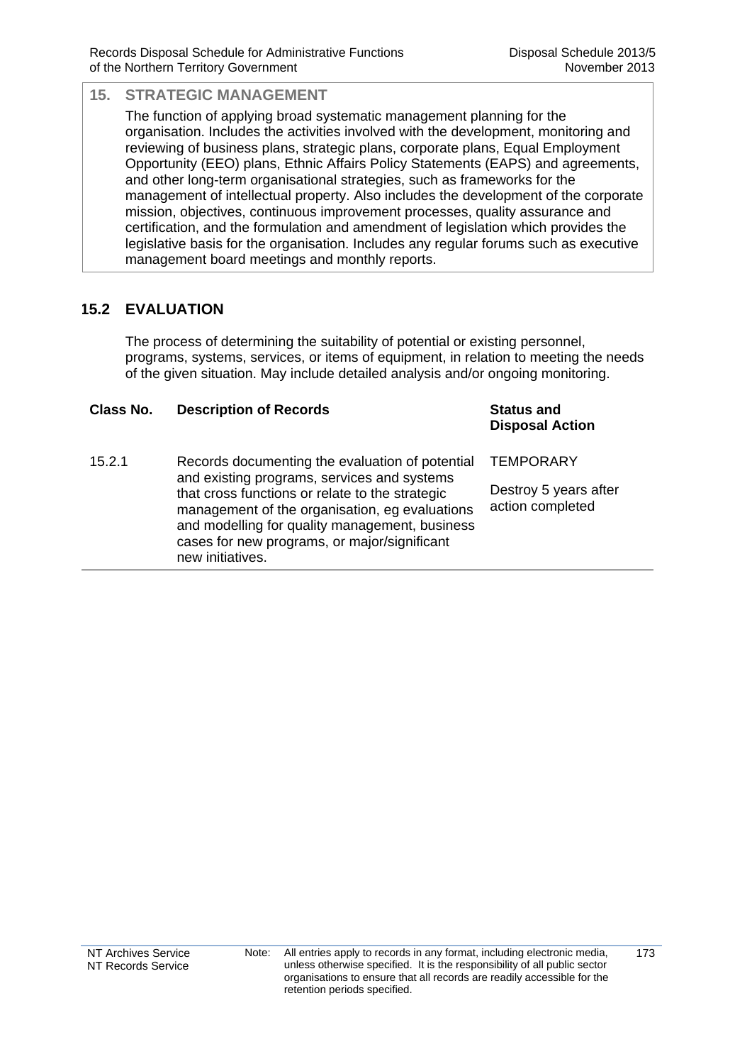## 15. STRATEGIC MANAGEMENT

The function of applying broad systematic management planning for the organisation. Includes the activities involved with the development, monitoring and reviewing of business plans, strategic plans, corporate plans, Equal Employment Opportunity (EEO) plans, Ethnic Affairs Policy Statements (EAPS) and agreements, and other long-term organisational strategies, such as frameworks for the management of intellectual property. Also includes the development of the corporate mission, objectives, continuous improvement processes, quality assurance and certification, and the formulation and amendment of legislation which provides the legislative basis for the organisation. Includes any regular forums such as executive management board meetings and monthly reports.

## 15.2 EVALUATION

The process of determining the suitability of potential or existing personnel, programs, systems, services, or items of equipment, in relation to meeting the needs of the given situation. May include detailed analysis and/or ongoing monitoring.

| Class No. | Description of Records | Status and Disposal Action |
|---|---|---|
| 15.2.1 | Records documenting the evaluation of potential and existing programs, services and systems that cross functions or relate to the strategic management of the organisation, eg evaluations and modelling for quality management, business cases for new programs, or major/significant new initiatives. | TEMPORARY<br><br>Destroy 5 years after action completed |

Note: All entries apply to records in any format, including electronic media, unless otherwise specified. It is the responsibility of all public sector organisations to ensure that all records are readily accessible for the retention periods specified.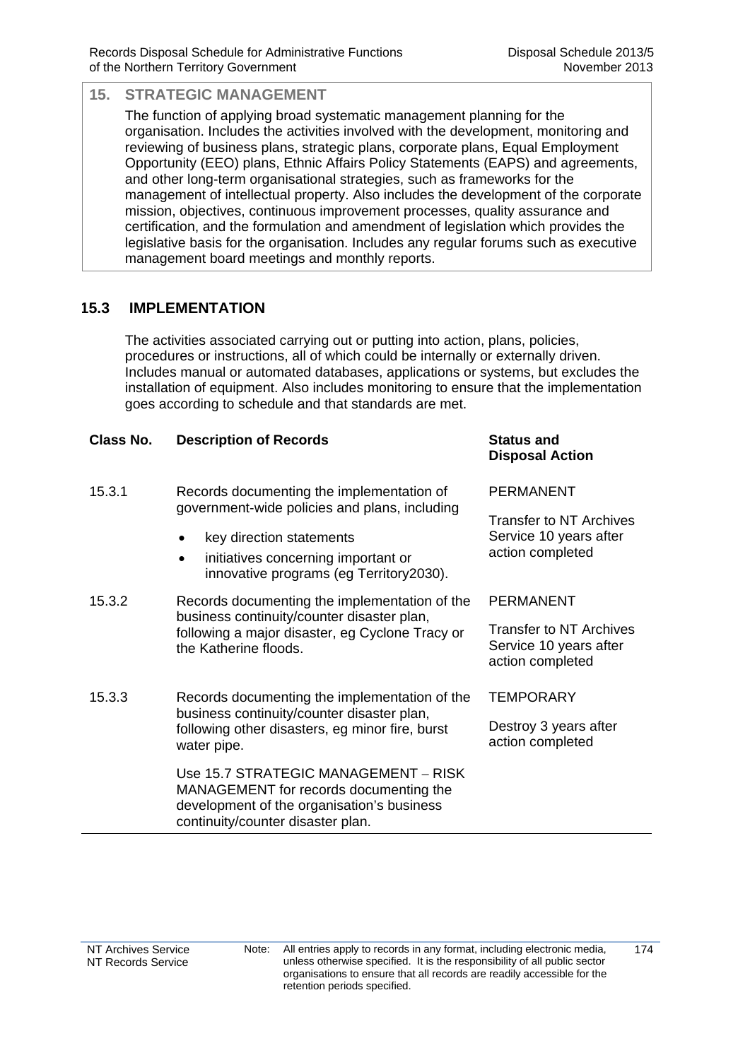## 15. STRATEGIC MANAGEMENT

The function of applying broad systematic management planning for the organisation. Includes the activities involved with the development, monitoring and reviewing of business plans, strategic plans, corporate plans, Equal Employment Opportunity (EEO) plans, Ethnic Affairs Policy Statements (EAPS) and agreements, and other long-term organisational strategies, such as frameworks for the management of intellectual property. Also includes the development of the corporate mission, objectives, continuous improvement processes, quality assurance and certification, and the formulation and amendment of legislation which provides the legislative basis for the organisation. Includes any regular forums such as executive management board meetings and monthly reports.

### 15.3 IMPLEMENTATION

The activities associated carrying out or putting into action, plans, policies, procedures or instructions, all of which could be internally or externally driven. Includes manual or automated databases, applications or systems, but excludes the installation of equipment. Also includes monitoring to ensure that the implementation goes according to schedule and that standards are met.

| Class No. | Description of Records | Status and Disposal Action |
|---|---|---|
| 15.3.1 | Records documenting the implementation of government-wide policies and plans, including<br>• key direction statements<br>• initiatives concerning important or innovative programs (eg Territory2030). | PERMANENT<br><br>Transfer to NT Archives Service 10 years after action completed |
| 15.3.2 | Records documenting the implementation of the business continuity/counter disaster plan, following a major disaster, eg Cyclone Tracy or the Katherine floods. | PERMANENT<br><br>Transfer to NT Archives Service 10 years after action completed |
| 15.3.3 | Records documenting the implementation of the business continuity/counter disaster plan, following other disasters, eg minor fire, burst water pipe.<br><br>Use 15.7 STRATEGIC MANAGEMENT – RISK MANAGEMENT for records documenting the development of the organisation's business continuity/counter disaster plan. | TEMPORARY<br><br>Destroy 3 years after action completed |

Note: All entries apply to records in any format, including electronic media, unless otherwise specified. It is the responsibility of all public sector organisations to ensure that all records are readily accessible for the retention periods specified.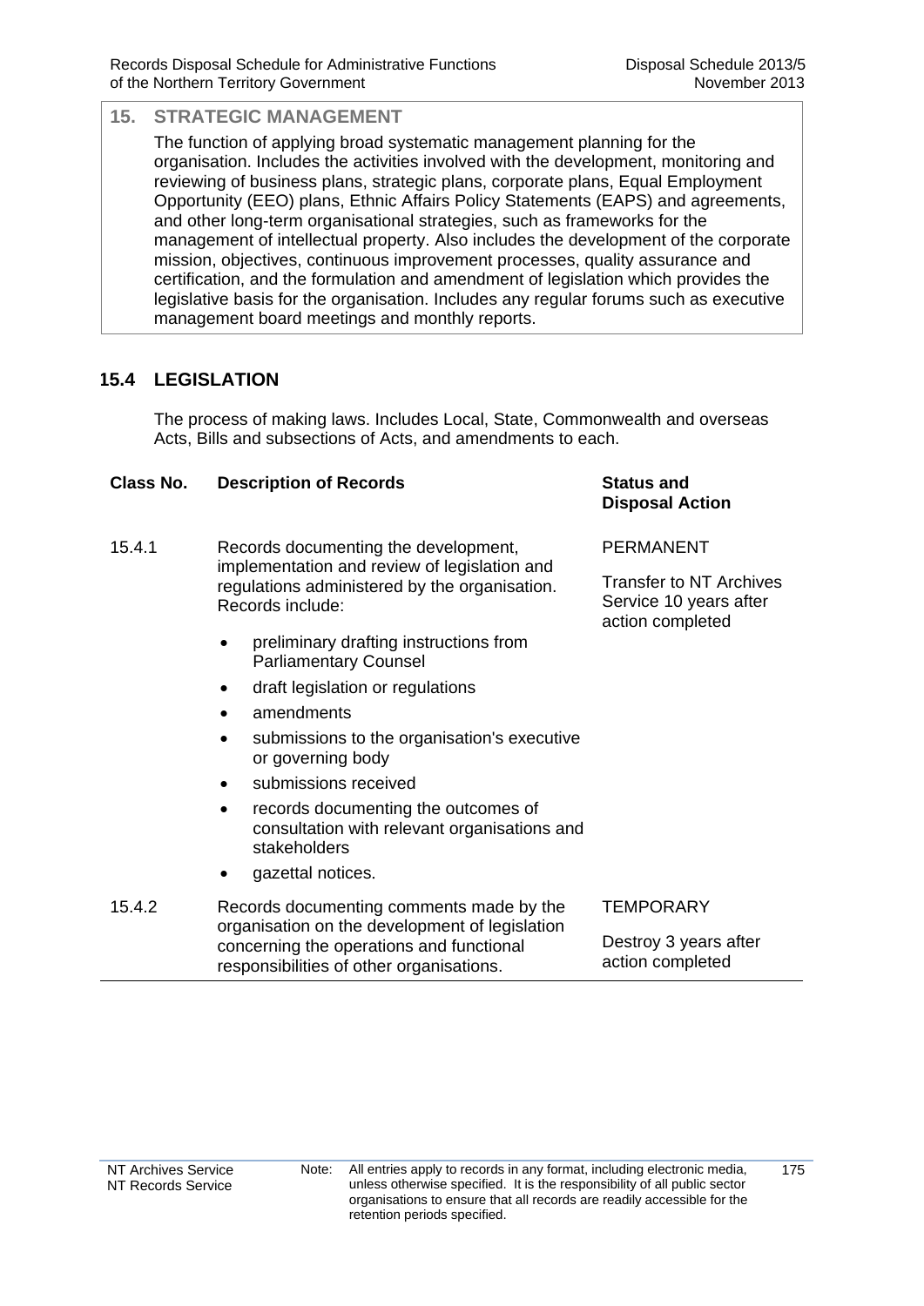## 15. STRATEGIC MANAGEMENT

The function of applying broad systematic management planning for the organisation. Includes the activities involved with the development, monitoring and reviewing of business plans, strategic plans, corporate plans, Equal Employment Opportunity (EEO) plans, Ethnic Affairs Policy Statements (EAPS) and agreements, and other long-term organisational strategies, such as frameworks for the management of intellectual property. Also includes the development of the corporate mission, objectives, continuous improvement processes, quality assurance and certification, and the formulation and amendment of legislation which provides the legislative basis for the organisation. Includes any regular forums such as executive management board meetings and monthly reports.

### 15.4 LEGISLATION

The process of making laws. Includes Local, State, Commonwealth and overseas Acts, Bills and subsections of Acts, and amendments to each.

| Class No. | Description of Records | Status and Disposal Action |
|---|---|---|
| 15.4.1 | Records documenting the development, implementation and review of legislation and regulations administered by the organisation. Records include:<br>• preliminary drafting instructions from Parliamentary Counsel<br>• draft legislation or regulations<br>• amendments<br>• submissions to the organisation's executive or governing body<br>• submissions received<br>• records documenting the outcomes of consultation with relevant organisations and stakeholders<br>• gazettal notices. | PERMANENT<br><br>Transfer to NT Archives Service 10 years after action completed |
| 15.4.2 | Records documenting comments made by the organisation on the development of legislation concerning the operations and functional responsibilities of other organisations. | TEMPORARY<br><br>Destroy 3 years after action completed |

Note: All entries apply to records in any format, including electronic media, unless otherwise specified. It is the responsibility of all public sector organisations to ensure that all records are readily accessible for the retention periods specified.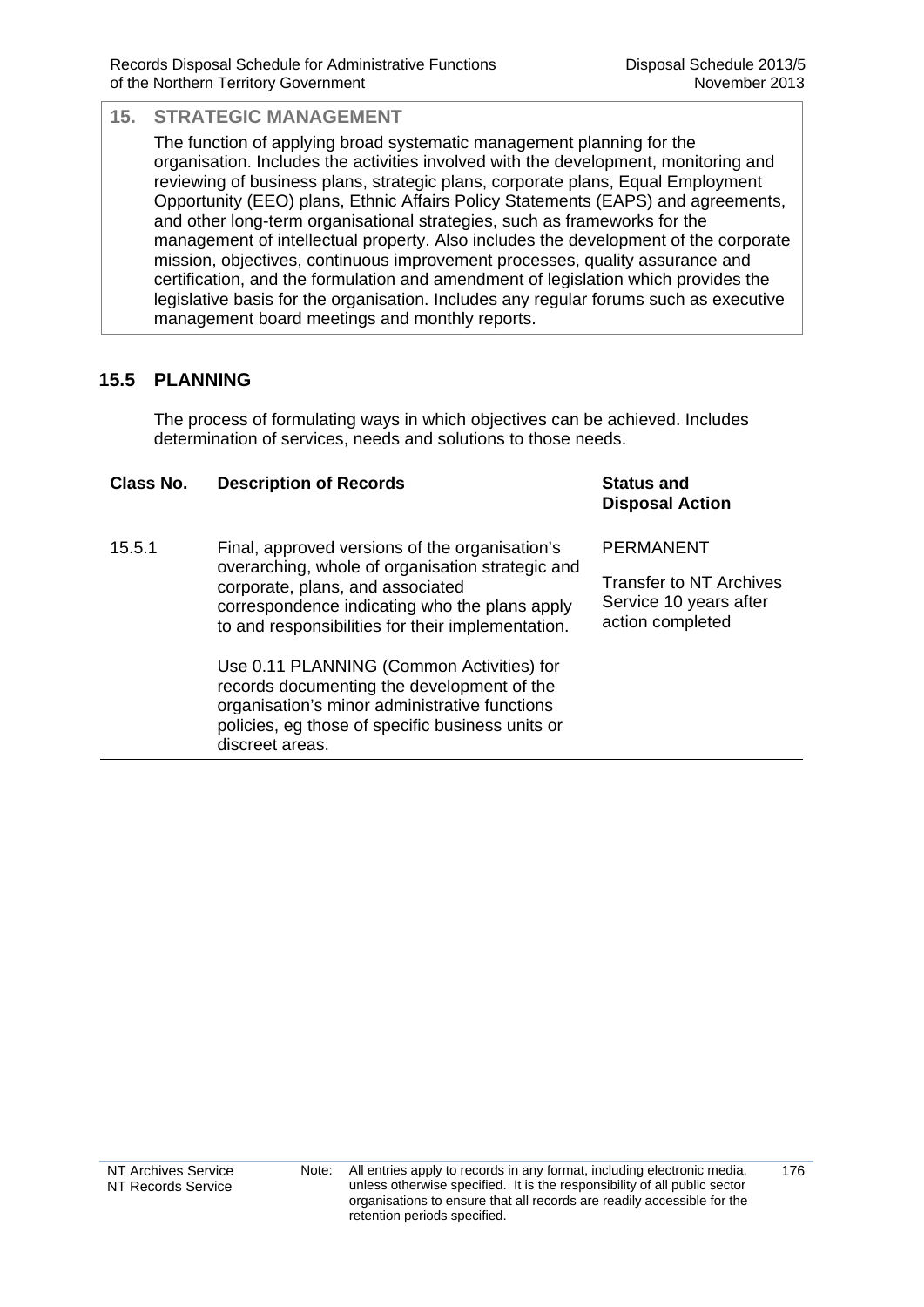## 15. STRATEGIC MANAGEMENT

The function of applying broad systematic management planning for the organisation. Includes the activities involved with the development, monitoring and reviewing of business plans, strategic plans, corporate plans, Equal Employment Opportunity (EEO) plans, Ethnic Affairs Policy Statements (EAPS) and agreements, and other long-term organisational strategies, such as frameworks for the management of intellectual property. Also includes the development of the corporate mission, objectives, continuous improvement processes, quality assurance and certification, and the formulation and amendment of legislation which provides the legislative basis for the organisation. Includes any regular forums such as executive management board meetings and monthly reports.

### 15.5 PLANNING

The process of formulating ways in which objectives can be achieved. Includes determination of services, needs and solutions to those needs.

| Class No. | Description of Records | Status and Disposal Action |
|---|---|---|
| 15.5.1 | Final, approved versions of the organisation's overarching, whole of organisation strategic and corporate, plans, and associated correspondence indicating who the plans apply to and responsibilities for their implementation.<br><br>Use 0.11 PLANNING (Common Activities) for records documenting the development of the organisation's minor administrative functions policies, eg those of specific business units or discreet areas. | PERMANENT<br><br>Transfer to NT Archives Service 10 years after action completed |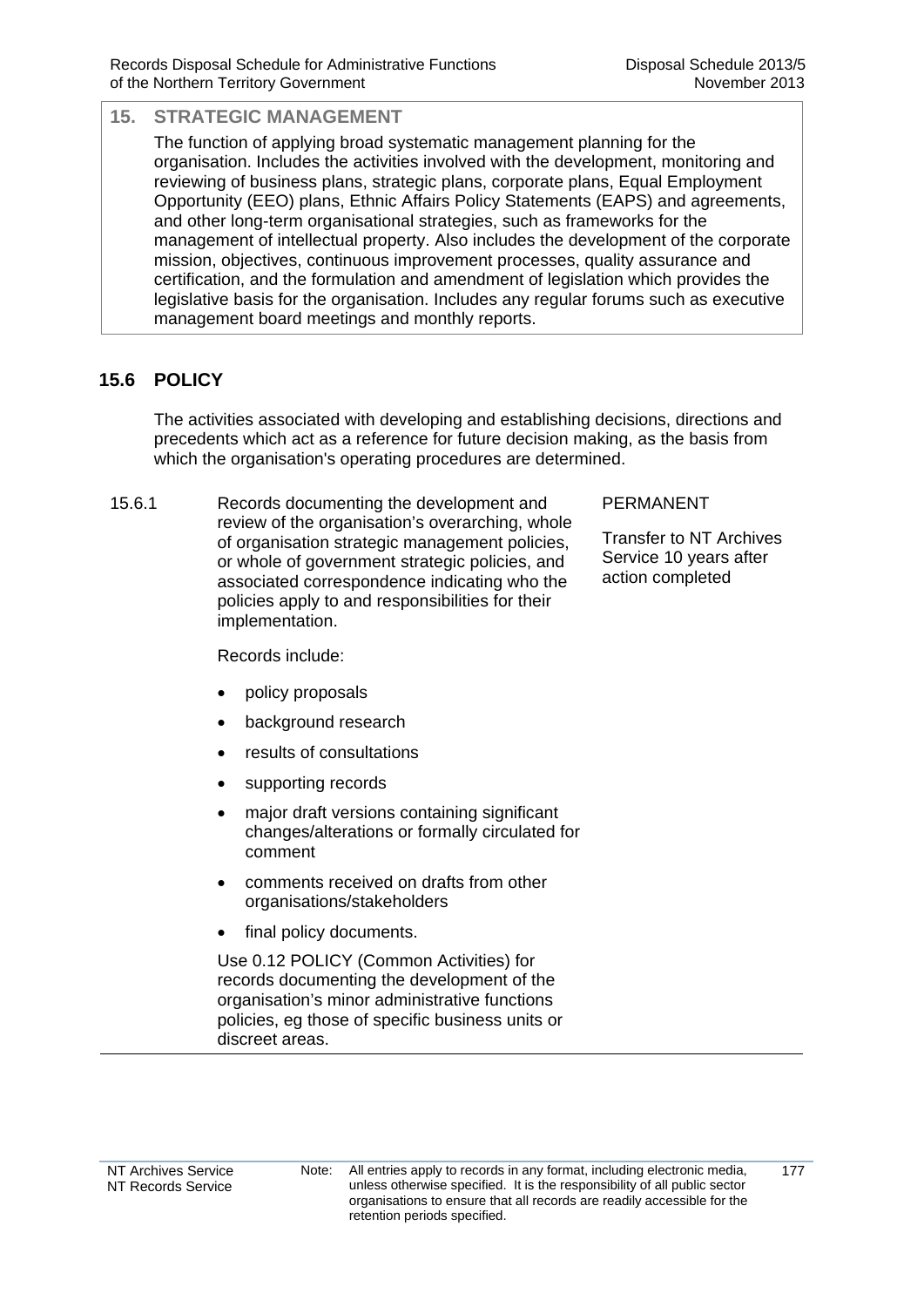## 15. STRATEGIC MANAGEMENT

The function of applying broad systematic management planning for the organisation. Includes the activities involved with the development, monitoring and reviewing of business plans, strategic plans, corporate plans, Equal Employment Opportunity (EEO) plans, Ethnic Affairs Policy Statements (EAPS) and agreements, and other long-term organisational strategies, such as frameworks for the management of intellectual property. Also includes the development of the corporate mission, objectives, continuous improvement processes, quality assurance and certification, and the formulation and amendment of legislation which provides the legislative basis for the organisation. Includes any regular forums such as executive management board meetings and monthly reports.

## 15.6 POLICY

The activities associated with developing and establishing decisions, directions and precedents which act as a reference for future decision making, as the basis from which the organisation's operating procedures are determined.

| | | |
|---|---|---|
| 15.6.1 | Records documenting the development and review of the organisation's overarching, whole of organisation strategic management policies, or whole of government strategic policies, and associated correspondence indicating who the policies apply to and responsibilities for their implementation.<br><br>Records include:<br>• policy proposals<br>• background research<br>• results of consultations<br>• supporting records<br>• major draft versions containing significant changes/alterations or formally circulated for comment<br>• comments received on drafts from other organisations/stakeholders<br>• final policy documents.<br><br>Use 0.12 POLICY (Common Activities) for records documenting the development of the organisation's minor administrative functions policies, eg those of specific business units or discreet areas. | PERMANENT<br><br>Transfer to NT Archives Service 10 years after action completed |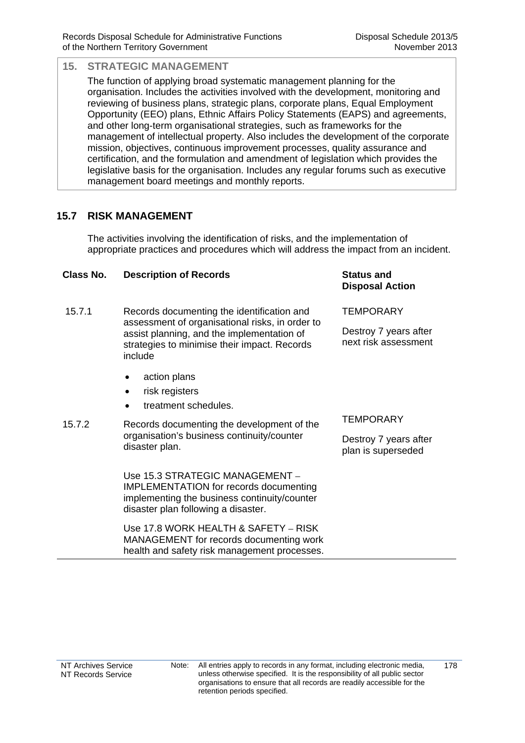## 15. STRATEGIC MANAGEMENT

The function of applying broad systematic management planning for the organisation. Includes the activities involved with the development, monitoring and reviewing of business plans, strategic plans, corporate plans, Equal Employment Opportunity (EEO) plans, Ethnic Affairs Policy Statements (EAPS) and agreements, and other long-term organisational strategies, such as frameworks for the management of intellectual property. Also includes the development of the corporate mission, objectives, continuous improvement processes, quality assurance and certification, and the formulation and amendment of legislation which provides the legislative basis for the organisation. Includes any regular forums such as executive management board meetings and monthly reports.

### 15.7 RISK MANAGEMENT

The activities involving the identification of risks, and the implementation of appropriate practices and procedures which will address the impact from an incident.

| Class No. | Description of Records | Status and Disposal Action |
|---|---|---|
| 15.7.1 | Records documenting the identification and assessment of organisational risks, in order to assist planning, and the implementation of strategies to minimise their impact. Records include<br>• action plans<br>• risk registers<br>• treatment schedules. | TEMPORARY<br><br>Destroy 7 years after next risk assessment |
| 15.7.2 | Records documenting the development of the organisation's business continuity/counter disaster plan.<br><br>Use 15.3 STRATEGIC MANAGEMENT – IMPLEMENTATION for records documenting implementing the business continuity/counter disaster plan following a disaster.<br><br>Use 17.8 WORK HEALTH & SAFETY – RISK MANAGEMENT for records documenting work health and safety risk management processes. | TEMPORARY<br><br>Destroy 7 years after plan is superseded |

Note: All entries apply to records in any format, including electronic media, unless otherwise specified. It is the responsibility of all public sector organisations to ensure that all records are readily accessible for the retention periods specified.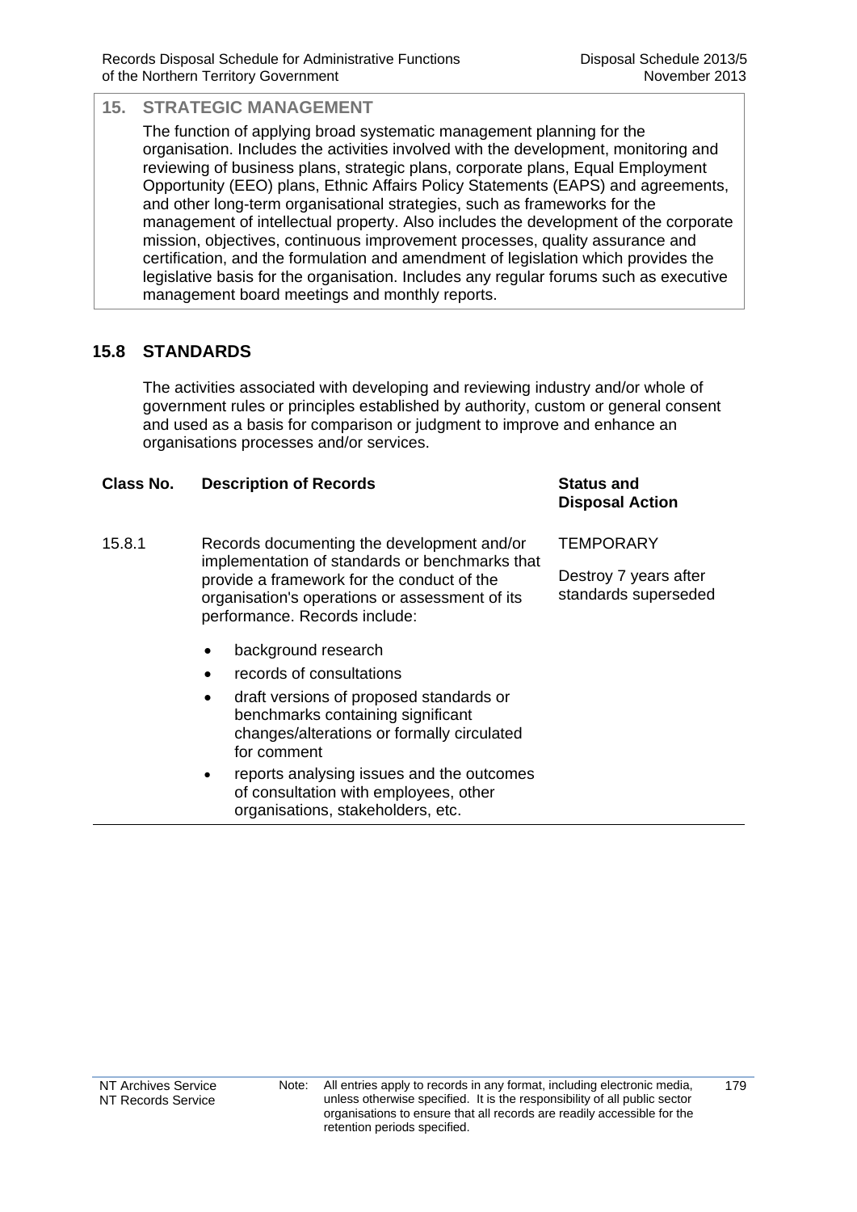## 15. STRATEGIC MANAGEMENT

The function of applying broad systematic management planning for the organisation. Includes the activities involved with the development, monitoring and reviewing of business plans, strategic plans, corporate plans, Equal Employment Opportunity (EEO) plans, Ethnic Affairs Policy Statements (EAPS) and agreements, and other long-term organisational strategies, such as frameworks for the management of intellectual property. Also includes the development of the corporate mission, objectives, continuous improvement processes, quality assurance and certification, and the formulation and amendment of legislation which provides the legislative basis for the organisation. Includes any regular forums such as executive management board meetings and monthly reports.

### 15.8 STANDARDS

The activities associated with developing and reviewing industry and/or whole of government rules or principles established by authority, custom or general consent and used as a basis for comparison or judgment to improve and enhance an organisations processes and/or services.

| Class No. | Description of Records | Status and Disposal Action |
| --- | --- | --- |
| 15.8.1 | Records documenting the development and/or implementation of standards or benchmarks that provide a framework for the conduct of the organisation's operations or assessment of its performance. Records include:<br>• background research<br>• records of consultations<br>• draft versions of proposed standards or benchmarks containing significant changes/alterations or formally circulated for comment<br>• reports analysing issues and the outcomes of consultation with employees, other organisations, stakeholders, etc. | TEMPORARY<br><br>Destroy 7 years after standards superseded |

Note: All entries apply to records in any format, including electronic media, unless otherwise specified. It is the responsibility of all public sector organisations to ensure that all records are readily accessible for the retention periods specified.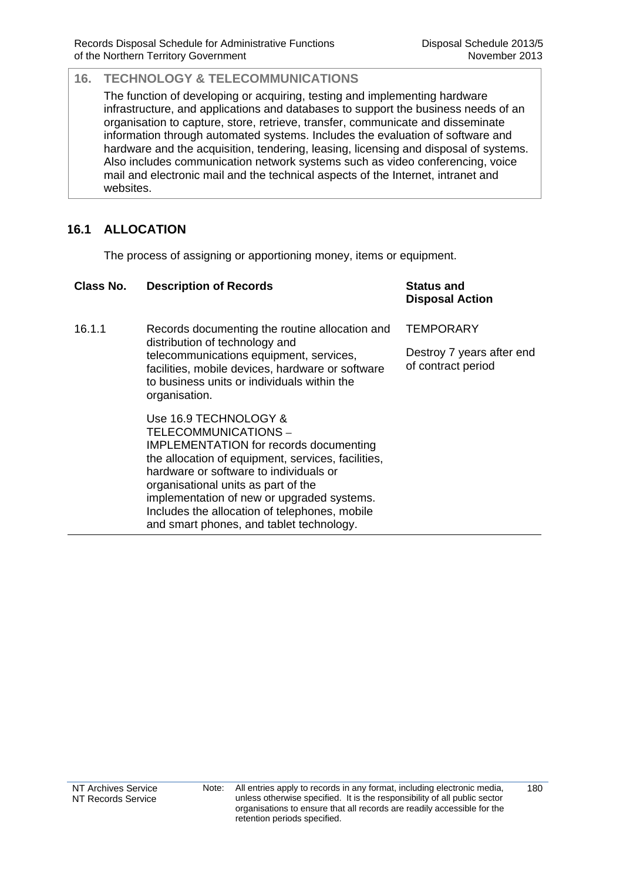## 16. TECHNOLOGY & TELECOMMUNICATIONS

The function of developing or acquiring, testing and implementing hardware infrastructure, and applications and databases to support the business needs of an organisation to capture, store, retrieve, transfer, communicate and disseminate information through automated systems. Includes the evaluation of software and hardware and the acquisition, tendering, leasing, licensing and disposal of systems. Also includes communication network systems such as video conferencing, voice mail and electronic mail and the technical aspects of the Internet, intranet and websites.

### 16.1 ALLOCATION

The process of assigning or apportioning money, items or equipment.

| Class No. | Description of Records | Status and Disposal Action |
|---|---|---|
| 16.1.1 | Records documenting the routine allocation and distribution of technology and telecommunications equipment, services, facilities, mobile devices, hardware or software to business units or individuals within the organisation.<br><br>Use 16.9 TECHNOLOGY & TELECOMMUNICATIONS – IMPLEMENTATION for records documenting the allocation of equipment, services, facilities, hardware or software to individuals or organisational units as part of the implementation of new or upgraded systems. Includes the allocation of telephones, mobile and smart phones, and tablet technology. | TEMPORARY<br><br>Destroy 7 years after end of contract period |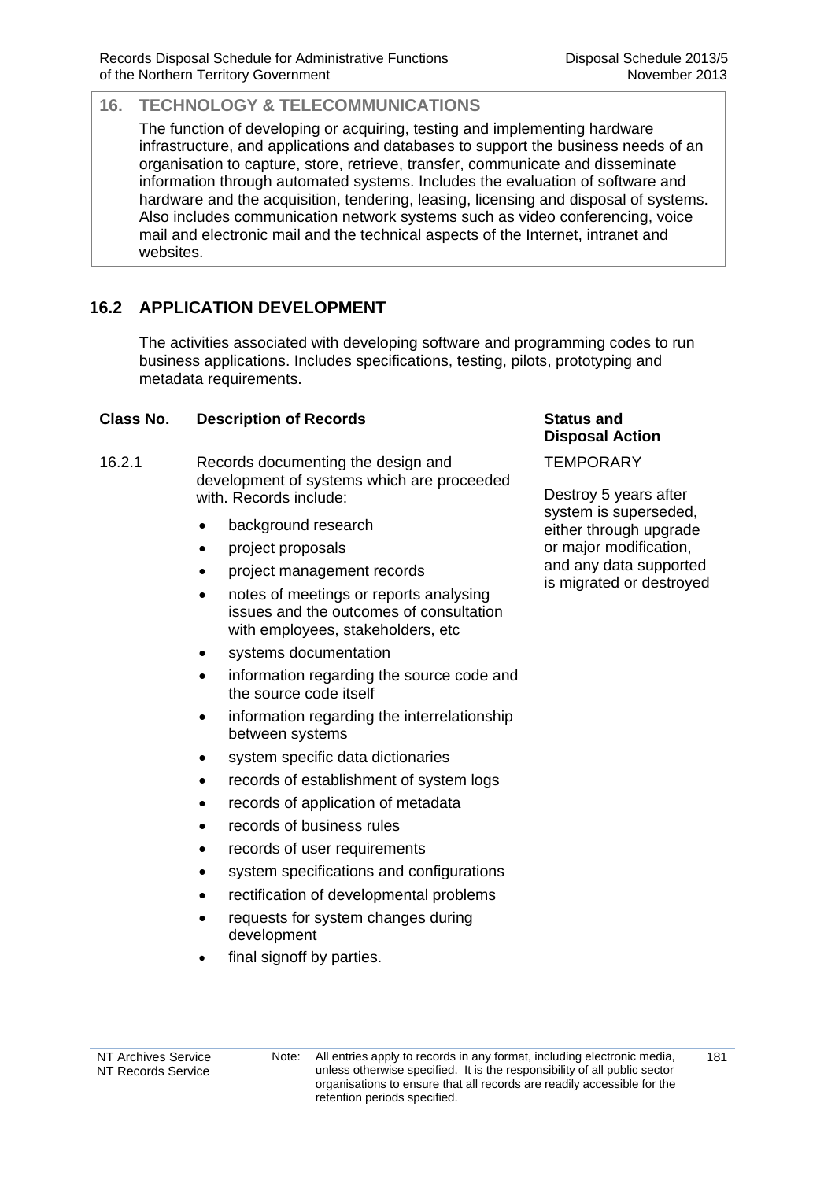## 16. TECHNOLOGY & TELECOMMUNICATIONS

The function of developing or acquiring, testing and implementing hardware infrastructure, and applications and databases to support the business needs of an organisation to capture, store, retrieve, transfer, communicate and disseminate information through automated systems. Includes the evaluation of software and hardware and the acquisition, tendering, leasing, licensing and disposal of systems. Also includes communication network systems such as video conferencing, voice mail and electronic mail and the technical aspects of the Internet, intranet and websites.

## 16.2 APPLICATION DEVELOPMENT

The activities associated with developing software and programming codes to run business applications. Includes specifications, testing, pilots, prototyping and metadata requirements.

| Class No. | Description of Records | Status and Disposal Action |
|---|---|---|
| 16.2.1 | Records documenting the design and development of systems which are proceeded with. Records include:<br>• background research<br>• project proposals<br>• project management records<br>• notes of meetings or reports analysing issues and the outcomes of consultation with employees, stakeholders, etc<br>• systems documentation<br>• information regarding the source code and the source code itself<br>• information regarding the interrelationship between systems<br>• system specific data dictionaries<br>• records of establishment of system logs<br>• records of application of metadata<br>• records of business rules<br>• records of user requirements<br>• system specifications and configurations<br>• rectification of developmental problems<br>• requests for system changes during development<br>• final signoff by parties. | TEMPORARY<br><br>Destroy 5 years after system is superseded, either through upgrade or major modification, and any data supported is migrated or destroyed |

Note: All entries apply to records in any format, including electronic media, unless otherwise specified. It is the responsibility of all public sector organisations to ensure that all records are readily accessible for the retention periods specified.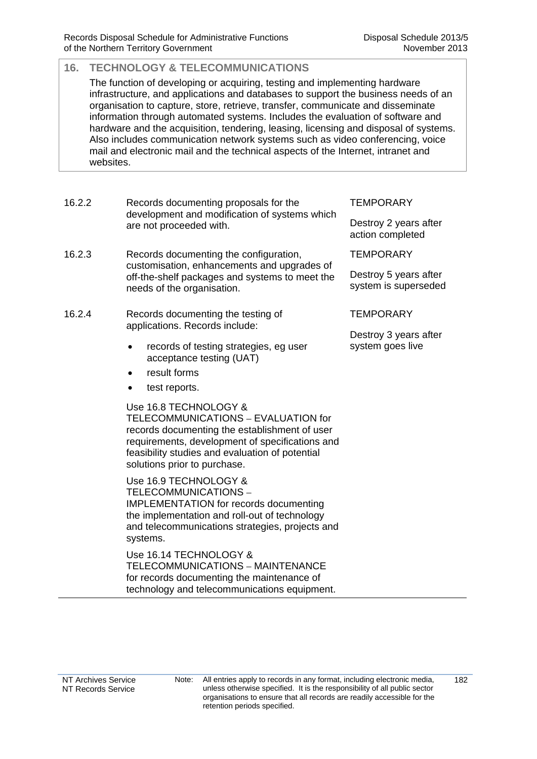## 16. TECHNOLOGY & TELECOMMUNICATIONS

The function of developing or acquiring, testing and implementing hardware infrastructure, and applications and databases to support the business needs of an organisation to capture, store, retrieve, transfer, communicate and disseminate information through automated systems. Includes the evaluation of software and hardware and the acquisition, tendering, leasing, licensing and disposal of systems. Also includes communication network systems such as video conferencing, voice mail and electronic mail and the technical aspects of the Internet, intranet and websites.

| | | |
|---|---|---|
| 16.2.2 | Records documenting proposals for the development and modification of systems which are not proceeded with. | TEMPORARY<br><br>Destroy 2 years after action completed |
| 16.2.3 | Records documenting the configuration, customisation, enhancements and upgrades of off-the-shelf packages and systems to meet the needs of the organisation. | TEMPORARY<br><br>Destroy 5 years after system is superseded |
| 16.2.4 | Records documenting the testing of applications. Records include:<br>• records of testing strategies, eg user acceptance testing (UAT)<br>• result forms<br>• test reports.<br><br>Use 16.8 TECHNOLOGY & TELECOMMUNICATIONS – EVALUATION for records documenting the establishment of user requirements, development of specifications and feasibility studies and evaluation of potential solutions prior to purchase.<br><br>Use 16.9 TECHNOLOGY & TELECOMMUNICATIONS – IMPLEMENTATION for records documenting the implementation and roll-out of technology and telecommunications strategies, projects and systems.<br><br>Use 16.14 TECHNOLOGY & TELECOMMUNICATIONS – MAINTENANCE for records documenting the maintenance of technology and telecommunications equipment. | TEMPORARY<br><br>Destroy 3 years after system goes live |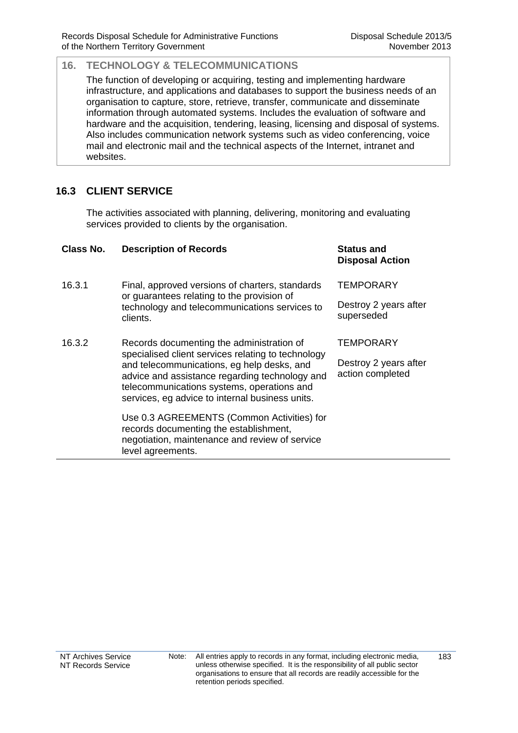## 16. TECHNOLOGY & TELECOMMUNICATIONS

The function of developing or acquiring, testing and implementing hardware infrastructure, and applications and databases to support the business needs of an organisation to capture, store, retrieve, transfer, communicate and disseminate information through automated systems. Includes the evaluation of software and hardware and the acquisition, tendering, leasing, licensing and disposal of systems. Also includes communication network systems such as video conferencing, voice mail and electronic mail and the technical aspects of the Internet, intranet and websites.

### 16.3 CLIENT SERVICE

The activities associated with planning, delivering, monitoring and evaluating services provided to clients by the organisation.

| Class No. | Description of Records | Status and Disposal Action |
|---|---|---|
| 16.3.1 | Final, approved versions of charters, standards or guarantees relating to the provision of technology and telecommunications services to clients. | TEMPORARY<br><br>Destroy 2 years after superseded |
| 16.3.2 | Records documenting the administration of specialised client services relating to technology and telecommunications, eg help desks, and advice and assistance regarding technology and telecommunications systems, operations and services, eg advice to internal business units.<br><br>Use 0.3 AGREEMENTS (Common Activities) for records documenting the establishment, negotiation, maintenance and review of service level agreements. | TEMPORARY<br><br>Destroy 2 years after action completed |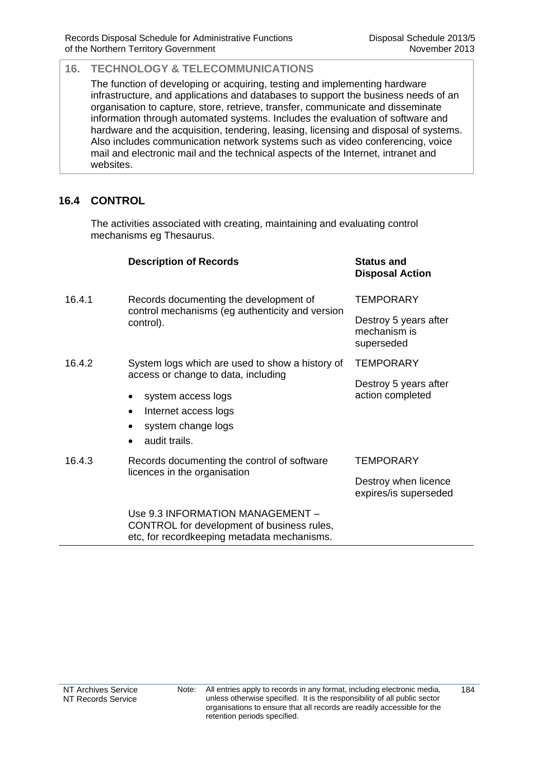## 16. TECHNOLOGY & TELECOMMUNICATIONS

The function of developing or acquiring, testing and implementing hardware infrastructure, and applications and databases to support the business needs of an organisation to capture, store, retrieve, transfer, communicate and disseminate information through automated systems. Includes the evaluation of software and hardware and the acquisition, tendering, leasing, licensing and disposal of systems. Also includes communication network systems such as video conferencing, voice mail and electronic mail and the technical aspects of the Internet, intranet and websites.

### 16.4 CONTROL

The activities associated with creating, maintaining and evaluating control mechanisms eg Thesaurus.

| | Description of Records | Status and Disposal Action |
|---|---|---|
| 16.4.1 | Records documenting the development of control mechanisms (eg authenticity and version control). | TEMPORARY<br>Destroy 5 years after mechanism is superseded |
| 16.4.2 | System logs which are used to show a history of access or change to data, including<br>• system access logs<br>• Internet access logs<br>• system change logs<br>• audit trails. | TEMPORARY<br>Destroy 5 years after action completed |
| 16.4.3 | Records documenting the control of software licences in the organisation | TEMPORARY<br>Destroy when licence expires/is superseded |
| | Use 9.3 INFORMATION MANAGEMENT – CONTROL for development of business rules, etc, for recordkeeping metadata mechanisms. | |

Note: All entries apply to records in any format, including electronic media, unless otherwise specified. It is the responsibility of all public sector organisations to ensure that all records are readily accessible for the retention periods specified.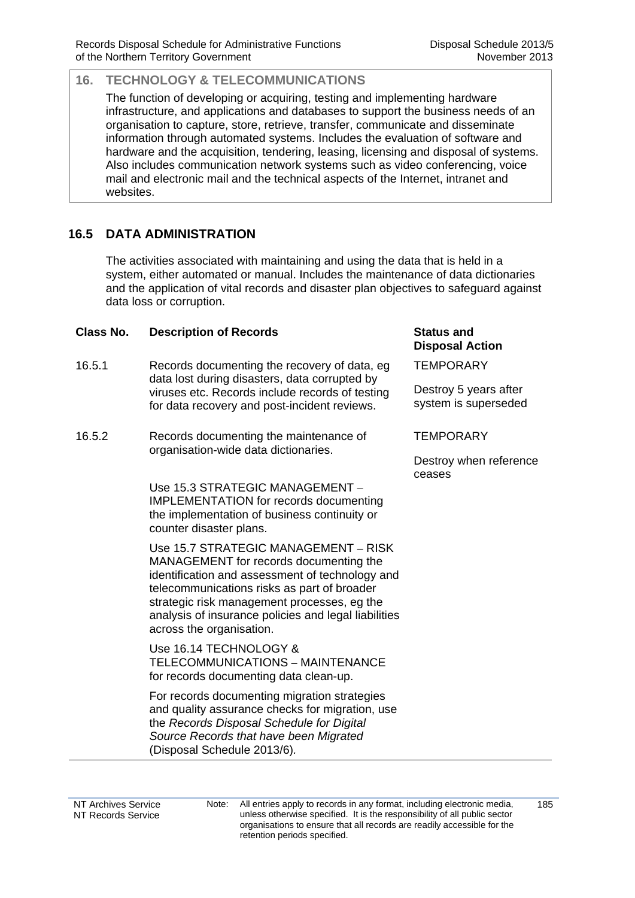## 16. TECHNOLOGY & TELECOMMUNICATIONS

The function of developing or acquiring, testing and implementing hardware infrastructure, and applications and databases to support the business needs of an organisation to capture, store, retrieve, transfer, communicate and disseminate information through automated systems. Includes the evaluation of software and hardware and the acquisition, tendering, leasing, licensing and disposal of systems. Also includes communication network systems such as video conferencing, voice mail and electronic mail and the technical aspects of the Internet, intranet and websites.

### 16.5 DATA ADMINISTRATION

The activities associated with maintaining and using the data that is held in a system, either automated or manual. Includes the maintenance of data dictionaries and the application of vital records and disaster plan objectives to safeguard against data loss or corruption.

| Class No. | Description of Records | Status and Disposal Action |
|---|---|---|
| 16.5.1 | Records documenting the recovery of data, eg data lost during disasters, data corrupted by viruses etc. Records include records of testing for data recovery and post-incident reviews. | TEMPORARY<br><br>Destroy 5 years after system is superseded |
| 16.5.2 | Records documenting the maintenance of organisation-wide data dictionaries. | TEMPORARY<br><br>Destroy when reference ceases |

Use 15.3 STRATEGIC MANAGEMENT – IMPLEMENTATION for records documenting the implementation of business continuity or counter disaster plans.

Use 15.7 STRATEGIC MANAGEMENT – RISK MANAGEMENT for records documenting the identification and assessment of technology and telecommunications risks as part of broader strategic risk management processes, eg the analysis of insurance policies and legal liabilities across the organisation.

Use 16.14 TECHNOLOGY & TELECOMMUNICATIONS – MAINTENANCE for records documenting data clean-up.

For records documenting migration strategies and quality assurance checks for migration, use the *Records Disposal Schedule for Digital Source Records that have been Migrated* (Disposal Schedule 2013/6).

Note: All entries apply to records in any format, including electronic media, unless otherwise specified. It is the responsibility of all public sector organisations to ensure that all records are readily accessible for the retention periods specified.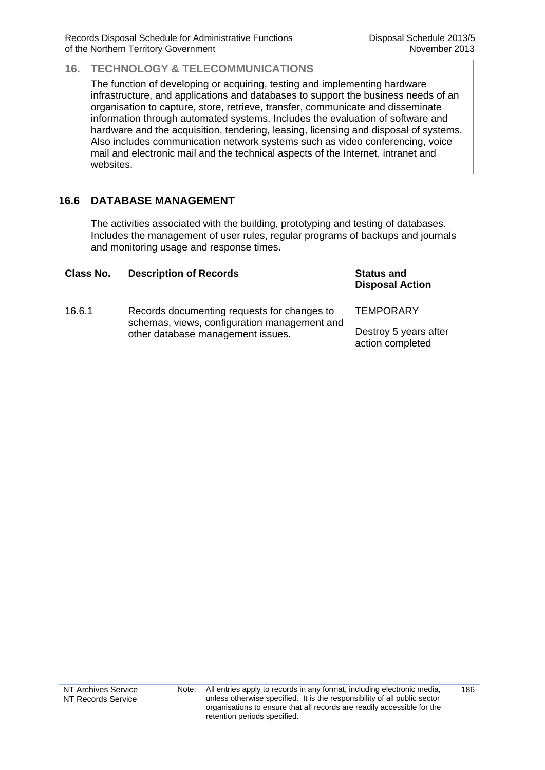## 16. TECHNOLOGY & TELECOMMUNICATIONS

The function of developing or acquiring, testing and implementing hardware infrastructure, and applications and databases to support the business needs of an organisation to capture, store, retrieve, transfer, communicate and disseminate information through automated systems. Includes the evaluation of software and hardware and the acquisition, tendering, leasing, licensing and disposal of systems. Also includes communication network systems such as video conferencing, voice mail and electronic mail and the technical aspects of the Internet, intranet and websites.

### 16.6 DATABASE MANAGEMENT

The activities associated with the building, prototyping and testing of databases. Includes the management of user rules, regular programs of backups and journals and monitoring usage and response times.

| Class No. | Description of Records | Status and Disposal Action |
|---|---|---|
| 16.6.1 | Records documenting requests for changes to schemas, views, configuration management and other database management issues. | TEMPORARY<br><br>Destroy 5 years after action completed |

Note: All entries apply to records in any format, including electronic media, unless otherwise specified. It is the responsibility of all public sector organisations to ensure that all records are readily accessible for the retention periods specified.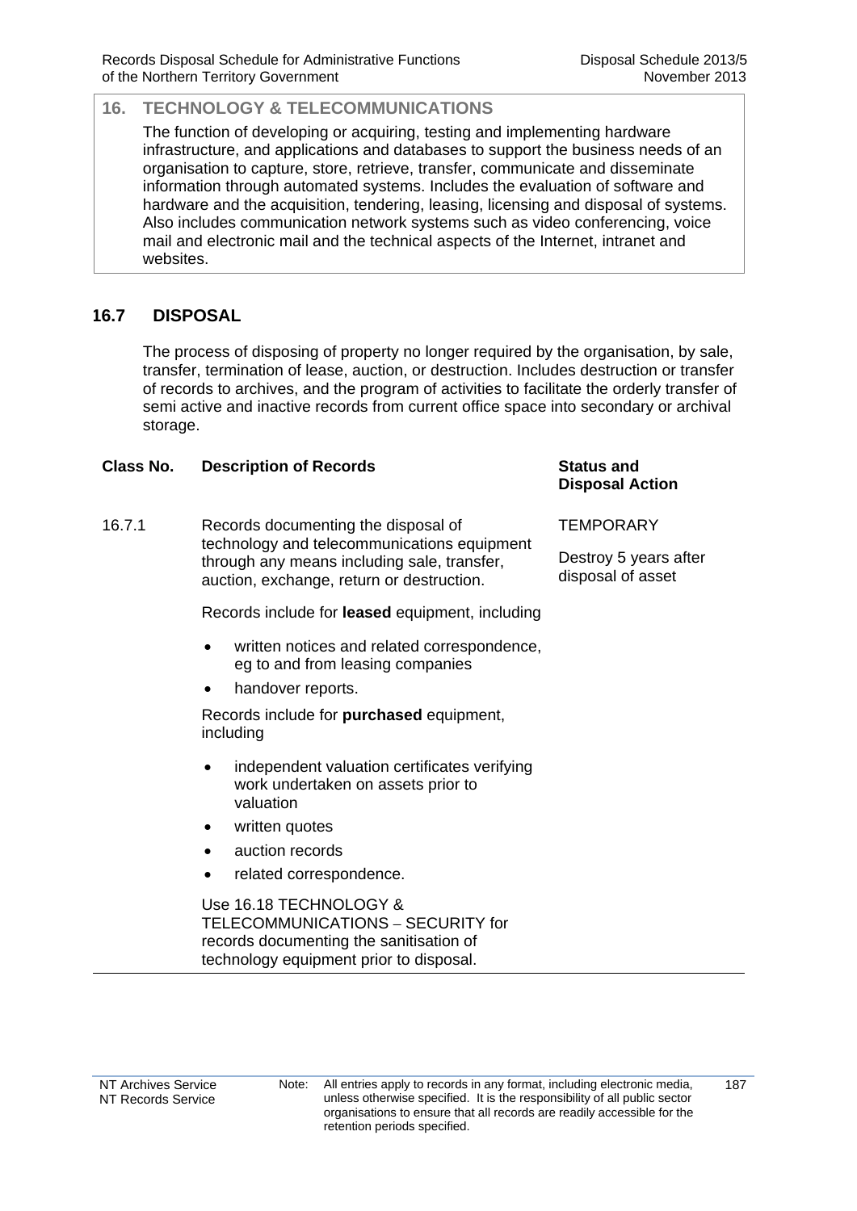## 16. TECHNOLOGY & TELECOMMUNICATIONS

The function of developing or acquiring, testing and implementing hardware infrastructure, and applications and databases to support the business needs of an organisation to capture, store, retrieve, transfer, communicate and disseminate information through automated systems. Includes the evaluation of software and hardware and the acquisition, tendering, leasing, licensing and disposal of systems. Also includes communication network systems such as video conferencing, voice mail and electronic mail and the technical aspects of the Internet, intranet and websites.

### 16.7 DISPOSAL

The process of disposing of property no longer required by the organisation, by sale, transfer, termination of lease, auction, or destruction. Includes destruction or transfer of records to archives, and the program of activities to facilitate the orderly transfer of semi active and inactive records from current office space into secondary or archival storage.

| Class No. | Description of Records | Status and Disposal Action |
|---|---|---|
| 16.7.1 | Records documenting the disposal of technology and telecommunications equipment through any means including sale, transfer, auction, exchange, return or destruction.<br><br>Records include for **leased** equipment, including<br>• written notices and related correspondence, eg to and from leasing companies<br>• handover reports.<br><br>Records include for **purchased** equipment, including<br>• independent valuation certificates verifying work undertaken on assets prior to valuation<br>• written quotes<br>• auction records<br>• related correspondence.<br><br>Use 16.18 TECHNOLOGY & TELECOMMUNICATIONS – SECURITY for records documenting the sanitisation of technology equipment prior to disposal. | TEMPORARY<br><br>Destroy 5 years after disposal of asset |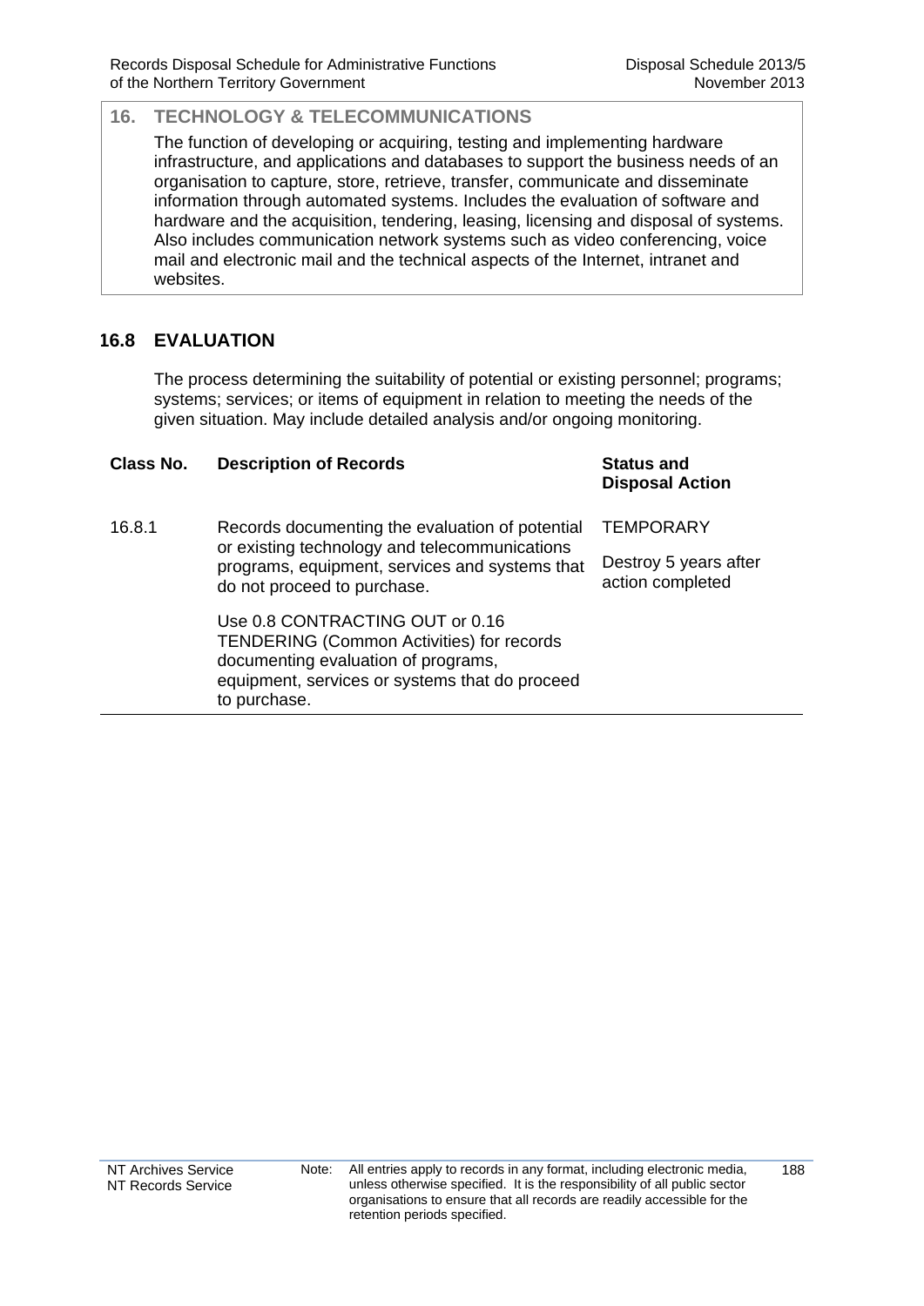## 16. TECHNOLOGY & TELECOMMUNICATIONS

The function of developing or acquiring, testing and implementing hardware infrastructure, and applications and databases to support the business needs of an organisation to capture, store, retrieve, transfer, communicate and disseminate information through automated systems. Includes the evaluation of software and hardware and the acquisition, tendering, leasing, licensing and disposal of systems. Also includes communication network systems such as video conferencing, voice mail and electronic mail and the technical aspects of the Internet, intranet and websites.

### 16.8 EVALUATION

The process determining the suitability of potential or existing personnel; programs; systems; services; or items of equipment in relation to meeting the needs of the given situation. May include detailed analysis and/or ongoing monitoring.

| Class No. | Description of Records | Status and Disposal Action |
|---|---|---|
| 16.8.1 | Records documenting the evaluation of potential or existing technology and telecommunications programs, equipment, services and systems that do not proceed to purchase.<br><br>Use 0.8 CONTRACTING OUT or 0.16 TENDERING (Common Activities) for records documenting evaluation of programs, equipment, services or systems that do proceed to purchase. | TEMPORARY<br><br>Destroy 5 years after action completed |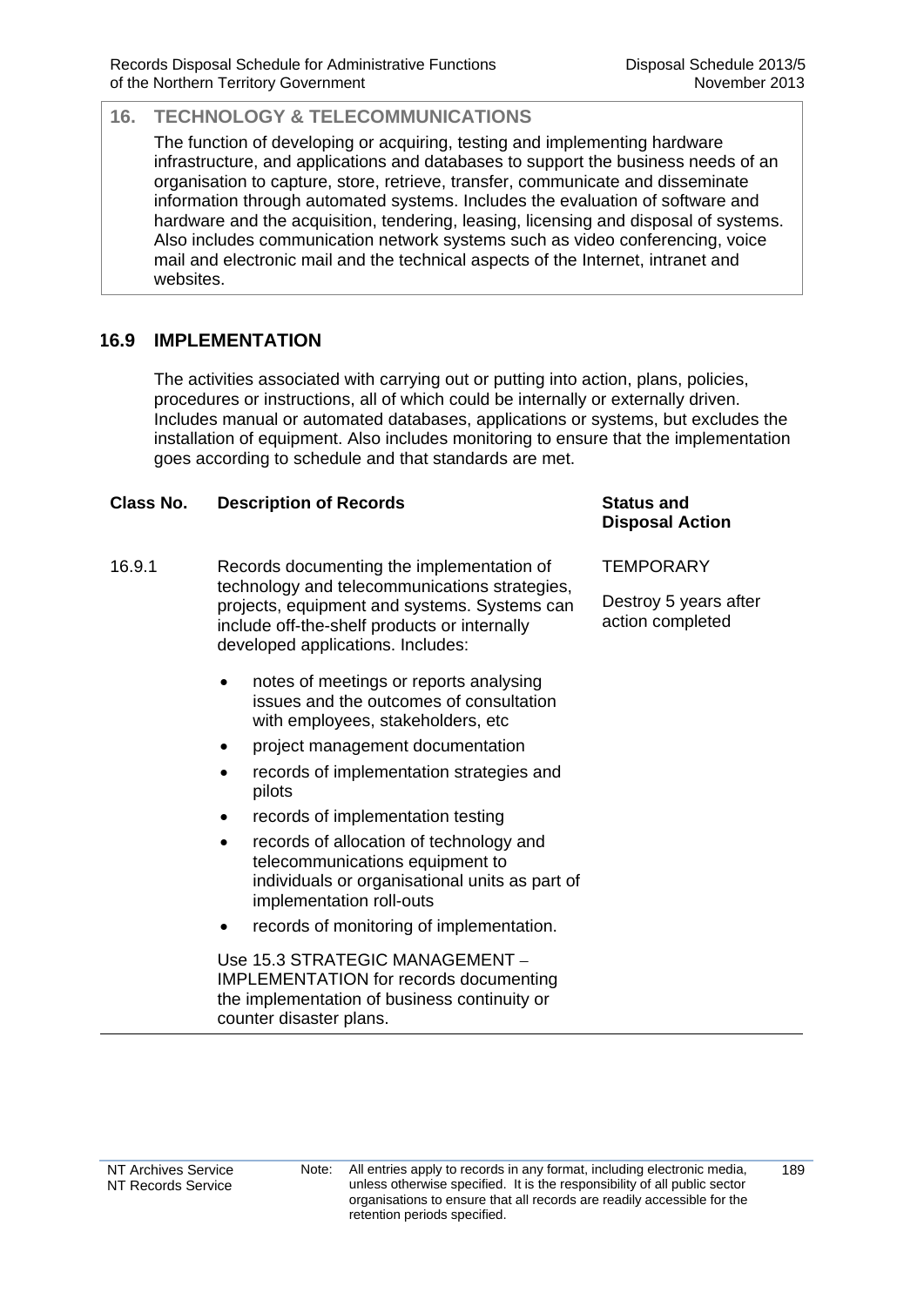## 16. TECHNOLOGY & TELECOMMUNICATIONS

The function of developing or acquiring, testing and implementing hardware infrastructure, and applications and databases to support the business needs of an organisation to capture, store, retrieve, transfer, communicate and disseminate information through automated systems. Includes the evaluation of software and hardware and the acquisition, tendering, leasing, licensing and disposal of systems. Also includes communication network systems such as video conferencing, voice mail and electronic mail and the technical aspects of the Internet, intranet and websites.

### 16.9 IMPLEMENTATION

The activities associated with carrying out or putting into action, plans, policies, procedures or instructions, all of which could be internally or externally driven. Includes manual or automated databases, applications or systems, but excludes the installation of equipment. Also includes monitoring to ensure that the implementation goes according to schedule and that standards are met.

| Class No. | Description of Records | Status and Disposal Action |
|---|---|---|
| 16.9.1 | Records documenting the implementation of technology and telecommunications strategies, projects, equipment and systems. Systems can include off-the-shelf products or internally developed applications. Includes:<br>• notes of meetings or reports analysing issues and the outcomes of consultation with employees, stakeholders, etc<br>• project management documentation<br>• records of implementation strategies and pilots<br>• records of implementation testing<br>• records of allocation of technology and telecommunications equipment to individuals or organisational units as part of implementation roll-outs<br>• records of monitoring of implementation.<br><br>Use 15.3 STRATEGIC MANAGEMENT – IMPLEMENTATION for records documenting the implementation of business continuity or counter disaster plans. | TEMPORARY<br><br>Destroy 5 years after action completed |

Note: All entries apply to records in any format, including electronic media, unless otherwise specified. It is the responsibility of all public sector organisations to ensure that all records are readily accessible for the retention periods specified.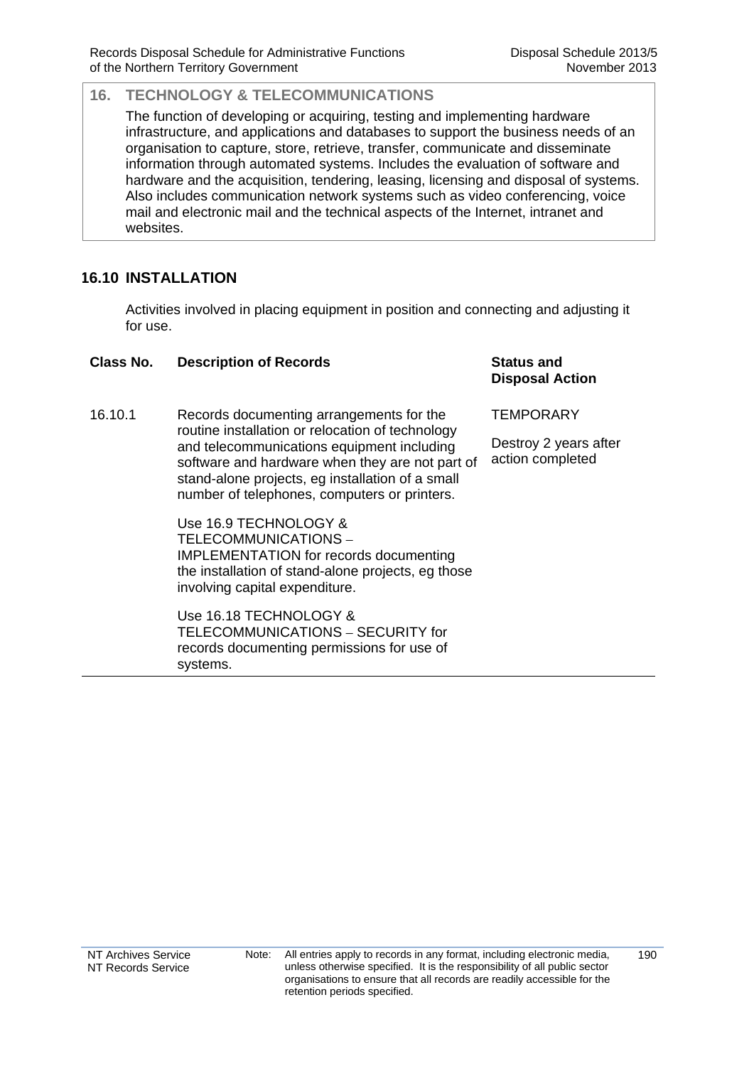## 16. TECHNOLOGY & TELECOMMUNICATIONS

The function of developing or acquiring, testing and implementing hardware infrastructure, and applications and databases to support the business needs of an organisation to capture, store, retrieve, transfer, communicate and disseminate information through automated systems. Includes the evaluation of software and hardware and the acquisition, tendering, leasing, licensing and disposal of systems. Also includes communication network systems such as video conferencing, voice mail and electronic mail and the technical aspects of the Internet, intranet and websites.

### 16.10 INSTALLATION

Activities involved in placing equipment in position and connecting and adjusting it for use.

| Class No. | Description of Records | Status and Disposal Action |
|---|---|---|
| 16.10.1 | Records documenting arrangements for the routine installation or relocation of technology and telecommunications equipment including software and hardware when they are not part of stand-alone projects, eg installation of a small number of telephones, computers or printers.<br><br>Use 16.9 TECHNOLOGY & TELECOMMUNICATIONS – IMPLEMENTATION for records documenting the installation of stand-alone projects, eg those involving capital expenditure.<br><br>Use 16.18 TECHNOLOGY & TELECOMMUNICATIONS – SECURITY for records documenting permissions for use of systems. | TEMPORARY<br><br>Destroy 2 years after action completed |

Note: All entries apply to records in any format, including electronic media, unless otherwise specified. It is the responsibility of all public sector organisations to ensure that all records are readily accessible for the retention periods specified.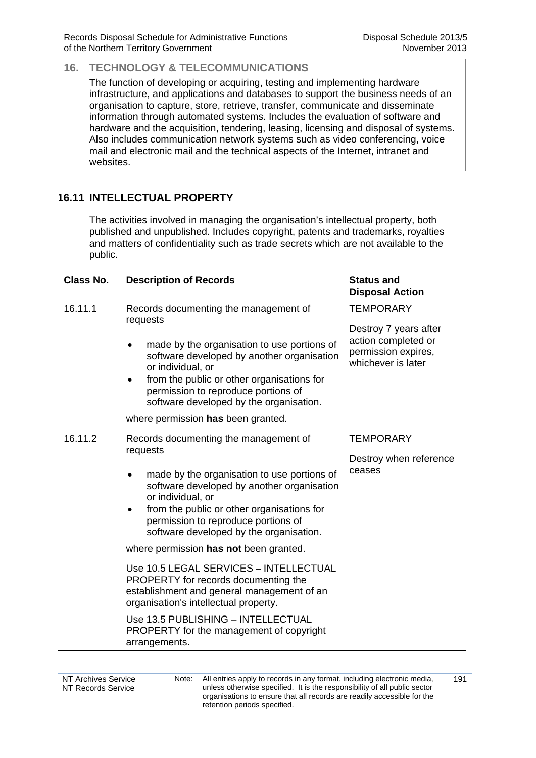## 16. TECHNOLOGY & TELECOMMUNICATIONS

The function of developing or acquiring, testing and implementing hardware infrastructure, and applications and databases to support the business needs of an organisation to capture, store, retrieve, transfer, communicate and disseminate information through automated systems. Includes the evaluation of software and hardware and the acquisition, tendering, leasing, licensing and disposal of systems. Also includes communication network systems such as video conferencing, voice mail and electronic mail and the technical aspects of the Internet, intranet and websites.

### 16.11 INTELLECTUAL PROPERTY

The activities involved in managing the organisation's intellectual property, both published and unpublished. Includes copyright, patents and trademarks, royalties and matters of confidentiality such as trade secrets which are not available to the public.

| Class No. | Description of Records | Status and Disposal Action |
|---|---|---|
| 16.11.1 | Records documenting the management of requests<br>• made by the organisation to use portions of software developed by another organisation or individual, or<br>• from the public or other organisations for permission to reproduce portions of software developed by the organisation.<br>where permission **has** been granted. | TEMPORARY<br>Destroy 7 years after action completed or permission expires, whichever is later |
| 16.11.2 | Records documenting the management of requests<br>• made by the organisation to use portions of software developed by another organisation or individual, or<br>• from the public or other organisations for permission to reproduce portions of software developed by the organisation.<br>where permission **has not** been granted.<br>Use 10.5 LEGAL SERVICES – INTELLECTUAL PROPERTY for records documenting the establishment and general management of an organisation's intellectual property.<br>Use 13.5 PUBLISHING – INTELLECTUAL PROPERTY for the management of copyright arrangements. | TEMPORARY<br>Destroy when reference ceases |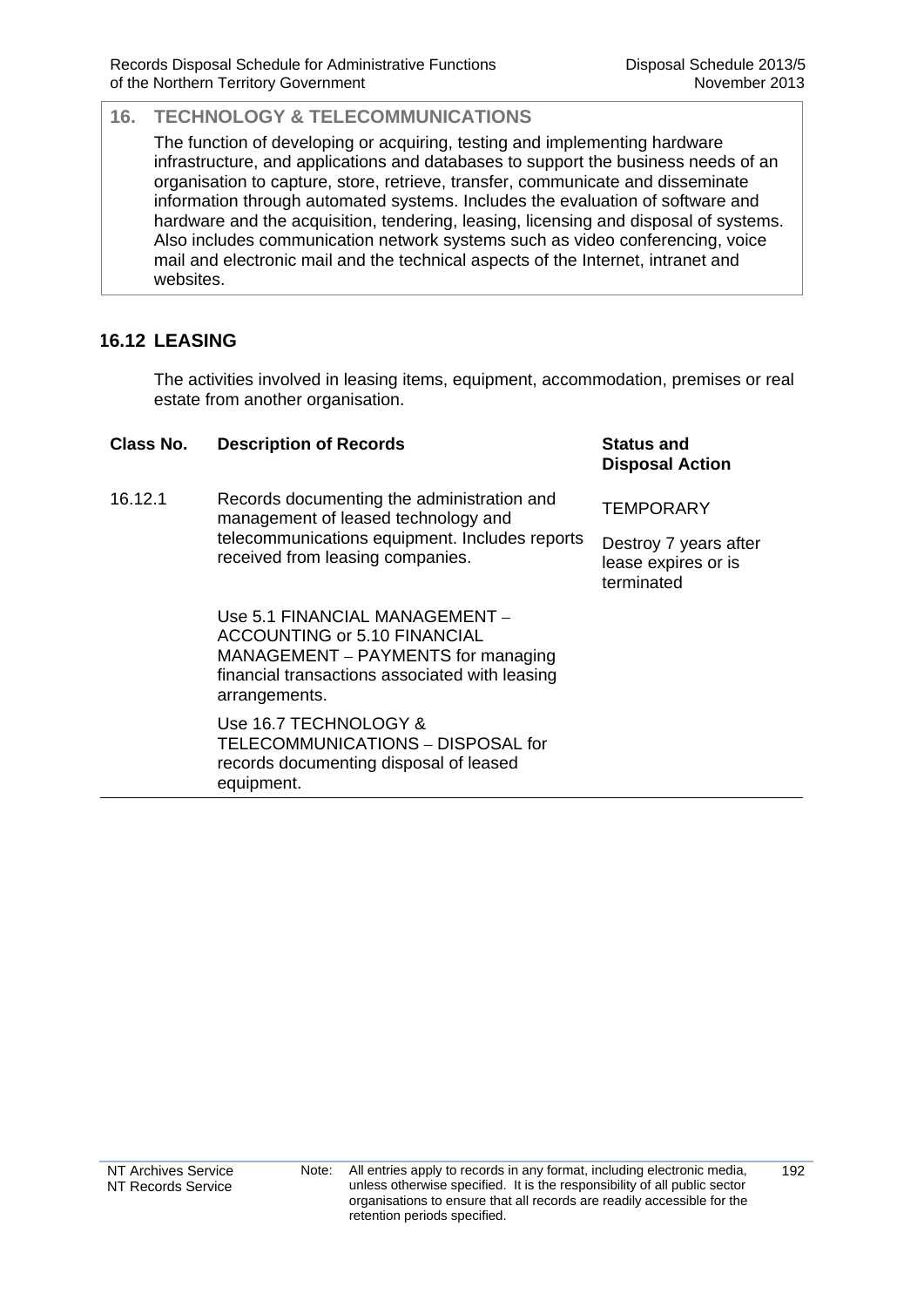## 16. TECHNOLOGY & TELECOMMUNICATIONS

The function of developing or acquiring, testing and implementing hardware infrastructure, and applications and databases to support the business needs of an organisation to capture, store, retrieve, transfer, communicate and disseminate information through automated systems. Includes the evaluation of software and hardware and the acquisition, tendering, leasing, licensing and disposal of systems. Also includes communication network systems such as video conferencing, voice mail and electronic mail and the technical aspects of the Internet, intranet and websites.

### 16.12 LEASING

The activities involved in leasing items, equipment, accommodation, premises or real estate from another organisation.

| Class No. | Description of Records | Status and Disposal Action |
|---|---|---|
| 16.12.1 | Records documenting the administration and management of leased technology and telecommunications equipment. Includes reports received from leasing companies.<br><br>Use 5.1 FINANCIAL MANAGEMENT – ACCOUNTING or 5.10 FINANCIAL MANAGEMENT – PAYMENTS for managing financial transactions associated with leasing arrangements.<br><br>Use 16.7 TECHNOLOGY & TELECOMMUNICATIONS – DISPOSAL for records documenting disposal of leased equipment. | TEMPORARY<br><br>Destroy 7 years after lease expires or is terminated |

Note: All entries apply to records in any format, including electronic media, unless otherwise specified. It is the responsibility of all public sector organisations to ensure that all records are readily accessible for the retention periods specified.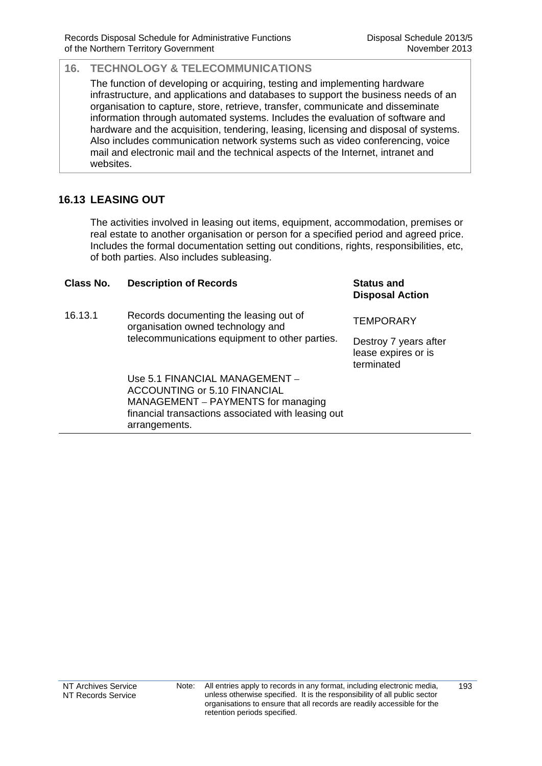## 16. TECHNOLOGY & TELECOMMUNICATIONS

The function of developing or acquiring, testing and implementing hardware infrastructure, and applications and databases to support the business needs of an organisation to capture, store, retrieve, transfer, communicate and disseminate information through automated systems. Includes the evaluation of software and hardware and the acquisition, tendering, leasing, licensing and disposal of systems. Also includes communication network systems such as video conferencing, voice mail and electronic mail and the technical aspects of the Internet, intranet and websites.

### 16.13 LEASING OUT

The activities involved in leasing out items, equipment, accommodation, premises or real estate to another organisation or person for a specified period and agreed price. Includes the formal documentation setting out conditions, rights, responsibilities, etc, of both parties. Also includes subleasing.

| Class No. | Description of Records | Status and Disposal Action |
| --- | --- | --- |
| 16.13.1 | Records documenting the leasing out of organisation owned technology and telecommunications equipment to other parties.<br><br>Use 5.1 FINANCIAL MANAGEMENT – ACCOUNTING or 5.10 FINANCIAL MANAGEMENT – PAYMENTS for managing financial transactions associated with leasing out arrangements. | TEMPORARY<br><br>Destroy 7 years after lease expires or is terminated |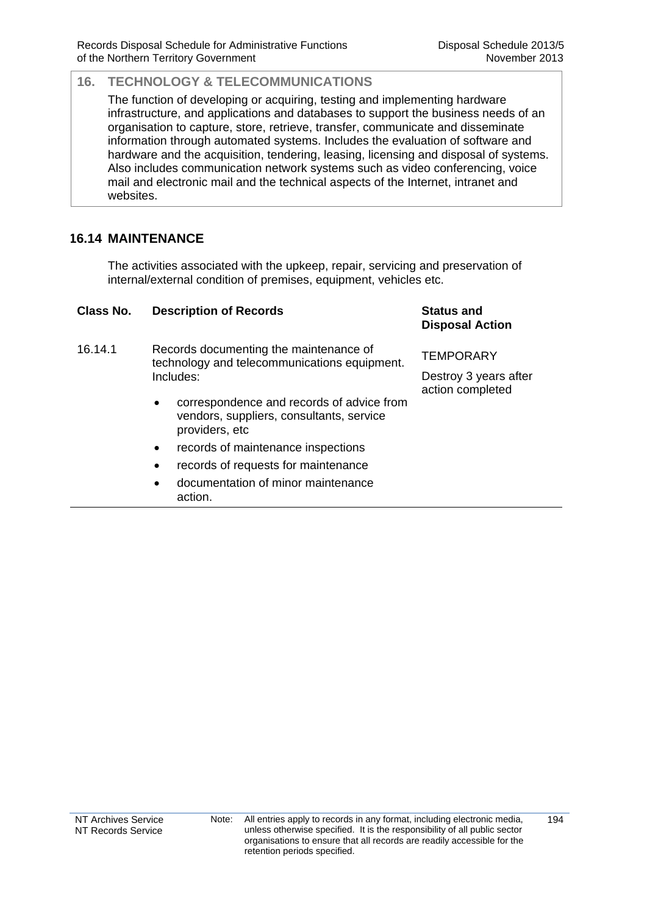## 16. TECHNOLOGY & TELECOMMUNICATIONS

The function of developing or acquiring, testing and implementing hardware infrastructure, and applications and databases to support the business needs of an organisation to capture, store, retrieve, transfer, communicate and disseminate information through automated systems. Includes the evaluation of software and hardware and the acquisition, tendering, leasing, licensing and disposal of systems. Also includes communication network systems such as video conferencing, voice mail and electronic mail and the technical aspects of the Internet, intranet and websites.

### 16.14 MAINTENANCE

The activities associated with the upkeep, repair, servicing and preservation of internal/external condition of premises, equipment, vehicles etc.

| Class No. | Description of Records | Status and Disposal Action |
|---|---|---|
| 16.14.1 | Records documenting the maintenance of technology and telecommunications equipment. Includes:<br>• correspondence and records of advice from vendors, suppliers, consultants, service providers, etc<br>• records of maintenance inspections<br>• records of requests for maintenance<br>• documentation of minor maintenance action. | TEMPORARY<br>Destroy 3 years after action completed |

Note: All entries apply to records in any format, including electronic media, unless otherwise specified. It is the responsibility of all public sector organisations to ensure that all records are readily accessible for the retention periods specified.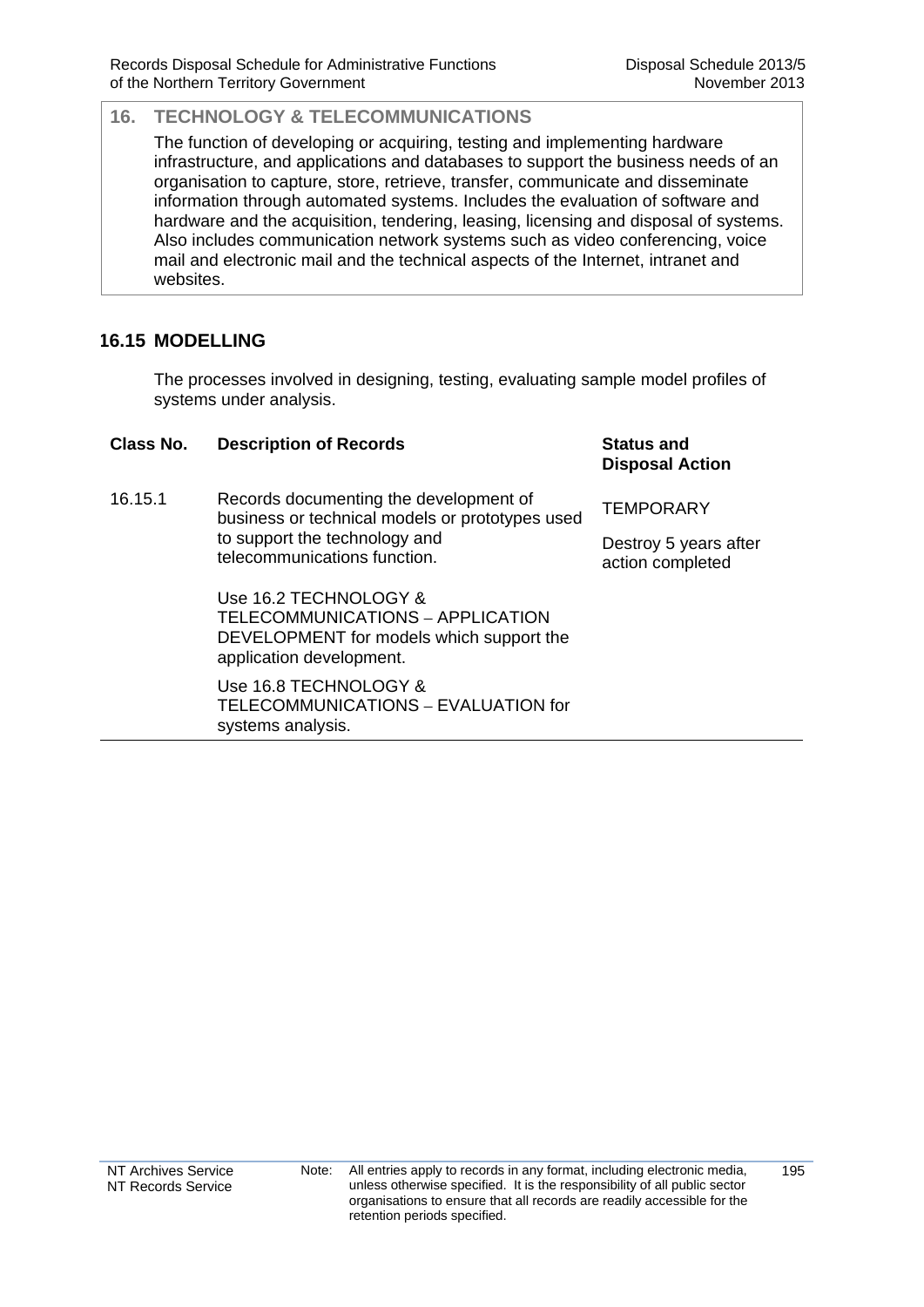## 16. TECHNOLOGY & TELECOMMUNICATIONS

The function of developing or acquiring, testing and implementing hardware infrastructure, and applications and databases to support the business needs of an organisation to capture, store, retrieve, transfer, communicate and disseminate information through automated systems. Includes the evaluation of software and hardware and the acquisition, tendering, leasing, licensing and disposal of systems. Also includes communication network systems such as video conferencing, voice mail and electronic mail and the technical aspects of the Internet, intranet and websites.

### 16.15 MODELLING

The processes involved in designing, testing, evaluating sample model profiles of systems under analysis.

| Class No. | Description of Records | Status and Disposal Action |
|---|---|---|
| 16.15.1 | Records documenting the development of business or technical models or prototypes used to support the technology and telecommunications function.<br><br>Use 16.2 TECHNOLOGY & TELECOMMUNICATIONS – APPLICATION DEVELOPMENT for models which support the application development.<br><br>Use 16.8 TECHNOLOGY & TELECOMMUNICATIONS – EVALUATION for systems analysis. | TEMPORARY<br><br>Destroy 5 years after action completed |

Note: All entries apply to records in any format, including electronic media, unless otherwise specified. It is the responsibility of all public sector organisations to ensure that all records are readily accessible for the retention periods specified.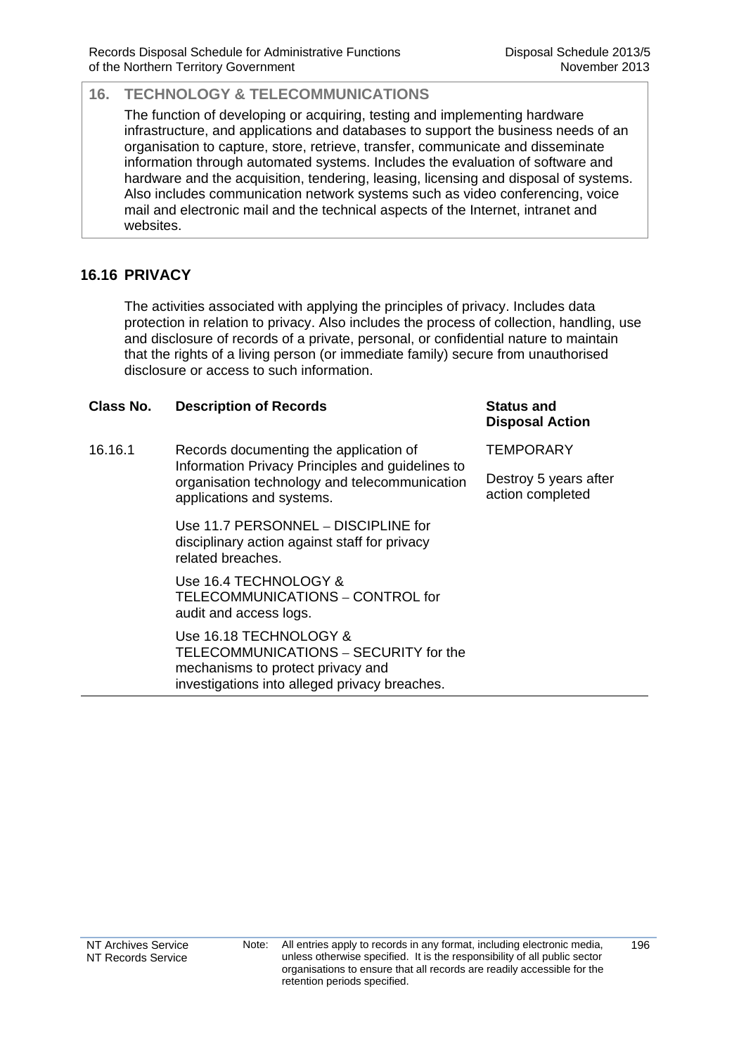## 16. TECHNOLOGY & TELECOMMUNICATIONS

The function of developing or acquiring, testing and implementing hardware infrastructure, and applications and databases to support the business needs of an organisation to capture, store, retrieve, transfer, communicate and disseminate information through automated systems. Includes the evaluation of software and hardware and the acquisition, tendering, leasing, licensing and disposal of systems. Also includes communication network systems such as video conferencing, voice mail and electronic mail and the technical aspects of the Internet, intranet and websites.

### 16.16 PRIVACY

The activities associated with applying the principles of privacy. Includes data protection in relation to privacy. Also includes the process of collection, handling, use and disclosure of records of a private, personal, or confidential nature to maintain that the rights of a living person (or immediate family) secure from unauthorised disclosure or access to such information.

| Class No. | Description of Records | Status and Disposal Action |
|---|---|---|
| 16.16.1 | Records documenting the application of Information Privacy Principles and guidelines to organisation technology and telecommunication applications and systems.<br><br>Use 11.7 PERSONNEL – DISCIPLINE for disciplinary action against staff for privacy related breaches.<br><br>Use 16.4 TECHNOLOGY & TELECOMMUNICATIONS – CONTROL for audit and access logs.<br><br>Use 16.18 TECHNOLOGY & TELECOMMUNICATIONS – SECURITY for the mechanisms to protect privacy and investigations into alleged privacy breaches. | TEMPORARY<br><br>Destroy 5 years after action completed |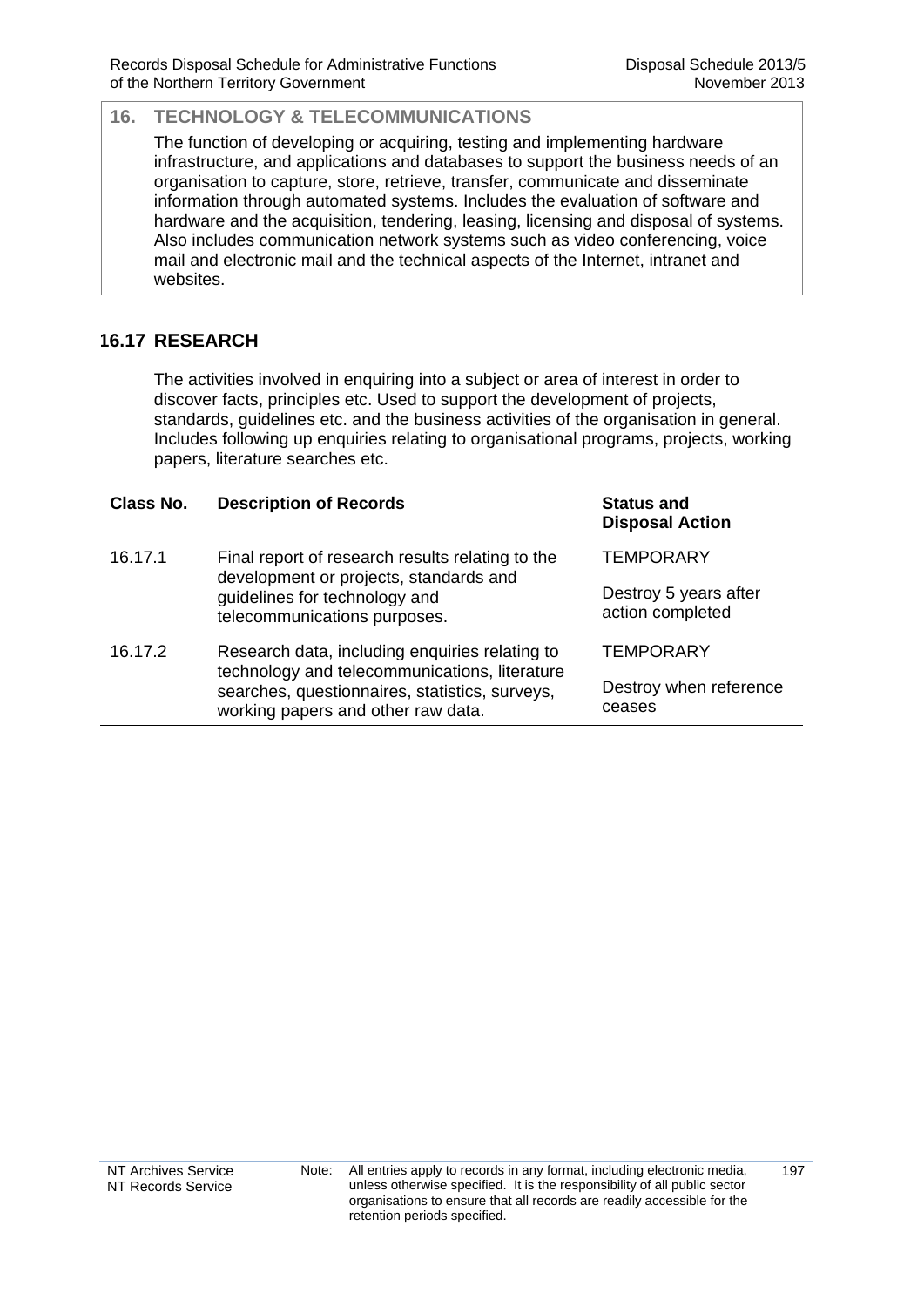## 16. TECHNOLOGY & TELECOMMUNICATIONS

The function of developing or acquiring, testing and implementing hardware infrastructure, and applications and databases to support the business needs of an organisation to capture, store, retrieve, transfer, communicate and disseminate information through automated systems. Includes the evaluation of software and hardware and the acquisition, tendering, leasing, licensing and disposal of systems. Also includes communication network systems such as video conferencing, voice mail and electronic mail and the technical aspects of the Internet, intranet and websites.

### 16.17 RESEARCH

The activities involved in enquiring into a subject or area of interest in order to discover facts, principles etc. Used to support the development of projects, standards, guidelines etc. and the business activities of the organisation in general. Includes following up enquiries relating to organisational programs, projects, working papers, literature searches etc.

| Class No. | Description of Records | Status and Disposal Action |
|---|---|---|
| 16.17.1 | Final report of research results relating to the development or projects, standards and guidelines for technology and telecommunications purposes. | TEMPORARY<br><br>Destroy 5 years after action completed |
| 16.17.2 | Research data, including enquiries relating to technology and telecommunications, literature searches, questionnaires, statistics, surveys, working papers and other raw data. | TEMPORARY<br><br>Destroy when reference ceases |

Note: All entries apply to records in any format, including electronic media, unless otherwise specified. It is the responsibility of all public sector organisations to ensure that all records are readily accessible for the retention periods specified.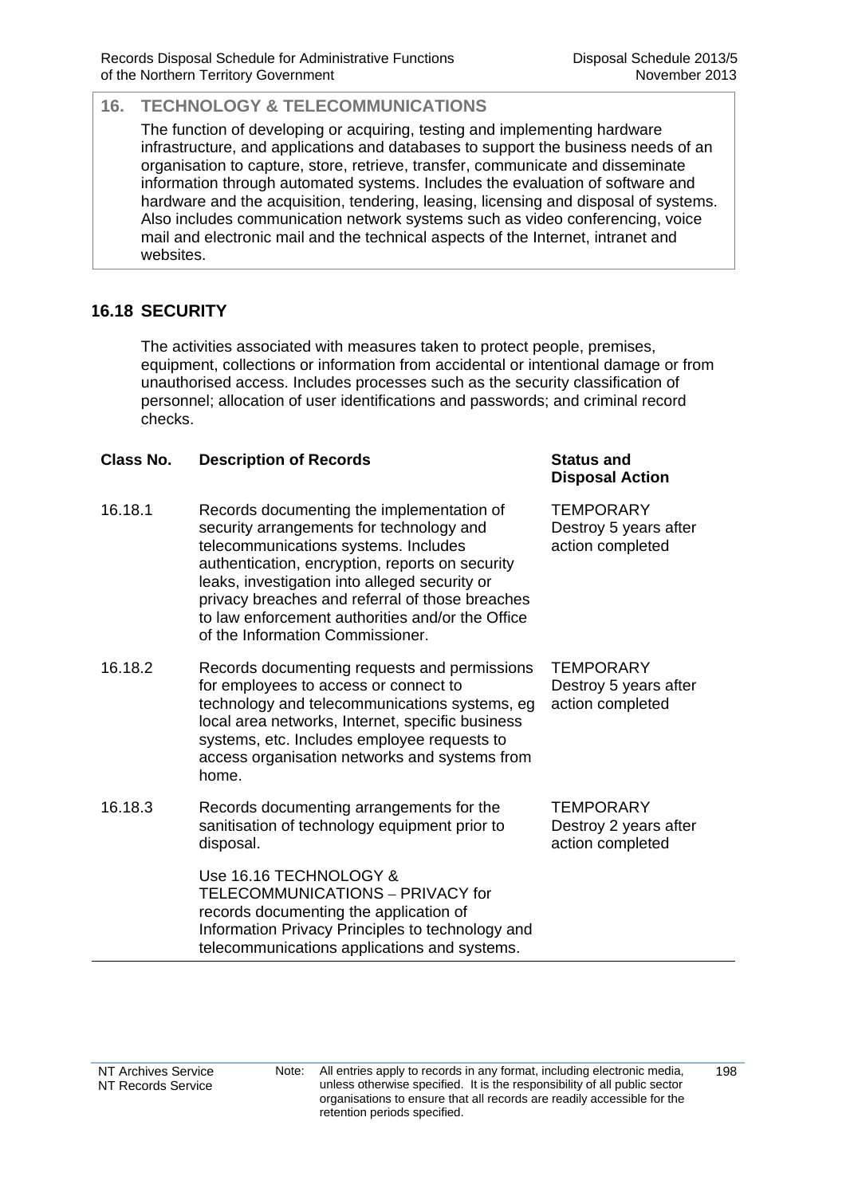## 16. TECHNOLOGY & TELECOMMUNICATIONS

The function of developing or acquiring, testing and implementing hardware infrastructure, and applications and databases to support the business needs of an organisation to capture, store, retrieve, transfer, communicate and disseminate information through automated systems. Includes the evaluation of software and hardware and the acquisition, tendering, leasing, licensing and disposal of systems. Also includes communication network systems such as video conferencing, voice mail and electronic mail and the technical aspects of the Internet, intranet and websites.

### 16.18 SECURITY

The activities associated with measures taken to protect people, premises, equipment, collections or information from accidental or intentional damage or from unauthorised access. Includes processes such as the security classification of personnel; allocation of user identifications and passwords; and criminal record checks.

| Class No. | Description of Records | Status and Disposal Action |
|---|---|---|
| 16.18.1 | Records documenting the implementation of security arrangements for technology and telecommunications systems. Includes authentication, encryption, reports on security leaks, investigation into alleged security or privacy breaches and referral of those breaches to law enforcement authorities and/or the Office of the Information Commissioner. | TEMPORARY<br>Destroy 5 years after action completed |
| 16.18.2 | Records documenting requests and permissions for employees to access or connect to technology and telecommunications systems, eg local area networks, Internet, specific business systems, etc. Includes employee requests to access organisation networks and systems from home. | TEMPORARY<br>Destroy 5 years after action completed |
| 16.18.3 | Records documenting arrangements for the sanitisation of technology equipment prior to disposal.<br><br>Use 16.16 TECHNOLOGY & TELECOMMUNICATIONS – PRIVACY for records documenting the application of Information Privacy Principles to technology and telecommunications applications and systems. | TEMPORARY<br>Destroy 2 years after action completed |

Note: All entries apply to records in any format, including electronic media, unless otherwise specified. It is the responsibility of all public sector organisations to ensure that all records are readily accessible for the retention periods specified.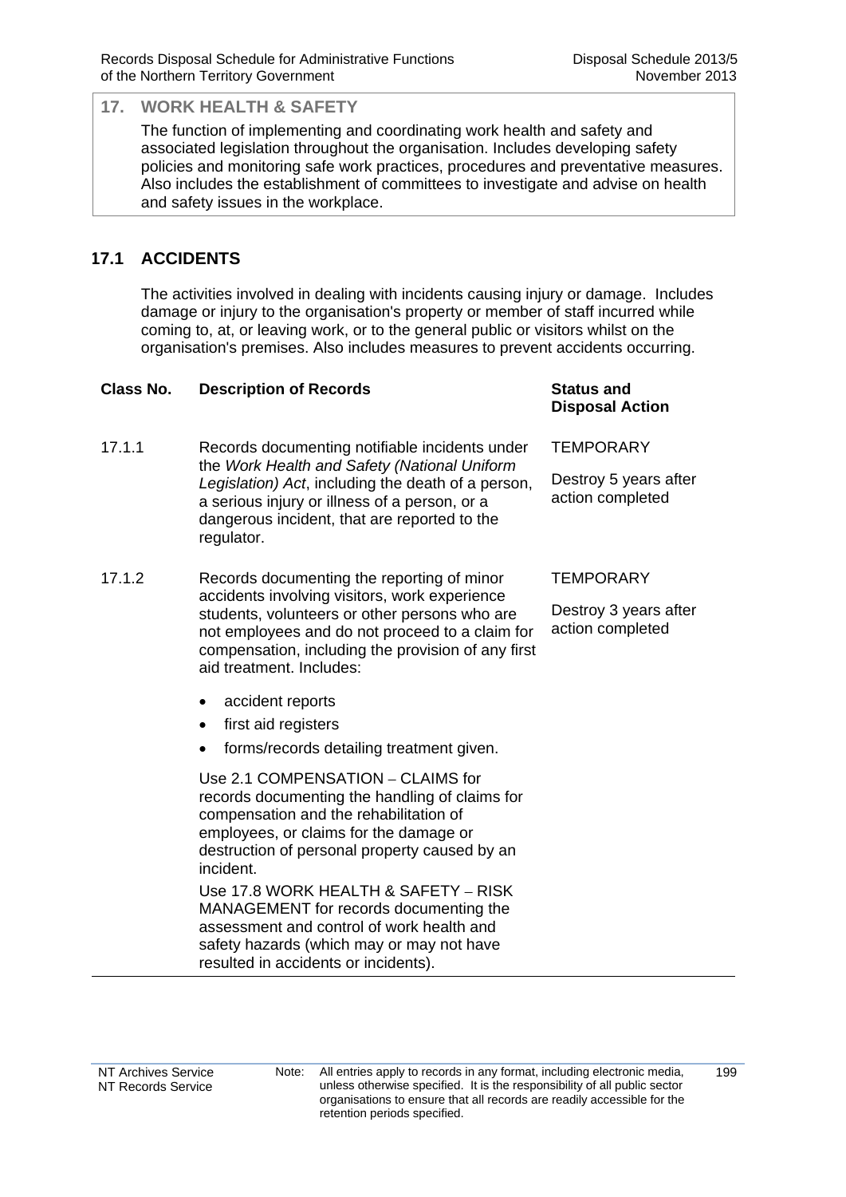## 17. WORK HEALTH & SAFETY

The function of implementing and coordinating work health and safety and associated legislation throughout the organisation. Includes developing safety policies and monitoring safe work practices, procedures and preventative measures. Also includes the establishment of committees to investigate and advise on health and safety issues in the workplace.

### 17.1 ACCIDENTS

The activities involved in dealing with incidents causing injury or damage. Includes damage or injury to the organisation's property or member of staff incurred while coming to, at, or leaving work, or to the general public or visitors whilst on the organisation's premises. Also includes measures to prevent accidents occurring.

| Class No. | Description of Records | Status and Disposal Action |
|---|---|---|
| 17.1.1 | Records documenting notifiable incidents under the *Work Health and Safety (National Uniform Legislation) Act*, including the death of a person, a serious injury or illness of a person, or a dangerous incident, that are reported to the regulator. | TEMPORARY<br><br>Destroy 5 years after action completed |
| 17.1.2 | Records documenting the reporting of minor accidents involving visitors, work experience students, volunteers or other persons who are not employees and do not proceed to a claim for compensation, including the provision of any first aid treatment. Includes:<br><br>• accident reports<br>• first aid registers<br>• forms/records detailing treatment given.<br><br>Use 2.1 COMPENSATION – CLAIMS for records documenting the handling of claims for compensation and the rehabilitation of employees, or claims for the damage or destruction of personal property caused by an incident.<br><br>Use 17.8 WORK HEALTH & SAFETY – RISK MANAGEMENT for records documenting the assessment and control of work health and safety hazards (which may or may not have resulted in accidents or incidents). | TEMPORARY<br><br>Destroy 3 years after action completed |

Note: All entries apply to records in any format, including electronic media, unless otherwise specified. It is the responsibility of all public sector organisations to ensure that all records are readily accessible for the retention periods specified.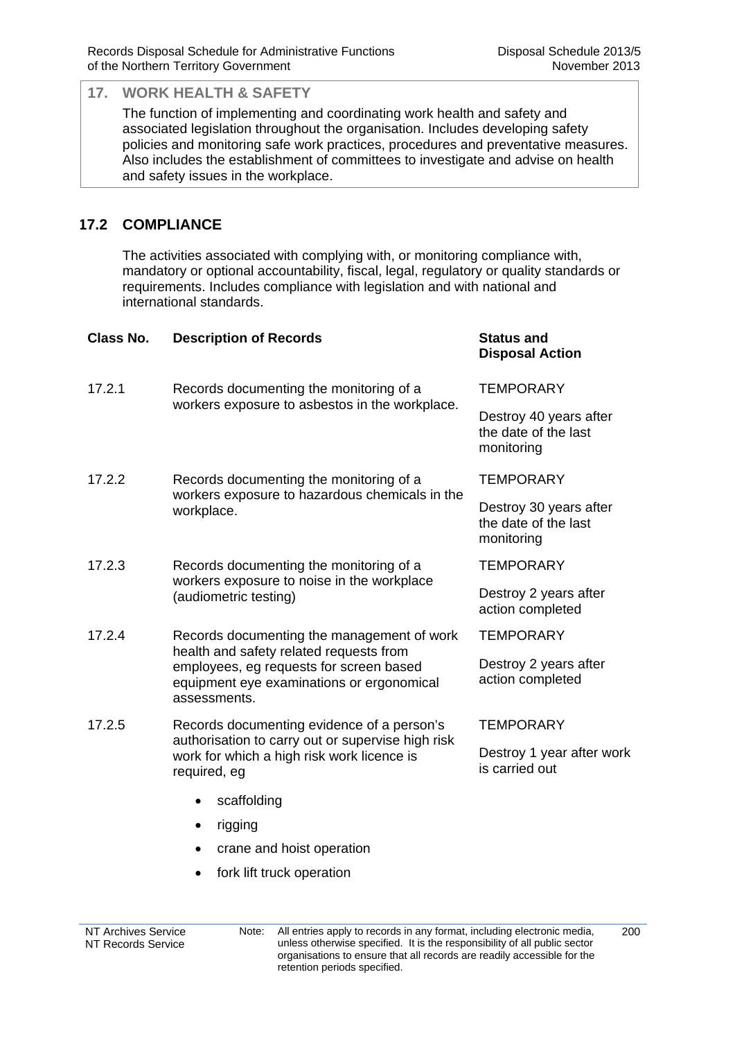## 17. WORK HEALTH & SAFETY

The function of implementing and coordinating work health and safety and associated legislation throughout the organisation. Includes developing safety policies and monitoring safe work practices, procedures and preventative measures. Also includes the establishment of committees to investigate and advise on health and safety issues in the workplace.

## 17.2 COMPLIANCE

The activities associated with complying with, or monitoring compliance with, mandatory or optional accountability, fiscal, legal, regulatory or quality standards or requirements. Includes compliance with legislation and with national and international standards.

| Class No. | Description of Records | Status and Disposal Action |
|---|---|---|
| 17.2.1 | Records documenting the monitoring of a workers exposure to asbestos in the workplace. | TEMPORARY<br><br>Destroy 40 years after the date of the last monitoring |
| 17.2.2 | Records documenting the monitoring of a workers exposure to hazardous chemicals in the workplace. | TEMPORARY<br><br>Destroy 30 years after the date of the last monitoring |
| 17.2.3 | Records documenting the monitoring of a workers exposure to noise in the workplace (audiometric testing) | TEMPORARY<br><br>Destroy 2 years after action completed |
| 17.2.4 | Records documenting the management of work health and safety related requests from employees, eg requests for screen based equipment eye examinations or ergonomical assessments. | TEMPORARY<br><br>Destroy 2 years after action completed |
| 17.2.5 | Records documenting evidence of a person's authorisation to carry out or supervise high risk work for which a high risk work licence is required, eg<br><br>• scaffolding<br>• rigging<br>• crane and hoist operation<br>• fork lift truck operation | TEMPORARY<br><br>Destroy 1 year after work is carried out |

Note: All entries apply to records in any format, including electronic media, unless otherwise specified. It is the responsibility of all public sector organisations to ensure that all records are readily accessible for the retention periods specified.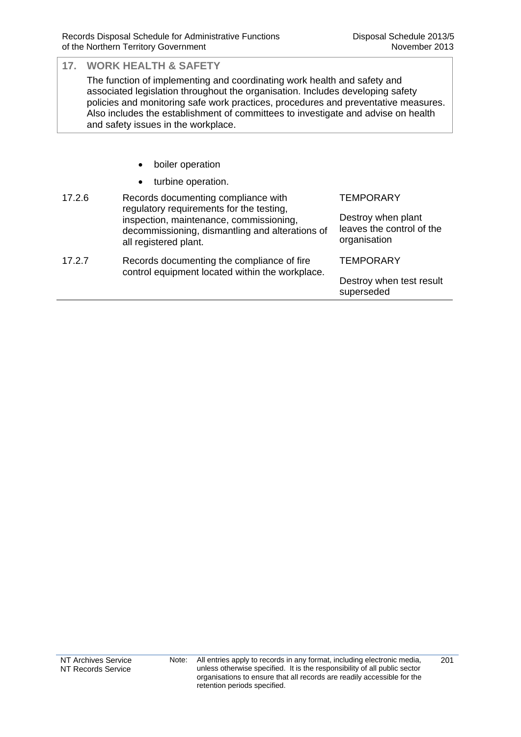## 17. WORK HEALTH & SAFETY

The function of implementing and coordinating work health and safety and associated legislation throughout the organisation. Includes developing safety policies and monitoring safe work practices, procedures and preventative measures. Also includes the establishment of committees to investigate and advise on health and safety issues in the workplace.

- boiler operation
- turbine operation.

| | | |
|---|---|---|
| 17.2.6 | Records documenting compliance with regulatory requirements for the testing, inspection, maintenance, commissioning, decommissioning, dismantling and alterations of all registered plant. | TEMPORARY<br>Destroy when plant leaves the control of the organisation |
| 17.2.7 | Records documenting the compliance of fire control equipment located within the workplace. | TEMPORARY<br>Destroy when test result superseded |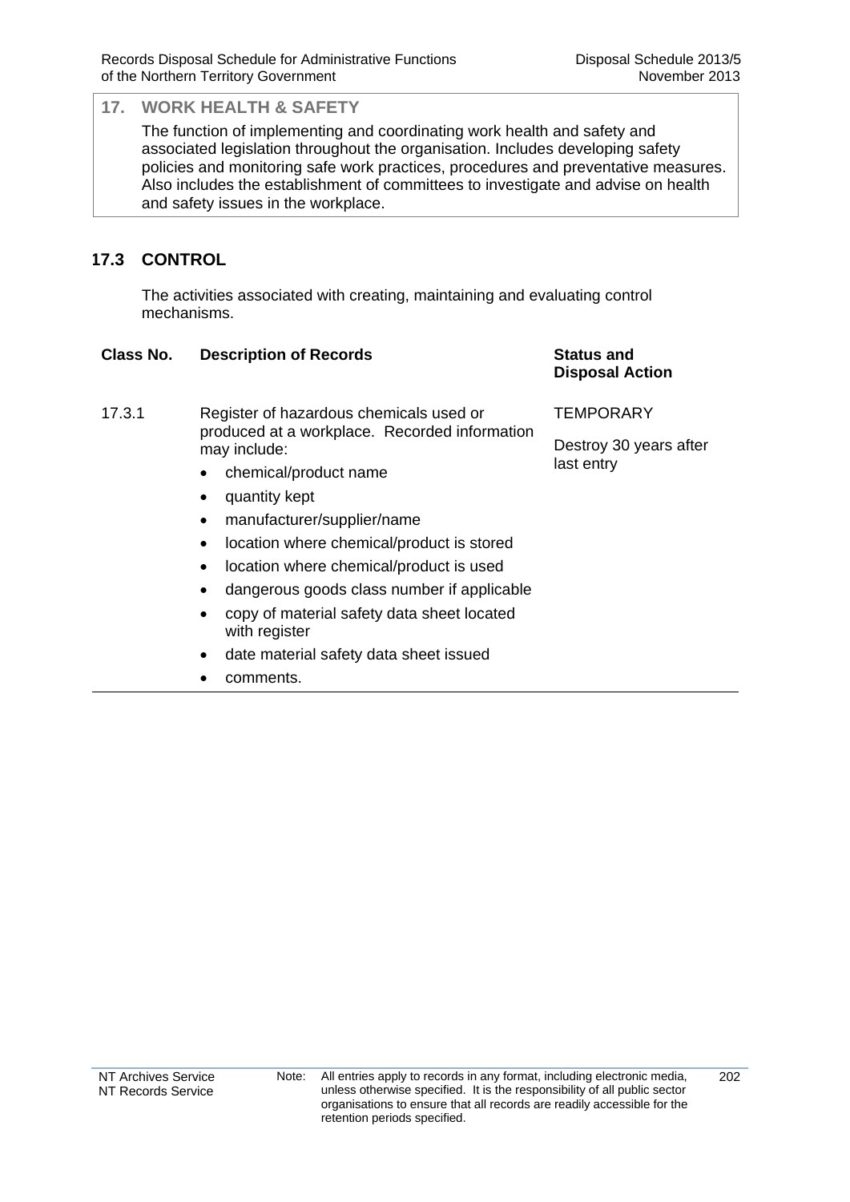## 17. WORK HEALTH & SAFETY

The function of implementing and coordinating work health and safety and associated legislation throughout the organisation. Includes developing safety policies and monitoring safe work practices, procedures and preventative measures. Also includes the establishment of committees to investigate and advise on health and safety issues in the workplace.

### 17.3 CONTROL

The activities associated with creating, maintaining and evaluating control mechanisms.

| Class No. | Description of Records | Status and Disposal Action |
|---|---|---|
| 17.3.1 | Register of hazardous chemicals used or produced at a workplace. Recorded information may include:<br>• chemical/product name<br>• quantity kept<br>• manufacturer/supplier/name<br>• location where chemical/product is stored<br>• location where chemical/product is used<br>• dangerous goods class number if applicable<br>• copy of material safety data sheet located with register<br>• date material safety data sheet issued<br>• comments. | TEMPORARY<br><br>Destroy 30 years after last entry |

Note: All entries apply to records in any format, including electronic media, unless otherwise specified. It is the responsibility of all public sector organisations to ensure that all records are readily accessible for the retention periods specified.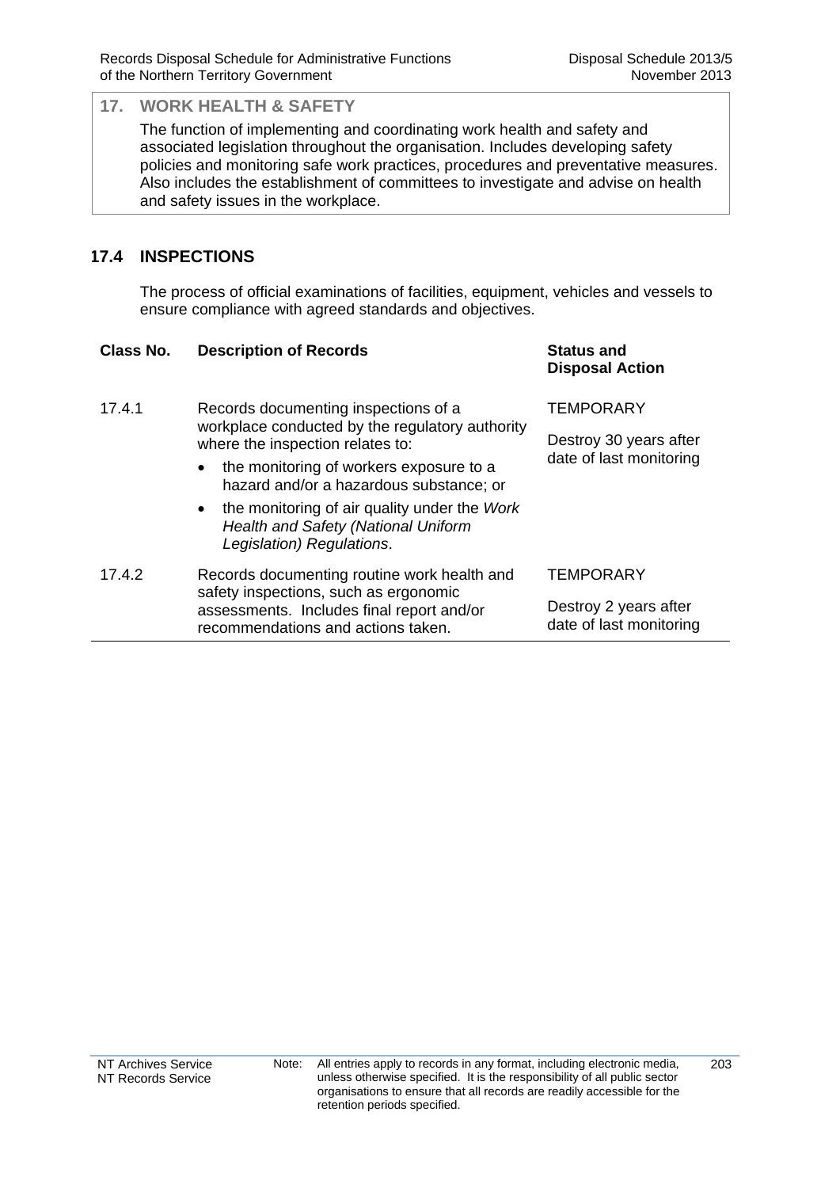## 17. WORK HEALTH & SAFETY

The function of implementing and coordinating work health and safety and associated legislation throughout the organisation. Includes developing safety policies and monitoring safe work practices, procedures and preventative measures. Also includes the establishment of committees to investigate and advise on health and safety issues in the workplace.

### 17.4 INSPECTIONS

The process of official examinations of facilities, equipment, vehicles and vessels to ensure compliance with agreed standards and objectives.

| Class No. | Description of Records | Status and Disposal Action |
|---|---|---|
| 17.4.1 | Records documenting inspections of a workplace conducted by the regulatory authority where the inspection relates to:<br>• the monitoring of workers exposure to a hazard and/or a hazardous substance; or<br>• the monitoring of air quality under the *Work Health and Safety (National Uniform Legislation) Regulations*. | TEMPORARY<br>Destroy 30 years after date of last monitoring |
| 17.4.2 | Records documenting routine work health and safety inspections, such as ergonomic assessments. Includes final report and/or recommendations and actions taken. | TEMPORARY<br>Destroy 2 years after date of last monitoring |

Note: All entries apply to records in any format, including electronic media, unless otherwise specified. It is the responsibility of all public sector organisations to ensure that all records are readily accessible for the retention periods specified.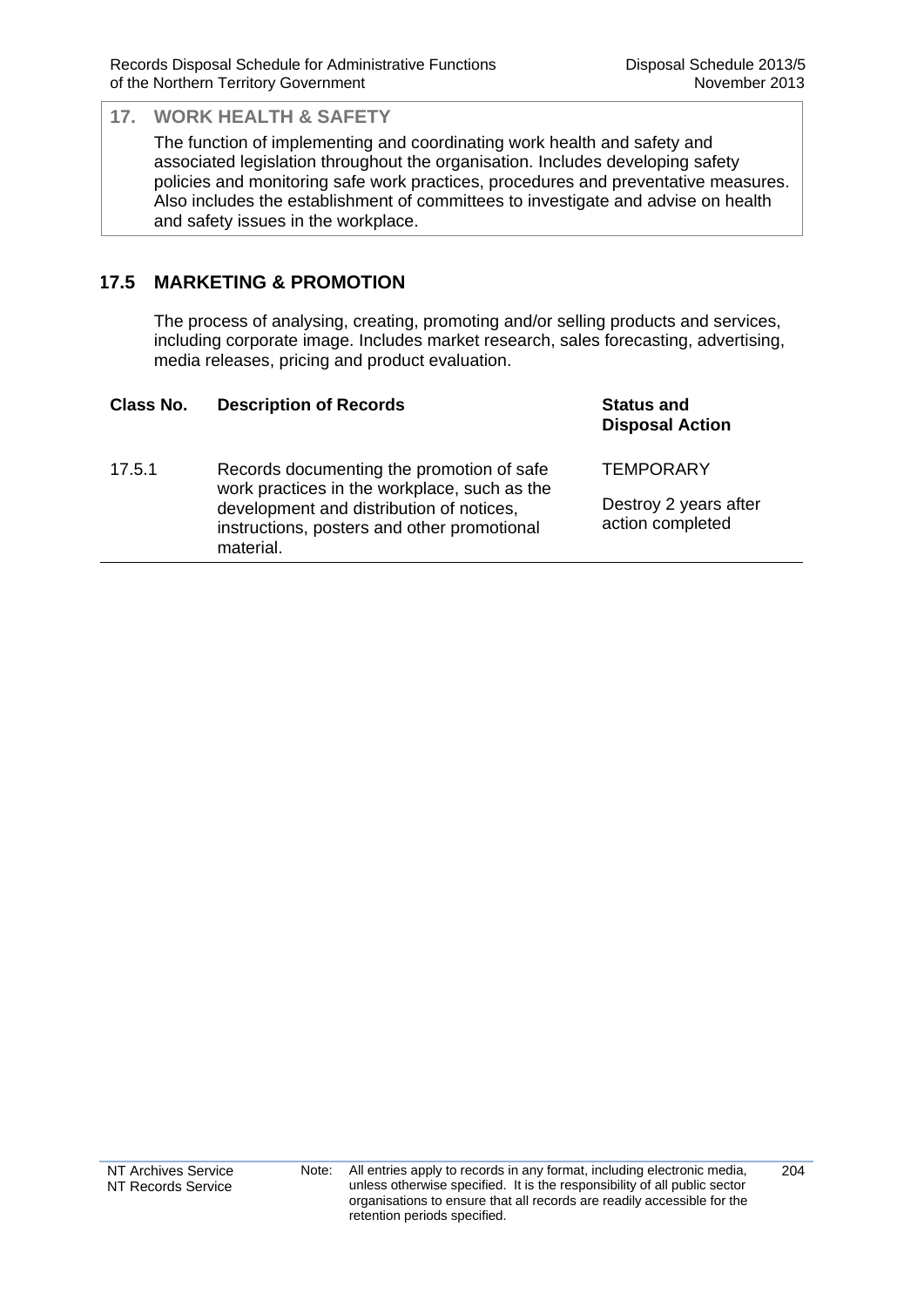## 17. WORK HEALTH & SAFETY

The function of implementing and coordinating work health and safety and associated legislation throughout the organisation. Includes developing safety policies and monitoring safe work practices, procedures and preventative measures. Also includes the establishment of committees to investigate and advise on health and safety issues in the workplace.

### 17.5 MARKETING & PROMOTION

The process of analysing, creating, promoting and/or selling products and services, including corporate image. Includes market research, sales forecasting, advertising, media releases, pricing and product evaluation.

| Class No. | Description of Records | Status and Disposal Action |
|---|---|---|
| 17.5.1 | Records documenting the promotion of safe work practices in the workplace, such as the development and distribution of notices, instructions, posters and other promotional material. | TEMPORARY<br><br>Destroy 2 years after action completed |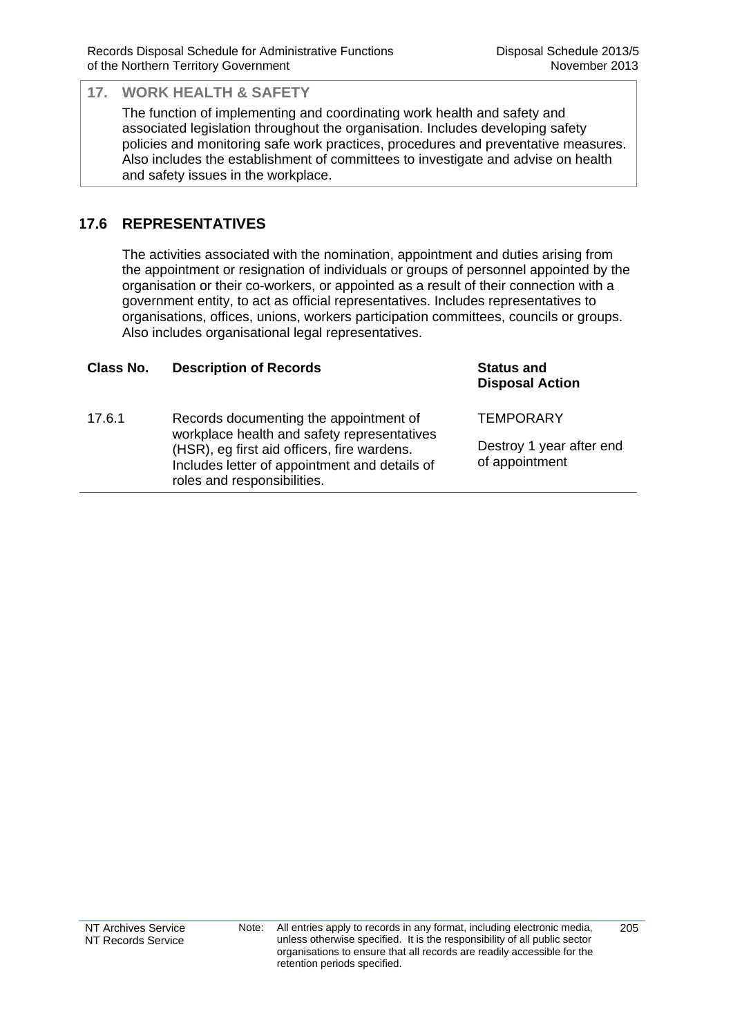## 17. WORK HEALTH & SAFETY

The function of implementing and coordinating work health and safety and associated legislation throughout the organisation. Includes developing safety policies and monitoring safe work practices, procedures and preventative measures. Also includes the establishment of committees to investigate and advise on health and safety issues in the workplace.

## 17.6 REPRESENTATIVES

The activities associated with the nomination, appointment and duties arising from the appointment or resignation of individuals or groups of personnel appointed by the organisation or their co-workers, or appointed as a result of their connection with a government entity, to act as official representatives. Includes representatives to organisations, offices, unions, workers participation committees, councils or groups. Also includes organisational legal representatives.

| Class No. | Description of Records | Status and Disposal Action |
|---|---|---|
| 17.6.1 | Records documenting the appointment of workplace health and safety representatives (HSR), eg first aid officers, fire wardens. Includes letter of appointment and details of roles and responsibilities. | TEMPORARY<br><br>Destroy 1 year after end of appointment |

Note: All entries apply to records in any format, including electronic media, unless otherwise specified. It is the responsibility of all public sector organisations to ensure that all records are readily accessible for the retention periods specified.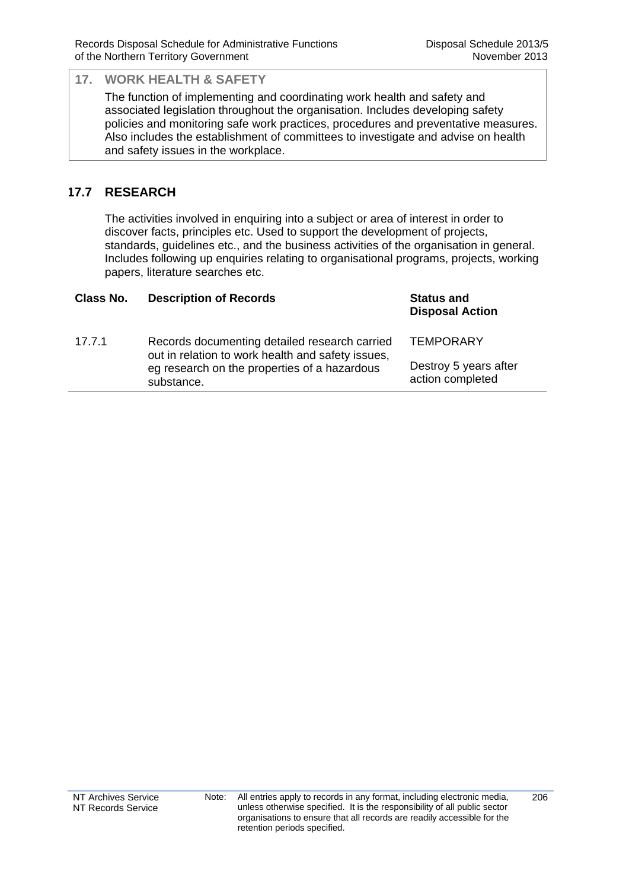## 17. WORK HEALTH & SAFETY

The function of implementing and coordinating work health and safety and associated legislation throughout the organisation. Includes developing safety policies and monitoring safe work practices, procedures and preventative measures. Also includes the establishment of committees to investigate and advise on health and safety issues in the workplace.

## 17.7 RESEARCH

The activities involved in enquiring into a subject or area of interest in order to discover facts, principles etc. Used to support the development of projects, standards, guidelines etc., and the business activities of the organisation in general. Includes following up enquiries relating to organisational programs, projects, working papers, literature searches etc.

| Class No. | Description of Records | Status and Disposal Action |
|---|---|---|
| 17.7.1 | Records documenting detailed research carried out in relation to work health and safety issues, eg research on the properties of a hazardous substance. | TEMPORARY<br><br>Destroy 5 years after action completed |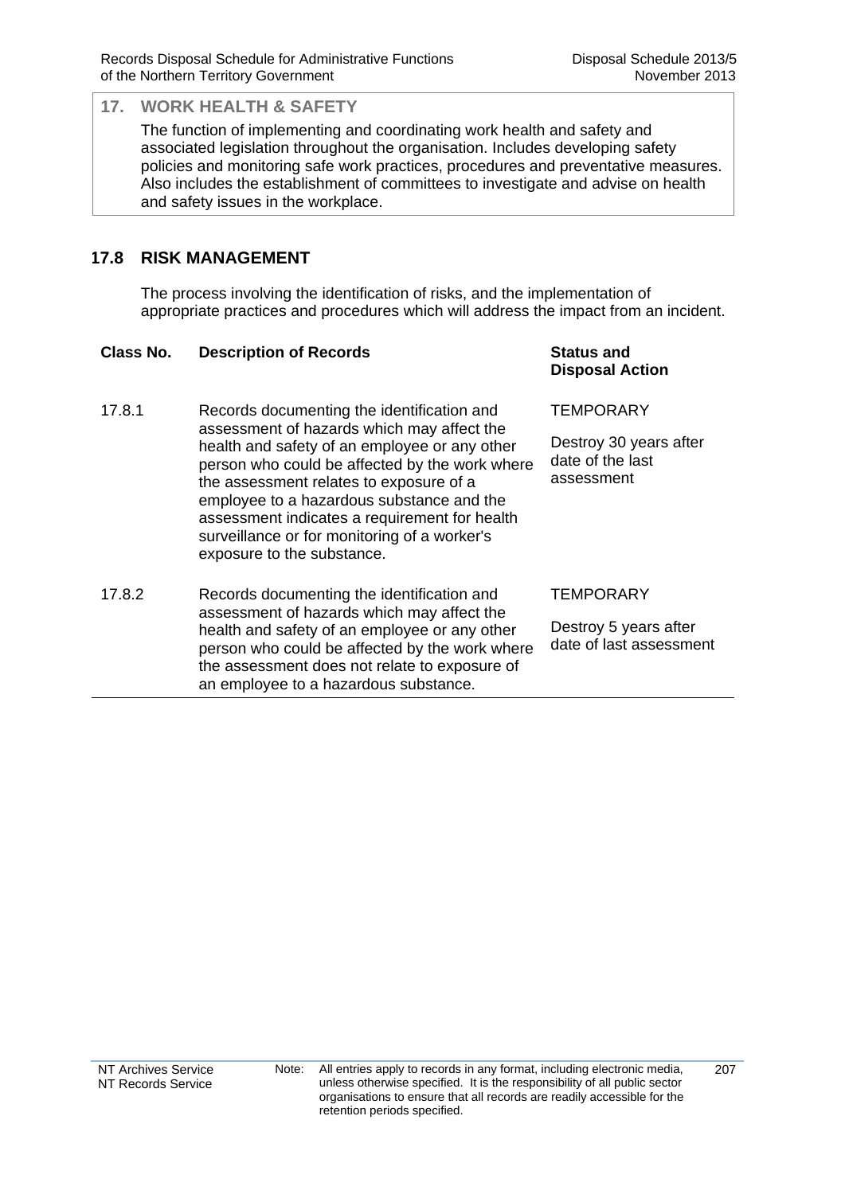## 17. WORK HEALTH & SAFETY

The function of implementing and coordinating work health and safety and associated legislation throughout the organisation. Includes developing safety policies and monitoring safe work practices, procedures and preventative measures. Also includes the establishment of committees to investigate and advise on health and safety issues in the workplace.

### 17.8 RISK MANAGEMENT

The process involving the identification of risks, and the implementation of appropriate practices and procedures which will address the impact from an incident.

| Class No. | Description of Records | Status and Disposal Action |
|---|---|---|
| 17.8.1 | Records documenting the identification and assessment of hazards which may affect the health and safety of an employee or any other person who could be affected by the work where the assessment relates to exposure of a employee to a hazardous substance and the assessment indicates a requirement for health surveillance or for monitoring of a worker's exposure to the substance. | TEMPORARY<br><br>Destroy 30 years after date of the last assessment |
| 17.8.2 | Records documenting the identification and assessment of hazards which may affect the health and safety of an employee or any other person who could be affected by the work where the assessment does not relate to exposure of an employee to a hazardous substance. | TEMPORARY<br><br>Destroy 5 years after date of last assessment |

Note: All entries apply to records in any format, including electronic media, unless otherwise specified. It is the responsibility of all public sector organisations to ensure that all records are readily accessible for the retention periods specified.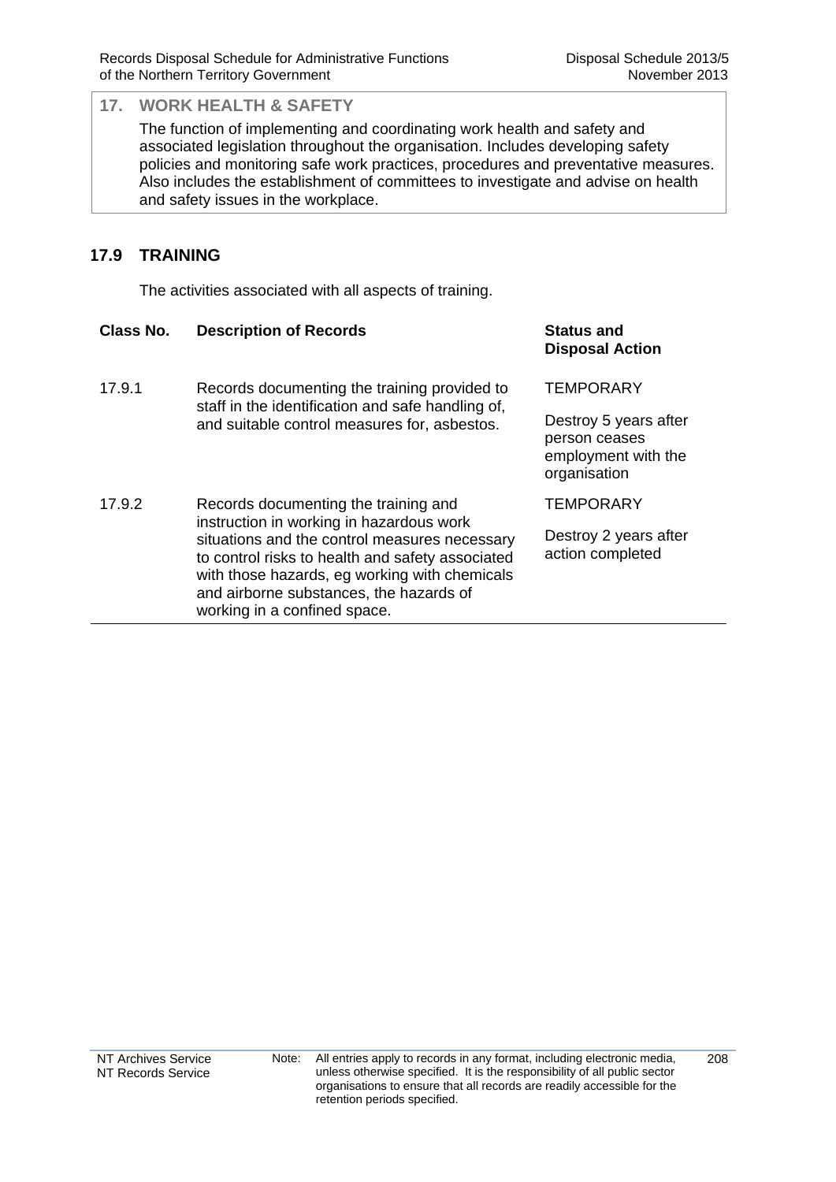## 17. WORK HEALTH & SAFETY

The function of implementing and coordinating work health and safety and associated legislation throughout the organisation. Includes developing safety policies and monitoring safe work practices, procedures and preventative measures. Also includes the establishment of committees to investigate and advise on health and safety issues in the workplace.

### 17.9 TRAINING

The activities associated with all aspects of training.

| Class No. | Description of Records | Status and Disposal Action |
|---|---|---|
| 17.9.1 | Records documenting the training provided to staff in the identification and safe handling of, and suitable control measures for, asbestos. | TEMPORARY<br><br>Destroy 5 years after person ceases employment with the organisation |
| 17.9.2 | Records documenting the training and instruction in working in hazardous work situations and the control measures necessary to control risks to health and safety associated with those hazards, eg working with chemicals and airborne substances, the hazards of working in a confined space. | TEMPORARY<br><br>Destroy 2 years after action completed |

Note: All entries apply to records in any format, including electronic media, unless otherwise specified. It is the responsibility of all public sector organisations to ensure that all records are readily accessible for the retention periods specified.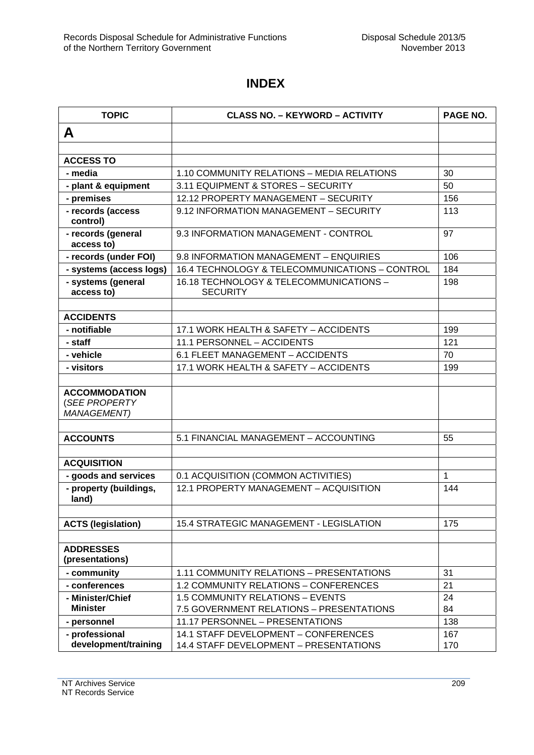# INDEX

| TOPIC | CLASS NO. – KEYWORD – ACTIVITY | PAGE NO. |
|---|---|---|
| **A** | | |
| | | |
| **ACCESS TO** | | |
| **- media** | 1.10 COMMUNITY RELATIONS – MEDIA RELATIONS | 30 |
| **- plant & equipment** | 3.11 EQUIPMENT & STORES – SECURITY | 50 |
| **- premises** | 12.12 PROPERTY MANAGEMENT – SECURITY | 156 |
| **- records (access control)** | 9.12 INFORMATION MANAGEMENT – SECURITY | 113 |
| **- records (general access to)** | 9.3 INFORMATION MANAGEMENT - CONTROL | 97 |
| **- records (under FOI)** | 9.8 INFORMATION MANAGEMENT – ENQUIRIES | 106 |
| **- systems (access logs)** | 16.4 TECHNOLOGY & TELECOMMUNICATIONS – CONTROL | 184 |
| **- systems (general access to)** | 16.18 TECHNOLOGY & TELECOMMUNICATIONS – SECURITY | 198 |
| | | |
| **ACCIDENTS** | | |
| **- notifiable** | 17.1 WORK HEALTH & SAFETY – ACCIDENTS | 199 |
| **- staff** | 11.1 PERSONNEL – ACCIDENTS | 121 |
| **- vehicle** | 6.1 FLEET MANAGEMENT – ACCIDENTS | 70 |
| **- visitors** | 17.1 WORK HEALTH & SAFETY – ACCIDENTS | 199 |
| | | |
| **ACCOMMODATION** (*SEE PROPERTY MANAGEMENT*) | | |
| | | |
| **ACCOUNTS** | 5.1 FINANCIAL MANAGEMENT – ACCOUNTING | 55 |
| | | |
| **ACQUISITION** | | |
| **- goods and services** | 0.1 ACQUISITION (COMMON ACTIVITIES) | 1 |
| **- property (buildings, land)** | 12.1 PROPERTY MANAGEMENT – ACQUISITION | 144 |
| | | |
| **ACTS (legislation)** | 15.4 STRATEGIC MANAGEMENT - LEGISLATION | 175 |
| | | |
| **ADDRESSES (presentations)** | | |
| **- community** | 1.11 COMMUNITY RELATIONS – PRESENTATIONS | 31 |
| **- conferences** | 1.2 COMMUNITY RELATIONS – CONFERENCES | 21 |
| **- Minister/Chief Minister** | 1.5 COMMUNITY RELATIONS – EVENTS<br>7.5 GOVERNMENT RELATIONS – PRESENTATIONS | 24<br>84 |
| **- personnel** | 11.17 PERSONNEL – PRESENTATIONS | 138 |
| **- professional development/training** | 14.1 STAFF DEVELOPMENT – CONFERENCES<br>14.4 STAFF DEVELOPMENT – PRESENTATIONS | 167<br>170 |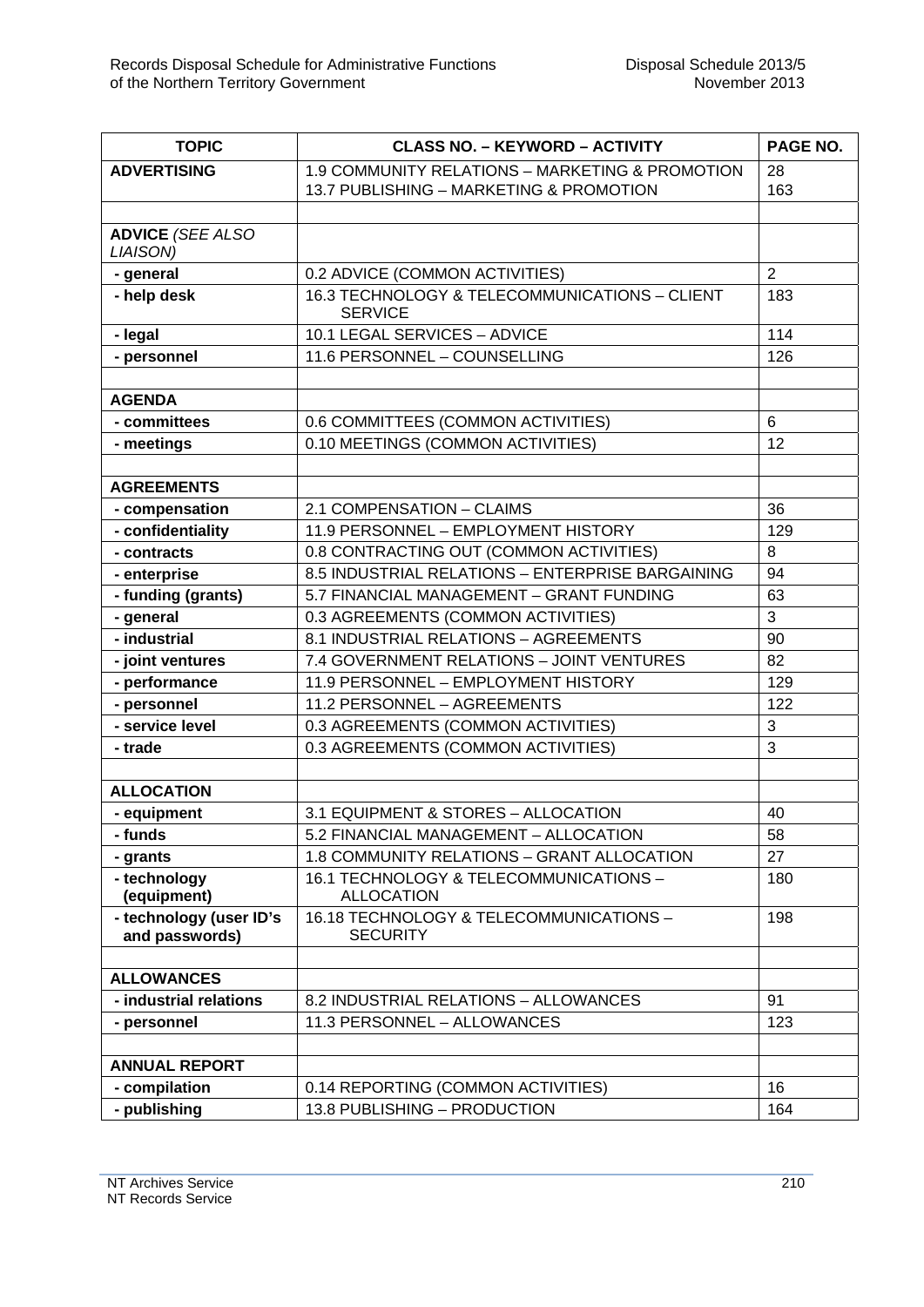| TOPIC | CLASS NO. – KEYWORD – ACTIVITY | PAGE NO. |
|---|---|---|
| **ADVERTISING** | 1.9 COMMUNITY RELATIONS – MARKETING & PROMOTION<br>13.7 PUBLISHING – MARKETING & PROMOTION | 28<br>163 |
| | | |
| **ADVICE** *(SEE ALSO LIAISON)* | | |
| **- general** | 0.2 ADVICE (COMMON ACTIVITIES) | 2 |
| **- help desk** | 16.3 TECHNOLOGY & TELECOMMUNICATIONS – CLIENT SERVICE | 183 |
| **- legal** | 10.1 LEGAL SERVICES – ADVICE | 114 |
| **- personnel** | 11.6 PERSONNEL – COUNSELLING | 126 |
| | | |
| **AGENDA** | | |
| **- committees** | 0.6 COMMITTEES (COMMON ACTIVITIES) | 6 |
| **- meetings** | 0.10 MEETINGS (COMMON ACTIVITIES) | 12 |
| | | |
| **AGREEMENTS** | | |
| **- compensation** | 2.1 COMPENSATION – CLAIMS | 36 |
| **- confidentiality** | 11.9 PERSONNEL – EMPLOYMENT HISTORY | 129 |
| **- contracts** | 0.8 CONTRACTING OUT (COMMON ACTIVITIES) | 8 |
| **- enterprise** | 8.5 INDUSTRIAL RELATIONS – ENTERPRISE BARGAINING | 94 |
| **- funding (grants)** | 5.7 FINANCIAL MANAGEMENT – GRANT FUNDING | 63 |
| **- general** | 0.3 AGREEMENTS (COMMON ACTIVITIES) | 3 |
| **- industrial** | 8.1 INDUSTRIAL RELATIONS – AGREEMENTS | 90 |
| **- joint ventures** | 7.4 GOVERNMENT RELATIONS – JOINT VENTURES | 82 |
| **- performance** | 11.9 PERSONNEL – EMPLOYMENT HISTORY | 129 |
| **- personnel** | 11.2 PERSONNEL – AGREEMENTS | 122 |
| **- service level** | 0.3 AGREEMENTS (COMMON ACTIVITIES) | 3 |
| **- trade** | 0.3 AGREEMENTS (COMMON ACTIVITIES) | 3 |
| | | |
| **ALLOCATION** | | |
| **- equipment** | 3.1 EQUIPMENT & STORES – ALLOCATION | 40 |
| **- funds** | 5.2 FINANCIAL MANAGEMENT – ALLOCATION | 58 |
| **- grants** | 1.8 COMMUNITY RELATIONS – GRANT ALLOCATION | 27 |
| **- technology (equipment)** | 16.1 TECHNOLOGY & TELECOMMUNICATIONS – ALLOCATION | 180 |
| **- technology (user ID's and passwords)** | 16.18 TECHNOLOGY & TELECOMMUNICATIONS – SECURITY | 198 |
| | | |
| **ALLOWANCES** | | |
| **- industrial relations** | 8.2 INDUSTRIAL RELATIONS – ALLOWANCES | 91 |
| **- personnel** | 11.3 PERSONNEL – ALLOWANCES | 123 |
| | | |
| **ANNUAL REPORT** | | |
| **- compilation** | 0.14 REPORTING (COMMON ACTIVITIES) | 16 |
| **- publishing** | 13.8 PUBLISHING – PRODUCTION | 164 |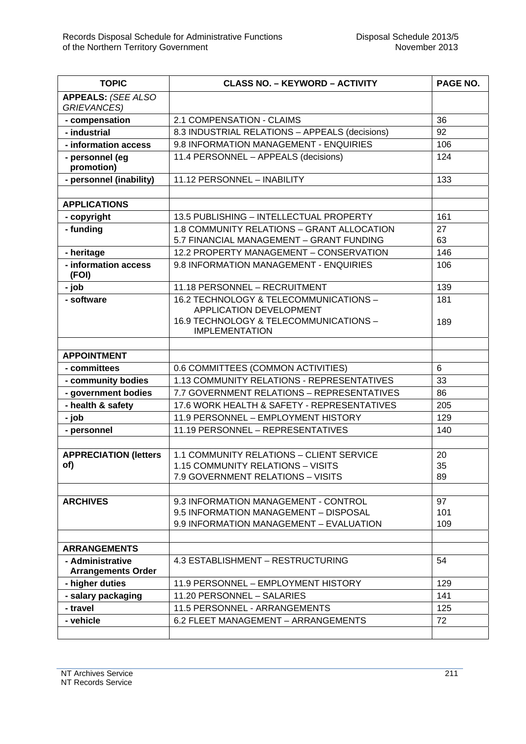| TOPIC | CLASS NO. – KEYWORD – ACTIVITY | PAGE NO. |
|---|---|---|
| **APPEALS:** *(SEE ALSO GRIEVANCES)* | | |
| **- compensation** | 2.1 COMPENSATION - CLAIMS | 36 |
| **- industrial** | 8.3 INDUSTRIAL RELATIONS – APPEALS (decisions) | 92 |
| **- information access** | 9.8 INFORMATION MANAGEMENT - ENQUIRIES | 106 |
| **- personnel (eg promotion)** | 11.4 PERSONNEL – APPEALS (decisions) | 124 |
| **- personnel (inability)** | 11.12 PERSONNEL – INABILITY | 133 |
| | | |
| **APPLICATIONS** | | |
| **- copyright** | 13.5 PUBLISHING – INTELLECTUAL PROPERTY | 161 |
| **- funding** | 1.8 COMMUNITY RELATIONS – GRANT ALLOCATION<br>5.7 FINANCIAL MANAGEMENT – GRANT FUNDING | 27<br>63 |
| **- heritage** | 12.2 PROPERTY MANAGEMENT – CONSERVATION | 146 |
| **- information access (FOI)** | 9.8 INFORMATION MANAGEMENT - ENQUIRIES | 106 |
| **- job** | 11.18 PERSONNEL – RECRUITMENT | 139 |
| **- software** | 16.2 TECHNOLOGY & TELECOMMUNICATIONS – APPLICATION DEVELOPMENT<br>16.9 TECHNOLOGY & TELECOMMUNICATIONS – IMPLEMENTATION | 181<br>189 |
| | | |
| **APPOINTMENT** | | |
| **- committees** | 0.6 COMMITTEES (COMMON ACTIVITIES) | 6 |
| **- community bodies** | 1.13 COMMUNITY RELATIONS - REPRESENTATIVES | 33 |
| **- government bodies** | 7.7 GOVERNMENT RELATIONS – REPRESENTATIVES | 86 |
| **- health & safety** | 17.6 WORK HEALTH & SAFETY - REPRESENTATIVES | 205 |
| **- job** | 11.9 PERSONNEL – EMPLOYMENT HISTORY | 129 |
| **- personnel** | 11.19 PERSONNEL – REPRESENTATIVES | 140 |
| | | |
| **APPRECIATION (letters of)** | 1.1 COMMUNITY RELATIONS – CLIENT SERVICE<br>1.15 COMMUNITY RELATIONS – VISITS<br>7.9 GOVERNMENT RELATIONS – VISITS | 20<br>35<br>89 |
| | | |
| **ARCHIVES** | 9.3 INFORMATION MANAGEMENT - CONTROL<br>9.5 INFORMATION MANAGEMENT – DISPOSAL<br>9.9 INFORMATION MANAGEMENT – EVALUATION | 97<br>101<br>109 |
| | | |
| **ARRANGEMENTS** | | |
| **- Administrative Arrangements Order** | 4.3 ESTABLISHMENT – RESTRUCTURING | 54 |
| **- higher duties** | 11.9 PERSONNEL – EMPLOYMENT HISTORY | 129 |
| **- salary packaging** | 11.20 PERSONNEL – SALARIES | 141 |
| **- travel** | 11.5 PERSONNEL - ARRANGEMENTS | 125 |
| **- vehicle** | 6.2 FLEET MANAGEMENT – ARRANGEMENTS | 72 |
| | | |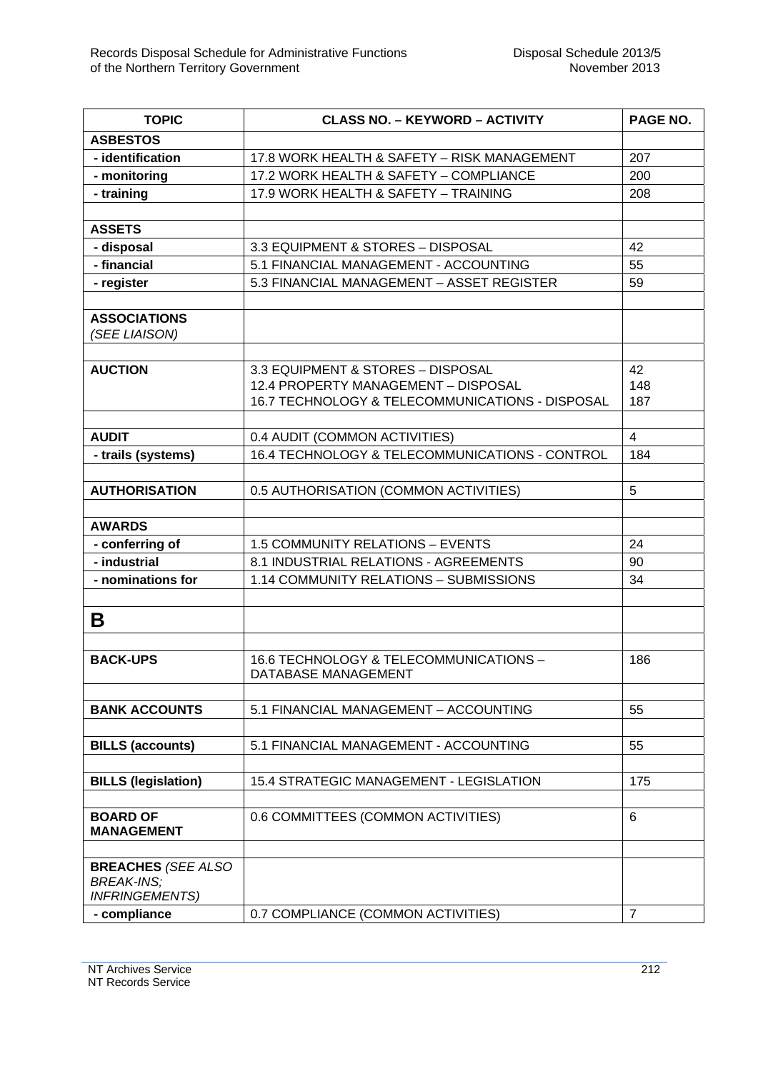| TOPIC | CLASS NO. – KEYWORD – ACTIVITY | PAGE NO. |
|---|---|---|
| **ASBESTOS** | | |
| **- identification** | 17.8 WORK HEALTH & SAFETY – RISK MANAGEMENT | 207 |
| **- monitoring** | 17.2 WORK HEALTH & SAFETY – COMPLIANCE | 200 |
| **- training** | 17.9 WORK HEALTH & SAFETY – TRAINING | 208 |
| | | |
| **ASSETS** | | |
| **- disposal** | 3.3 EQUIPMENT & STORES – DISPOSAL | 42 |
| **- financial** | 5.1 FINANCIAL MANAGEMENT - ACCOUNTING | 55 |
| **- register** | 5.3 FINANCIAL MANAGEMENT – ASSET REGISTER | 59 |
| | | |
| **ASSOCIATIONS** *(SEE LIAISON)* | | |
| | | |
| **AUCTION** | 3.3 EQUIPMENT & STORES – DISPOSAL<br>12.4 PROPERTY MANAGEMENT – DISPOSAL<br>16.7 TECHNOLOGY & TELECOMMUNICATIONS - DISPOSAL | 42<br>148<br>187 |
| | | |
| **AUDIT** | 0.4 AUDIT (COMMON ACTIVITIES) | 4 |
| **- trails (systems)** | 16.4 TECHNOLOGY & TELECOMMUNICATIONS - CONTROL | 184 |
| | | |
| **AUTHORISATION** | 0.5 AUTHORISATION (COMMON ACTIVITIES) | 5 |
| | | |
| **AWARDS** | | |
| **- conferring of** | 1.5 COMMUNITY RELATIONS – EVENTS | 24 |
| **- industrial** | 8.1 INDUSTRIAL RELATIONS - AGREEMENTS | 90 |
| **- nominations for** | 1.14 COMMUNITY RELATIONS – SUBMISSIONS | 34 |
| | | |
| **B** | | |
| | | |
| **BACK-UPS** | 16.6 TECHNOLOGY & TELECOMMUNICATIONS – DATABASE MANAGEMENT | 186 |
| | | |
| **BANK ACCOUNTS** | 5.1 FINANCIAL MANAGEMENT – ACCOUNTING | 55 |
| | | |
| **BILLS (accounts)** | 5.1 FINANCIAL MANAGEMENT - ACCOUNTING | 55 |
| | | |
| **BILLS (legislation)** | 15.4 STRATEGIC MANAGEMENT - LEGISLATION | 175 |
| | | |
| **BOARD OF MANAGEMENT** | 0.6 COMMITTEES (COMMON ACTIVITIES) | 6 |
| | | |
| **BREACHES** *(SEE ALSO BREAK-INS; INFRINGEMENTS)* | | |
| **- compliance** | 0.7 COMPLIANCE (COMMON ACTIVITIES) | 7 |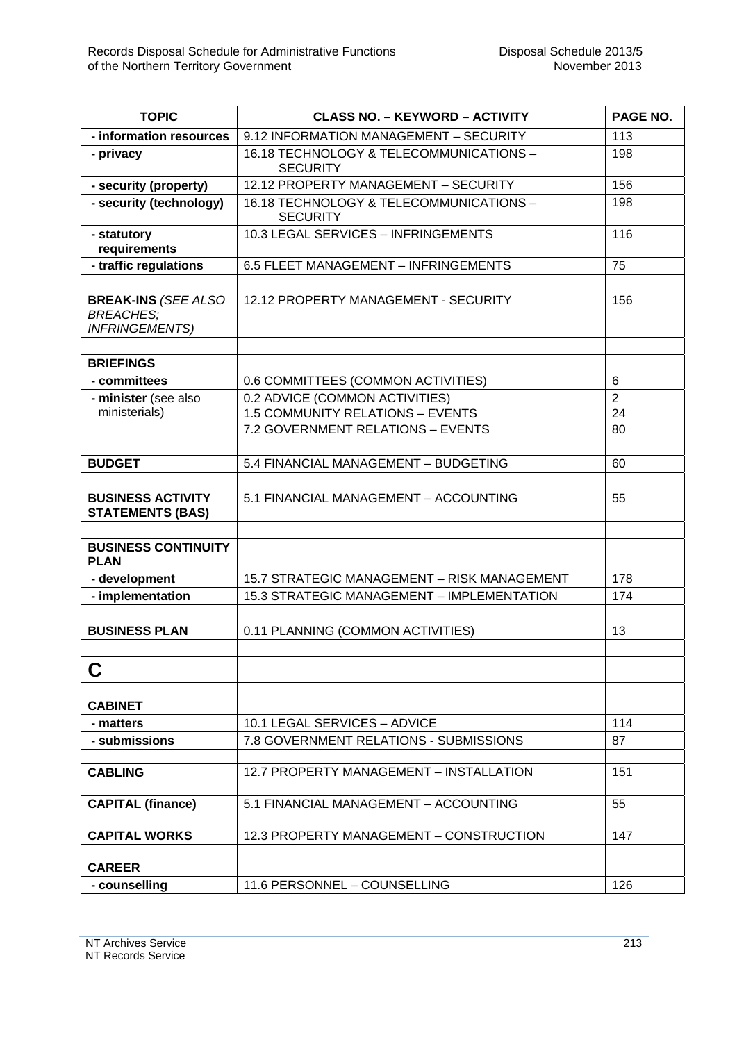| TOPIC | CLASS NO. – KEYWORD – ACTIVITY | PAGE NO. |
|---|---|---|
| **- information resources** | 9.12 INFORMATION MANAGEMENT – SECURITY | 113 |
| **- privacy** | 16.18 TECHNOLOGY & TELECOMMUNICATIONS – SECURITY | 198 |
| **- security (property)** | 12.12 PROPERTY MANAGEMENT – SECURITY | 156 |
| **- security (technology)** | 16.18 TECHNOLOGY & TELECOMMUNICATIONS – SECURITY | 198 |
| **- statutory requirements** | 10.3 LEGAL SERVICES – INFRINGEMENTS | 116 |
| **- traffic regulations** | 6.5 FLEET MANAGEMENT – INFRINGEMENTS | 75 |
| | | |
| **BREAK-INS** *(SEE ALSO BREACHES; INFRINGEMENTS)* | 12.12 PROPERTY MANAGEMENT - SECURITY | 156 |
| | | |
| **BRIEFINGS** | | |
| **- committees** | 0.6 COMMITTEES (COMMON ACTIVITIES) | 6 |
| **- minister** (see also ministerials) | 0.2 ADVICE (COMMON ACTIVITIES)<br>1.5 COMMUNITY RELATIONS – EVENTS<br>7.2 GOVERNMENT RELATIONS – EVENTS | 2<br>24<br>80 |
| | | |
| **BUDGET** | 5.4 FINANCIAL MANAGEMENT – BUDGETING | 60 |
| | | |
| **BUSINESS ACTIVITY STATEMENTS (BAS)** | 5.1 FINANCIAL MANAGEMENT – ACCOUNTING | 55 |
| | | |
| **BUSINESS CONTINUITY PLAN** | | |
| **- development** | 15.7 STRATEGIC MANAGEMENT – RISK MANAGEMENT | 178 |
| **- implementation** | 15.3 STRATEGIC MANAGEMENT – IMPLEMENTATION | 174 |
| | | |
| **BUSINESS PLAN** | 0.11 PLANNING (COMMON ACTIVITIES) | 13 |
| | | |
| **C** | | |
| | | |
| **CABINET** | | |
| **- matters** | 10.1 LEGAL SERVICES – ADVICE | 114 |
| **- submissions** | 7.8 GOVERNMENT RELATIONS - SUBMISSIONS | 87 |
| | | |
| **CABLING** | 12.7 PROPERTY MANAGEMENT – INSTALLATION | 151 |
| | | |
| **CAPITAL (finance)** | 5.1 FINANCIAL MANAGEMENT – ACCOUNTING | 55 |
| | | |
| **CAPITAL WORKS** | 12.3 PROPERTY MANAGEMENT – CONSTRUCTION | 147 |
| | | |
| **CAREER** | | |
| **- counselling** | 11.6 PERSONNEL – COUNSELLING | 126 |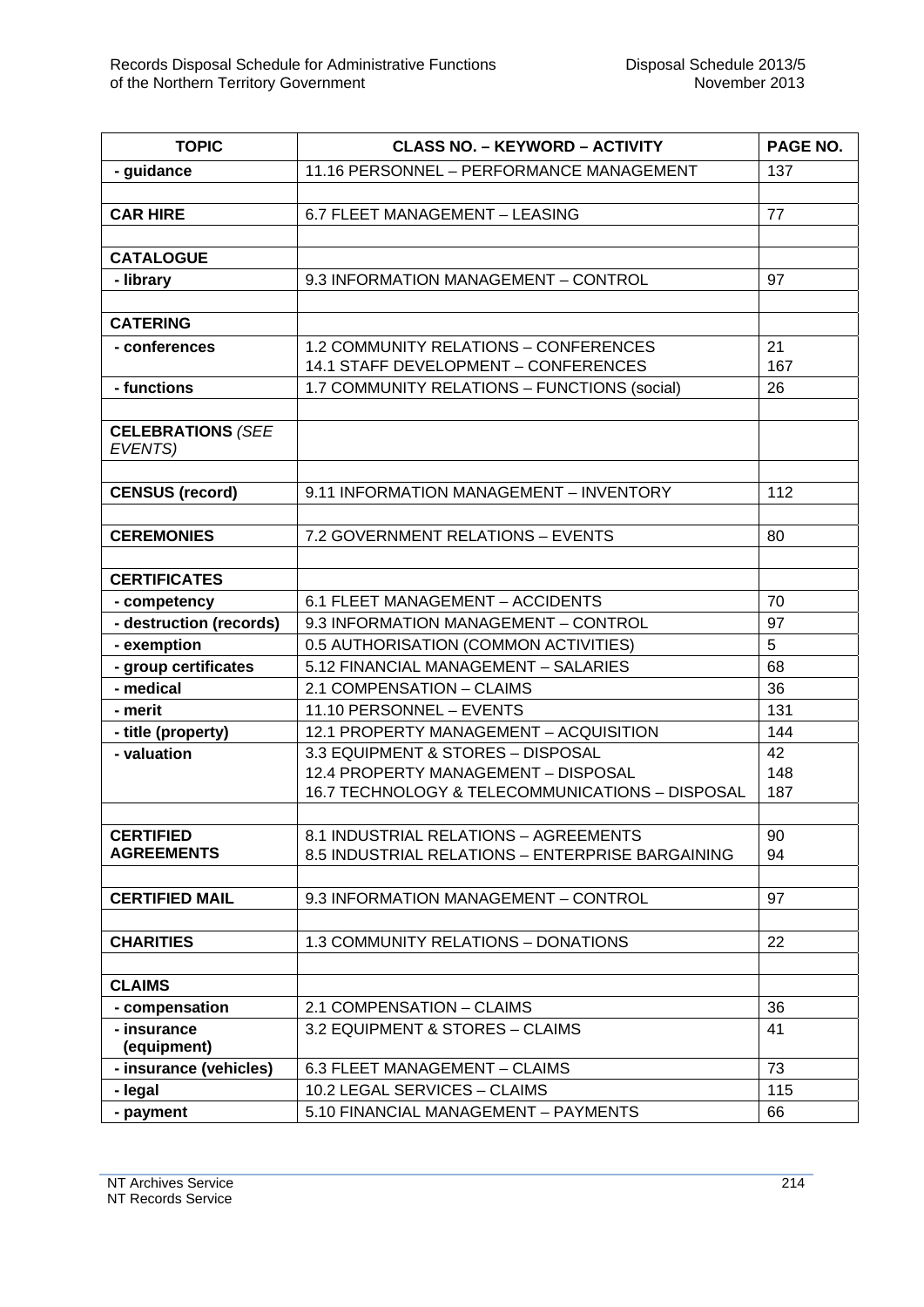| TOPIC | CLASS NO. – KEYWORD – ACTIVITY | PAGE NO. |
|---|---|---|
| **- guidance** | 11.16 PERSONNEL – PERFORMANCE MANAGEMENT | 137 |
| | | |
| **CAR HIRE** | 6.7 FLEET MANAGEMENT – LEASING | 77 |
| | | |
| **CATALOGUE** | | |
| **- library** | 9.3 INFORMATION MANAGEMENT – CONTROL | 97 |
| | | |
| **CATERING** | | |
| **- conferences** | 1.2 COMMUNITY RELATIONS – CONFERENCES<br>14.1 STAFF DEVELOPMENT – CONFERENCES | 21<br>167 |
| **- functions** | 1.7 COMMUNITY RELATIONS – FUNCTIONS (social) | 26 |
| | | |
| **CELEBRATIONS** *(SEE EVENTS)* | | |
| | | |
| **CENSUS (record)** | 9.11 INFORMATION MANAGEMENT – INVENTORY | 112 |
| | | |
| **CEREMONIES** | 7.2 GOVERNMENT RELATIONS – EVENTS | 80 |
| | | |
| **CERTIFICATES** | | |
| **- competency** | 6.1 FLEET MANAGEMENT – ACCIDENTS | 70 |
| **- destruction (records)** | 9.3 INFORMATION MANAGEMENT – CONTROL | 97 |
| **- exemption** | 0.5 AUTHORISATION (COMMON ACTIVITIES) | 5 |
| **- group certificates** | 5.12 FINANCIAL MANAGEMENT – SALARIES | 68 |
| **- medical** | 2.1 COMPENSATION – CLAIMS | 36 |
| **- merit** | 11.10 PERSONNEL – EVENTS | 131 |
| **- title (property)** | 12.1 PROPERTY MANAGEMENT – ACQUISITION | 144 |
| **- valuation** | 3.3 EQUIPMENT & STORES – DISPOSAL<br>12.4 PROPERTY MANAGEMENT – DISPOSAL<br>16.7 TECHNOLOGY & TELECOMMUNICATIONS – DISPOSAL | 42<br>148<br>187 |
| | | |
| **CERTIFIED AGREEMENTS** | 8.1 INDUSTRIAL RELATIONS – AGREEMENTS<br>8.5 INDUSTRIAL RELATIONS – ENTERPRISE BARGAINING | 90<br>94 |
| | | |
| **CERTIFIED MAIL** | 9.3 INFORMATION MANAGEMENT – CONTROL | 97 |
| | | |
| **CHARITIES** | 1.3 COMMUNITY RELATIONS – DONATIONS | 22 |
| | | |
| **CLAIMS** | | |
| **- compensation** | 2.1 COMPENSATION – CLAIMS | 36 |
| **- insurance (equipment)** | 3.2 EQUIPMENT & STORES – CLAIMS | 41 |
| **- insurance (vehicles)** | 6.3 FLEET MANAGEMENT – CLAIMS | 73 |
| **- legal** | 10.2 LEGAL SERVICES – CLAIMS | 115 |
| **- payment** | 5.10 FINANCIAL MANAGEMENT – PAYMENTS | 66 |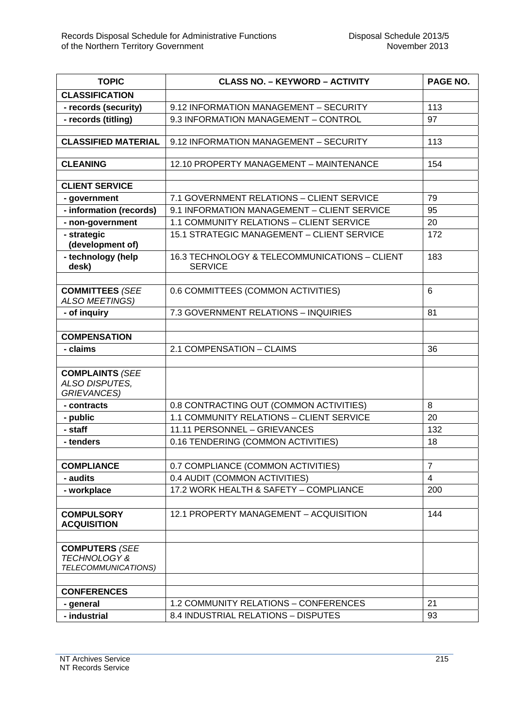| TOPIC | CLASS NO. – KEYWORD – ACTIVITY | PAGE NO. |
|---|---|---|
| **CLASSIFICATION** | | |
| **- records (security)** | 9.12 INFORMATION MANAGEMENT – SECURITY | 113 |
| **- records (titling)** | 9.3 INFORMATION MANAGEMENT – CONTROL | 97 |
| | | |
| **CLASSIFIED MATERIAL** | 9.12 INFORMATION MANAGEMENT – SECURITY | 113 |
| | | |
| **CLEANING** | 12.10 PROPERTY MANAGEMENT – MAINTENANCE | 154 |
| | | |
| **CLIENT SERVICE** | | |
| **- government** | 7.1 GOVERNMENT RELATIONS – CLIENT SERVICE | 79 |
| **- information (records)** | 9.1 INFORMATION MANAGEMENT – CLIENT SERVICE | 95 |
| **- non-government** | 1.1 COMMUNITY RELATIONS – CLIENT SERVICE | 20 |
| **- strategic (development of)** | 15.1 STRATEGIC MANAGEMENT – CLIENT SERVICE | 172 |
| **- technology (help desk)** | 16.3 TECHNOLOGY & TELECOMMUNICATIONS – CLIENT SERVICE | 183 |
| | | |
| **COMMITTEES** *(SEE ALSO MEETINGS)* | 0.6 COMMITTEES (COMMON ACTIVITIES) | 6 |
| **- of inquiry** | 7.3 GOVERNMENT RELATIONS – INQUIRIES | 81 |
| | | |
| **COMPENSATION** | | |
| **- claims** | 2.1 COMPENSATION – CLAIMS | 36 |
| | | |
| **COMPLAINTS** *(SEE ALSO DISPUTES, GRIEVANCES)* | | |
| **- contracts** | 0.8 CONTRACTING OUT (COMMON ACTIVITIES) | 8 |
| **- public** | 1.1 COMMUNITY RELATIONS – CLIENT SERVICE | 20 |
| **- staff** | 11.11 PERSONNEL – GRIEVANCES | 132 |
| **- tenders** | 0.16 TENDERING (COMMON ACTIVITIES) | 18 |
| | | |
| **COMPLIANCE** | 0.7 COMPLIANCE (COMMON ACTIVITIES) | 7 |
| **- audits** | 0.4 AUDIT (COMMON ACTIVITIES) | 4 |
| **- workplace** | 17.2 WORK HEALTH & SAFETY – COMPLIANCE | 200 |
| | | |
| **COMPULSORY ACQUISITION** | 12.1 PROPERTY MANAGEMENT – ACQUISITION | 144 |
| | | |
| **COMPUTERS** *(SEE TECHNOLOGY & TELECOMMUNICATIONS)* | | |
| | | |
| **CONFERENCES** | | |
| **- general** | 1.2 COMMUNITY RELATIONS – CONFERENCES | 21 |
| **- industrial** | 8.4 INDUSTRIAL RELATIONS – DISPUTES | 93 |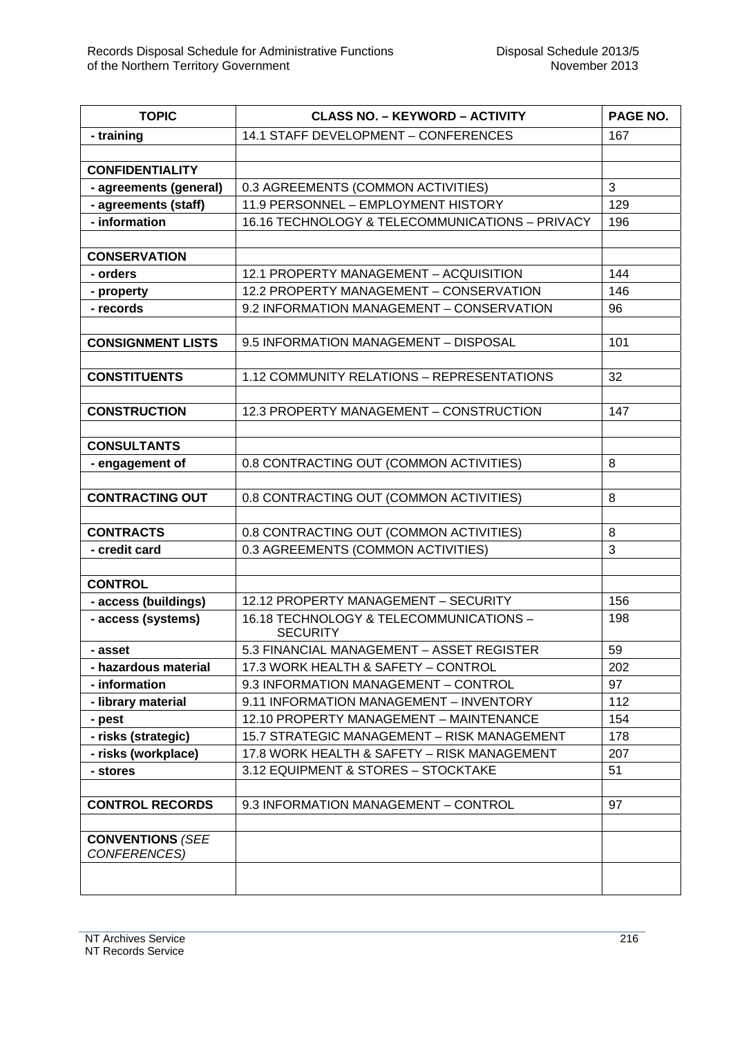| TOPIC | CLASS NO. – KEYWORD – ACTIVITY | PAGE NO. |
|---|---|---|
| **- training** | 14.1 STAFF DEVELOPMENT – CONFERENCES | 167 |
| | | |
| **CONFIDENTIALITY** | | |
| **- agreements (general)** | 0.3 AGREEMENTS (COMMON ACTIVITIES) | 3 |
| **- agreements (staff)** | 11.9 PERSONNEL – EMPLOYMENT HISTORY | 129 |
| **- information** | 16.16 TECHNOLOGY & TELECOMMUNICATIONS – PRIVACY | 196 |
| | | |
| **CONSERVATION** | | |
| **- orders** | 12.1 PROPERTY MANAGEMENT – ACQUISITION | 144 |
| **- property** | 12.2 PROPERTY MANAGEMENT – CONSERVATION | 146 |
| **- records** | 9.2 INFORMATION MANAGEMENT – CONSERVATION | 96 |
| | | |
| **CONSIGNMENT LISTS** | 9.5 INFORMATION MANAGEMENT – DISPOSAL | 101 |
| | | |
| **CONSTITUENTS** | 1.12 COMMUNITY RELATIONS – REPRESENTATIONS | 32 |
| | | |
| **CONSTRUCTION** | 12.3 PROPERTY MANAGEMENT – CONSTRUCTION | 147 |
| | | |
| **CONSULTANTS** | | |
| **- engagement of** | 0.8 CONTRACTING OUT (COMMON ACTIVITIES) | 8 |
| | | |
| **CONTRACTING OUT** | 0.8 CONTRACTING OUT (COMMON ACTIVITIES) | 8 |
| | | |
| **CONTRACTS** | 0.8 CONTRACTING OUT (COMMON ACTIVITIES) | 8 |
| **- credit card** | 0.3 AGREEMENTS (COMMON ACTIVITIES) | 3 |
| | | |
| **CONTROL** | | |
| **- access (buildings)** | 12.12 PROPERTY MANAGEMENT – SECURITY | 156 |
| **- access (systems)** | 16.18 TECHNOLOGY & TELECOMMUNICATIONS – SECURITY | 198 |
| **- asset** | 5.3 FINANCIAL MANAGEMENT – ASSET REGISTER | 59 |
| **- hazardous material** | 17.3 WORK HEALTH & SAFETY – CONTROL | 202 |
| **- information** | 9.3 INFORMATION MANAGEMENT – CONTROL | 97 |
| **- library material** | 9.11 INFORMATION MANAGEMENT – INVENTORY | 112 |
| **- pest** | 12.10 PROPERTY MANAGEMENT – MAINTENANCE | 154 |
| **- risks (strategic)** | 15.7 STRATEGIC MANAGEMENT – RISK MANAGEMENT | 178 |
| **- risks (workplace)** | 17.8 WORK HEALTH & SAFETY – RISK MANAGEMENT | 207 |
| **- stores** | 3.12 EQUIPMENT & STORES – STOCKTAKE | 51 |
| | | |
| **CONTROL RECORDS** | 9.3 INFORMATION MANAGEMENT – CONTROL | 97 |
| | | |
| **CONVENTIONS** *(SEE CONFERENCES)* | | |
| | | |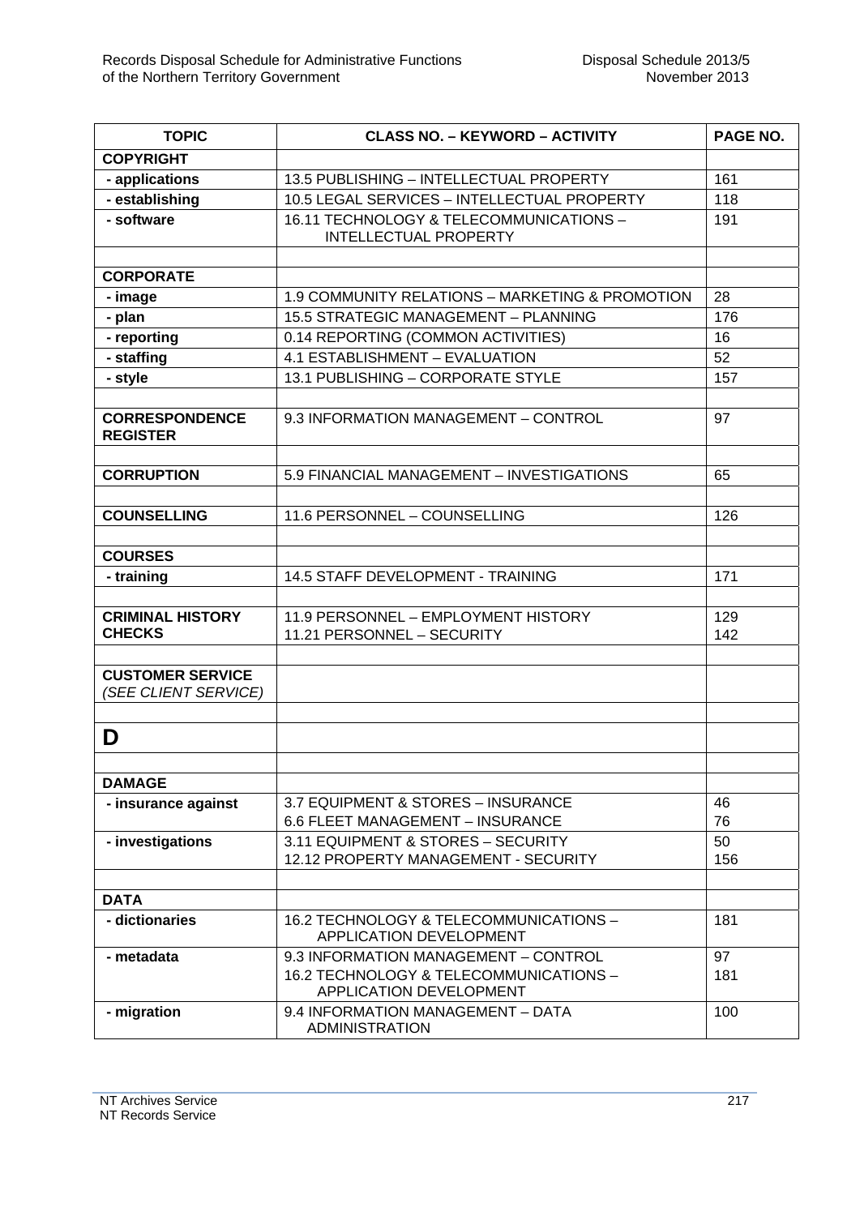| TOPIC | CLASS NO. – KEYWORD – ACTIVITY | PAGE NO. |
|---|---|---|
| **COPYRIGHT** | | |
| **- applications** | 13.5 PUBLISHING – INTELLECTUAL PROPERTY | 161 |
| **- establishing** | 10.5 LEGAL SERVICES – INTELLECTUAL PROPERTY | 118 |
| **- software** | 16.11 TECHNOLOGY & TELECOMMUNICATIONS – INTELLECTUAL PROPERTY | 191 |
| | | |
| **CORPORATE** | | |
| **- image** | 1.9 COMMUNITY RELATIONS – MARKETING & PROMOTION | 28 |
| **- plan** | 15.5 STRATEGIC MANAGEMENT – PLANNING | 176 |
| **- reporting** | 0.14 REPORTING (COMMON ACTIVITIES) | 16 |
| **- staffing** | 4.1 ESTABLISHMENT – EVALUATION | 52 |
| **- style** | 13.1 PUBLISHING – CORPORATE STYLE | 157 |
| | | |
| **CORRESPONDENCE REGISTER** | 9.3 INFORMATION MANAGEMENT – CONTROL | 97 |
| | | |
| **CORRUPTION** | 5.9 FINANCIAL MANAGEMENT – INVESTIGATIONS | 65 |
| | | |
| **COUNSELLING** | 11.6 PERSONNEL – COUNSELLING | 126 |
| | | |
| **COURSES** | | |
| **- training** | 14.5 STAFF DEVELOPMENT - TRAINING | 171 |
| | | |
| **CRIMINAL HISTORY CHECKS** | 11.9 PERSONNEL – EMPLOYMENT HISTORY<br>11.21 PERSONNEL – SECURITY | 129<br>142 |
| | | |
| **CUSTOMER SERVICE** *(SEE CLIENT SERVICE)* | | |
| | | |
| **D** | | |
| | | |
| **DAMAGE** | | |
| **- insurance against** | 3.7 EQUIPMENT & STORES – INSURANCE<br>6.6 FLEET MANAGEMENT – INSURANCE | 46<br>76 |
| **- investigations** | 3.11 EQUIPMENT & STORES – SECURITY<br>12.12 PROPERTY MANAGEMENT - SECURITY | 50<br>156 |
| | | |
| **DATA** | | |
| **- dictionaries** | 16.2 TECHNOLOGY & TELECOMMUNICATIONS – APPLICATION DEVELOPMENT | 181 |
| **- metadata** | 9.3 INFORMATION MANAGEMENT – CONTROL<br>16.2 TECHNOLOGY & TELECOMMUNICATIONS – APPLICATION DEVELOPMENT | 97<br>181 |
| **- migration** | 9.4 INFORMATION MANAGEMENT – DATA ADMINISTRATION | 100 |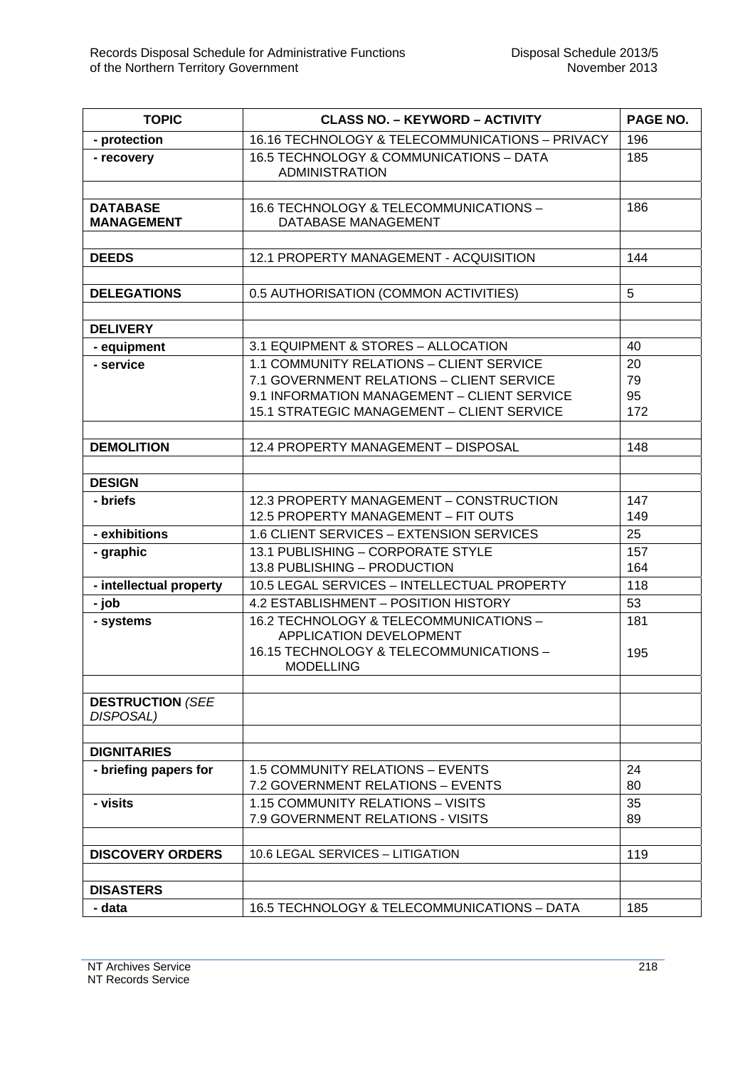| TOPIC | CLASS NO. – KEYWORD – ACTIVITY | PAGE NO. |
|---|---|---|
| - protection | 16.16 TECHNOLOGY & TELECOMMUNICATIONS – PRIVACY | 196 |
| - recovery | 16.5 TECHNOLOGY & COMMUNICATIONS – DATA ADMINISTRATION | 185 |
| | | |
| **DATABASE MANAGEMENT** | 16.6 TECHNOLOGY & TELECOMMUNICATIONS – DATABASE MANAGEMENT | 186 |
| | | |
| **DEEDS** | 12.1 PROPERTY MANAGEMENT - ACQUISITION | 144 |
| | | |
| **DELEGATIONS** | 0.5 AUTHORISATION (COMMON ACTIVITIES) | 5 |
| | | |
| **DELIVERY** | | |
| - equipment | 3.1 EQUIPMENT & STORES – ALLOCATION | 40 |
| - service | 1.1 COMMUNITY RELATIONS – CLIENT SERVICE<br>7.1 GOVERNMENT RELATIONS – CLIENT SERVICE<br>9.1 INFORMATION MANAGEMENT – CLIENT SERVICE<br>15.1 STRATEGIC MANAGEMENT – CLIENT SERVICE | 20<br>79<br>95<br>172 |
| | | |
| **DEMOLITION** | 12.4 PROPERTY MANAGEMENT – DISPOSAL | 148 |
| | | |
| **DESIGN** | | |
| - briefs | 12.3 PROPERTY MANAGEMENT – CONSTRUCTION<br>12.5 PROPERTY MANAGEMENT – FIT OUTS | 147<br>149 |
| - exhibitions | 1.6 CLIENT SERVICES – EXTENSION SERVICES | 25 |
| - graphic | 13.1 PUBLISHING – CORPORATE STYLE<br>13.8 PUBLISHING – PRODUCTION | 157<br>164 |
| - intellectual property | 10.5 LEGAL SERVICES – INTELLECTUAL PROPERTY | 118 |
| - job | 4.2 ESTABLISHMENT – POSITION HISTORY | 53 |
| - systems | 16.2 TECHNOLOGY & TELECOMMUNICATIONS – APPLICATION DEVELOPMENT<br>16.15 TECHNOLOGY & TELECOMMUNICATIONS – MODELLING | 181<br>195 |
| | | |
| **DESTRUCTION** *(SEE DISPOSAL)* | | |
| | | |
| **DIGNITARIES** | | |
| - briefing papers for | 1.5 COMMUNITY RELATIONS – EVENTS<br>7.2 GOVERNMENT RELATIONS – EVENTS | 24<br>80 |
| - visits | 1.15 COMMUNITY RELATIONS – VISITS<br>7.9 GOVERNMENT RELATIONS - VISITS | 35<br>89 |
| | | |
| **DISCOVERY ORDERS** | 10.6 LEGAL SERVICES – LITIGATION | 119 |
| | | |
| **DISASTERS** | | |
| - data | 16.5 TECHNOLOGY & TELECOMMUNICATIONS – DATA | 185 |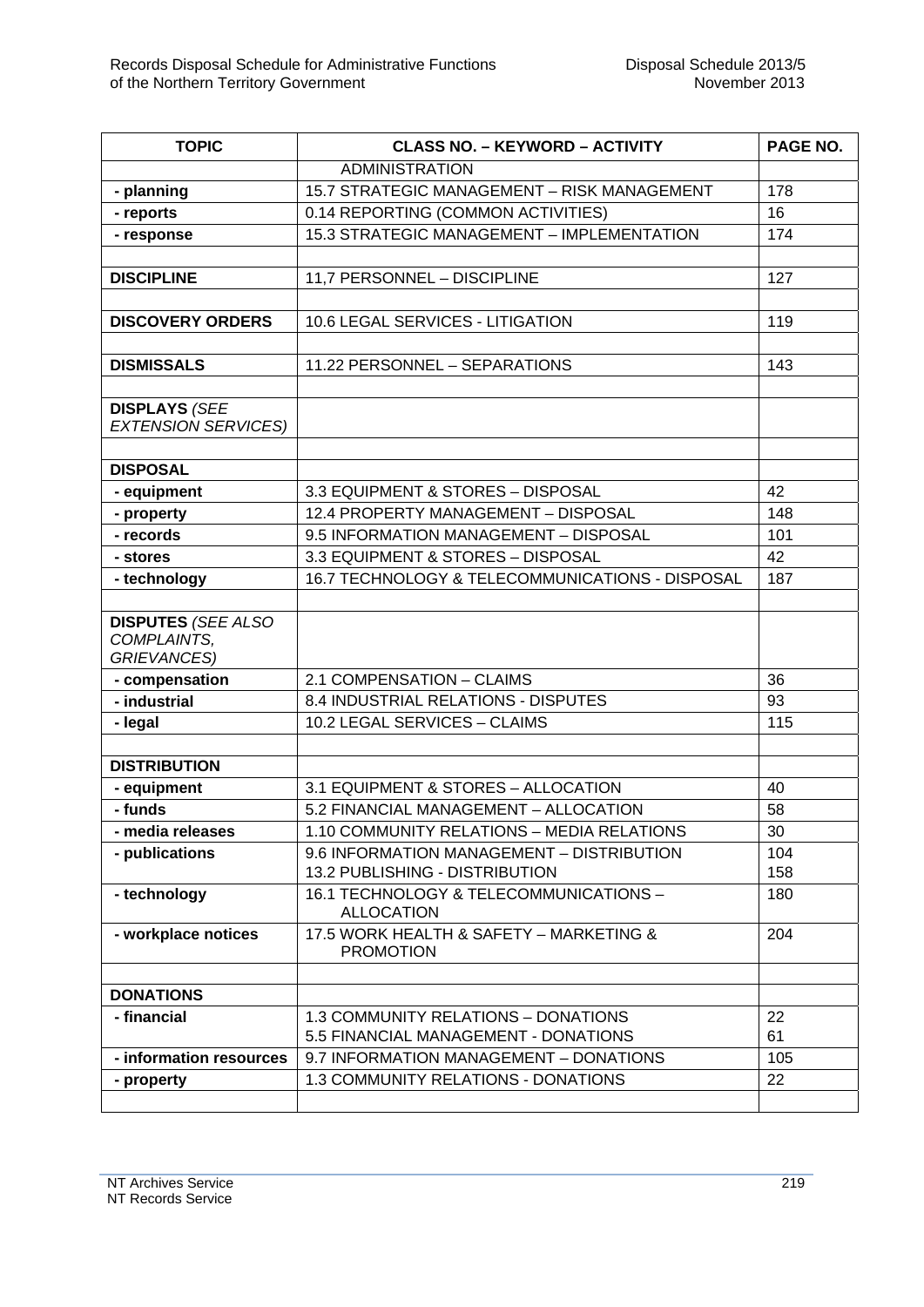| TOPIC | CLASS NO. – KEYWORD – ACTIVITY | PAGE NO. |
|---|---|---|
| | ADMINISTRATION | |
| **- planning** | 15.7 STRATEGIC MANAGEMENT – RISK MANAGEMENT | 178 |
| **- reports** | 0.14 REPORTING (COMMON ACTIVITIES) | 16 |
| **- response** | 15.3 STRATEGIC MANAGEMENT – IMPLEMENTATION | 174 |
| | | |
| **DISCIPLINE** | 11,7 PERSONNEL – DISCIPLINE | 127 |
| | | |
| **DISCOVERY ORDERS** | 10.6 LEGAL SERVICES - LITIGATION | 119 |
| | | |
| **DISMISSALS** | 11.22 PERSONNEL – SEPARATIONS | 143 |
| | | |
| **DISPLAYS** *(SEE EXTENSION SERVICES)* | | |
| | | |
| **DISPOSAL** | | |
| **- equipment** | 3.3 EQUIPMENT & STORES – DISPOSAL | 42 |
| **- property** | 12.4 PROPERTY MANAGEMENT – DISPOSAL | 148 |
| **- records** | 9.5 INFORMATION MANAGEMENT – DISPOSAL | 101 |
| **- stores** | 3.3 EQUIPMENT & STORES – DISPOSAL | 42 |
| **- technology** | 16.7 TECHNOLOGY & TELECOMMUNICATIONS - DISPOSAL | 187 |
| | | |
| **DISPUTES** *(SEE ALSO COMPLAINTS, GRIEVANCES)* | | |
| **- compensation** | 2.1 COMPENSATION – CLAIMS | 36 |
| **- industrial** | 8.4 INDUSTRIAL RELATIONS - DISPUTES | 93 |
| **- legal** | 10.2 LEGAL SERVICES – CLAIMS | 115 |
| | | |
| **DISTRIBUTION** | | |
| **- equipment** | 3.1 EQUIPMENT & STORES – ALLOCATION | 40 |
| **- funds** | 5.2 FINANCIAL MANAGEMENT – ALLOCATION | 58 |
| **- media releases** | 1.10 COMMUNITY RELATIONS – MEDIA RELATIONS | 30 |
| **- publications** | 9.6 INFORMATION MANAGEMENT – DISTRIBUTION<br>13.2 PUBLISHING - DISTRIBUTION | 104<br>158 |
| **- technology** | 16.1 TECHNOLOGY & TELECOMMUNICATIONS – ALLOCATION | 180 |
| **- workplace notices** | 17.5 WORK HEALTH & SAFETY – MARKETING & PROMOTION | 204 |
| | | |
| **DONATIONS** | | |
| **- financial** | 1.3 COMMUNITY RELATIONS – DONATIONS<br>5.5 FINANCIAL MANAGEMENT - DONATIONS | 22<br>61 |
| **- information resources** | 9.7 INFORMATION MANAGEMENT – DONATIONS | 105 |
| **- property** | 1.3 COMMUNITY RELATIONS - DONATIONS | 22 |
| | | |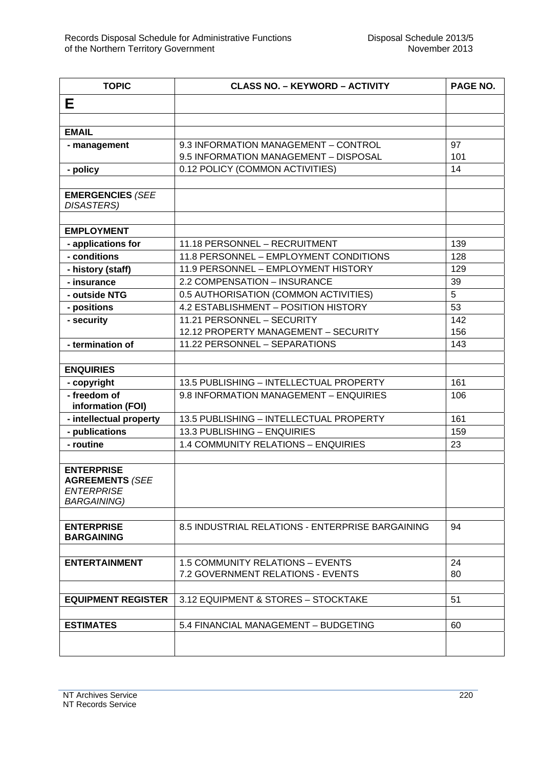| TOPIC | CLASS NO. – KEYWORD – ACTIVITY | PAGE NO. |
|---|---|---|
| **E** | | |
| | | |
| **EMAIL** | | |
| **- management** | 9.3 INFORMATION MANAGEMENT – CONTROL<br>9.5 INFORMATION MANAGEMENT – DISPOSAL | 97<br>101 |
| **- policy** | 0.12 POLICY (COMMON ACTIVITIES) | 14 |
| | | |
| **EMERGENCIES** *(SEE DISASTERS)* | | |
| | | |
| **EMPLOYMENT** | | |
| **- applications for** | 11.18 PERSONNEL – RECRUITMENT | 139 |
| **- conditions** | 11.8 PERSONNEL – EMPLOYMENT CONDITIONS | 128 |
| **- history (staff)** | 11.9 PERSONNEL – EMPLOYMENT HISTORY | 129 |
| **- insurance** | 2.2 COMPENSATION – INSURANCE | 39 |
| **- outside NTG** | 0.5 AUTHORISATION (COMMON ACTIVITIES) | 5 |
| **- positions** | 4.2 ESTABLISHMENT – POSITION HISTORY | 53 |
| **- security** | 11.21 PERSONNEL – SECURITY<br>12.12 PROPERTY MANAGEMENT – SECURITY | 142<br>156 |
| **- termination of** | 11.22 PERSONNEL – SEPARATIONS | 143 |
| | | |
| **ENQUIRIES** | | |
| **- copyright** | 13.5 PUBLISHING – INTELLECTUAL PROPERTY | 161 |
| **- freedom of information (FOI)** | 9.8 INFORMATION MANAGEMENT – ENQUIRIES | 106 |
| **- intellectual property** | 13.5 PUBLISHING – INTELLECTUAL PROPERTY | 161 |
| **- publications** | 13.3 PUBLISHING – ENQUIRIES | 159 |
| **- routine** | 1.4 COMMUNITY RELATIONS – ENQUIRIES | 23 |
| | | |
| **ENTERPRISE AGREEMENTS** *(SEE ENTERPRISE BARGAINING)* | | |
| | | |
| **ENTERPRISE BARGAINING** | 8.5 INDUSTRIAL RELATIONS - ENTERPRISE BARGAINING | 94 |
| | | |
| **ENTERTAINMENT** | 1.5 COMMUNITY RELATIONS – EVENTS<br>7.2 GOVERNMENT RELATIONS - EVENTS | 24<br>80 |
| | | |
| **EQUIPMENT REGISTER** | 3.12 EQUIPMENT & STORES – STOCKTAKE | 51 |
| | | |
| **ESTIMATES** | 5.4 FINANCIAL MANAGEMENT – BUDGETING | 60 |
| | | |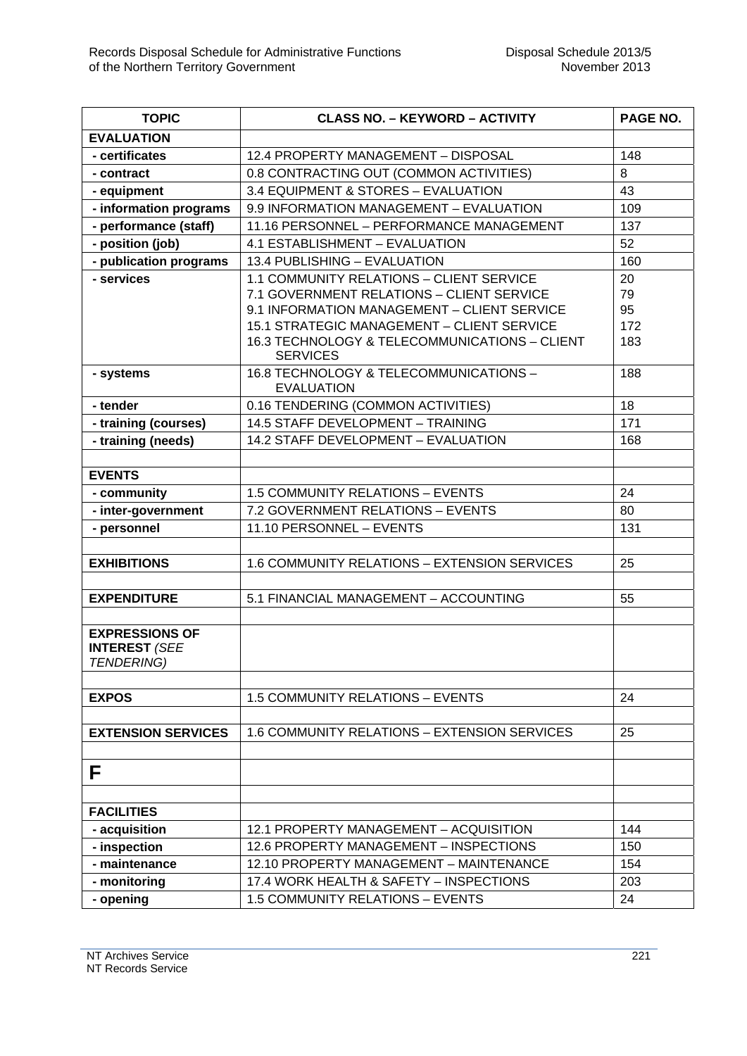| TOPIC | CLASS NO. – KEYWORD – ACTIVITY | PAGE NO. |
|---|---|---|
| **EVALUATION** | | |
| **- certificates** | 12.4 PROPERTY MANAGEMENT – DISPOSAL | 148 |
| **- contract** | 0.8 CONTRACTING OUT (COMMON ACTIVITIES) | 8 |
| **- equipment** | 3.4 EQUIPMENT & STORES – EVALUATION | 43 |
| **- information programs** | 9.9 INFORMATION MANAGEMENT – EVALUATION | 109 |
| **- performance (staff)** | 11.16 PERSONNEL – PERFORMANCE MANAGEMENT | 137 |
| **- position (job)** | 4.1 ESTABLISHMENT – EVALUATION | 52 |
| **- publication programs** | 13.4 PUBLISHING – EVALUATION | 160 |
| **- services** | 1.1 COMMUNITY RELATIONS – CLIENT SERVICE<br>7.1 GOVERNMENT RELATIONS – CLIENT SERVICE<br>9.1 INFORMATION MANAGEMENT – CLIENT SERVICE<br>15.1 STRATEGIC MANAGEMENT – CLIENT SERVICE<br>16.3 TECHNOLOGY & TELECOMMUNICATIONS – CLIENT SERVICES | 20<br>79<br>95<br>172<br>183 |
| **- systems** | 16.8 TECHNOLOGY & TELECOMMUNICATIONS – EVALUATION | 188 |
| **- tender** | 0.16 TENDERING (COMMON ACTIVITIES) | 18 |
| **- training (courses)** | 14.5 STAFF DEVELOPMENT – TRAINING | 171 |
| **- training (needs)** | 14.2 STAFF DEVELOPMENT – EVALUATION | 168 |
| | | |
| **EVENTS** | | |
| **- community** | 1.5 COMMUNITY RELATIONS – EVENTS | 24 |
| **- inter-government** | 7.2 GOVERNMENT RELATIONS – EVENTS | 80 |
| **- personnel** | 11.10 PERSONNEL – EVENTS | 131 |
| | | |
| **EXHIBITIONS** | 1.6 COMMUNITY RELATIONS – EXTENSION SERVICES | 25 |
| | | |
| **EXPENDITURE** | 5.1 FINANCIAL MANAGEMENT – ACCOUNTING | 55 |
| | | |
| **EXPRESSIONS OF INTEREST** *(SEE TENDERING)* | | |
| | | |
| **EXPOS** | 1.5 COMMUNITY RELATIONS – EVENTS | 24 |
| | | |
| **EXTENSION SERVICES** | 1.6 COMMUNITY RELATIONS – EXTENSION SERVICES | 25 |
| | | |
| **F** | | |
| | | |
| **FACILITIES** | | |
| **- acquisition** | 12.1 PROPERTY MANAGEMENT – ACQUISITION | 144 |
| **- inspection** | 12.6 PROPERTY MANAGEMENT – INSPECTIONS | 150 |
| **- maintenance** | 12.10 PROPERTY MANAGEMENT – MAINTENANCE | 154 |
| **- monitoring** | 17.4 WORK HEALTH & SAFETY – INSPECTIONS | 203 |
| **- opening** | 1.5 COMMUNITY RELATIONS – EVENTS | 24 |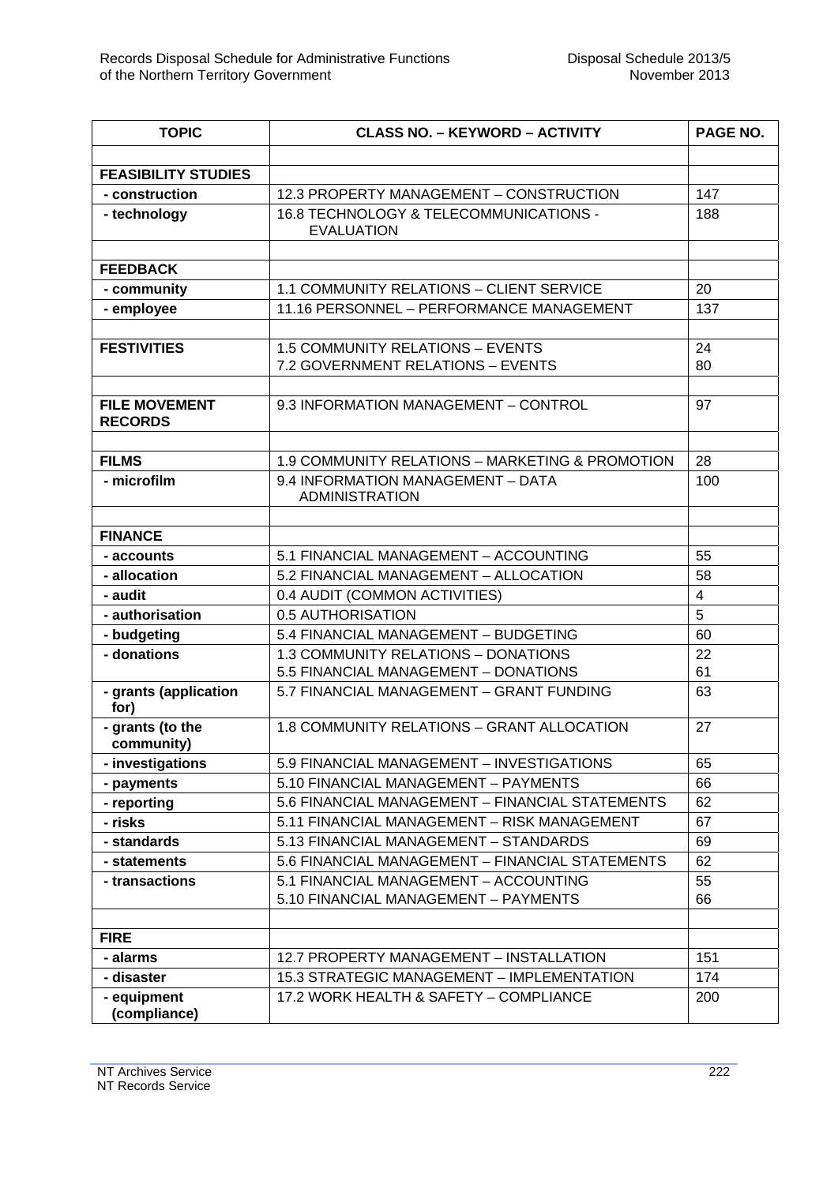| TOPIC | CLASS NO. – KEYWORD – ACTIVITY | PAGE NO. |
|---|---|---|
| | | |
| **FEASIBILITY STUDIES** | | |
| **- construction** | 12.3 PROPERTY MANAGEMENT – CONSTRUCTION | 147 |
| **- technology** | 16.8 TECHNOLOGY & TELECOMMUNICATIONS - EVALUATION | 188 |
| | | |
| **FEEDBACK** | | |
| **- community** | 1.1 COMMUNITY RELATIONS – CLIENT SERVICE | 20 |
| **- employee** | 11.16 PERSONNEL – PERFORMANCE MANAGEMENT | 137 |
| | | |
| **FESTIVITIES** | 1.5 COMMUNITY RELATIONS – EVENTS<br>7.2 GOVERNMENT RELATIONS – EVENTS | 24<br>80 |
| | | |
| **FILE MOVEMENT RECORDS** | 9.3 INFORMATION MANAGEMENT – CONTROL | 97 |
| | | |
| **FILMS** | 1.9 COMMUNITY RELATIONS – MARKETING & PROMOTION | 28 |
| **- microfilm** | 9.4 INFORMATION MANAGEMENT – DATA ADMINISTRATION | 100 |
| | | |
| **FINANCE** | | |
| **- accounts** | 5.1 FINANCIAL MANAGEMENT – ACCOUNTING | 55 |
| **- allocation** | 5.2 FINANCIAL MANAGEMENT – ALLOCATION | 58 |
| **- audit** | 0.4 AUDIT (COMMON ACTIVITIES) | 4 |
| **- authorisation** | 0.5 AUTHORISATION | 5 |
| **- budgeting** | 5.4 FINANCIAL MANAGEMENT – BUDGETING | 60 |
| **- donations** | 1.3 COMMUNITY RELATIONS – DONATIONS<br>5.5 FINANCIAL MANAGEMENT – DONATIONS | 22<br>61 |
| **- grants (application for)** | 5.7 FINANCIAL MANAGEMENT – GRANT FUNDING | 63 |
| **- grants (to the community)** | 1.8 COMMUNITY RELATIONS – GRANT ALLOCATION | 27 |
| **- investigations** | 5.9 FINANCIAL MANAGEMENT – INVESTIGATIONS | 65 |
| **- payments** | 5.10 FINANCIAL MANAGEMENT – PAYMENTS | 66 |
| **- reporting** | 5.6 FINANCIAL MANAGEMENT – FINANCIAL STATEMENTS | 62 |
| **- risks** | 5.11 FINANCIAL MANAGEMENT – RISK MANAGEMENT | 67 |
| **- standards** | 5.13 FINANCIAL MANAGEMENT – STANDARDS | 69 |
| **- statements** | 5.6 FINANCIAL MANAGEMENT – FINANCIAL STATEMENTS | 62 |
| **- transactions** | 5.1 FINANCIAL MANAGEMENT – ACCOUNTING<br>5.10 FINANCIAL MANAGEMENT – PAYMENTS | 55<br>66 |
| | | |
| **FIRE** | | |
| **- alarms** | 12.7 PROPERTY MANAGEMENT – INSTALLATION | 151 |
| **- disaster** | 15.3 STRATEGIC MANAGEMENT – IMPLEMENTATION | 174 |
| **- equipment (compliance)** | 17.2 WORK HEALTH & SAFETY – COMPLIANCE | 200 |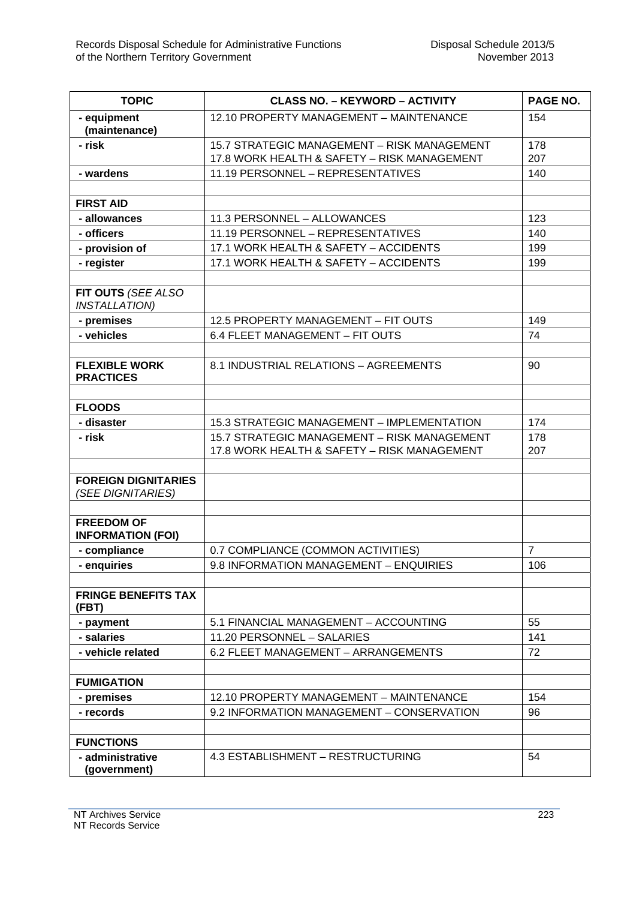| TOPIC | CLASS NO. – KEYWORD – ACTIVITY | PAGE NO. |
| --- | --- | --- |
| **- equipment (maintenance)** | 12.10 PROPERTY MANAGEMENT – MAINTENANCE | 154 |
| **- risk** | 15.7 STRATEGIC MANAGEMENT – RISK MANAGEMENT<br>17.8 WORK HEALTH & SAFETY – RISK MANAGEMENT | 178<br>207 |
| **- wardens** | 11.19 PERSONNEL – REPRESENTATIVES | 140 |
| | | |
| **FIRST AID** | | |
| **- allowances** | 11.3 PERSONNEL – ALLOWANCES | 123 |
| **- officers** | 11.19 PERSONNEL – REPRESENTATIVES | 140 |
| **- provision of** | 17.1 WORK HEALTH & SAFETY – ACCIDENTS | 199 |
| **- register** | 17.1 WORK HEALTH & SAFETY – ACCIDENTS | 199 |
| | | |
| **FIT OUTS** *(SEE ALSO INSTALLATION)* | | |
| **- premises** | 12.5 PROPERTY MANAGEMENT – FIT OUTS | 149 |
| **- vehicles** | 6.4 FLEET MANAGEMENT – FIT OUTS | 74 |
| | | |
| **FLEXIBLE WORK PRACTICES** | 8.1 INDUSTRIAL RELATIONS – AGREEMENTS | 90 |
| | | |
| **FLOODS** | | |
| **- disaster** | 15.3 STRATEGIC MANAGEMENT – IMPLEMENTATION | 174 |
| **- risk** | 15.7 STRATEGIC MANAGEMENT – RISK MANAGEMENT<br>17.8 WORK HEALTH & SAFETY – RISK MANAGEMENT | 178<br>207 |
| | | |
| **FOREIGN DIGNITARIES** *(SEE DIGNITARIES)* | | |
| | | |
| **FREEDOM OF INFORMATION (FOI)** | | |
| **- compliance** | 0.7 COMPLIANCE (COMMON ACTIVITIES) | 7 |
| **- enquiries** | 9.8 INFORMATION MANAGEMENT – ENQUIRIES | 106 |
| | | |
| **FRINGE BENEFITS TAX (FBT)** | | |
| **- payment** | 5.1 FINANCIAL MANAGEMENT – ACCOUNTING | 55 |
| **- salaries** | 11.20 PERSONNEL – SALARIES | 141 |
| **- vehicle related** | 6.2 FLEET MANAGEMENT – ARRANGEMENTS | 72 |
| | | |
| **FUMIGATION** | | |
| **- premises** | 12.10 PROPERTY MANAGEMENT – MAINTENANCE | 154 |
| **- records** | 9.2 INFORMATION MANAGEMENT – CONSERVATION | 96 |
| | | |
| **FUNCTIONS** | | |
| **- administrative (government)** | 4.3 ESTABLISHMENT – RESTRUCTURING | 54 |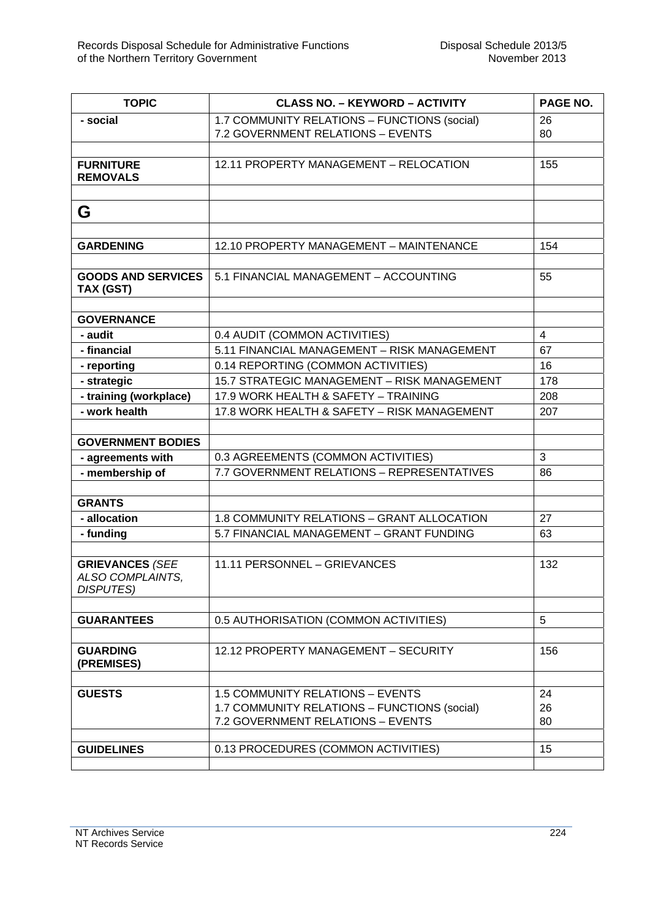| TOPIC | CLASS NO. – KEYWORD – ACTIVITY | PAGE NO. |
|---|---|---|
| **- social** | 1.7 COMMUNITY RELATIONS – FUNCTIONS (social)<br>7.2 GOVERNMENT RELATIONS – EVENTS | 26<br>80 |
| | | |
| **FURNITURE REMOVALS** | 12.11 PROPERTY MANAGEMENT – RELOCATION | 155 |
| | | |
| **G** | | |
| | | |
| **GARDENING** | 12.10 PROPERTY MANAGEMENT – MAINTENANCE | 154 |
| | | |
| **GOODS AND SERVICES TAX (GST)** | 5.1 FINANCIAL MANAGEMENT – ACCOUNTING | 55 |
| | | |
| **GOVERNANCE** | | |
| **- audit** | 0.4 AUDIT (COMMON ACTIVITIES) | 4 |
| **- financial** | 5.11 FINANCIAL MANAGEMENT – RISK MANAGEMENT | 67 |
| **- reporting** | 0.14 REPORTING (COMMON ACTIVITIES) | 16 |
| **- strategic** | 15.7 STRATEGIC MANAGEMENT – RISK MANAGEMENT | 178 |
| **- training (workplace)** | 17.9 WORK HEALTH & SAFETY – TRAINING | 208 |
| **- work health** | 17.8 WORK HEALTH & SAFETY – RISK MANAGEMENT | 207 |
| | | |
| **GOVERNMENT BODIES** | | |
| **- agreements with** | 0.3 AGREEMENTS (COMMON ACTIVITIES) | 3 |
| **- membership of** | 7.7 GOVERNMENT RELATIONS – REPRESENTATIVES | 86 |
| | | |
| **GRANTS** | | |
| **- allocation** | 1.8 COMMUNITY RELATIONS – GRANT ALLOCATION | 27 |
| **- funding** | 5.7 FINANCIAL MANAGEMENT – GRANT FUNDING | 63 |
| | | |
| **GRIEVANCES** *(SEE ALSO COMPLAINTS, DISPUTES)* | 11.11 PERSONNEL – GRIEVANCES | 132 |
| | | |
| **GUARANTEES** | 0.5 AUTHORISATION (COMMON ACTIVITIES) | 5 |
| | | |
| **GUARDING (PREMISES)** | 12.12 PROPERTY MANAGEMENT – SECURITY | 156 |
| | | |
| **GUESTS** | 1.5 COMMUNITY RELATIONS – EVENTS<br>1.7 COMMUNITY RELATIONS – FUNCTIONS (social)<br>7.2 GOVERNMENT RELATIONS – EVENTS | 24<br>26<br>80 |
| | | |
| **GUIDELINES** | 0.13 PROCEDURES (COMMON ACTIVITIES) | 15 |
| | | |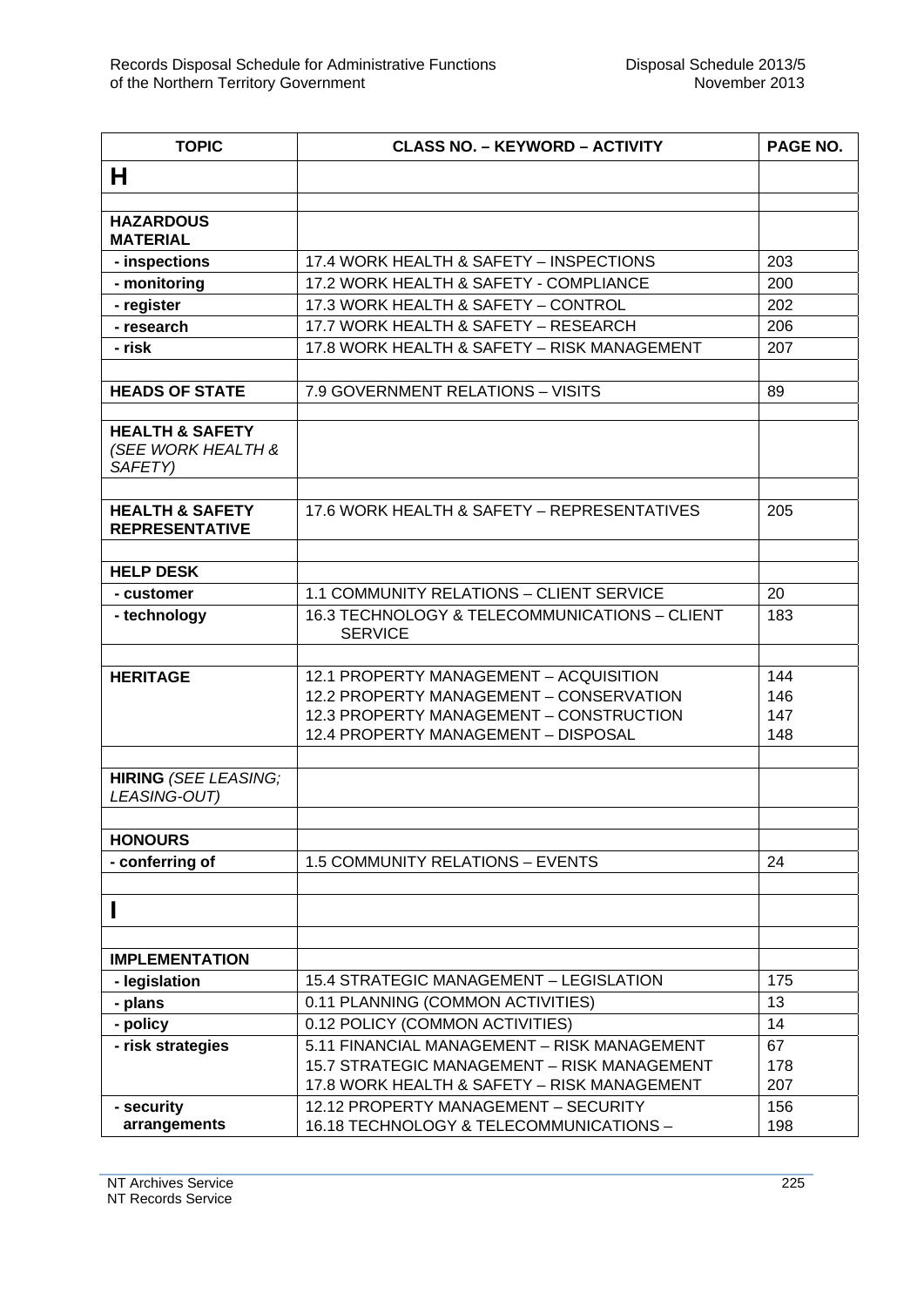| TOPIC | CLASS NO. – KEYWORD – ACTIVITY | PAGE NO. |
|---|---|---|
| **H** | | |
| | | |
| **HAZARDOUS MATERIAL** | | |
| **- inspections** | 17.4 WORK HEALTH & SAFETY – INSPECTIONS | 203 |
| **- monitoring** | 17.2 WORK HEALTH & SAFETY - COMPLIANCE | 200 |
| **- register** | 17.3 WORK HEALTH & SAFETY – CONTROL | 202 |
| **- research** | 17.7 WORK HEALTH & SAFETY – RESEARCH | 206 |
| **- risk** | 17.8 WORK HEALTH & SAFETY – RISK MANAGEMENT | 207 |
| | | |
| **HEADS OF STATE** | 7.9 GOVERNMENT RELATIONS – VISITS | 89 |
| | | |
| **HEALTH & SAFETY** *(SEE WORK HEALTH & SAFETY)* | | |
| | | |
| **HEALTH & SAFETY REPRESENTATIVE** | 17.6 WORK HEALTH & SAFETY – REPRESENTATIVES | 205 |
| | | |
| **HELP DESK** | | |
| **- customer** | 1.1 COMMUNITY RELATIONS – CLIENT SERVICE | 20 |
| **- technology** | 16.3 TECHNOLOGY & TELECOMMUNICATIONS – CLIENT SERVICE | 183 |
| | | |
| **HERITAGE** | 12.1 PROPERTY MANAGEMENT – ACQUISITION<br>12.2 PROPERTY MANAGEMENT – CONSERVATION<br>12.3 PROPERTY MANAGEMENT – CONSTRUCTION<br>12.4 PROPERTY MANAGEMENT – DISPOSAL | 144<br>146<br>147<br>148 |
| | | |
| **HIRING** *(SEE LEASING; LEASING-OUT)* | | |
| | | |
| **HONOURS** | | |
| **- conferring of** | 1.5 COMMUNITY RELATIONS – EVENTS | 24 |
| | | |
| **I** | | |
| | | |
| **IMPLEMENTATION** | | |
| **- legislation** | 15.4 STRATEGIC MANAGEMENT – LEGISLATION | 175 |
| **- plans** | 0.11 PLANNING (COMMON ACTIVITIES) | 13 |
| **- policy** | 0.12 POLICY (COMMON ACTIVITIES) | 14 |
| **- risk strategies** | 5.11 FINANCIAL MANAGEMENT – RISK MANAGEMENT<br>15.7 STRATEGIC MANAGEMENT – RISK MANAGEMENT<br>17.8 WORK HEALTH & SAFETY – RISK MANAGEMENT | 67<br>178<br>207 |
| **- security arrangements** | 12.12 PROPERTY MANAGEMENT – SECURITY<br>16.18 TECHNOLOGY & TELECOMMUNICATIONS – | 156<br>198 |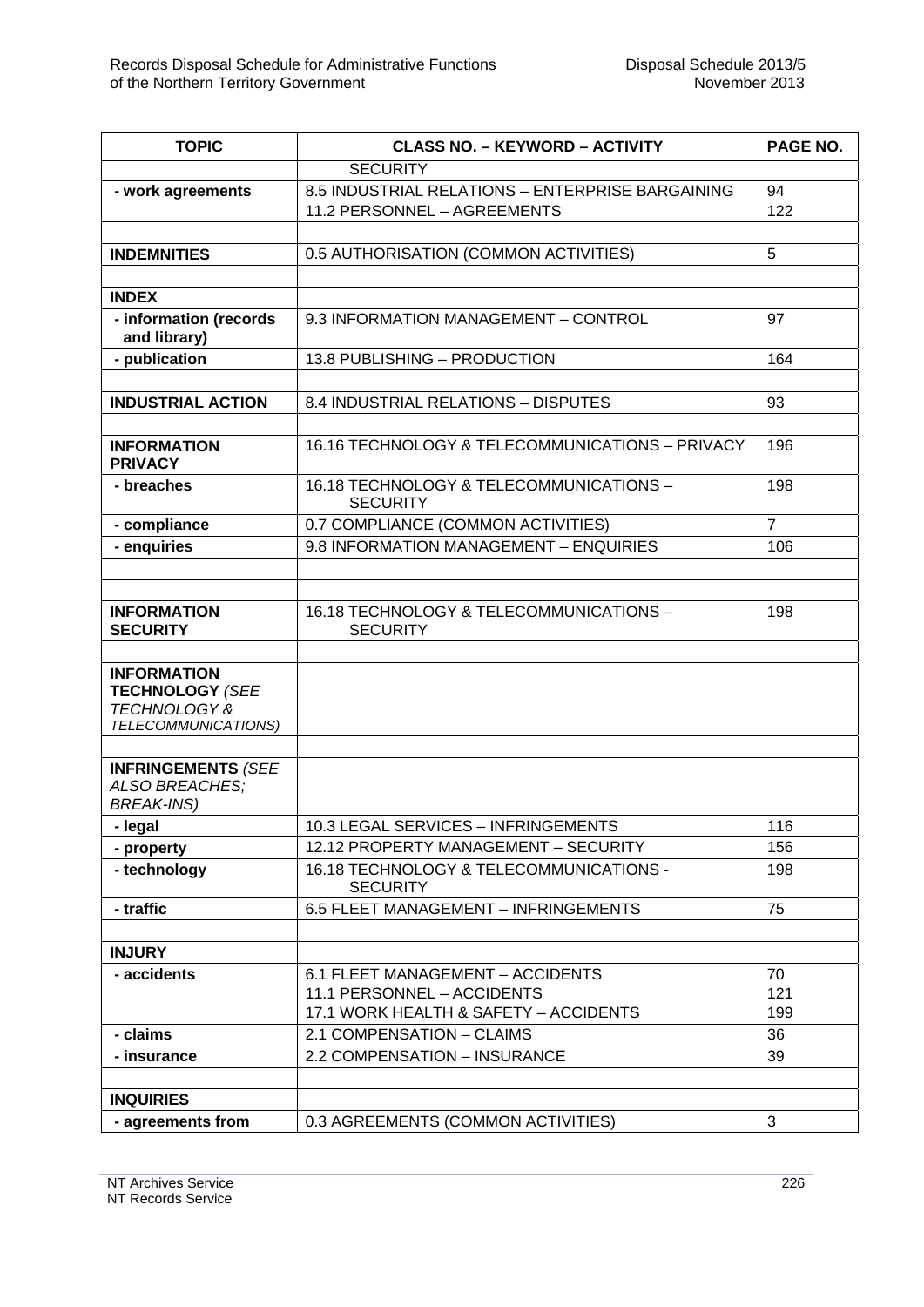| TOPIC | CLASS NO. – KEYWORD – ACTIVITY | PAGE NO. |
|---|---|---|
| | SECURITY | |
| **- work agreements** | 8.5 INDUSTRIAL RELATIONS – ENTERPRISE BARGAINING<br>11.2 PERSONNEL – AGREEMENTS | 94<br>122 |
| | | |
| **INDEMNITIES** | 0.5 AUTHORISATION (COMMON ACTIVITIES) | 5 |
| | | |
| **INDEX** | | |
| **- information (records and library)** | 9.3 INFORMATION MANAGEMENT – CONTROL | 97 |
| **- publication** | 13.8 PUBLISHING – PRODUCTION | 164 |
| | | |
| **INDUSTRIAL ACTION** | 8.4 INDUSTRIAL RELATIONS – DISPUTES | 93 |
| | | |
| **INFORMATION PRIVACY** | 16.16 TECHNOLOGY & TELECOMMUNICATIONS – PRIVACY | 196 |
| **- breaches** | 16.18 TECHNOLOGY & TELECOMMUNICATIONS – SECURITY | 198 |
| **- compliance** | 0.7 COMPLIANCE (COMMON ACTIVITIES) | 7 |
| **- enquiries** | 9.8 INFORMATION MANAGEMENT – ENQUIRIES | 106 |
| | | |
| | | |
| **INFORMATION SECURITY** | 16.18 TECHNOLOGY & TELECOMMUNICATIONS – SECURITY | 198 |
| | | |
| **INFORMATION TECHNOLOGY** *(SEE TECHNOLOGY & TELECOMMUNICATIONS)* | | |
| | | |
| **INFRINGEMENTS** *(SEE ALSO BREACHES; BREAK-INS)* | | |
| **- legal** | 10.3 LEGAL SERVICES – INFRINGEMENTS | 116 |
| **- property** | 12.12 PROPERTY MANAGEMENT – SECURITY | 156 |
| **- technology** | 16.18 TECHNOLOGY & TELECOMMUNICATIONS - SECURITY | 198 |
| **- traffic** | 6.5 FLEET MANAGEMENT – INFRINGEMENTS | 75 |
| | | |
| **INJURY** | | |
| **- accidents** | 6.1 FLEET MANAGEMENT – ACCIDENTS<br>11.1 PERSONNEL – ACCIDENTS<br>17.1 WORK HEALTH & SAFETY – ACCIDENTS | 70<br>121<br>199 |
| **- claims** | 2.1 COMPENSATION – CLAIMS | 36 |
| **- insurance** | 2.2 COMPENSATION – INSURANCE | 39 |
| | | |
| **INQUIRIES** | | |
| **- agreements from** | 0.3 AGREEMENTS (COMMON ACTIVITIES) | 3 |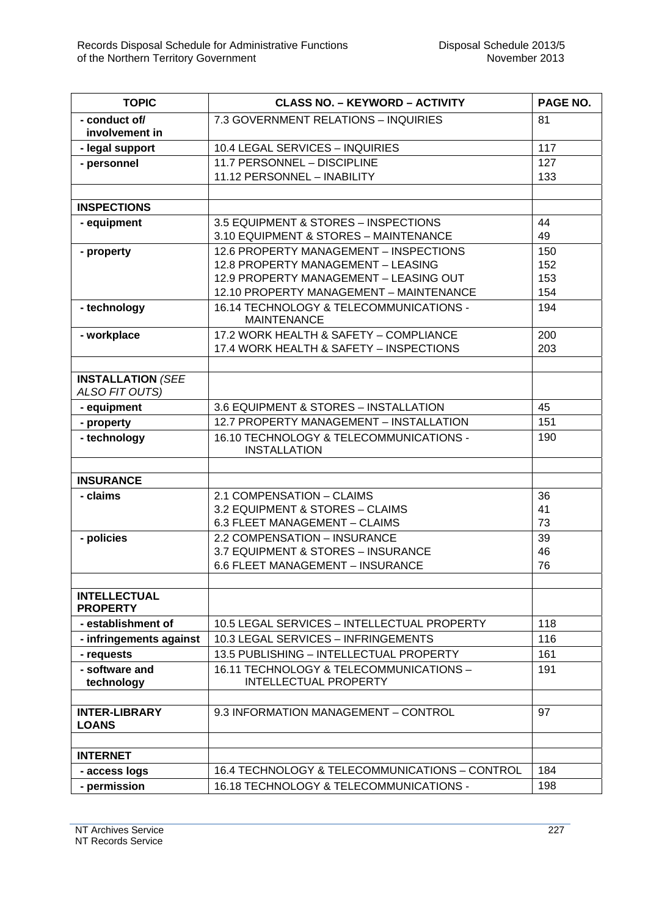| TOPIC | CLASS NO. – KEYWORD – ACTIVITY | PAGE NO. |
|---|---|---|
| **- conduct of/ involvement in** | 7.3 GOVERNMENT RELATIONS – INQUIRIES | 81 |
| **- legal support** | 10.4 LEGAL SERVICES – INQUIRIES | 117 |
| **- personnel** | 11.7 PERSONNEL – DISCIPLINE<br>11.12 PERSONNEL – INABILITY | 127<br>133 |
| | | |
| **INSPECTIONS** | | |
| **- equipment** | 3.5 EQUIPMENT & STORES – INSPECTIONS<br>3.10 EQUIPMENT & STORES – MAINTENANCE | 44<br>49 |
| **- property** | 12.6 PROPERTY MANAGEMENT – INSPECTIONS<br>12.8 PROPERTY MANAGEMENT – LEASING<br>12.9 PROPERTY MANAGEMENT – LEASING OUT<br>12.10 PROPERTY MANAGEMENT – MAINTENANCE | 150<br>152<br>153<br>154 |
| **- technology** | 16.14 TECHNOLOGY & TELECOMMUNICATIONS - MAINTENANCE | 194 |
| **- workplace** | 17.2 WORK HEALTH & SAFETY – COMPLIANCE<br>17.4 WORK HEALTH & SAFETY – INSPECTIONS | 200<br>203 |
| | | |
| **INSTALLATION** *(SEE ALSO FIT OUTS)* | | |
| **- equipment** | 3.6 EQUIPMENT & STORES – INSTALLATION | 45 |
| **- property** | 12.7 PROPERTY MANAGEMENT – INSTALLATION | 151 |
| **- technology** | 16.10 TECHNOLOGY & TELECOMMUNICATIONS - INSTALLATION | 190 |
| | | |
| **INSURANCE** | | |
| **- claims** | 2.1 COMPENSATION – CLAIMS<br>3.2 EQUIPMENT & STORES – CLAIMS<br>6.3 FLEET MANAGEMENT – CLAIMS | 36<br>41<br>73 |
| **- policies** | 2.2 COMPENSATION – INSURANCE<br>3.7 EQUIPMENT & STORES – INSURANCE<br>6.6 FLEET MANAGEMENT – INSURANCE | 39<br>46<br>76 |
| | | |
| **INTELLECTUAL PROPERTY** | | |
| **- establishment of** | 10.5 LEGAL SERVICES – INTELLECTUAL PROPERTY | 118 |
| **- infringements against** | 10.3 LEGAL SERVICES – INFRINGEMENTS | 116 |
| **- requests** | 13.5 PUBLISHING – INTELLECTUAL PROPERTY | 161 |
| **- software and technology** | 16.11 TECHNOLOGY & TELECOMMUNICATIONS – INTELLECTUAL PROPERTY | 191 |
| | | |
| **INTER-LIBRARY LOANS** | 9.3 INFORMATION MANAGEMENT – CONTROL | 97 |
| | | |
| **INTERNET** | | |
| **- access logs** | 16.4 TECHNOLOGY & TELECOMMUNICATIONS – CONTROL | 184 |
| **- permission** | 16.18 TECHNOLOGY & TELECOMMUNICATIONS - | 198 |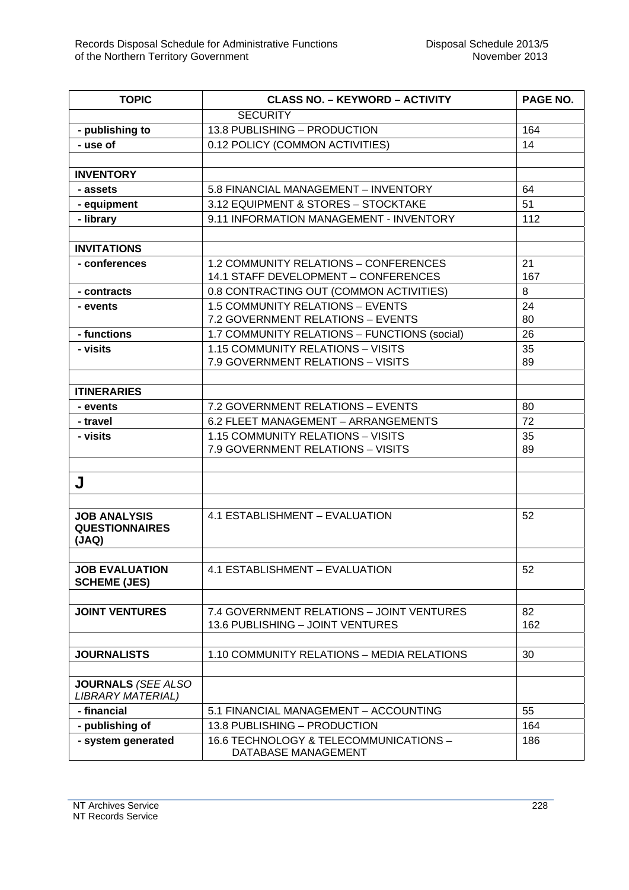| TOPIC | CLASS NO. – KEYWORD – ACTIVITY | PAGE NO. |
|---|---|---|
| | SECURITY | |
| **- publishing to** | 13.8 PUBLISHING – PRODUCTION | 164 |
| **- use of** | 0.12 POLICY (COMMON ACTIVITIES) | 14 |
| | | |
| **INVENTORY** | | |
| **- assets** | 5.8 FINANCIAL MANAGEMENT – INVENTORY | 64 |
| **- equipment** | 3.12 EQUIPMENT & STORES – STOCKTAKE | 51 |
| **- library** | 9.11 INFORMATION MANAGEMENT - INVENTORY | 112 |
| | | |
| **INVITATIONS** | | |
| **- conferences** | 1.2 COMMUNITY RELATIONS – CONFERENCES<br>14.1 STAFF DEVELOPMENT – CONFERENCES | 21<br>167 |
| **- contracts** | 0.8 CONTRACTING OUT (COMMON ACTIVITIES) | 8 |
| **- events** | 1.5 COMMUNITY RELATIONS – EVENTS<br>7.2 GOVERNMENT RELATIONS – EVENTS | 24<br>80 |
| **- functions** | 1.7 COMMUNITY RELATIONS – FUNCTIONS (social) | 26 |
| **- visits** | 1.15 COMMUNITY RELATIONS – VISITS<br>7.9 GOVERNMENT RELATIONS – VISITS | 35<br>89 |
| | | |
| **ITINERARIES** | | |
| **- events** | 7.2 GOVERNMENT RELATIONS – EVENTS | 80 |
| **- travel** | 6.2 FLEET MANAGEMENT – ARRANGEMENTS | 72 |
| **- visits** | 1.15 COMMUNITY RELATIONS – VISITS<br>7.9 GOVERNMENT RELATIONS – VISITS | 35<br>89 |
| | | |
| **J** | | |
| | | |
| **JOB ANALYSIS QUESTIONNAIRES (JAQ)** | 4.1 ESTABLISHMENT – EVALUATION | 52 |
| | | |
| **JOB EVALUATION SCHEME (JES)** | 4.1 ESTABLISHMENT – EVALUATION | 52 |
| | | |
| **JOINT VENTURES** | 7.4 GOVERNMENT RELATIONS – JOINT VENTURES<br>13.6 PUBLISHING – JOINT VENTURES | 82<br>162 |
| | | |
| **JOURNALISTS** | 1.10 COMMUNITY RELATIONS – MEDIA RELATIONS | 30 |
| | | |
| **JOURNALS** *(SEE ALSO LIBRARY MATERIAL)* | | |
| **- financial** | 5.1 FINANCIAL MANAGEMENT – ACCOUNTING | 55 |
| **- publishing of** | 13.8 PUBLISHING – PRODUCTION | 164 |
| **- system generated** | 16.6 TECHNOLOGY & TELECOMMUNICATIONS – DATABASE MANAGEMENT | 186 |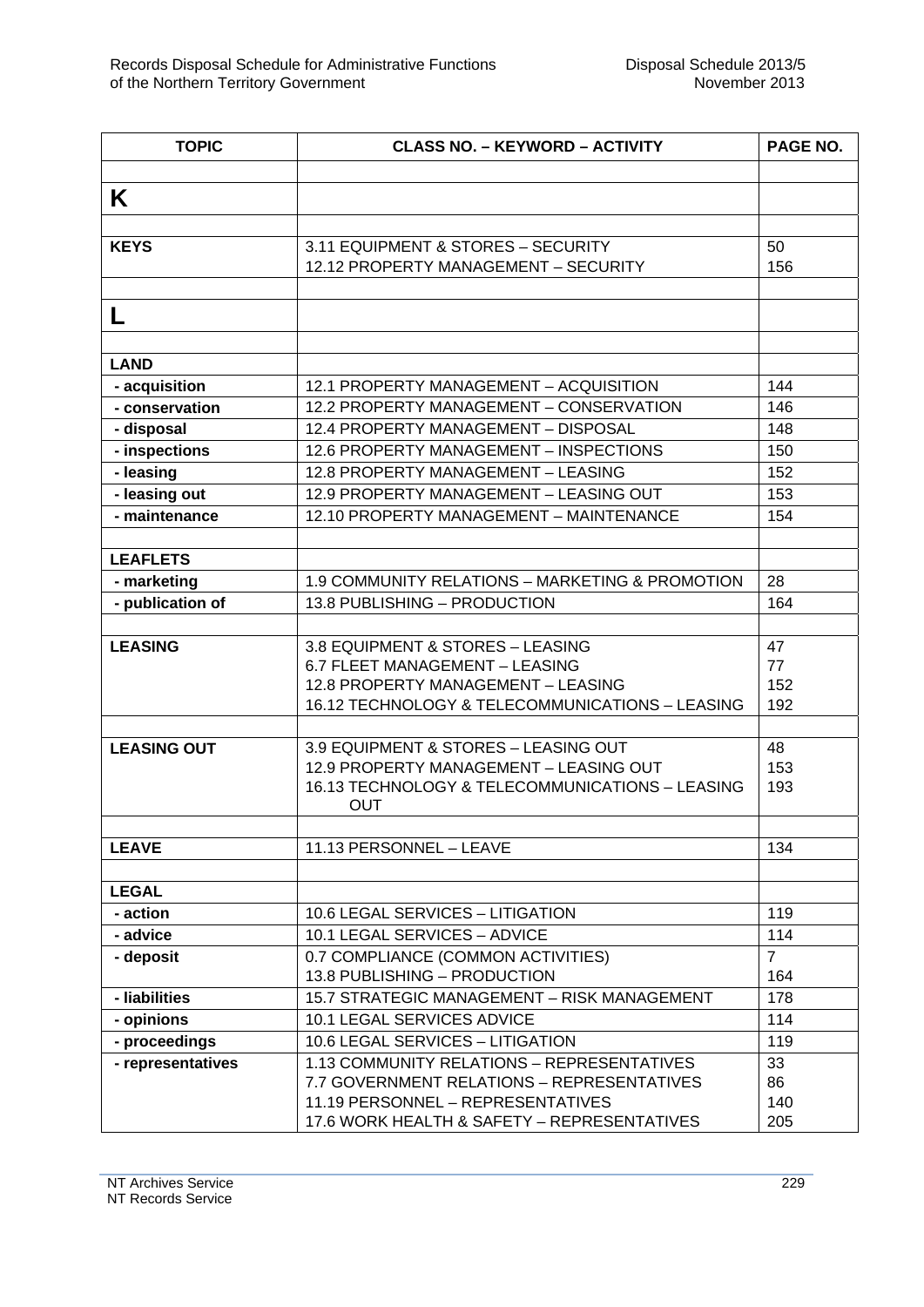| TOPIC | CLASS NO. – KEYWORD – ACTIVITY | PAGE NO. |
|---|---|---|
| | | |
| **K** | | |
| | | |
| **KEYS** | 3.11 EQUIPMENT & STORES – SECURITY<br>12.12 PROPERTY MANAGEMENT – SECURITY | 50<br>156 |
| | | |
| **L** | | |
| | | |
| **LAND** | | |
| **- acquisition** | 12.1 PROPERTY MANAGEMENT – ACQUISITION | 144 |
| **- conservation** | 12.2 PROPERTY MANAGEMENT – CONSERVATION | 146 |
| **- disposal** | 12.4 PROPERTY MANAGEMENT – DISPOSAL | 148 |
| **- inspections** | 12.6 PROPERTY MANAGEMENT – INSPECTIONS | 150 |
| **- leasing** | 12.8 PROPERTY MANAGEMENT – LEASING | 152 |
| **- leasing out** | 12.9 PROPERTY MANAGEMENT – LEASING OUT | 153 |
| **- maintenance** | 12.10 PROPERTY MANAGEMENT – MAINTENANCE | 154 |
| | | |
| **LEAFLETS** | | |
| **- marketing** | 1.9 COMMUNITY RELATIONS – MARKETING & PROMOTION | 28 |
| **- publication of** | 13.8 PUBLISHING – PRODUCTION | 164 |
| | | |
| **LEASING** | 3.8 EQUIPMENT & STORES – LEASING<br>6.7 FLEET MANAGEMENT – LEASING<br>12.8 PROPERTY MANAGEMENT – LEASING<br>16.12 TECHNOLOGY & TELECOMMUNICATIONS – LEASING | 47<br>77<br>152<br>192 |
| | | |
| **LEASING OUT** | 3.9 EQUIPMENT & STORES – LEASING OUT<br>12.9 PROPERTY MANAGEMENT – LEASING OUT<br>16.13 TECHNOLOGY & TELECOMMUNICATIONS – LEASING OUT | 48<br>153<br>193 |
| | | |
| **LEAVE** | 11.13 PERSONNEL – LEAVE | 134 |
| | | |
| **LEGAL** | | |
| **- action** | 10.6 LEGAL SERVICES – LITIGATION | 119 |
| **- advice** | 10.1 LEGAL SERVICES – ADVICE | 114 |
| **- deposit** | 0.7 COMPLIANCE (COMMON ACTIVITIES)<br>13.8 PUBLISHING – PRODUCTION | 7<br>164 |
| **- liabilities** | 15.7 STRATEGIC MANAGEMENT – RISK MANAGEMENT | 178 |
| **- opinions** | 10.1 LEGAL SERVICES ADVICE | 114 |
| **- proceedings** | 10.6 LEGAL SERVICES – LITIGATION | 119 |
| **- representatives** | 1.13 COMMUNITY RELATIONS – REPRESENTATIVES<br>7.7 GOVERNMENT RELATIONS – REPRESENTATIVES<br>11.19 PERSONNEL – REPRESENTATIVES<br>17.6 WORK HEALTH & SAFETY – REPRESENTATIVES | 33<br>86<br>140<br>205 |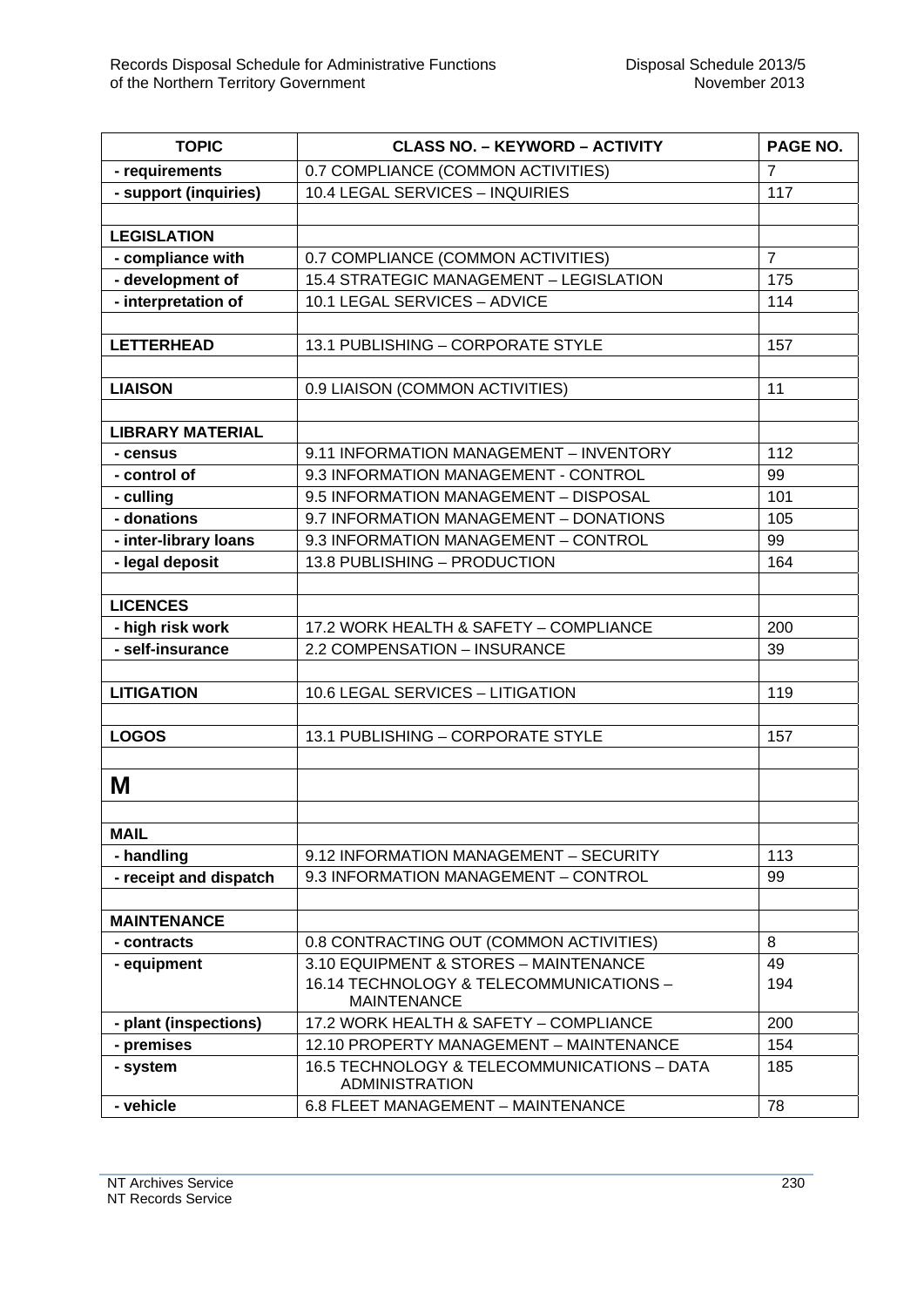| TOPIC | CLASS NO. – KEYWORD – ACTIVITY | PAGE NO. |
|---|---|---|
| **- requirements** | 0.7 COMPLIANCE (COMMON ACTIVITIES) | 7 |
| **- support (inquiries)** | 10.4 LEGAL SERVICES – INQUIRIES | 117 |
| | | |
| **LEGISLATION** | | |
| **- compliance with** | 0.7 COMPLIANCE (COMMON ACTIVITIES) | 7 |
| **- development of** | 15.4 STRATEGIC MANAGEMENT – LEGISLATION | 175 |
| **- interpretation of** | 10.1 LEGAL SERVICES – ADVICE | 114 |
| | | |
| **LETTERHEAD** | 13.1 PUBLISHING – CORPORATE STYLE | 157 |
| | | |
| **LIAISON** | 0.9 LIAISON (COMMON ACTIVITIES) | 11 |
| | | |
| **LIBRARY MATERIAL** | | |
| **- census** | 9.11 INFORMATION MANAGEMENT – INVENTORY | 112 |
| **- control of** | 9.3 INFORMATION MANAGEMENT - CONTROL | 99 |
| **- culling** | 9.5 INFORMATION MANAGEMENT – DISPOSAL | 101 |
| **- donations** | 9.7 INFORMATION MANAGEMENT – DONATIONS | 105 |
| **- inter-library loans** | 9.3 INFORMATION MANAGEMENT – CONTROL | 99 |
| **- legal deposit** | 13.8 PUBLISHING – PRODUCTION | 164 |
| | | |
| **LICENCES** | | |
| **- high risk work** | 17.2 WORK HEALTH & SAFETY – COMPLIANCE | 200 |
| **- self-insurance** | 2.2 COMPENSATION – INSURANCE | 39 |
| | | |
| **LITIGATION** | 10.6 LEGAL SERVICES – LITIGATION | 119 |
| | | |
| **LOGOS** | 13.1 PUBLISHING – CORPORATE STYLE | 157 |
| | | |
| **M** | | |
| | | |
| **MAIL** | | |
| **- handling** | 9.12 INFORMATION MANAGEMENT – SECURITY | 113 |
| **- receipt and dispatch** | 9.3 INFORMATION MANAGEMENT – CONTROL | 99 |
| | | |
| **MAINTENANCE** | | |
| **- contracts** | 0.8 CONTRACTING OUT (COMMON ACTIVITIES) | 8 |
| **- equipment** | 3.10 EQUIPMENT & STORES – MAINTENANCE<br>16.14 TECHNOLOGY & TELECOMMUNICATIONS – MAINTENANCE | 49<br>194 |
| **- plant (inspections)** | 17.2 WORK HEALTH & SAFETY – COMPLIANCE | 200 |
| **- premises** | 12.10 PROPERTY MANAGEMENT – MAINTENANCE | 154 |
| **- system** | 16.5 TECHNOLOGY & TELECOMMUNICATIONS – DATA ADMINISTRATION | 185 |
| **- vehicle** | 6.8 FLEET MANAGEMENT – MAINTENANCE | 78 |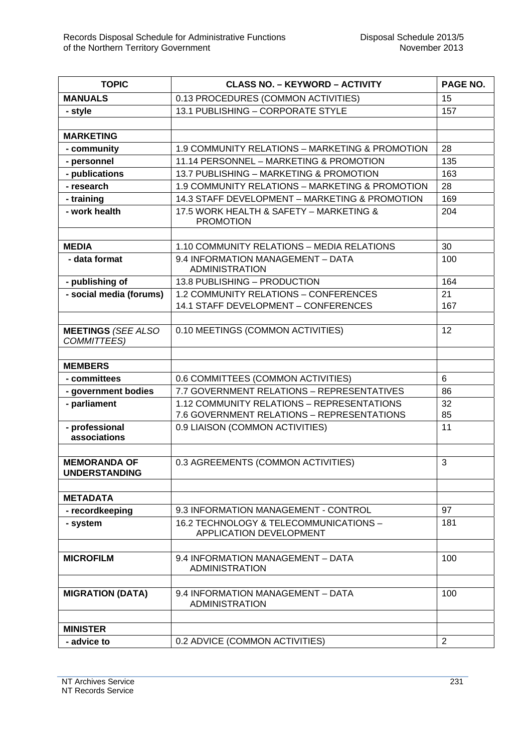| TOPIC | CLASS NO. – KEYWORD – ACTIVITY | PAGE NO. |
|---|---|---|
| **MANUALS** | 0.13 PROCEDURES (COMMON ACTIVITIES) | 15 |
| **- style** | 13.1 PUBLISHING – CORPORATE STYLE | 157 |
| | | |
| **MARKETING** | | |
| **- community** | 1.9 COMMUNITY RELATIONS – MARKETING & PROMOTION | 28 |
| **- personnel** | 11.14 PERSONNEL – MARKETING & PROMOTION | 135 |
| **- publications** | 13.7 PUBLISHING – MARKETING & PROMOTION | 163 |
| **- research** | 1.9 COMMUNITY RELATIONS – MARKETING & PROMOTION | 28 |
| **- training** | 14.3 STAFF DEVELOPMENT – MARKETING & PROMOTION | 169 |
| **- work health** | 17.5 WORK HEALTH & SAFETY – MARKETING & PROMOTION | 204 |
| | | |
| **MEDIA** | 1.10 COMMUNITY RELATIONS – MEDIA RELATIONS | 30 |
| **- data format** | 9.4 INFORMATION MANAGEMENT – DATA ADMINISTRATION | 100 |
| **- publishing of** | 13.8 PUBLISHING – PRODUCTION | 164 |
| **- social media (forums)** | 1.2 COMMUNITY RELATIONS – CONFERENCES<br>14.1 STAFF DEVELOPMENT – CONFERENCES | 21<br>167 |
| | | |
| **MEETINGS** *(SEE ALSO COMMITTEES)* | 0.10 MEETINGS (COMMON ACTIVITIES) | 12 |
| | | |
| **MEMBERS** | | |
| **- committees** | 0.6 COMMITTEES (COMMON ACTIVITIES) | 6 |
| **- government bodies** | 7.7 GOVERNMENT RELATIONS – REPRESENTATIVES | 86 |
| **- parliament** | 1.12 COMMUNITY RELATIONS – REPRESENTATIONS<br>7.6 GOVERNMENT RELATIONS – REPRESENTATIONS | 32<br>85 |
| **- professional associations** | 0.9 LIAISON (COMMON ACTIVITIES) | 11 |
| | | |
| **MEMORANDA OF UNDERSTANDING** | 0.3 AGREEMENTS (COMMON ACTIVITIES) | 3 |
| | | |
| **METADATA** | | |
| **- recordkeeping** | 9.3 INFORMATION MANAGEMENT - CONTROL | 97 |
| **- system** | 16.2 TECHNOLOGY & TELECOMMUNICATIONS – APPLICATION DEVELOPMENT | 181 |
| | | |
| **MICROFILM** | 9.4 INFORMATION MANAGEMENT – DATA ADMINISTRATION | 100 |
| | | |
| **MIGRATION (DATA)** | 9.4 INFORMATION MANAGEMENT – DATA ADMINISTRATION | 100 |
| | | |
| **MINISTER** | | |
| **- advice to** | 0.2 ADVICE (COMMON ACTIVITIES) | 2 |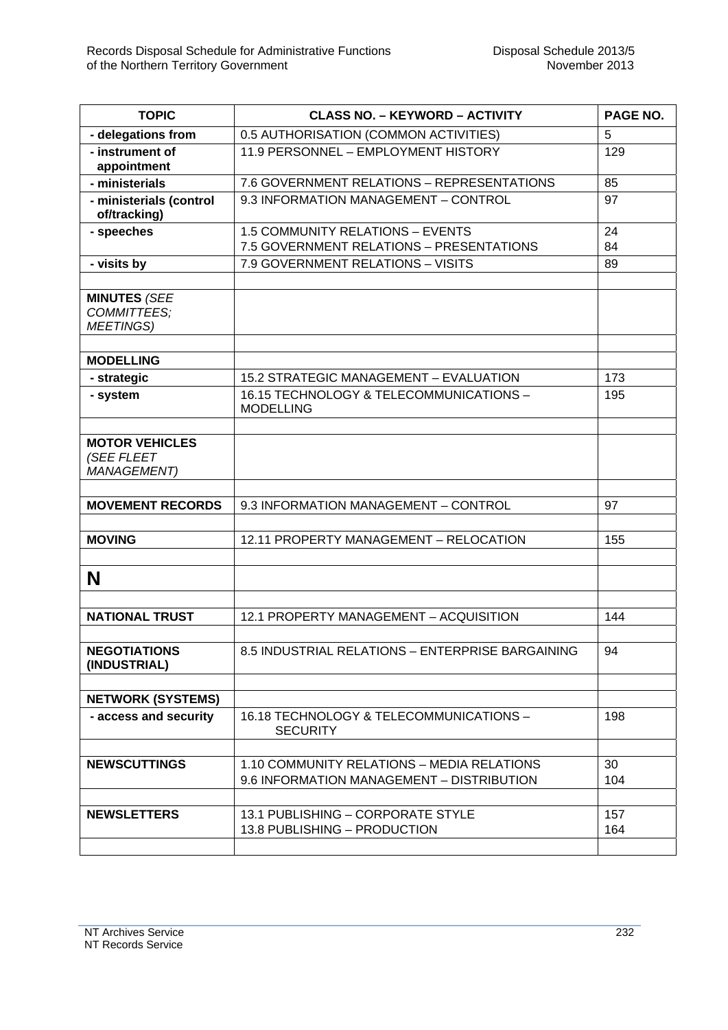| TOPIC | CLASS NO. – KEYWORD – ACTIVITY | PAGE NO. |
|---|---|---|
| **- delegations from** | 0.5 AUTHORISATION (COMMON ACTIVITIES) | 5 |
| **- instrument of appointment** | 11.9 PERSONNEL – EMPLOYMENT HISTORY | 129 |
| **- ministerials** | 7.6 GOVERNMENT RELATIONS – REPRESENTATIONS | 85 |
| **- ministerials (control of/tracking)** | 9.3 INFORMATION MANAGEMENT – CONTROL | 97 |
| **- speeches** | 1.5 COMMUNITY RELATIONS – EVENTS<br>7.5 GOVERNMENT RELATIONS – PRESENTATIONS | 24<br>84 |
| **- visits by** | 7.9 GOVERNMENT RELATIONS – VISITS | 89 |
| | | |
| **MINUTES** *(SEE COMMITTEES; MEETINGS)* | | |
| | | |
| **MODELLING** | | |
| **- strategic** | 15.2 STRATEGIC MANAGEMENT – EVALUATION | 173 |
| **- system** | 16.15 TECHNOLOGY & TELECOMMUNICATIONS – MODELLING | 195 |
| | | |
| **MOTOR VEHICLES** *(SEE FLEET MANAGEMENT)* | | |
| | | |
| **MOVEMENT RECORDS** | 9.3 INFORMATION MANAGEMENT – CONTROL | 97 |
| | | |
| **MOVING** | 12.11 PROPERTY MANAGEMENT – RELOCATION | 155 |
| | | |
| **N** | | |
| | | |
| **NATIONAL TRUST** | 12.1 PROPERTY MANAGEMENT – ACQUISITION | 144 |
| | | |
| **NEGOTIATIONS (INDUSTRIAL)** | 8.5 INDUSTRIAL RELATIONS – ENTERPRISE BARGAINING | 94 |
| | | |
| **NETWORK (SYSTEMS)** | | |
| **- access and security** | 16.18 TECHNOLOGY & TELECOMMUNICATIONS – SECURITY | 198 |
| | | |
| **NEWSCUTTINGS** | 1.10 COMMUNITY RELATIONS – MEDIA RELATIONS<br>9.6 INFORMATION MANAGEMENT – DISTRIBUTION | 30<br>104 |
| | | |
| **NEWSLETTERS** | 13.1 PUBLISHING – CORPORATE STYLE<br>13.8 PUBLISHING – PRODUCTION | 157<br>164 |
| | | |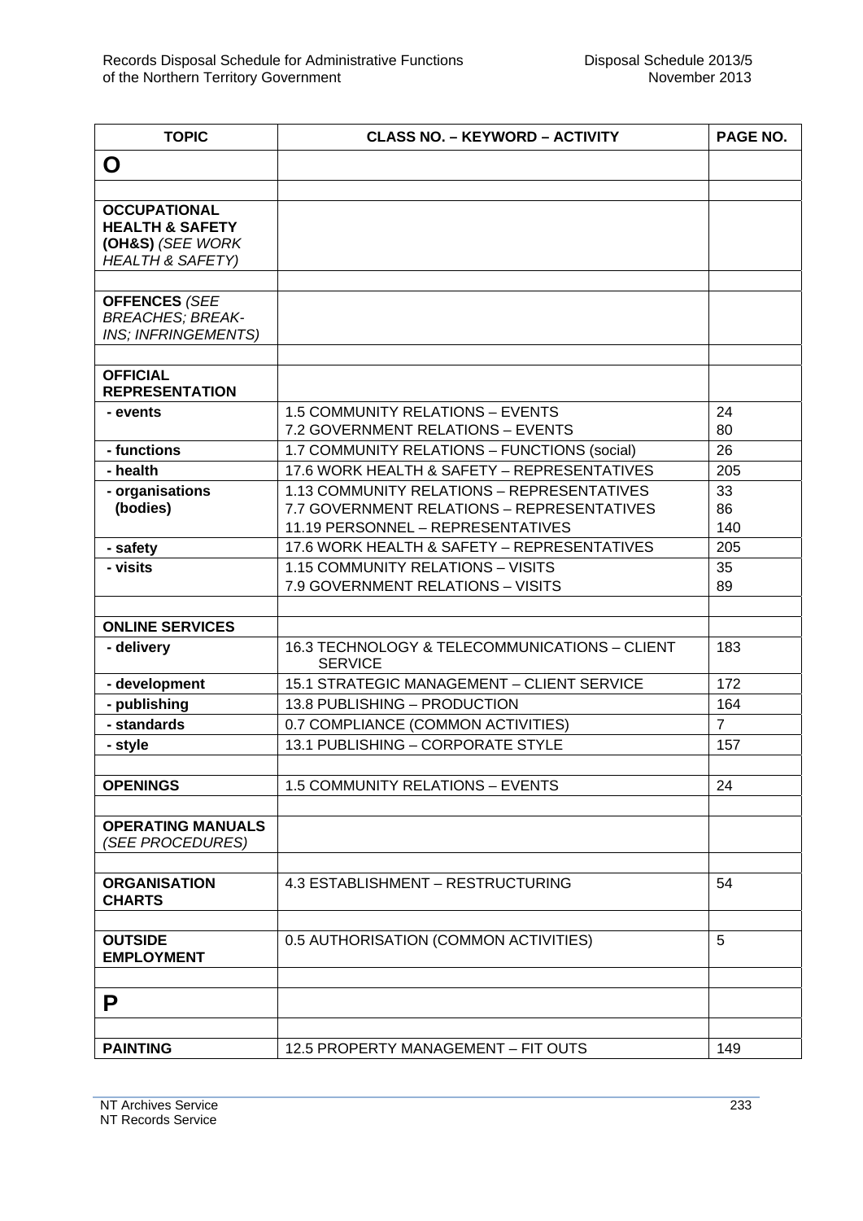| TOPIC | CLASS NO. – KEYWORD – ACTIVITY | PAGE NO. |
|---|---|---|
| **O** | | |
| | | |
| **OCCUPATIONAL HEALTH & SAFETY (OH&S)** *(SEE WORK HEALTH & SAFETY)* | | |
| | | |
| **OFFENCES** *(SEE BREACHES; BREAK-INS; INFRINGEMENTS)* | | |
| | | |
| **OFFICIAL REPRESENTATION** | | |
| **- events** | 1.5 COMMUNITY RELATIONS – EVENTS<br>7.2 GOVERNMENT RELATIONS – EVENTS | 24<br>80 |
| **- functions** | 1.7 COMMUNITY RELATIONS – FUNCTIONS (social) | 26 |
| **- health** | 17.6 WORK HEALTH & SAFETY – REPRESENTATIVES | 205 |
| **- organisations (bodies)** | 1.13 COMMUNITY RELATIONS – REPRESENTATIVES<br>7.7 GOVERNMENT RELATIONS – REPRESENTATIVES<br>11.19 PERSONNEL – REPRESENTATIVES | 33<br>86<br>140 |
| **- safety** | 17.6 WORK HEALTH & SAFETY – REPRESENTATIVES | 205 |
| **- visits** | 1.15 COMMUNITY RELATIONS – VISITS<br>7.9 GOVERNMENT RELATIONS – VISITS | 35<br>89 |
| | | |
| **ONLINE SERVICES** | | |
| **- delivery** | 16.3 TECHNOLOGY & TELECOMMUNICATIONS – CLIENT SERVICE | 183 |
| **- development** | 15.1 STRATEGIC MANAGEMENT – CLIENT SERVICE | 172 |
| **- publishing** | 13.8 PUBLISHING – PRODUCTION | 164 |
| **- standards** | 0.7 COMPLIANCE (COMMON ACTIVITIES) | 7 |
| **- style** | 13.1 PUBLISHING – CORPORATE STYLE | 157 |
| | | |
| **OPENINGS** | 1.5 COMMUNITY RELATIONS – EVENTS | 24 |
| | | |
| **OPERATING MANUALS** *(SEE PROCEDURES)* | | |
| | | |
| **ORGANISATION CHARTS** | 4.3 ESTABLISHMENT – RESTRUCTURING | 54 |
| | | |
| **OUTSIDE EMPLOYMENT** | 0.5 AUTHORISATION (COMMON ACTIVITIES) | 5 |
| | | |
| **P** | | |
| | | |
| **PAINTING** | 12.5 PROPERTY MANAGEMENT – FIT OUTS | 149 |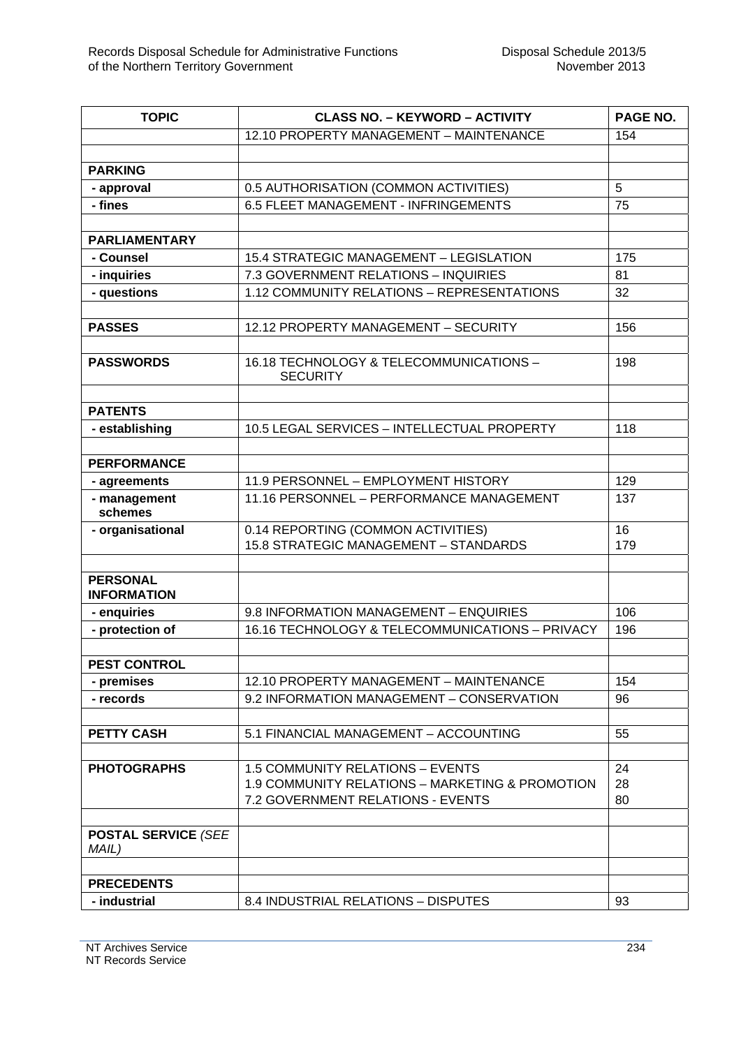| TOPIC | CLASS NO. – KEYWORD – ACTIVITY | PAGE NO. |
|---|---|---|
| | 12.10 PROPERTY MANAGEMENT – MAINTENANCE | 154 |
| | | |
| **PARKING** | | |
| **- approval** | 0.5 AUTHORISATION (COMMON ACTIVITIES) | 5 |
| **- fines** | 6.5 FLEET MANAGEMENT - INFRINGEMENTS | 75 |
| | | |
| **PARLIAMENTARY** | | |
| **- Counsel** | 15.4 STRATEGIC MANAGEMENT – LEGISLATION | 175 |
| **- inquiries** | 7.3 GOVERNMENT RELATIONS – INQUIRIES | 81 |
| **- questions** | 1.12 COMMUNITY RELATIONS – REPRESENTATIONS | 32 |
| | | |
| **PASSES** | 12.12 PROPERTY MANAGEMENT – SECURITY | 156 |
| | | |
| **PASSWORDS** | 16.18 TECHNOLOGY & TELECOMMUNICATIONS – SECURITY | 198 |
| | | |
| **PATENTS** | | |
| **- establishing** | 10.5 LEGAL SERVICES – INTELLECTUAL PROPERTY | 118 |
| | | |
| **PERFORMANCE** | | |
| **- agreements** | 11.9 PERSONNEL – EMPLOYMENT HISTORY | 129 |
| **- management schemes** | 11.16 PERSONNEL – PERFORMANCE MANAGEMENT | 137 |
| **- organisational** | 0.14 REPORTING (COMMON ACTIVITIES)<br>15.8 STRATEGIC MANAGEMENT – STANDARDS | 16<br>179 |
| | | |
| **PERSONAL INFORMATION** | | |
| **- enquiries** | 9.8 INFORMATION MANAGEMENT – ENQUIRIES | 106 |
| **- protection of** | 16.16 TECHNOLOGY & TELECOMMUNICATIONS – PRIVACY | 196 |
| | | |
| **PEST CONTROL** | | |
| **- premises** | 12.10 PROPERTY MANAGEMENT – MAINTENANCE | 154 |
| **- records** | 9.2 INFORMATION MANAGEMENT – CONSERVATION | 96 |
| | | |
| **PETTY CASH** | 5.1 FINANCIAL MANAGEMENT – ACCOUNTING | 55 |
| | | |
| **PHOTOGRAPHS** | 1.5 COMMUNITY RELATIONS – EVENTS<br>1.9 COMMUNITY RELATIONS – MARKETING & PROMOTION<br>7.2 GOVERNMENT RELATIONS - EVENTS | 24<br>28<br>80 |
| | | |
| **POSTAL SERVICE** *(SEE MAIL)* | | |
| | | |
| **PRECEDENTS** | | |
| **- industrial** | 8.4 INDUSTRIAL RELATIONS – DISPUTES | 93 |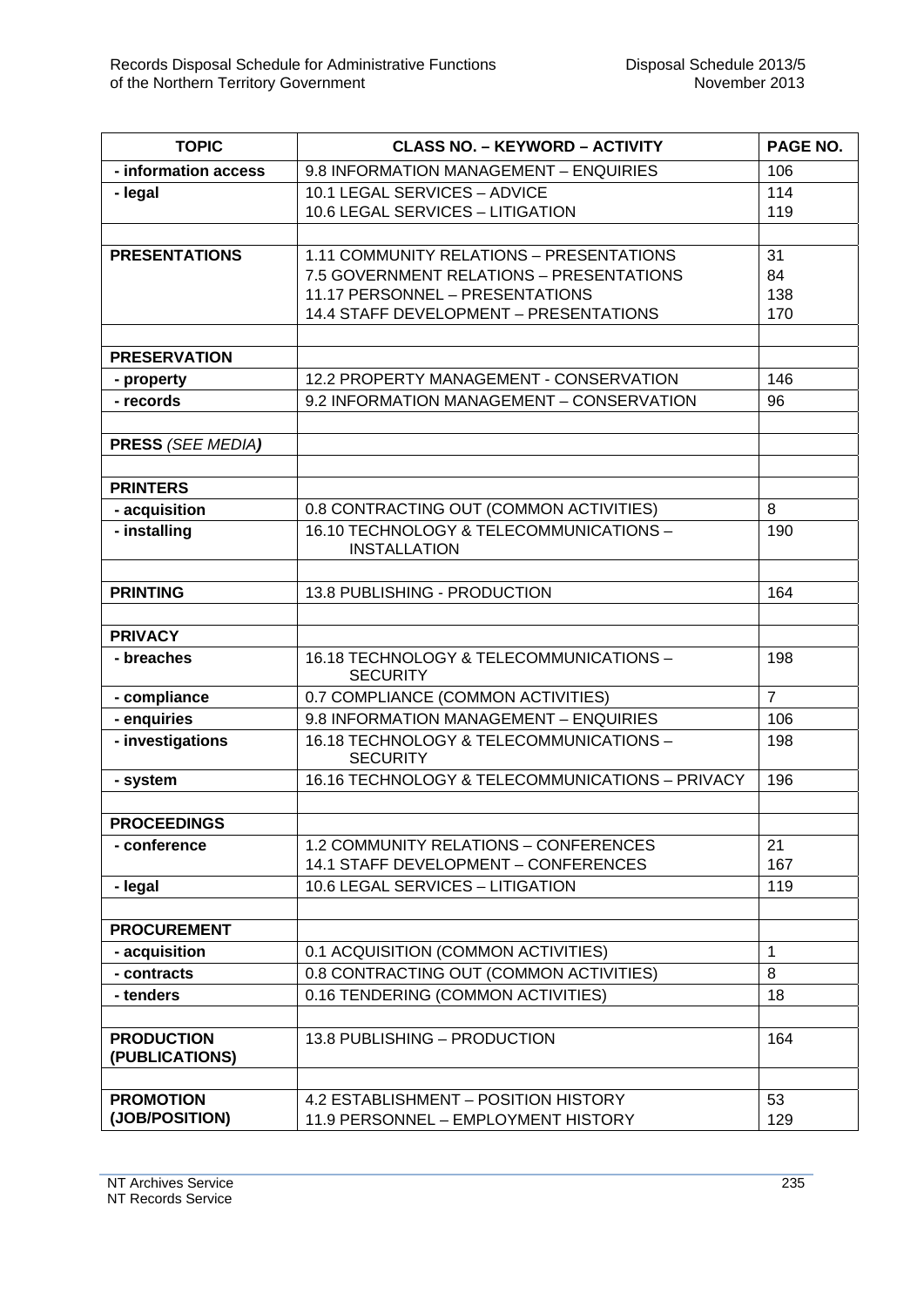| TOPIC | CLASS NO. – KEYWORD – ACTIVITY | PAGE NO. |
|---|---|---|
| **- information access** | 9.8 INFORMATION MANAGEMENT – ENQUIRIES | 106 |
| **- legal** | 10.1 LEGAL SERVICES – ADVICE<br>10.6 LEGAL SERVICES – LITIGATION | 114<br>119 |
| | | |
| **PRESENTATIONS** | 1.11 COMMUNITY RELATIONS – PRESENTATIONS<br>7.5 GOVERNMENT RELATIONS – PRESENTATIONS<br>11.17 PERSONNEL – PRESENTATIONS<br>14.4 STAFF DEVELOPMENT – PRESENTATIONS | 31<br>84<br>138<br>170 |
| | | |
| **PRESERVATION** | | |
| **- property** | 12.2 PROPERTY MANAGEMENT - CONSERVATION | 146 |
| **- records** | 9.2 INFORMATION MANAGEMENT – CONSERVATION | 96 |
| | | |
| **PRESS** *(SEE MEDIA)* | | |
| | | |
| **PRINTERS** | | |
| **- acquisition** | 0.8 CONTRACTING OUT (COMMON ACTIVITIES) | 8 |
| **- installing** | 16.10 TECHNOLOGY & TELECOMMUNICATIONS – INSTALLATION | 190 |
| | | |
| **PRINTING** | 13.8 PUBLISHING - PRODUCTION | 164 |
| | | |
| **PRIVACY** | | |
| **- breaches** | 16.18 TECHNOLOGY & TELECOMMUNICATIONS – SECURITY | 198 |
| **- compliance** | 0.7 COMPLIANCE (COMMON ACTIVITIES) | 7 |
| **- enquiries** | 9.8 INFORMATION MANAGEMENT – ENQUIRIES | 106 |
| **- investigations** | 16.18 TECHNOLOGY & TELECOMMUNICATIONS – SECURITY | 198 |
| **- system** | 16.16 TECHNOLOGY & TELECOMMUNICATIONS – PRIVACY | 196 |
| | | |
| **PROCEEDINGS** | | |
| **- conference** | 1.2 COMMUNITY RELATIONS – CONFERENCES<br>14.1 STAFF DEVELOPMENT – CONFERENCES | 21<br>167 |
| **- legal** | 10.6 LEGAL SERVICES – LITIGATION | 119 |
| | | |
| **PROCUREMENT** | | |
| **- acquisition** | 0.1 ACQUISITION (COMMON ACTIVITIES) | 1 |
| **- contracts** | 0.8 CONTRACTING OUT (COMMON ACTIVITIES) | 8 |
| **- tenders** | 0.16 TENDERING (COMMON ACTIVITIES) | 18 |
| | | |
| **PRODUCTION (PUBLICATIONS)** | 13.8 PUBLISHING – PRODUCTION | 164 |
| | | |
| **PROMOTION (JOB/POSITION)** | 4.2 ESTABLISHMENT – POSITION HISTORY<br>11.9 PERSONNEL – EMPLOYMENT HISTORY | 53<br>129 |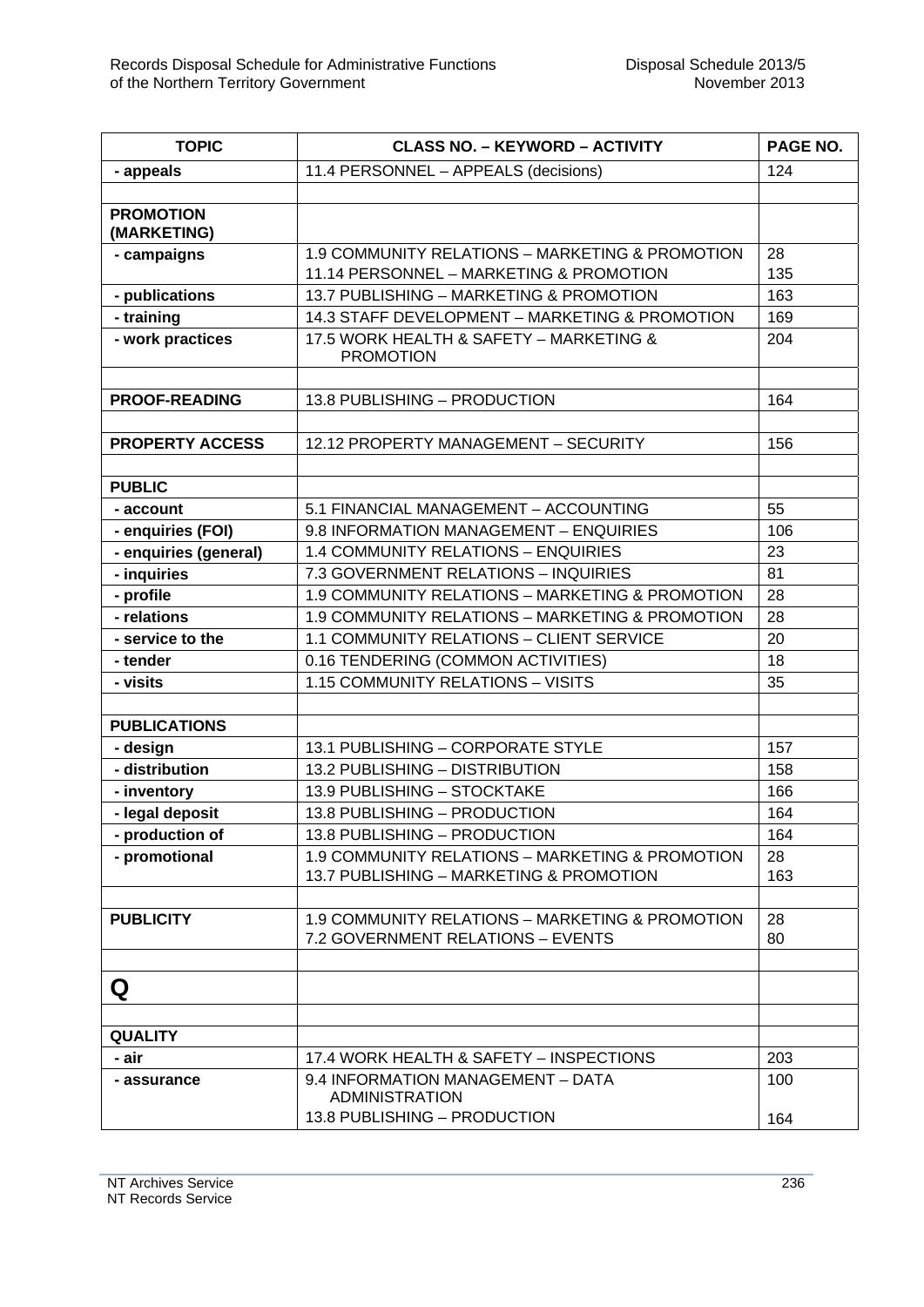| TOPIC | CLASS NO. – KEYWORD – ACTIVITY | PAGE NO. |
|---|---|---|
| **- appeals** | 11.4 PERSONNEL – APPEALS (decisions) | 124 |
| | | |
| **PROMOTION (MARKETING)** | | |
| **- campaigns** | 1.9 COMMUNITY RELATIONS – MARKETING & PROMOTION<br>11.14 PERSONNEL – MARKETING & PROMOTION | 28<br>135 |
| **- publications** | 13.7 PUBLISHING – MARKETING & PROMOTION | 163 |
| **- training** | 14.3 STAFF DEVELOPMENT – MARKETING & PROMOTION | 169 |
| **- work practices** | 17.5 WORK HEALTH & SAFETY – MARKETING & PROMOTION | 204 |
| | | |
| **PROOF-READING** | 13.8 PUBLISHING – PRODUCTION | 164 |
| | | |
| **PROPERTY ACCESS** | 12.12 PROPERTY MANAGEMENT – SECURITY | 156 |
| | | |
| **PUBLIC** | | |
| **- account** | 5.1 FINANCIAL MANAGEMENT – ACCOUNTING | 55 |
| **- enquiries (FOI)** | 9.8 INFORMATION MANAGEMENT – ENQUIRIES | 106 |
| **- enquiries (general)** | 1.4 COMMUNITY RELATIONS – ENQUIRIES | 23 |
| **- inquiries** | 7.3 GOVERNMENT RELATIONS – INQUIRIES | 81 |
| **- profile** | 1.9 COMMUNITY RELATIONS – MARKETING & PROMOTION | 28 |
| **- relations** | 1.9 COMMUNITY RELATIONS – MARKETING & PROMOTION | 28 |
| **- service to the** | 1.1 COMMUNITY RELATIONS – CLIENT SERVICE | 20 |
| **- tender** | 0.16 TENDERING (COMMON ACTIVITIES) | 18 |
| **- visits** | 1.15 COMMUNITY RELATIONS – VISITS | 35 |
| | | |
| **PUBLICATIONS** | | |
| **- design** | 13.1 PUBLISHING – CORPORATE STYLE | 157 |
| **- distribution** | 13.2 PUBLISHING – DISTRIBUTION | 158 |
| **- inventory** | 13.9 PUBLISHING – STOCKTAKE | 166 |
| **- legal deposit** | 13.8 PUBLISHING – PRODUCTION | 164 |
| **- production of** | 13.8 PUBLISHING – PRODUCTION | 164 |
| **- promotional** | 1.9 COMMUNITY RELATIONS – MARKETING & PROMOTION<br>13.7 PUBLISHING – MARKETING & PROMOTION | 28<br>163 |
| | | |
| **PUBLICITY** | 1.9 COMMUNITY RELATIONS – MARKETING & PROMOTION<br>7.2 GOVERNMENT RELATIONS – EVENTS | 28<br>80 |
| | | |
| **Q** | | |
| | | |
| **QUALITY** | | |
| **- air** | 17.4 WORK HEALTH & SAFETY – INSPECTIONS | 203 |
| **- assurance** | 9.4 INFORMATION MANAGEMENT – DATA ADMINISTRATION<br>13.8 PUBLISHING – PRODUCTION | 100<br>164 |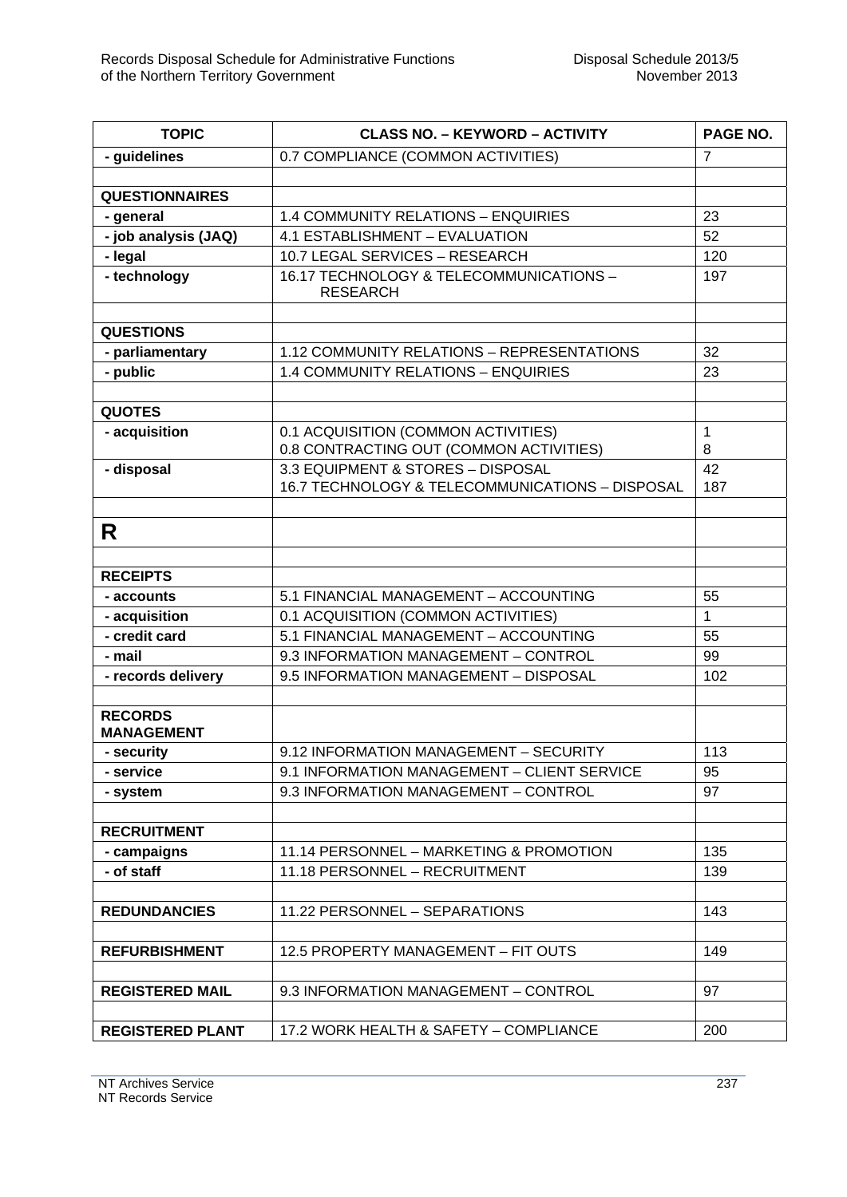| TOPIC | CLASS NO. – KEYWORD – ACTIVITY | PAGE NO. |
|---|---|---|
| **- guidelines** | 0.7 COMPLIANCE (COMMON ACTIVITIES) | 7 |
| | | |
| **QUESTIONNAIRES** | | |
| **- general** | 1.4 COMMUNITY RELATIONS – ENQUIRIES | 23 |
| **- job analysis (JAQ)** | 4.1 ESTABLISHMENT – EVALUATION | 52 |
| **- legal** | 10.7 LEGAL SERVICES – RESEARCH | 120 |
| **- technology** | 16.17 TECHNOLOGY & TELECOMMUNICATIONS – RESEARCH | 197 |
| | | |
| **QUESTIONS** | | |
| **- parliamentary** | 1.12 COMMUNITY RELATIONS – REPRESENTATIONS | 32 |
| **- public** | 1.4 COMMUNITY RELATIONS – ENQUIRIES | 23 |
| | | |
| **QUOTES** | | |
| **- acquisition** | 0.1 ACQUISITION (COMMON ACTIVITIES)<br>0.8 CONTRACTING OUT (COMMON ACTIVITIES) | 1<br>8 |
| **- disposal** | 3.3 EQUIPMENT & STORES – DISPOSAL<br>16.7 TECHNOLOGY & TELECOMMUNICATIONS – DISPOSAL | 42<br>187 |
| | | |
| **R** | | |
| | | |
| **RECEIPTS** | | |
| **- accounts** | 5.1 FINANCIAL MANAGEMENT – ACCOUNTING | 55 |
| **- acquisition** | 0.1 ACQUISITION (COMMON ACTIVITIES) | 1 |
| **- credit card** | 5.1 FINANCIAL MANAGEMENT – ACCOUNTING | 55 |
| **- mail** | 9.3 INFORMATION MANAGEMENT – CONTROL | 99 |
| **- records delivery** | 9.5 INFORMATION MANAGEMENT – DISPOSAL | 102 |
| | | |
| **RECORDS MANAGEMENT** | | |
| **- security** | 9.12 INFORMATION MANAGEMENT – SECURITY | 113 |
| **- service** | 9.1 INFORMATION MANAGEMENT – CLIENT SERVICE | 95 |
| **- system** | 9.3 INFORMATION MANAGEMENT – CONTROL | 97 |
| | | |
| **RECRUITMENT** | | |
| **- campaigns** | 11.14 PERSONNEL – MARKETING & PROMOTION | 135 |
| **- of staff** | 11.18 PERSONNEL – RECRUITMENT | 139 |
| | | |
| **REDUNDANCIES** | 11.22 PERSONNEL – SEPARATIONS | 143 |
| | | |
| **REFURBISHMENT** | 12.5 PROPERTY MANAGEMENT – FIT OUTS | 149 |
| | | |
| **REGISTERED MAIL** | 9.3 INFORMATION MANAGEMENT – CONTROL | 97 |
| | | |
| **REGISTERED PLANT** | 17.2 WORK HEALTH & SAFETY – COMPLIANCE | 200 |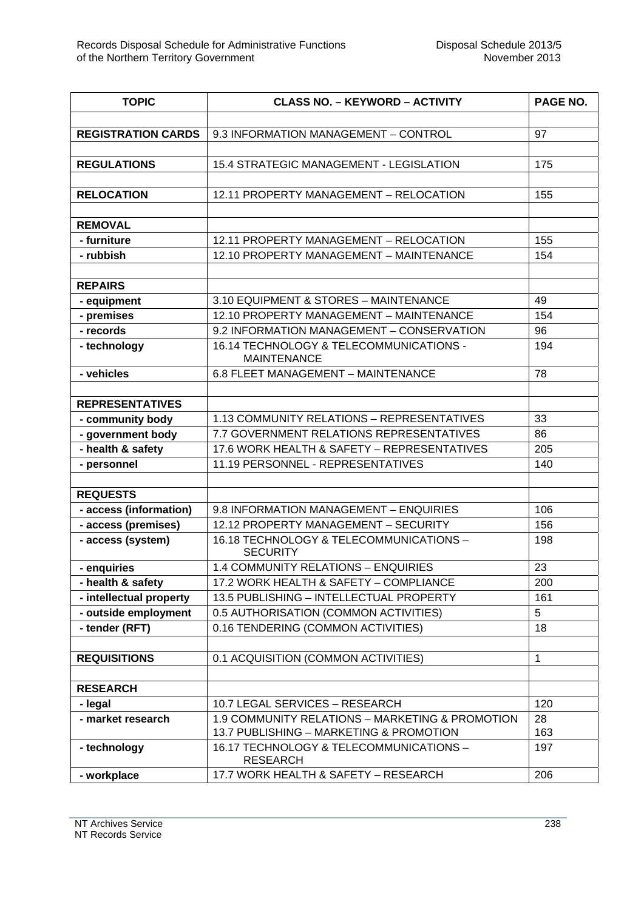| TOPIC | CLASS NO. – KEYWORD – ACTIVITY | PAGE NO. |
|---|---|---|
| | | |
| **REGISTRATION CARDS** | 9.3 INFORMATION MANAGEMENT – CONTROL | 97 |
| | | |
| **REGULATIONS** | 15.4 STRATEGIC MANAGEMENT - LEGISLATION | 175 |
| | | |
| **RELOCATION** | 12.11 PROPERTY MANAGEMENT – RELOCATION | 155 |
| | | |
| **REMOVAL** | | |
| **- furniture** | 12.11 PROPERTY MANAGEMENT – RELOCATION | 155 |
| **- rubbish** | 12.10 PROPERTY MANAGEMENT – MAINTENANCE | 154 |
| | | |
| **REPAIRS** | | |
| **- equipment** | 3.10 EQUIPMENT & STORES – MAINTENANCE | 49 |
| **- premises** | 12.10 PROPERTY MANAGEMENT – MAINTENANCE | 154 |
| **- records** | 9.2 INFORMATION MANAGEMENT – CONSERVATION | 96 |
| **- technology** | 16.14 TECHNOLOGY & TELECOMMUNICATIONS - MAINTENANCE | 194 |
| **- vehicles** | 6.8 FLEET MANAGEMENT – MAINTENANCE | 78 |
| | | |
| **REPRESENTATIVES** | | |
| **- community body** | 1.13 COMMUNITY RELATIONS – REPRESENTATIVES | 33 |
| **- government body** | 7.7 GOVERNMENT RELATIONS REPRESENTATIVES | 86 |
| **- health & safety** | 17.6 WORK HEALTH & SAFETY – REPRESENTATIVES | 205 |
| **- personnel** | 11.19 PERSONNEL - REPRESENTATIVES | 140 |
| | | |
| **REQUESTS** | | |
| **- access (information)** | 9.8 INFORMATION MANAGEMENT – ENQUIRIES | 106 |
| **- access (premises)** | 12.12 PROPERTY MANAGEMENT – SECURITY | 156 |
| **- access (system)** | 16.18 TECHNOLOGY & TELECOMMUNICATIONS – SECURITY | 198 |
| **- enquiries** | 1.4 COMMUNITY RELATIONS – ENQUIRIES | 23 |
| **- health & safety** | 17.2 WORK HEALTH & SAFETY – COMPLIANCE | 200 |
| **- intellectual property** | 13.5 PUBLISHING – INTELLECTUAL PROPERTY | 161 |
| **- outside employment** | 0.5 AUTHORISATION (COMMON ACTIVITIES) | 5 |
| **- tender (RFT)** | 0.16 TENDERING (COMMON ACTIVITIES) | 18 |
| | | |
| **REQUISITIONS** | 0.1 ACQUISITION (COMMON ACTIVITIES) | 1 |
| | | |
| **RESEARCH** | | |
| **- legal** | 10.7 LEGAL SERVICES – RESEARCH | 120 |
| **- market research** | 1.9 COMMUNITY RELATIONS – MARKETING & PROMOTION<br>13.7 PUBLISHING – MARKETING & PROMOTION | 28<br>163 |
| **- technology** | 16.17 TECHNOLOGY & TELECOMMUNICATIONS – RESEARCH | 197 |
| **- workplace** | 17.7 WORK HEALTH & SAFETY – RESEARCH | 206 |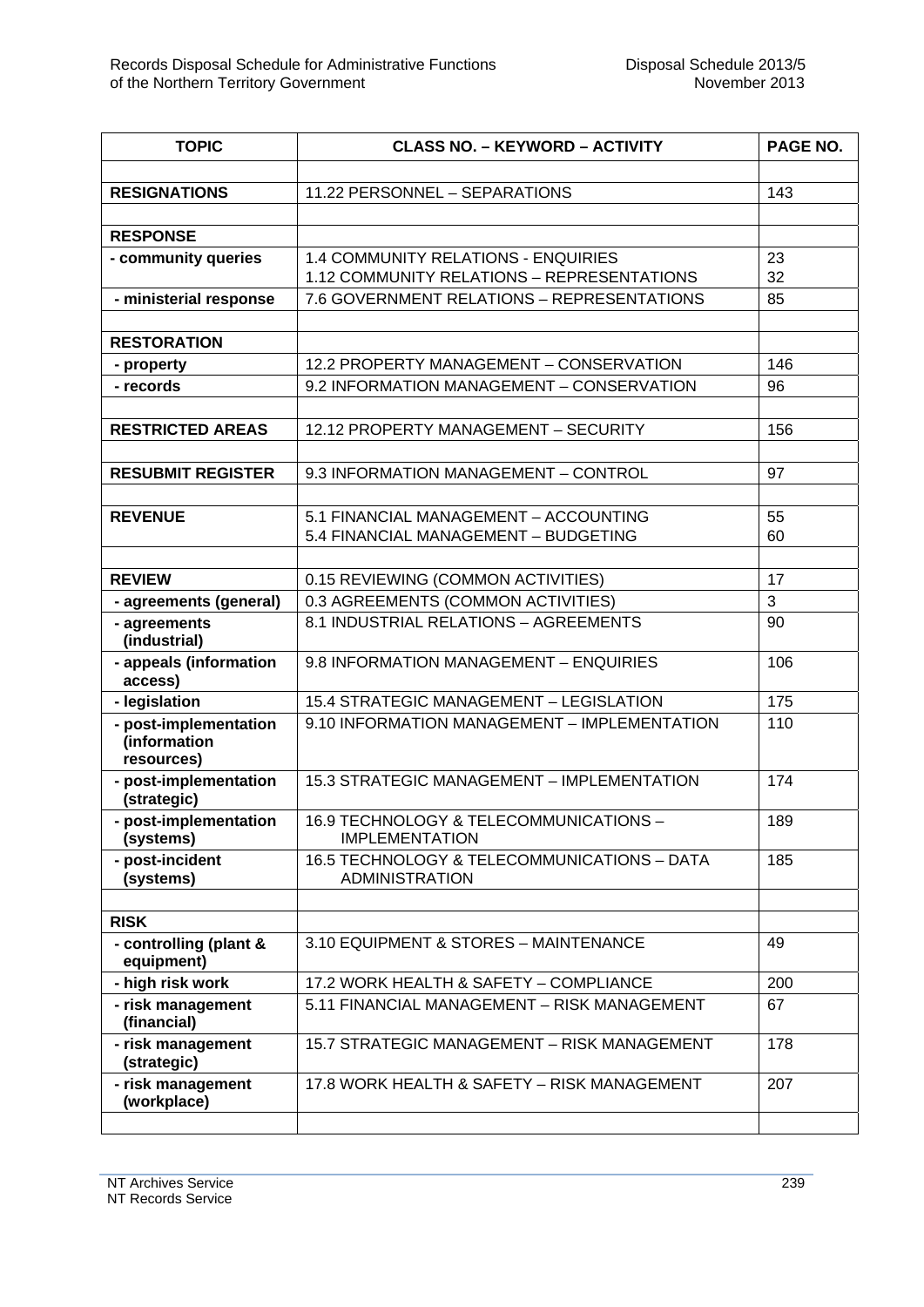| TOPIC | CLASS NO. – KEYWORD – ACTIVITY | PAGE NO. |
|---|---|---|
| | | |
| **RESIGNATIONS** | 11.22 PERSONNEL – SEPARATIONS | 143 |
| | | |
| **RESPONSE** | | |
| **- community queries** | 1.4 COMMUNITY RELATIONS - ENQUIRIES<br>1.12 COMMUNITY RELATIONS – REPRESENTATIONS | 23<br>32 |
| **- ministerial response** | 7.6 GOVERNMENT RELATIONS – REPRESENTATIONS | 85 |
| | | |
| **RESTORATION** | | |
| **- property** | 12.2 PROPERTY MANAGEMENT – CONSERVATION | 146 |
| **- records** | 9.2 INFORMATION MANAGEMENT – CONSERVATION | 96 |
| | | |
| **RESTRICTED AREAS** | 12.12 PROPERTY MANAGEMENT – SECURITY | 156 |
| | | |
| **RESUBMIT REGISTER** | 9.3 INFORMATION MANAGEMENT – CONTROL | 97 |
| | | |
| **REVENUE** | 5.1 FINANCIAL MANAGEMENT – ACCOUNTING<br>5.4 FINANCIAL MANAGEMENT – BUDGETING | 55<br>60 |
| | | |
| **REVIEW** | 0.15 REVIEWING (COMMON ACTIVITIES) | 17 |
| **- agreements (general)** | 0.3 AGREEMENTS (COMMON ACTIVITIES) | 3 |
| **- agreements (industrial)** | 8.1 INDUSTRIAL RELATIONS – AGREEMENTS | 90 |
| **- appeals (information access)** | 9.8 INFORMATION MANAGEMENT – ENQUIRIES | 106 |
| **- legislation** | 15.4 STRATEGIC MANAGEMENT – LEGISLATION | 175 |
| **- post-implementation (information resources)** | 9.10 INFORMATION MANAGEMENT – IMPLEMENTATION | 110 |
| **- post-implementation (strategic)** | 15.3 STRATEGIC MANAGEMENT – IMPLEMENTATION | 174 |
| **- post-implementation (systems)** | 16.9 TECHNOLOGY & TELECOMMUNICATIONS – IMPLEMENTATION | 189 |
| **- post-incident (systems)** | 16.5 TECHNOLOGY & TELECOMMUNICATIONS – DATA ADMINISTRATION | 185 |
| | | |
| **RISK** | | |
| **- controlling (plant & equipment)** | 3.10 EQUIPMENT & STORES – MAINTENANCE | 49 |
| **- high risk work** | 17.2 WORK HEALTH & SAFETY – COMPLIANCE | 200 |
| **- risk management (financial)** | 5.11 FINANCIAL MANAGEMENT – RISK MANAGEMENT | 67 |
| **- risk management (strategic)** | 15.7 STRATEGIC MANAGEMENT – RISK MANAGEMENT | 178 |
| **- risk management (workplace)** | 17.8 WORK HEALTH & SAFETY – RISK MANAGEMENT | 207 |
| | | |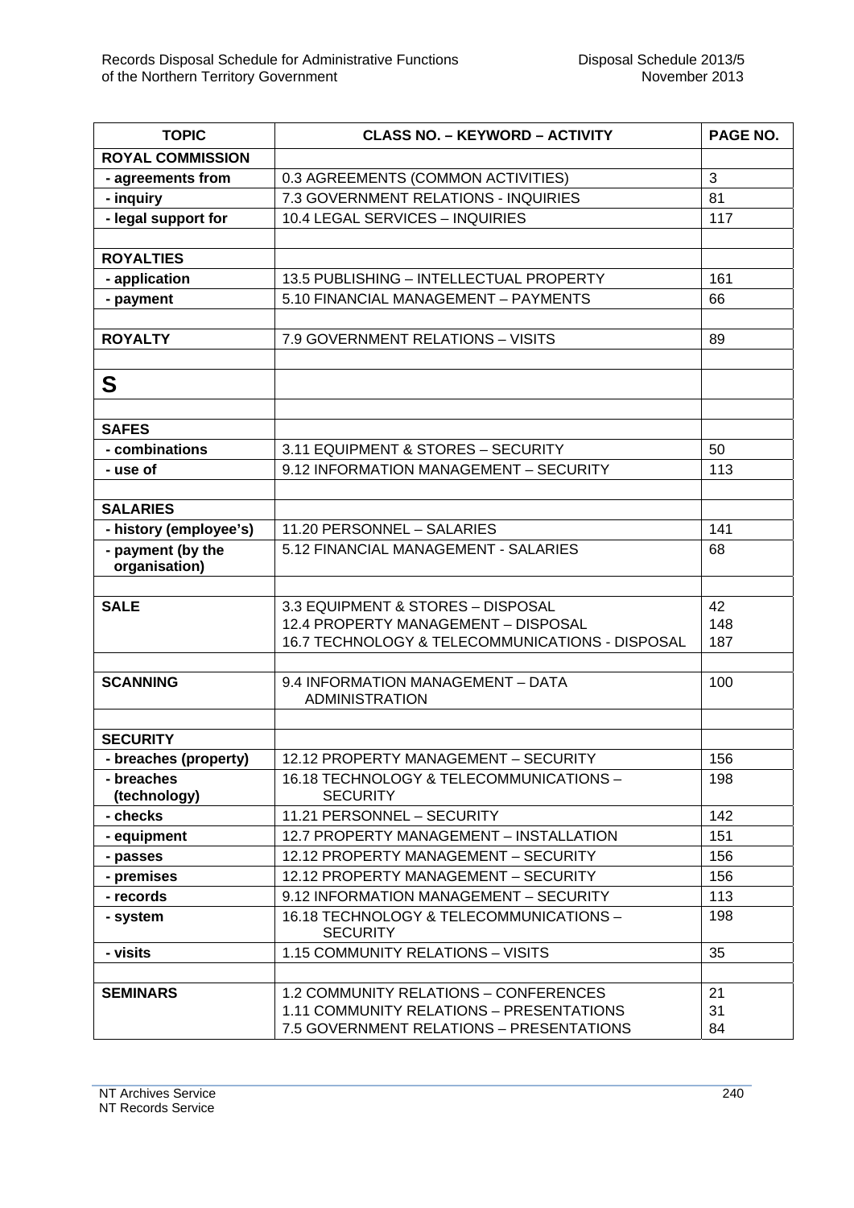| TOPIC | CLASS NO. – KEYWORD – ACTIVITY | PAGE NO. |
|---|---|---|
| **ROYAL COMMISSION** | | |
| **- agreements from** | 0.3 AGREEMENTS (COMMON ACTIVITIES) | 3 |
| **- inquiry** | 7.3 GOVERNMENT RELATIONS - INQUIRIES | 81 |
| **- legal support for** | 10.4 LEGAL SERVICES – INQUIRIES | 117 |
| | | |
| **ROYALTIES** | | |
| **- application** | 13.5 PUBLISHING – INTELLECTUAL PROPERTY | 161 |
| **- payment** | 5.10 FINANCIAL MANAGEMENT – PAYMENTS | 66 |
| | | |
| **ROYALTY** | 7.9 GOVERNMENT RELATIONS – VISITS | 89 |
| | | |
| **S** | | |
| | | |
| **SAFES** | | |
| **- combinations** | 3.11 EQUIPMENT & STORES – SECURITY | 50 |
| **- use of** | 9.12 INFORMATION MANAGEMENT – SECURITY | 113 |
| | | |
| **SALARIES** | | |
| **- history (employee's)** | 11.20 PERSONNEL – SALARIES | 141 |
| **- payment (by the organisation)** | 5.12 FINANCIAL MANAGEMENT - SALARIES | 68 |
| | | |
| **SALE** | 3.3 EQUIPMENT & STORES – DISPOSAL<br>12.4 PROPERTY MANAGEMENT – DISPOSAL<br>16.7 TECHNOLOGY & TELECOMMUNICATIONS - DISPOSAL | 42<br>148<br>187 |
| | | |
| **SCANNING** | 9.4 INFORMATION MANAGEMENT – DATA ADMINISTRATION | 100 |
| | | |
| **SECURITY** | | |
| **- breaches (property)** | 12.12 PROPERTY MANAGEMENT – SECURITY | 156 |
| **- breaches (technology)** | 16.18 TECHNOLOGY & TELECOMMUNICATIONS – SECURITY | 198 |
| **- checks** | 11.21 PERSONNEL – SECURITY | 142 |
| **- equipment** | 12.7 PROPERTY MANAGEMENT – INSTALLATION | 151 |
| **- passes** | 12.12 PROPERTY MANAGEMENT – SECURITY | 156 |
| **- premises** | 12.12 PROPERTY MANAGEMENT – SECURITY | 156 |
| **- records** | 9.12 INFORMATION MANAGEMENT – SECURITY | 113 |
| **- system** | 16.18 TECHNOLOGY & TELECOMMUNICATIONS – SECURITY | 198 |
| **- visits** | 1.15 COMMUNITY RELATIONS – VISITS | 35 |
| | | |
| **SEMINARS** | 1.2 COMMUNITY RELATIONS – CONFERENCES<br>1.11 COMMUNITY RELATIONS – PRESENTATIONS<br>7.5 GOVERNMENT RELATIONS – PRESENTATIONS | 21<br>31<br>84 |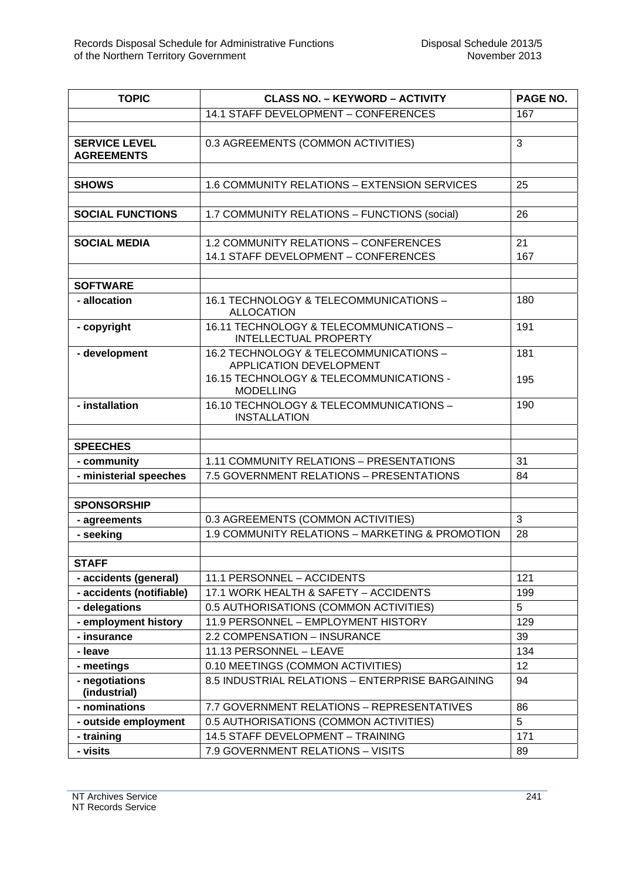| TOPIC | CLASS NO. – KEYWORD – ACTIVITY | PAGE NO. |
|---|---|---|
| | 14.1 STAFF DEVELOPMENT – CONFERENCES | 167 |
| | | |
| **SERVICE LEVEL AGREEMENTS** | 0.3 AGREEMENTS (COMMON ACTIVITIES) | 3 |
| | | |
| **SHOWS** | 1.6 COMMUNITY RELATIONS – EXTENSION SERVICES | 25 |
| | | |
| **SOCIAL FUNCTIONS** | 1.7 COMMUNITY RELATIONS – FUNCTIONS (social) | 26 |
| | | |
| **SOCIAL MEDIA** | 1.2 COMMUNITY RELATIONS – CONFERENCES<br>14.1 STAFF DEVELOPMENT – CONFERENCES | 21<br>167 |
| | | |
| **SOFTWARE** | | |
| **- allocation** | 16.1 TECHNOLOGY & TELECOMMUNICATIONS – ALLOCATION | 180 |
| **- copyright** | 16.11 TECHNOLOGY & TELECOMMUNICATIONS – INTELLECTUAL PROPERTY | 191 |
| **- development** | 16.2 TECHNOLOGY & TELECOMMUNICATIONS – APPLICATION DEVELOPMENT<br>16.15 TECHNOLOGY & TELECOMMUNICATIONS - MODELLING | 181<br>195 |
| **- installation** | 16.10 TECHNOLOGY & TELECOMMUNICATIONS – INSTALLATION | 190 |
| | | |
| **SPEECHES** | | |
| **- community** | 1.11 COMMUNITY RELATIONS – PRESENTATIONS | 31 |
| **- ministerial speeches** | 7.5 GOVERNMENT RELATIONS – PRESENTATIONS | 84 |
| | | |
| **SPONSORSHIP** | | |
| **- agreements** | 0.3 AGREEMENTS (COMMON ACTIVITIES) | 3 |
| **- seeking** | 1.9 COMMUNITY RELATIONS – MARKETING & PROMOTION | 28 |
| | | |
| **STAFF** | | |
| **- accidents (general)** | 11.1 PERSONNEL – ACCIDENTS | 121 |
| **- accidents (notifiable)** | 17.1 WORK HEALTH & SAFETY – ACCIDENTS | 199 |
| **- delegations** | 0.5 AUTHORISATIONS (COMMON ACTIVITIES) | 5 |
| **- employment history** | 11.9 PERSONNEL – EMPLOYMENT HISTORY | 129 |
| **- insurance** | 2.2 COMPENSATION – INSURANCE | 39 |
| **- leave** | 11.13 PERSONNEL – LEAVE | 134 |
| **- meetings** | 0.10 MEETINGS (COMMON ACTIVITIES) | 12 |
| **- negotiations (industrial)** | 8.5 INDUSTRIAL RELATIONS – ENTERPRISE BARGAINING | 94 |
| **- nominations** | 7.7 GOVERNMENT RELATIONS – REPRESENTATIVES | 86 |
| **- outside employment** | 0.5 AUTHORISATIONS (COMMON ACTIVITIES) | 5 |
| **- training** | 14.5 STAFF DEVELOPMENT – TRAINING | 171 |
| **- visits** | 7.9 GOVERNMENT RELATIONS – VISITS | 89 |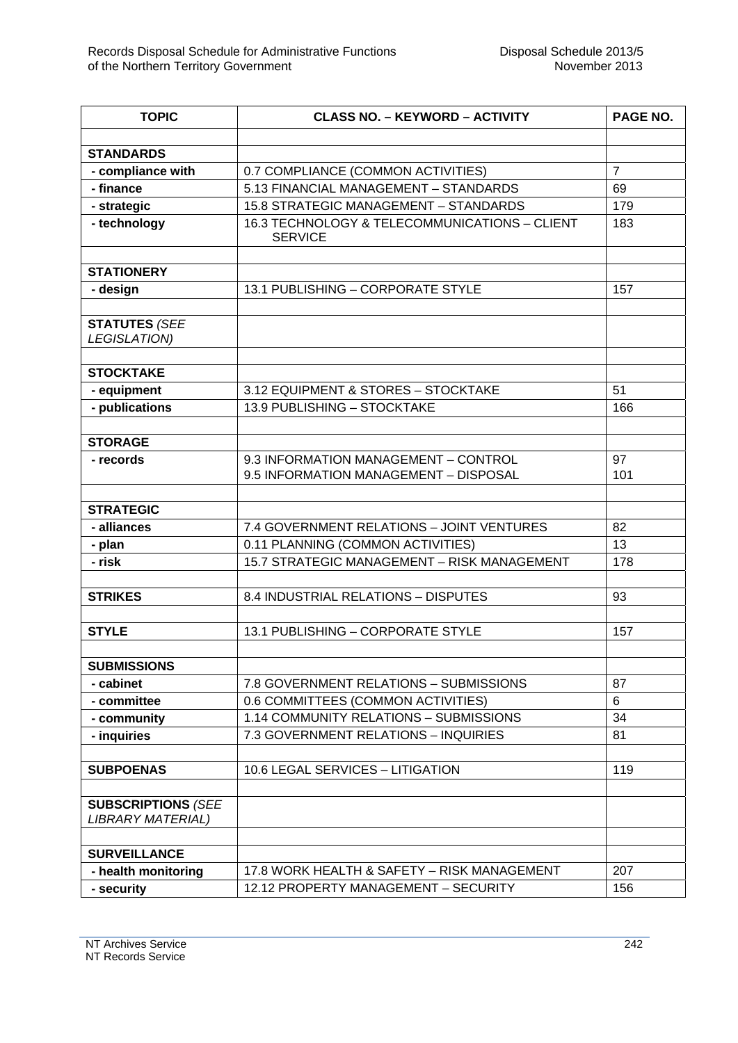| TOPIC | CLASS NO. – KEYWORD – ACTIVITY | PAGE NO. |
|---|---|---|
| | | |
| **STANDARDS** | | |
| **- compliance with** | 0.7 COMPLIANCE (COMMON ACTIVITIES) | 7 |
| **- finance** | 5.13 FINANCIAL MANAGEMENT – STANDARDS | 69 |
| **- strategic** | 15.8 STRATEGIC MANAGEMENT – STANDARDS | 179 |
| **- technology** | 16.3 TECHNOLOGY & TELECOMMUNICATIONS – CLIENT SERVICE | 183 |
| | | |
| **STATIONERY** | | |
| **- design** | 13.1 PUBLISHING – CORPORATE STYLE | 157 |
| | | |
| **STATUTES** *(SEE LEGISLATION)* | | |
| | | |
| **STOCKTAKE** | | |
| **- equipment** | 3.12 EQUIPMENT & STORES – STOCKTAKE | 51 |
| **- publications** | 13.9 PUBLISHING – STOCKTAKE | 166 |
| | | |
| **STORAGE** | | |
| **- records** | 9.3 INFORMATION MANAGEMENT – CONTROL<br>9.5 INFORMATION MANAGEMENT – DISPOSAL | 97<br>101 |
| | | |
| **STRATEGIC** | | |
| **- alliances** | 7.4 GOVERNMENT RELATIONS – JOINT VENTURES | 82 |
| **- plan** | 0.11 PLANNING (COMMON ACTIVITIES) | 13 |
| **- risk** | 15.7 STRATEGIC MANAGEMENT – RISK MANAGEMENT | 178 |
| | | |
| **STRIKES** | 8.4 INDUSTRIAL RELATIONS – DISPUTES | 93 |
| | | |
| **STYLE** | 13.1 PUBLISHING – CORPORATE STYLE | 157 |
| | | |
| **SUBMISSIONS** | | |
| **- cabinet** | 7.8 GOVERNMENT RELATIONS – SUBMISSIONS | 87 |
| **- committee** | 0.6 COMMITTEES (COMMON ACTIVITIES) | 6 |
| **- community** | 1.14 COMMUNITY RELATIONS – SUBMISSIONS | 34 |
| **- inquiries** | 7.3 GOVERNMENT RELATIONS – INQUIRIES | 81 |
| | | |
| **SUBPOENAS** | 10.6 LEGAL SERVICES – LITIGATION | 119 |
| | | |
| **SUBSCRIPTIONS** *(SEE LIBRARY MATERIAL)* | | |
| | | |
| **SURVEILLANCE** | | |
| **- health monitoring** | 17.8 WORK HEALTH & SAFETY – RISK MANAGEMENT | 207 |
| **- security** | 12.12 PROPERTY MANAGEMENT – SECURITY | 156 |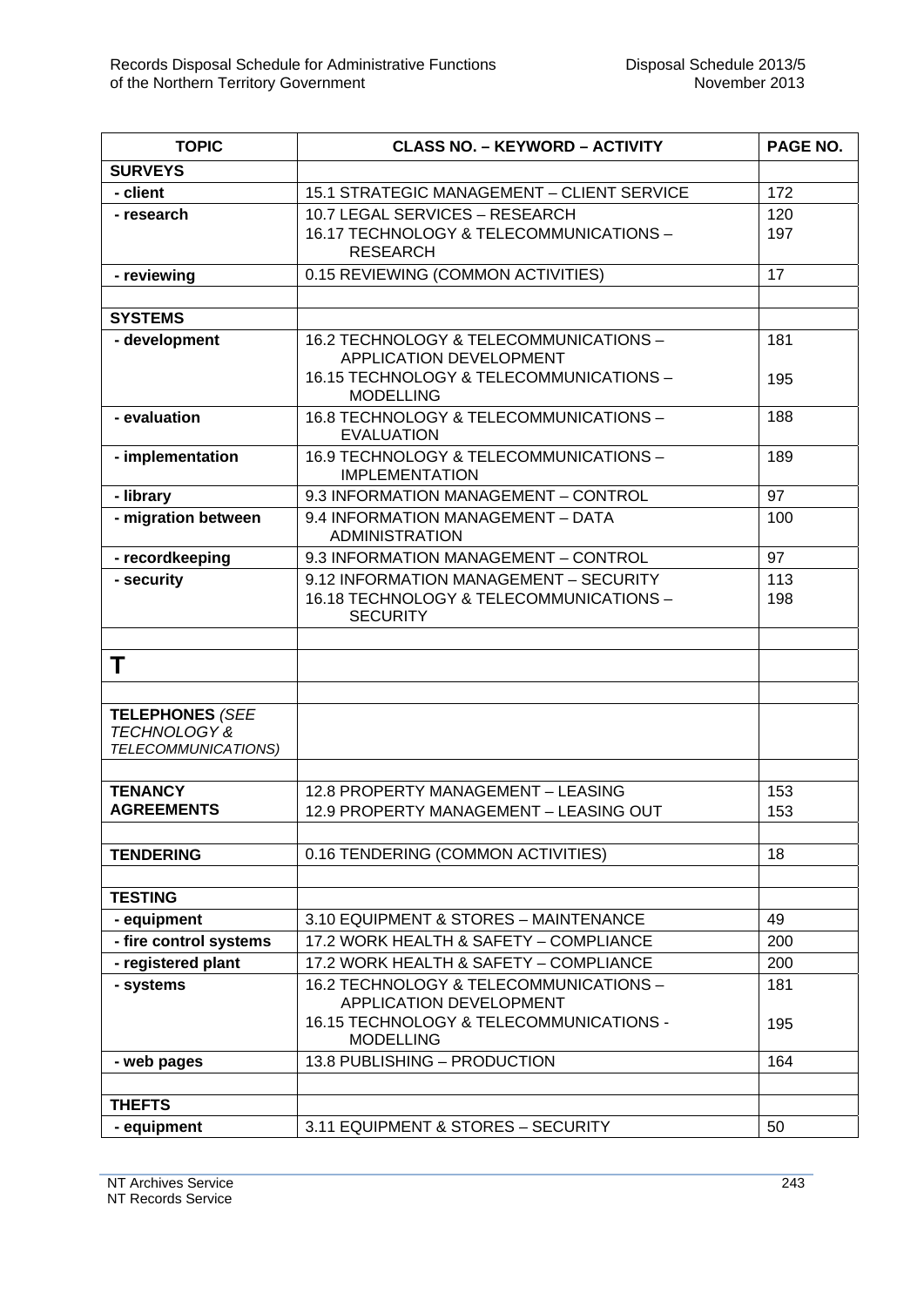| TOPIC | CLASS NO. – KEYWORD – ACTIVITY | PAGE NO. |
|---|---|---|
| **SURVEYS** | | |
| **- client** | 15.1 STRATEGIC MANAGEMENT – CLIENT SERVICE | 172 |
| **- research** | 10.7 LEGAL SERVICES – RESEARCH<br>16.17 TECHNOLOGY & TELECOMMUNICATIONS – RESEARCH | 120<br>197 |
| **- reviewing** | 0.15 REVIEWING (COMMON ACTIVITIES) | 17 |
| | | |
| **SYSTEMS** | | |
| **- development** | 16.2 TECHNOLOGY & TELECOMMUNICATIONS – APPLICATION DEVELOPMENT<br>16.15 TECHNOLOGY & TELECOMMUNICATIONS – MODELLING | 181<br>195 |
| **- evaluation** | 16.8 TECHNOLOGY & TELECOMMUNICATIONS – EVALUATION | 188 |
| **- implementation** | 16.9 TECHNOLOGY & TELECOMMUNICATIONS – IMPLEMENTATION | 189 |
| **- library** | 9.3 INFORMATION MANAGEMENT – CONTROL | 97 |
| **- migration between** | 9.4 INFORMATION MANAGEMENT – DATA ADMINISTRATION | 100 |
| **- recordkeeping** | 9.3 INFORMATION MANAGEMENT – CONTROL | 97 |
| **- security** | 9.12 INFORMATION MANAGEMENT – SECURITY<br>16.18 TECHNOLOGY & TELECOMMUNICATIONS – SECURITY | 113<br>198 |
| | | |
| **T** | | |
| | | |
| **TELEPHONES** *(SEE TECHNOLOGY & TELECOMMUNICATIONS)* | | |
| | | |
| **TENANCY AGREEMENTS** | 12.8 PROPERTY MANAGEMENT – LEASING<br>12.9 PROPERTY MANAGEMENT – LEASING OUT | 153<br>153 |
| | | |
| **TENDERING** | 0.16 TENDERING (COMMON ACTIVITIES) | 18 |
| | | |
| **TESTING** | | |
| **- equipment** | 3.10 EQUIPMENT & STORES – MAINTENANCE | 49 |
| **- fire control systems** | 17.2 WORK HEALTH & SAFETY – COMPLIANCE | 200 |
| **- registered plant** | 17.2 WORK HEALTH & SAFETY – COMPLIANCE | 200 |
| **- systems** | 16.2 TECHNOLOGY & TELECOMMUNICATIONS – APPLICATION DEVELOPMENT<br>16.15 TECHNOLOGY & TELECOMMUNICATIONS - MODELLING | 181<br>195 |
| **- web pages** | 13.8 PUBLISHING – PRODUCTION | 164 |
| | | |
| **THEFTS** | | |
| **- equipment** | 3.11 EQUIPMENT & STORES – SECURITY | 50 |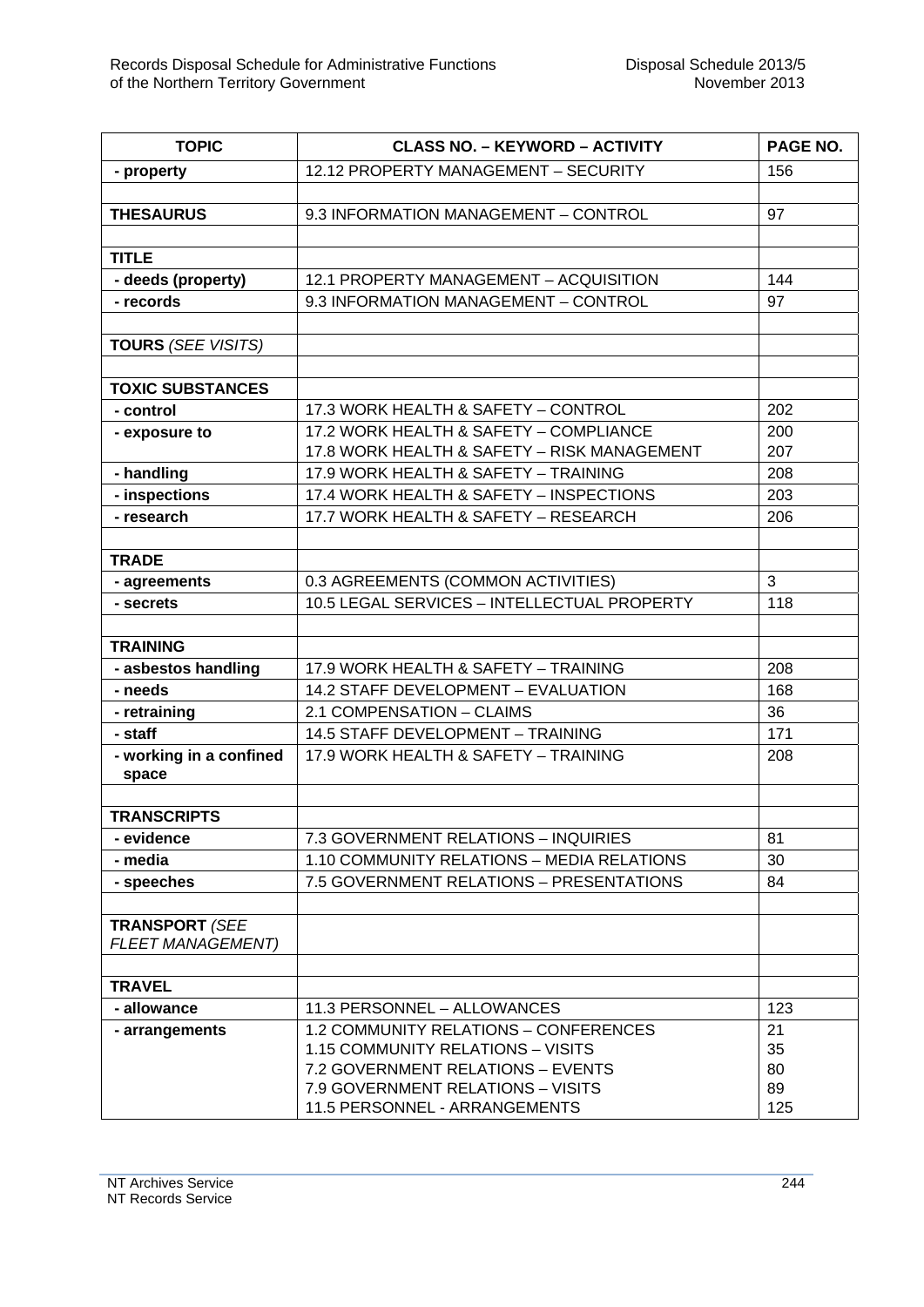| TOPIC | CLASS NO. – KEYWORD – ACTIVITY | PAGE NO. |
|---|---|---|
| **- property** | 12.12 PROPERTY MANAGEMENT – SECURITY | 156 |
| | | |
| **THESAURUS** | 9.3 INFORMATION MANAGEMENT – CONTROL | 97 |
| | | |
| **TITLE** | | |
| **- deeds (property)** | 12.1 PROPERTY MANAGEMENT – ACQUISITION | 144 |
| **- records** | 9.3 INFORMATION MANAGEMENT – CONTROL | 97 |
| | | |
| **TOURS** *(SEE VISITS)* | | |
| | | |
| **TOXIC SUBSTANCES** | | |
| **- control** | 17.3 WORK HEALTH & SAFETY – CONTROL | 202 |
| **- exposure to** | 17.2 WORK HEALTH & SAFETY – COMPLIANCE<br>17.8 WORK HEALTH & SAFETY – RISK MANAGEMENT | 200<br>207 |
| **- handling** | 17.9 WORK HEALTH & SAFETY – TRAINING | 208 |
| **- inspections** | 17.4 WORK HEALTH & SAFETY – INSPECTIONS | 203 |
| **- research** | 17.7 WORK HEALTH & SAFETY – RESEARCH | 206 |
| | | |
| **TRADE** | | |
| **- agreements** | 0.3 AGREEMENTS (COMMON ACTIVITIES) | 3 |
| **- secrets** | 10.5 LEGAL SERVICES – INTELLECTUAL PROPERTY | 118 |
| | | |
| **TRAINING** | | |
| **- asbestos handling** | 17.9 WORK HEALTH & SAFETY – TRAINING | 208 |
| **- needs** | 14.2 STAFF DEVELOPMENT – EVALUATION | 168 |
| **- retraining** | 2.1 COMPENSATION – CLAIMS | 36 |
| **- staff** | 14.5 STAFF DEVELOPMENT – TRAINING | 171 |
| **- working in a confined space** | 17.9 WORK HEALTH & SAFETY – TRAINING | 208 |
| | | |
| **TRANSCRIPTS** | | |
| **- evidence** | 7.3 GOVERNMENT RELATIONS – INQUIRIES | 81 |
| **- media** | 1.10 COMMUNITY RELATIONS – MEDIA RELATIONS | 30 |
| **- speeches** | 7.5 GOVERNMENT RELATIONS – PRESENTATIONS | 84 |
| | | |
| **TRANSPORT** *(SEE FLEET MANAGEMENT)* | | |
| | | |
| **TRAVEL** | | |
| **- allowance** | 11.3 PERSONNEL – ALLOWANCES | 123 |
| **- arrangements** | 1.2 COMMUNITY RELATIONS – CONFERENCES<br>1.15 COMMUNITY RELATIONS – VISITS<br>7.2 GOVERNMENT RELATIONS – EVENTS<br>7.9 GOVERNMENT RELATIONS – VISITS<br>11.5 PERSONNEL - ARRANGEMENTS | 21<br>35<br>80<br>89<br>125 |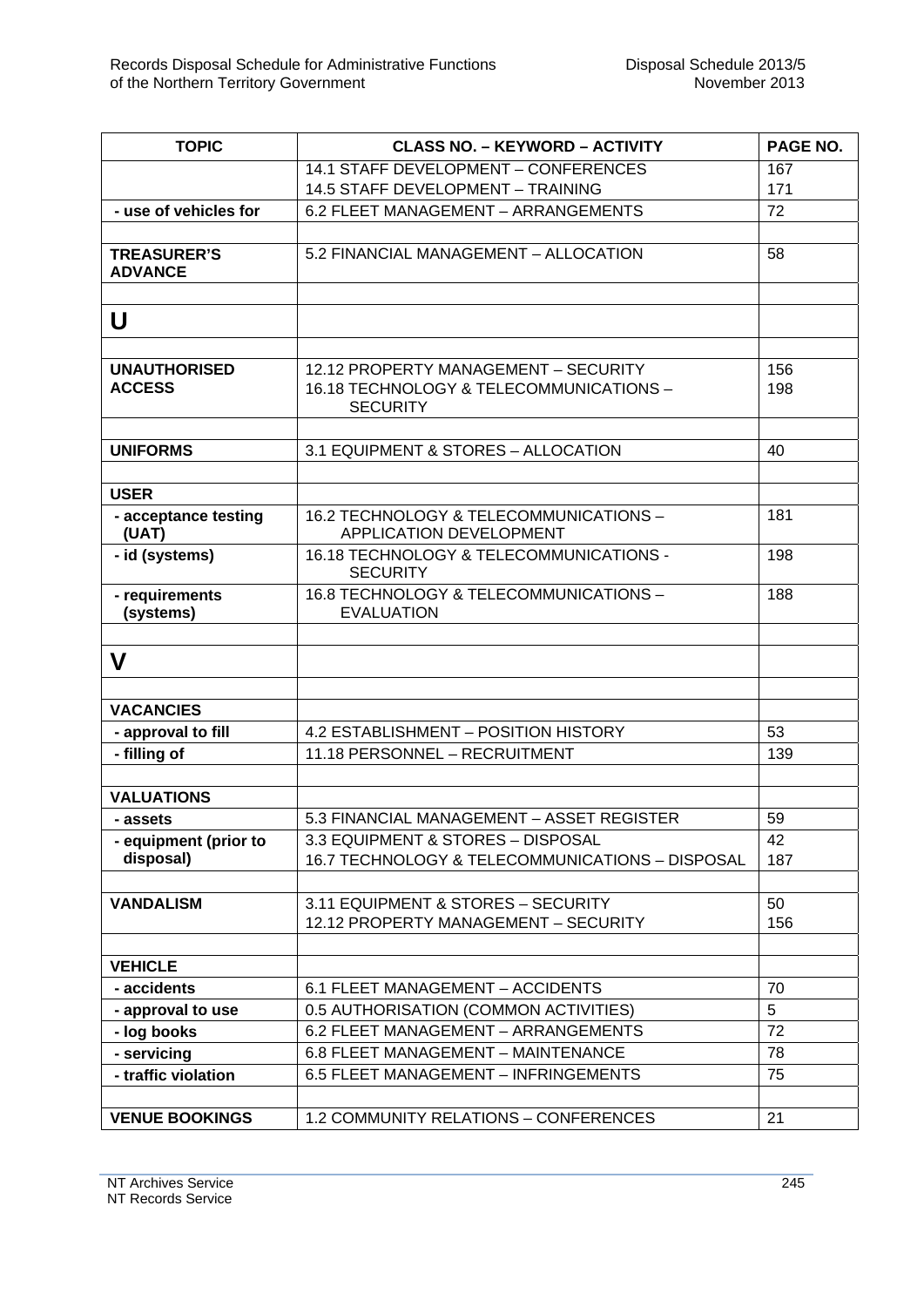| TOPIC | CLASS NO. – KEYWORD – ACTIVITY | PAGE NO. |
|---|---|---|
| | 14.1 STAFF DEVELOPMENT – CONFERENCES<br>14.5 STAFF DEVELOPMENT – TRAINING | 167<br>171 |
| **- use of vehicles for** | 6.2 FLEET MANAGEMENT – ARRANGEMENTS | 72 |
| | | |
| **TREASURER'S ADVANCE** | 5.2 FINANCIAL MANAGEMENT – ALLOCATION | 58 |
| | | |
| **U** | | |
| | | |
| **UNAUTHORISED ACCESS** | 12.12 PROPERTY MANAGEMENT – SECURITY<br>16.18 TECHNOLOGY & TELECOMMUNICATIONS – SECURITY | 156<br>198 |
| | | |
| **UNIFORMS** | 3.1 EQUIPMENT & STORES – ALLOCATION | 40 |
| | | |
| **USER** | | |
| **- acceptance testing (UAT)** | 16.2 TECHNOLOGY & TELECOMMUNICATIONS – APPLICATION DEVELOPMENT | 181 |
| **- id (systems)** | 16.18 TECHNOLOGY & TELECOMMUNICATIONS - SECURITY | 198 |
| **- requirements (systems)** | 16.8 TECHNOLOGY & TELECOMMUNICATIONS – EVALUATION | 188 |
| | | |
| **V** | | |
| | | |
| **VACANCIES** | | |
| **- approval to fill** | 4.2 ESTABLISHMENT – POSITION HISTORY | 53 |
| **- filling of** | 11.18 PERSONNEL – RECRUITMENT | 139 |
| | | |
| **VALUATIONS** | | |
| **- assets** | 5.3 FINANCIAL MANAGEMENT – ASSET REGISTER | 59 |
| **- equipment (prior to disposal)** | 3.3 EQUIPMENT & STORES – DISPOSAL<br>16.7 TECHNOLOGY & TELECOMMUNICATIONS – DISPOSAL | 42<br>187 |
| | | |
| **VANDALISM** | 3.11 EQUIPMENT & STORES – SECURITY<br>12.12 PROPERTY MANAGEMENT – SECURITY | 50<br>156 |
| | | |
| **VEHICLE** | | |
| **- accidents** | 6.1 FLEET MANAGEMENT – ACCIDENTS | 70 |
| **- approval to use** | 0.5 AUTHORISATION (COMMON ACTIVITIES) | 5 |
| **- log books** | 6.2 FLEET MANAGEMENT – ARRANGEMENTS | 72 |
| **- servicing** | 6.8 FLEET MANAGEMENT – MAINTENANCE | 78 |
| **- traffic violation** | 6.5 FLEET MANAGEMENT – INFRINGEMENTS | 75 |
| | | |
| **VENUE BOOKINGS** | 1.2 COMMUNITY RELATIONS – CONFERENCES | 21 |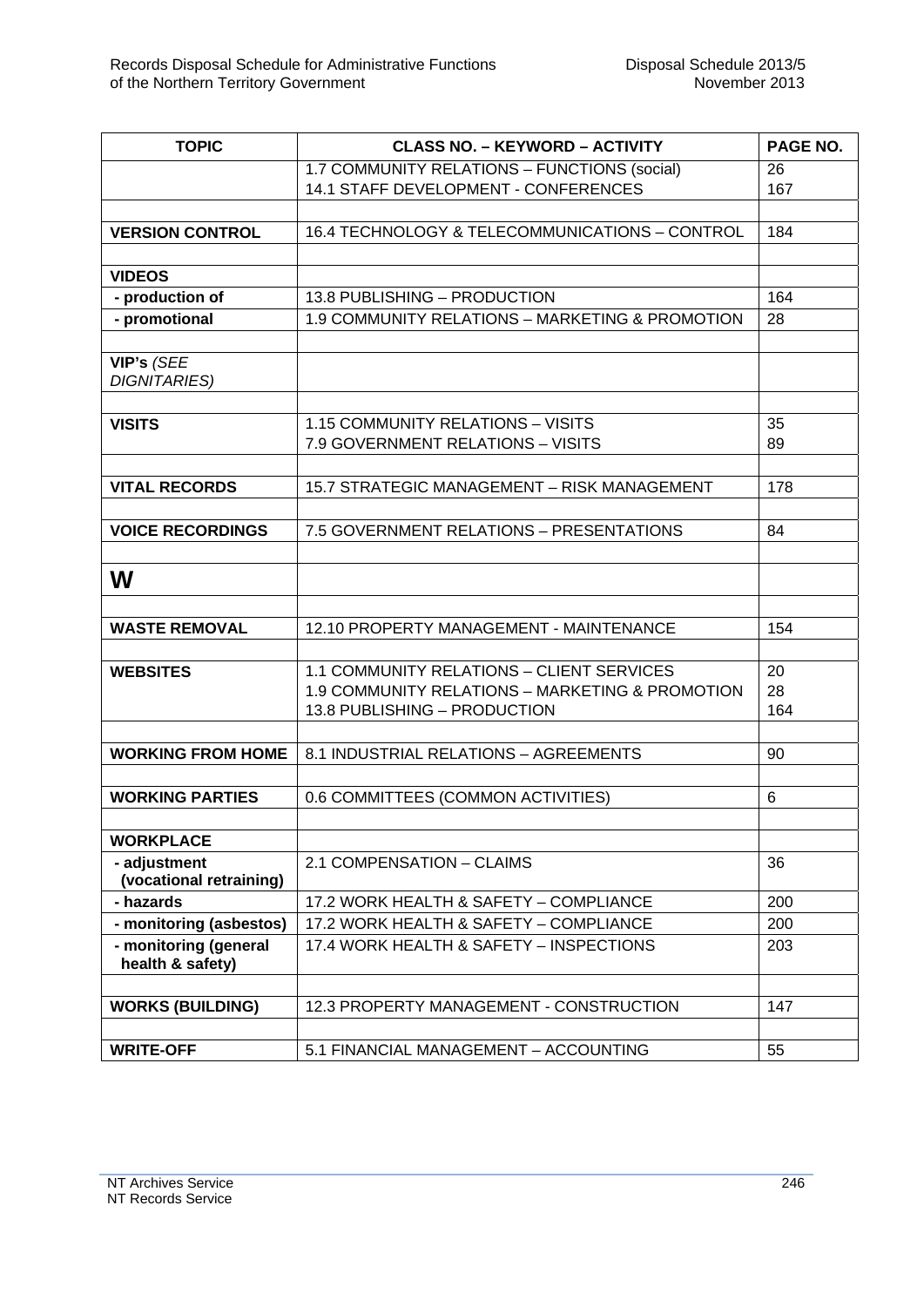| TOPIC | CLASS NO. – KEYWORD – ACTIVITY | PAGE NO. |
|---|---|---|
| | 1.7 COMMUNITY RELATIONS – FUNCTIONS (social)<br>14.1 STAFF DEVELOPMENT - CONFERENCES | 26<br>167 |
| | | |
| **VERSION CONTROL** | 16.4 TECHNOLOGY & TELECOMMUNICATIONS – CONTROL | 184 |
| | | |
| **VIDEOS** | | |
| **- production of** | 13.8 PUBLISHING – PRODUCTION | 164 |
| **- promotional** | 1.9 COMMUNITY RELATIONS – MARKETING & PROMOTION | 28 |
| | | |
| **VIP's** *(SEE DIGNITARIES)* | | |
| | | |
| **VISITS** | 1.15 COMMUNITY RELATIONS – VISITS<br>7.9 GOVERNMENT RELATIONS – VISITS | 35<br>89 |
| | | |
| **VITAL RECORDS** | 15.7 STRATEGIC MANAGEMENT – RISK MANAGEMENT | 178 |
| | | |
| **VOICE RECORDINGS** | 7.5 GOVERNMENT RELATIONS – PRESENTATIONS | 84 |
| | | |
| **W** | | |
| | | |
| **WASTE REMOVAL** | 12.10 PROPERTY MANAGEMENT - MAINTENANCE | 154 |
| | | |
| **WEBSITES** | 1.1 COMMUNITY RELATIONS – CLIENT SERVICES<br>1.9 COMMUNITY RELATIONS – MARKETING & PROMOTION<br>13.8 PUBLISHING – PRODUCTION | 20<br>28<br>164 |
| | | |
| **WORKING FROM HOME** | 8.1 INDUSTRIAL RELATIONS – AGREEMENTS | 90 |
| | | |
| **WORKING PARTIES** | 0.6 COMMITTEES (COMMON ACTIVITIES) | 6 |
| | | |
| **WORKPLACE** | | |
| **- adjustment (vocational retraining)** | 2.1 COMPENSATION – CLAIMS | 36 |
| **- hazards** | 17.2 WORK HEALTH & SAFETY – COMPLIANCE | 200 |
| **- monitoring (asbestos)** | 17.2 WORK HEALTH & SAFETY – COMPLIANCE | 200 |
| **- monitoring (general health & safety)** | 17.4 WORK HEALTH & SAFETY – INSPECTIONS | 203 |
| | | |
| **WORKS (BUILDING)** | 12.3 PROPERTY MANAGEMENT - CONSTRUCTION | 147 |
| | | |
| **WRITE-OFF** | 5.1 FINANCIAL MANAGEMENT – ACCOUNTING | 55 |